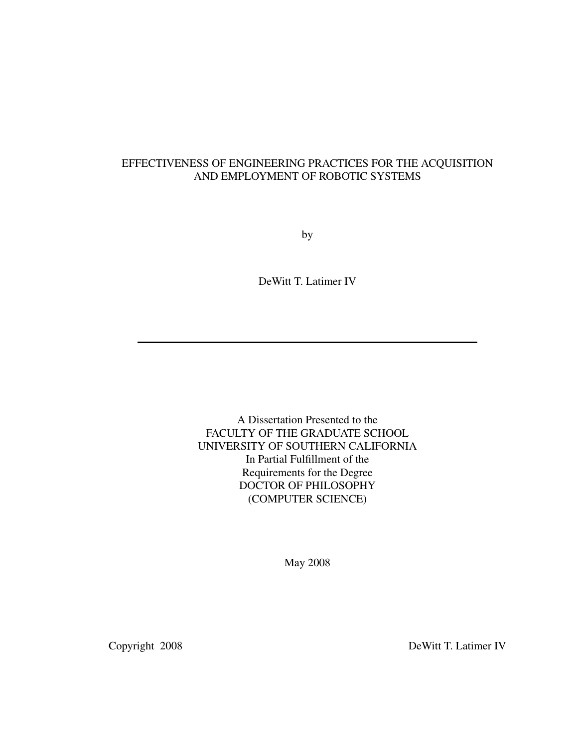# EFFECTIVENESS OF ENGINEERING PRACTICES FOR THE ACQUISITION AND EMPLOYMENT OF ROBOTIC SYSTEMS

by

DeWitt T. Latimer IV

---

A Dissertation Presented to the
FACULTY OF THE GRADUATE SCHOOL
UNIVERSITY OF SOUTHERN CALIFORNIA
In Partial Fulfillment of the
Requirements for the Degree
DOCTOR OF PHILOSOPHY
(COMPUTER SCIENCE)

May 2008

Copyright 2008 DeWitt T. Latimer IV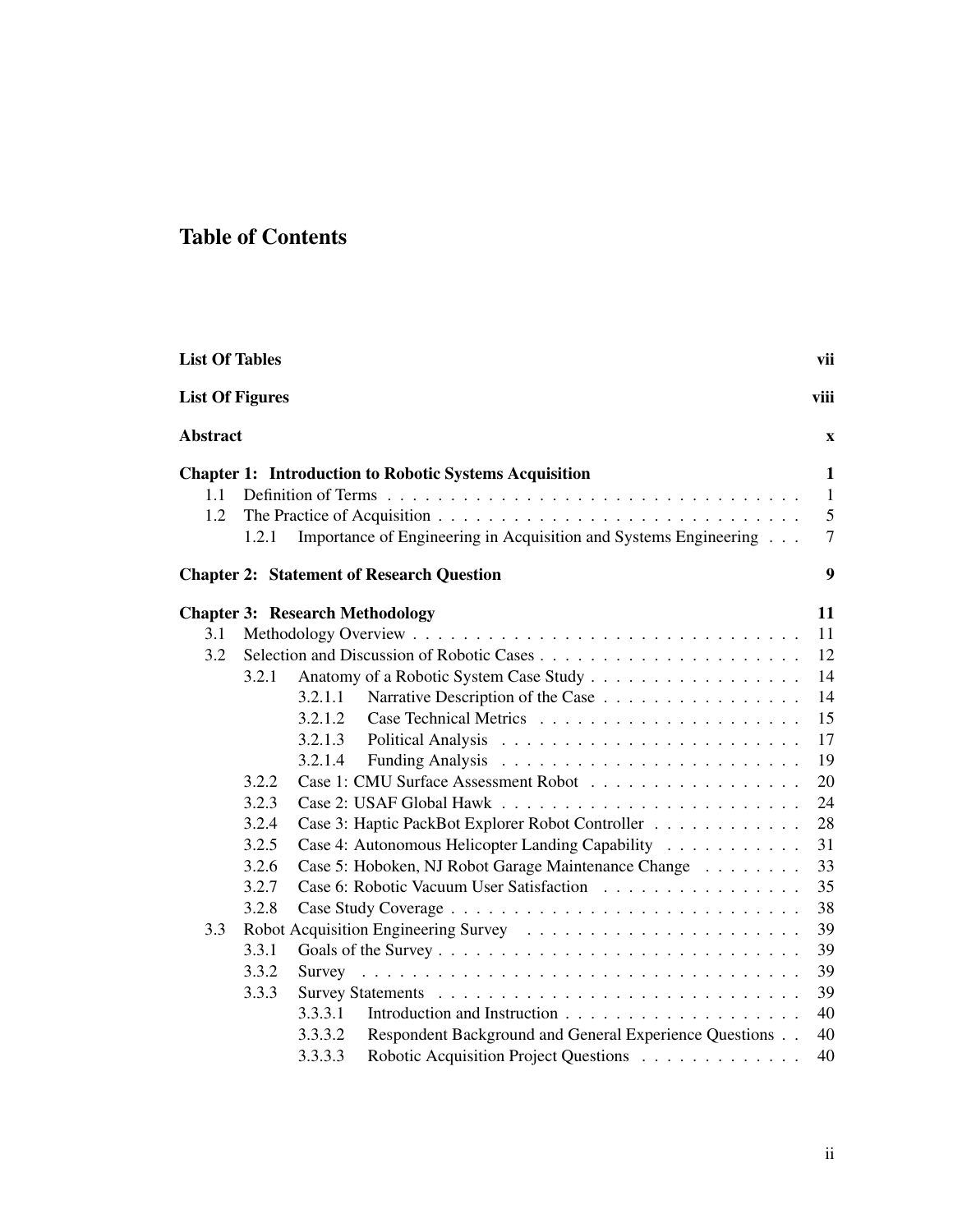# Table of Contents

**List Of Tables** **vii**

**List Of Figures** **viii**

**Abstract** **x**

**Chapter 1: Introduction to Robotic Systems Acquisition** **1**

1.1 Definition of Terms . . . . . . . . . . . . . . . . . . . . . . . . . . . . . . . . . 1

1.2 The Practice of Acquisition . . . . . . . . . . . . . . . . . . . . . . . . . . . . . 5

1.2.1 Importance of Engineering in Acquisition and Systems Engineering . . . 7

**Chapter 2: Statement of Research Question** **9**

**Chapter 3: Research Methodology** **11**

3.1 Methodology Overview . . . . . . . . . . . . . . . . . . . . . . . . . . . . . . . 11

3.2 Selection and Discussion of Robotic Cases . . . . . . . . . . . . . . . . . . . . . 12

3.2.1 Anatomy of a Robotic System Case Study . . . . . . . . . . . . . . . . . 14

3.2.1.1 Narrative Description of the Case . . . . . . . . . . . . . . . . 14

3.2.1.2 Case Technical Metrics . . . . . . . . . . . . . . . . . . . . . 15

3.2.1.3 Political Analysis . . . . . . . . . . . . . . . . . . . . . . . . 17

3.2.1.4 Funding Analysis . . . . . . . . . . . . . . . . . . . . . . . . 19

3.2.2 Case 1: CMU Surface Assessment Robot . . . . . . . . . . . . . . . . . 20

3.2.3 Case 2: USAF Global Hawk . . . . . . . . . . . . . . . . . . . . . . . . 24

3.2.4 Case 3: Haptic PackBot Explorer Robot Controller . . . . . . . . . . . . 28

3.2.5 Case 4: Autonomous Helicopter Landing Capability . . . . . . . . . . . 31

3.2.6 Case 5: Hoboken, NJ Robot Garage Maintenance Change . . . . . . . . 33

3.2.7 Case 6: Robotic Vacuum User Satisfaction . . . . . . . . . . . . . . . . 35

3.2.8 Case Study Coverage . . . . . . . . . . . . . . . . . . . . . . . . . . . . 38

3.3 Robot Acquisition Engineering Survey . . . . . . . . . . . . . . . . . . . . . . 39

3.3.1 Goals of the Survey . . . . . . . . . . . . . . . . . . . . . . . . . . . . . 39

3.3.2 Survey . . . . . . . . . . . . . . . . . . . . . . . . . . . . . . . . . . . 39

3.3.3 Survey Statements . . . . . . . . . . . . . . . . . . . . . . . . . . . . . 39

3.3.3.1 Introduction and Instruction . . . . . . . . . . . . . . . . . . . 40

3.3.3.2 Respondent Background and General Experience Questions . . 40

3.3.3.3 Robotic Acquisition Project Questions . . . . . . . . . . . . . 40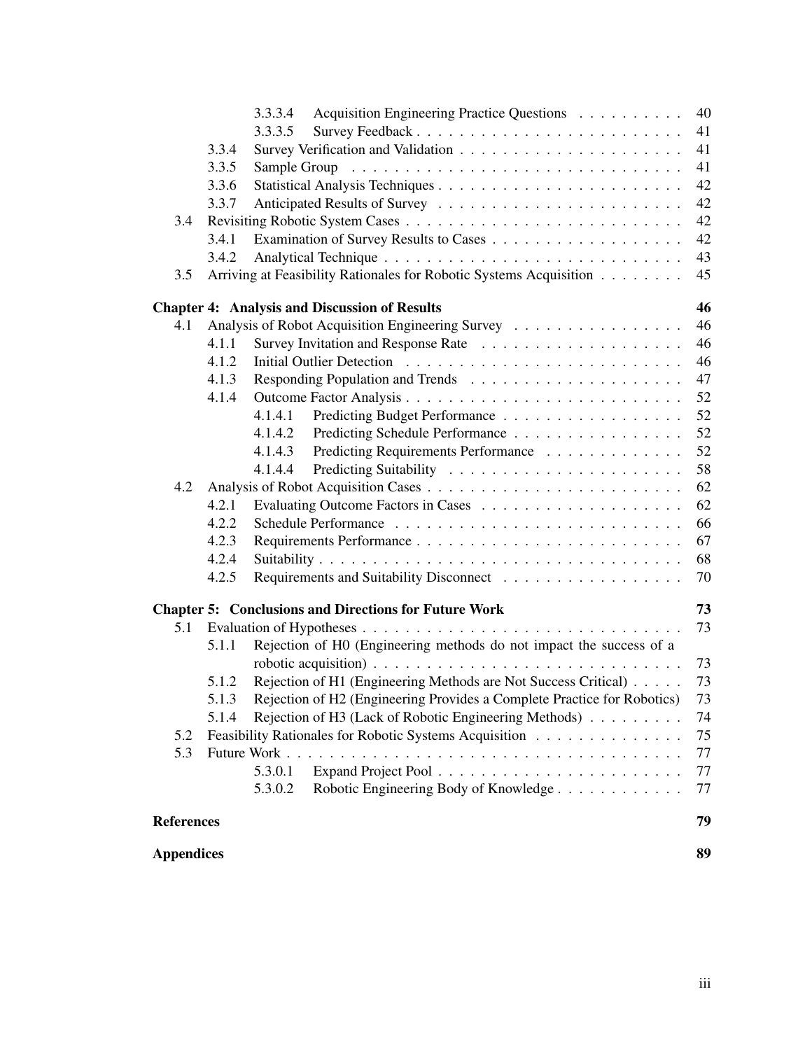3.3.3.4 Acquisition Engineering Practice Questions . . . . . . . . . . 40
3.3.3.5 Survey Feedback . . . . . . . . . . . . . . . . . . . . . . . . 41
3.3.4 Survey Verification and Validation . . . . . . . . . . . . . . . . . . . . . 41
3.3.5 Sample Group . . . . . . . . . . . . . . . . . . . . . . . . . . . . . . 41
3.3.6 Statistical Analysis Techniques . . . . . . . . . . . . . . . . . . . . . . . 42
3.3.7 Anticipated Results of Survey . . . . . . . . . . . . . . . . . . . . . . . 42
3.4 Revisiting Robotic System Cases . . . . . . . . . . . . . . . . . . . . . . . . . 42
3.4.1 Examination of Survey Results to Cases . . . . . . . . . . . . . . . . . . 42
3.4.2 Analytical Technique . . . . . . . . . . . . . . . . . . . . . . . . . . . 43
3.5 Arriving at Feasibility Rationales for Robotic Systems Acquisition . . . . . . . . 45

**Chapter 4: Analysis and Discussion of Results** **46**
4.1 Analysis of Robot Acquisition Engineering Survey . . . . . . . . . . . . . . . . 46
4.1.1 Survey Invitation and Response Rate . . . . . . . . . . . . . . . . . . . 46
4.1.2 Initial Outlier Detection . . . . . . . . . . . . . . . . . . . . . . . . . 46
4.1.3 Responding Population and Trends . . . . . . . . . . . . . . . . . . . . 47
4.1.4 Outcome Factor Analysis . . . . . . . . . . . . . . . . . . . . . . . . . 52
4.1.4.1 Predicting Budget Performance . . . . . . . . . . . . . . . . . 52
4.1.4.2 Predicting Schedule Performance . . . . . . . . . . . . . . . . 52
4.1.4.3 Predicting Requirements Performance . . . . . . . . . . . . . 52
4.1.4.4 Predicting Suitability . . . . . . . . . . . . . . . . . . . . . . 58
4.2 Analysis of Robot Acquisition Cases . . . . . . . . . . . . . . . . . . . . . . . 62
4.2.1 Evaluating Outcome Factors in Cases . . . . . . . . . . . . . . . . . . . 62
4.2.2 Schedule Performance . . . . . . . . . . . . . . . . . . . . . . . . . . 66
4.2.3 Requirements Performance . . . . . . . . . . . . . . . . . . . . . . . . 67
4.2.4 Suitability . . . . . . . . . . . . . . . . . . . . . . . . . . . . . . . . 68
4.2.5 Requirements and Suitability Disconnect . . . . . . . . . . . . . . . . . 70

**Chapter 5: Conclusions and Directions for Future Work** **73**
5.1 Evaluation of Hypotheses . . . . . . . . . . . . . . . . . . . . . . . . . . . . . 73
5.1.1 Rejection of H0 (Engineering methods do not impact the success of a robotic acquisition) . . . . . . . . . . . . . . . . . . . . . . . . . . . . . 73
5.1.2 Rejection of H1 (Engineering Methods are Not Success Critical) . . . . . 73
5.1.3 Rejection of H2 (Engineering Provides a Complete Practice for Robotics) 73
5.1.4 Rejection of H3 (Lack of Robotic Engineering Methods) . . . . . . . . . 74
5.2 Feasibility Rationales for Robotic Systems Acquisition . . . . . . . . . . . . . . 75
5.3 Future Work . . . . . . . . . . . . . . . . . . . . . . . . . . . . . . . . . . . . 77
5.3.0.1 Expand Project Pool . . . . . . . . . . . . . . . . . . . . . . . 77
5.3.0.2 Robotic Engineering Body of Knowledge . . . . . . . . . . . . 77

**References** **79**

**Appendices** **89**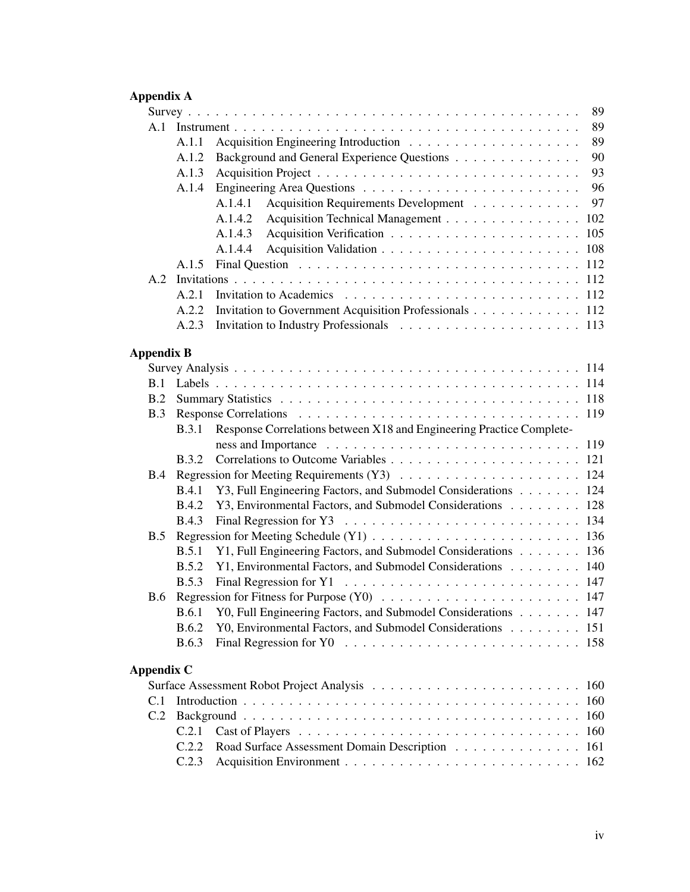**Appendix A**

Survey . . . . . . . . . . . . . . . . . . . . . . . . . . . . . . . . . . . . . . . . . 89

- A.1 Instrument . . . . . . . . . . . . . . . . . . . . . . . . . . . . . . . . . . . . 89
  - A.1.1 Acquisition Engineering Introduction . . . . . . . . . . . . . . . . . . 89
  - A.1.2 Background and General Experience Questions . . . . . . . . . . . . . 90
  - A.1.3 Acquisition Project . . . . . . . . . . . . . . . . . . . . . . . . . . . 93
  - A.1.4 Engineering Area Questions . . . . . . . . . . . . . . . . . . . . . . . 96
    - A.1.4.1 Acquisition Requirements Development . . . . . . . . . . . . 97
    - A.1.4.2 Acquisition Technical Management . . . . . . . . . . . . . . . 102
    - A.1.4.3 Acquisition Verification . . . . . . . . . . . . . . . . . . . . 105
    - A.1.4.4 Acquisition Validation . . . . . . . . . . . . . . . . . . . . . 108
  - A.1.5 Final Question . . . . . . . . . . . . . . . . . . . . . . . . . . . . . 112
- A.2 Invitations . . . . . . . . . . . . . . . . . . . . . . . . . . . . . . . . . . . 112
  - A.2.1 Invitation to Academics . . . . . . . . . . . . . . . . . . . . . . . . . 112
  - A.2.2 Invitation to Government Acquisition Professionals . . . . . . . . . . . 112
  - A.2.3 Invitation to Industry Professionals . . . . . . . . . . . . . . . . . . . 113

**Appendix B**

Survey Analysis . . . . . . . . . . . . . . . . . . . . . . . . . . . . . . . . . . . . 114

- B.1 Labels . . . . . . . . . . . . . . . . . . . . . . . . . . . . . . . . . . . . . 114
- B.2 Summary Statistics . . . . . . . . . . . . . . . . . . . . . . . . . . . . . . 118
- B.3 Response Correlations . . . . . . . . . . . . . . . . . . . . . . . . . . . . . 119
  - B.3.1 Response Correlations between X18 and Engineering Practice Completeness and Importance . . . . . . . . . . . . . . . . . . . . . . . . . . 119
  - B.3.2 Correlations to Outcome Variables . . . . . . . . . . . . . . . . . . . . 121
- B.4 Regression for Meeting Requirements (Y3) . . . . . . . . . . . . . . . . . . . 124
  - B.4.1 Y3, Full Engineering Factors, and Submodel Considerations . . . . . . . 124
  - B.4.2 Y3, Environmental Factors, and Submodel Considerations . . . . . . . . 128
  - B.4.3 Final Regression for Y3 . . . . . . . . . . . . . . . . . . . . . . . . . 134
- B.5 Regression for Meeting Schedule (Y1) . . . . . . . . . . . . . . . . . . . . . 136
  - B.5.1 Y1, Full Engineering Factors, and Submodel Considerations . . . . . . . 136
  - B.5.2 Y1, Environmental Factors, and Submodel Considerations . . . . . . . . 140
  - B.5.3 Final Regression for Y1 . . . . . . . . . . . . . . . . . . . . . . . . . 147
- B.6 Regression for Fitness for Purpose (Y0) . . . . . . . . . . . . . . . . . . . . 147
  - B.6.1 Y0, Full Engineering Factors, and Submodel Considerations . . . . . . . 147
  - B.6.2 Y0, Environmental Factors, and Submodel Considerations . . . . . . . . 151
  - B.6.3 Final Regression for Y0 . . . . . . . . . . . . . . . . . . . . . . . . . 158

**Appendix C**

Surface Assessment Robot Project Analysis . . . . . . . . . . . . . . . . . . . . . 160

- C.1 Introduction . . . . . . . . . . . . . . . . . . . . . . . . . . . . . . . . . . 160
- C.2 Background . . . . . . . . . . . . . . . . . . . . . . . . . . . . . . . . . . 160
  - C.2.1 Cast of Players . . . . . . . . . . . . . . . . . . . . . . . . . . . . . . 160
  - C.2.2 Road Surface Assessment Domain Description . . . . . . . . . . . . . . 161
  - C.2.3 Acquisition Environment . . . . . . . . . . . . . . . . . . . . . . . . . 162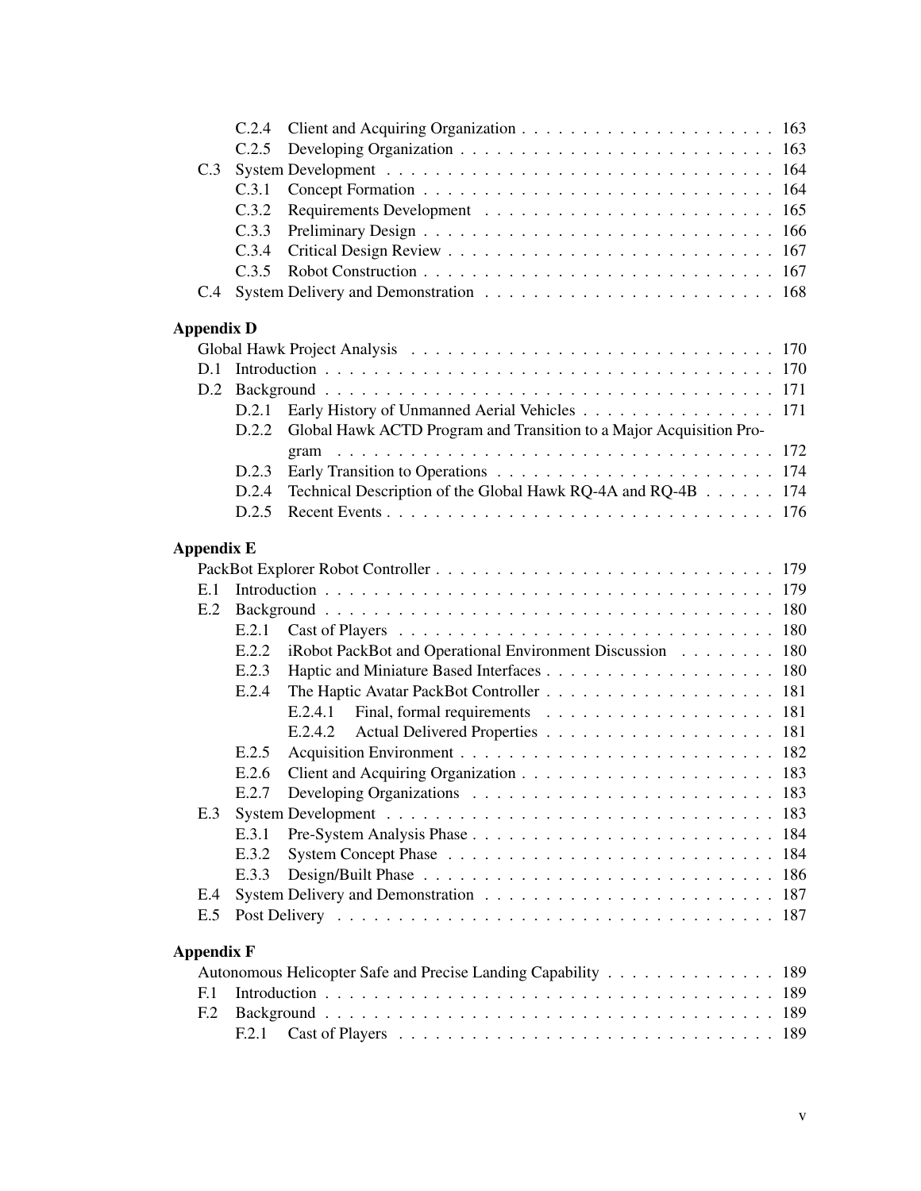C.2.4 Client and Acquiring Organization . . . . . . . . . . . . . . . . . . . . . 163
C.2.5 Developing Organization . . . . . . . . . . . . . . . . . . . . . . . . . 163
C.3 System Development . . . . . . . . . . . . . . . . . . . . . . . . . . . . . . . 164
C.3.1 Concept Formation . . . . . . . . . . . . . . . . . . . . . . . . . . . . 164
C.3.2 Requirements Development . . . . . . . . . . . . . . . . . . . . . . . 165
C.3.3 Preliminary Design . . . . . . . . . . . . . . . . . . . . . . . . . . . . 166
C.3.4 Critical Design Review . . . . . . . . . . . . . . . . . . . . . . . . . . 167
C.3.5 Robot Construction . . . . . . . . . . . . . . . . . . . . . . . . . . . . 167
C.4 System Delivery and Demonstration . . . . . . . . . . . . . . . . . . . . . . 168

**Appendix D**

Global Hawk Project Analysis . . . . . . . . . . . . . . . . . . . . . . . . . . . . . 170
D.1 Introduction . . . . . . . . . . . . . . . . . . . . . . . . . . . . . . . . . . . . 170
D.2 Background . . . . . . . . . . . . . . . . . . . . . . . . . . . . . . . . . . . . 171
D.2.1 Early History of Unmanned Aerial Vehicles . . . . . . . . . . . . . . . . 171
D.2.2 Global Hawk ACTD Program and Transition to a Major Acquisition Program . . . . . . . . . . . . . . . . . . . . . . . . . . . . . . . . . . . 172
D.2.3 Early Transition to Operations . . . . . . . . . . . . . . . . . . . . . . 174
D.2.4 Technical Description of the Global Hawk RQ-4A and RQ-4B . . . . . . 174
D.2.5 Recent Events . . . . . . . . . . . . . . . . . . . . . . . . . . . . . . . 176

**Appendix E**

PackBot Explorer Robot Controller . . . . . . . . . . . . . . . . . . . . . . . . . . 179
E.1 Introduction . . . . . . . . . . . . . . . . . . . . . . . . . . . . . . . . . . . . 179
E.2 Background . . . . . . . . . . . . . . . . . . . . . . . . . . . . . . . . . . . . 180
E.2.1 Cast of Players . . . . . . . . . . . . . . . . . . . . . . . . . . . . . . 180
E.2.2 iRobot PackBot and Operational Environment Discussion . . . . . . . . 180
E.2.3 Haptic and Miniature Based Interfaces . . . . . . . . . . . . . . . . . . 180
E.2.4 The Haptic Avatar PackBot Controller . . . . . . . . . . . . . . . . . . 181
E.2.4.1 Final, formal requirements . . . . . . . . . . . . . . . . . . . 181
E.2.4.2 Actual Delivered Properties . . . . . . . . . . . . . . . . . . . 181
E.2.5 Acquisition Environment . . . . . . . . . . . . . . . . . . . . . . . . . 182
E.2.6 Client and Acquiring Organization . . . . . . . . . . . . . . . . . . . . 183
E.2.7 Developing Organizations . . . . . . . . . . . . . . . . . . . . . . . . 183
E.3 System Development . . . . . . . . . . . . . . . . . . . . . . . . . . . . . . . 183
E.3.1 Pre-System Analysis Phase . . . . . . . . . . . . . . . . . . . . . . . . 184
E.3.2 System Concept Phase . . . . . . . . . . . . . . . . . . . . . . . . . . 184
E.3.3 Design/Built Phase . . . . . . . . . . . . . . . . . . . . . . . . . . . . 186
E.4 System Delivery and Demonstration . . . . . . . . . . . . . . . . . . . . . . 187
E.5 Post Delivery . . . . . . . . . . . . . . . . . . . . . . . . . . . . . . . . . . . 187

**Appendix F**

Autonomous Helicopter Safe and Precise Landing Capability . . . . . . . . . . . . . 189
F.1 Introduction . . . . . . . . . . . . . . . . . . . . . . . . . . . . . . . . . . . . 189
F.2 Background . . . . . . . . . . . . . . . . . . . . . . . . . . . . . . . . . . . . 189
F.2.1 Cast of Players . . . . . . . . . . . . . . . . . . . . . . . . . . . . . . 189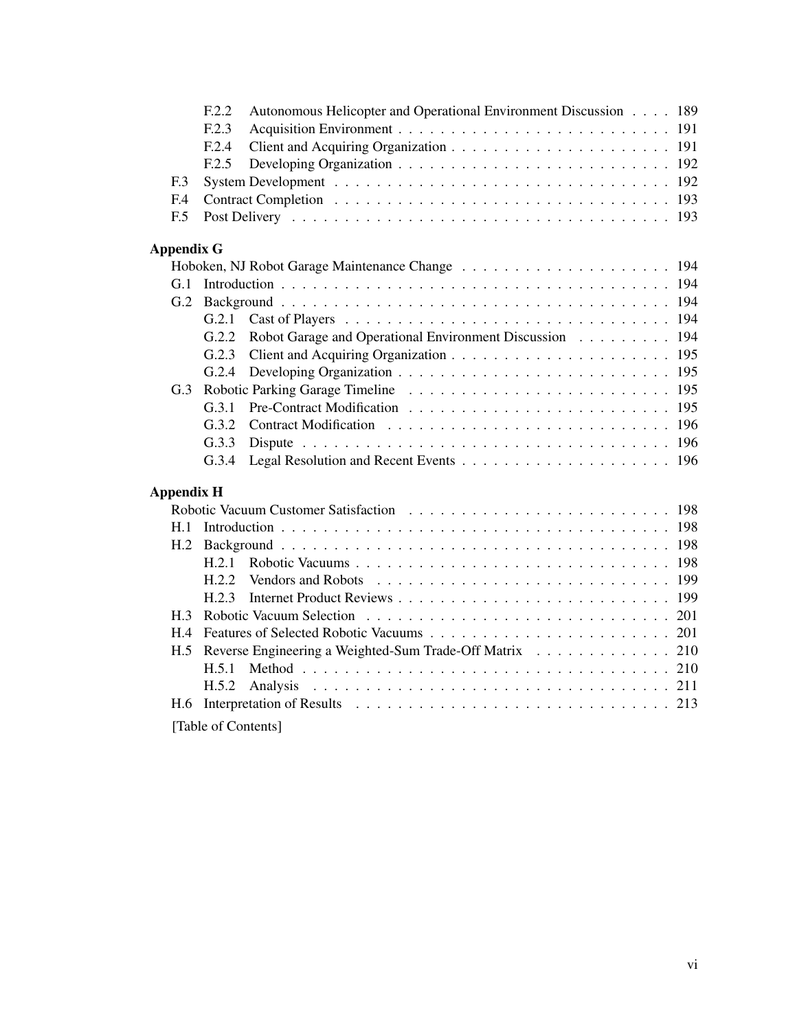F.2.2 Autonomous Helicopter and Operational Environment Discussion . . . . 189
F.2.3 Acquisition Environment . . . . . . . . . . . . . . . . . . . . . . . . . 191
F.2.4 Client and Acquiring Organization . . . . . . . . . . . . . . . . . . . . 191
F.2.5 Developing Organization . . . . . . . . . . . . . . . . . . . . . . . . . 192
F.3 System Development . . . . . . . . . . . . . . . . . . . . . . . . . . . . . . . 192
F.4 Contract Completion . . . . . . . . . . . . . . . . . . . . . . . . . . . . . . . 193
F.5 Post Delivery . . . . . . . . . . . . . . . . . . . . . . . . . . . . . . . . . . . 193

**Appendix G**

Hoboken, NJ Robot Garage Maintenance Change . . . . . . . . . . . . . . . . . . . . 194
G.1 Introduction . . . . . . . . . . . . . . . . . . . . . . . . . . . . . . . . . . . 194
G.2 Background . . . . . . . . . . . . . . . . . . . . . . . . . . . . . . . . . . . 194
G.2.1 Cast of Players . . . . . . . . . . . . . . . . . . . . . . . . . . . . . . 194
G.2.2 Robot Garage and Operational Environment Discussion . . . . . . . . . 194
G.2.3 Client and Acquiring Organization . . . . . . . . . . . . . . . . . . . . 195
G.2.4 Developing Organization . . . . . . . . . . . . . . . . . . . . . . . . . 195
G.3 Robotic Parking Garage Timeline . . . . . . . . . . . . . . . . . . . . . . . . 195
G.3.1 Pre-Contract Modification . . . . . . . . . . . . . . . . . . . . . . . . 195
G.3.2 Contract Modification . . . . . . . . . . . . . . . . . . . . . . . . . . 196
G.3.3 Dispute . . . . . . . . . . . . . . . . . . . . . . . . . . . . . . . . . . 196
G.3.4 Legal Resolution and Recent Events . . . . . . . . . . . . . . . . . . . 196

**Appendix H**

Robotic Vacuum Customer Satisfaction . . . . . . . . . . . . . . . . . . . . . . . . 198
H.1 Introduction . . . . . . . . . . . . . . . . . . . . . . . . . . . . . . . . . . . 198
H.2 Background . . . . . . . . . . . . . . . . . . . . . . . . . . . . . . . . . . . 198
H.2.1 Robotic Vacuums . . . . . . . . . . . . . . . . . . . . . . . . . . . . . 198
H.2.2 Vendors and Robots . . . . . . . . . . . . . . . . . . . . . . . . . . . 199
H.2.3 Internet Product Reviews . . . . . . . . . . . . . . . . . . . . . . . . . 199
H.3 Robotic Vacuum Selection . . . . . . . . . . . . . . . . . . . . . . . . . . . . 201
H.4 Features of Selected Robotic Vacuums . . . . . . . . . . . . . . . . . . . . . . 201
H.5 Reverse Engineering a Weighted-Sum Trade-Off Matrix . . . . . . . . . . . . . 210
H.5.1 Method . . . . . . . . . . . . . . . . . . . . . . . . . . . . . . . . . . 210
H.5.2 Analysis . . . . . . . . . . . . . . . . . . . . . . . . . . . . . . . . . . 211
H.6 Interpretation of Results . . . . . . . . . . . . . . . . . . . . . . . . . . . . . 213

[Table of Contents]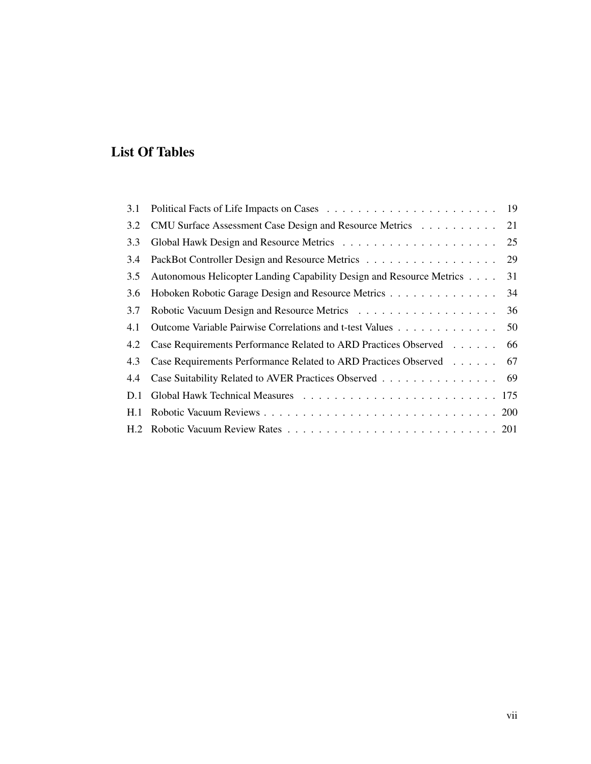## List Of Tables

3.1 Political Facts of Life Impacts on Cases . . . . . . . . . . . . . . . . . . . . . . 19
3.2 CMU Surface Assessment Case Design and Resource Metrics . . . . . . . . . . 21
3.3 Global Hawk Design and Resource Metrics . . . . . . . . . . . . . . . . . . . . 25
3.4 PackBot Controller Design and Resource Metrics . . . . . . . . . . . . . . . . . 29
3.5 Autonomous Helicopter Landing Capability Design and Resource Metrics . . . . 31
3.6 Hoboken Robotic Garage Design and Resource Metrics . . . . . . . . . . . . . . 34
3.7 Robotic Vacuum Design and Resource Metrics . . . . . . . . . . . . . . . . . . 36
4.1 Outcome Variable Pairwise Correlations and t-test Values . . . . . . . . . . . . . 50
4.2 Case Requirements Performance Related to ARD Practices Observed . . . . . . 66
4.3 Case Requirements Performance Related to ARD Practices Observed . . . . . . 67
4.4 Case Suitability Related to AVER Practices Observed . . . . . . . . . . . . . . . 69
D.1 Global Hawk Technical Measures . . . . . . . . . . . . . . . . . . . . . . . . . 175
H.1 Robotic Vacuum Reviews . . . . . . . . . . . . . . . . . . . . . . . . . . . . . 200
H.2 Robotic Vacuum Review Rates . . . . . . . . . . . . . . . . . . . . . . . . . . 201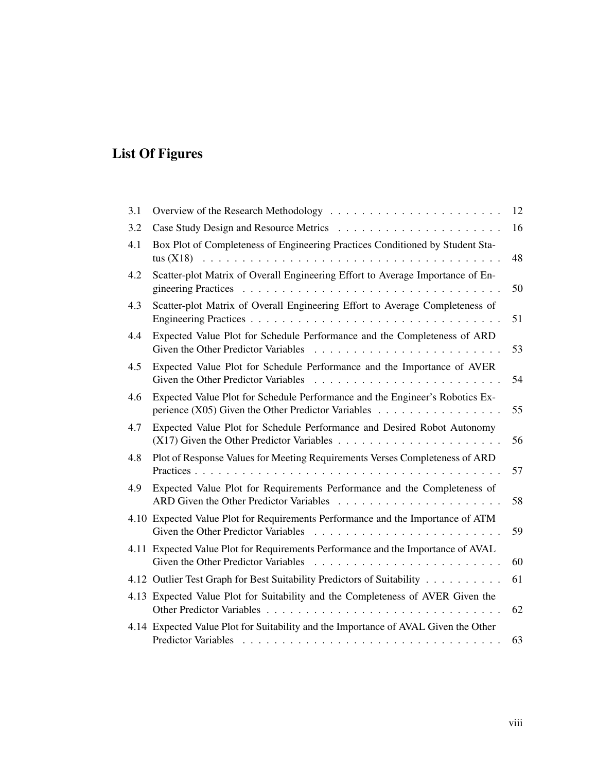## List Of Figures

| | | |
|---|---|---|
| 3.1 | Overview of the Research Methodology | 12 |
| 3.2 | Case Study Design and Resource Metrics | 16 |
| 4.1 | Box Plot of Completeness of Engineering Practices Conditioned by Student Status (X18) | 48 |
| 4.2 | Scatter-plot Matrix of Overall Engineering Effort to Average Importance of Engineering Practices | 50 |
| 4.3 | Scatter-plot Matrix of Overall Engineering Effort to Average Completeness of Engineering Practices | 51 |
| 4.4 | Expected Value Plot for Schedule Performance and the Completeness of ARD Given the Other Predictor Variables | 53 |
| 4.5 | Expected Value Plot for Schedule Performance and the Importance of AVER Given the Other Predictor Variables | 54 |
| 4.6 | Expected Value Plot for Schedule Performance and the Engineer's Robotics Experience (X05) Given the Other Predictor Variables | 55 |
| 4.7 | Expected Value Plot for Schedule Performance and Desired Robot Autonomy (X17) Given the Other Predictor Variables | 56 |
| 4.8 | Plot of Response Values for Meeting Requirements Verses Completeness of ARD Practices | 57 |
| 4.9 | Expected Value Plot for Requirements Performance and the Completeness of ARD Given the Other Predictor Variables | 58 |
| 4.10 | Expected Value Plot for Requirements Performance and the Importance of ATM Given the Other Predictor Variables | 59 |
| 4.11 | Expected Value Plot for Requirements Performance and the Importance of AVAL Given the Other Predictor Variables | 60 |
| 4.12 | Outlier Test Graph for Best Suitability Predictors of Suitability | 61 |
| 4.13 | Expected Value Plot for Suitability and the Completeness of AVER Given the Other Predictor Variables | 62 |
| 4.14 | Expected Value Plot for Suitability and the Importance of AVAL Given the Other Predictor Variables | 63 |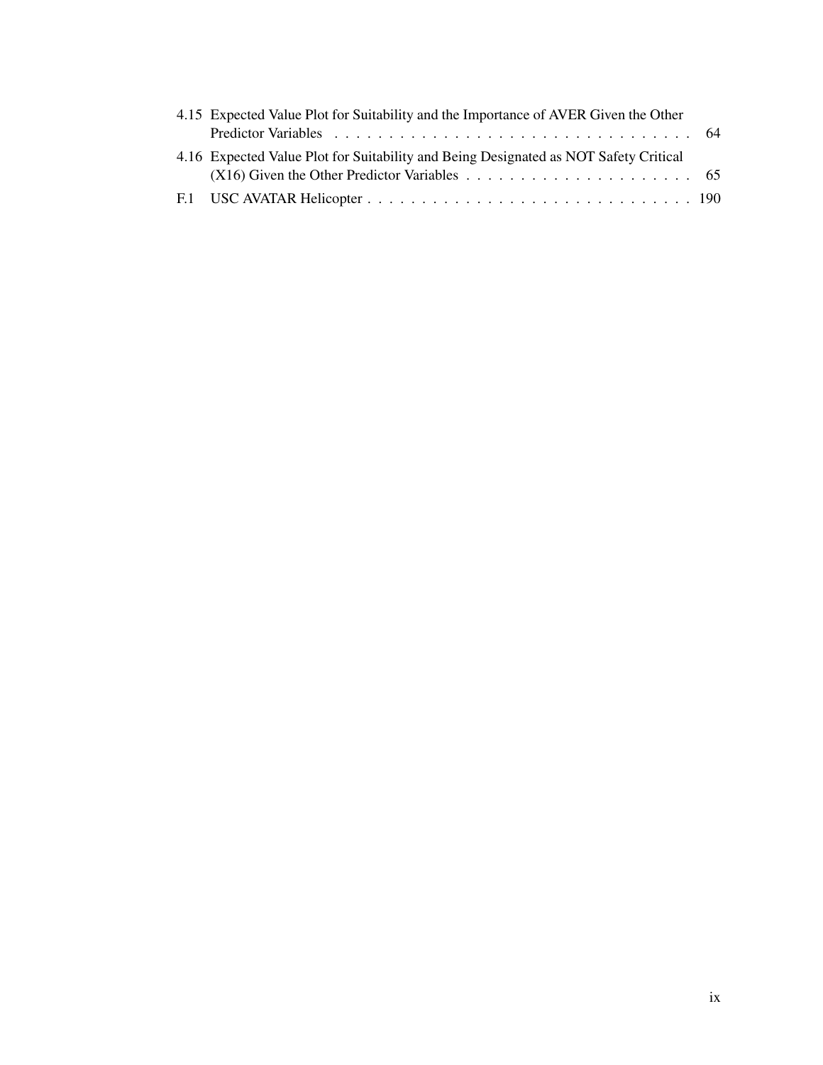4.15 Expected Value Plot for Suitability and the Importance of AVER Given the Other Predictor Variables . . . . . . . . . . . . . . . . . . . . . . . . . . . . . . . . . . 64

4.16 Expected Value Plot for Suitability and Being Designated as NOT Safety Critical (X16) Given the Other Predictor Variables . . . . . . . . . . . . . . . . . . . . . 65

F.1 USC AVATAR Helicopter . . . . . . . . . . . . . . . . . . . . . . . . . . . . . . 190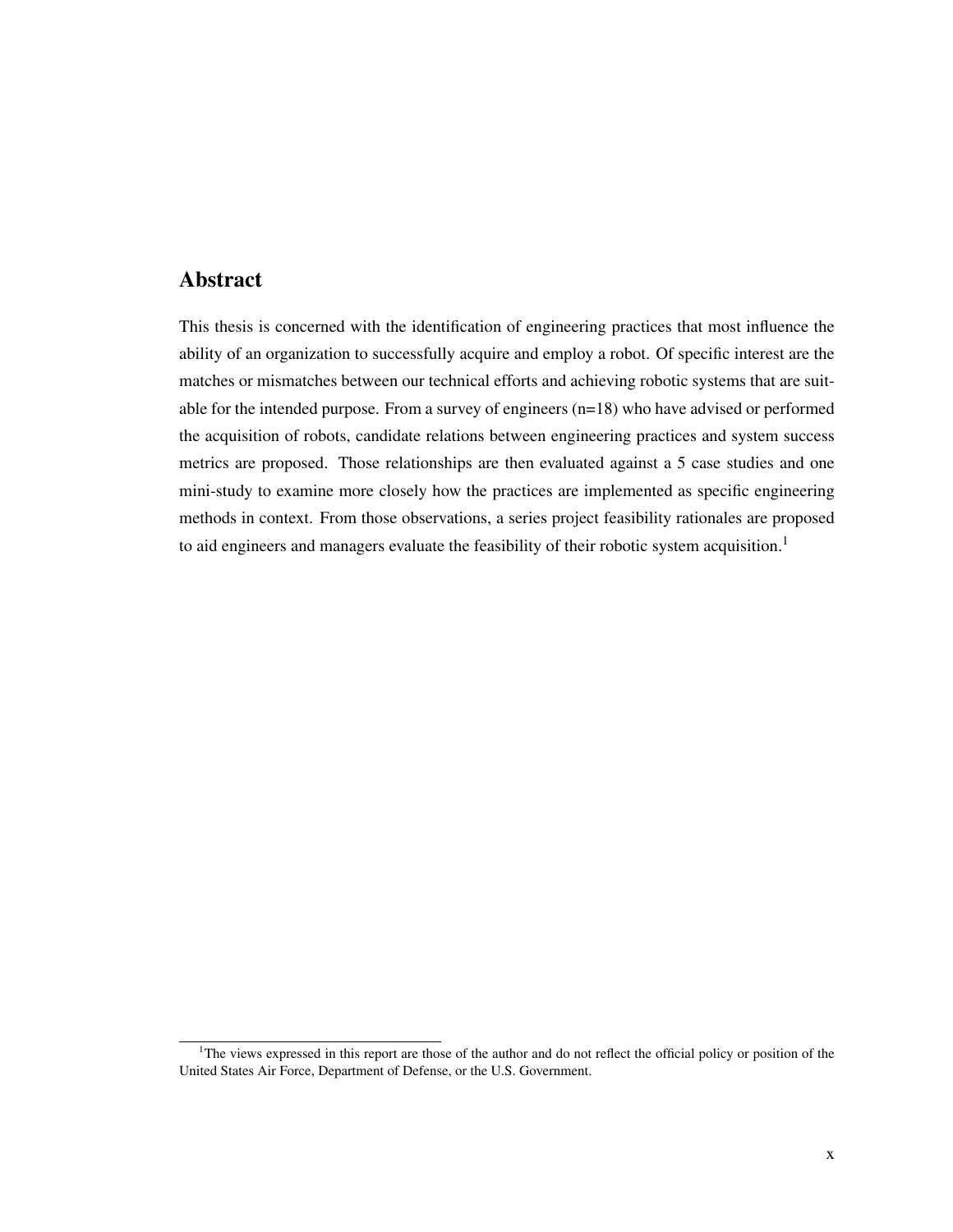## Abstract

This thesis is concerned with the identification of engineering practices that most influence the ability of an organization to successfully acquire and employ a robot. Of specific interest are the matches or mismatches between our technical efforts and achieving robotic systems that are suitable for the intended purpose. From a survey of engineers (n=18) who have advised or performed the acquisition of robots, candidate relations between engineering practices and system success metrics are proposed. Those relationships are then evaluated against a 5 case studies and one mini-study to examine more closely how the practices are implemented as specific engineering methods in context. From those observations, a series project feasibility rationales are proposed to aid engineers and managers evaluate the feasibility of their robotic system acquisition.[1]

[1] The views expressed in this report are those of the author and do not reflect the official policy or position of the United States Air Force, Department of Defense, or the U.S. Government.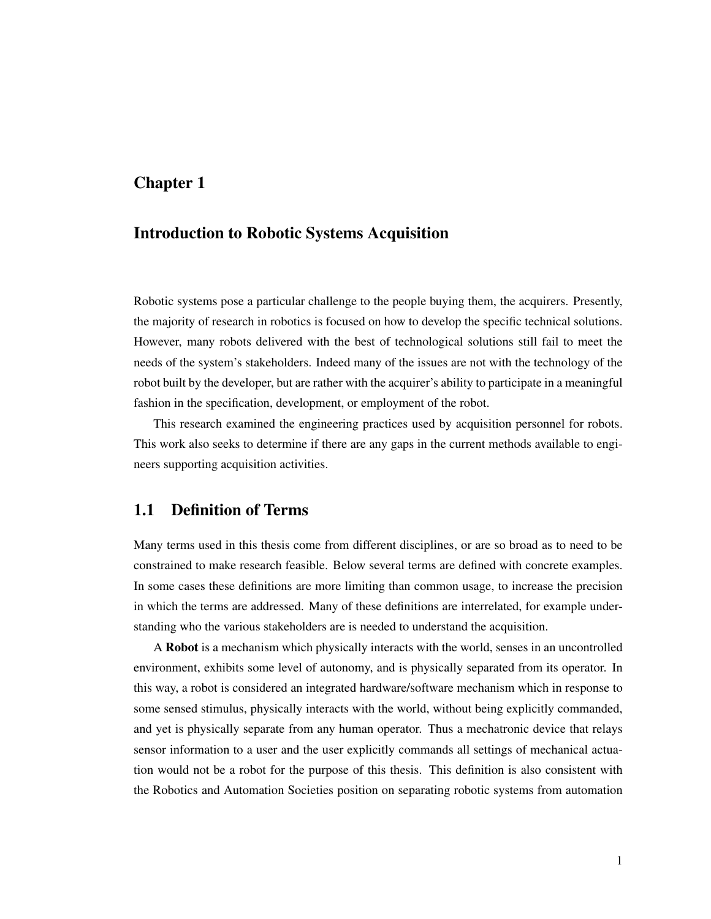# Chapter 1

# Introduction to Robotic Systems Acquisition

Robotic systems pose a particular challenge to the people buying them, the acquirers. Presently, the majority of research in robotics is focused on how to develop the specific technical solutions. However, many robots delivered with the best of technological solutions still fail to meet the needs of the system's stakeholders. Indeed many of the issues are not with the technology of the robot built by the developer, but are rather with the acquirer's ability to participate in a meaningful fashion in the specification, development, or employment of the robot.

This research examined the engineering practices used by acquisition personnel for robots. This work also seeks to determine if there are any gaps in the current methods available to engineers supporting acquisition activities.

## 1.1 Definition of Terms

Many terms used in this thesis come from different disciplines, or are so broad as to need to be constrained to make research feasible. Below several terms are defined with concrete examples. In some cases these definitions are more limiting than common usage, to increase the precision in which the terms are addressed. Many of these definitions are interrelated, for example understanding who the various stakeholders are is needed to understand the acquisition.

A **Robot** is a mechanism which physically interacts with the world, senses in an uncontrolled environment, exhibits some level of autonomy, and is physically separated from its operator. In this way, a robot is considered an integrated hardware/software mechanism which in response to some sensed stimulus, physically interacts with the world, without being explicitly commanded, and yet is physically separate from any human operator. Thus a mechatronic device that relays sensor information to a user and the user explicitly commands all settings of mechanical actuation would not be a robot for the purpose of this thesis. This definition is also consistent with the Robotics and Automation Societies position on separating robotic systems from automation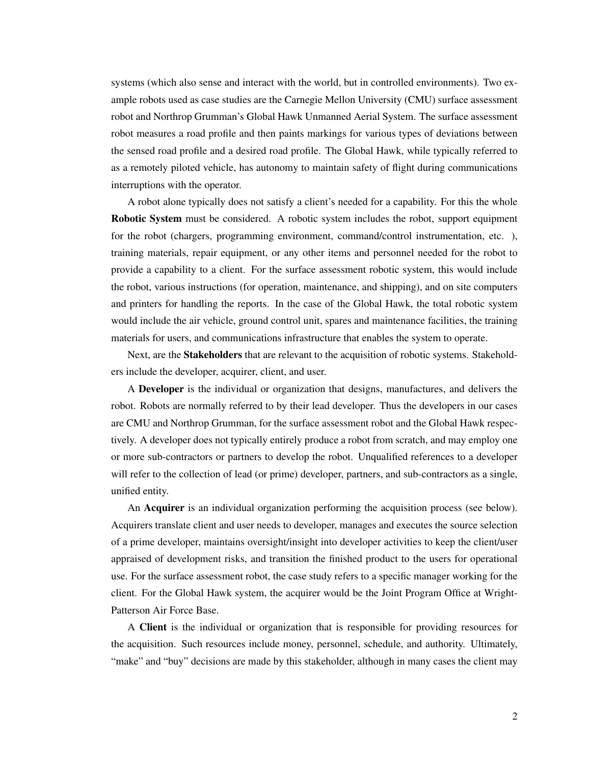systems (which also sense and interact with the world, but in controlled environments). Two example robots used as case studies are the Carnegie Mellon University (CMU) surface assessment robot and Northrop Grumman's Global Hawk Unmanned Aerial System. The surface assessment robot measures a road profile and then paints markings for various types of deviations between the sensed road profile and a desired road profile. The Global Hawk, while typically referred to as a remotely piloted vehicle, has autonomy to maintain safety of flight during communications interruptions with the operator.

A robot alone typically does not satisfy a client's needed for a capability. For this the whole **Robotic System** must be considered. A robotic system includes the robot, support equipment for the robot (chargers, programming environment, command/control instrumentation, etc. ), training materials, repair equipment, or any other items and personnel needed for the robot to provide a capability to a client. For the surface assessment robotic system, this would include the robot, various instructions (for operation, maintenance, and shipping), and on site computers and printers for handling the reports. In the case of the Global Hawk, the total robotic system would include the air vehicle, ground control unit, spares and maintenance facilities, the training materials for users, and communications infrastructure that enables the system to operate.

Next, are the **Stakeholders** that are relevant to the acquisition of robotic systems. Stakeholders include the developer, acquirer, client, and user.

A **Developer** is the individual or organization that designs, manufactures, and delivers the robot. Robots are normally referred to by their lead developer. Thus the developers in our cases are CMU and Northrop Grumman, for the surface assessment robot and the Global Hawk respectively. A developer does not typically entirely produce a robot from scratch, and may employ one or more sub-contractors or partners to develop the robot. Unqualified references to a developer will refer to the collection of lead (or prime) developer, partners, and sub-contractors as a single, unified entity.

An **Acquirer** is an individual organization performing the acquisition process (see below). Acquirers translate client and user needs to developer, manages and executes the source selection of a prime developer, maintains oversight/insight into developer activities to keep the client/user appraised of development risks, and transition the finished product to the users for operational use. For the surface assessment robot, the case study refers to a specific manager working for the client. For the Global Hawk system, the acquirer would be the Joint Program Office at Wright-Patterson Air Force Base.

A **Client** is the individual or organization that is responsible for providing resources for the acquisition. Such resources include money, personnel, schedule, and authority. Ultimately, "make" and "buy" decisions are made by this stakeholder, although in many cases the client may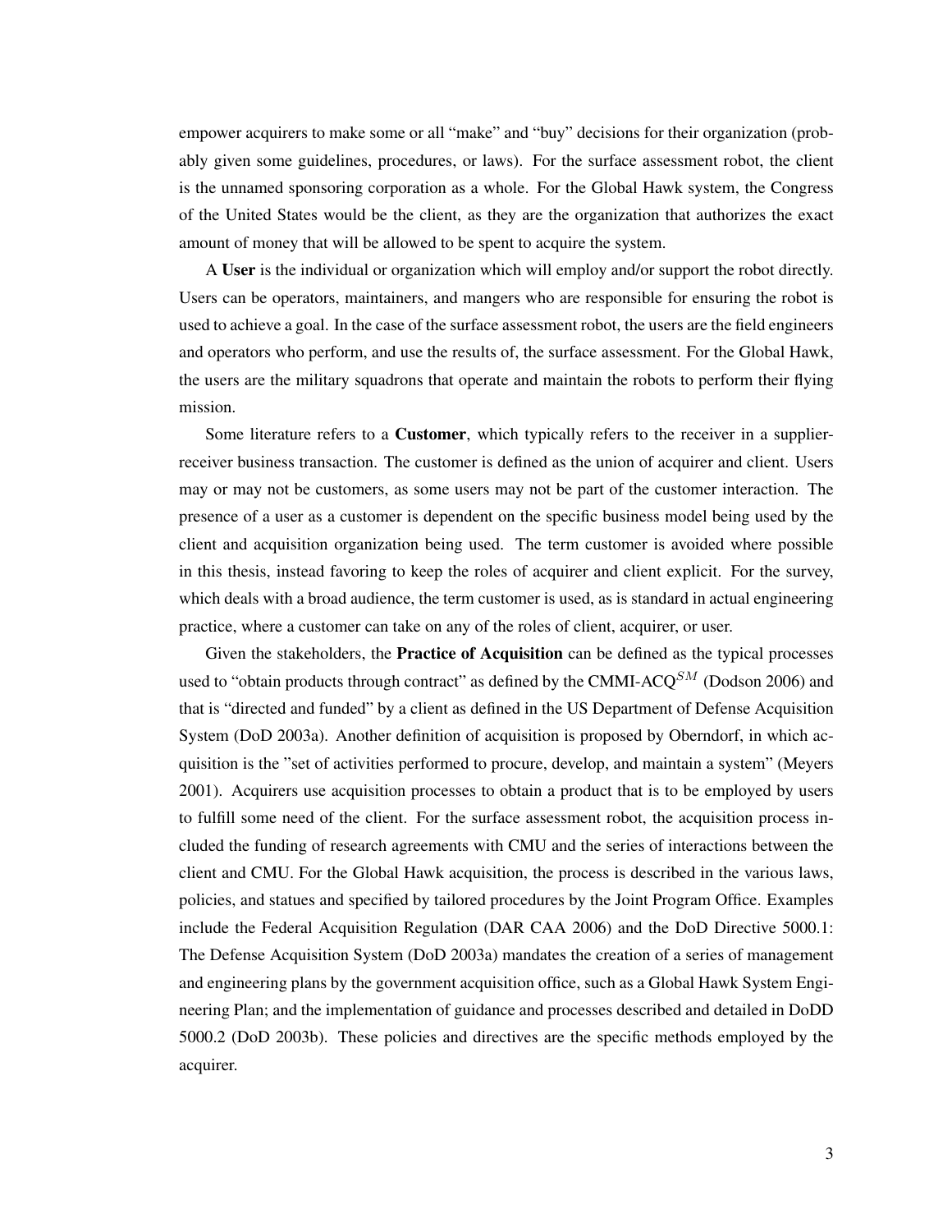empower acquirers to make some or all "make" and "buy" decisions for their organization (probably given some guidelines, procedures, or laws). For the surface assessment robot, the client is the unnamed sponsoring corporation as a whole. For the Global Hawk system, the Congress of the United States would be the client, as they are the organization that authorizes the exact amount of money that will be allowed to be spent to acquire the system.

A **User** is the individual or organization which will employ and/or support the robot directly. Users can be operators, maintainers, and mangers who are responsible for ensuring the robot is used to achieve a goal. In the case of the surface assessment robot, the users are the field engineers and operators who perform, and use the results of, the surface assessment. For the Global Hawk, the users are the military squadrons that operate and maintain the robots to perform their flying mission.

Some literature refers to a **Customer**, which typically refers to the receiver in a supplier-receiver business transaction. The customer is defined as the union of acquirer and client. Users may or may not be customers, as some users may not be part of the customer interaction. The presence of a user as a customer is dependent on the specific business model being used by the client and acquisition organization being used. The term customer is avoided where possible in this thesis, instead favoring to keep the roles of acquirer and client explicit. For the survey, which deals with a broad audience, the term customer is used, as is standard in actual engineering practice, where a customer can take on any of the roles of client, acquirer, or user.

Given the stakeholders, the **Practice of Acquisition** can be defined as the typical processes used to "obtain products through contract" as defined by the CMMI-ACQ$^{SM}$ (Dodson 2006) and that is "directed and funded" by a client as defined in the US Department of Defense Acquisition System (DoD 2003a). Another definition of acquisition is proposed by Oberndorf, in which acquisition is the "set of activities performed to procure, develop, and maintain a system" (Meyers 2001). Acquirers use acquisition processes to obtain a product that is to be employed by users to fulfill some need of the client. For the surface assessment robot, the acquisition process included the funding of research agreements with CMU and the series of interactions between the client and CMU. For the Global Hawk acquisition, the process is described in the various laws, policies, and statues and specified by tailored procedures by the Joint Program Office. Examples include the Federal Acquisition Regulation (DAR CAA 2006) and the DoD Directive 5000.1: The Defense Acquisition System (DoD 2003a) mandates the creation of a series of management and engineering plans by the government acquisition office, such as a Global Hawk System Engineering Plan; and the implementation of guidance and processes described and detailed in DoDD 5000.2 (DoD 2003b). These policies and directives are the specific methods employed by the acquirer.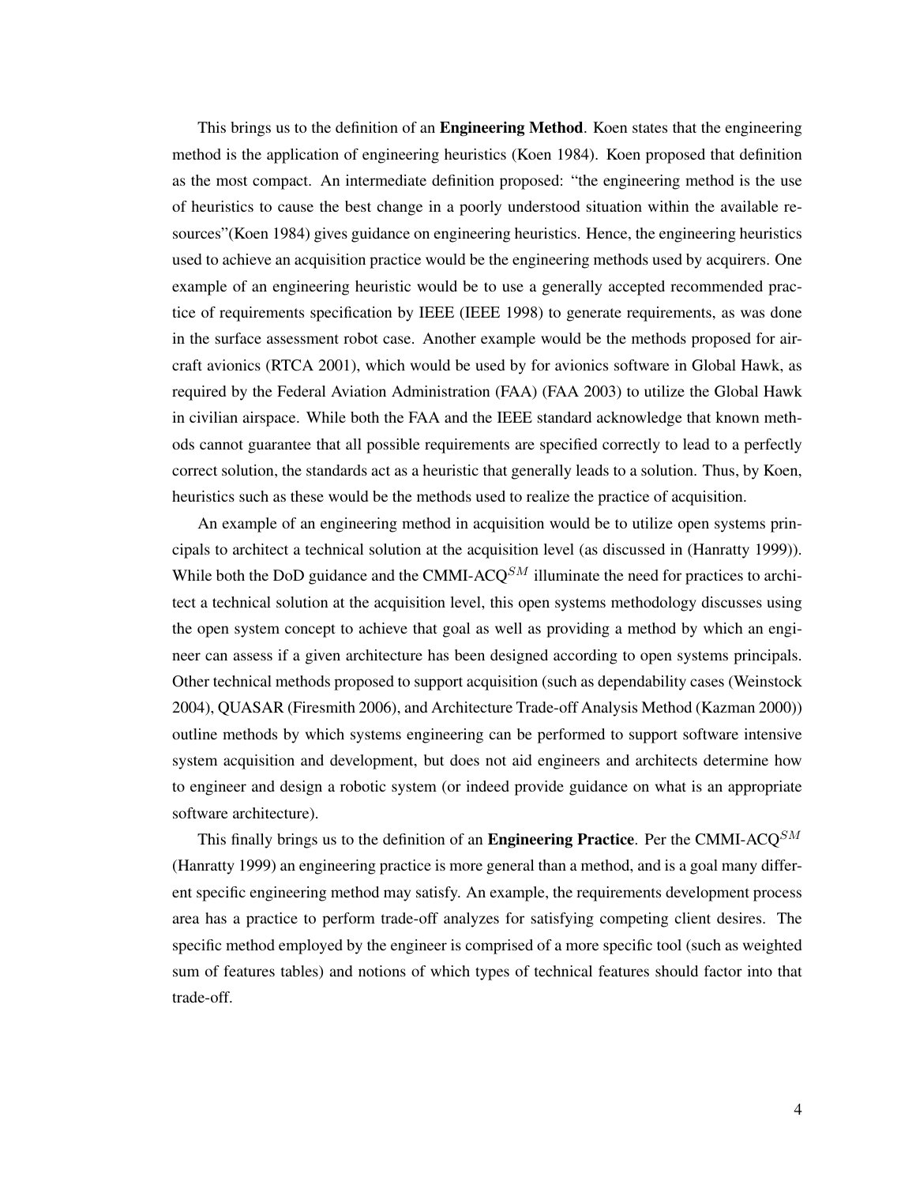This brings us to the definition of an **Engineering Method**. Koen states that the engineering method is the application of engineering heuristics (Koen 1984). Koen proposed that definition as the most compact. An intermediate definition proposed: "the engineering method is the use of heuristics to cause the best change in a poorly understood situation within the available resources"(Koen 1984) gives guidance on engineering heuristics. Hence, the engineering heuristics used to achieve an acquisition practice would be the engineering methods used by acquirers. One example of an engineering heuristic would be to use a generally accepted recommended practice of requirements specification by IEEE (IEEE 1998) to generate requirements, as was done in the surface assessment robot case. Another example would be the methods proposed for aircraft avionics (RTCA 2001), which would be used by for avionics software in Global Hawk, as required by the Federal Aviation Administration (FAA) (FAA 2003) to utilize the Global Hawk in civilian airspace. While both the FAA and the IEEE standard acknowledge that known methods cannot guarantee that all possible requirements are specified correctly to lead to a perfectly correct solution, the standards act as a heuristic that generally leads to a solution. Thus, by Koen, heuristics such as these would be the methods used to realize the practice of acquisition.

An example of an engineering method in acquisition would be to utilize open systems principals to architect a technical solution at the acquisition level (as discussed in (Hanratty 1999)). While both the DoD guidance and the CMMI-ACQ$^{SM}$ illuminate the need for practices to architect a technical solution at the acquisition level, this open systems methodology discusses using the open system concept to achieve that goal as well as providing a method by which an engineer can assess if a given architecture has been designed according to open systems principals. Other technical methods proposed to support acquisition (such as dependability cases (Weinstock 2004), QUASAR (Firesmith 2006), and Architecture Trade-off Analysis Method (Kazman 2000)) outline methods by which systems engineering can be performed to support software intensive system acquisition and development, but does not aid engineers and architects determine how to engineer and design a robotic system (or indeed provide guidance on what is an appropriate software architecture).

This finally brings us to the definition of an **Engineering Practice**. Per the CMMI-ACQ$^{SM}$ (Hanratty 1999) an engineering practice is more general than a method, and is a goal many different specific engineering method may satisfy. An example, the requirements development process area has a practice to perform trade-off analyzes for satisfying competing client desires. The specific method employed by the engineer is comprised of a more specific tool (such as weighted sum of features tables) and notions of which types of technical features should factor into that trade-off.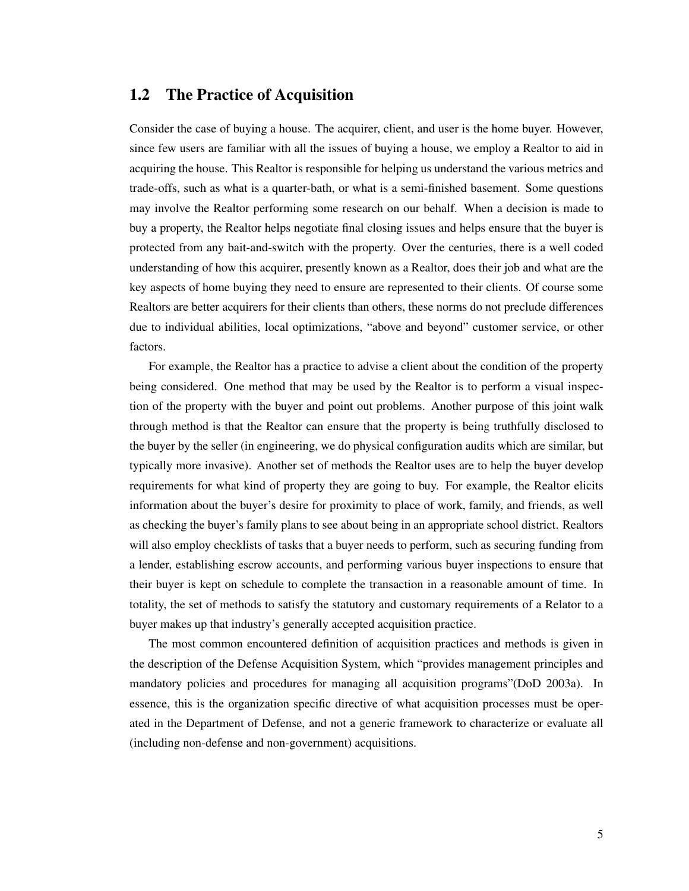## 1.2 The Practice of Acquisition

Consider the case of buying a house. The acquirer, client, and user is the home buyer. However, since few users are familiar with all the issues of buying a house, we employ a Realtor to aid in acquiring the house. This Realtor is responsible for helping us understand the various metrics and trade-offs, such as what is a quarter-bath, or what is a semi-finished basement. Some questions may involve the Realtor performing some research on our behalf. When a decision is made to buy a property, the Realtor helps negotiate final closing issues and helps ensure that the buyer is protected from any bait-and-switch with the property. Over the centuries, there is a well coded understanding of how this acquirer, presently known as a Realtor, does their job and what are the key aspects of home buying they need to ensure are represented to their clients. Of course some Realtors are better acquirers for their clients than others, these norms do not preclude differences due to individual abilities, local optimizations, "above and beyond" customer service, or other factors.

For example, the Realtor has a practice to advise a client about the condition of the property being considered. One method that may be used by the Realtor is to perform a visual inspection of the property with the buyer and point out problems. Another purpose of this joint walk through method is that the Realtor can ensure that the property is being truthfully disclosed to the buyer by the seller (in engineering, we do physical configuration audits which are similar, but typically more invasive). Another set of methods the Realtor uses are to help the buyer develop requirements for what kind of property they are going to buy. For example, the Realtor elicits information about the buyer's desire for proximity to place of work, family, and friends, as well as checking the buyer's family plans to see about being in an appropriate school district. Realtors will also employ checklists of tasks that a buyer needs to perform, such as securing funding from a lender, establishing escrow accounts, and performing various buyer inspections to ensure that their buyer is kept on schedule to complete the transaction in a reasonable amount of time. In totality, the set of methods to satisfy the statutory and customary requirements of a Relator to a buyer makes up that industry's generally accepted acquisition practice.

The most common encountered definition of acquisition practices and methods is given in the description of the Defense Acquisition System, which "provides management principles and mandatory policies and procedures for managing all acquisition programs"(DoD 2003a). In essence, this is the organization specific directive of what acquisition processes must be operated in the Department of Defense, and not a generic framework to characterize or evaluate all (including non-defense and non-government) acquisitions.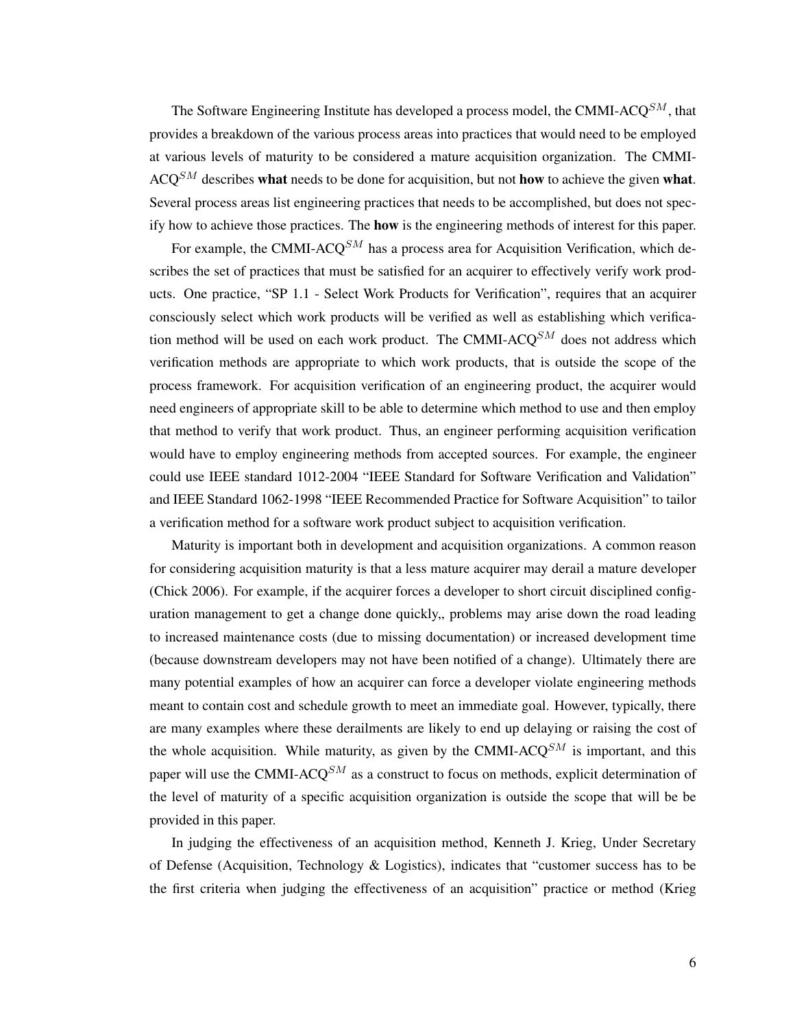The Software Engineering Institute has developed a process model, the CMMI-ACQ$^{SM}$, that provides a breakdown of the various process areas into practices that would need to be employed at various levels of maturity to be considered a mature acquisition organization. The CMMI-ACQ$^{SM}$ describes **what** needs to be done for acquisition, but not **how** to achieve the given **what**. Several process areas list engineering practices that needs to be accomplished, but does not specify how to achieve those practices. The **how** is the engineering methods of interest for this paper.

For example, the CMMI-ACQ$^{SM}$ has a process area for Acquisition Verification, which describes the set of practices that must be satisfied for an acquirer to effectively verify work products. One practice, "SP 1.1 - Select Work Products for Verification", requires that an acquirer consciously select which work products will be verified as well as establishing which verification method will be used on each work product. The CMMI-ACQ$^{SM}$ does not address which verification methods are appropriate to which work products, that is outside the scope of the process framework. For acquisition verification of an engineering product, the acquirer would need engineers of appropriate skill to be able to determine which method to use and then employ that method to verify that work product. Thus, an engineer performing acquisition verification would have to employ engineering methods from accepted sources. For example, the engineer could use IEEE standard 1012-2004 "IEEE Standard for Software Verification and Validation" and IEEE Standard 1062-1998 "IEEE Recommended Practice for Software Acquisition" to tailor a verification method for a software work product subject to acquisition verification.

Maturity is important both in development and acquisition organizations. A common reason for considering acquisition maturity is that a less mature acquirer may derail a mature developer (Chick 2006). For example, if the acquirer forces a developer to short circuit disciplined configuration management to get a change done quickly,, problems may arise down the road leading to increased maintenance costs (due to missing documentation) or increased development time (because downstream developers may not have been notified of a change). Ultimately there are many potential examples of how an acquirer can force a developer violate engineering methods meant to contain cost and schedule growth to meet an immediate goal. However, typically, there are many examples where these derailments are likely to end up delaying or raising the cost of the whole acquisition. While maturity, as given by the CMMI-ACQ$^{SM}$ is important, and this paper will use the CMMI-ACQ$^{SM}$ as a construct to focus on methods, explicit determination of the level of maturity of a specific acquisition organization is outside the scope that will be be provided in this paper.

In judging the effectiveness of an acquisition method, Kenneth J. Krieg, Under Secretary of Defense (Acquisition, Technology & Logistics), indicates that "customer success has to be the first criteria when judging the effectiveness of an acquisition" practice or method (Krieg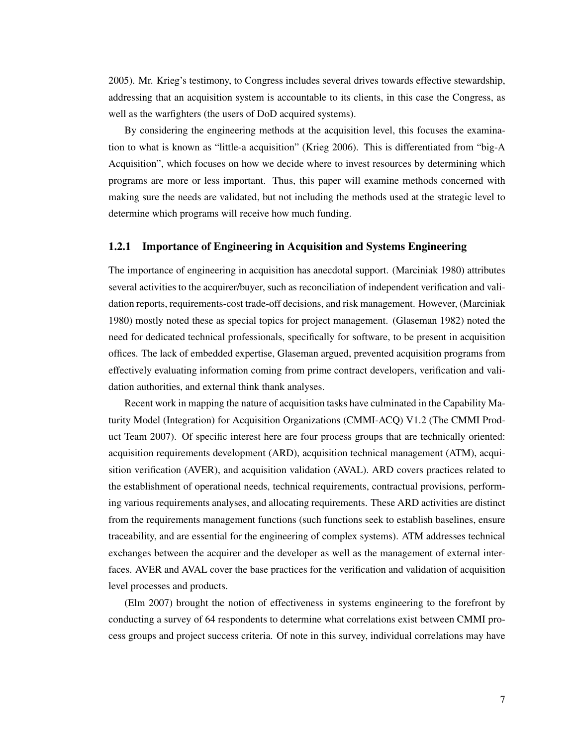2005). Mr. Krieg's testimony, to Congress includes several drives towards effective stewardship, addressing that an acquisition system is accountable to its clients, in this case the Congress, as well as the warfighters (the users of DoD acquired systems).

By considering the engineering methods at the acquisition level, this focuses the examination to what is known as "little-a acquisition" (Krieg 2006). This is differentiated from "big-A Acquisition", which focuses on how we decide where to invest resources by determining which programs are more or less important. Thus, this paper will examine methods concerned with making sure the needs are validated, but not including the methods used at the strategic level to determine which programs will receive how much funding.

### 1.2.1 Importance of Engineering in Acquisition and Systems Engineering

The importance of engineering in acquisition has anecdotal support. (Marciniak 1980) attributes several activities to the acquirer/buyer, such as reconciliation of independent verification and validation reports, requirements-cost trade-off decisions, and risk management. However, (Marciniak 1980) mostly noted these as special topics for project management. (Glaseman 1982) noted the need for dedicated technical professionals, specifically for software, to be present in acquisition offices. The lack of embedded expertise, Glaseman argued, prevented acquisition programs from effectively evaluating information coming from prime contract developers, verification and validation authorities, and external think thank analyses.

Recent work in mapping the nature of acquisition tasks have culminated in the Capability Maturity Model (Integration) for Acquisition Organizations (CMMI-ACQ) V1.2 (The CMMI Product Team 2007). Of specific interest here are four process groups that are technically oriented: acquisition requirements development (ARD), acquisition technical management (ATM), acquisition verification (AVER), and acquisition validation (AVAL). ARD covers practices related to the establishment of operational needs, technical requirements, contractual provisions, performing various requirements analyses, and allocating requirements. These ARD activities are distinct from the requirements management functions (such functions seek to establish baselines, ensure traceability, and are essential for the engineering of complex systems). ATM addresses technical exchanges between the acquirer and the developer as well as the management of external interfaces. AVER and AVAL cover the base practices for the verification and validation of acquisition level processes and products.

(Elm 2007) brought the notion of effectiveness in systems engineering to the forefront by conducting a survey of 64 respondents to determine what correlations exist between CMMI process groups and project success criteria. Of note in this survey, individual correlations may have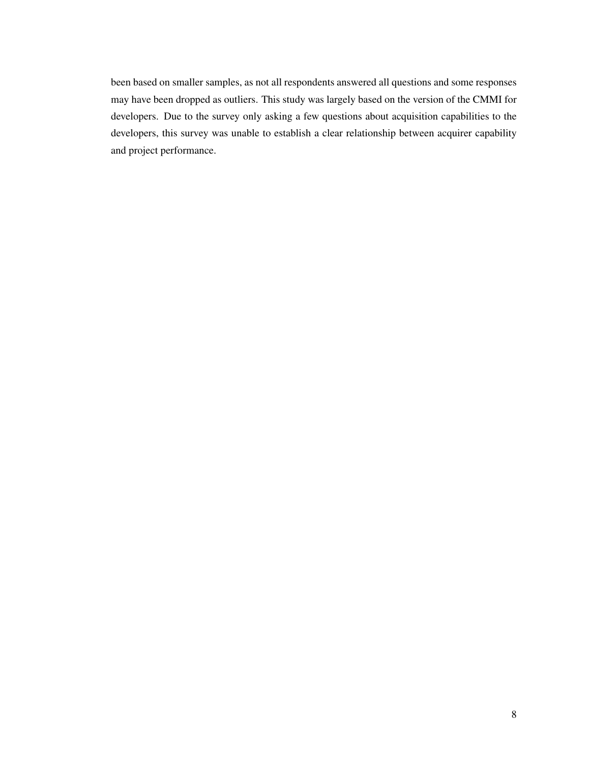been based on smaller samples, as not all respondents answered all questions and some responses may have been dropped as outliers. This study was largely based on the version of the CMMI for developers. Due to the survey only asking a few questions about acquisition capabilities to the developers, this survey was unable to establish a clear relationship between acquirer capability and project performance.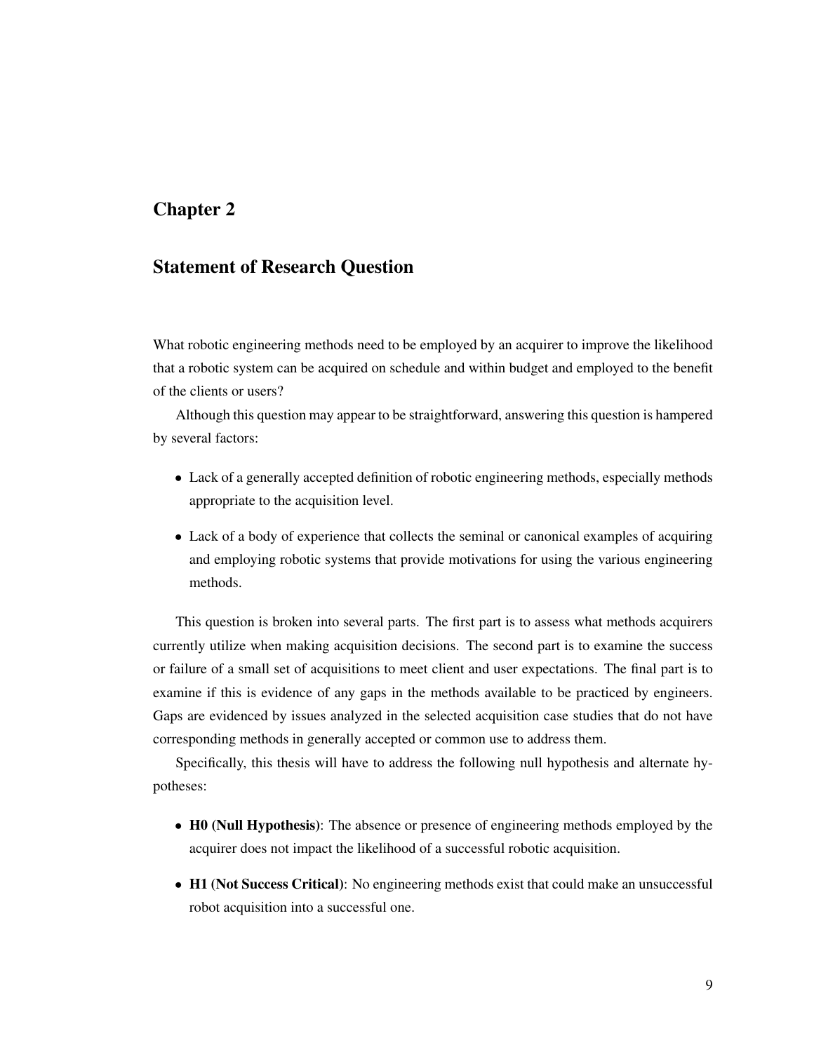# Chapter 2

## Statement of Research Question

What robotic engineering methods need to be employed by an acquirer to improve the likelihood that a robotic system can be acquired on schedule and within budget and employed to the benefit of the clients or users?

Although this question may appear to be straightforward, answering this question is hampered by several factors:

- Lack of a generally accepted definition of robotic engineering methods, especially methods appropriate to the acquisition level.
- Lack of a body of experience that collects the seminal or canonical examples of acquiring and employing robotic systems that provide motivations for using the various engineering methods.

This question is broken into several parts. The first part is to assess what methods acquirers currently utilize when making acquisition decisions. The second part is to examine the success or failure of a small set of acquisitions to meet client and user expectations. The final part is to examine if this is evidence of any gaps in the methods available to be practiced by engineers. Gaps are evidenced by issues analyzed in the selected acquisition case studies that do not have corresponding methods in generally accepted or common use to address them.

Specifically, this thesis will have to address the following null hypothesis and alternate hypotheses:

- **H0 (Null Hypothesis)**: The absence or presence of engineering methods employed by the acquirer does not impact the likelihood of a successful robotic acquisition.
- **H1 (Not Success Critical)**: No engineering methods exist that could make an unsuccessful robot acquisition into a successful one.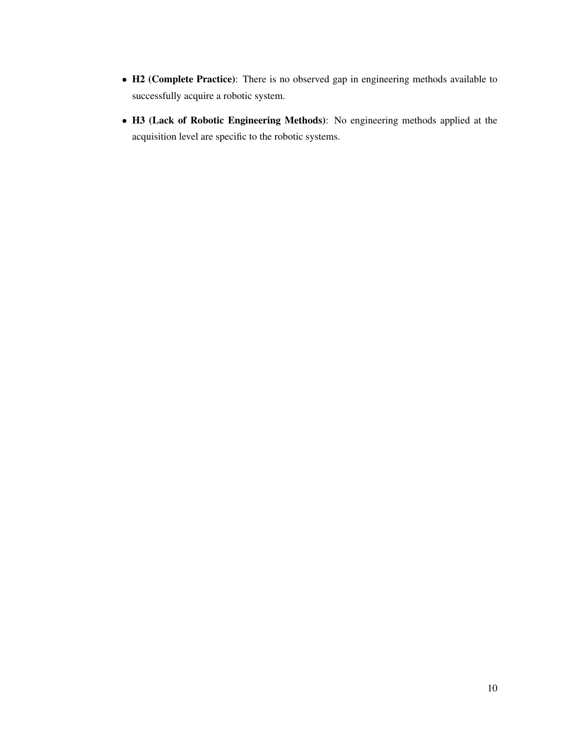- **H2 (Complete Practice)**: There is no observed gap in engineering methods available to successfully acquire a robotic system.
- **H3 (Lack of Robotic Engineering Methods)**: No engineering methods applied at the acquisition level are specific to the robotic systems.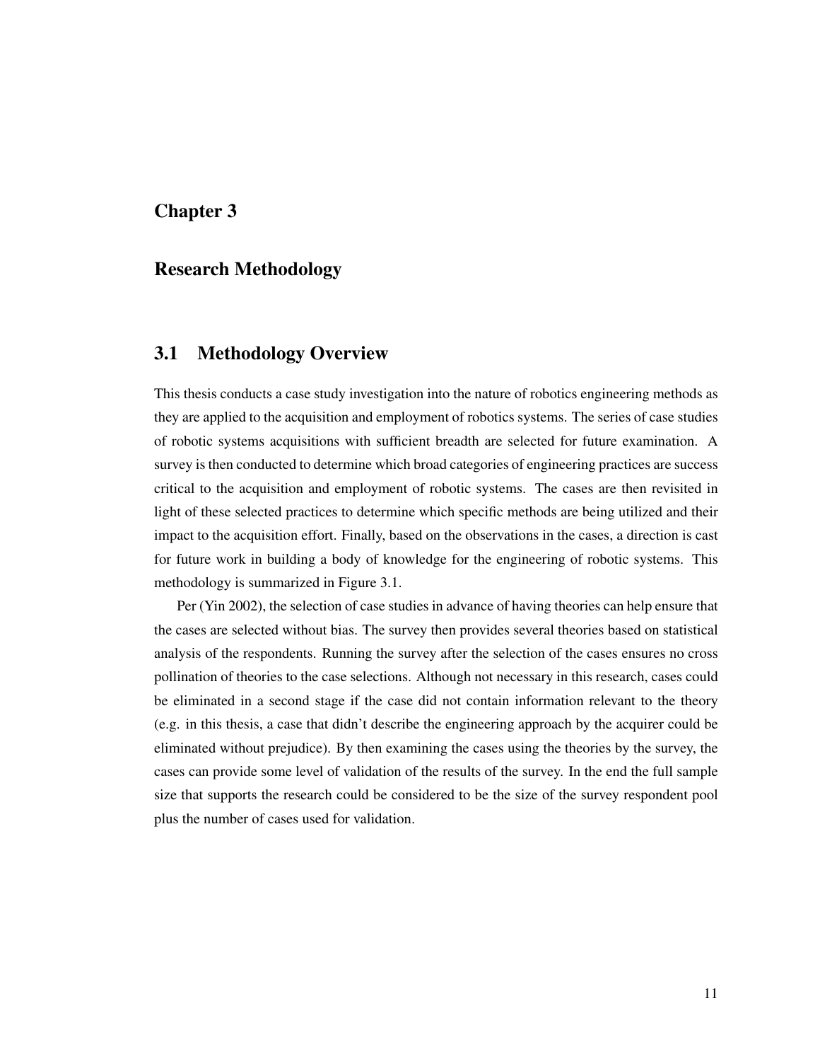# Chapter 3

# Research Methodology

## 3.1 Methodology Overview

This thesis conducts a case study investigation into the nature of robotics engineering methods as they are applied to the acquisition and employment of robotics systems. The series of case studies of robotic systems acquisitions with sufficient breadth are selected for future examination. A survey is then conducted to determine which broad categories of engineering practices are success critical to the acquisition and employment of robotic systems. The cases are then revisited in light of these selected practices to determine which specific methods are being utilized and their impact to the acquisition effort. Finally, based on the observations in the cases, a direction is cast for future work in building a body of knowledge for the engineering of robotic systems. This methodology is summarized in Figure 3.1.

Per (Yin 2002), the selection of case studies in advance of having theories can help ensure that the cases are selected without bias. The survey then provides several theories based on statistical analysis of the respondents. Running the survey after the selection of the cases ensures no cross pollination of theories to the case selections. Although not necessary in this research, cases could be eliminated in a second stage if the case did not contain information relevant to the theory (e.g. in this thesis, a case that didn't describe the engineering approach by the acquirer could be eliminated without prejudice). By then examining the cases using the theories by the survey, the cases can provide some level of validation of the results of the survey. In the end the full sample size that supports the research could be considered to be the size of the survey respondent pool plus the number of cases used for validation.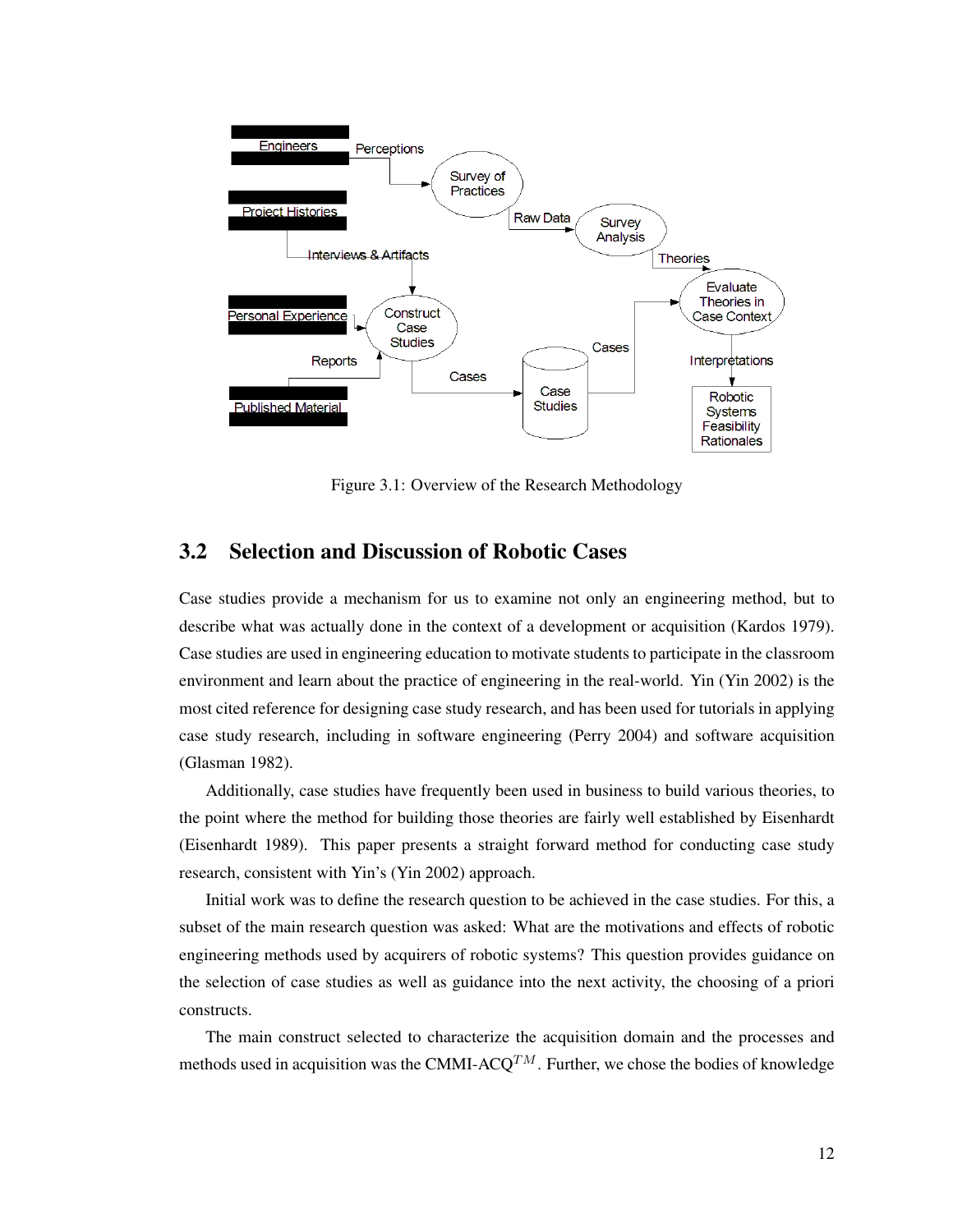Engineers

Perceptions

Survey of Practices

Project Histories

Raw Data

Survey Analysis

Interviews & Artifacts

Theories

Evaluate Theories in Case Context

Personal Experience

Construct Case Studies

Cases

Reports

Cases

Interpretations

Case Studies

Published Material

Robotic Systems Feasibility Rationales

Figure 3.1: Overview of the Research Methodology

## 3.2 Selection and Discussion of Robotic Cases

Case studies provide a mechanism for us to examine not only an engineering method, but to describe what was actually done in the context of a development or acquisition (Kardos 1979). Case studies are used in engineering education to motivate students to participate in the classroom environment and learn about the practice of engineering in the real-world. Yin (Yin 2002) is the most cited reference for designing case study research, and has been used for tutorials in applying case study research, including in software engineering (Perry 2004) and software acquisition (Glasman 1982).

Additionally, case studies have frequently been used in business to build various theories, to the point where the method for building those theories are fairly well established by Eisenhardt (Eisenhardt 1989). This paper presents a straight forward method for conducting case study research, consistent with Yin's (Yin 2002) approach.

Initial work was to define the research question to be achieved in the case studies. For this, a subset of the main research question was asked: What are the motivations and effects of robotic engineering methods used by acquirers of robotic systems? This question provides guidance on the selection of case studies as well as guidance into the next activity, the choosing of a priori constructs.

The main construct selected to characterize the acquisition domain and the processes and methods used in acquisition was the CMMI-ACQ$^{TM}$. Further, we chose the bodies of knowledge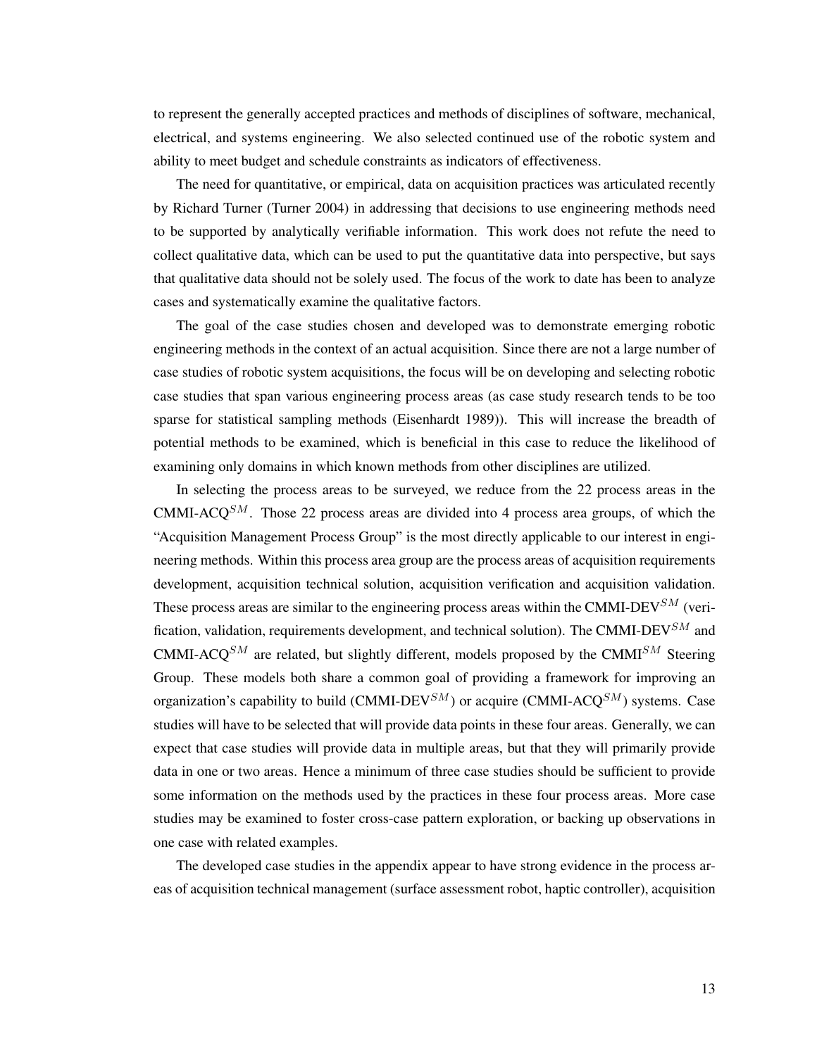to represent the generally accepted practices and methods of disciplines of software, mechanical, electrical, and systems engineering. We also selected continued use of the robotic system and ability to meet budget and schedule constraints as indicators of effectiveness.

The need for quantitative, or empirical, data on acquisition practices was articulated recently by Richard Turner (Turner 2004) in addressing that decisions to use engineering methods need to be supported by analytically verifiable information. This work does not refute the need to collect qualitative data, which can be used to put the quantitative data into perspective, but says that qualitative data should not be solely used. The focus of the work to date has been to analyze cases and systematically examine the qualitative factors.

The goal of the case studies chosen and developed was to demonstrate emerging robotic engineering methods in the context of an actual acquisition. Since there are not a large number of case studies of robotic system acquisitions, the focus will be on developing and selecting robotic case studies that span various engineering process areas (as case study research tends to be too sparse for statistical sampling methods (Eisenhardt 1989)). This will increase the breadth of potential methods to be examined, which is beneficial in this case to reduce the likelihood of examining only domains in which known methods from other disciplines are utilized.

In selecting the process areas to be surveyed, we reduce from the 22 process areas in the CMMI-ACQ$^{SM}$. Those 22 process areas are divided into 4 process area groups, of which the "Acquisition Management Process Group" is the most directly applicable to our interest in engineering methods. Within this process area group are the process areas of acquisition requirements development, acquisition technical solution, acquisition verification and acquisition validation. These process areas are similar to the engineering process areas within the CMMI-DEV$^{SM}$ (verification, validation, requirements development, and technical solution). The CMMI-DEV$^{SM}$ and CMMI-ACQ$^{SM}$ are related, but slightly different, models proposed by the CMMI$^{SM}$ Steering Group. These models both share a common goal of providing a framework for improving an organization's capability to build (CMMI-DEV$^{SM}$) or acquire (CMMI-ACQ$^{SM}$) systems. Case studies will have to be selected that will provide data points in these four areas. Generally, we can expect that case studies will provide data in multiple areas, but that they will primarily provide data in one or two areas. Hence a minimum of three case studies should be sufficient to provide some information on the methods used by the practices in these four process areas. More case studies may be examined to foster cross-case pattern exploration, or backing up observations in one case with related examples.

The developed case studies in the appendix appear to have strong evidence in the process areas of acquisition technical management (surface assessment robot, haptic controller), acquisition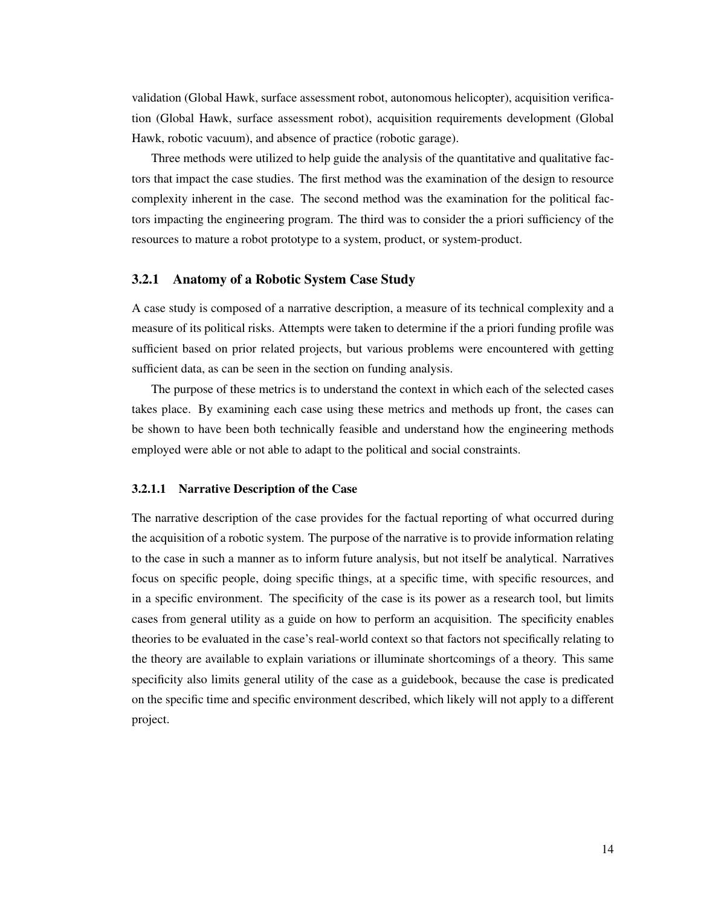validation (Global Hawk, surface assessment robot, autonomous helicopter), acquisition verification (Global Hawk, surface assessment robot), acquisition requirements development (Global Hawk, robotic vacuum), and absence of practice (robotic garage).

Three methods were utilized to help guide the analysis of the quantitative and qualitative factors that impact the case studies. The first method was the examination of the design to resource complexity inherent in the case. The second method was the examination for the political factors impacting the engineering program. The third was to consider the a priori sufficiency of the resources to mature a robot prototype to a system, product, or system-product.

### 3.2.1 Anatomy of a Robotic System Case Study

A case study is composed of a narrative description, a measure of its technical complexity and a measure of its political risks. Attempts were taken to determine if the a priori funding profile was sufficient based on prior related projects, but various problems were encountered with getting sufficient data, as can be seen in the section on funding analysis.

The purpose of these metrics is to understand the context in which each of the selected cases takes place. By examining each case using these metrics and methods up front, the cases can be shown to have been both technically feasible and understand how the engineering methods employed were able or not able to adapt to the political and social constraints.

#### 3.2.1.1 Narrative Description of the Case

The narrative description of the case provides for the factual reporting of what occurred during the acquisition of a robotic system. The purpose of the narrative is to provide information relating to the case in such a manner as to inform future analysis, but not itself be analytical. Narratives focus on specific people, doing specific things, at a specific time, with specific resources, and in a specific environment. The specificity of the case is its power as a research tool, but limits cases from general utility as a guide on how to perform an acquisition. The specificity enables theories to be evaluated in the case's real-world context so that factors not specifically relating to the theory are available to explain variations or illuminate shortcomings of a theory. This same specificity also limits general utility of the case as a guidebook, because the case is predicated on the specific time and specific environment described, which likely will not apply to a different project.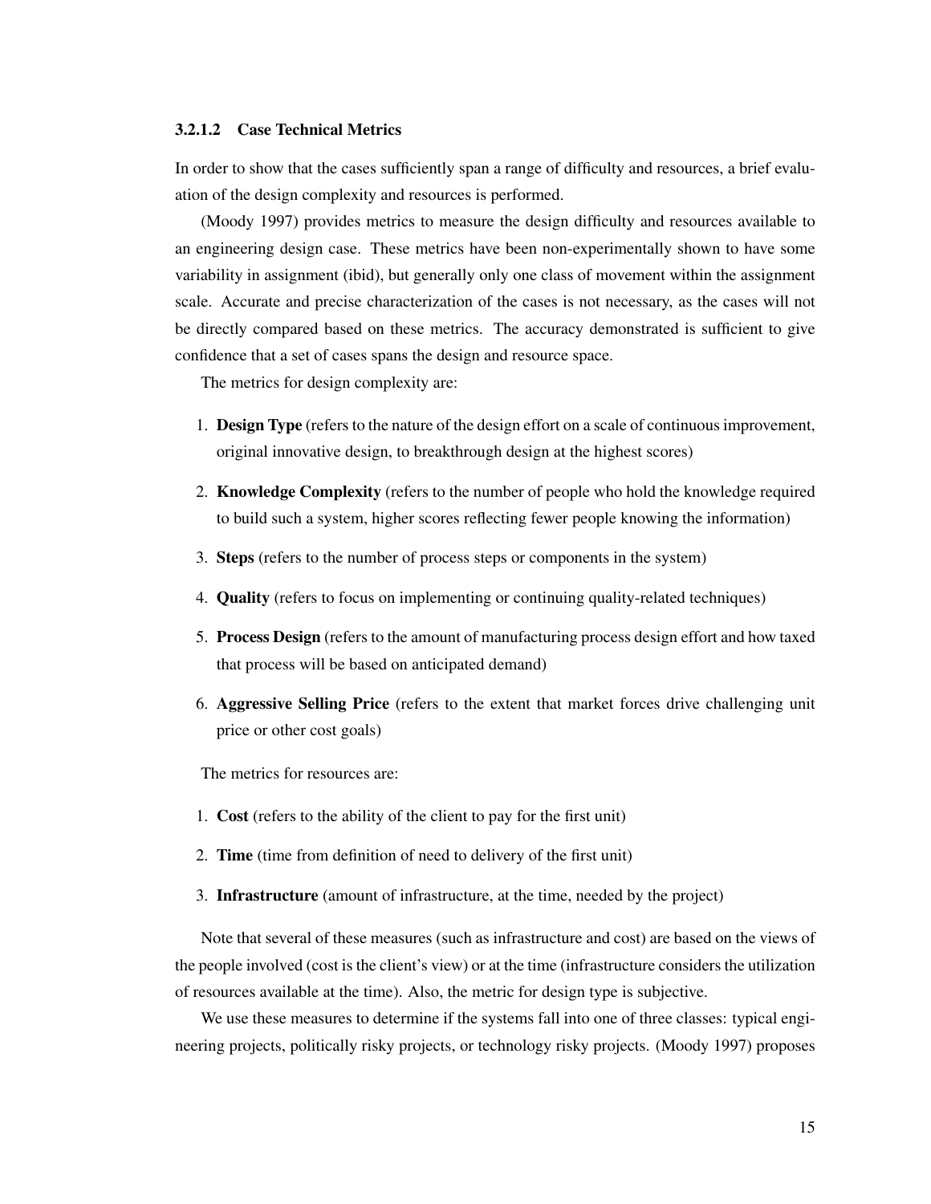#### 3.2.1.2 Case Technical Metrics

In order to show that the cases sufficiently span a range of difficulty and resources, a brief evaluation of the design complexity and resources is performed.

(Moody 1997) provides metrics to measure the design difficulty and resources available to an engineering design case. These metrics have been non-experimentally shown to have some variability in assignment (ibid), but generally only one class of movement within the assignment scale. Accurate and precise characterization of the cases is not necessary, as the cases will not be directly compared based on these metrics. The accuracy demonstrated is sufficient to give confidence that a set of cases spans the design and resource space.

The metrics for design complexity are:

1. **Design Type** (refers to the nature of the design effort on a scale of continuous improvement, original innovative design, to breakthrough design at the highest scores)
2. **Knowledge Complexity** (refers to the number of people who hold the knowledge required to build such a system, higher scores reflecting fewer people knowing the information)
3. **Steps** (refers to the number of process steps or components in the system)
4. **Quality** (refers to focus on implementing or continuing quality-related techniques)
5. **Process Design** (refers to the amount of manufacturing process design effort and how taxed that process will be based on anticipated demand)
6. **Aggressive Selling Price** (refers to the extent that market forces drive challenging unit price or other cost goals)

The metrics for resources are:

1. **Cost** (refers to the ability of the client to pay for the first unit)
2. **Time** (time from definition of need to delivery of the first unit)
3. **Infrastructure** (amount of infrastructure, at the time, needed by the project)

Note that several of these measures (such as infrastructure and cost) are based on the views of the people involved (cost is the client's view) or at the time (infrastructure considers the utilization of resources available at the time). Also, the metric for design type is subjective.

We use these measures to determine if the systems fall into one of three classes: typical engineering projects, politically risky projects, or technology risky projects. (Moody 1997) proposes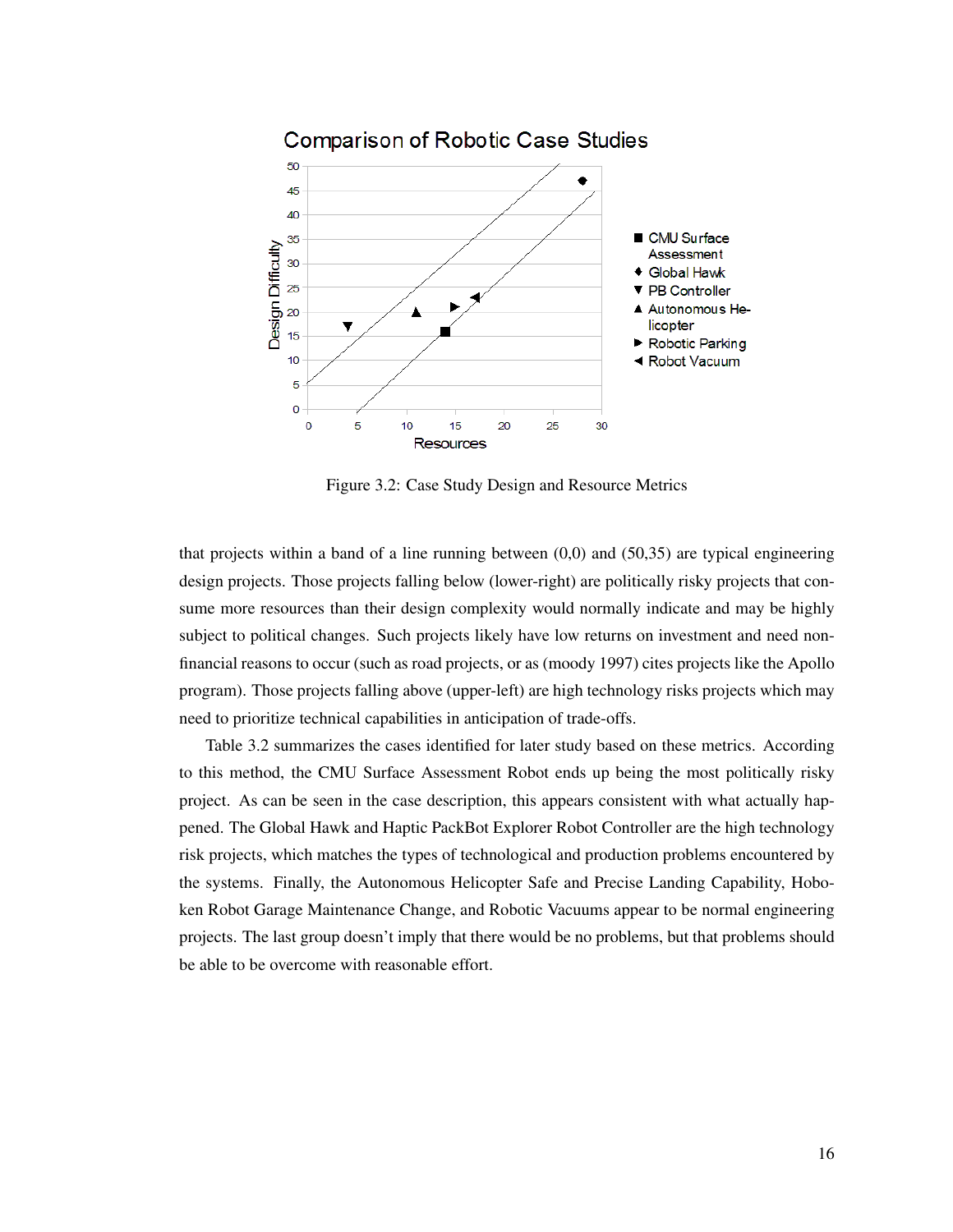Comparison of Robotic Case Studies

Design Difficulty

50
45
40
35
30
25
20
15
10
5
0

0 5 10 15 20 25 30

Resources

CMU Surface Assessment
Global Hawk
PB Controller
Autonomous Helicopter
Robotic Parking
Robot Vacuum

Figure 3.2: Case Study Design and Resource Metrics

that projects within a band of a line running between (0,0) and (50,35) are typical engineering design projects. Those projects falling below (lower-right) are politically risky projects that consume more resources than their design complexity would normally indicate and may be highly subject to political changes. Such projects likely have low returns on investment and need non-financial reasons to occur (such as road projects, or as (moody 1997) cites projects like the Apollo program). Those projects falling above (upper-left) are high technology risks projects which may need to prioritize technical capabilities in anticipation of trade-offs.

Table 3.2 summarizes the cases identified for later study based on these metrics. According to this method, the CMU Surface Assessment Robot ends up being the most politically risky project. As can be seen in the case description, this appears consistent with what actually happened. The Global Hawk and Haptic PackBot Explorer Robot Controller are the high technology risk projects, which matches the types of technological and production problems encountered by the systems. Finally, the Autonomous Helicopter Safe and Precise Landing Capability, Hoboken Robot Garage Maintenance Change, and Robotic Vacuums appear to be normal engineering projects. The last group doesn't imply that there would be no problems, but that problems should be able to be overcome with reasonable effort.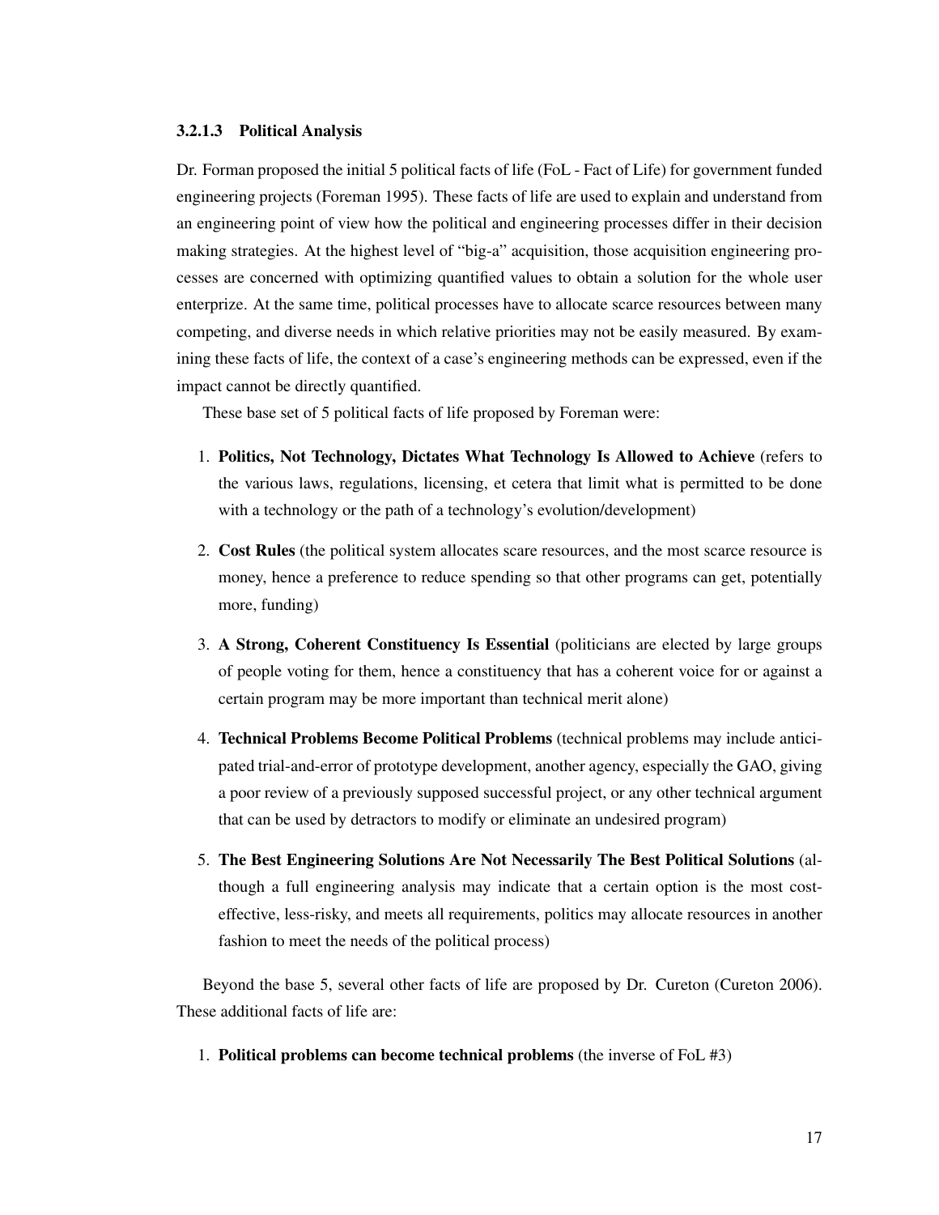#### 3.2.1.3 Political Analysis

Dr. Forman proposed the initial 5 political facts of life (FoL - Fact of Life) for government funded engineering projects (Foreman 1995). These facts of life are used to explain and understand from an engineering point of view how the political and engineering processes differ in their decision making strategies. At the highest level of "big-a" acquisition, those acquisition engineering processes are concerned with optimizing quantified values to obtain a solution for the whole user enterprize. At the same time, political processes have to allocate scarce resources between many competing, and diverse needs in which relative priorities may not be easily measured. By examining these facts of life, the context of a case's engineering methods can be expressed, even if the impact cannot be directly quantified.

These base set of 5 political facts of life proposed by Foreman were:

1. **Politics, Not Technology, Dictates What Technology Is Allowed to Achieve** (refers to the various laws, regulations, licensing, et cetera that limit what is permitted to be done with a technology or the path of a technology's evolution/development)
2. **Cost Rules** (the political system allocates scare resources, and the most scarce resource is money, hence a preference to reduce spending so that other programs can get, potentially more, funding)
3. **A Strong, Coherent Constituency Is Essential** (politicians are elected by large groups of people voting for them, hence a constituency that has a coherent voice for or against a certain program may be more important than technical merit alone)
4. **Technical Problems Become Political Problems** (technical problems may include anticipated trial-and-error of prototype development, another agency, especially the GAO, giving a poor review of a previously supposed successful project, or any other technical argument that can be used by detractors to modify or eliminate an undesired program)
5. **The Best Engineering Solutions Are Not Necessarily The Best Political Solutions** (although a full engineering analysis may indicate that a certain option is the most cost-effective, less-risky, and meets all requirements, politics may allocate resources in another fashion to meet the needs of the political process)

Beyond the base 5, several other facts of life are proposed by Dr. Cureton (Cureton 2006). These additional facts of life are:

1. **Political problems can become technical problems** (the inverse of FoL #3)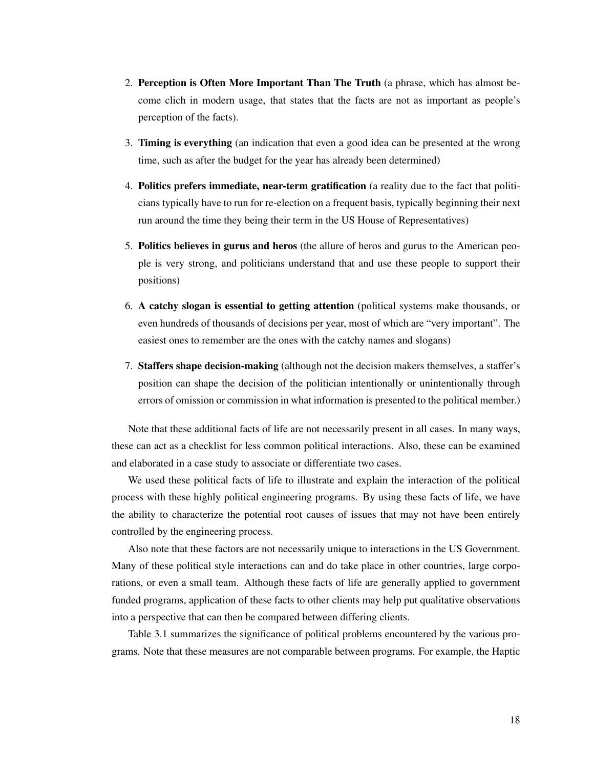2. **Perception is Often More Important Than The Truth** (a phrase, which has almost become clich in modern usage, that states that the facts are not as important as people's perception of the facts).

3. **Timing is everything** (an indication that even a good idea can be presented at the wrong time, such as after the budget for the year has already been determined)

4. **Politics prefers immediate, near-term gratification** (a reality due to the fact that politicians typically have to run for re-election on a frequent basis, typically beginning their next run around the time they being their term in the US House of Representatives)

5. **Politics believes in gurus and heros** (the allure of heros and gurus to the American people is very strong, and politicians understand that and use these people to support their positions)

6. **A catchy slogan is essential to getting attention** (political systems make thousands, or even hundreds of thousands of decisions per year, most of which are "very important". The easiest ones to remember are the ones with the catchy names and slogans)

7. **Staffers shape decision-making** (although not the decision makers themselves, a staffer's position can shape the decision of the politician intentionally or unintentionally through errors of omission or commission in what information is presented to the political member.)

Note that these additional facts of life are not necessarily present in all cases. In many ways, these can act as a checklist for less common political interactions. Also, these can be examined and elaborated in a case study to associate or differentiate two cases.

We used these political facts of life to illustrate and explain the interaction of the political process with these highly political engineering programs. By using these facts of life, we have the ability to characterize the potential root causes of issues that may not have been entirely controlled by the engineering process.

Also note that these factors are not necessarily unique to interactions in the US Government. Many of these political style interactions can and do take place in other countries, large corporations, or even a small team. Although these facts of life are generally applied to government funded programs, application of these facts to other clients may help put qualitative observations into a perspective that can then be compared between differing clients.

Table 3.1 summarizes the significance of political problems encountered by the various programs. Note that these measures are not comparable between programs. For example, the Haptic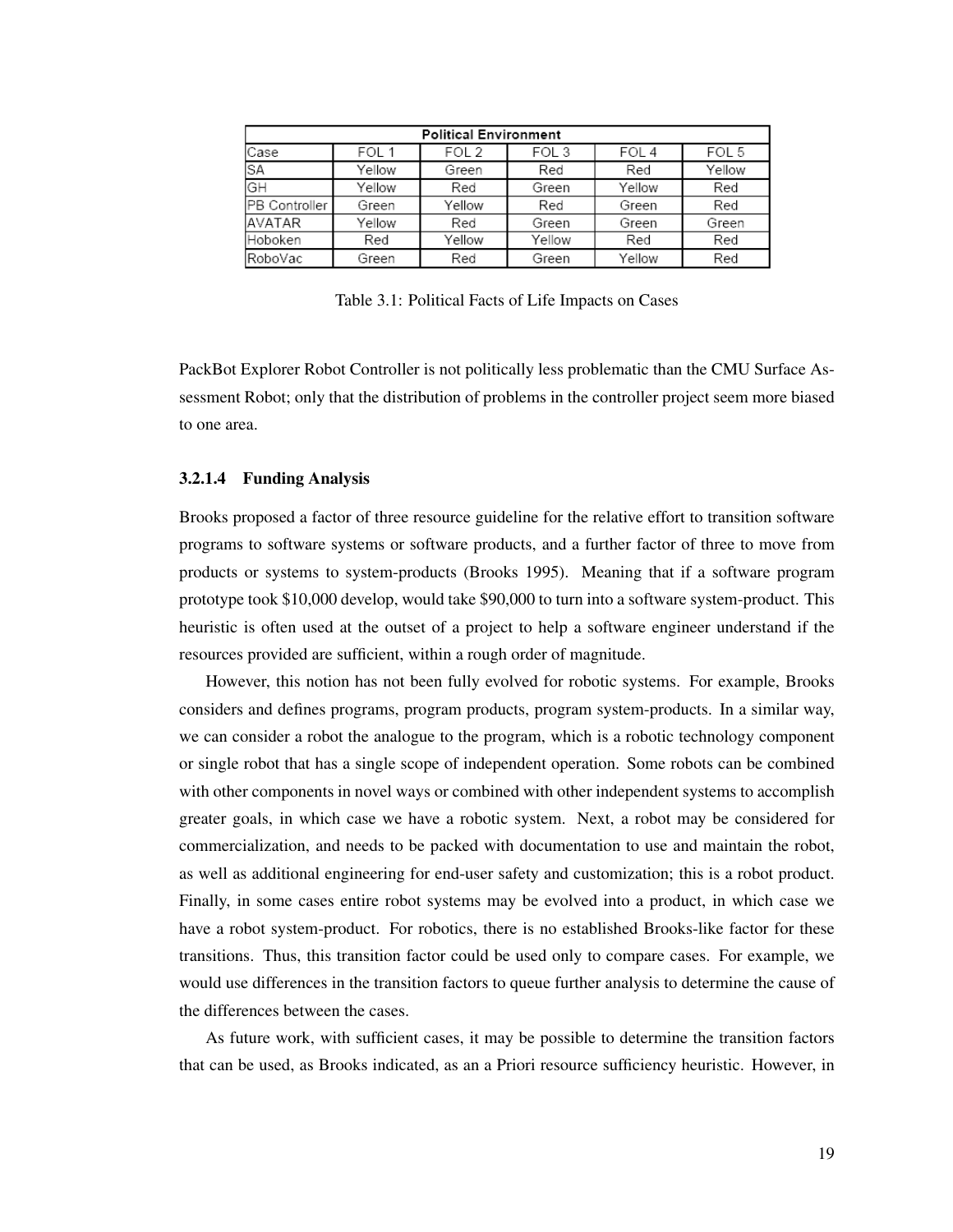| Political Environment | | | | | |
|---|---|---|---|---|---|
| Case | FOL 1 | FOL 2 | FOL 3 | FOL 4 | FOL 5 |
| SA | Yellow | Green | Red | Red | Yellow |
| GH | Yellow | Red | Green | Yellow | Red |
| PB Controller | Green | Yellow | Red | Green | Red |
| AVATAR | Yellow | Red | Green | Green | Green |
| Hoboken | Red | Yellow | Yellow | Red | Red |
| RoboVac | Green | Red | Green | Yellow | Red |

Table 3.1: Political Facts of Life Impacts on Cases

PackBot Explorer Robot Controller is not politically less problematic than the CMU Surface Assessment Robot; only that the distribution of problems in the controller project seem more biased to one area.

#### 3.2.1.4 Funding Analysis

Brooks proposed a factor of three resource guideline for the relative effort to transition software programs to software systems or software products, and a further factor of three to move from products or systems to system-products (Brooks 1995). Meaning that if a software program prototype took $10,000 develop, would take $90,000 to turn into a software system-product. This heuristic is often used at the outset of a project to help a software engineer understand if the resources provided are sufficient, within a rough order of magnitude.

However, this notion has not been fully evolved for robotic systems. For example, Brooks considers and defines programs, program products, program system-products. In a similar way, we can consider a robot the analogue to the program, which is a robotic technology component or single robot that has a single scope of independent operation. Some robots can be combined with other components in novel ways or combined with other independent systems to accomplish greater goals, in which case we have a robotic system. Next, a robot may be considered for commercialization, and needs to be packed with documentation to use and maintain the robot, as well as additional engineering for end-user safety and customization; this is a robot product. Finally, in some cases entire robot systems may be evolved into a product, in which case we have a robot system-product. For robotics, there is no established Brooks-like factor for these transitions. Thus, this transition factor could be used only to compare cases. For example, we would use differences in the transition factors to queue further analysis to determine the cause of the differences between the cases.

As future work, with sufficient cases, it may be possible to determine the transition factors that can be used, as Brooks indicated, as an a Priori resource sufficiency heuristic. However, in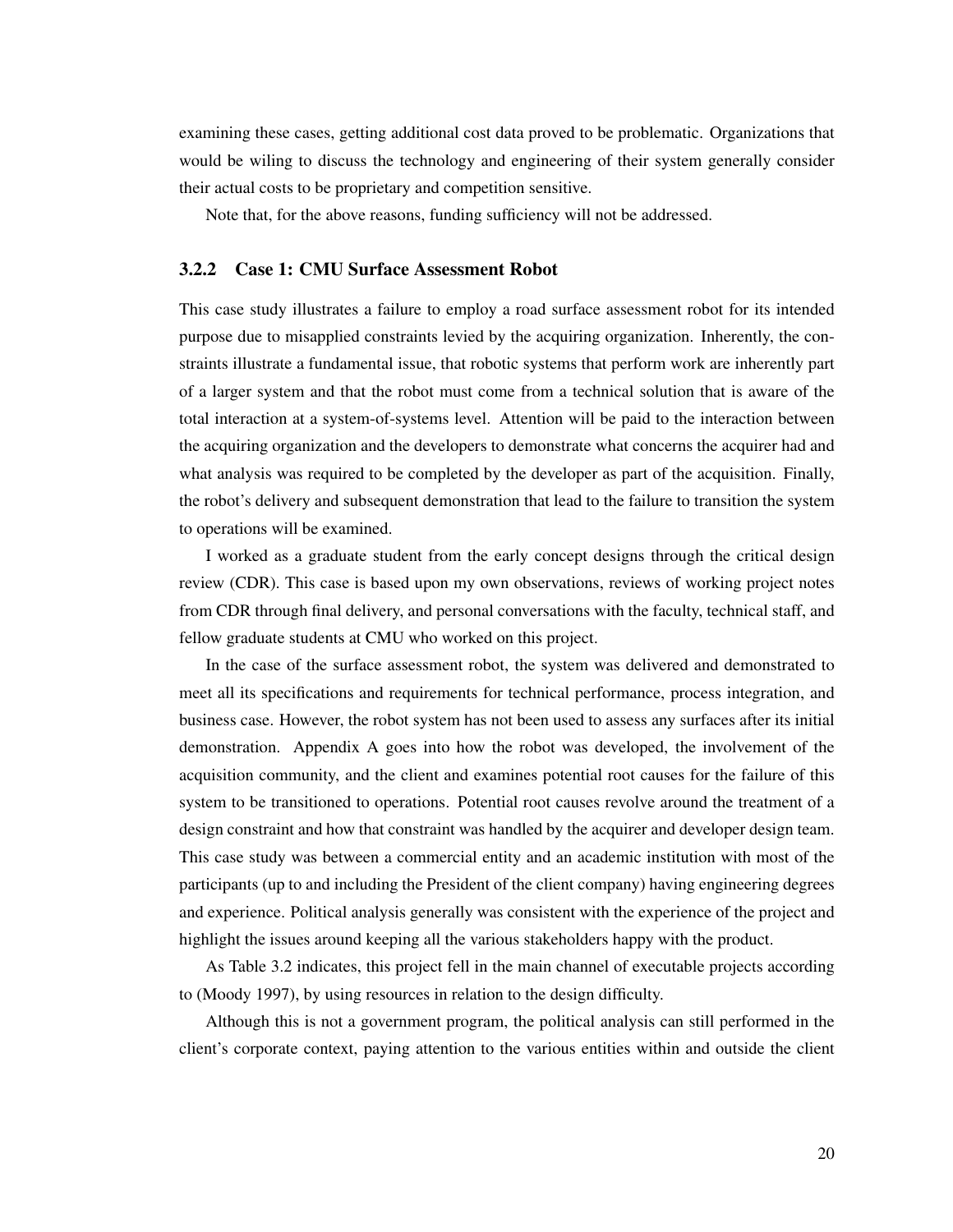examining these cases, getting additional cost data proved to be problematic. Organizations that would be wiling to discuss the technology and engineering of their system generally consider their actual costs to be proprietary and competition sensitive.

Note that, for the above reasons, funding sufficiency will not be addressed.

### 3.2.2 Case 1: CMU Surface Assessment Robot

This case study illustrates a failure to employ a road surface assessment robot for its intended purpose due to misapplied constraints levied by the acquiring organization. Inherently, the constraints illustrate a fundamental issue, that robotic systems that perform work are inherently part of a larger system and that the robot must come from a technical solution that is aware of the total interaction at a system-of-systems level. Attention will be paid to the interaction between the acquiring organization and the developers to demonstrate what concerns the acquirer had and what analysis was required to be completed by the developer as part of the acquisition. Finally, the robot's delivery and subsequent demonstration that lead to the failure to transition the system to operations will be examined.

I worked as a graduate student from the early concept designs through the critical design review (CDR). This case is based upon my own observations, reviews of working project notes from CDR through final delivery, and personal conversations with the faculty, technical staff, and fellow graduate students at CMU who worked on this project.

In the case of the surface assessment robot, the system was delivered and demonstrated to meet all its specifications and requirements for technical performance, process integration, and business case. However, the robot system has not been used to assess any surfaces after its initial demonstration. Appendix A goes into how the robot was developed, the involvement of the acquisition community, and the client and examines potential root causes for the failure of this system to be transitioned to operations. Potential root causes revolve around the treatment of a design constraint and how that constraint was handled by the acquirer and developer design team. This case study was between a commercial entity and an academic institution with most of the participants (up to and including the President of the client company) having engineering degrees and experience. Political analysis generally was consistent with the experience of the project and highlight the issues around keeping all the various stakeholders happy with the product.

As Table 3.2 indicates, this project fell in the main channel of executable projects according to (Moody 1997), by using resources in relation to the design difficulty.

Although this is not a government program, the political analysis can still performed in the client's corporate context, paying attention to the various entities within and outside the client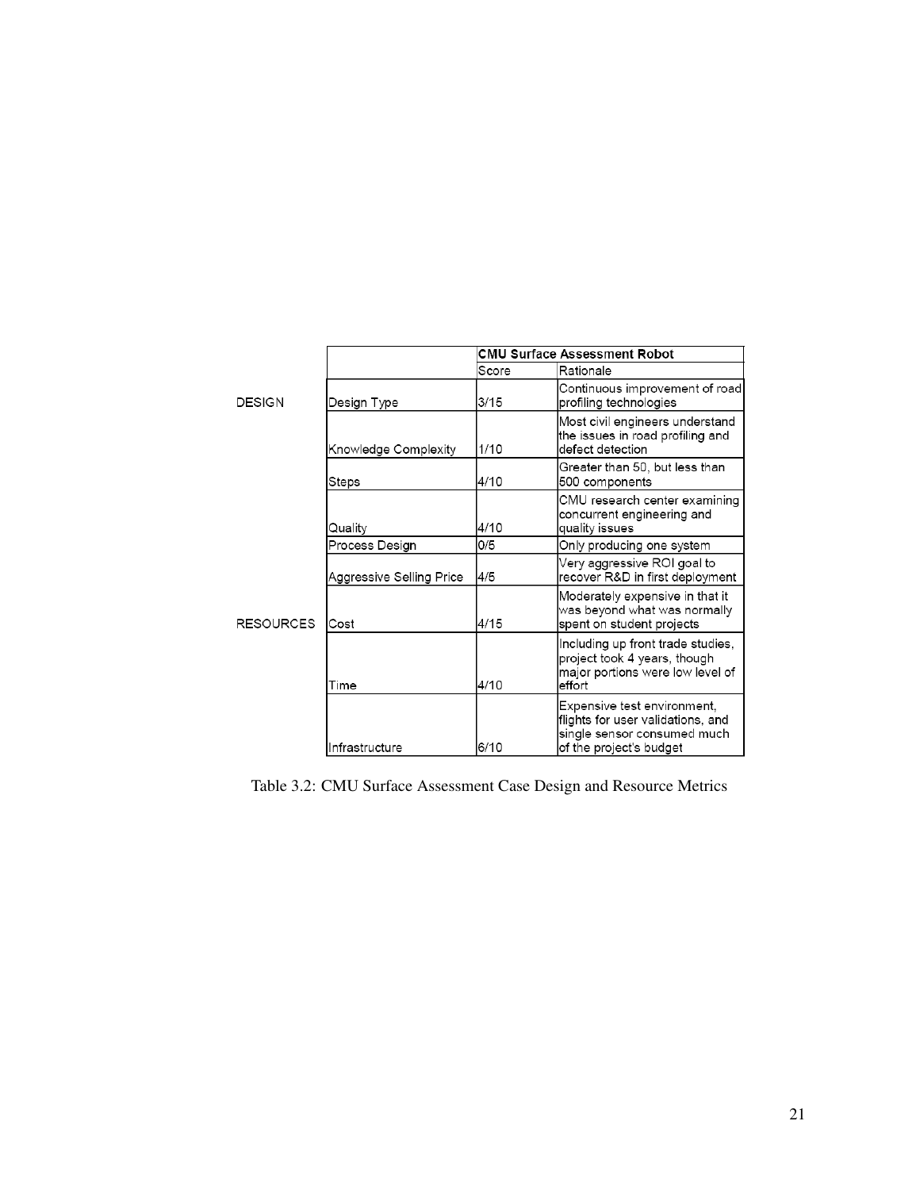| | | CMU Surface Assessment Robot | |
|---|---|---|---|
| | | Score | Rationale |
| DESIGN | Design Type | 3/15 | Continuous improvement of road profiling technologies |
| | Knowledge Complexity | 1/10 | Most civil engineers understand the issues in road profiling and defect detection |
| | Steps | 4/10 | Greater than 50, but less than 500 components |
| | Quality | 4/10 | CMU research center examining concurrent engineering and quality issues |
| | Process Design | 0/5 | Only producing one system |
| | Aggressive Selling Price | 4/5 | Very aggressive ROI goal to recover R&D in first deployment |
| RESOURCES | Cost | 4/15 | Moderately expensive in that it was beyond what was normally spent on student projects |
| | Time | 4/10 | Including up front trade studies, project took 4 years, though major portions were low level of effort |
| | Infrastructure | 6/10 | Expensive test environment, flights for user validations, and single sensor consumed much of the project's budget |

Table 3.2: CMU Surface Assessment Case Design and Resource Metrics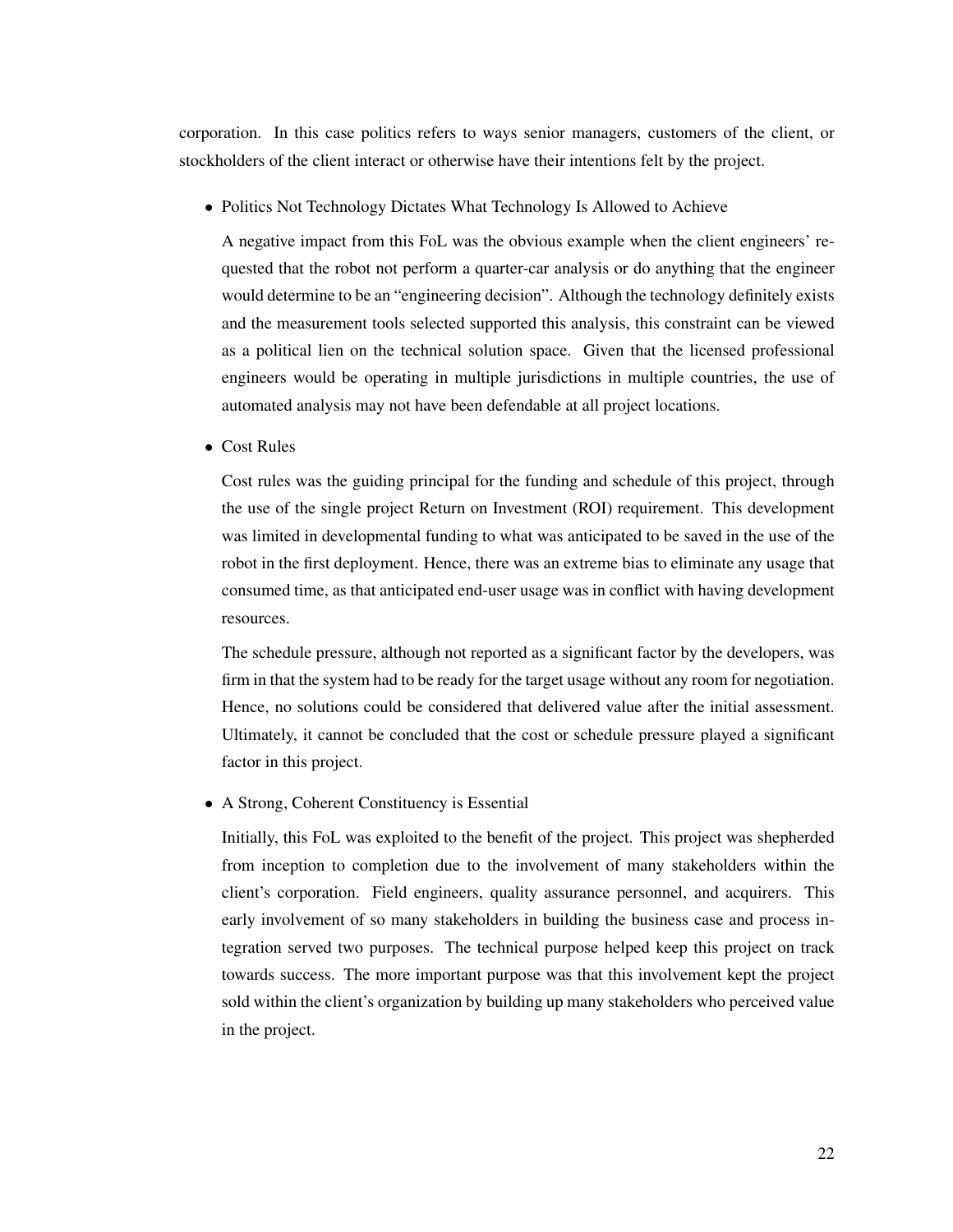corporation. In this case politics refers to ways senior managers, customers of the client, or stockholders of the client interact or otherwise have their intentions felt by the project.

- Politics Not Technology Dictates What Technology Is Allowed to Achieve

  A negative impact from this FoL was the obvious example when the client engineers' requested that the robot not perform a quarter-car analysis or do anything that the engineer would determine to be an "engineering decision". Although the technology definitely exists and the measurement tools selected supported this analysis, this constraint can be viewed as a political lien on the technical solution space. Given that the licensed professional engineers would be operating in multiple jurisdictions in multiple countries, the use of automated analysis may not have been defendable at all project locations.

- Cost Rules

  Cost rules was the guiding principal for the funding and schedule of this project, through the use of the single project Return on Investment (ROI) requirement. This development was limited in developmental funding to what was anticipated to be saved in the use of the robot in the first deployment. Hence, there was an extreme bias to eliminate any usage that consumed time, as that anticipated end-user usage was in conflict with having development resources.

  The schedule pressure, although not reported as a significant factor by the developers, was firm in that the system had to be ready for the target usage without any room for negotiation. Hence, no solutions could be considered that delivered value after the initial assessment. Ultimately, it cannot be concluded that the cost or schedule pressure played a significant factor in this project.

- A Strong, Coherent Constituency is Essential

  Initially, this FoL was exploited to the benefit of the project. This project was shepherded from inception to completion due to the involvement of many stakeholders within the client's corporation. Field engineers, quality assurance personnel, and acquirers. This early involvement of so many stakeholders in building the business case and process integration served two purposes. The technical purpose helped keep this project on track towards success. The more important purpose was that this involvement kept the project sold within the client's organization by building up many stakeholders who perceived value in the project.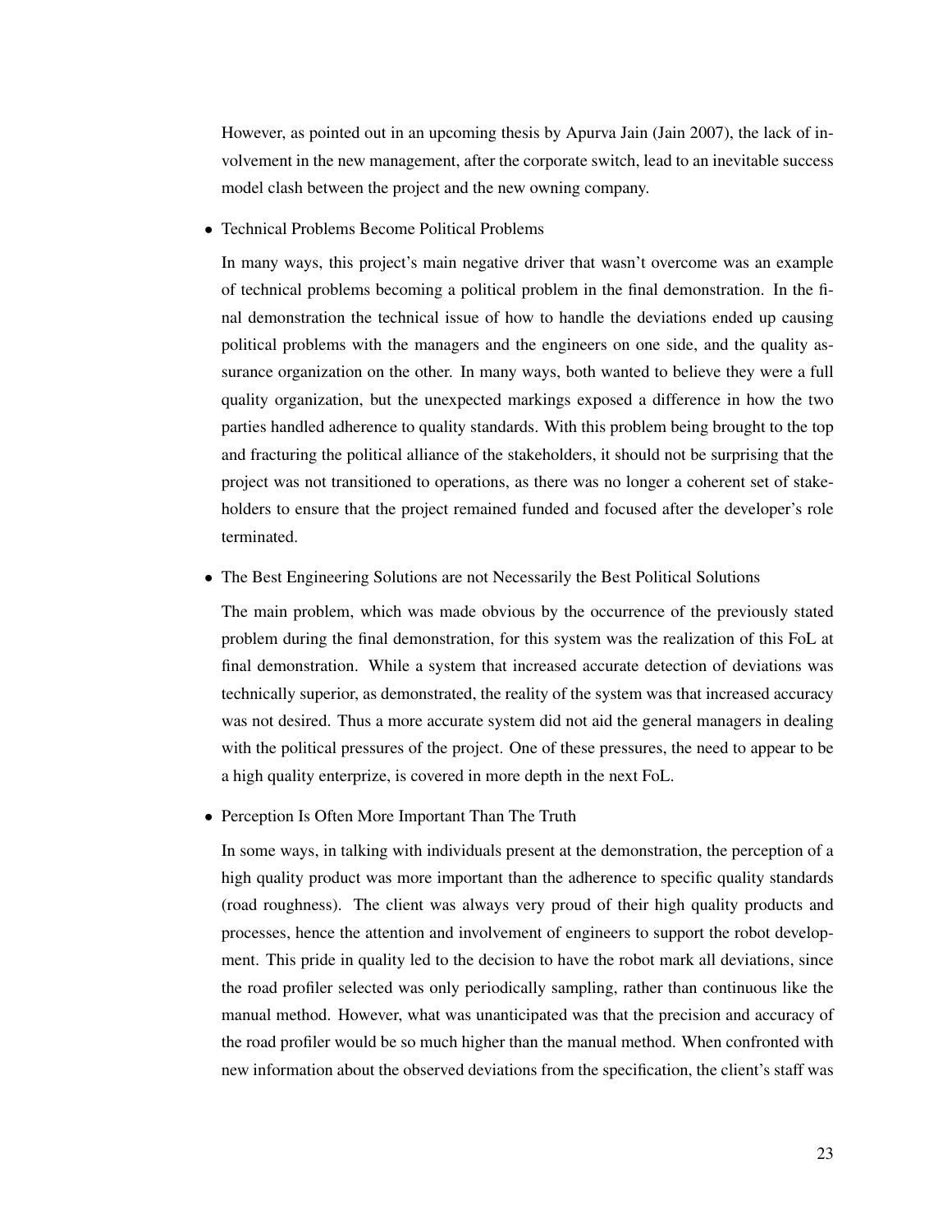However, as pointed out in an upcoming thesis by Apurva Jain (Jain 2007), the lack of involvement in the new management, after the corporate switch, lead to an inevitable success model clash between the project and the new owning company.

- Technical Problems Become Political Problems

  In many ways, this project's main negative driver that wasn't overcome was an example of technical problems becoming a political problem in the final demonstration. In the final demonstration the technical issue of how to handle the deviations ended up causing political problems with the managers and the engineers on one side, and the quality assurance organization on the other. In many ways, both wanted to believe they were a full quality organization, but the unexpected markings exposed a difference in how the two parties handled adherence to quality standards. With this problem being brought to the top and fracturing the political alliance of the stakeholders, it should not be surprising that the project was not transitioned to operations, as there was no longer a coherent set of stakeholders to ensure that the project remained funded and focused after the developer's role terminated.

- The Best Engineering Solutions are not Necessarily the Best Political Solutions

  The main problem, which was made obvious by the occurrence of the previously stated problem during the final demonstration, for this system was the realization of this FoL at final demonstration. While a system that increased accurate detection of deviations was technically superior, as demonstrated, the reality of the system was that increased accuracy was not desired. Thus a more accurate system did not aid the general managers in dealing with the political pressures of the project. One of these pressures, the need to appear to be a high quality enterprize, is covered in more depth in the next FoL.

- Perception Is Often More Important Than The Truth

  In some ways, in talking with individuals present at the demonstration, the perception of a high quality product was more important than the adherence to specific quality standards (road roughness). The client was always very proud of their high quality products and processes, hence the attention and involvement of engineers to support the robot development. This pride in quality led to the decision to have the robot mark all deviations, since the road profiler selected was only periodically sampling, rather than continuous like the manual method. However, what was unanticipated was that the precision and accuracy of the road profiler would be so much higher than the manual method. When confronted with new information about the observed deviations from the specification, the client's staff was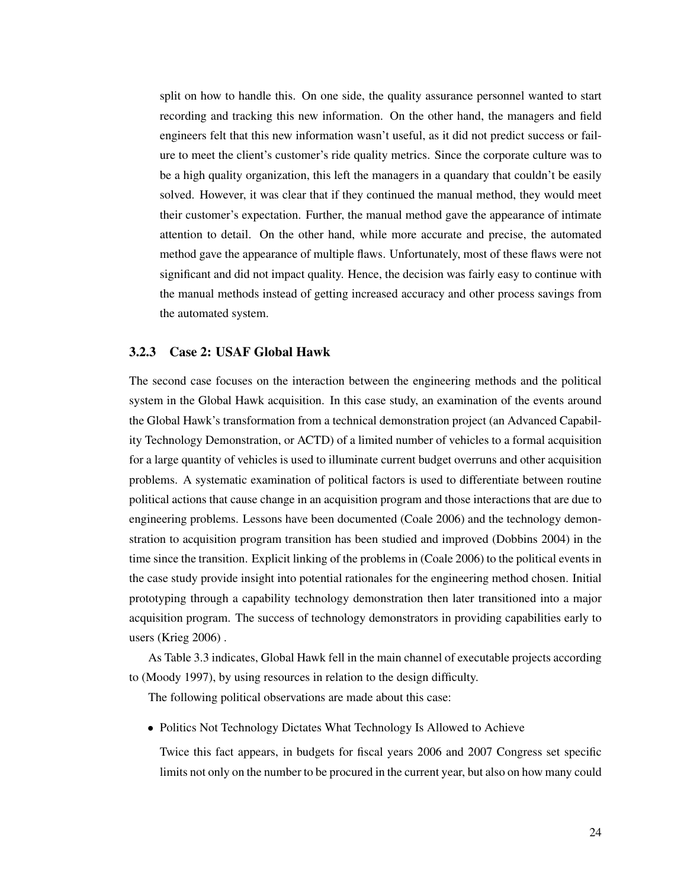split on how to handle this. On one side, the quality assurance personnel wanted to start recording and tracking this new information. On the other hand, the managers and field engineers felt that this new information wasn't useful, as it did not predict success or failure to meet the client's customer's ride quality metrics. Since the corporate culture was to be a high quality organization, this left the managers in a quandary that couldn't be easily solved. However, it was clear that if they continued the manual method, they would meet their customer's expectation. Further, the manual method gave the appearance of intimate attention to detail. On the other hand, while more accurate and precise, the automated method gave the appearance of multiple flaws. Unfortunately, most of these flaws were not significant and did not impact quality. Hence, the decision was fairly easy to continue with the manual methods instead of getting increased accuracy and other process savings from the automated system.

### 3.2.3 Case 2: USAF Global Hawk

The second case focuses on the interaction between the engineering methods and the political system in the Global Hawk acquisition. In this case study, an examination of the events around the Global Hawk's transformation from a technical demonstration project (an Advanced Capability Technology Demonstration, or ACTD) of a limited number of vehicles to a formal acquisition for a large quantity of vehicles is used to illuminate current budget overruns and other acquisition problems. A systematic examination of political factors is used to differentiate between routine political actions that cause change in an acquisition program and those interactions that are due to engineering problems. Lessons have been documented (Coale 2006) and the technology demonstration to acquisition program transition has been studied and improved (Dobbins 2004) in the time since the transition. Explicit linking of the problems in (Coale 2006) to the political events in the case study provide insight into potential rationales for the engineering method chosen. Initial prototyping through a capability technology demonstration then later transitioned into a major acquisition program. The success of technology demonstrators in providing capabilities early to users (Krieg 2006) .

As Table 3.3 indicates, Global Hawk fell in the main channel of executable projects according to (Moody 1997), by using resources in relation to the design difficulty.

The following political observations are made about this case:

- Politics Not Technology Dictates What Technology Is Allowed to Achieve

  Twice this fact appears, in budgets for fiscal years 2006 and 2007 Congress set specific limits not only on the number to be procured in the current year, but also on how many could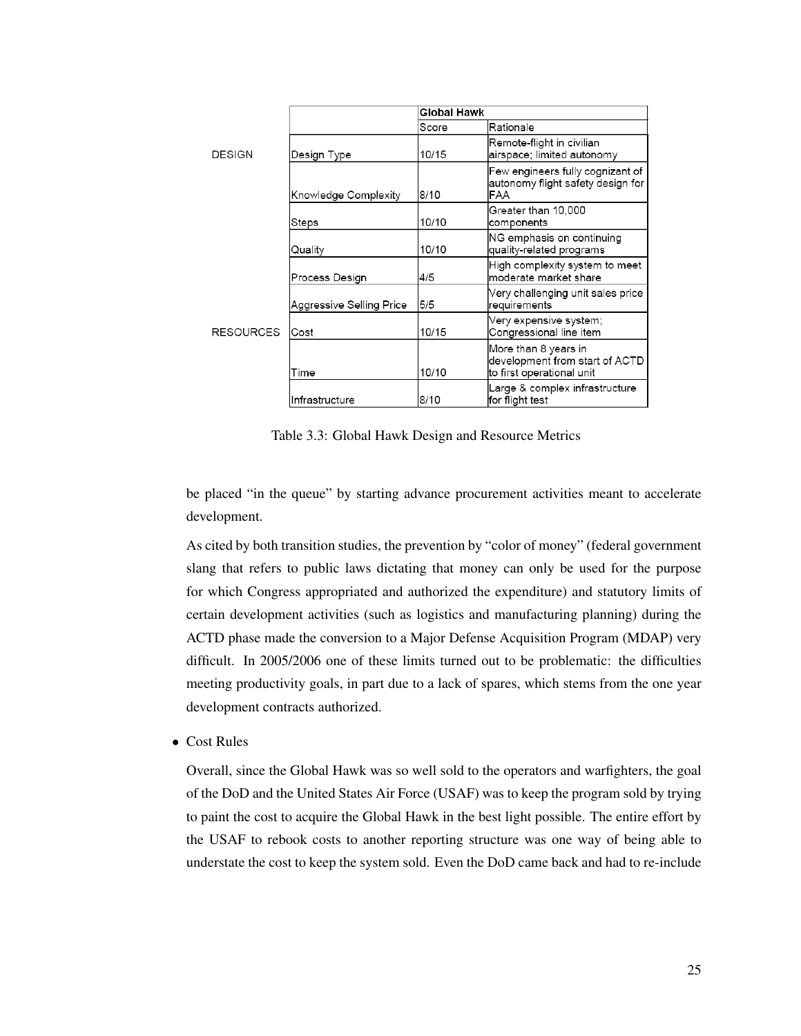| | | Global Hawk | |
|---|---|---|---|
| | | Score | Rationale |
| DESIGN | Design Type | 10/15 | Remote-flight in civilian airspace; limited autonomy |
| | Knowledge Complexity | 8/10 | Few engineers fully cognizant of autonomy flight safety design for FAA |
| | Steps | 10/10 | Greater than 10,000 components |
| | Quality | 10/10 | NG emphasis on continuing quality-related programs |
| | Process Design | 4/5 | High complexity system to meet moderate market share |
| | Aggressive Selling Price | 5/5 | Very challenging unit sales price requirements |
| RESOURCES | Cost | 10/15 | Very expensive system; Congressional line item |
| | Time | 10/10 | More than 8 years in development from start of ACTD to first operational unit |
| | Infrastructure | 8/10 | Large & complex infrastructure for flight test |

Table 3.3: Global Hawk Design and Resource Metrics

be placed "in the queue" by starting advance procurement activities meant to accelerate development.

As cited by both transition studies, the prevention by "color of money" (federal government slang that refers to public laws dictating that money can only be used for the purpose for which Congress appropriated and authorized the expenditure) and statutory limits of certain development activities (such as logistics and manufacturing planning) during the ACTD phase made the conversion to a Major Defense Acquisition Program (MDAP) very difficult. In 2005/2006 one of these limits turned out to be problematic: the difficulties meeting productivity goals, in part due to a lack of spares, which stems from the one year development contracts authorized.

- Cost Rules

  Overall, since the Global Hawk was so well sold to the operators and warfighters, the goal of the DoD and the United States Air Force (USAF) was to keep the program sold by trying to paint the cost to acquire the Global Hawk in the best light possible. The entire effort by the USAF to rebook costs to another reporting structure was one way of being able to understate the cost to keep the system sold. Even the DoD came back and had to re-include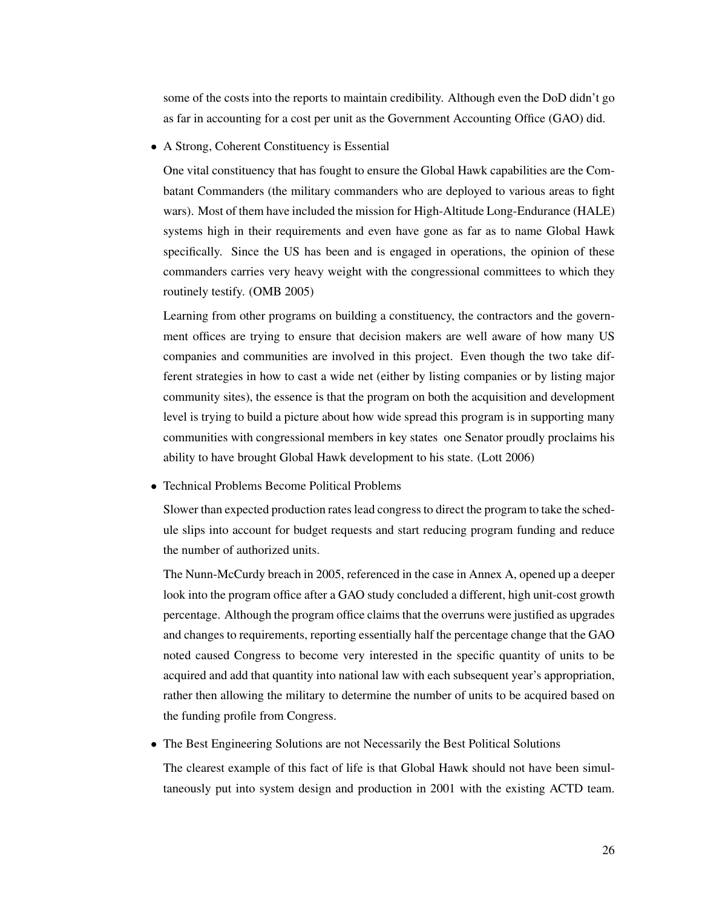some of the costs into the reports to maintain credibility. Although even the DoD didn't go as far in accounting for a cost per unit as the Government Accounting Office (GAO) did.

- A Strong, Coherent Constituency is Essential

  One vital constituency that has fought to ensure the Global Hawk capabilities are the Combatant Commanders (the military commanders who are deployed to various areas to fight wars). Most of them have included the mission for High-Altitude Long-Endurance (HALE) systems high in their requirements and even have gone as far as to name Global Hawk specifically. Since the US has been and is engaged in operations, the opinion of these commanders carries very heavy weight with the congressional committees to which they routinely testify. (OMB 2005)

  Learning from other programs on building a constituency, the contractors and the government offices are trying to ensure that decision makers are well aware of how many US companies and communities are involved in this project. Even though the two take different strategies in how to cast a wide net (either by listing companies or by listing major community sites), the essence is that the program on both the acquisition and development level is trying to build a picture about how wide spread this program is in supporting many communities with congressional members in key states one Senator proudly proclaims his ability to have brought Global Hawk development to his state. (Lott 2006)

- Technical Problems Become Political Problems

  Slower than expected production rates lead congress to direct the program to take the schedule slips into account for budget requests and start reducing program funding and reduce the number of authorized units.

  The Nunn-McCurdy breach in 2005, referenced in the case in Annex A, opened up a deeper look into the program office after a GAO study concluded a different, high unit-cost growth percentage. Although the program office claims that the overruns were justified as upgrades and changes to requirements, reporting essentially half the percentage change that the GAO noted caused Congress to become very interested in the specific quantity of units to be acquired and add that quantity into national law with each subsequent year's appropriation, rather then allowing the military to determine the number of units to be acquired based on the funding profile from Congress.

- The Best Engineering Solutions are not Necessarily the Best Political Solutions

  The clearest example of this fact of life is that Global Hawk should not have been simultaneously put into system design and production in 2001 with the existing ACTD team.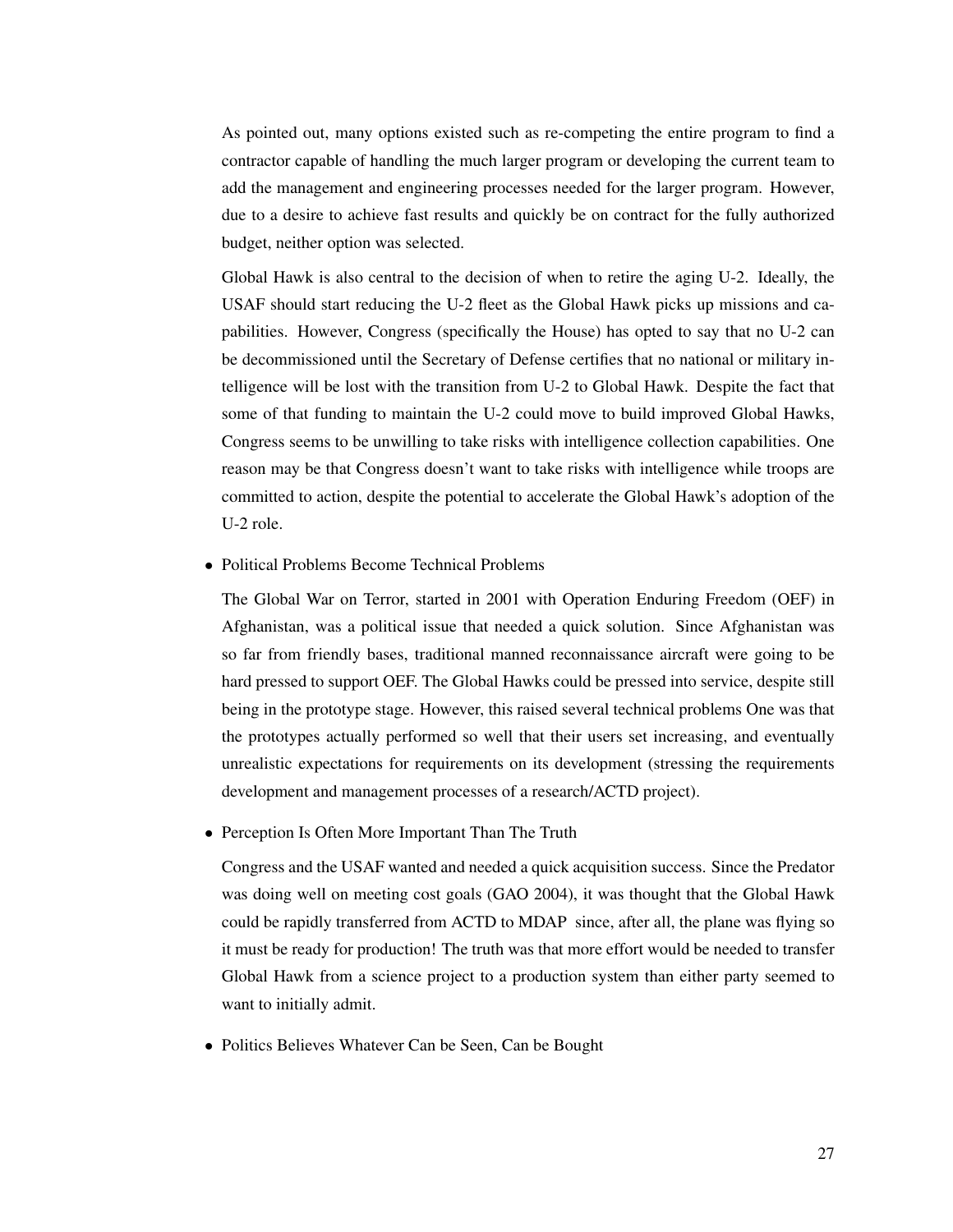As pointed out, many options existed such as re-competing the entire program to find a contractor capable of handling the much larger program or developing the current team to add the management and engineering processes needed for the larger program. However, due to a desire to achieve fast results and quickly be on contract for the fully authorized budget, neither option was selected.

Global Hawk is also central to the decision of when to retire the aging U-2. Ideally, the USAF should start reducing the U-2 fleet as the Global Hawk picks up missions and capabilities. However, Congress (specifically the House) has opted to say that no U-2 can be decommissioned until the Secretary of Defense certifies that no national or military intelligence will be lost with the transition from U-2 to Global Hawk. Despite the fact that some of that funding to maintain the U-2 could move to build improved Global Hawks, Congress seems to be unwilling to take risks with intelligence collection capabilities. One reason may be that Congress doesn't want to take risks with intelligence while troops are committed to action, despite the potential to accelerate the Global Hawk's adoption of the U-2 role.

- Political Problems Become Technical Problems

  The Global War on Terror, started in 2001 with Operation Enduring Freedom (OEF) in Afghanistan, was a political issue that needed a quick solution. Since Afghanistan was so far from friendly bases, traditional manned reconnaissance aircraft were going to be hard pressed to support OEF. The Global Hawks could be pressed into service, despite still being in the prototype stage. However, this raised several technical problems One was that the prototypes actually performed so well that their users set increasing, and eventually unrealistic expectations for requirements on its development (stressing the requirements development and management processes of a research/ACTD project).

- Perception Is Often More Important Than The Truth

  Congress and the USAF wanted and needed a quick acquisition success. Since the Predator was doing well on meeting cost goals (GAO 2004), it was thought that the Global Hawk could be rapidly transferred from ACTD to MDAP since, after all, the plane was flying so it must be ready for production! The truth was that more effort would be needed to transfer Global Hawk from a science project to a production system than either party seemed to want to initially admit.

- Politics Believes Whatever Can be Seen, Can be Bought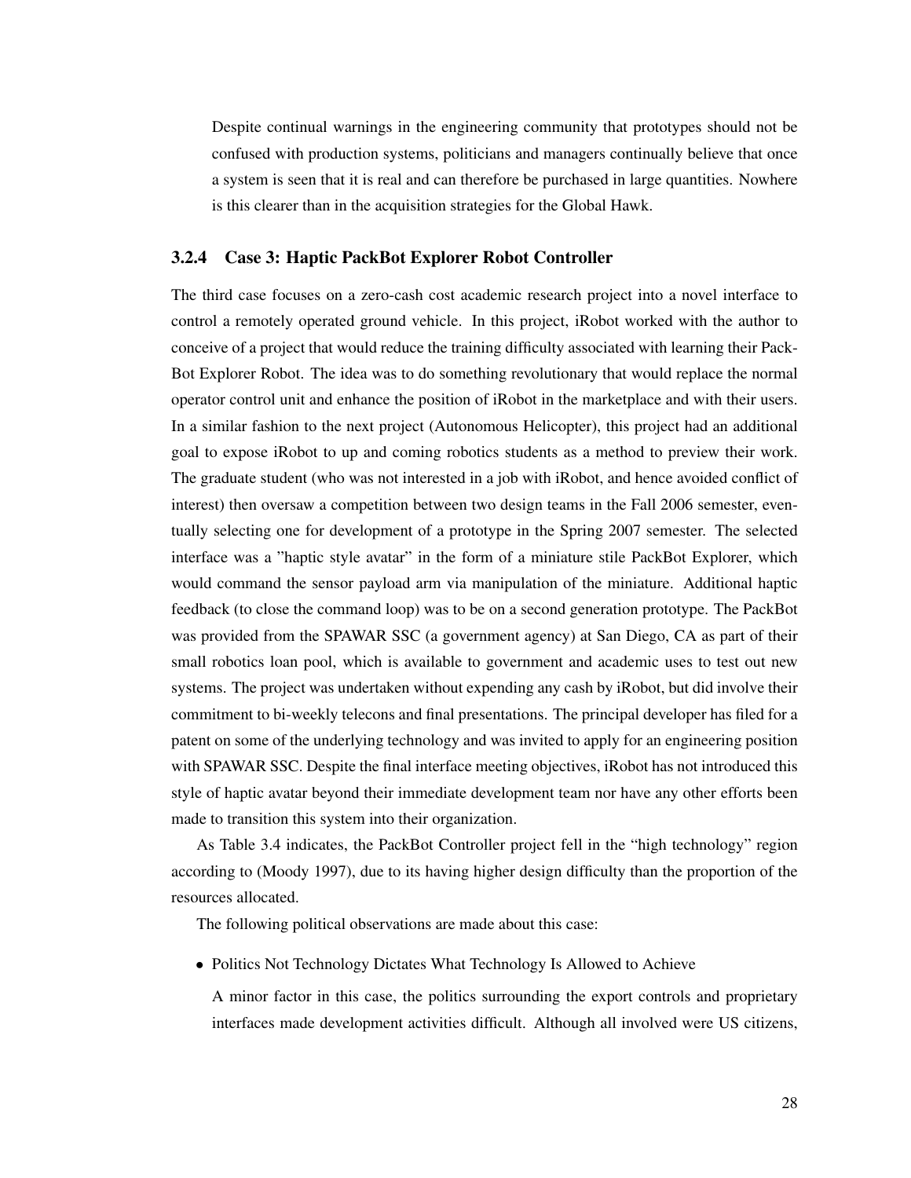Despite continual warnings in the engineering community that prototypes should not be confused with production systems, politicians and managers continually believe that once a system is seen that it is real and can therefore be purchased in large quantities. Nowhere is this clearer than in the acquisition strategies for the Global Hawk.

### 3.2.4 Case 3: Haptic PackBot Explorer Robot Controller

The third case focuses on a zero-cash cost academic research project into a novel interface to control a remotely operated ground vehicle. In this project, iRobot worked with the author to conceive of a project that would reduce the training difficulty associated with learning their PackBot Explorer Robot. The idea was to do something revolutionary that would replace the normal operator control unit and enhance the position of iRobot in the marketplace and with their users. In a similar fashion to the next project (Autonomous Helicopter), this project had an additional goal to expose iRobot to up and coming robotics students as a method to preview their work. The graduate student (who was not interested in a job with iRobot, and hence avoided conflict of interest) then oversaw a competition between two design teams in the Fall 2006 semester, eventually selecting one for development of a prototype in the Spring 2007 semester. The selected interface was a "haptic style avatar" in the form of a miniature stile PackBot Explorer, which would command the sensor payload arm via manipulation of the miniature. Additional haptic feedback (to close the command loop) was to be on a second generation prototype. The PackBot was provided from the SPAWAR SSC (a government agency) at San Diego, CA as part of their small robotics loan pool, which is available to government and academic uses to test out new systems. The project was undertaken without expending any cash by iRobot, but did involve their commitment to bi-weekly telecons and final presentations. The principal developer has filed for a patent on some of the underlying technology and was invited to apply for an engineering position with SPAWAR SSC. Despite the final interface meeting objectives, iRobot has not introduced this style of haptic avatar beyond their immediate development team nor have any other efforts been made to transition this system into their organization.

As Table 3.4 indicates, the PackBot Controller project fell in the "high technology" region according to (Moody 1997), due to its having higher design difficulty than the proportion of the resources allocated.

The following political observations are made about this case:

- Politics Not Technology Dictates What Technology Is Allowed to Achieve

  A minor factor in this case, the politics surrounding the export controls and proprietary interfaces made development activities difficult. Although all involved were US citizens,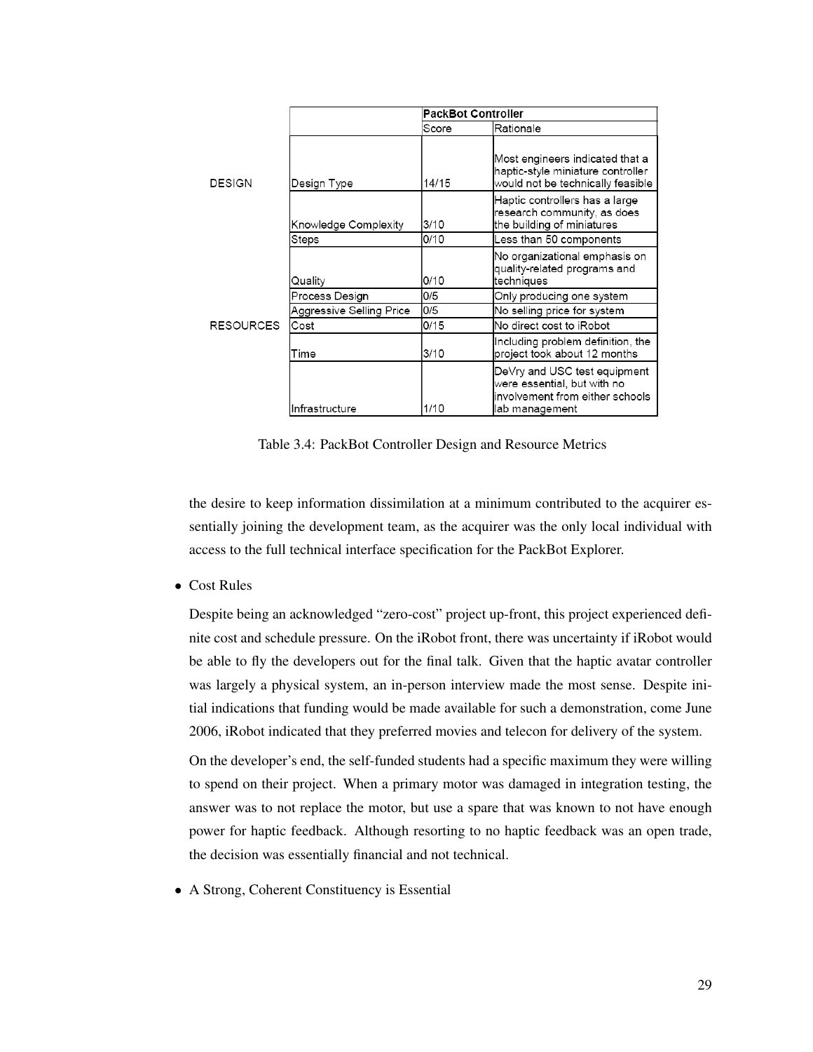| | | PackBot Controller | |
|---|---|---|---|
| | | Score | Rationale |
| DESIGN | Design Type | 14/15 | Most engineers indicated that a haptic-style miniature controller would not be technically feasible |
| | Knowledge Complexity | 3/10 | Haptic controllers has a large research community, as does the building of miniatures |
| | Steps | 0/10 | Less than 50 components |
| | Quality | 0/10 | No organizational emphasis on quality-related programs and techniques |
| | Process Design | 0/5 | Only producing one system |
| | Aggressive Selling Price | 0/5 | No selling price for system |
| RESOURCES | Cost | 0/15 | No direct cost to iRobot |
| | Time | 3/10 | Including problem definition, the project took about 12 months |
| | Infrastructure | 1/10 | DeVry and USC test equipment were essential, but with no involvement from either schools lab management |

Table 3.4: PackBot Controller Design and Resource Metrics

the desire to keep information dissimilation at a minimum contributed to the acquirer essentially joining the development team, as the acquirer was the only local individual with access to the full technical interface specification for the PackBot Explorer.

- Cost Rules

  Despite being an acknowledged "zero-cost" project up-front, this project experienced definite cost and schedule pressure. On the iRobot front, there was uncertainty if iRobot would be able to fly the developers out for the final talk. Given that the haptic avatar controller was largely a physical system, an in-person interview made the most sense. Despite initial indications that funding would be made available for such a demonstration, come June 2006, iRobot indicated that they preferred movies and telecon for delivery of the system.

  On the developer's end, the self-funded students had a specific maximum they were willing to spend on their project. When a primary motor was damaged in integration testing, the answer was to not replace the motor, but use a spare that was known to not have enough power for haptic feedback. Although resorting to no haptic feedback was an open trade, the decision was essentially financial and not technical.

- A Strong, Coherent Constituency is Essential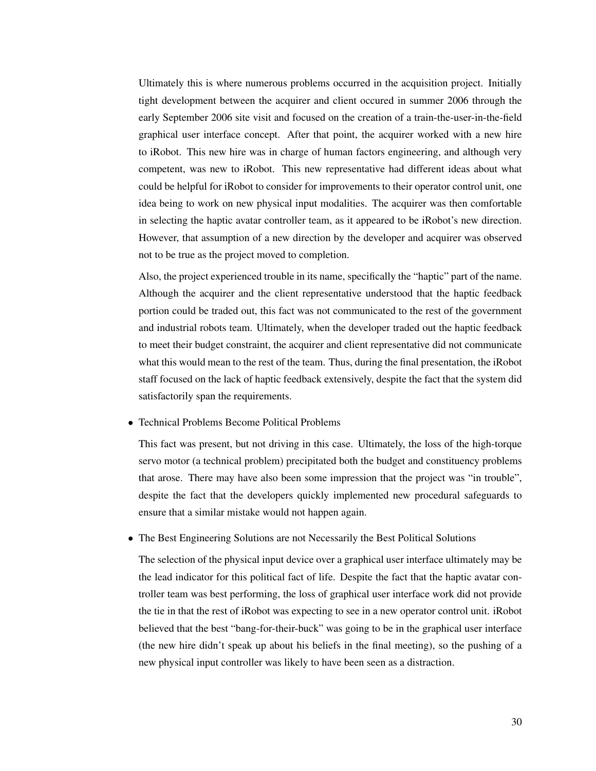Ultimately this is where numerous problems occurred in the acquisition project. Initially tight development between the acquirer and client occured in summer 2006 through the early September 2006 site visit and focused on the creation of a train-the-user-in-the-field graphical user interface concept. After that point, the acquirer worked with a new hire to iRobot. This new hire was in charge of human factors engineering, and although very competent, was new to iRobot. This new representative had different ideas about what could be helpful for iRobot to consider for improvements to their operator control unit, one idea being to work on new physical input modalities. The acquirer was then comfortable in selecting the haptic avatar controller team, as it appeared to be iRobot's new direction. However, that assumption of a new direction by the developer and acquirer was observed not to be true as the project moved to completion.

Also, the project experienced trouble in its name, specifically the "haptic" part of the name. Although the acquirer and the client representative understood that the haptic feedback portion could be traded out, this fact was not communicated to the rest of the government and industrial robots team. Ultimately, when the developer traded out the haptic feedback to meet their budget constraint, the acquirer and client representative did not communicate what this would mean to the rest of the team. Thus, during the final presentation, the iRobot staff focused on the lack of haptic feedback extensively, despite the fact that the system did satisfactorily span the requirements.

- Technical Problems Become Political Problems

  This fact was present, but not driving in this case. Ultimately, the loss of the high-torque servo motor (a technical problem) precipitated both the budget and constituency problems that arose. There may have also been some impression that the project was "in trouble", despite the fact that the developers quickly implemented new procedural safeguards to ensure that a similar mistake would not happen again.

- The Best Engineering Solutions are not Necessarily the Best Political Solutions

  The selection of the physical input device over a graphical user interface ultimately may be the lead indicator for this political fact of life. Despite the fact that the haptic avatar controller team was best performing, the loss of graphical user interface work did not provide the tie in that the rest of iRobot was expecting to see in a new operator control unit. iRobot believed that the best "bang-for-their-buck" was going to be in the graphical user interface (the new hire didn't speak up about his beliefs in the final meeting), so the pushing of a new physical input controller was likely to have been seen as a distraction.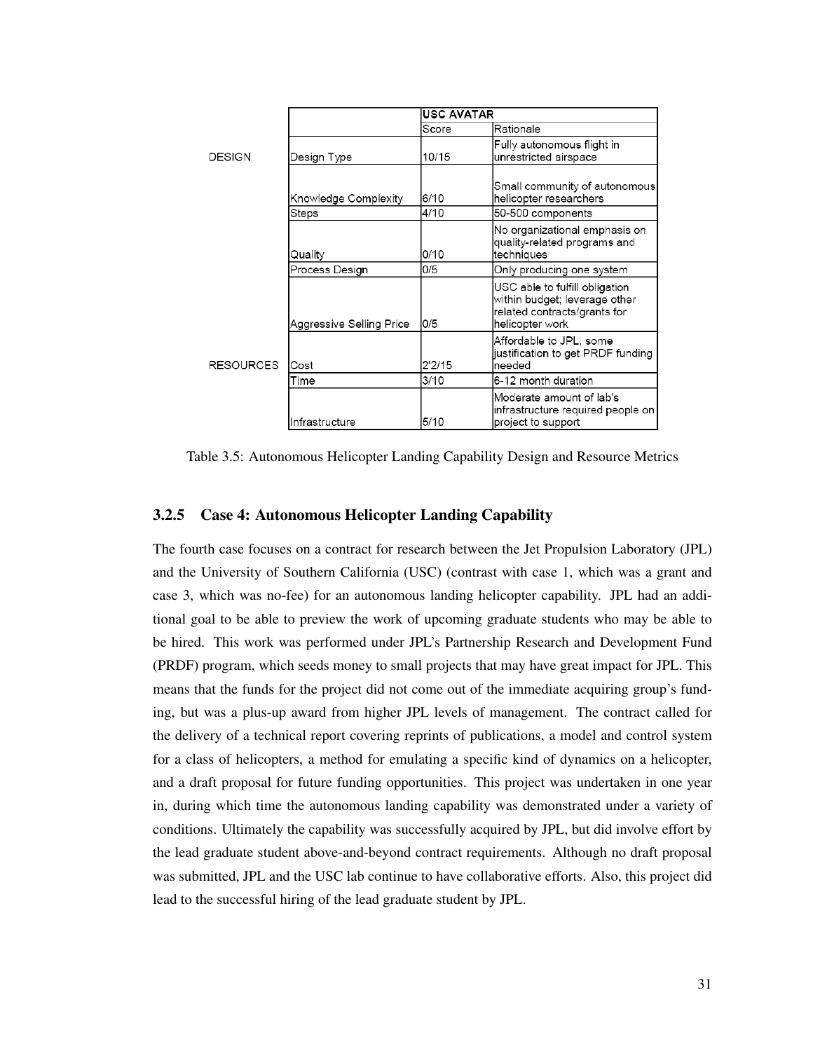| | | USC AVATAR | |
|---|---|---|---|
| | | Score | Rationale |
| DESIGN | Design Type | 10/15 | Fully autonomous flight in unrestricted airspace |
| | Knowledge Complexity | 6/10 | Small community of autonomous helicopter researchers |
| | Steps | 4/10 | 50-500 components |
| | Quality | 0/10 | No organizational emphasis on quality-related programs and techniques |
| | Process Design | 0/5 | Only producing one system |
| | Aggressive Selling Price | 0/5 | USC able to fulfill obligation within budget; leverage other related contracts/grants for helicopter work |
| RESOURCES | Cost | 2'2/15 | Affordable to JPL, some justification to get PRDF funding needed |
| | Time | 3/10 | 6-12 month duration |
| | Infrastructure | 5/10 | Moderate amount of lab's infrastructure required people on project to support |

Table 3.5: Autonomous Helicopter Landing Capability Design and Resource Metrics

### 3.2.5 Case 4: Autonomous Helicopter Landing Capability

The fourth case focuses on a contract for research between the Jet Propulsion Laboratory (JPL) and the University of Southern California (USC) (contrast with case 1, which was a grant and case 3, which was no-fee) for an autonomous landing helicopter capability. JPL had an additional goal to be able to preview the work of upcoming graduate students who may be able to be hired. This work was performed under JPL's Partnership Research and Development Fund (PRDF) program, which seeds money to small projects that may have great impact for JPL. This means that the funds for the project did not come out of the immediate acquiring group's funding, but was a plus-up award from higher JPL levels of management. The contract called for the delivery of a technical report covering reprints of publications, a model and control system for a class of helicopters, a method for emulating a specific kind of dynamics on a helicopter, and a draft proposal for future funding opportunities. This project was undertaken in one year in, during which time the autonomous landing capability was demonstrated under a variety of conditions. Ultimately the capability was successfully acquired by JPL, but did involve effort by the lead graduate student above-and-beyond contract requirements. Although no draft proposal was submitted, JPL and the USC lab continue to have collaborative efforts. Also, this project did lead to the successful hiring of the lead graduate student by JPL.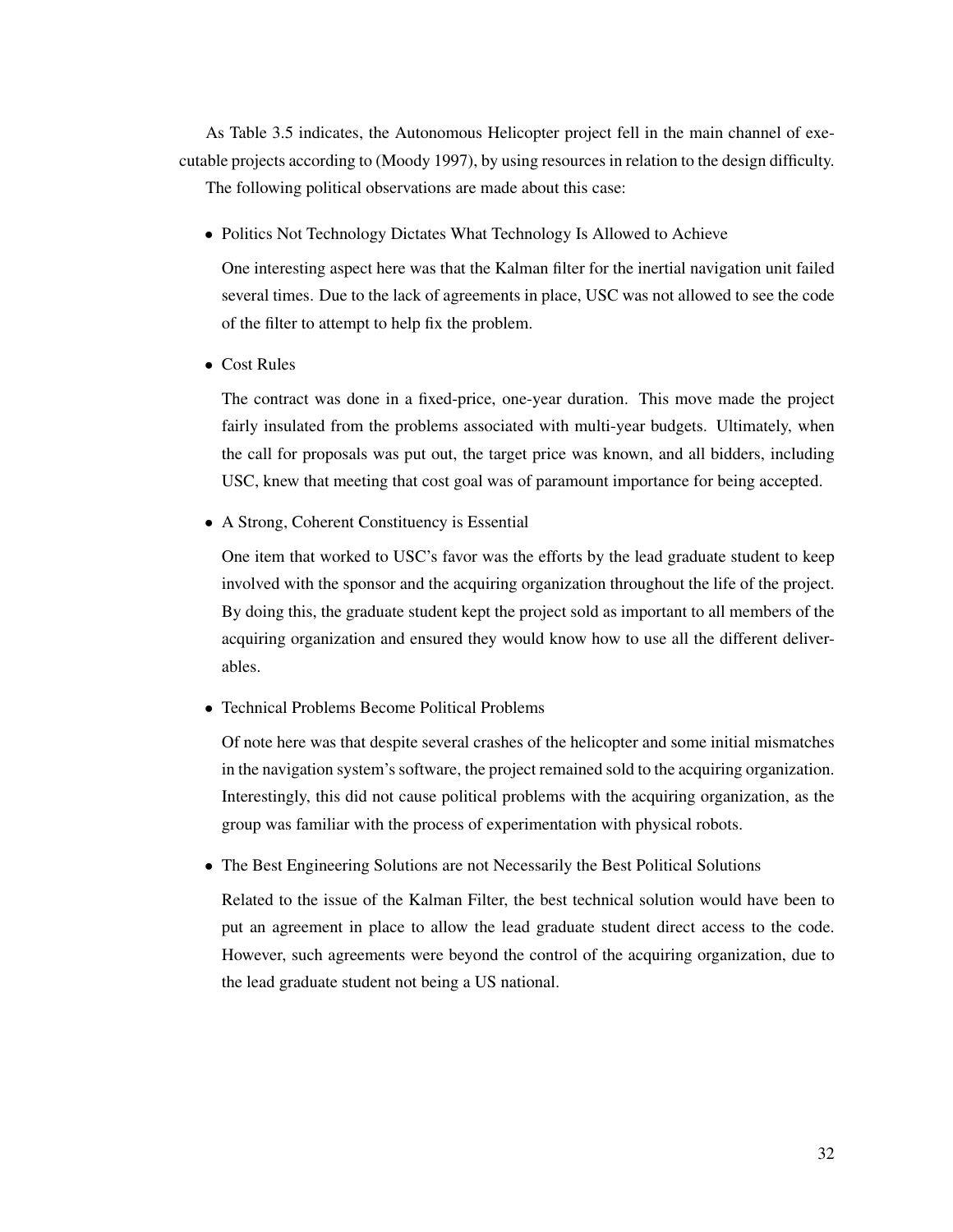As Table 3.5 indicates, the Autonomous Helicopter project fell in the main channel of executable projects according to (Moody 1997), by using resources in relation to the design difficulty.

The following political observations are made about this case:

- Politics Not Technology Dictates What Technology Is Allowed to Achieve

  One interesting aspect here was that the Kalman filter for the inertial navigation unit failed several times. Due to the lack of agreements in place, USC was not allowed to see the code of the filter to attempt to help fix the problem.

- Cost Rules

  The contract was done in a fixed-price, one-year duration. This move made the project fairly insulated from the problems associated with multi-year budgets. Ultimately, when the call for proposals was put out, the target price was known, and all bidders, including USC, knew that meeting that cost goal was of paramount importance for being accepted.

- A Strong, Coherent Constituency is Essential

  One item that worked to USC's favor was the efforts by the lead graduate student to keep involved with the sponsor and the acquiring organization throughout the life of the project. By doing this, the graduate student kept the project sold as important to all members of the acquiring organization and ensured they would know how to use all the different deliverables.

- Technical Problems Become Political Problems

  Of note here was that despite several crashes of the helicopter and some initial mismatches in the navigation system's software, the project remained sold to the acquiring organization. Interestingly, this did not cause political problems with the acquiring organization, as the group was familiar with the process of experimentation with physical robots.

- The Best Engineering Solutions are not Necessarily the Best Political Solutions

  Related to the issue of the Kalman Filter, the best technical solution would have been to put an agreement in place to allow the lead graduate student direct access to the code. However, such agreements were beyond the control of the acquiring organization, due to the lead graduate student not being a US national.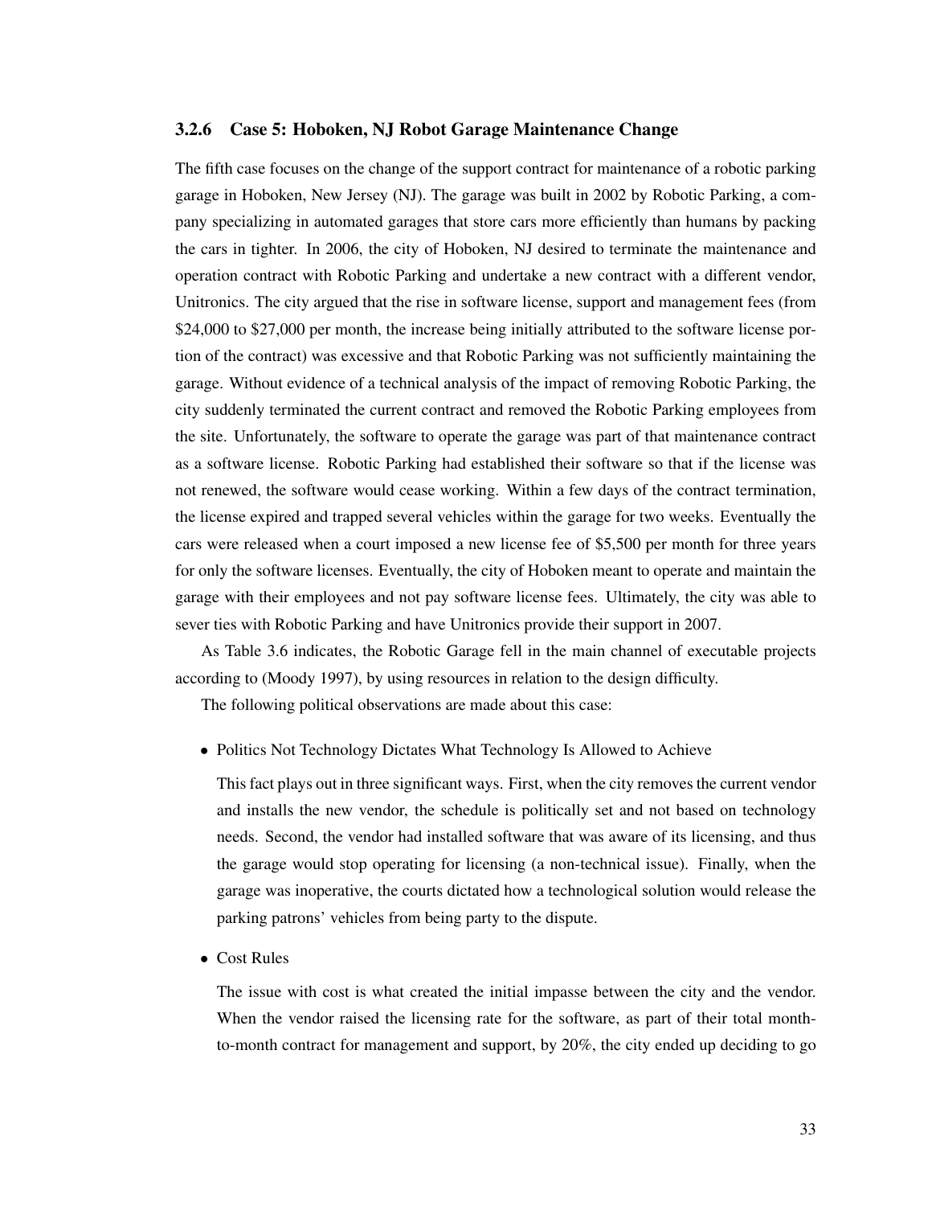### 3.2.6 Case 5: Hoboken, NJ Robot Garage Maintenance Change

The fifth case focuses on the change of the support contract for maintenance of a robotic parking garage in Hoboken, New Jersey (NJ). The garage was built in 2002 by Robotic Parking, a company specializing in automated garages that store cars more efficiently than humans by packing the cars in tighter. In 2006, the city of Hoboken, NJ desired to terminate the maintenance and operation contract with Robotic Parking and undertake a new contract with a different vendor, Unitronics. The city argued that the rise in software license, support and management fees (from $24,000 to $27,000 per month, the increase being initially attributed to the software license portion of the contract) was excessive and that Robotic Parking was not sufficiently maintaining the garage. Without evidence of a technical analysis of the impact of removing Robotic Parking, the city suddenly terminated the current contract and removed the Robotic Parking employees from the site. Unfortunately, the software to operate the garage was part of that maintenance contract as a software license. Robotic Parking had established their software so that if the license was not renewed, the software would cease working. Within a few days of the contract termination, the license expired and trapped several vehicles within the garage for two weeks. Eventually the cars were released when a court imposed a new license fee of $5,500 per month for three years for only the software licenses. Eventually, the city of Hoboken meant to operate and maintain the garage with their employees and not pay software license fees. Ultimately, the city was able to sever ties with Robotic Parking and have Unitronics provide their support in 2007.

As Table 3.6 indicates, the Robotic Garage fell in the main channel of executable projects according to (Moody 1997), by using resources in relation to the design difficulty.

The following political observations are made about this case:

- Politics Not Technology Dictates What Technology Is Allowed to Achieve

  This fact plays out in three significant ways. First, when the city removes the current vendor and installs the new vendor, the schedule is politically set and not based on technology needs. Second, the vendor had installed software that was aware of its licensing, and thus the garage would stop operating for licensing (a non-technical issue). Finally, when the garage was inoperative, the courts dictated how a technological solution would release the parking patrons' vehicles from being party to the dispute.

- Cost Rules

  The issue with cost is what created the initial impasse between the city and the vendor. When the vendor raised the licensing rate for the software, as part of their total month-to-month contract for management and support, by 20%, the city ended up deciding to go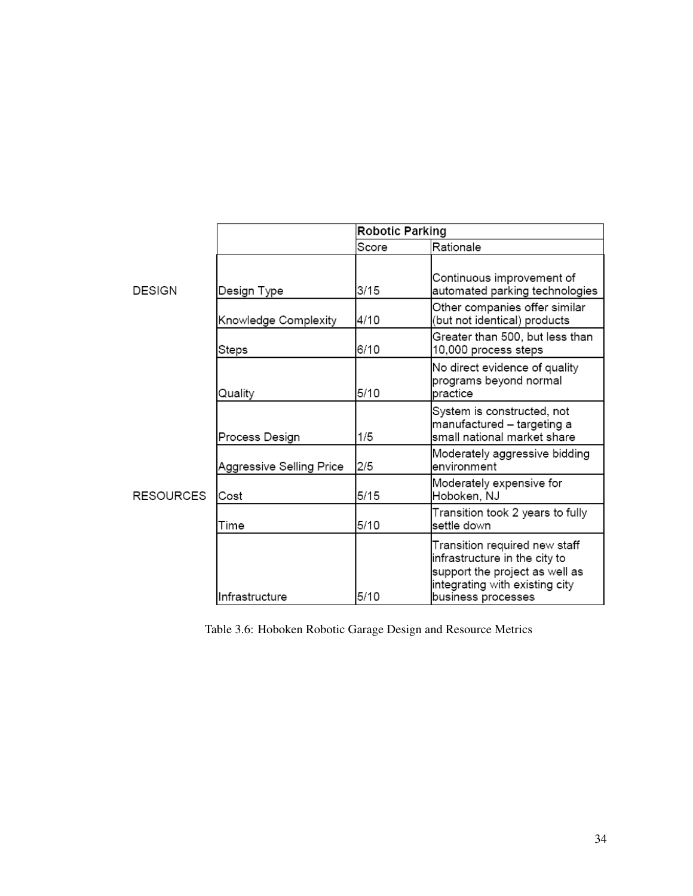| | | Robotic Parking | |
|---|---|---|---|
| | | Score | Rationale |
| DESIGN | Design Type | 3/15 | Continuous improvement of automated parking technologies |
| | Knowledge Complexity | 4/10 | Other companies offer similar (but not identical) products |
| | Steps | 6/10 | Greater than 500, but less than 10,000 process steps |
| | Quality | 5/10 | No direct evidence of quality programs beyond normal practice |
| | Process Design | 1/5 | System is constructed, not manufactured – targeting a small national market share |
| | Aggressive Selling Price | 2/5 | Moderately aggressive bidding environment |
| RESOURCES | Cost | 5/15 | Moderately expensive for Hoboken, NJ |
| | Time | 5/10 | Transition took 2 years to fully settle down |
| | Infrastructure | 5/10 | Transition required new staff infrastructure in the city to support the project as well as integrating with existing city business processes |

Table 3.6: Hoboken Robotic Garage Design and Resource Metrics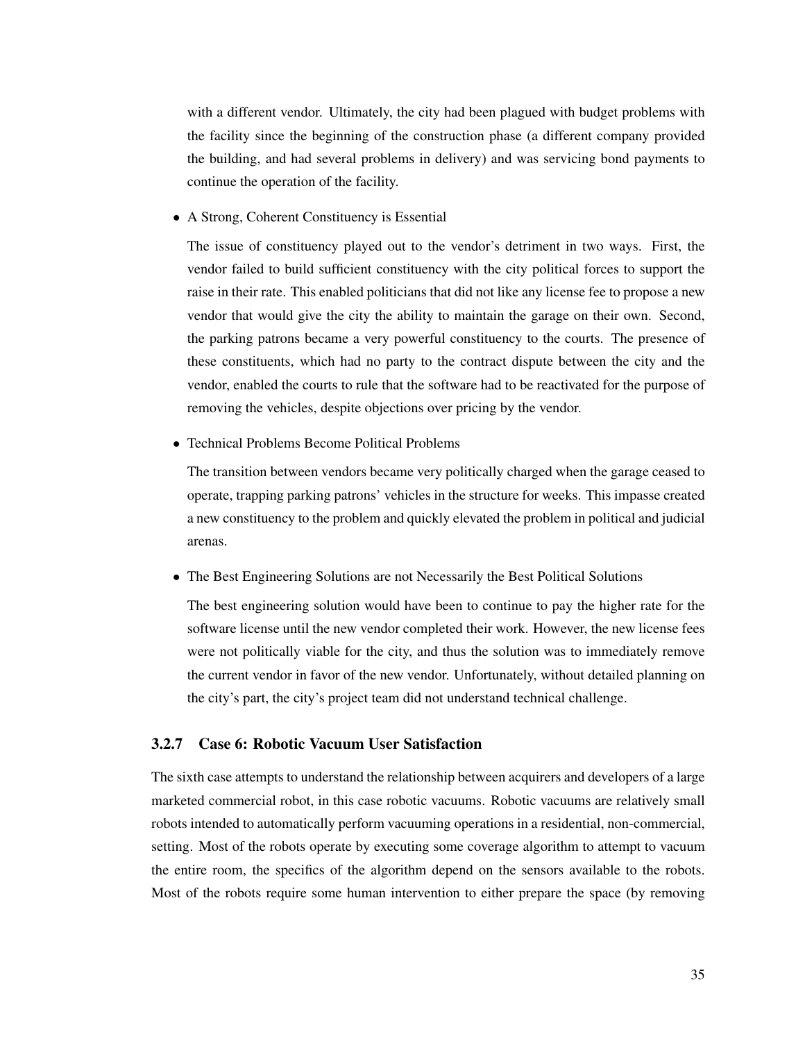with a different vendor. Ultimately, the city had been plagued with budget problems with the facility since the beginning of the construction phase (a different company provided the building, and had several problems in delivery) and was servicing bond payments to continue the operation of the facility.

- A Strong, Coherent Constituency is Essential

  The issue of constituency played out to the vendor's detriment in two ways. First, the vendor failed to build sufficient constituency with the city political forces to support the raise in their rate. This enabled politicians that did not like any license fee to propose a new vendor that would give the city the ability to maintain the garage on their own. Second, the parking patrons became a very powerful constituency to the courts. The presence of these constituents, which had no party to the contract dispute between the city and the vendor, enabled the courts to rule that the software had to be reactivated for the purpose of removing the vehicles, despite objections over pricing by the vendor.

- Technical Problems Become Political Problems

  The transition between vendors became very politically charged when the garage ceased to operate, trapping parking patrons' vehicles in the structure for weeks. This impasse created a new constituency to the problem and quickly elevated the problem in political and judicial arenas.

- The Best Engineering Solutions are not Necessarily the Best Political Solutions

  The best engineering solution would have been to continue to pay the higher rate for the software license until the new vendor completed their work. However, the new license fees were not politically viable for the city, and thus the solution was to immediately remove the current vendor in favor of the new vendor. Unfortunately, without detailed planning on the city's part, the city's project team did not understand technical challenge.

### 3.2.7 Case 6: Robotic Vacuum User Satisfaction

The sixth case attempts to understand the relationship between acquirers and developers of a large marketed commercial robot, in this case robotic vacuums. Robotic vacuums are relatively small robots intended to automatically perform vacuuming operations in a residential, non-commercial, setting. Most of the robots operate by executing some coverage algorithm to attempt to vacuum the entire room, the specifics of the algorithm depend on the sensors available to the robots. Most of the robots require some human intervention to either prepare the space (by removing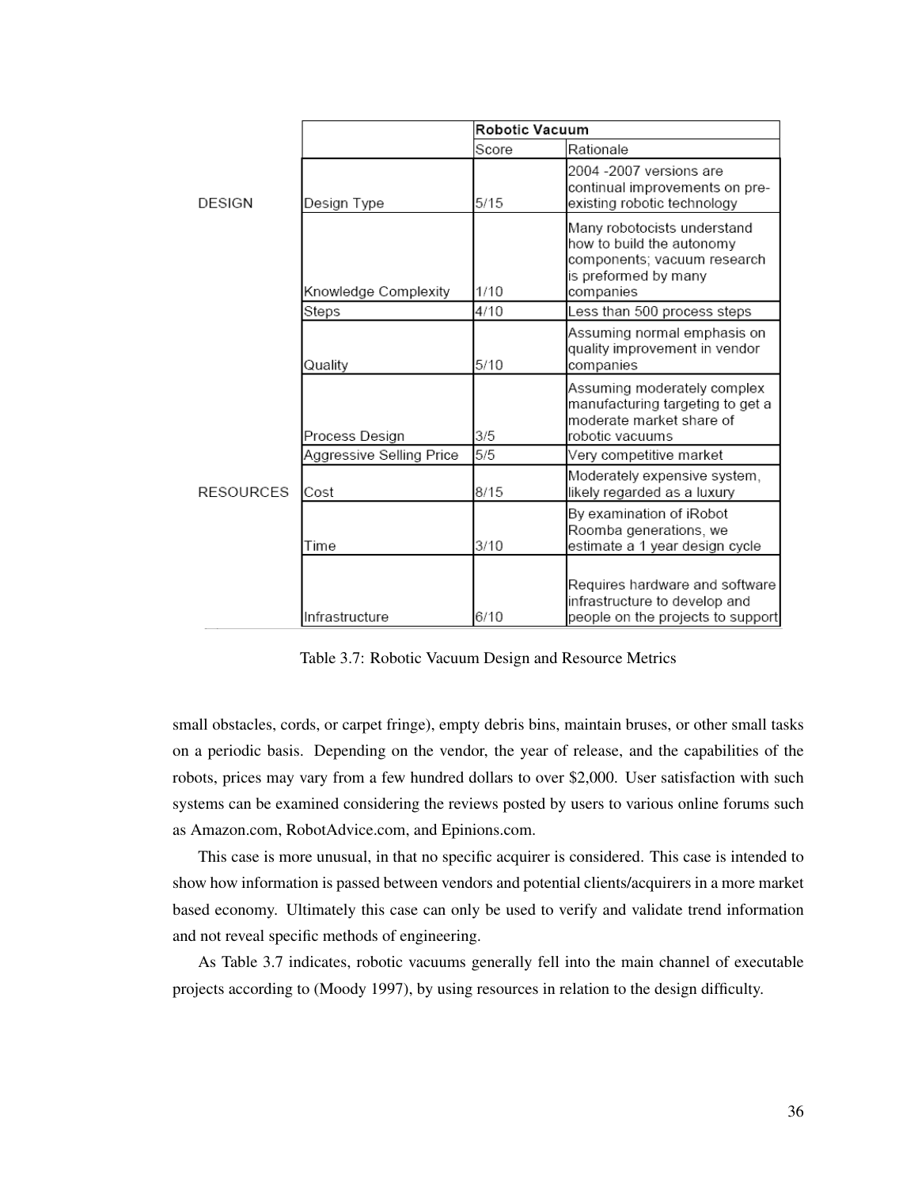| | | Robotic Vacuum | |
|---|---|---|---|
| | | Score | Rationale |
| DESIGN | Design Type | 5/15 | 2004 -2007 versions are continual improvements on pre-existing robotic technology |
| | Knowledge Complexity | 1/10 | Many robotocists understand how to build the autonomy components; vacuum research is preformed by many companies |
| | Steps | 4/10 | Less than 500 process steps |
| | Quality | 5/10 | Assuming normal emphasis on quality improvement in vendor companies |
| | Process Design | 3/5 | Assuming moderately complex manufacturing targeting to get a moderate market share of robotic vacuums |
| | Aggressive Selling Price | 5/5 | Very competitive market |
| RESOURCES | Cost | 8/15 | Moderately expensive system, likely regarded as a luxury |
| | Time | 3/10 | By examination of iRobot Roomba generations, we estimate a 1 year design cycle |
| | Infrastructure | 6/10 | Requires hardware and software infrastructure to develop and people on the projects to support |

Table 3.7: Robotic Vacuum Design and Resource Metrics

small obstacles, cords, or carpet fringe), empty debris bins, maintain bruses, or other small tasks on a periodic basis. Depending on the vendor, the year of release, and the capabilities of the robots, prices may vary from a few hundred dollars to over $2,000. User satisfaction with such systems can be examined considering the reviews posted by users to various online forums such as Amazon.com, RobotAdvice.com, and Epinions.com.

This case is more unusual, in that no specific acquirer is considered. This case is intended to show how information is passed between vendors and potential clients/acquirers in a more market based economy. Ultimately this case can only be used to verify and validate trend information and not reveal specific methods of engineering.

As Table 3.7 indicates, robotic vacuums generally fell into the main channel of executable projects according to (Moody 1997), by using resources in relation to the design difficulty.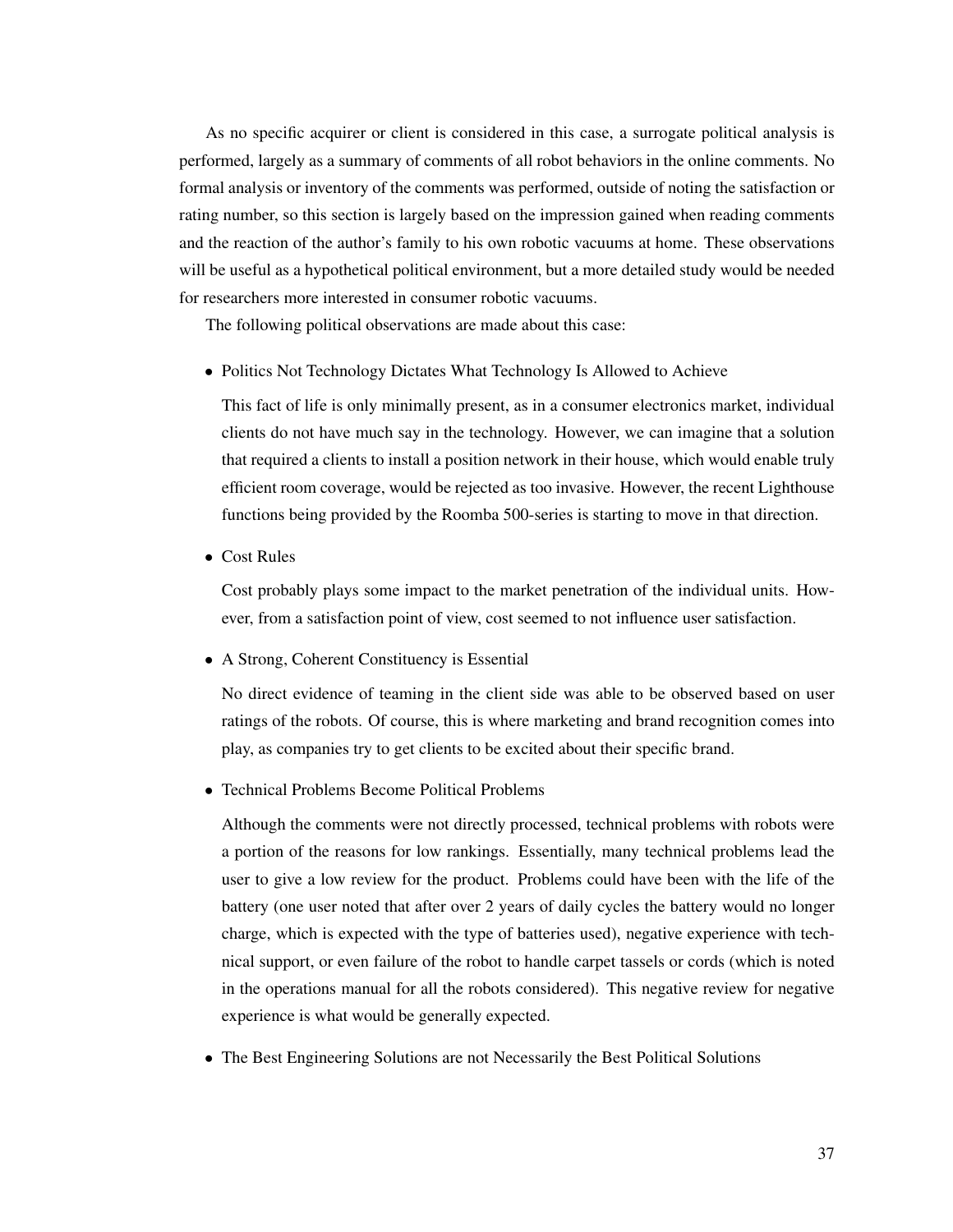As no specific acquirer or client is considered in this case, a surrogate political analysis is performed, largely as a summary of comments of all robot behaviors in the online comments. No formal analysis or inventory of the comments was performed, outside of noting the satisfaction or rating number, so this section is largely based on the impression gained when reading comments and the reaction of the author's family to his own robotic vacuums at home. These observations will be useful as a hypothetical political environment, but a more detailed study would be needed for researchers more interested in consumer robotic vacuums.

The following political observations are made about this case:

- Politics Not Technology Dictates What Technology Is Allowed to Achieve

  This fact of life is only minimally present, as in a consumer electronics market, individual clients do not have much say in the technology. However, we can imagine that a solution that required a clients to install a position network in their house, which would enable truly efficient room coverage, would be rejected as too invasive. However, the recent Lighthouse functions being provided by the Roomba 500-series is starting to move in that direction.

- Cost Rules

  Cost probably plays some impact to the market penetration of the individual units. However, from a satisfaction point of view, cost seemed to not influence user satisfaction.

- A Strong, Coherent Constituency is Essential

  No direct evidence of teaming in the client side was able to be observed based on user ratings of the robots. Of course, this is where marketing and brand recognition comes into play, as companies try to get clients to be excited about their specific brand.

- Technical Problems Become Political Problems

  Although the comments were not directly processed, technical problems with robots were a portion of the reasons for low rankings. Essentially, many technical problems lead the user to give a low review for the product. Problems could have been with the life of the battery (one user noted that after over 2 years of daily cycles the battery would no longer charge, which is expected with the type of batteries used), negative experience with technical support, or even failure of the robot to handle carpet tassels or cords (which is noted in the operations manual for all the robots considered). This negative review for negative experience is what would be generally expected.

- The Best Engineering Solutions are not Necessarily the Best Political Solutions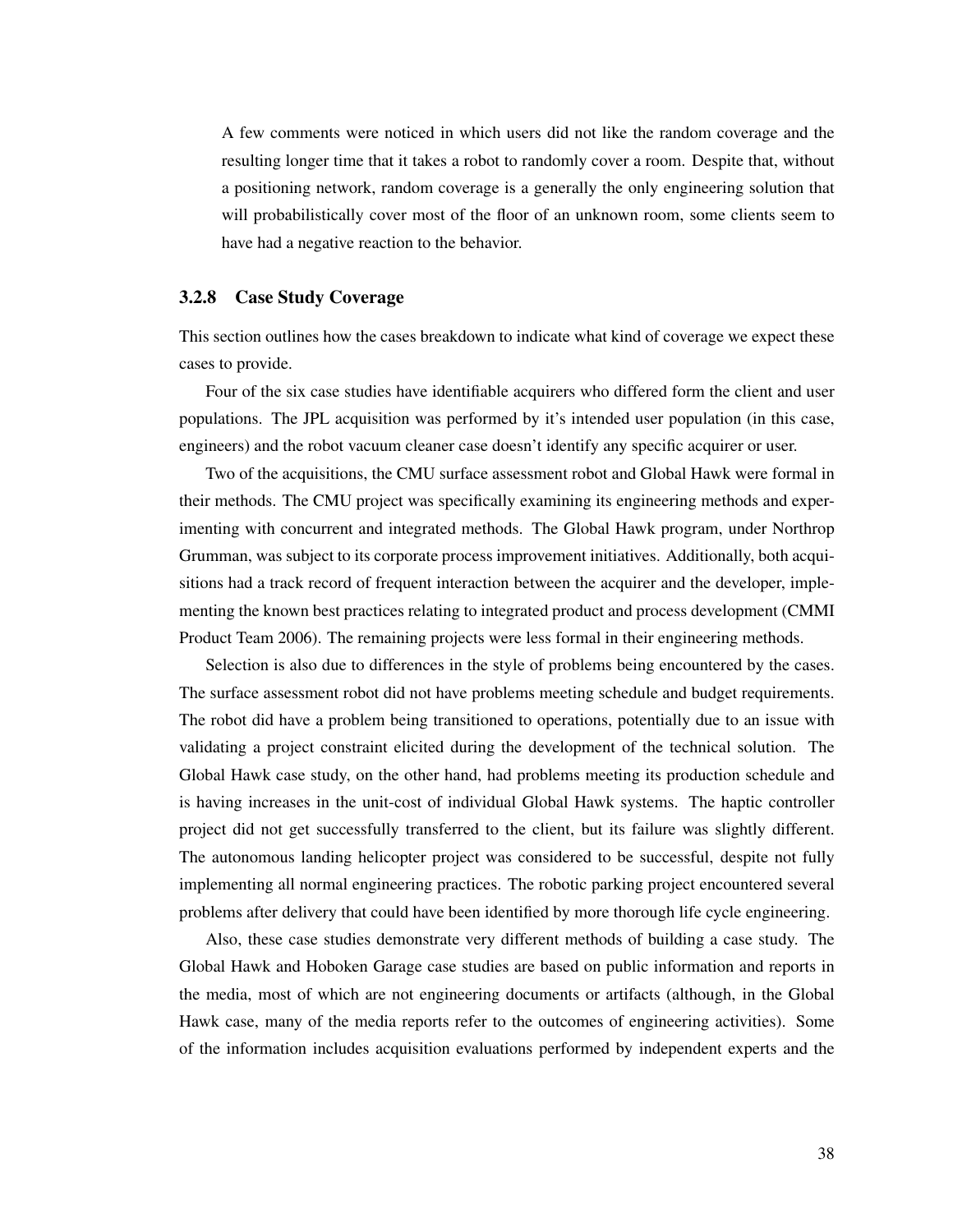A few comments were noticed in which users did not like the random coverage and the resulting longer time that it takes a robot to randomly cover a room. Despite that, without a positioning network, random coverage is a generally the only engineering solution that will probabilistically cover most of the floor of an unknown room, some clients seem to have had a negative reaction to the behavior.

### 3.2.8 Case Study Coverage

This section outlines how the cases breakdown to indicate what kind of coverage we expect these cases to provide.

Four of the six case studies have identifiable acquirers who differed form the client and user populations. The JPL acquisition was performed by it's intended user population (in this case, engineers) and the robot vacuum cleaner case doesn't identify any specific acquirer or user.

Two of the acquisitions, the CMU surface assessment robot and Global Hawk were formal in their methods. The CMU project was specifically examining its engineering methods and experimenting with concurrent and integrated methods. The Global Hawk program, under Northrop Grumman, was subject to its corporate process improvement initiatives. Additionally, both acquisitions had a track record of frequent interaction between the acquirer and the developer, implementing the known best practices relating to integrated product and process development (CMMI Product Team 2006). The remaining projects were less formal in their engineering methods.

Selection is also due to differences in the style of problems being encountered by the cases. The surface assessment robot did not have problems meeting schedule and budget requirements. The robot did have a problem being transitioned to operations, potentially due to an issue with validating a project constraint elicited during the development of the technical solution. The Global Hawk case study, on the other hand, had problems meeting its production schedule and is having increases in the unit-cost of individual Global Hawk systems. The haptic controller project did not get successfully transferred to the client, but its failure was slightly different. The autonomous landing helicopter project was considered to be successful, despite not fully implementing all normal engineering practices. The robotic parking project encountered several problems after delivery that could have been identified by more thorough life cycle engineering.

Also, these case studies demonstrate very different methods of building a case study. The Global Hawk and Hoboken Garage case studies are based on public information and reports in the media, most of which are not engineering documents or artifacts (although, in the Global Hawk case, many of the media reports refer to the outcomes of engineering activities). Some of the information includes acquisition evaluations performed by independent experts and the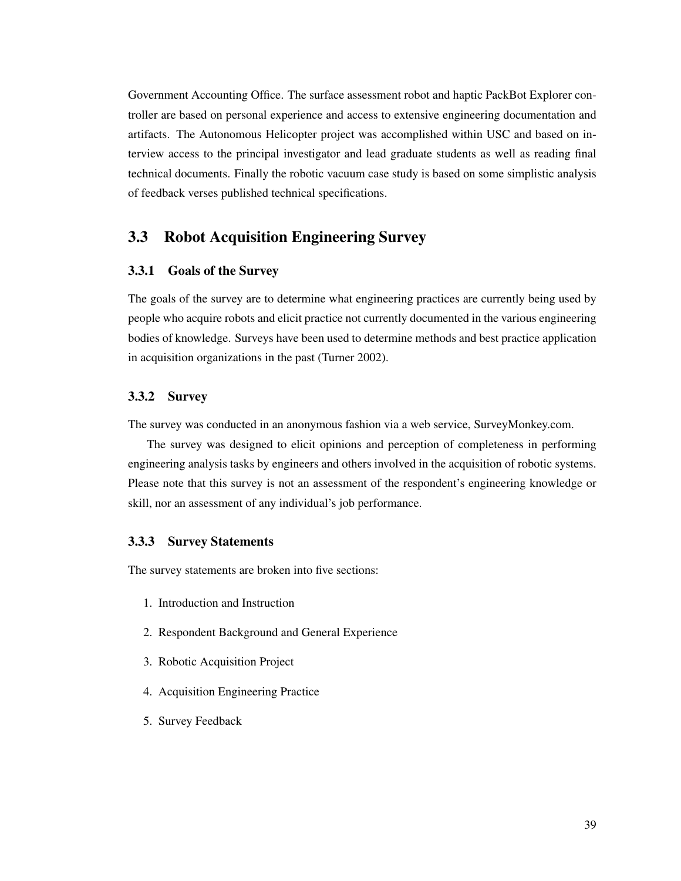Government Accounting Office. The surface assessment robot and haptic PackBot Explorer controller are based on personal experience and access to extensive engineering documentation and artifacts. The Autonomous Helicopter project was accomplished within USC and based on interview access to the principal investigator and lead graduate students as well as reading final technical documents. Finally the robotic vacuum case study is based on some simplistic analysis of feedback verses published technical specifications.

## 3.3 Robot Acquisition Engineering Survey

### 3.3.1 Goals of the Survey

The goals of the survey are to determine what engineering practices are currently being used by people who acquire robots and elicit practice not currently documented in the various engineering bodies of knowledge. Surveys have been used to determine methods and best practice application in acquisition organizations in the past (Turner 2002).

### 3.3.2 Survey

The survey was conducted in an anonymous fashion via a web service, SurveyMonkey.com.

The survey was designed to elicit opinions and perception of completeness in performing engineering analysis tasks by engineers and others involved in the acquisition of robotic systems. Please note that this survey is not an assessment of the respondent's engineering knowledge or skill, nor an assessment of any individual's job performance.

### 3.3.3 Survey Statements

The survey statements are broken into five sections:

1. Introduction and Instruction
2. Respondent Background and General Experience
3. Robotic Acquisition Project
4. Acquisition Engineering Practice
5. Survey Feedback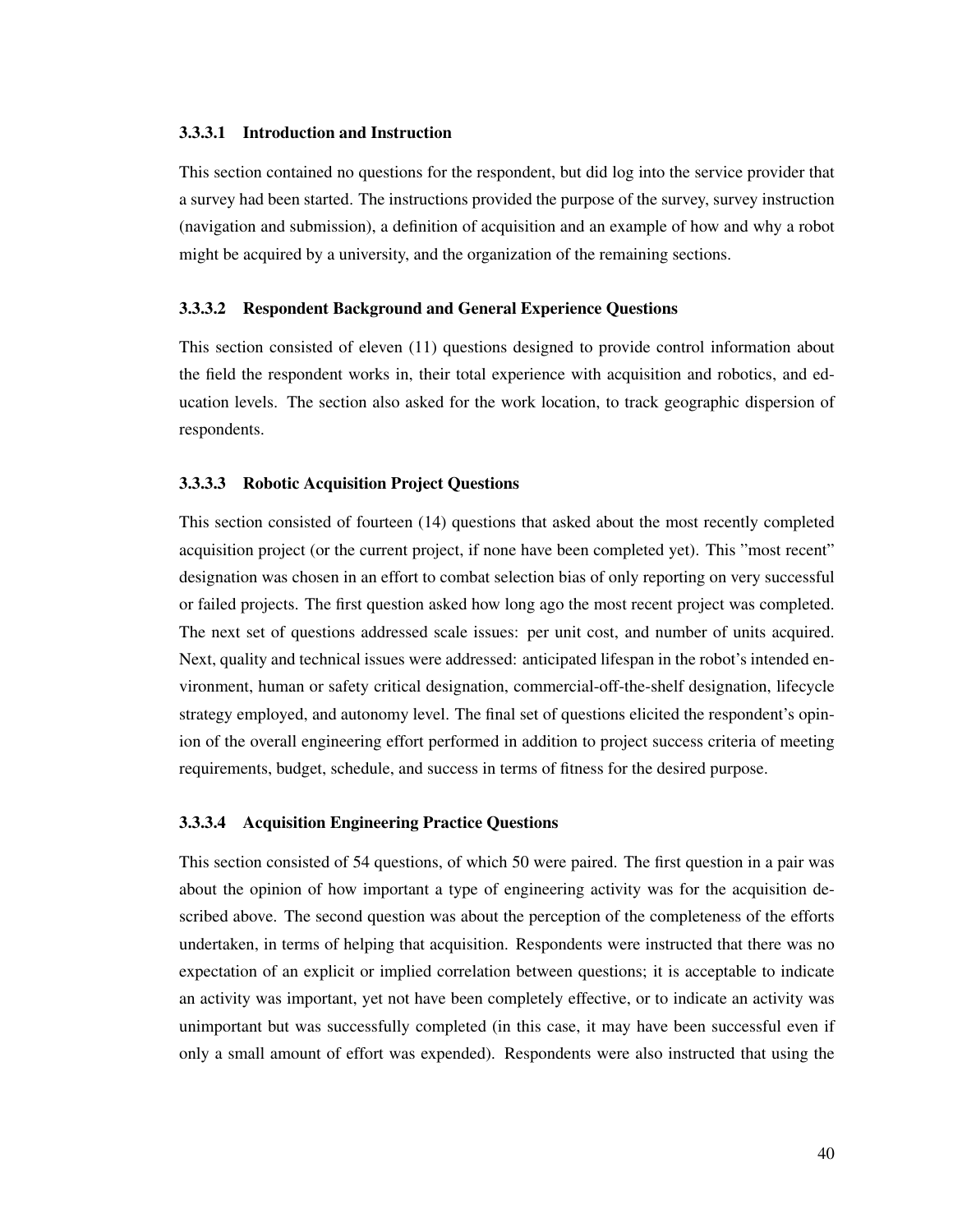#### 3.3.3.1 Introduction and Instruction

This section contained no questions for the respondent, but did log into the service provider that a survey had been started. The instructions provided the purpose of the survey, survey instruction (navigation and submission), a definition of acquisition and an example of how and why a robot might be acquired by a university, and the organization of the remaining sections.

#### 3.3.3.2 Respondent Background and General Experience Questions

This section consisted of eleven (11) questions designed to provide control information about the field the respondent works in, their total experience with acquisition and robotics, and education levels. The section also asked for the work location, to track geographic dispersion of respondents.

#### 3.3.3.3 Robotic Acquisition Project Questions

This section consisted of fourteen (14) questions that asked about the most recently completed acquisition project (or the current project, if none have been completed yet). This "most recent" designation was chosen in an effort to combat selection bias of only reporting on very successful or failed projects. The first question asked how long ago the most recent project was completed. The next set of questions addressed scale issues: per unit cost, and number of units acquired. Next, quality and technical issues were addressed: anticipated lifespan in the robot's intended environment, human or safety critical designation, commercial-off-the-shelf designation, lifecycle strategy employed, and autonomy level. The final set of questions elicited the respondent's opinion of the overall engineering effort performed in addition to project success criteria of meeting requirements, budget, schedule, and success in terms of fitness for the desired purpose.

#### 3.3.3.4 Acquisition Engineering Practice Questions

This section consisted of 54 questions, of which 50 were paired. The first question in a pair was about the opinion of how important a type of engineering activity was for the acquisition described above. The second question was about the perception of the completeness of the efforts undertaken, in terms of helping that acquisition. Respondents were instructed that there was no expectation of an explicit or implied correlation between questions; it is acceptable to indicate an activity was important, yet not have been completely effective, or to indicate an activity was unimportant but was successfully completed (in this case, it may have been successful even if only a small amount of effort was expended). Respondents were also instructed that using the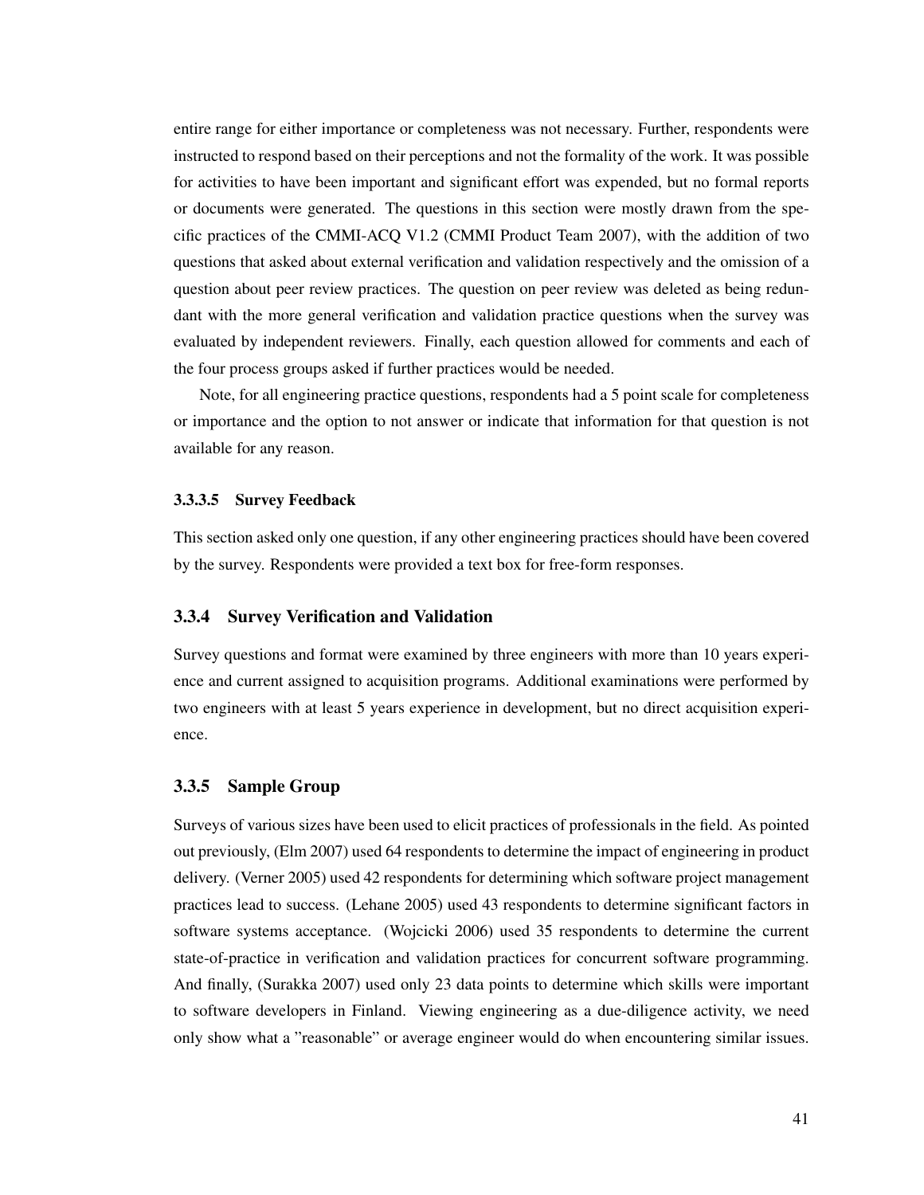entire range for either importance or completeness was not necessary. Further, respondents were instructed to respond based on their perceptions and not the formality of the work. It was possible for activities to have been important and significant effort was expended, but no formal reports or documents were generated. The questions in this section were mostly drawn from the specific practices of the CMMI-ACQ V1.2 (CMMI Product Team 2007), with the addition of two questions that asked about external verification and validation respectively and the omission of a question about peer review practices. The question on peer review was deleted as being redundant with the more general verification and validation practice questions when the survey was evaluated by independent reviewers. Finally, each question allowed for comments and each of the four process groups asked if further practices would be needed.

Note, for all engineering practice questions, respondents had a 5 point scale for completeness or importance and the option to not answer or indicate that information for that question is not available for any reason.

#### 3.3.3.5 Survey Feedback

This section asked only one question, if any other engineering practices should have been covered by the survey. Respondents were provided a text box for free-form responses.

### 3.3.4 Survey Verification and Validation

Survey questions and format were examined by three engineers with more than 10 years experience and current assigned to acquisition programs. Additional examinations were performed by two engineers with at least 5 years experience in development, but no direct acquisition experience.

### 3.3.5 Sample Group

Surveys of various sizes have been used to elicit practices of professionals in the field. As pointed out previously, (Elm 2007) used 64 respondents to determine the impact of engineering in product delivery. (Verner 2005) used 42 respondents for determining which software project management practices lead to success. (Lehane 2005) used 43 respondents to determine significant factors in software systems acceptance. (Wojcicki 2006) used 35 respondents to determine the current state-of-practice in verification and validation practices for concurrent software programming. And finally, (Surakka 2007) used only 23 data points to determine which skills were important to software developers in Finland. Viewing engineering as a due-diligence activity, we need only show what a "reasonable" or average engineer would do when encountering similar issues.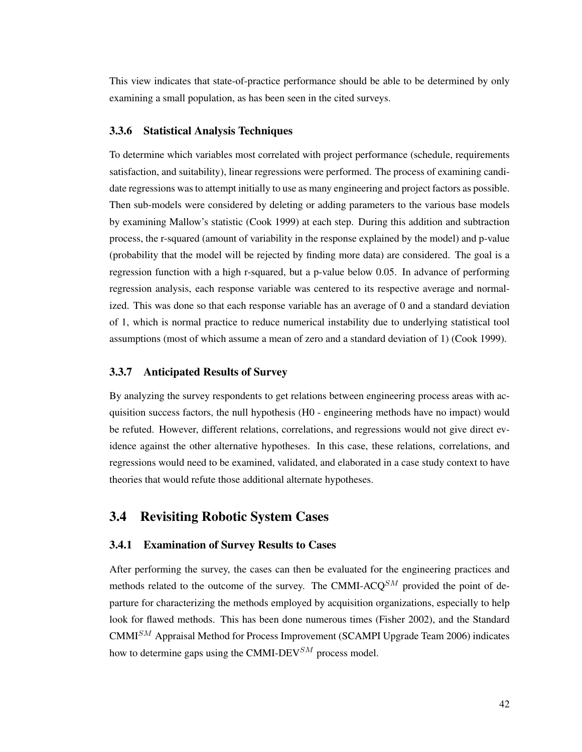This view indicates that state-of-practice performance should be able to be determined by only examining a small population, as has been seen in the cited surveys.

### 3.3.6 Statistical Analysis Techniques

To determine which variables most correlated with project performance (schedule, requirements satisfaction, and suitability), linear regressions were performed. The process of examining candidate regressions was to attempt initially to use as many engineering and project factors as possible. Then sub-models were considered by deleting or adding parameters to the various base models by examining Mallow's statistic (Cook 1999) at each step. During this addition and subtraction process, the r-squared (amount of variability in the response explained by the model) and p-value (probability that the model will be rejected by finding more data) are considered. The goal is a regression function with a high r-squared, but a p-value below 0.05. In advance of performing regression analysis, each response variable was centered to its respective average and normalized. This was done so that each response variable has an average of 0 and a standard deviation of 1, which is normal practice to reduce numerical instability due to underlying statistical tool assumptions (most of which assume a mean of zero and a standard deviation of 1) (Cook 1999).

### 3.3.7 Anticipated Results of Survey

By analyzing the survey respondents to get relations between engineering process areas with acquisition success factors, the null hypothesis (H0 - engineering methods have no impact) would be refuted. However, different relations, correlations, and regressions would not give direct evidence against the other alternative hypotheses. In this case, these relations, correlations, and regressions would need to be examined, validated, and elaborated in a case study context to have theories that would refute those additional alternate hypotheses.

## 3.4 Revisiting Robotic System Cases

### 3.4.1 Examination of Survey Results to Cases

After performing the survey, the cases can then be evaluated for the engineering practices and methods related to the outcome of the survey. The CMMI-ACQ$^{SM}$ provided the point of departure for characterizing the methods employed by acquisition organizations, especially to help look for flawed methods. This has been done numerous times (Fisher 2002), and the Standard CMMI$^{SM}$ Appraisal Method for Process Improvement (SCAMPI Upgrade Team 2006) indicates how to determine gaps using the CMMI-DEV$^{SM}$ process model.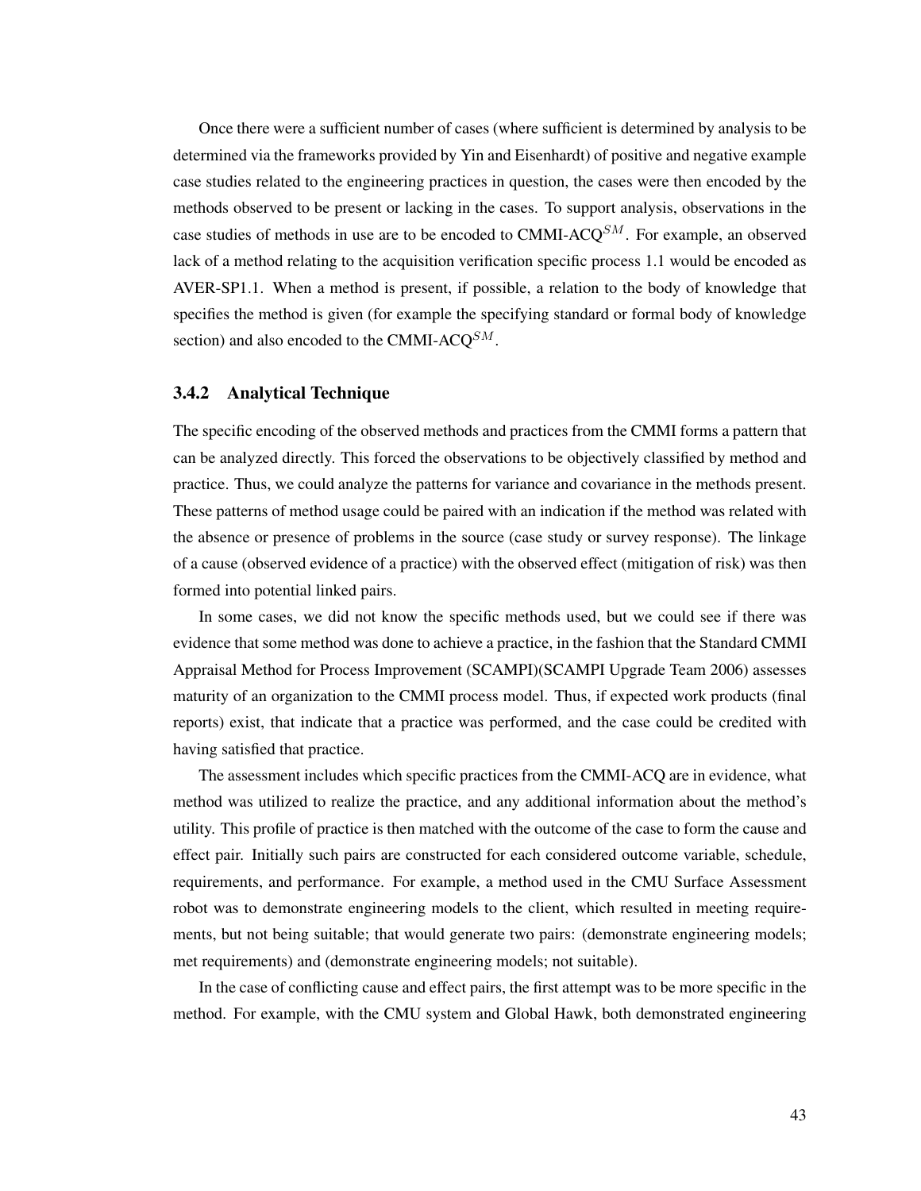Once there were a sufficient number of cases (where sufficient is determined by analysis to be determined via the frameworks provided by Yin and Eisenhardt) of positive and negative example case studies related to the engineering practices in question, the cases were then encoded by the methods observed to be present or lacking in the cases. To support analysis, observations in the case studies of methods in use are to be encoded to CMMI-ACQ$^{SM}$. For example, an observed lack of a method relating to the acquisition verification specific process 1.1 would be encoded as AVER-SP1.1. When a method is present, if possible, a relation to the body of knowledge that specifies the method is given (for example the specifying standard or formal body of knowledge section) and also encoded to the CMMI-ACQ$^{SM}$.

### 3.4.2 Analytical Technique

The specific encoding of the observed methods and practices from the CMMI forms a pattern that can be analyzed directly. This forced the observations to be objectively classified by method and practice. Thus, we could analyze the patterns for variance and covariance in the methods present. These patterns of method usage could be paired with an indication if the method was related with the absence or presence of problems in the source (case study or survey response). The linkage of a cause (observed evidence of a practice) with the observed effect (mitigation of risk) was then formed into potential linked pairs.

In some cases, we did not know the specific methods used, but we could see if there was evidence that some method was done to achieve a practice, in the fashion that the Standard CMMI Appraisal Method for Process Improvement (SCAMPI)(SCAMPI Upgrade Team 2006) assesses maturity of an organization to the CMMI process model. Thus, if expected work products (final reports) exist, that indicate that a practice was performed, and the case could be credited with having satisfied that practice.

The assessment includes which specific practices from the CMMI-ACQ are in evidence, what method was utilized to realize the practice, and any additional information about the method's utility. This profile of practice is then matched with the outcome of the case to form the cause and effect pair. Initially such pairs are constructed for each considered outcome variable, schedule, requirements, and performance. For example, a method used in the CMU Surface Assessment robot was to demonstrate engineering models to the client, which resulted in meeting requirements, but not being suitable; that would generate two pairs: (demonstrate engineering models; met requirements) and (demonstrate engineering models; not suitable).

In the case of conflicting cause and effect pairs, the first attempt was to be more specific in the method. For example, with the CMU system and Global Hawk, both demonstrated engineering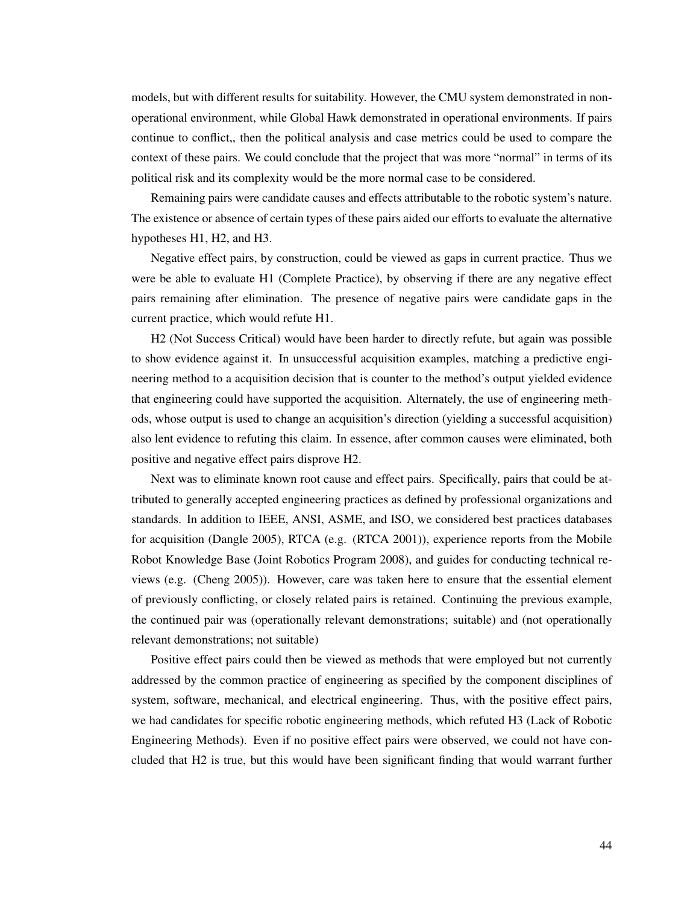models, but with different results for suitability. However, the CMU system demonstrated in non-operational environment, while Global Hawk demonstrated in operational environments. If pairs continue to conflict,, then the political analysis and case metrics could be used to compare the context of these pairs. We could conclude that the project that was more "normal" in terms of its political risk and its complexity would be the more normal case to be considered.

Remaining pairs were candidate causes and effects attributable to the robotic system's nature. The existence or absence of certain types of these pairs aided our efforts to evaluate the alternative hypotheses H1, H2, and H3.

Negative effect pairs, by construction, could be viewed as gaps in current practice. Thus we were be able to evaluate H1 (Complete Practice), by observing if there are any negative effect pairs remaining after elimination. The presence of negative pairs were candidate gaps in the current practice, which would refute H1.

H2 (Not Success Critical) would have been harder to directly refute, but again was possible to show evidence against it. In unsuccessful acquisition examples, matching a predictive engineering method to a acquisition decision that is counter to the method's output yielded evidence that engineering could have supported the acquisition. Alternately, the use of engineering methods, whose output is used to change an acquisition's direction (yielding a successful acquisition) also lent evidence to refuting this claim. In essence, after common causes were eliminated, both positive and negative effect pairs disprove H2.

Next was to eliminate known root cause and effect pairs. Specifically, pairs that could be attributed to generally accepted engineering practices as defined by professional organizations and standards. In addition to IEEE, ANSI, ASME, and ISO, we considered best practices databases for acquisition (Dangle 2005), RTCA (e.g. (RTCA 2001)), experience reports from the Mobile Robot Knowledge Base (Joint Robotics Program 2008), and guides for conducting technical reviews (e.g. (Cheng 2005)). However, care was taken here to ensure that the essential element of previously conflicting, or closely related pairs is retained. Continuing the previous example, the continued pair was (operationally relevant demonstrations; suitable) and (not operationally relevant demonstrations; not suitable)

Positive effect pairs could then be viewed as methods that were employed but not currently addressed by the common practice of engineering as specified by the component disciplines of system, software, mechanical, and electrical engineering. Thus, with the positive effect pairs, we had candidates for specific robotic engineering methods, which refuted H3 (Lack of Robotic Engineering Methods). Even if no positive effect pairs were observed, we could not have concluded that H2 is true, but this would have been significant finding that would warrant further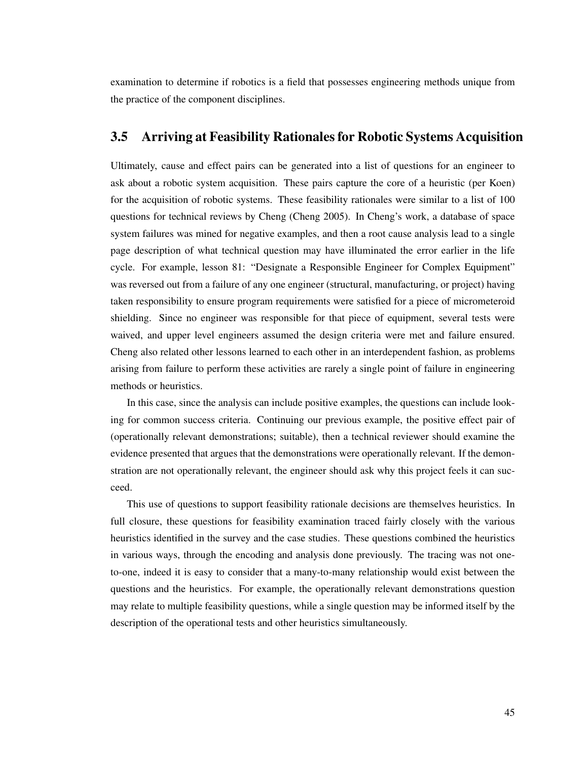examination to determine if robotics is a field that possesses engineering methods unique from the practice of the component disciplines.

## 3.5 Arriving at Feasibility Rationales for Robotic Systems Acquisition

Ultimately, cause and effect pairs can be generated into a list of questions for an engineer to ask about a robotic system acquisition. These pairs capture the core of a heuristic (per Koen) for the acquisition of robotic systems. These feasibility rationales were similar to a list of 100 questions for technical reviews by Cheng (Cheng 2005). In Cheng's work, a database of space system failures was mined for negative examples, and then a root cause analysis lead to a single page description of what technical question may have illuminated the error earlier in the life cycle. For example, lesson 81: "Designate a Responsible Engineer for Complex Equipment" was reversed out from a failure of any one engineer (structural, manufacturing, or project) having taken responsibility to ensure program requirements were satisfied for a piece of micrometeoroid shielding. Since no engineer was responsible for that piece of equipment, several tests were waived, and upper level engineers assumed the design criteria were met and failure ensured. Cheng also related other lessons learned to each other in an interdependent fashion, as problems arising from failure to perform these activities are rarely a single point of failure in engineering methods or heuristics.

In this case, since the analysis can include positive examples, the questions can include looking for common success criteria. Continuing our previous example, the positive effect pair of (operationally relevant demonstrations; suitable), then a technical reviewer should examine the evidence presented that argues that the demonstrations were operationally relevant. If the demonstration are not operationally relevant, the engineer should ask why this project feels it can succeed.

This use of questions to support feasibility rationale decisions are themselves heuristics. In full closure, these questions for feasibility examination traced fairly closely with the various heuristics identified in the survey and the case studies. These questions combined the heuristics in various ways, through the encoding and analysis done previously. The tracing was not one-to-one, indeed it is easy to consider that a many-to-many relationship would exist between the questions and the heuristics. For example, the operationally relevant demonstrations question may relate to multiple feasibility questions, while a single question may be informed itself by the description of the operational tests and other heuristics simultaneously.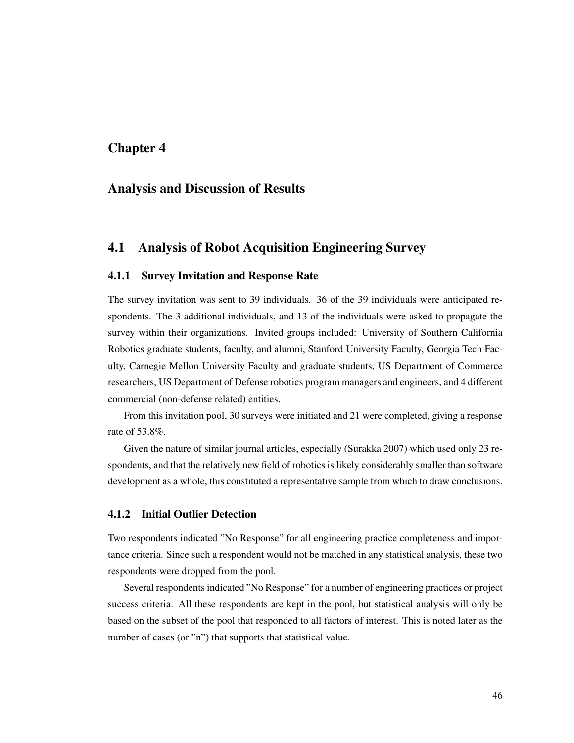# Chapter 4

# Analysis and Discussion of Results

## 4.1 Analysis of Robot Acquisition Engineering Survey

### 4.1.1 Survey Invitation and Response Rate

The survey invitation was sent to 39 individuals. 36 of the 39 individuals were anticipated respondents. The 3 additional individuals, and 13 of the individuals were asked to propagate the survey within their organizations. Invited groups included: University of Southern California Robotics graduate students, faculty, and alumni, Stanford University Faculty, Georgia Tech Faculty, Carnegie Mellon University Faculty and graduate students, US Department of Commerce researchers, US Department of Defense robotics program managers and engineers, and 4 different commercial (non-defense related) entities.

From this invitation pool, 30 surveys were initiated and 21 were completed, giving a response rate of 53.8%.

Given the nature of similar journal articles, especially (Surakka 2007) which used only 23 respondents, and that the relatively new field of robotics is likely considerably smaller than software development as a whole, this constituted a representative sample from which to draw conclusions.

### 4.1.2 Initial Outlier Detection

Two respondents indicated "No Response" for all engineering practice completeness and importance criteria. Since such a respondent would not be matched in any statistical analysis, these two respondents were dropped from the pool.

Several respondents indicated "No Response" for a number of engineering practices or project success criteria. All these respondents are kept in the pool, but statistical analysis will only be based on the subset of the pool that responded to all factors of interest. This is noted later as the number of cases (or "n") that supports that statistical value.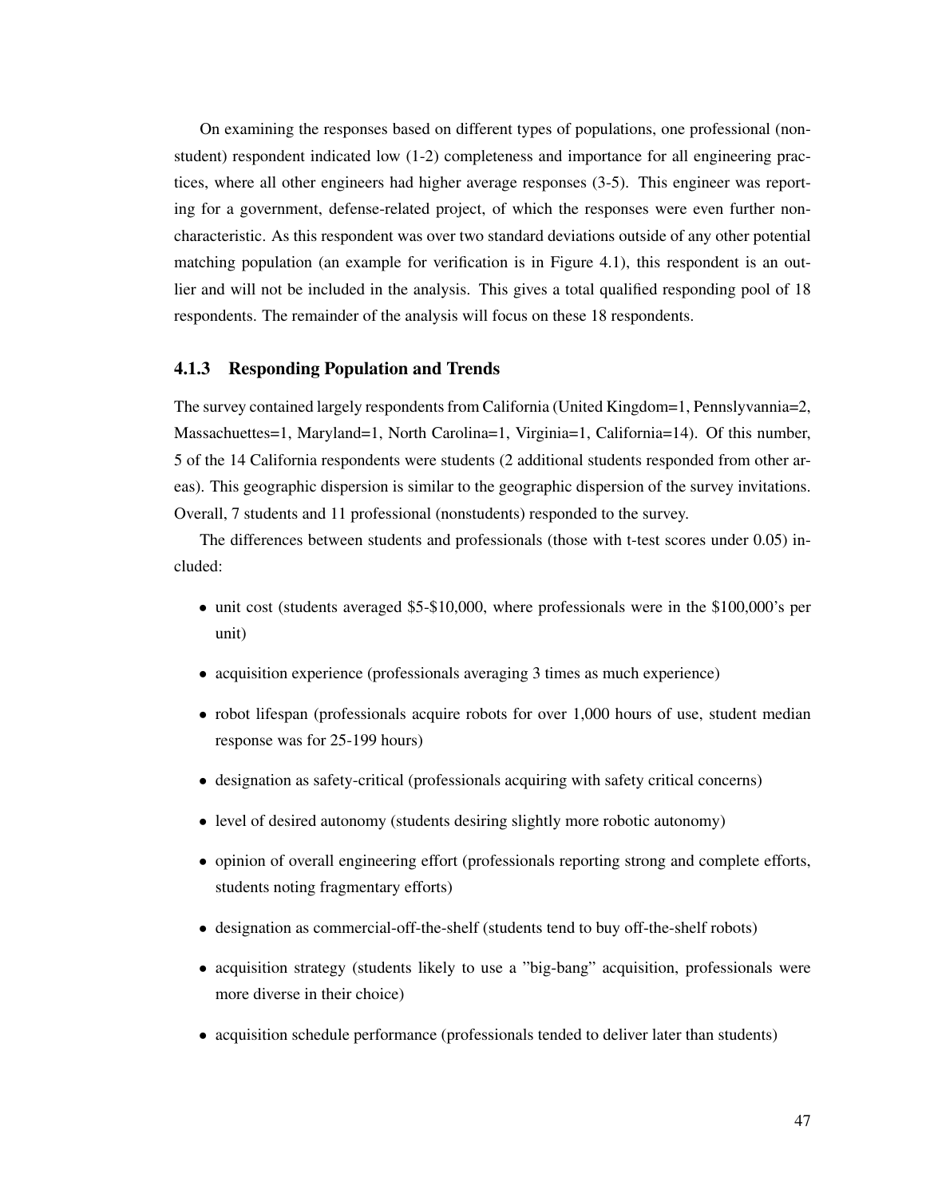On examining the responses based on different types of populations, one professional (non-student) respondent indicated low (1-2) completeness and importance for all engineering practices, where all other engineers had higher average responses (3-5). This engineer was reporting for a government, defense-related project, of which the responses were even further non-characteristic. As this respondent was over two standard deviations outside of any other potential matching population (an example for verification is in Figure 4.1), this respondent is an outlier and will not be included in the analysis. This gives a total qualified responding pool of 18 respondents. The remainder of the analysis will focus on these 18 respondents.

### 4.1.3 Responding Population and Trends

The survey contained largely respondents from California (United Kingdom=1, Pennslyvannia=2, Massachuettes=1, Maryland=1, North Carolina=1, Virginia=1, California=14). Of this number, 5 of the 14 California respondents were students (2 additional students responded from other areas). This geographic dispersion is similar to the geographic dispersion of the survey invitations. Overall, 7 students and 11 professional (nonstudents) responded to the survey.

The differences between students and professionals (those with t-test scores under 0.05) included:

- unit cost (students averaged $5-$10,000, where professionals were in the $100,000's per unit)
- acquisition experience (professionals averaging 3 times as much experience)
- robot lifespan (professionals acquire robots for over 1,000 hours of use, student median response was for 25-199 hours)
- designation as safety-critical (professionals acquiring with safety critical concerns)
- level of desired autonomy (students desiring slightly more robotic autonomy)
- opinion of overall engineering effort (professionals reporting strong and complete efforts, students noting fragmentary efforts)
- designation as commercial-off-the-shelf (students tend to buy off-the-shelf robots)
- acquisition strategy (students likely to use a "big-bang" acquisition, professionals were more diverse in their choice)
- acquisition schedule performance (professionals tended to deliver later than students)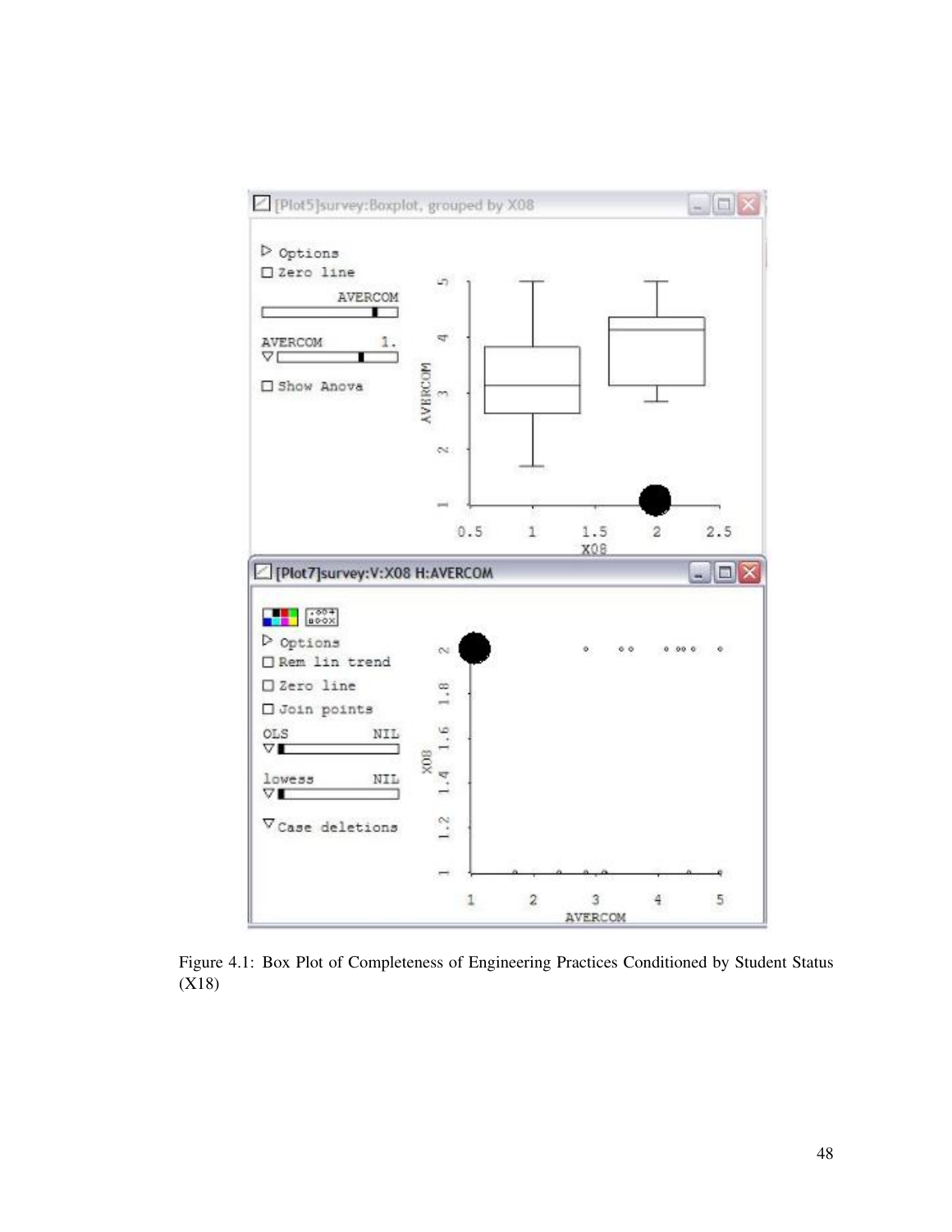[Plot5]survey:Boxplot, grouped by X08

Options
Zero line
AVERCOM
AVERCOM 1.
Show Anova

AVERCOM
5
4
3
2
1
0.5 1 1.5 2 2.5
X08

[Plot7]survey:V:X08 H:AVERCOM

Options
Rem lin trend
Zero line
Join points
OLS NIL
lowess NIL
Case deletions

X08
2
1.8
1.6
1.4
1.2
1
1 2 3 4 5
AVERCOM

Figure 4.1: Box Plot of Completeness of Engineering Practices Conditioned by Student Status (X18)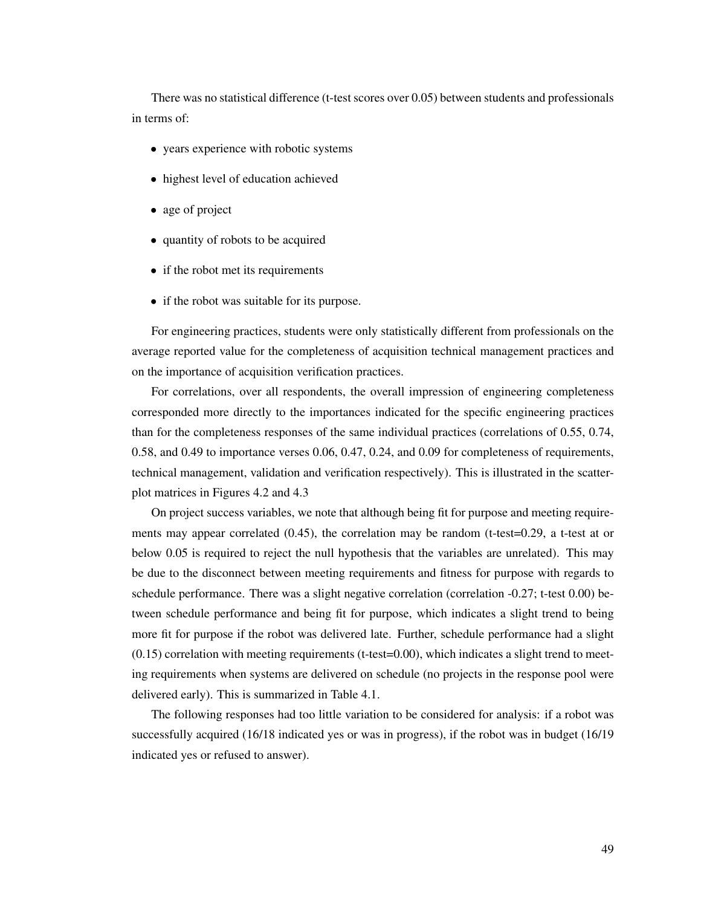There was no statistical difference (t-test scores over 0.05) between students and professionals in terms of:

- years experience with robotic systems
- highest level of education achieved
- age of project
- quantity of robots to be acquired
- if the robot met its requirements
- if the robot was suitable for its purpose.

For engineering practices, students were only statistically different from professionals on the average reported value for the completeness of acquisition technical management practices and on the importance of acquisition verification practices.

For correlations, over all respondents, the overall impression of engineering completeness corresponded more directly to the importances indicated for the specific engineering practices than for the completeness responses of the same individual practices (correlations of 0.55, 0.74, 0.58, and 0.49 to importance verses 0.06, 0.47, 0.24, and 0.09 for completeness of requirements, technical management, validation and verification respectively). This is illustrated in the scatter-plot matrices in Figures 4.2 and 4.3

On project success variables, we note that although being fit for purpose and meeting requirements may appear correlated (0.45), the correlation may be random (t-test=0.29, a t-test at or below 0.05 is required to reject the null hypothesis that the variables are unrelated). This may be due to the disconnect between meeting requirements and fitness for purpose with regards to schedule performance. There was a slight negative correlation (correlation -0.27; t-test 0.00) between schedule performance and being fit for purpose, which indicates a slight trend to being more fit for purpose if the robot was delivered late. Further, schedule performance had a slight (0.15) correlation with meeting requirements (t-test=0.00), which indicates a slight trend to meeting requirements when systems are delivered on schedule (no projects in the response pool were delivered early). This is summarized in Table 4.1.

The following responses had too little variation to be considered for analysis: if a robot was successfully acquired (16/18 indicated yes or was in progress), if the robot was in budget (16/19 indicated yes or refused to answer).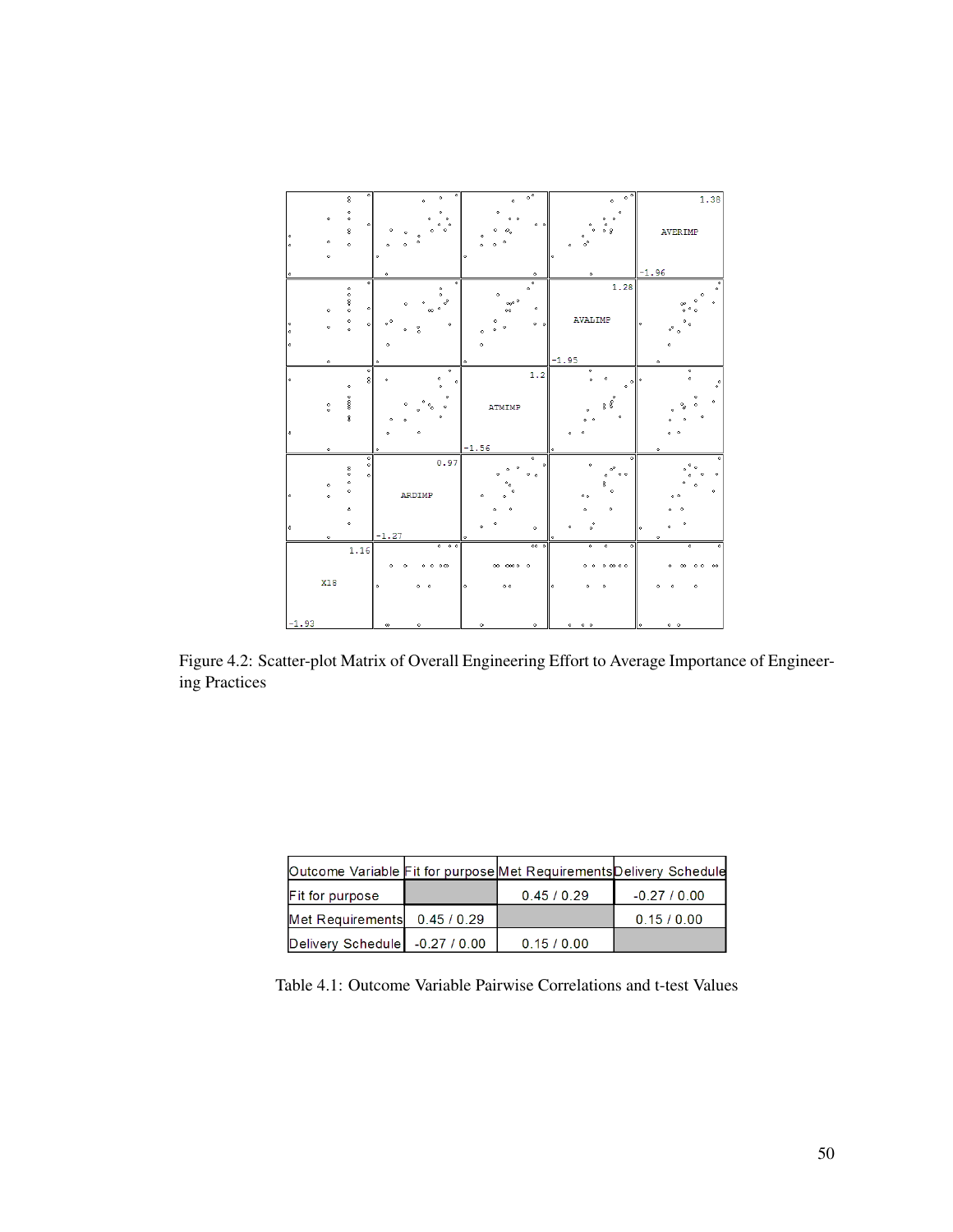1.38

AVERIMP

-1.96

1.28

AVALIMP

-1.95

1.2

ATMIMP

-1.56

0.97

ARDIMP

-1.27

1.16

X18

-1.93

Figure 4.2: Scatter-plot Matrix of Overall Engineering Effort to Average Importance of Engineering Practices

| Outcome Variable | Fit for purpose | Met Requirements | Delivery Schedule |
|---|---|---|---|
| Fit for purpose | | 0.45 / 0.29 | -0.27 / 0.00 |
| Met Requirements | 0.45 / 0.29 | | 0.15 / 0.00 |
| Delivery Schedule | -0.27 / 0.00 | 0.15 / 0.00 | |

Table 4.1: Outcome Variable Pairwise Correlations and t-test Values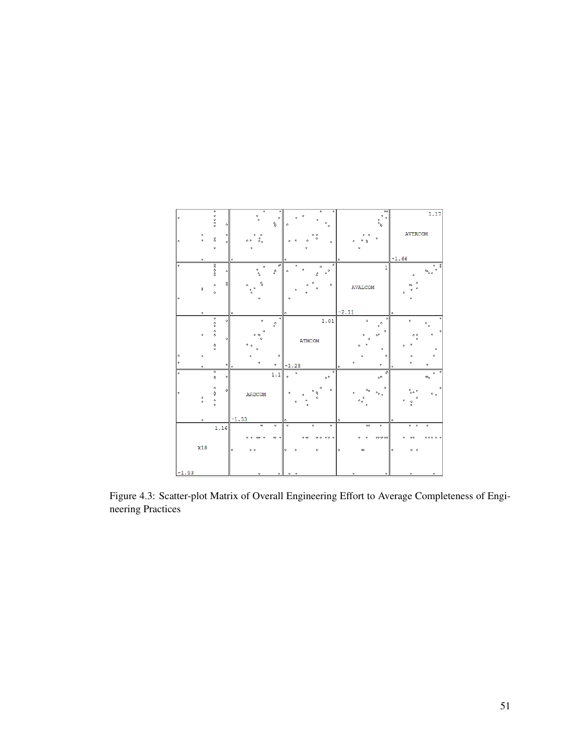1.17

AVERCOM

-1.66

1

AVALCOM

-2.11

1.01

ATMCOM

-1.28

1.1

ARDCOM

-1.53

1.16

x18

-1.93

Figure 4.3: Scatter-plot Matrix of Overall Engineering Effort to Average Completeness of Engineering Practices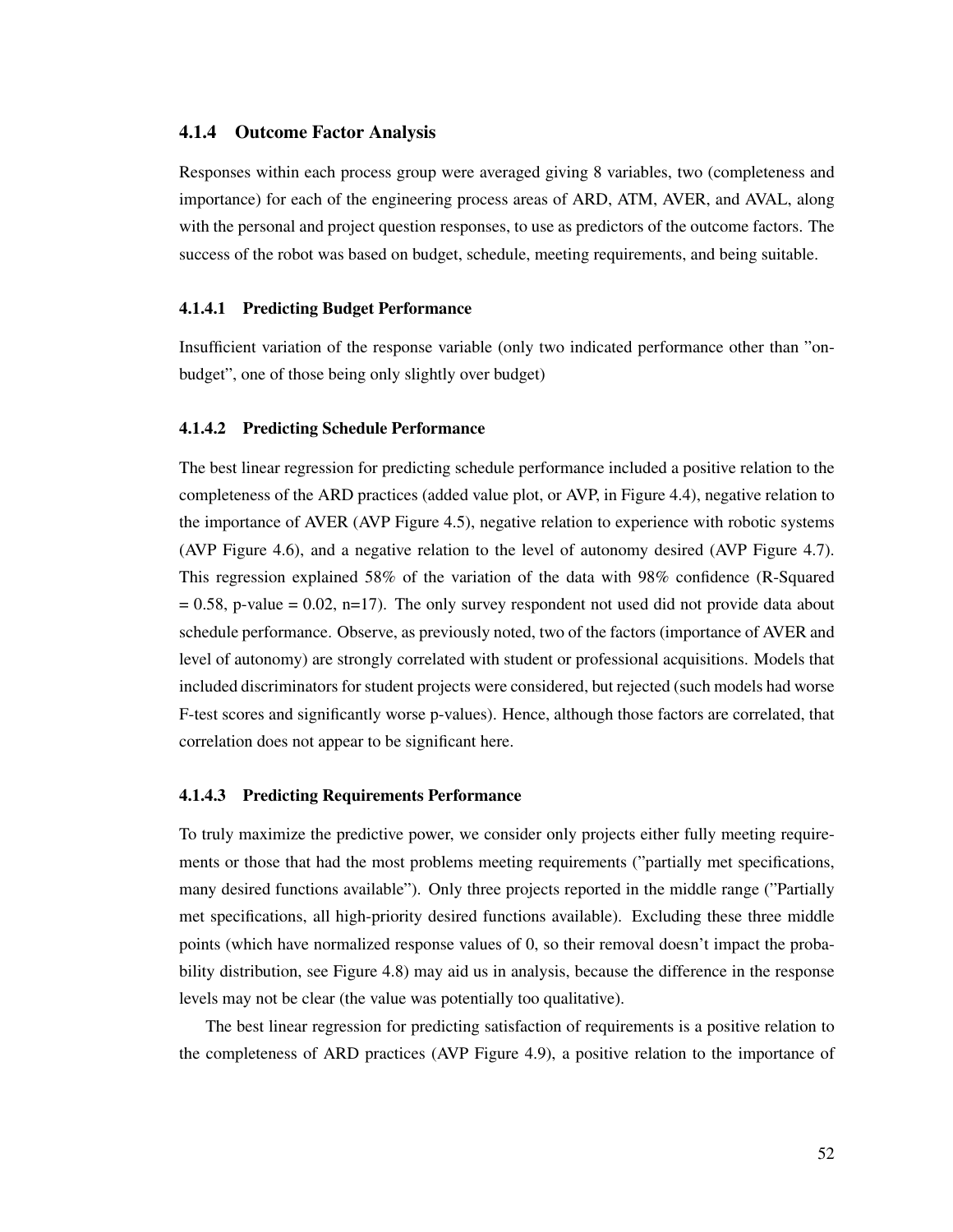### 4.1.4 Outcome Factor Analysis

Responses within each process group were averaged giving 8 variables, two (completeness and importance) for each of the engineering process areas of ARD, ATM, AVER, and AVAL, along with the personal and project question responses, to use as predictors of the outcome factors. The success of the robot was based on budget, schedule, meeting requirements, and being suitable.

#### 4.1.4.1 Predicting Budget Performance

Insufficient variation of the response variable (only two indicated performance other than "on-budget", one of those being only slightly over budget)

#### 4.1.4.2 Predicting Schedule Performance

The best linear regression for predicting schedule performance included a positive relation to the completeness of the ARD practices (added value plot, or AVP, in Figure 4.4), negative relation to the importance of AVER (AVP Figure 4.5), negative relation to experience with robotic systems (AVP Figure 4.6), and a negative relation to the level of autonomy desired (AVP Figure 4.7). This regression explained 58% of the variation of the data with 98% confidence (R-Squared = 0.58, p-value = 0.02, n=17). The only survey respondent not used did not provide data about schedule performance. Observe, as previously noted, two of the factors (importance of AVER and level of autonomy) are strongly correlated with student or professional acquisitions. Models that included discriminators for student projects were considered, but rejected (such models had worse F-test scores and significantly worse p-values). Hence, although those factors are correlated, that correlation does not appear to be significant here.

#### 4.1.4.3 Predicting Requirements Performance

To truly maximize the predictive power, we consider only projects either fully meeting requirements or those that had the most problems meeting requirements ("partially met specifications, many desired functions available"). Only three projects reported in the middle range ("Partially met specifications, all high-priority desired functions available). Excluding these three middle points (which have normalized response values of 0, so their removal doesn't impact the probability distribution, see Figure 4.8) may aid us in analysis, because the difference in the response levels may not be clear (the value was potentially too qualitative).

The best linear regression for predicting satisfaction of requirements is a positive relation to the completeness of ARD practices (AVP Figure 4.9), a positive relation to the importance of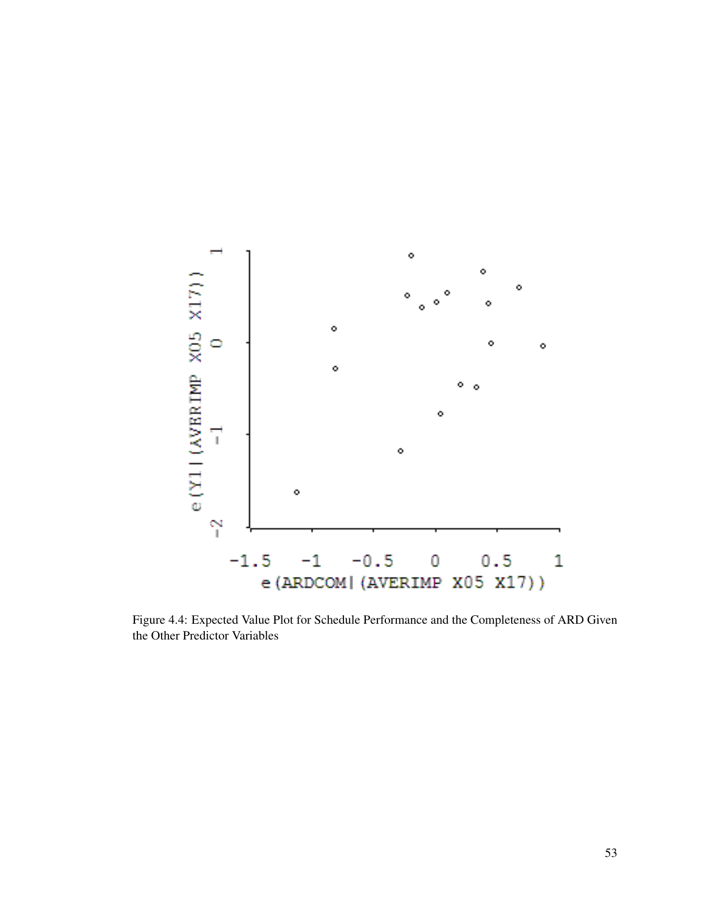e(Y1|(AVERIMP X05 X17))

1
0
−1
−2

−1.5 −1 −0.5 0 0.5 1

e(ARDCOM|(AVERIMP X05 X17))

Figure 4.4: Expected Value Plot for Schedule Performance and the Completeness of ARD Given the Other Predictor Variables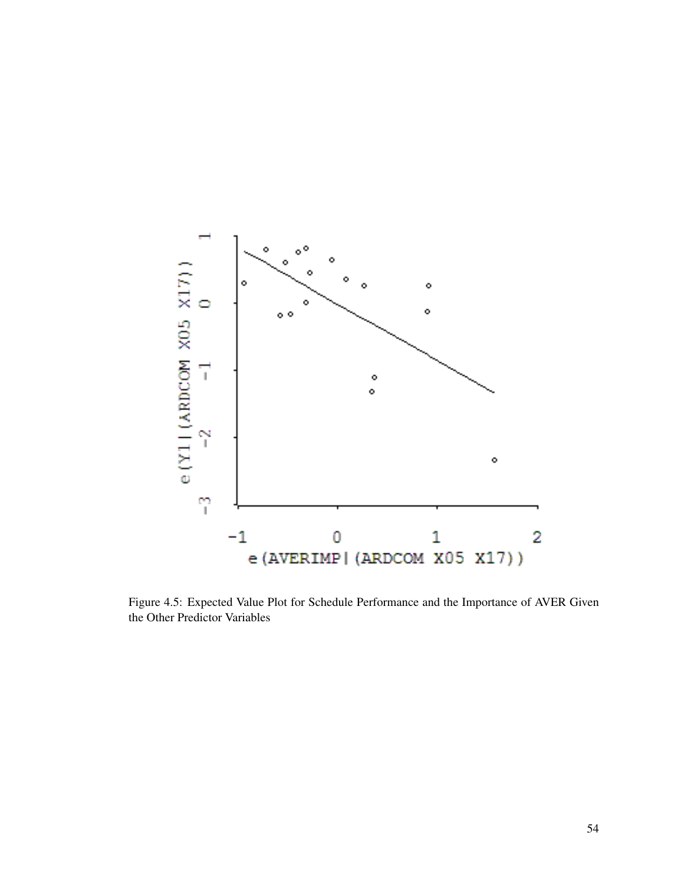e(Y1|(ARDCOM X05 X17))

1
0
−1
−2
−3

−1
0
1
2

e(AVERIMP|(ARDCOM X05 X17))

Figure 4.5: Expected Value Plot for Schedule Performance and the Importance of AVER Given the Other Predictor Variables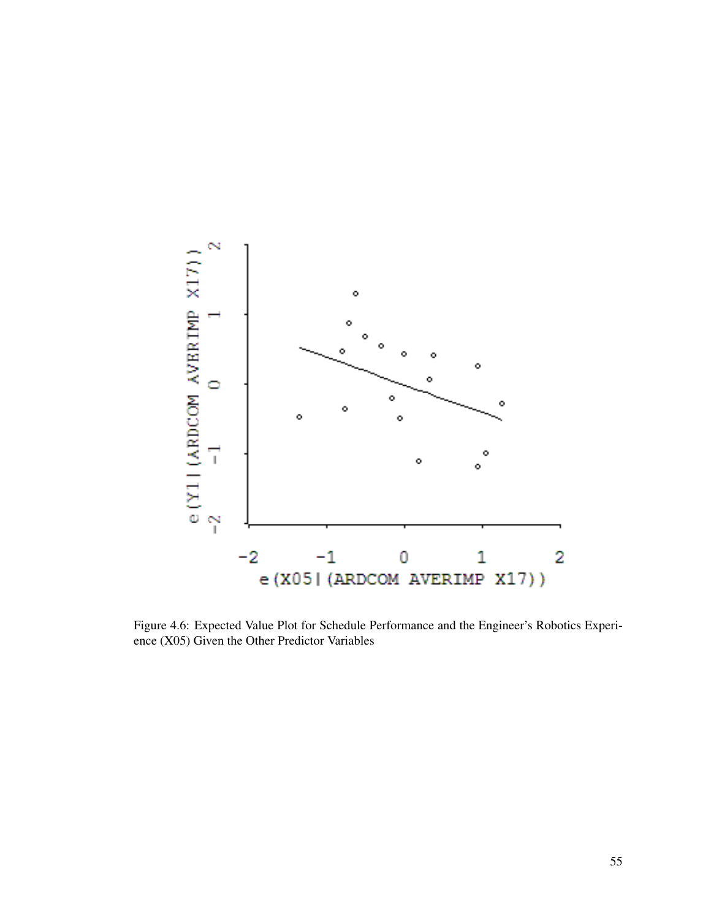e(Y1|(ARDCOM AVERIMP X17))

2
1
0
−1
−2

−2 −1 0 1 2

e(X05|(ARDCOM AVERIMP X17))

Figure 4.6: Expected Value Plot for Schedule Performance and the Engineer's Robotics Experience (X05) Given the Other Predictor Variables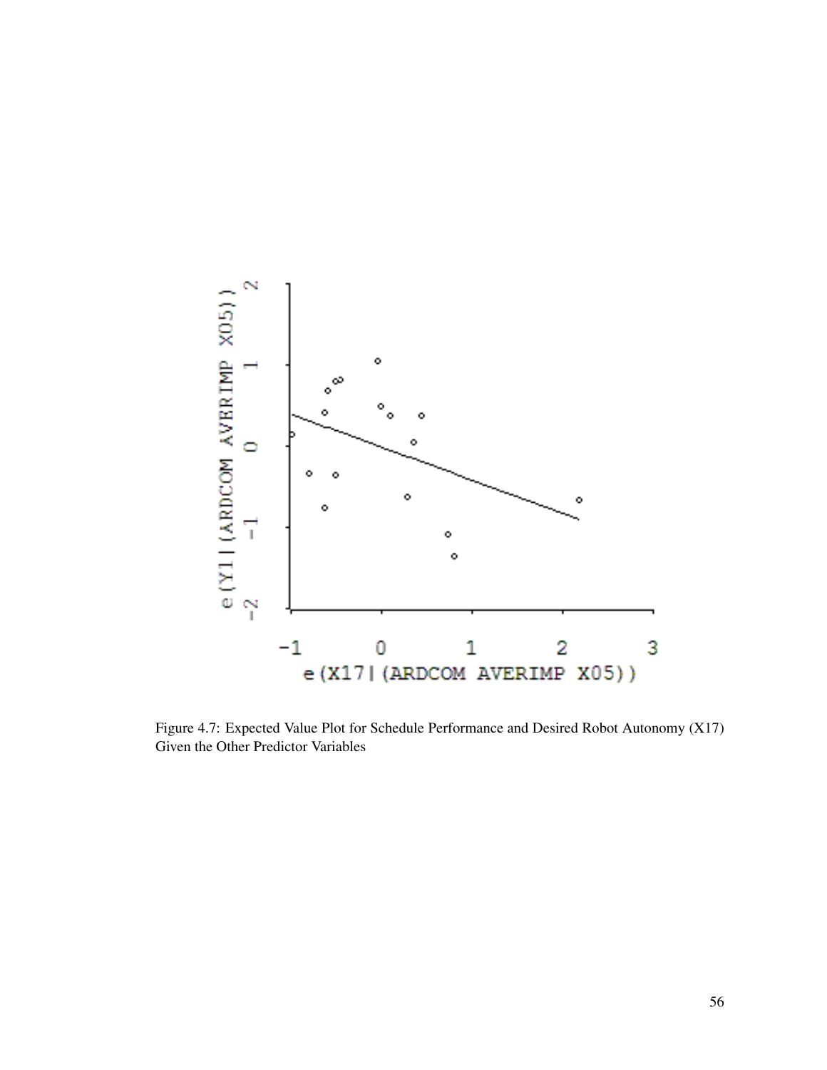e(Y1|(ARDCOM AVERIMP X05))

2
1
0
−1
−2

−1
0
1
2
3

e(X17|(ARDCOM AVERIMP X05))

Figure 4.7: Expected Value Plot for Schedule Performance and Desired Robot Autonomy (X17) Given the Other Predictor Variables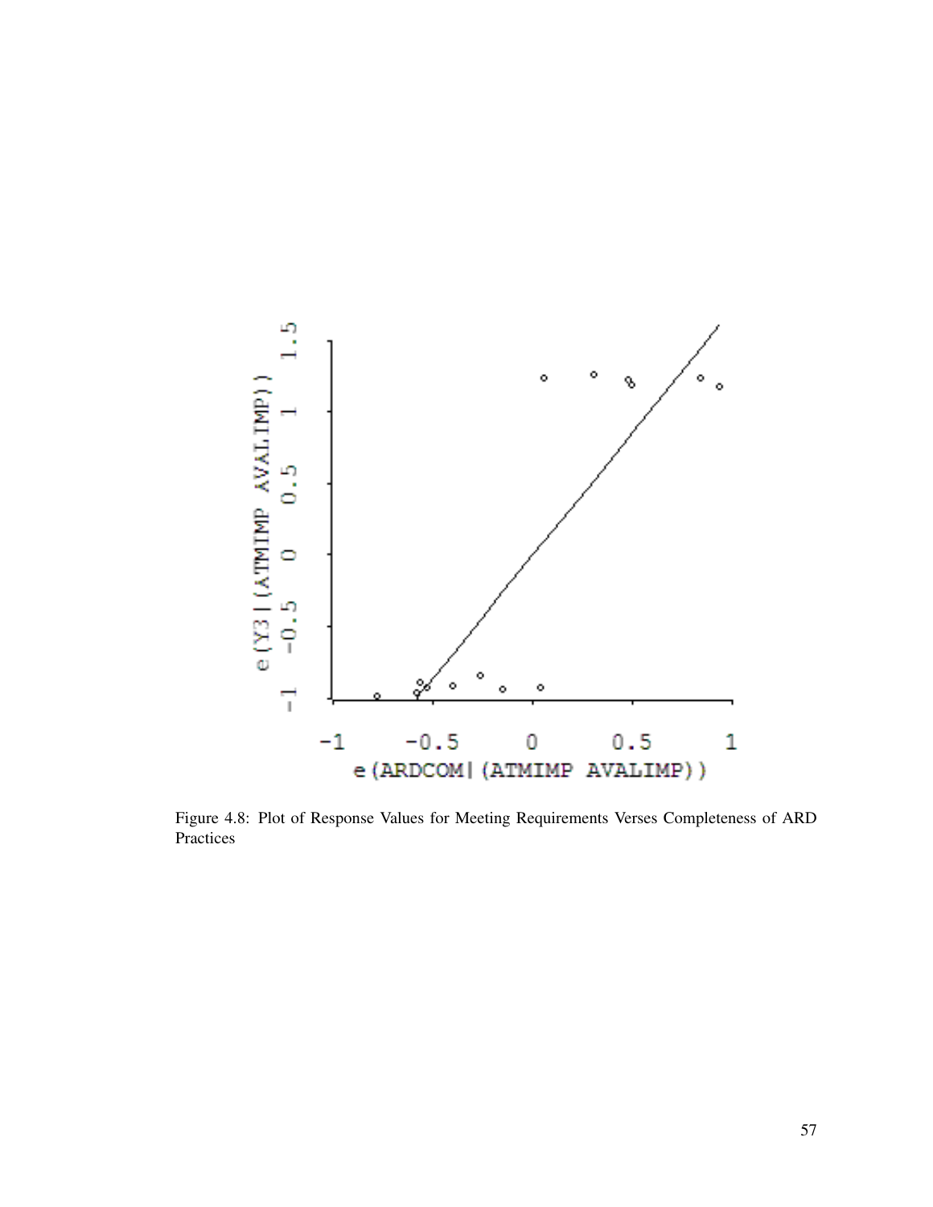e(Y3|(ATMIMP AVALIMP))

1.5
1
0.5
0
-0.5
-1

-1
-0.5
0
0.5
1

e(ARDCOM|(ATMIMP AVALIMP))

Figure 4.8: Plot of Response Values for Meeting Requirements Verses Completeness of ARD Practices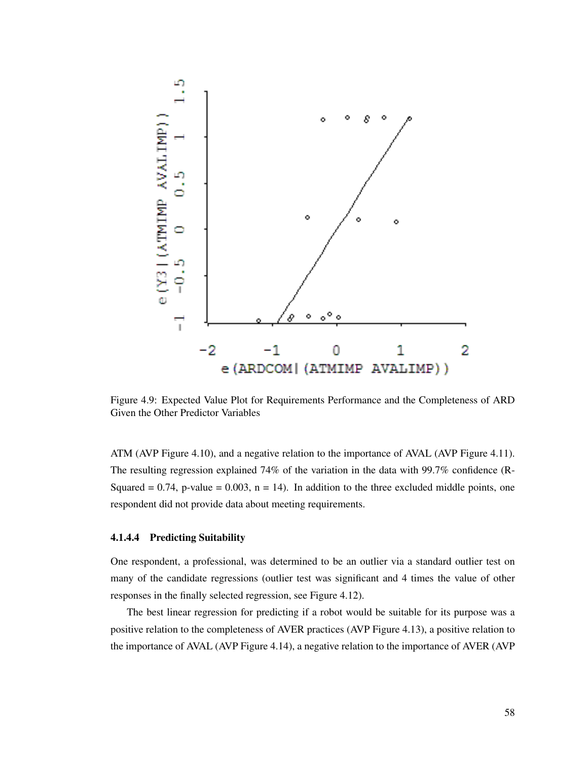e(Y3|(ATMIMP AVALIMP))

1.5
1
0.5
0
-0.5
-1

-2
-1
0
1
2

e(ARDCOM|(ATMIMP AVALIMP))

Figure 4.9: Expected Value Plot for Requirements Performance and the Completeness of ARD Given the Other Predictor Variables

ATM (AVP Figure 4.10), and a negative relation to the importance of AVAL (AVP Figure 4.11). The resulting regression explained 74% of the variation in the data with 99.7% confidence (R-Squared = 0.74, p-value = 0.003, n = 14). In addition to the three excluded middle points, one respondent did not provide data about meeting requirements.

#### 4.1.4.4 Predicting Suitability

One respondent, a professional, was determined to be an outlier via a standard outlier test on many of the candidate regressions (outlier test was significant and 4 times the value of other responses in the finally selected regression, see Figure 4.12).

The best linear regression for predicting if a robot would be suitable for its purpose was a positive relation to the completeness of AVER practices (AVP Figure 4.13), a positive relation to the importance of AVAL (AVP Figure 4.14), a negative relation to the importance of AVER (AVP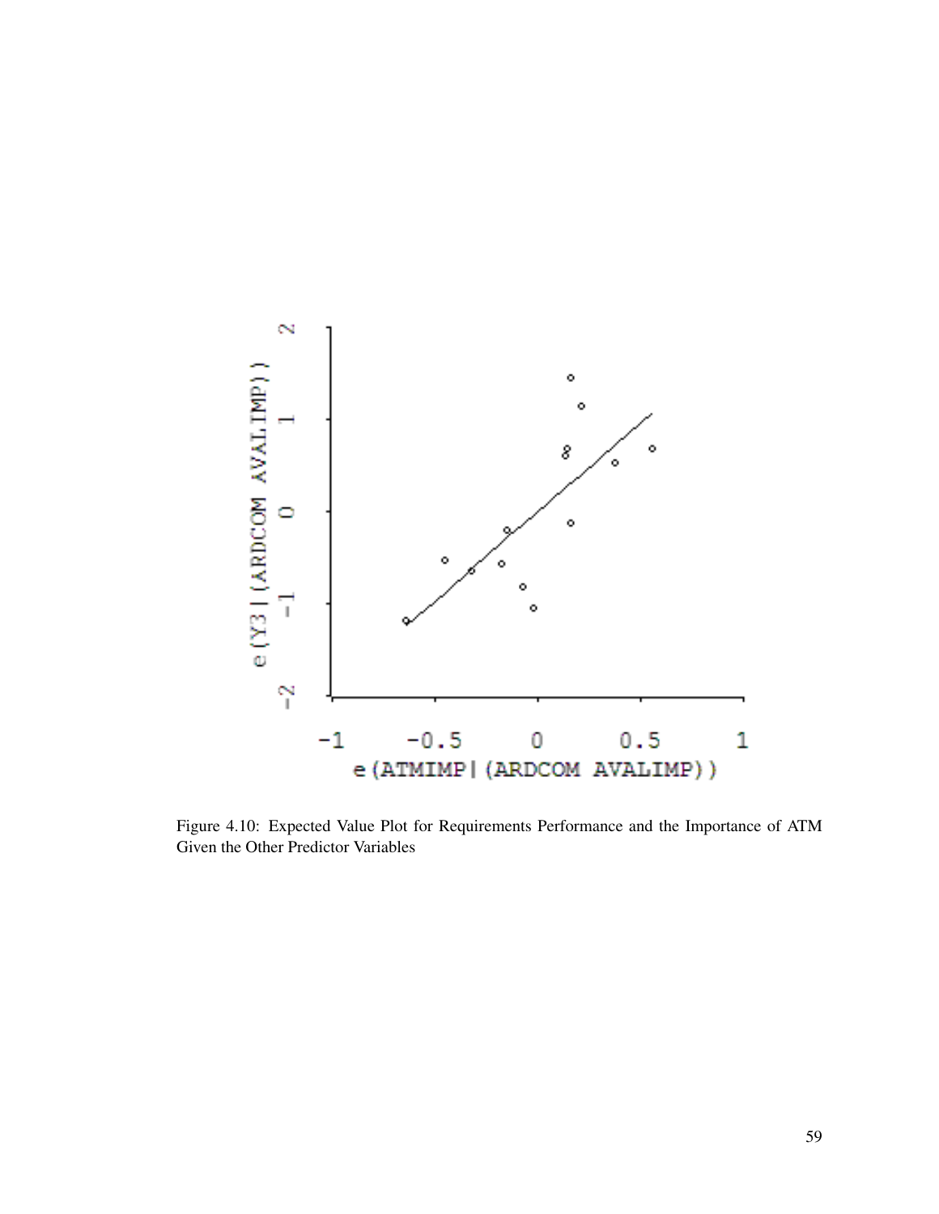e(Y3|(ARDCOM AVALIMP))

2
1
0
−1
−2

−1
−0.5
0
0.5
1

e(ATMIMP|(ARDCOM AVALIMP))

Figure 4.10: Expected Value Plot for Requirements Performance and the Importance of ATM Given the Other Predictor Variables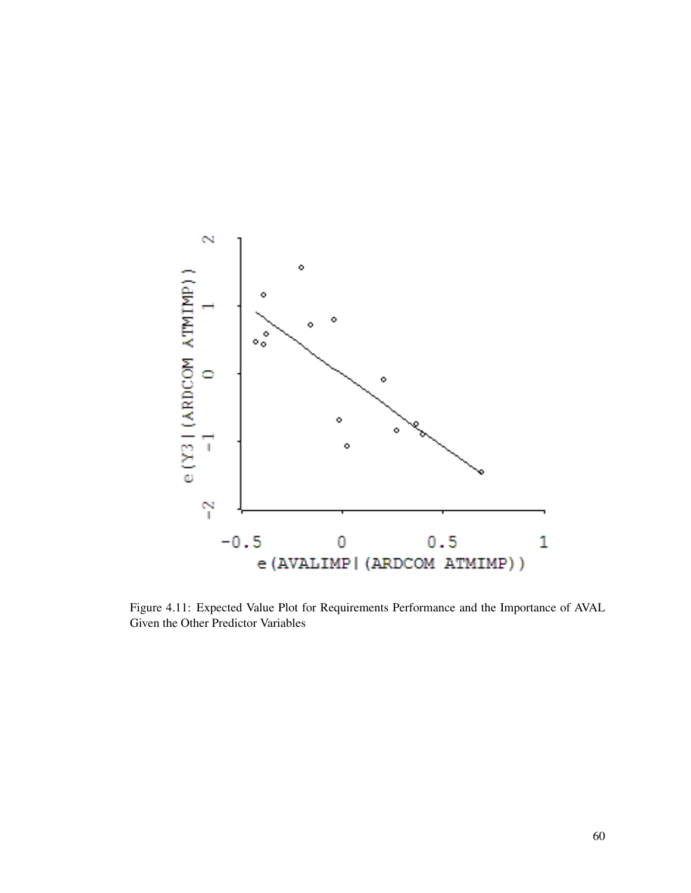e(Y3|(ARDCOM ATMIMP))

2

1

0

-1

-2

-0.5

0

0.5

1

e(AVALIMP|(ARDCOM ATMIMP))

Figure 4.11: Expected Value Plot for Requirements Performance and the Importance of AVAL Given the Other Predictor Variables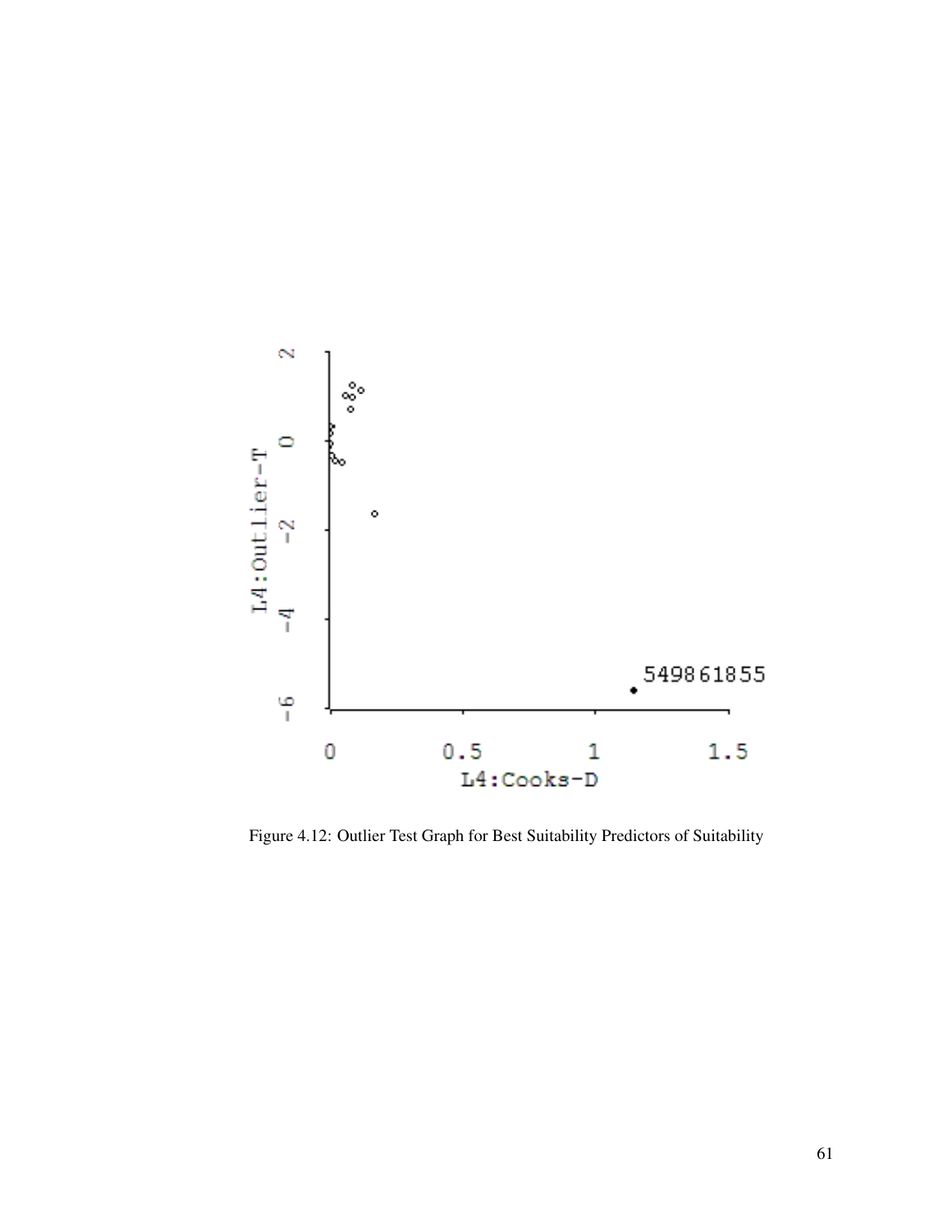L4:Outlier-T

2

0

-2

-4

-6

0

0.5

1

1.5

L4:Cooks-D

549861855

Figure 4.12: Outlier Test Graph for Best Suitability Predictors of Suitability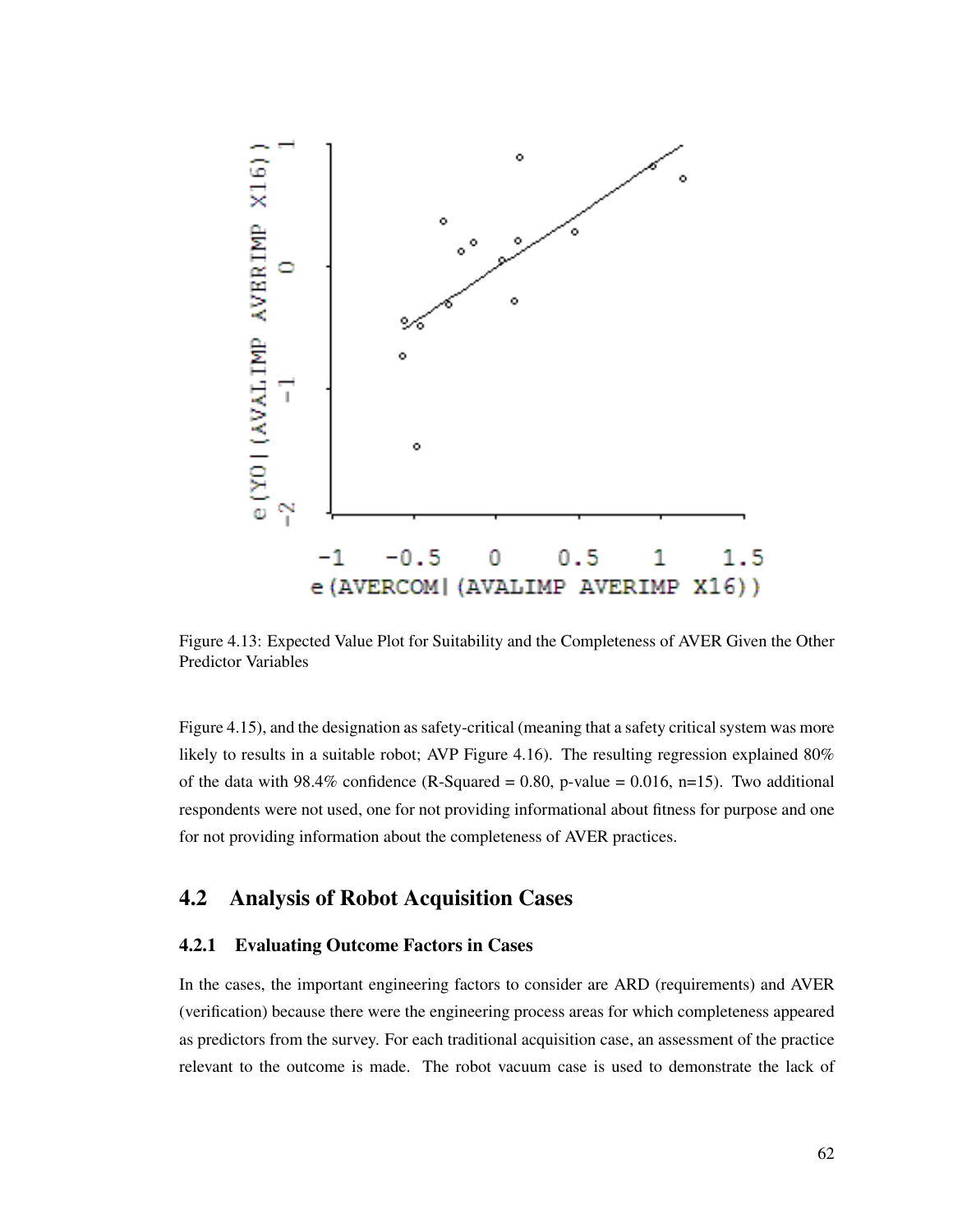e(YO|(AVALIMP AVERIMP X16))

1
0
−1
−2

−1 −0.5 0 0.5 1 1.5

e(AVERCOM|(AVALIMP AVERIMP X16))

Figure 4.13: Expected Value Plot for Suitability and the Completeness of AVER Given the Other Predictor Variables

Figure 4.15), and the designation as safety-critical (meaning that a safety critical system was more likely to results in a suitable robot; AVP Figure 4.16). The resulting regression explained 80% of the data with 98.4% confidence (R-Squared = 0.80, p-value = 0.016, n=15). Two additional respondents were not used, one for not providing informational about fitness for purpose and one for not providing information about the completeness of AVER practices.

## 4.2 Analysis of Robot Acquisition Cases

### 4.2.1 Evaluating Outcome Factors in Cases

In the cases, the important engineering factors to consider are ARD (requirements) and AVER (verification) because there were the engineering process areas for which completeness appeared as predictors from the survey. For each traditional acquisition case, an assessment of the practice relevant to the outcome is made. The robot vacuum case is used to demonstrate the lack of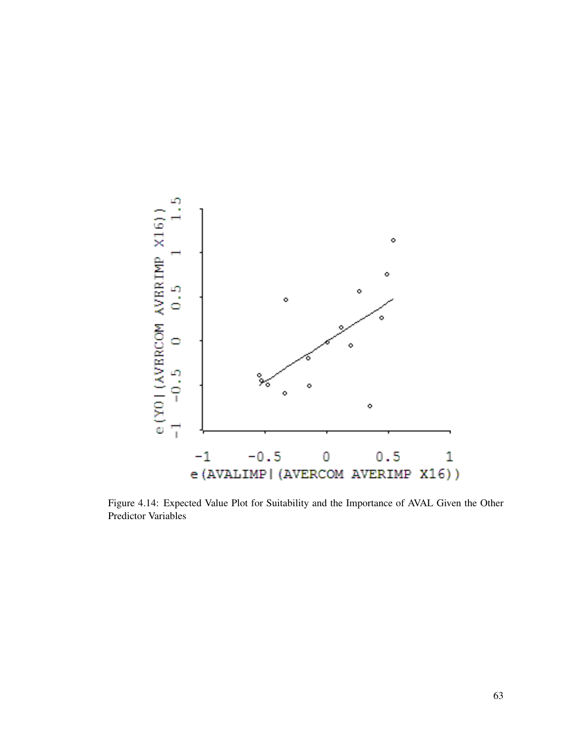e(YO|(AVERCOM AVERIMP X16))

1.5
1
0.5
0
-0.5
-1

-1 -0.5 0 0.5 1

e(AVALIMP|(AVERCOM AVERIMP X16))

Figure 4.14: Expected Value Plot for Suitability and the Importance of AVAL Given the Other Predictor Variables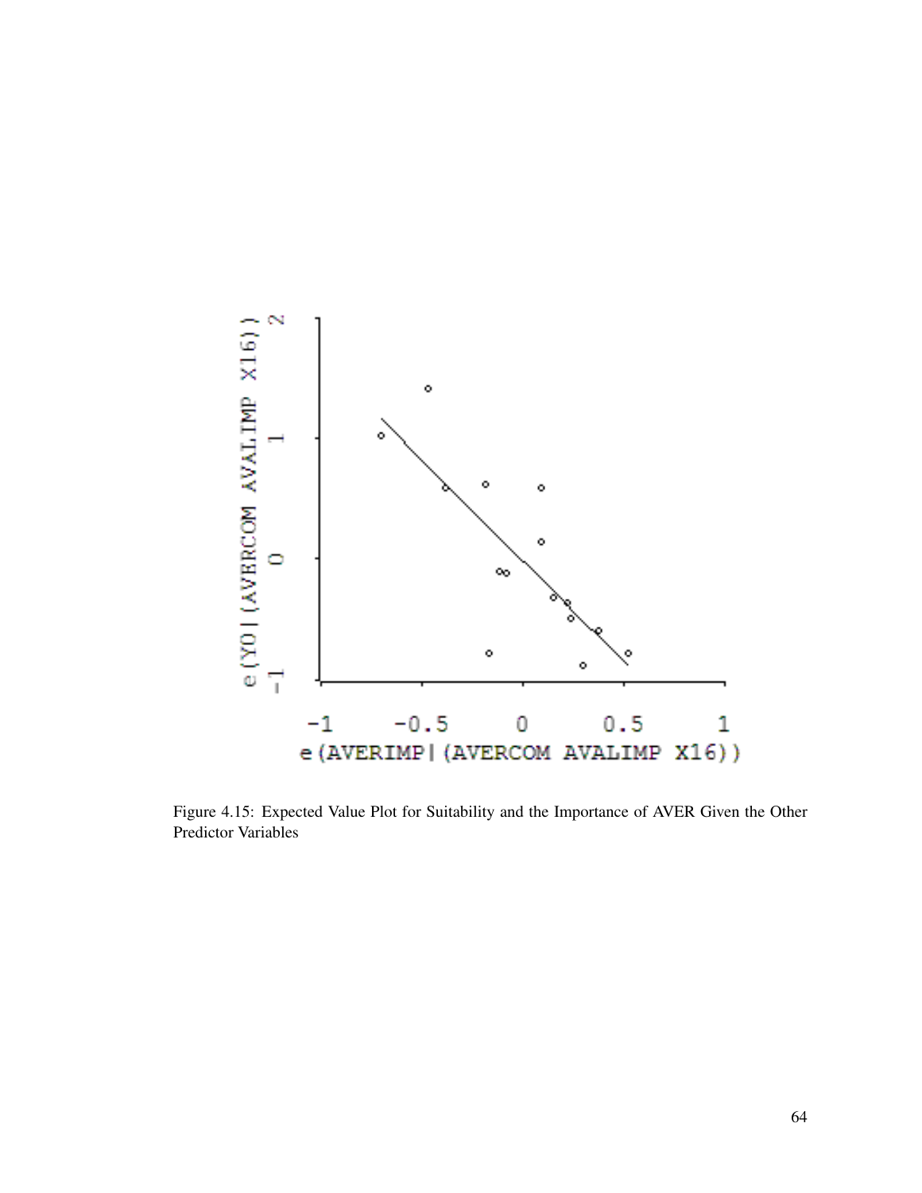e(Y0|(AVERCOM AVALIMP X16))

2

1

0

-1

-1

-0.5

0

0.5

1

e(AVERIMP|(AVERCOM AVALIMP X16))

Figure 4.15: Expected Value Plot for Suitability and the Importance of AVER Given the Other Predictor Variables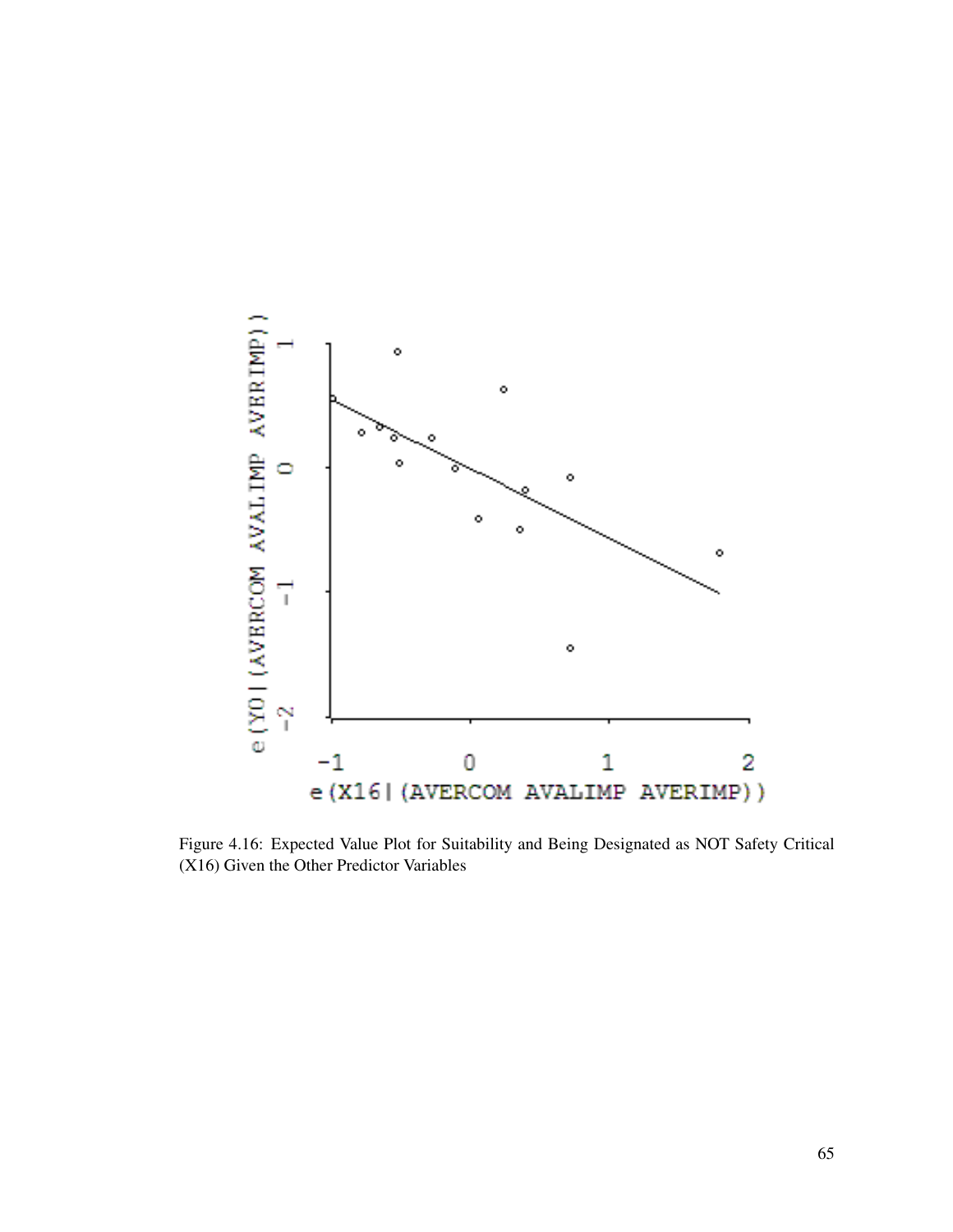e(YO|(AVERCOM AVALIMP AVERIMP))

1

0

−1

−2

−1

0

1

2

e(X16|(AVERCOM AVALIMP AVERIMP))

Figure 4.16: Expected Value Plot for Suitability and Being Designated as NOT Safety Critical (X16) Given the Other Predictor Variables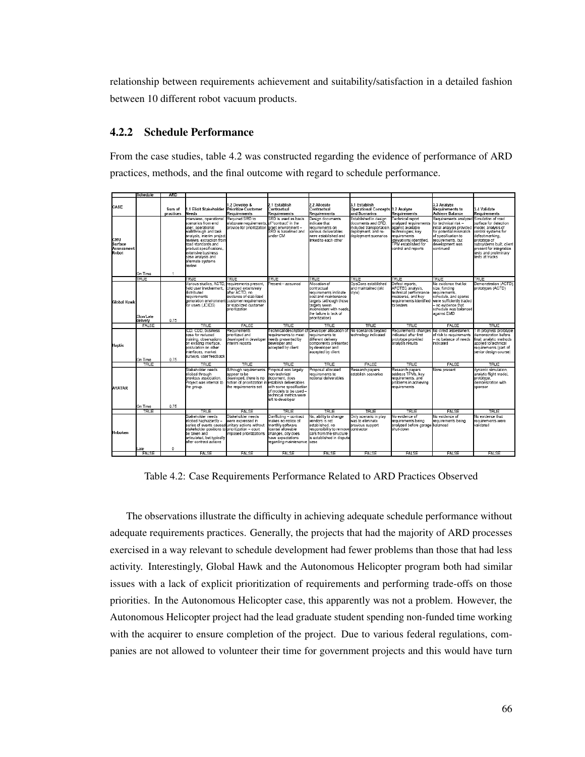relationship between requirements achievement and suitability/satisfaction in a detailed fashion between 10 different robot vacuum products.

### 4.2.2 Schedule Performance

From the case studies, table 4.2 was constructed regarding the evidence of performance of ARD practices, methods, and the final outcome with regard to schedule performance.

| CASE | Schedule | ARD Sum of practices | 1.1 Elicit Stakeholder Needs | 1.2 Develop & Prioritize Customer Requirements | 2.1 Establish Contractual Requirements | 2.2 Allocate Contractual Requirements | 3.1 Establish Operational Concepts and Scenarios | 3.2 Analyze Requirements | 3.3 Analyze Requirements to Achieve Balance | 3.4 Validate Requirements |
|---|---|---|---|---|---|---|---|---|---|---|
| CMU Surface Assessment Robot | On Time | 1 | interviews, operational scenarios from end user, operational walkthrough and task analysis, interim project reviews, extraction from road standards and product specifications, extensive business case analysis and alternate systems review | Required SRD to elaborate requirements, provide for prioritization | SRD is used as basic of "contract" in the grant environment – SRD is baselined and under CM | Design documents indicate that requirements on various deliverables were established and linked to each other | Established in design documents and SRD, included transportation, deployment, and re-deployment scenarios | Technical report analyzed requirements against available technologies; key requirements (deviations) identified, TPM established for control and reports | Requirements analyzed for technical risk – initial analysis provided for potential mismatch of specification to requirements, but development was continued | Simulation of road surface for detection model, analysis of control systems for defect marking, prototype of subsystems built, client present for integration tests and preliminary tests at tracks |
| | TRUE | | TRUE | TRUE | TRUE | TRUE | TRUE | TRUE | TRUE | TRUE |
| Global Hawk | Slow/Late delivery | 0.75 | Various studies, ACTD, field user involvement, distributed requirements generation environment for users (JCIDS) | requirements present, changed extensively after ACTD, no evidence of stabilized customer requirements or stabilized customer prioritization | Present – assumed | Allocation of contractual requirements indicate cost and maintenance targets (although those targets seem inconsistent with needs, the failure is lack of prioritization) | OpsCons established and maintained (old style) | Defect reports, AFOTEC analysis, technical performance measures, and key requirements identified to testers | No evidence that lot size, funding requirements, schedule, and spares were sufficiently traded – no evidence that schedule was balanced against EMD | Demonstration (ACTD) prototypes (ACTD) |
| | FALSE | | TRUE | FALSE | TRUE | TRUE | TRUE | TRUE | FALSE | TRUE |
| Haptic | On Time | 0.75 | CD, CDD, business case for reduced training, observations on existing interface, postulation on other interfaces, market surveys, user feedback | Requirements prioritized and developed in developer interim reports | Technical description of requirements to meet needs presented by developer and accepted by client | Developer allocation of requirements to different delivery components presented by developer and accepted by client | No scenarios beyond technology indicated | Requirements changes indicated after first prototype provided analysis results | No direct assessment of risk to requirements – no balance of needs indicated | 1 in progress prototype demonstration before final; analytic methods applied to technical requirements (part of senior design course) |
| | TRUE | | TRUE | TRUE | TRUE | TRUE | FALSE | TRUE | FALSE | TRUE |
| AVATAR | On Time | 0.75 | Stakeholder needs elicited through previous association. Project was internal to the group. | Although requirements appear to be developed, there is no notion of prioritization in the requirements set | Proposal was largely non-technical document, does establish deliverables with some specification of models to be used – technical metrics were left to developer | Proposal allocated requirements to notional deliverables | Research papers establish scenarios | Research papers address TPMs, key requirements, and problems in achieving requirements | None present | dynamic simulation, analytic flight model, prototype, demonstration with sponsor |
| | TRUE | | TRUE | FALSE | TRUE | TRUE | TRUE | TRUE | FALSE | TRUE |
| Hoboken | Late | 0 | Stakeholder needs elicited haphazardly – series of events caused stakeholder positions to be taken and articulated, but typically after contract actions | Stakeholder needs were expressed in unitary actions without prioritization – court imposed prioritizations | Conflicting – contract makes no notice of monthly software license allowable changes, city does have expectations regarding maintenance | No, ability to charge vendors is not established, no responsibility to remove cars from the structure is established in dispute case | Only scenario in play was to eliminate previous support contractor | No evidence of requirements being analyzed before garage shut-down | No evidence of requirements being balanced | No evidence that requirements were validated |
| | FALSE | | FALSE | FALSE | FALSE | FALSE | FALSE | FALSE | FALSE | FALSE |

Table 4.2: Case Requirements Performance Related to ARD Practices Observed

The observations illustrate the difficulty in achieving adequate schedule performance without adequate requirements practices. Generally, the projects that had the majority of ARD processes exercised in a way relevant to schedule development had fewer problems than those that had less activity. Interestingly, Global Hawk and the Autonomous Helicopter program both had similar issues with a lack of explicit prioritization of requirements and performing trade-offs on those priorities. In the Autonomous Helicopter case, this apparently was not a problem. However, the Autonomous Helicopter project had the lead graduate student spending non-funded time working with the acquirer to ensure completion of the project. Due to various federal regulations, companies are not allowed to volunteer their time for government projects and this would have turn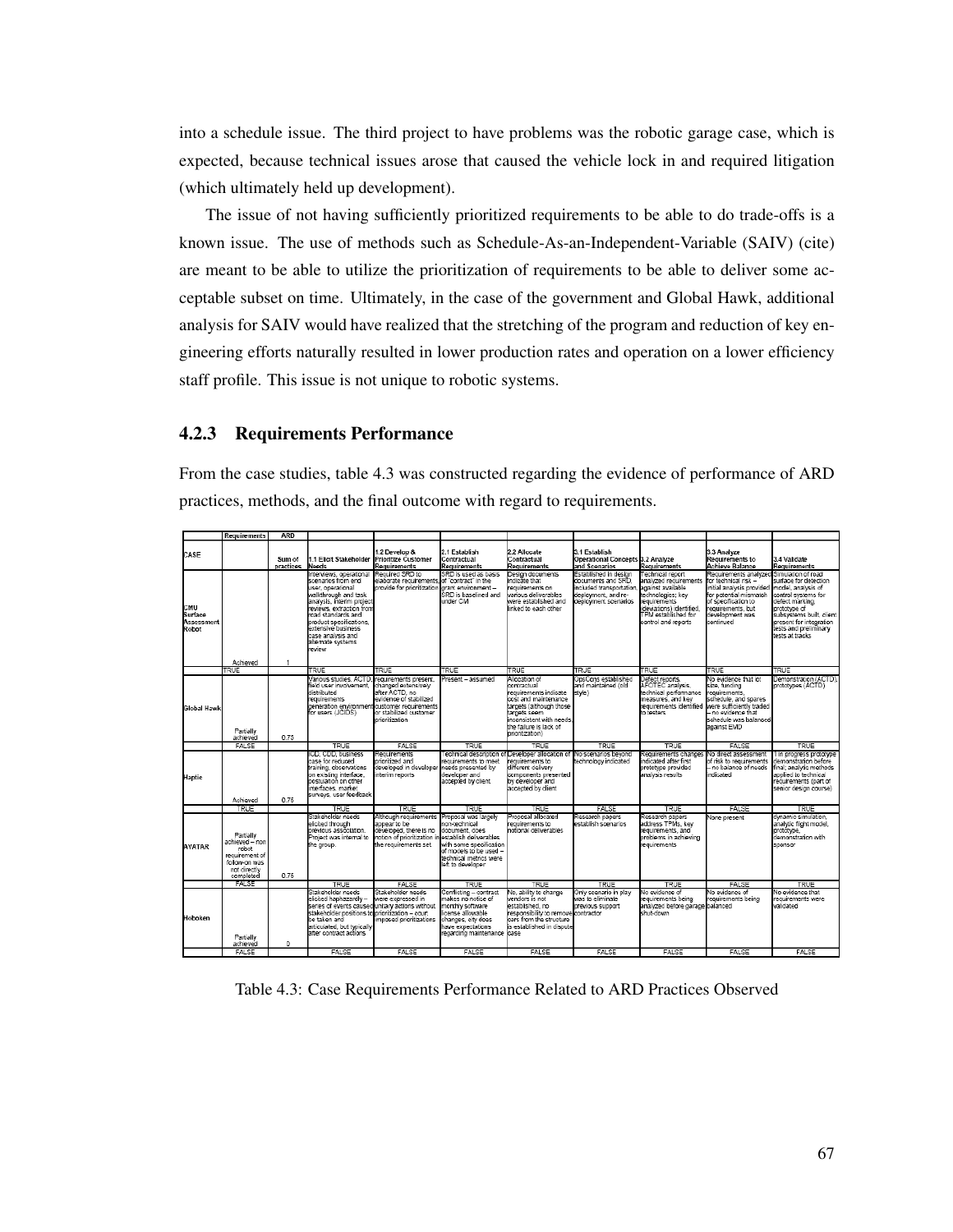into a schedule issue. The third project to have problems was the robotic garage case, which is expected, because technical issues arose that caused the vehicle lock in and required litigation (which ultimately held up development).

The issue of not having sufficiently prioritized requirements to be able to do trade-offs is a known issue. The use of methods such as Schedule-As-an-Independent-Variable (SAIV) (cite) are meant to be able to utilize the prioritization of requirements to be able to deliver some acceptable subset on time. Ultimately, in the case of the government and Global Hawk, additional analysis for SAIV would have realized that the stretching of the program and reduction of key engineering efforts naturally resulted in lower production rates and operation on a lower efficiency staff profile. This issue is not unique to robotic systems.

### 4.2.3 Requirements Performance

From the case studies, table 4.3 was constructed regarding the evidence of performance of ARD practices, methods, and the final outcome with regard to requirements.

| | Requirements | ARD | | | | | | | | |
|---|---|---|---|---|---|---|---|---|---|---|
| CASE | | Sum of practices | 1.1 Elicit Stakeholder Needs | 1.2 Develop & Prioritize Customer Requirements | 2.1 Establish Contractual Requirements | 2.2 Allocate Contractual Requirements | 3.1 Establish Operational Concepts and Scenarios | 3.2 Analyze Requirements | 3.3 Analyze Requirements to Achieve Balance | 3.4 Validate Requirements |
| CMU Surface Assessment Robot | Achieved | 1 | Interviews, operational scenarios from end user, operational walkthrough and task analysis, interim project reviews, extraction from road standards and product specifications, extensive business case analysis and alternate systems review | Required SRD to elaborate requirements, provide for prioritization | SRD is used as basis of "contract" in the grant environment – SRD is baselined and under CM | Design documents indicate that requirements on various deliverables were established and linked to each other | Established in design documents and SRD, included transportation, deployment, and re-deployment scenarios | Technical report analyzed requirements against available technologies; key requirements (deviations) identified, TPM established for control and reports | Requirements analyzed for technical risk – initial analysis provided for potential mismatch of specification to requirements, but development was continued | Simulation of road surface for detection model, analysis of control systems for defect marking, prototype of subsystems built, client present for integration tests and preliminary tests at tracks |
| | TRUE | | TRUE | TRUE | TRUE | TRUE | TRUE | TRUE | TRUE | TRUE |
| Global Hawk | Partially achieved | 0.75 | Various studies, ACTD, field user involvement, distributed requirements generation environment for users (JCIDS) | Requirements present, changed extensively after ACTD, no evidence of stabilized customer requirements or stabilized customer prioritization | Present – assumed | Allocation of contractual requirements indicate cost and maintenance targets (although those targets seem inconsistent with needs, the failure is lack of prioritization) | OpsCons established and maintained (old style) | Defect reports, AFOTEC analysis, technical performance measures, and key requirements identified to testers | No evidence that of size, funding requirements, schedule, and spares were sufficiently traded – no evidence that schedule was balanced against EMD | Demonstration (ACTD), prototypes (ACTD) |
| | FALSE | | TRUE | FALSE | TRUE | TRUE | TRUE | TRUE | FALSE | TRUE |
| Haptic | Achieved | 0.75 | ICD, CDD, business case for reduced training, observations on existing interface, evaluation on other interfaces, market surveys, user feedback | Requirements prioritized and developed in developer interim reports | Technical description of requirements to meet needs presented by developer and accepted by client | Developer allocation of requirements to different delivery components presented by developer and accepted by client | No scenarios beyond technology indicated | Requirements changes indicated after first prototype provided analysis results | No direct assessment of risk to requirements – no balance of needs indicated | 1 in progress prototype demonstration before final; analytic methods applied to technical requirements (part of senior design course) |
| | TRUE | | TRUE | TRUE | TRUE | TRUE | FALSE | TRUE | FALSE | TRUE |
| AVATAR | Partially achieved – non robot requirement of follow-on was not directly completed | 0.75 | Stakeholder needs elicited through previous association. Project was internal to the group. | Although requirements appear to be developed, there is no notion of prioritization in the requirements set | Proposal was largely non-technical document, does establish deliverables with some specification of models to be used – technical metrics were left to developer | Proposal allocated requirements to notional deliverables | Research papers establish scenarios | Research papers address TPMs, key requirements, and problems in achieving requirements | None present | dynamic simulation, analytic flight model, prototype, demonstration with sponsor |
| | FALSE | | TRUE | FALSE | TRUE | TRUE | TRUE | TRUE | FALSE | TRUE |
| Hoboken | Partially achieved | 0 | Stakeholder needs elicited haphazardly – series of events caused stakeholder positions to be taken and articulated, but typically after contract actions | Stakeholder needs were expressed in unitary actions without prioritization – court imposed prioritizations | Conflicting – contract makes no notice of monthly software license allowable changes, city does have expectations regarding maintenance | No, ability to change vendors is not established, no responsibility to remove cars from the structure is established in dispute case | Only scenario in play was to eliminate previous support contractor | No evidence of requirements being analyzed before garage shut-down | No evidence of requirements being balanced | No evidence that requirements were validated |
| | FALSE | | FALSE | FALSE | FALSE | FALSE | FALSE | FALSE | FALSE | FALSE |

Table 4.3: Case Requirements Performance Related to ARD Practices Observed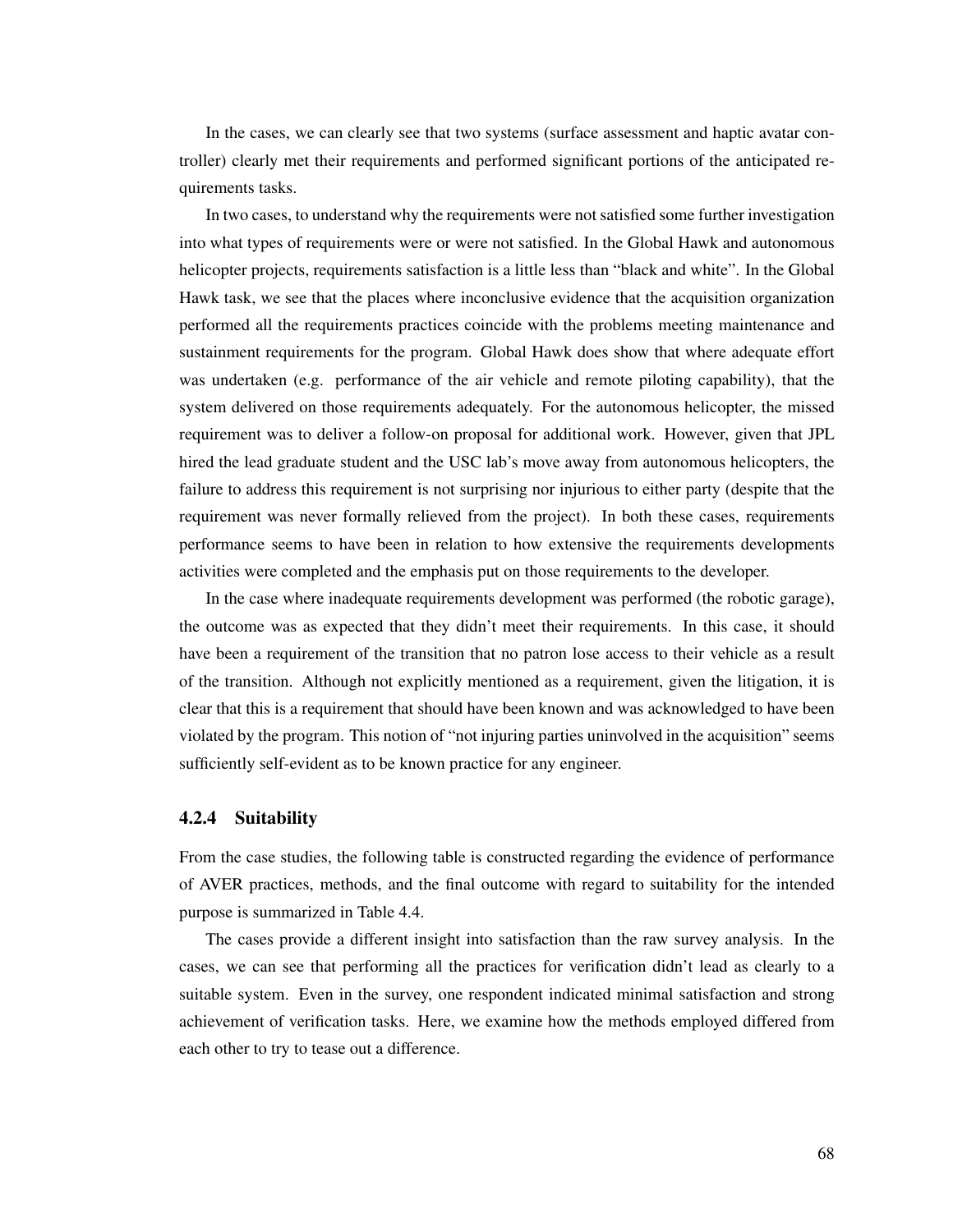In the cases, we can clearly see that two systems (surface assessment and haptic avatar controller) clearly met their requirements and performed significant portions of the anticipated requirements tasks.

In two cases, to understand why the requirements were not satisfied some further investigation into what types of requirements were or were not satisfied. In the Global Hawk and autonomous helicopter projects, requirements satisfaction is a little less than "black and white". In the Global Hawk task, we see that the places where inconclusive evidence that the acquisition organization performed all the requirements practices coincide with the problems meeting maintenance and sustainment requirements for the program. Global Hawk does show that where adequate effort was undertaken (e.g. performance of the air vehicle and remote piloting capability), that the system delivered on those requirements adequately. For the autonomous helicopter, the missed requirement was to deliver a follow-on proposal for additional work. However, given that JPL hired the lead graduate student and the USC lab's move away from autonomous helicopters, the failure to address this requirement is not surprising nor injurious to either party (despite that the requirement was never formally relieved from the project). In both these cases, requirements performance seems to have been in relation to how extensive the requirements developments activities were completed and the emphasis put on those requirements to the developer.

In the case where inadequate requirements development was performed (the robotic garage), the outcome was as expected that they didn't meet their requirements. In this case, it should have been a requirement of the transition that no patron lose access to their vehicle as a result of the transition. Although not explicitly mentioned as a requirement, given the litigation, it is clear that this is a requirement that should have been known and was acknowledged to have been violated by the program. This notion of "not injuring parties uninvolved in the acquisition" seems sufficiently self-evident as to be known practice for any engineer.

### 4.2.4 Suitability

From the case studies, the following table is constructed regarding the evidence of performance of AVER practices, methods, and the final outcome with regard to suitability for the intended purpose is summarized in Table 4.4.

The cases provide a different insight into satisfaction than the raw survey analysis. In the cases, we can see that performing all the practices for verification didn't lead as clearly to a suitable system. Even in the survey, one respondent indicated minimal satisfaction and strong achievement of verification tasks. Here, we examine how the methods employed differed from each other to try to tease out a difference.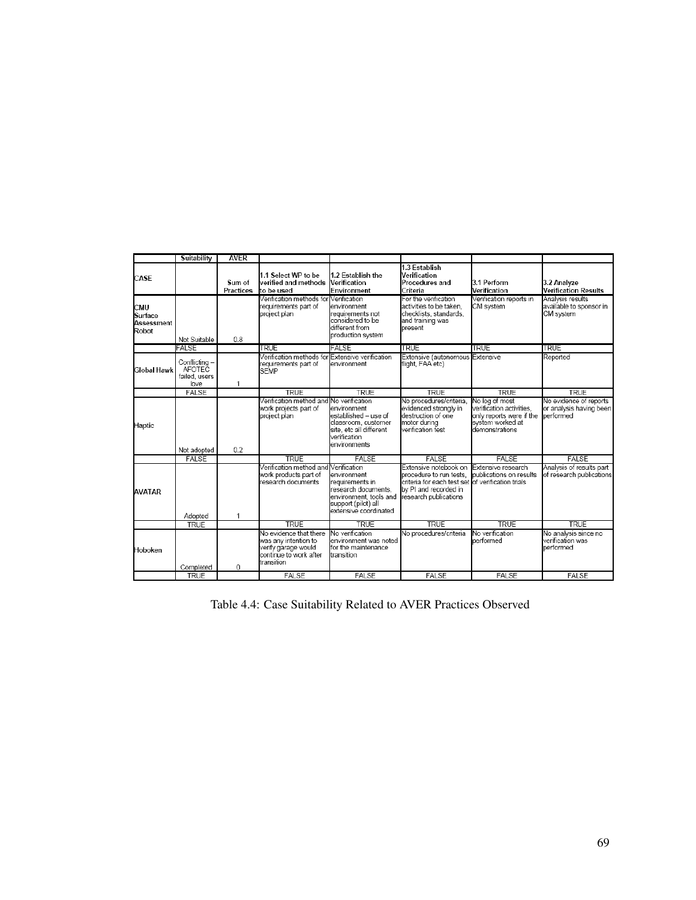| | Suitability | AVER | | | | | |
|---|---|---|---|---|---|---|---|
| CASE | | Sum of Practices | 1.1 Select WP to be verified and methods to be used | 1.2 Establish the Verification Environment | 1.3 Establish Verification Procedures and Criteria | 3.1 Perform Verification | 3.2 Analyze Verification Results |
| CMU Surface Assessment Robot | Not Suitable | 0.8 | Verification methods for requirements part of project plan | Verification environment requirements not considered to be different from production system | For the verification activites to be taken, checklists, standards, and training was present | Verification reports in CM system | Analysis results available to sponsor in CM system |
| | FALSE | | TRUE | FALSE | TRUE | TRUE | TRUE |
| Global Hawk | Conflicting – AFOTEC failed, users love | 1 | Verification methods for requirements part of SEMP | Extensive verification environment | Extensive (autonomous flight, FAA etc) | Extensive | Reported |
| | FALSE | | TRUE | TRUE | TRUE | TRUE | TRUE |
| Haptic | Not adopted | 0.2 | Verification method and work projects part of project plan | No verification environment established – use of classroom, customer site, etc all different verification environments | No procedures/criteria, evidenced strongly in destruction of one motor during verification test | No log of most verification activities, only reports were if the system worked at demonstrations | No evidence of reports or analysis having been performed |
| | FALSE | | TRUE | FALSE | FALSE | FALSE | FALSE |
| AVATAR | Adopted | 1 | Verification method and work products part of research documents | Verification environment requirements in research documents, environment, tools and support (pilot) all extensive coordinated | Extensive notebook on procedure to run tests, criteria for each test set by PI and recorded in research publications | Extensive research publications on results of verification trials | Analysis of results part of research publications |
| | TRUE | | TRUE | TRUE | TRUE | TRUE | TRUE |
| Hoboken | Completed | 0 | No evidence that there was any intention to verify garage would continue to work after transition | No verification environment was noted for the maintenance transition | No procedures/criteria | No verification performed | No analysis since no verification was performed |
| | TRUE | | FALSE | FALSE | FALSE | FALSE | FALSE |

Table 4.4: Case Suitability Related to AVER Practices Observed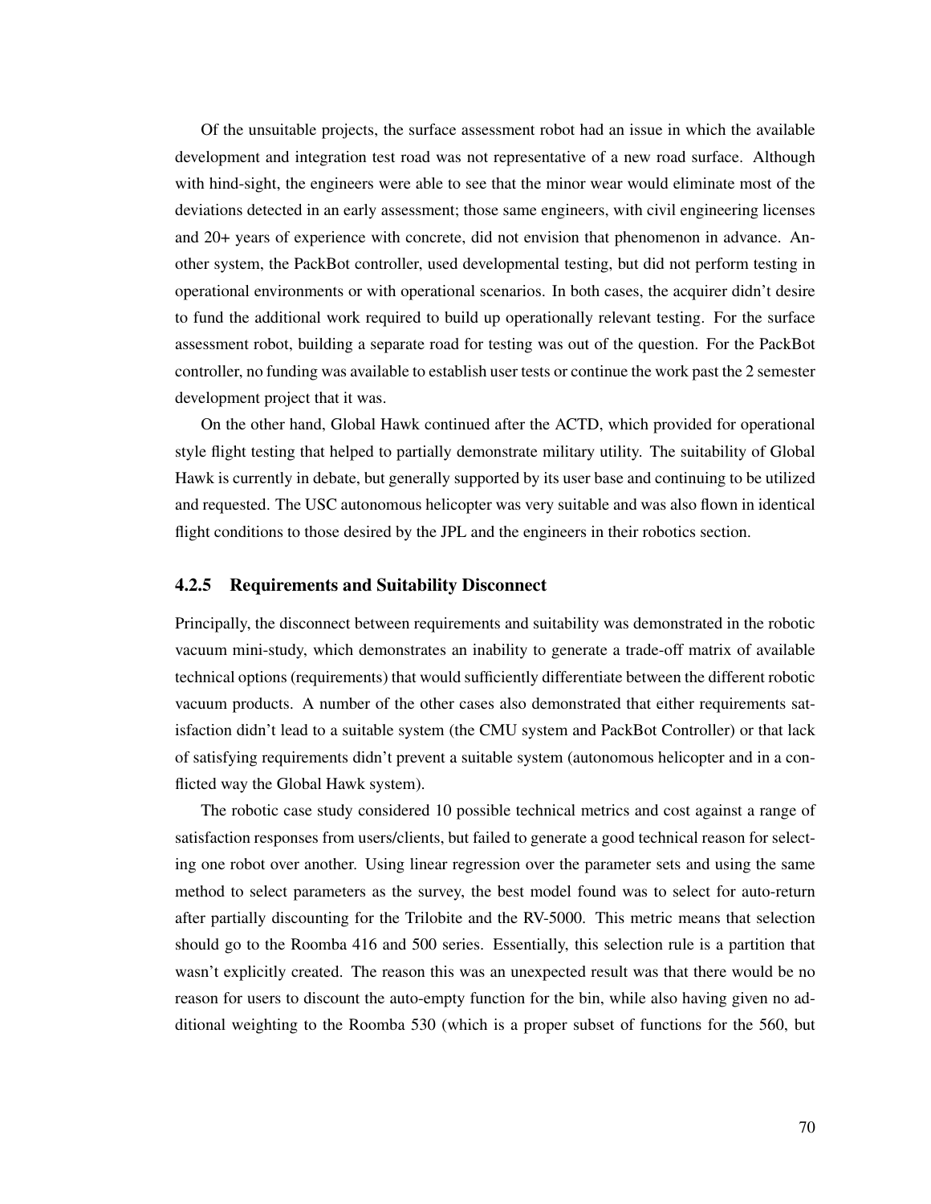Of the unsuitable projects, the surface assessment robot had an issue in which the available development and integration test road was not representative of a new road surface. Although with hind-sight, the engineers were able to see that the minor wear would eliminate most of the deviations detected in an early assessment; those same engineers, with civil engineering licenses and 20+ years of experience with concrete, did not envision that phenomenon in advance. Another system, the PackBot controller, used developmental testing, but did not perform testing in operational environments or with operational scenarios. In both cases, the acquirer didn't desire to fund the additional work required to build up operationally relevant testing. For the surface assessment robot, building a separate road for testing was out of the question. For the PackBot controller, no funding was available to establish user tests or continue the work past the 2 semester development project that it was.

On the other hand, Global Hawk continued after the ACTD, which provided for operational style flight testing that helped to partially demonstrate military utility. The suitability of Global Hawk is currently in debate, but generally supported by its user base and continuing to be utilized and requested. The USC autonomous helicopter was very suitable and was also flown in identical flight conditions to those desired by the JPL and the engineers in their robotics section.

### 4.2.5 Requirements and Suitability Disconnect

Principally, the disconnect between requirements and suitability was demonstrated in the robotic vacuum mini-study, which demonstrates an inability to generate a trade-off matrix of available technical options (requirements) that would sufficiently differentiate between the different robotic vacuum products. A number of the other cases also demonstrated that either requirements satisfaction didn't lead to a suitable system (the CMU system and PackBot Controller) or that lack of satisfying requirements didn't prevent a suitable system (autonomous helicopter and in a conflicted way the Global Hawk system).

The robotic case study considered 10 possible technical metrics and cost against a range of satisfaction responses from users/clients, but failed to generate a good technical reason for selecting one robot over another. Using linear regression over the parameter sets and using the same method to select parameters as the survey, the best model found was to select for auto-return after partially discounting for the Trilobite and the RV-5000. This metric means that selection should go to the Roomba 416 and 500 series. Essentially, this selection rule is a partition that wasn't explicitly created. The reason this was an unexpected result was that there would be no reason for users to discount the auto-empty function for the bin, while also having given no additional weighting to the Roomba 530 (which is a proper subset of functions for the 560, but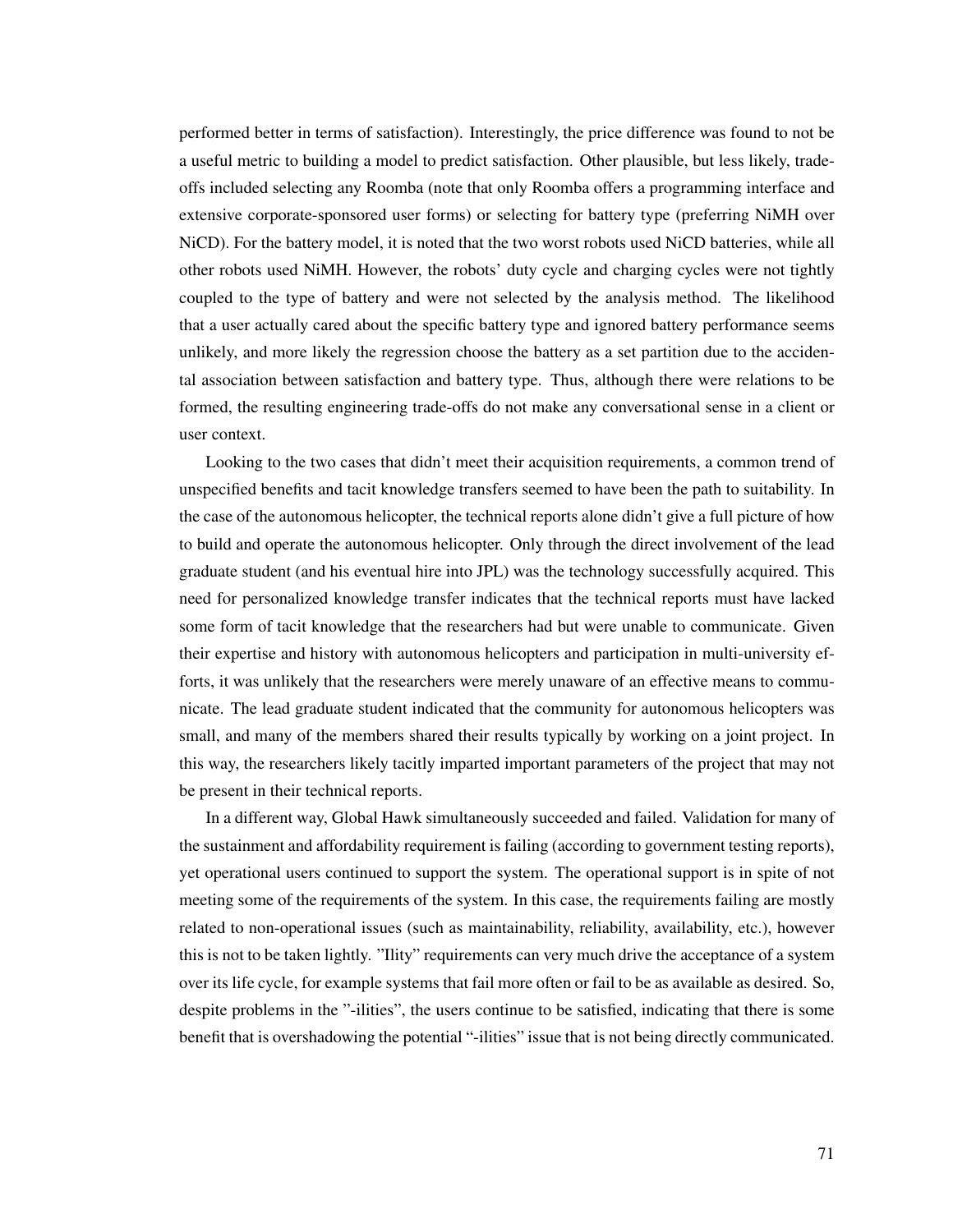performed better in terms of satisfaction). Interestingly, the price difference was found to not be a useful metric to building a model to predict satisfaction. Other plausible, but less likely, trade-offs included selecting any Roomba (note that only Roomba offers a programming interface and extensive corporate-sponsored user forms) or selecting for battery type (preferring NiMH over NiCD). For the battery model, it is noted that the two worst robots used NiCD batteries, while all other robots used NiMH. However, the robots' duty cycle and charging cycles were not tightly coupled to the type of battery and were not selected by the analysis method. The likelihood that a user actually cared about the specific battery type and ignored battery performance seems unlikely, and more likely the regression choose the battery as a set partition due to the accidental association between satisfaction and battery type. Thus, although there were relations to be formed, the resulting engineering trade-offs do not make any conversational sense in a client or user context.

Looking to the two cases that didn't meet their acquisition requirements, a common trend of unspecified benefits and tacit knowledge transfers seemed to have been the path to suitability. In the case of the autonomous helicopter, the technical reports alone didn't give a full picture of how to build and operate the autonomous helicopter. Only through the direct involvement of the lead graduate student (and his eventual hire into JPL) was the technology successfully acquired. This need for personalized knowledge transfer indicates that the technical reports must have lacked some form of tacit knowledge that the researchers had but were unable to communicate. Given their expertise and history with autonomous helicopters and participation in multi-university efforts, it was unlikely that the researchers were merely unaware of an effective means to communicate. The lead graduate student indicated that the community for autonomous helicopters was small, and many of the members shared their results typically by working on a joint project. In this way, the researchers likely tacitly imparted important parameters of the project that may not be present in their technical reports.

In a different way, Global Hawk simultaneously succeeded and failed. Validation for many of the sustainment and affordability requirement is failing (according to government testing reports), yet operational users continued to support the system. The operational support is in spite of not meeting some of the requirements of the system. In this case, the requirements failing are mostly related to non-operational issues (such as maintainability, reliability, availability, etc.), however this is not to be taken lightly. "Ility" requirements can very much drive the acceptance of a system over its life cycle, for example systems that fail more often or fail to be as available as desired. So, despite problems in the "-ilities", the users continue to be satisfied, indicating that there is some benefit that is overshadowing the potential "-ilities" issue that is not being directly communicated.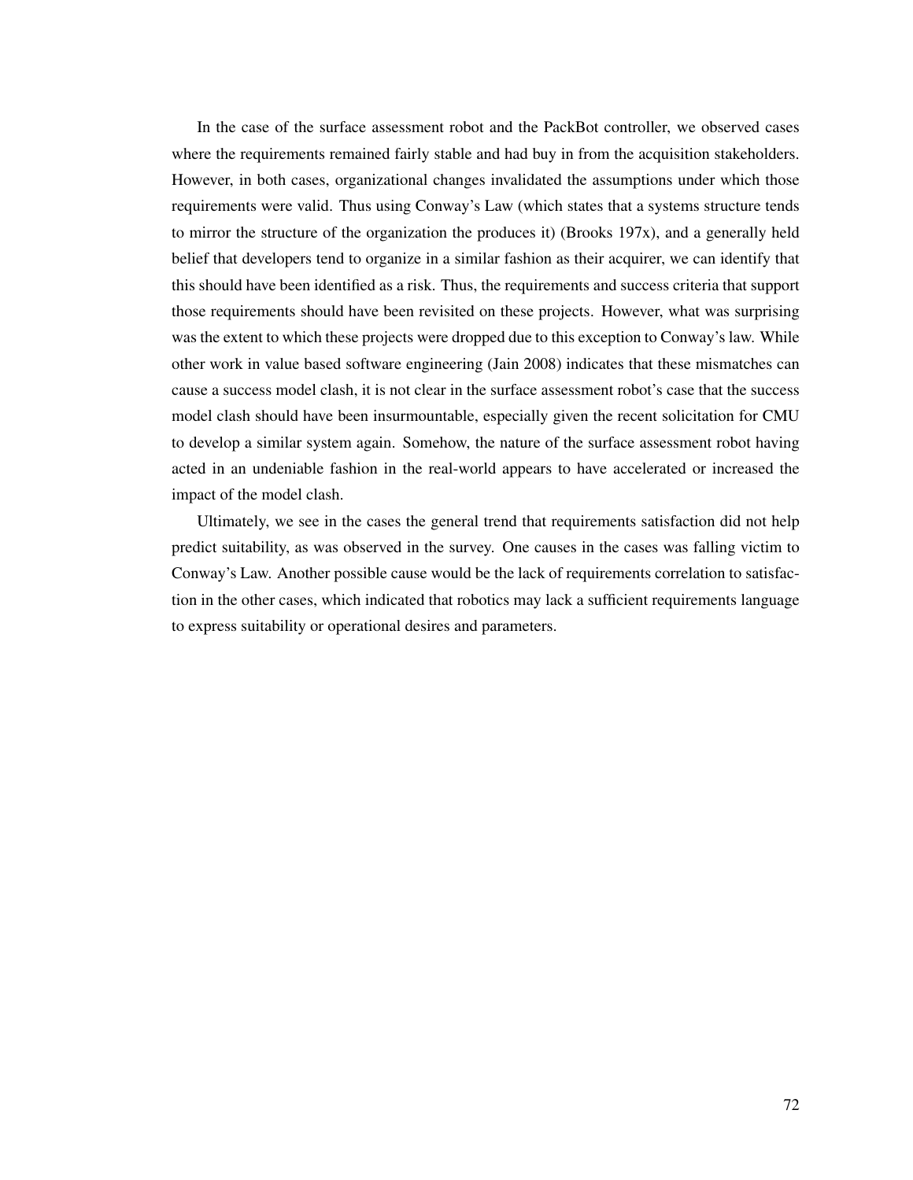In the case of the surface assessment robot and the PackBot controller, we observed cases where the requirements remained fairly stable and had buy in from the acquisition stakeholders. However, in both cases, organizational changes invalidated the assumptions under which those requirements were valid. Thus using Conway's Law (which states that a systems structure tends to mirror the structure of the organization the produces it) (Brooks 197x), and a generally held belief that developers tend to organize in a similar fashion as their acquirer, we can identify that this should have been identified as a risk. Thus, the requirements and success criteria that support those requirements should have been revisited on these projects. However, what was surprising was the extent to which these projects were dropped due to this exception to Conway's law. While other work in value based software engineering (Jain 2008) indicates that these mismatches can cause a success model clash, it is not clear in the surface assessment robot's case that the success model clash should have been insurmountable, especially given the recent solicitation for CMU to develop a similar system again. Somehow, the nature of the surface assessment robot having acted in an undeniable fashion in the real-world appears to have accelerated or increased the impact of the model clash.

Ultimately, we see in the cases the general trend that requirements satisfaction did not help predict suitability, as was observed in the survey. One causes in the cases was falling victim to Conway's Law. Another possible cause would be the lack of requirements correlation to satisfaction in the other cases, which indicated that robotics may lack a sufficient requirements language to express suitability or operational desires and parameters.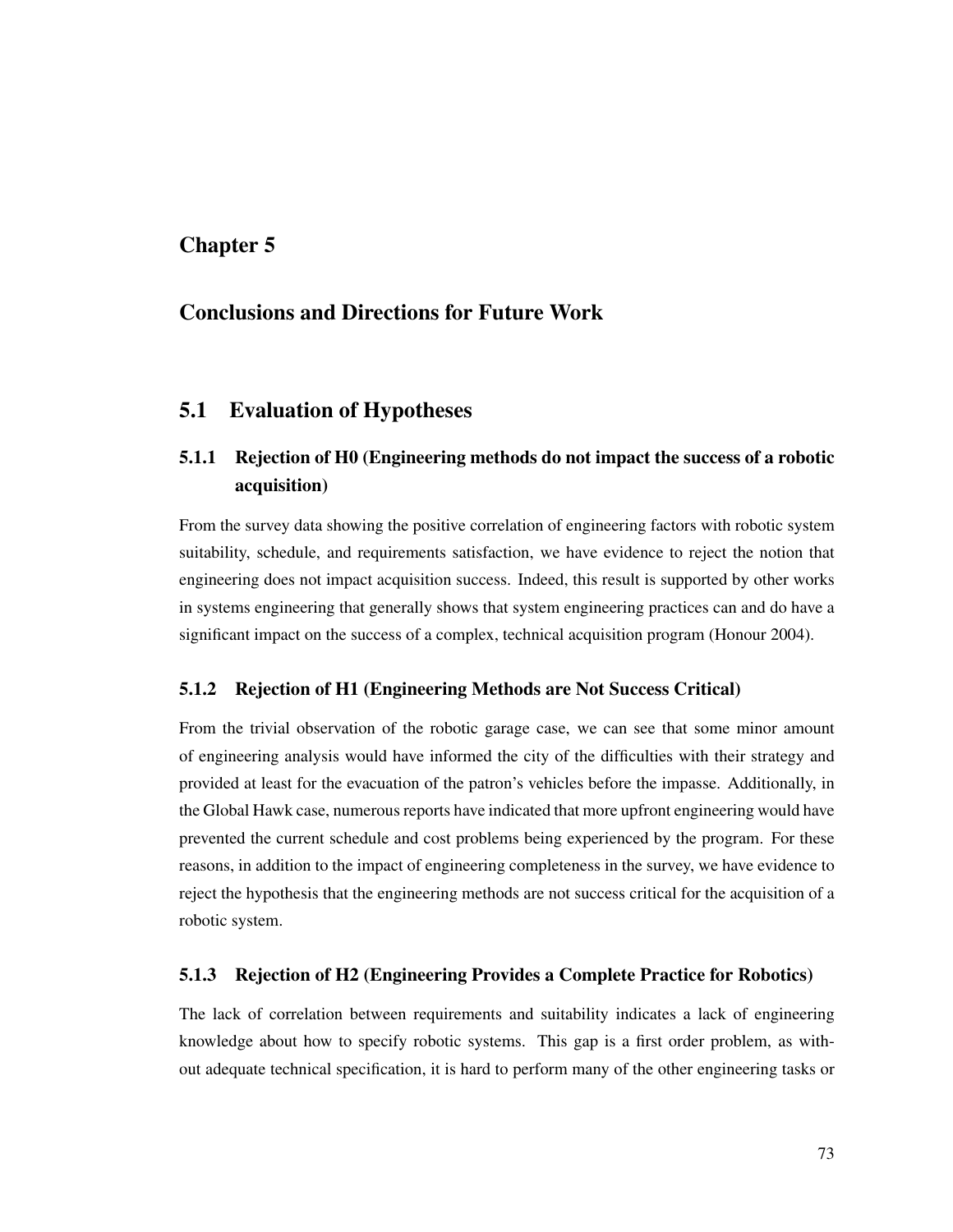# Chapter 5

# Conclusions and Directions for Future Work

## 5.1 Evaluation of Hypotheses

### 5.1.1 Rejection of H0 (Engineering methods do not impact the success of a robotic acquisition)

From the survey data showing the positive correlation of engineering factors with robotic system suitability, schedule, and requirements satisfaction, we have evidence to reject the notion that engineering does not impact acquisition success. Indeed, this result is supported by other works in systems engineering that generally shows that system engineering practices can and do have a significant impact on the success of a complex, technical acquisition program (Honour 2004).

### 5.1.2 Rejection of H1 (Engineering Methods are Not Success Critical)

From the trivial observation of the robotic garage case, we can see that some minor amount of engineering analysis would have informed the city of the difficulties with their strategy and provided at least for the evacuation of the patron's vehicles before the impasse. Additionally, in the Global Hawk case, numerous reports have indicated that more upfront engineering would have prevented the current schedule and cost problems being experienced by the program. For these reasons, in addition to the impact of engineering completeness in the survey, we have evidence to reject the hypothesis that the engineering methods are not success critical for the acquisition of a robotic system.

### 5.1.3 Rejection of H2 (Engineering Provides a Complete Practice for Robotics)

The lack of correlation between requirements and suitability indicates a lack of engineering knowledge about how to specify robotic systems. This gap is a first order problem, as without adequate technical specification, it is hard to perform many of the other engineering tasks or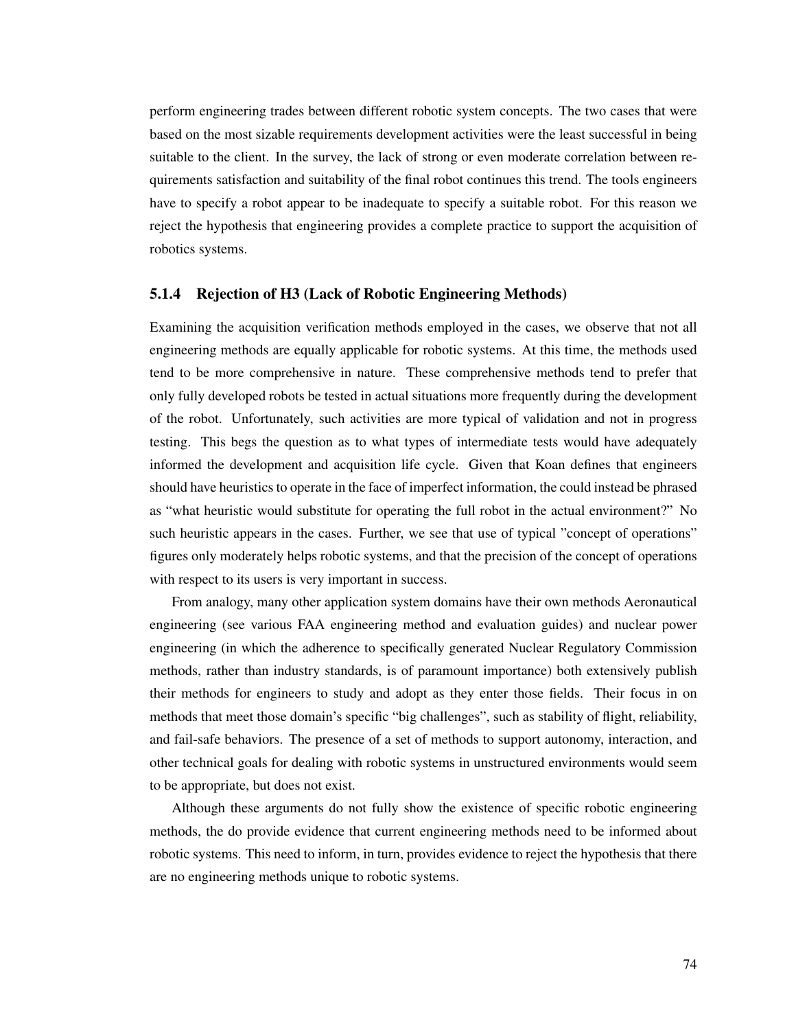perform engineering trades between different robotic system concepts. The two cases that were based on the most sizable requirements development activities were the least successful in being suitable to the client. In the survey, the lack of strong or even moderate correlation between requirements satisfaction and suitability of the final robot continues this trend. The tools engineers have to specify a robot appear to be inadequate to specify a suitable robot. For this reason we reject the hypothesis that engineering provides a complete practice to support the acquisition of robotics systems.

### 5.1.4 Rejection of H3 (Lack of Robotic Engineering Methods)

Examining the acquisition verification methods employed in the cases, we observe that not all engineering methods are equally applicable for robotic systems. At this time, the methods used tend to be more comprehensive in nature. These comprehensive methods tend to prefer that only fully developed robots be tested in actual situations more frequently during the development of the robot. Unfortunately, such activities are more typical of validation and not in progress testing. This begs the question as to what types of intermediate tests would have adequately informed the development and acquisition life cycle. Given that Koan defines that engineers should have heuristics to operate in the face of imperfect information, the could instead be phrased as "what heuristic would substitute for operating the full robot in the actual environment?" No such heuristic appears in the cases. Further, we see that use of typical "concept of operations" figures only moderately helps robotic systems, and that the precision of the concept of operations with respect to its users is very important in success.

From analogy, many other application system domains have their own methods Aeronautical engineering (see various FAA engineering method and evaluation guides) and nuclear power engineering (in which the adherence to specifically generated Nuclear Regulatory Commission methods, rather than industry standards, is of paramount importance) both extensively publish their methods for engineers to study and adopt as they enter those fields. Their focus in on methods that meet those domain's specific "big challenges", such as stability of flight, reliability, and fail-safe behaviors. The presence of a set of methods to support autonomy, interaction, and other technical goals for dealing with robotic systems in unstructured environments would seem to be appropriate, but does not exist.

Although these arguments do not fully show the existence of specific robotic engineering methods, the do provide evidence that current engineering methods need to be informed about robotic systems. This need to inform, in turn, provides evidence to reject the hypothesis that there are no engineering methods unique to robotic systems.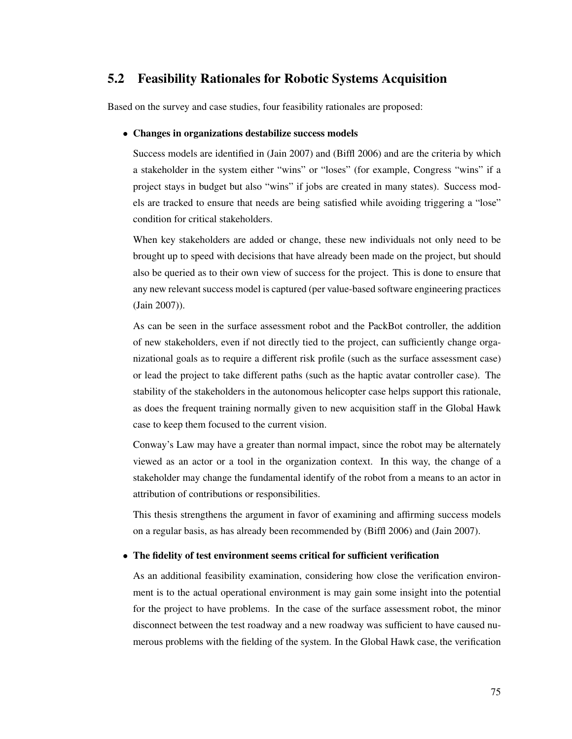## 5.2 Feasibility Rationales for Robotic Systems Acquisition

Based on the survey and case studies, four feasibility rationales are proposed:

- **Changes in organizations destabilize success models**

  Success models are identified in (Jain 2007) and (Biffl 2006) and are the criteria by which a stakeholder in the system either "wins" or "loses" (for example, Congress "wins" if a project stays in budget but also "wins" if jobs are created in many states). Success models are tracked to ensure that needs are being satisfied while avoiding triggering a "lose" condition for critical stakeholders.

  When key stakeholders are added or change, these new individuals not only need to be brought up to speed with decisions that have already been made on the project, but should also be queried as to their own view of success for the project. This is done to ensure that any new relevant success model is captured (per value-based software engineering practices (Jain 2007)).

  As can be seen in the surface assessment robot and the PackBot controller, the addition of new stakeholders, even if not directly tied to the project, can sufficiently change organizational goals as to require a different risk profile (such as the surface assessment case) or lead the project to take different paths (such as the haptic avatar controller case). The stability of the stakeholders in the autonomous helicopter case helps support this rationale, as does the frequent training normally given to new acquisition staff in the Global Hawk case to keep them focused to the current vision.

  Conway's Law may have a greater than normal impact, since the robot may be alternately viewed as an actor or a tool in the organization context. In this way, the change of a stakeholder may change the fundamental identify of the robot from a means to an actor in attribution of contributions or responsibilities.

  This thesis strengthens the argument in favor of examining and affirming success models on a regular basis, as has already been recommended by (Biffl 2006) and (Jain 2007).

- **The fidelity of test environment seems critical for sufficient verification**

  As an additional feasibility examination, considering how close the verification environment is to the actual operational environment is may gain some insight into the potential for the project to have problems. In the case of the surface assessment robot, the minor disconnect between the test roadway and a new roadway was sufficient to have caused numerous problems with the fielding of the system. In the Global Hawk case, the verification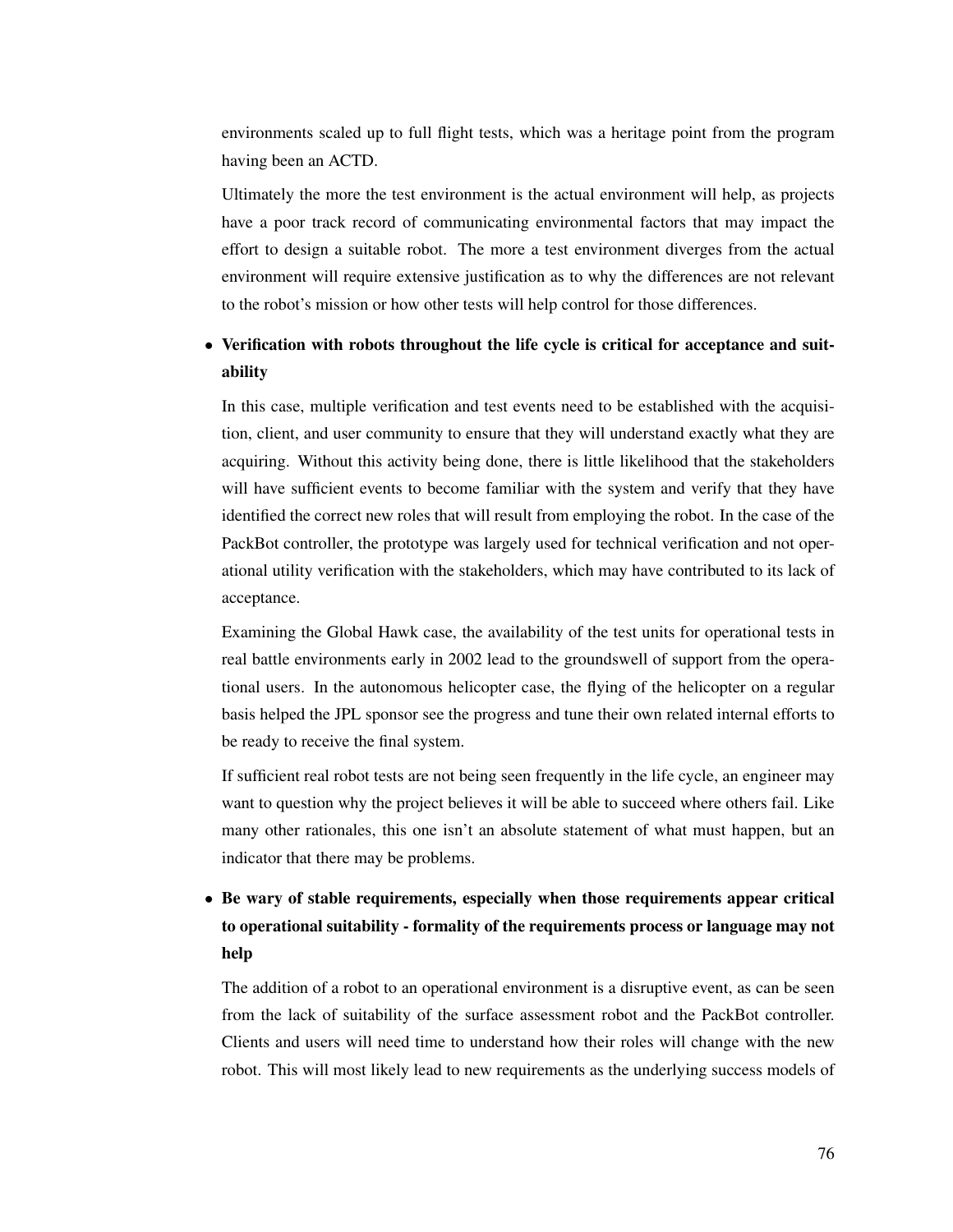environments scaled up to full flight tests, which was a heritage point from the program having been an ACTD.

Ultimately the more the test environment is the actual environment will help, as projects have a poor track record of communicating environmental factors that may impact the effort to design a suitable robot. The more a test environment diverges from the actual environment will require extensive justification as to why the differences are not relevant to the robot's mission or how other tests will help control for those differences.

- **Verification with robots throughout the life cycle is critical for acceptance and suitability**

  In this case, multiple verification and test events need to be established with the acquisition, client, and user community to ensure that they will understand exactly what they are acquiring. Without this activity being done, there is little likelihood that the stakeholders will have sufficient events to become familiar with the system and verify that they have identified the correct new roles that will result from employing the robot. In the case of the PackBot controller, the prototype was largely used for technical verification and not operational utility verification with the stakeholders, which may have contributed to its lack of acceptance.

  Examining the Global Hawk case, the availability of the test units for operational tests in real battle environments early in 2002 lead to the groundswell of support from the operational users. In the autonomous helicopter case, the flying of the helicopter on a regular basis helped the JPL sponsor see the progress and tune their own related internal efforts to be ready to receive the final system.

  If sufficient real robot tests are not being seen frequently in the life cycle, an engineer may want to question why the project believes it will be able to succeed where others fail. Like many other rationales, this one isn't an absolute statement of what must happen, but an indicator that there may be problems.

- **Be wary of stable requirements, especially when those requirements appear critical to operational suitability - formality of the requirements process or language may not help**

  The addition of a robot to an operational environment is a disruptive event, as can be seen from the lack of suitability of the surface assessment robot and the PackBot controller. Clients and users will need time to understand how their roles will change with the new robot. This will most likely lead to new requirements as the underlying success models of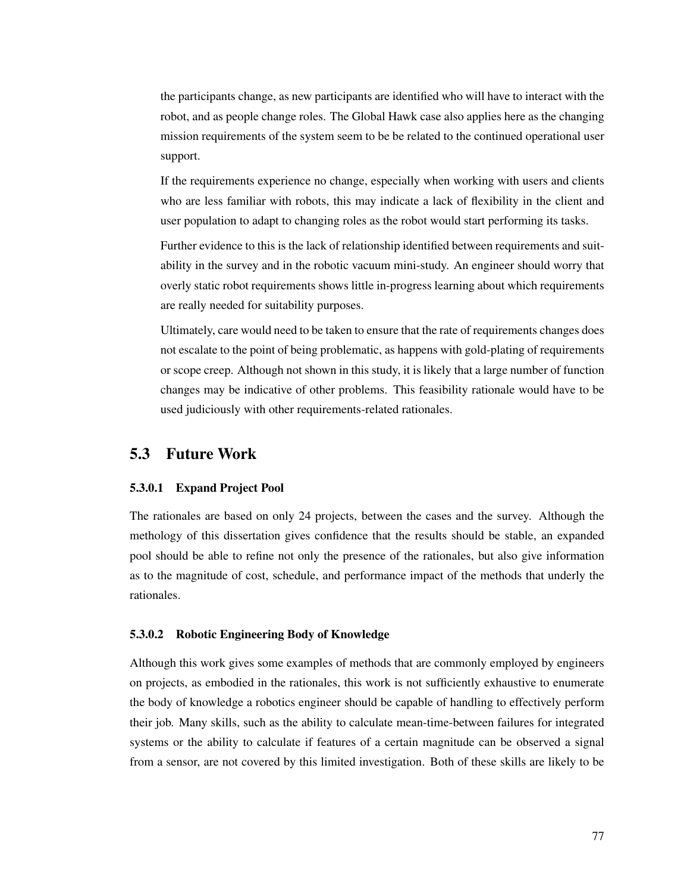the participants change, as new participants are identified who will have to interact with the robot, and as people change roles. The Global Hawk case also applies here as the changing mission requirements of the system seem to be be related to the continued operational user support.

If the requirements experience no change, especially when working with users and clients who are less familiar with robots, this may indicate a lack of flexibility in the client and user population to adapt to changing roles as the robot would start performing its tasks.

Further evidence to this is the lack of relationship identified between requirements and suitability in the survey and in the robotic vacuum mini-study. An engineer should worry that overly static robot requirements shows little in-progress learning about which requirements are really needed for suitability purposes.

Ultimately, care would need to be taken to ensure that the rate of requirements changes does not escalate to the point of being problematic, as happens with gold-plating of requirements or scope creep. Although not shown in this study, it is likely that a large number of function changes may be indicative of other problems. This feasibility rationale would have to be used judiciously with other requirements-related rationales.

## 5.3 Future Work

#### 5.3.0.1 Expand Project Pool

The rationales are based on only 24 projects, between the cases and the survey. Although the methology of this dissertation gives confidence that the results should be stable, an expanded pool should be able to refine not only the presence of the rationales, but also give information as to the magnitude of cost, schedule, and performance impact of the methods that underly the rationales.

#### 5.3.0.2 Robotic Engineering Body of Knowledge

Although this work gives some examples of methods that are commonly employed by engineers on projects, as embodied in the rationales, this work is not sufficiently exhaustive to enumerate the body of knowledge a robotics engineer should be capable of handling to effectively perform their job. Many skills, such as the ability to calculate mean-time-between failures for integrated systems or the ability to calculate if features of a certain magnitude can be observed a signal from a sensor, are not covered by this limited investigation. Both of these skills are likely to be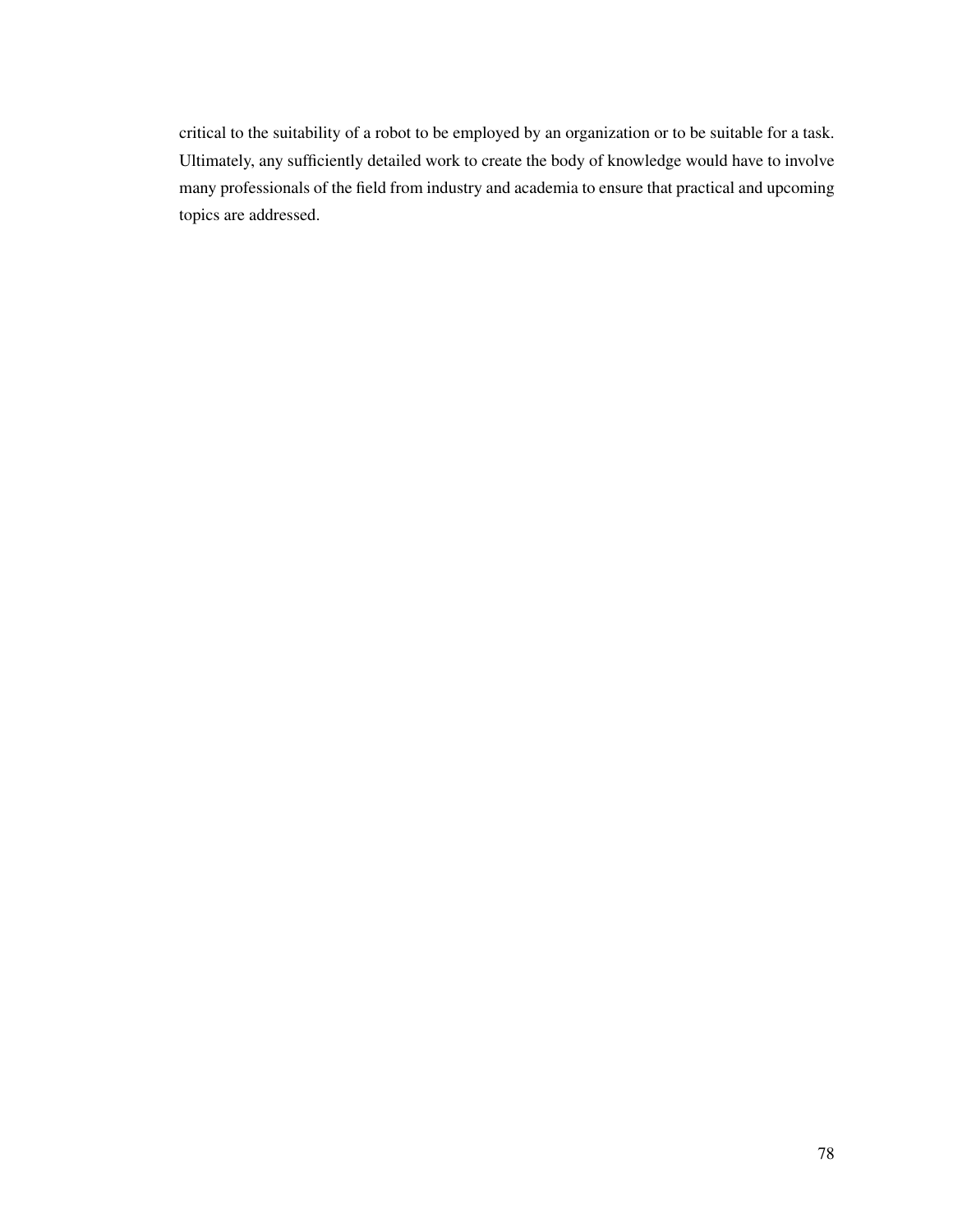critical to the suitability of a robot to be employed by an organization or to be suitable for a task. Ultimately, any sufficiently detailed work to create the body of knowledge would have to involve many professionals of the field from industry and academia to ensure that practical and upcoming topics are addressed.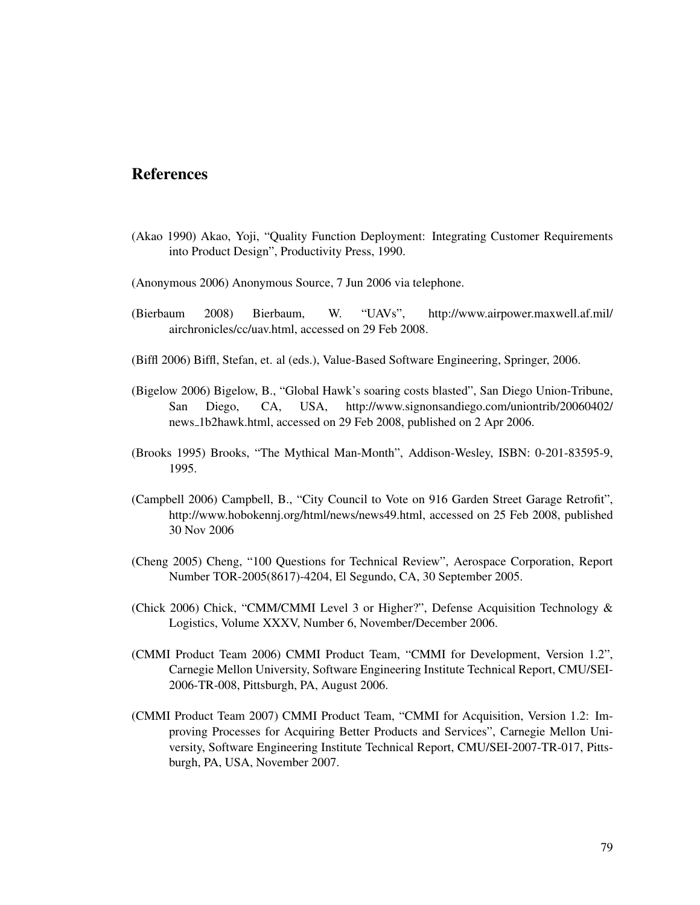# References

(Akao 1990) Akao, Yoji, "Quality Function Deployment: Integrating Customer Requirements into Product Design", Productivity Press, 1990.

(Anonymous 2006) Anonymous Source, 7 Jun 2006 via telephone.

(Bierbaum 2008) Bierbaum, W. "UAVs", http://www.airpower.maxwell.af.mil/airchronicles/cc/uav.html, accessed on 29 Feb 2008.

(Biffl 2006) Biffl, Stefan, et. al (eds.), Value-Based Software Engineering, Springer, 2006.

(Bigelow 2006) Bigelow, B., "Global Hawk's soaring costs blasted", San Diego Union-Tribune, San Diego, CA, USA, http://www.signonsandiego.com/uniontrib/20060402/news_1b2hawk.html, accessed on 29 Feb 2008, published on 2 Apr 2006.

(Brooks 1995) Brooks, "The Mythical Man-Month", Addison-Wesley, ISBN: 0-201-83595-9, 1995.

(Campbell 2006) Campbell, B., "City Council to Vote on 916 Garden Street Garage Retrofit", http://www.hobokennj.org/html/news/news49.html, accessed on 25 Feb 2008, published 30 Nov 2006

(Cheng 2005) Cheng, "100 Questions for Technical Review", Aerospace Corporation, Report Number TOR-2005(8617)-4204, El Segundo, CA, 30 September 2005.

(Chick 2006) Chick, "CMM/CMMI Level 3 or Higher?", Defense Acquisition Technology & Logistics, Volume XXXV, Number 6, November/December 2006.

(CMMI Product Team 2006) CMMI Product Team, "CMMI for Development, Version 1.2", Carnegie Mellon University, Software Engineering Institute Technical Report, CMU/SEI-2006-TR-008, Pittsburgh, PA, August 2006.

(CMMI Product Team 2007) CMMI Product Team, "CMMI for Acquisition, Version 1.2: Improving Processes for Acquiring Better Products and Services", Carnegie Mellon University, Software Engineering Institute Technical Report, CMU/SEI-2007-TR-017, Pittsburgh, PA, USA, November 2007.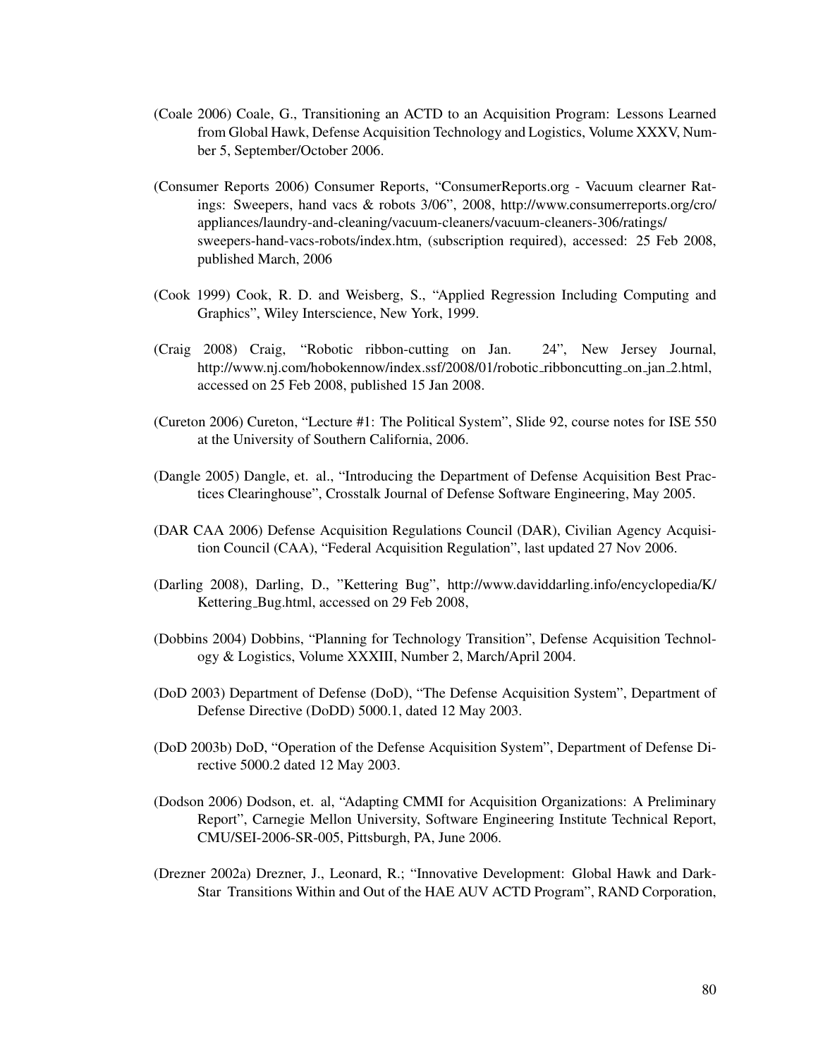(Coale 2006) Coale, G., Transitioning an ACTD to an Acquisition Program: Lessons Learned from Global Hawk, Defense Acquisition Technology and Logistics, Volume XXXV, Number 5, September/October 2006.

(Consumer Reports 2006) Consumer Reports, "ConsumerReports.org - Vacuum clearner Ratings: Sweepers, hand vacs & robots 3/06", 2008, http://www.consumerreports.org/cro/appliances/laundry-and-cleaning/vacuum-cleaners/vacuum-cleaners-306/ratings/sweepers-hand-vacs-robots/index.htm, (subscription required), accessed: 25 Feb 2008, published March, 2006

(Cook 1999) Cook, R. D. and Weisberg, S., "Applied Regression Including Computing and Graphics", Wiley Interscience, New York, 1999.

(Craig 2008) Craig, "Robotic ribbon-cutting on Jan. 24", New Jersey Journal, http://www.nj.com/hobokennow/index.ssf/2008/01/robotic_ribboncutting_on_jan_2.html, accessed on 25 Feb 2008, published 15 Jan 2008.

(Cureton 2006) Cureton, "Lecture #1: The Political System", Slide 92, course notes for ISE 550 at the University of Southern California, 2006.

(Dangle 2005) Dangle, et. al., "Introducing the Department of Defense Acquisition Best Practices Clearinghouse", Crosstalk Journal of Defense Software Engineering, May 2005.

(DAR CAA 2006) Defense Acquisition Regulations Council (DAR), Civilian Agency Acquisition Council (CAA), "Federal Acquisition Regulation", last updated 27 Nov 2006.

(Darling 2008), Darling, D., "Kettering Bug", http://www.daviddarling.info/encyclopedia/K/Kettering_Bug.html, accessed on 29 Feb 2008,

(Dobbins 2004) Dobbins, "Planning for Technology Transition", Defense Acquisition Technology & Logistics, Volume XXXIII, Number 2, March/April 2004.

(DoD 2003) Department of Defense (DoD), "The Defense Acquisition System", Department of Defense Directive (DoDD) 5000.1, dated 12 May 2003.

(DoD 2003b) DoD, "Operation of the Defense Acquisition System", Department of Defense Directive 5000.2 dated 12 May 2003.

(Dodson 2006) Dodson, et. al, "Adapting CMMI for Acquisition Organizations: A Preliminary Report", Carnegie Mellon University, Software Engineering Institute Technical Report, CMU/SEI-2006-SR-005, Pittsburgh, PA, June 2006.

(Drezner 2002a) Drezner, J., Leonard, R.; "Innovative Development: Global Hawk and DarkStar Transitions Within and Out of the HAE AUV ACTD Program", RAND Corporation,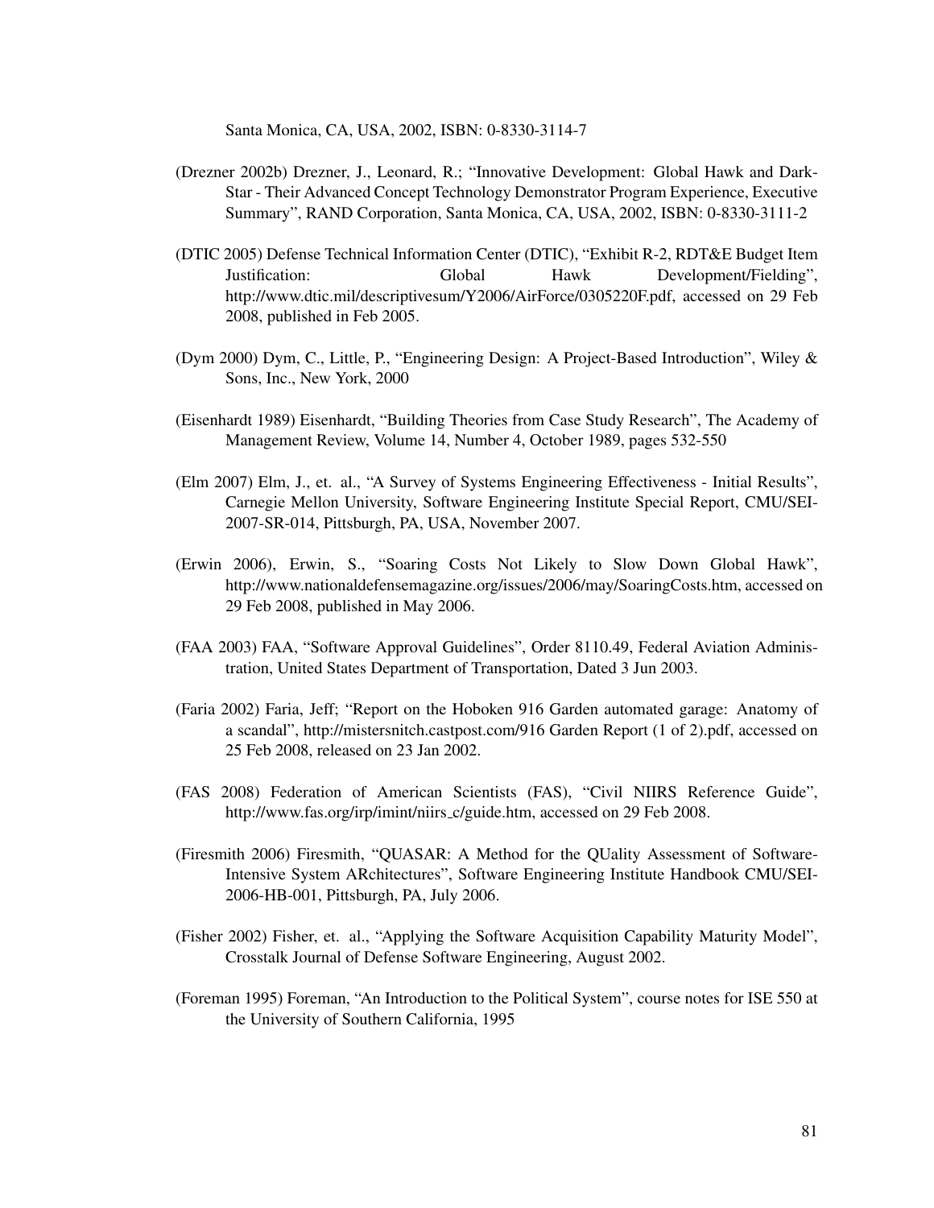Santa Monica, CA, USA, 2002, ISBN: 0-8330-3114-7

(Drezner 2002b) Drezner, J., Leonard, R.; "Innovative Development: Global Hawk and DarkStar - Their Advanced Concept Technology Demonstrator Program Experience, Executive Summary", RAND Corporation, Santa Monica, CA, USA, 2002, ISBN: 0-8330-3111-2

(DTIC 2005) Defense Technical Information Center (DTIC), "Exhibit R-2, RDT&E Budget Item Justification: Global Hawk Development/Fielding", http://www.dtic.mil/descriptivesum/Y2006/AirForce/0305220F.pdf, accessed on 29 Feb 2008, published in Feb 2005.

(Dym 2000) Dym, C., Little, P., "Engineering Design: A Project-Based Introduction", Wiley & Sons, Inc., New York, 2000

(Eisenhardt 1989) Eisenhardt, "Building Theories from Case Study Research", The Academy of Management Review, Volume 14, Number 4, October 1989, pages 532-550

(Elm 2007) Elm, J., et. al., "A Survey of Systems Engineering Effectiveness - Initial Results", Carnegie Mellon University, Software Engineering Institute Special Report, CMU/SEI-2007-SR-014, Pittsburgh, PA, USA, November 2007.

(Erwin 2006), Erwin, S., "Soaring Costs Not Likely to Slow Down Global Hawk", http://www.nationaldefensemagazine.org/issues/2006/may/SoaringCosts.htm, accessed on 29 Feb 2008, published in May 2006.

(FAA 2003) FAA, "Software Approval Guidelines", Order 8110.49, Federal Aviation Administration, United States Department of Transportation, Dated 3 Jun 2003.

(Faria 2002) Faria, Jeff; "Report on the Hoboken 916 Garden automated garage: Anatomy of a scandal", http://mistersnitch.castpost.com/916 Garden Report (1 of 2).pdf, accessed on 25 Feb 2008, released on 23 Jan 2002.

(FAS 2008) Federation of American Scientists (FAS), "Civil NIIRS Reference Guide", http://www.fas.org/irp/imint/niirs_c/guide.htm, accessed on 29 Feb 2008.

(Firesmith 2006) Firesmith, "QUASAR: A Method for the QUality Assessment of Software-Intensive System ARchitectures", Software Engineering Institute Handbook CMU/SEI-2006-HB-001, Pittsburgh, PA, July 2006.

(Fisher 2002) Fisher, et. al., "Applying the Software Acquisition Capability Maturity Model", Crosstalk Journal of Defense Software Engineering, August 2002.

(Foreman 1995) Foreman, "An Introduction to the Political System", course notes for ISE 550 at the University of Southern California, 1995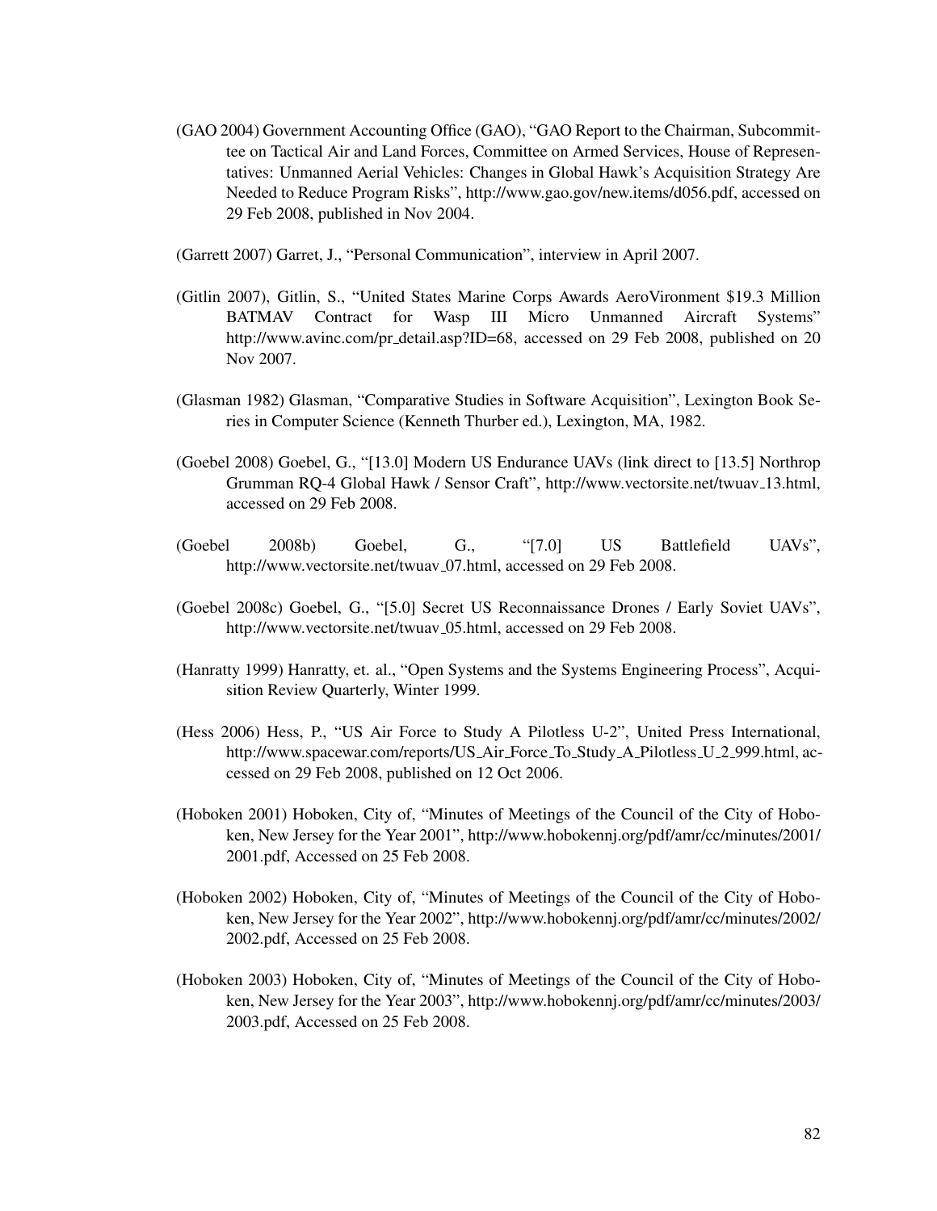(GAO 2004) Government Accounting Office (GAO), "GAO Report to the Chairman, Subcommittee on Tactical Air and Land Forces, Committee on Armed Services, House of Representatives: Unmanned Aerial Vehicles: Changes in Global Hawk's Acquisition Strategy Are Needed to Reduce Program Risks", http://www.gao.gov/new.items/d056.pdf, accessed on 29 Feb 2008, published in Nov 2004.

(Garrett 2007) Garret, J., "Personal Communication", interview in April 2007.

(Gitlin 2007), Gitlin, S., "United States Marine Corps Awards AeroVironment $19.3 Million BATMAV Contract for Wasp III Micro Unmanned Aircraft Systems" http://www.avinc.com/pr_detail.asp?ID=68, accessed on 29 Feb 2008, published on 20 Nov 2007.

(Glasman 1982) Glasman, "Comparative Studies in Software Acquisition", Lexington Book Series in Computer Science (Kenneth Thurber ed.), Lexington, MA, 1982.

(Goebel 2008) Goebel, G., "[13.0] Modern US Endurance UAVs (link direct to [13.5] Northrop Grumman RQ-4 Global Hawk / Sensor Craft", http://www.vectorsite.net/twuav_13.html, accessed on 29 Feb 2008.

(Goebel 2008b) Goebel, G., "[7.0] US Battlefield UAVs", http://www.vectorsite.net/twuav_07.html, accessed on 29 Feb 2008.

(Goebel 2008c) Goebel, G., "[5.0] Secret US Reconnaissance Drones / Early Soviet UAVs", http://www.vectorsite.net/twuav_05.html, accessed on 29 Feb 2008.

(Hanratty 1999) Hanratty, et. al., "Open Systems and the Systems Engineering Process", Acquisition Review Quarterly, Winter 1999.

(Hess 2006) Hess, P., "US Air Force to Study A Pilotless U-2", United Press International, http://www.spacewar.com/reports/US_Air_Force_To_Study_A_Pilotless_U_2_999.html, accessed on 29 Feb 2008, published on 12 Oct 2006.

(Hoboken 2001) Hoboken, City of, "Minutes of Meetings of the Council of the City of Hoboken, New Jersey for the Year 2001", http://www.hobokennj.org/pdf/amr/cc/minutes/2001/2001.pdf, Accessed on 25 Feb 2008.

(Hoboken 2002) Hoboken, City of, "Minutes of Meetings of the Council of the City of Hoboken, New Jersey for the Year 2002", http://www.hobokennj.org/pdf/amr/cc/minutes/2002/2002.pdf, Accessed on 25 Feb 2008.

(Hoboken 2003) Hoboken, City of, "Minutes of Meetings of the Council of the City of Hoboken, New Jersey for the Year 2003", http://www.hobokennj.org/pdf/amr/cc/minutes/2003/2003.pdf, Accessed on 25 Feb 2008.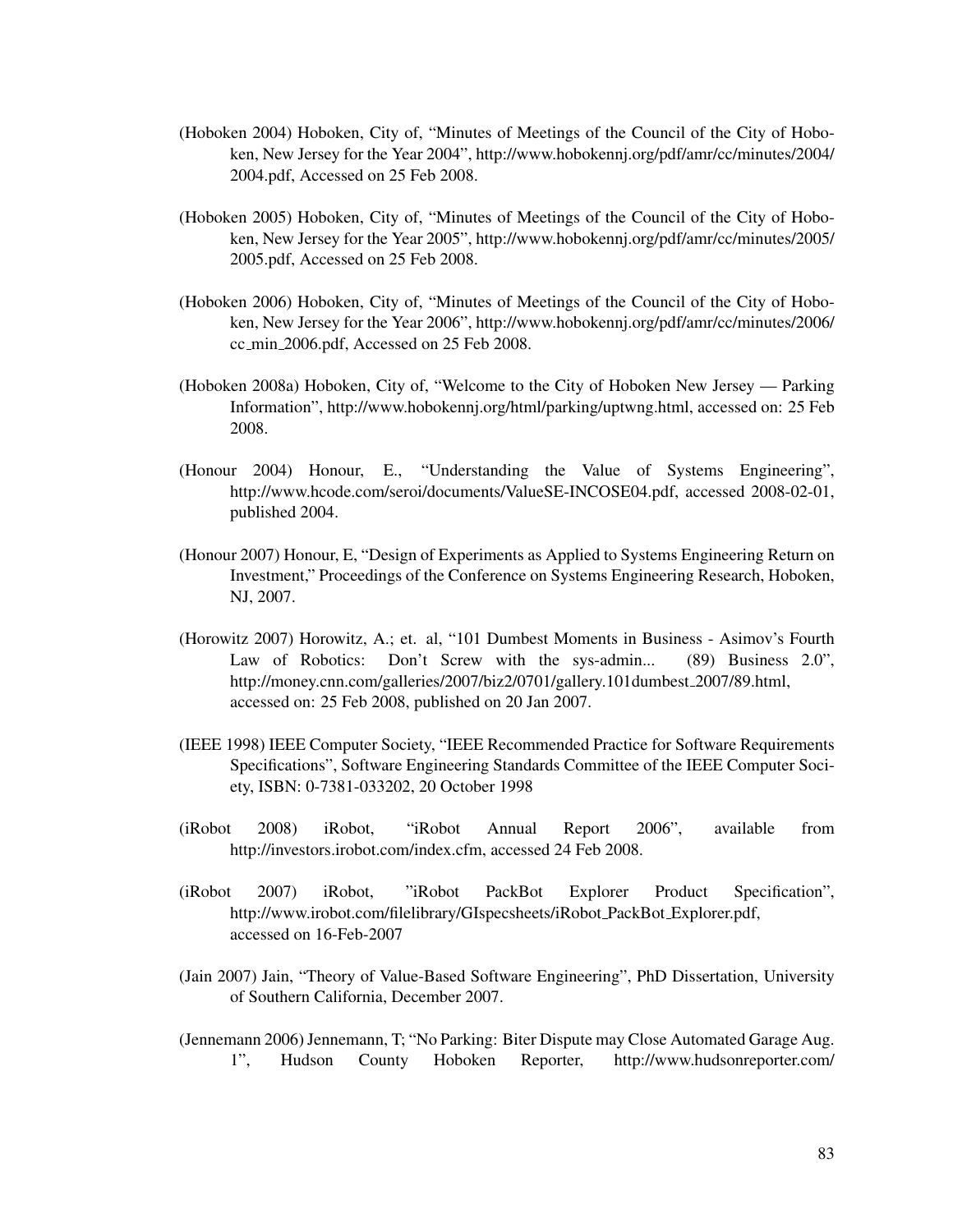(Hoboken 2004) Hoboken, City of, "Minutes of Meetings of the Council of the City of Hoboken, New Jersey for the Year 2004", http://www.hobokennj.org/pdf/amr/cc/minutes/2004/2004.pdf, Accessed on 25 Feb 2008.

(Hoboken 2005) Hoboken, City of, "Minutes of Meetings of the Council of the City of Hoboken, New Jersey for the Year 2005", http://www.hobokennj.org/pdf/amr/cc/minutes/2005/2005.pdf, Accessed on 25 Feb 2008.

(Hoboken 2006) Hoboken, City of, "Minutes of Meetings of the Council of the City of Hoboken, New Jersey for the Year 2006", http://www.hobokennj.org/pdf/amr/cc/minutes/2006/cc_min_2006.pdf, Accessed on 25 Feb 2008.

(Hoboken 2008a) Hoboken, City of, "Welcome to the City of Hoboken New Jersey — Parking Information", http://www.hobokennj.org/html/parking/uptwng.html, accessed on: 25 Feb 2008.

(Honour 2004) Honour, E., "Understanding the Value of Systems Engineering", http://www.hcode.com/seroi/documents/ValueSE-INCOSE04.pdf, accessed 2008-02-01, published 2004.

(Honour 2007) Honour, E, "Design of Experiments as Applied to Systems Engineering Return on Investment," Proceedings of the Conference on Systems Engineering Research, Hoboken, NJ, 2007.

(Horowitz 2007) Horowitz, A.; et. al, "101 Dumbest Moments in Business - Asimov's Fourth Law of Robotics: Don't Screw with the sys-admin... (89) Business 2.0", http://money.cnn.com/galleries/2007/biz2/0701/gallery.101dumbest_2007/89.html, accessed on: 25 Feb 2008, published on 20 Jan 2007.

(IEEE 1998) IEEE Computer Society, "IEEE Recommended Practice for Software Requirements Specifications", Software Engineering Standards Committee of the IEEE Computer Society, ISBN: 0-7381-033202, 20 October 1998

(iRobot 2008) iRobot, "iRobot Annual Report 2006", available from http://investors.irobot.com/index.cfm, accessed 24 Feb 2008.

(iRobot 2007) iRobot, "iRobot PackBot Explorer Product Specification", http://www.irobot.com/filelibrary/GIspecsheets/iRobot_PackBot_Explorer.pdf, accessed on 16-Feb-2007

(Jain 2007) Jain, "Theory of Value-Based Software Engineering", PhD Dissertation, University of Southern California, December 2007.

(Jennemann 2006) Jennemann, T; "No Parking: Biter Dispute may Close Automated Garage Aug. 1", Hudson County Hoboken Reporter, http://www.hudsonreporter.com/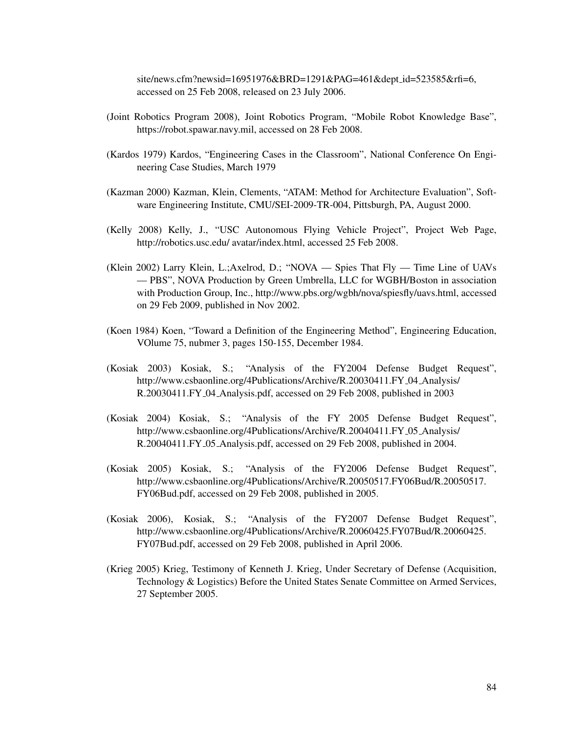site/news.cfm?newsid=16951976&BRD=1291&PAG=461&dept_id=523585&rfi=6, accessed on 25 Feb 2008, released on 23 July 2006.

(Joint Robotics Program 2008), Joint Robotics Program, "Mobile Robot Knowledge Base", https://robot.spawar.navy.mil, accessed on 28 Feb 2008.

(Kardos 1979) Kardos, "Engineering Cases in the Classroom", National Conference On Engineering Case Studies, March 1979

(Kazman 2000) Kazman, Klein, Clements, "ATAM: Method for Architecture Evaluation", Software Engineering Institute, CMU/SEI-2009-TR-004, Pittsburgh, PA, August 2000.

(Kelly 2008) Kelly, J., "USC Autonomous Flying Vehicle Project", Project Web Page, http://robotics.usc.edu/ avatar/index.html, accessed 25 Feb 2008.

(Klein 2002) Larry Klein, L.;Axelrod, D.; "NOVA — Spies That Fly — Time Line of UAVs — PBS", NOVA Production by Green Umbrella, LLC for WGBH/Boston in association with Production Group, Inc., http://www.pbs.org/wgbh/nova/spiesfly/uavs.html, accessed on 29 Feb 2009, published in Nov 2002.

(Koen 1984) Koen, "Toward a Definition of the Engineering Method", Engineering Education, VOlume 75, nubmer 3, pages 150-155, December 1984.

(Kosiak 2003) Kosiak, S.; "Analysis of the FY2004 Defense Budget Request", http://www.csbaonline.org/4Publications/Archive/R.20030411.FY_04_Analysis/R.20030411.FY_04_Analysis.pdf, accessed on 29 Feb 2008, published in 2003

(Kosiak 2004) Kosiak, S.; "Analysis of the FY 2005 Defense Budget Request", http://www.csbaonline.org/4Publications/Archive/R.20040411.FY_05_Analysis/R.20040411.FY_05_Analysis.pdf, accessed on 29 Feb 2008, published in 2004.

(Kosiak 2005) Kosiak, S.; "Analysis of the FY2006 Defense Budget Request", http://www.csbaonline.org/4Publications/Archive/R.20050517.FY06Bud/R.20050517.FY06Bud.pdf, accessed on 29 Feb 2008, published in 2005.

(Kosiak 2006), Kosiak, S.; "Analysis of the FY2007 Defense Budget Request", http://www.csbaonline.org/4Publications/Archive/R.20060425.FY07Bud/R.20060425.FY07Bud.pdf, accessed on 29 Feb 2008, published in April 2006.

(Krieg 2005) Krieg, Testimony of Kenneth J. Krieg, Under Secretary of Defense (Acquisition, Technology & Logistics) Before the United States Senate Committee on Armed Services, 27 September 2005.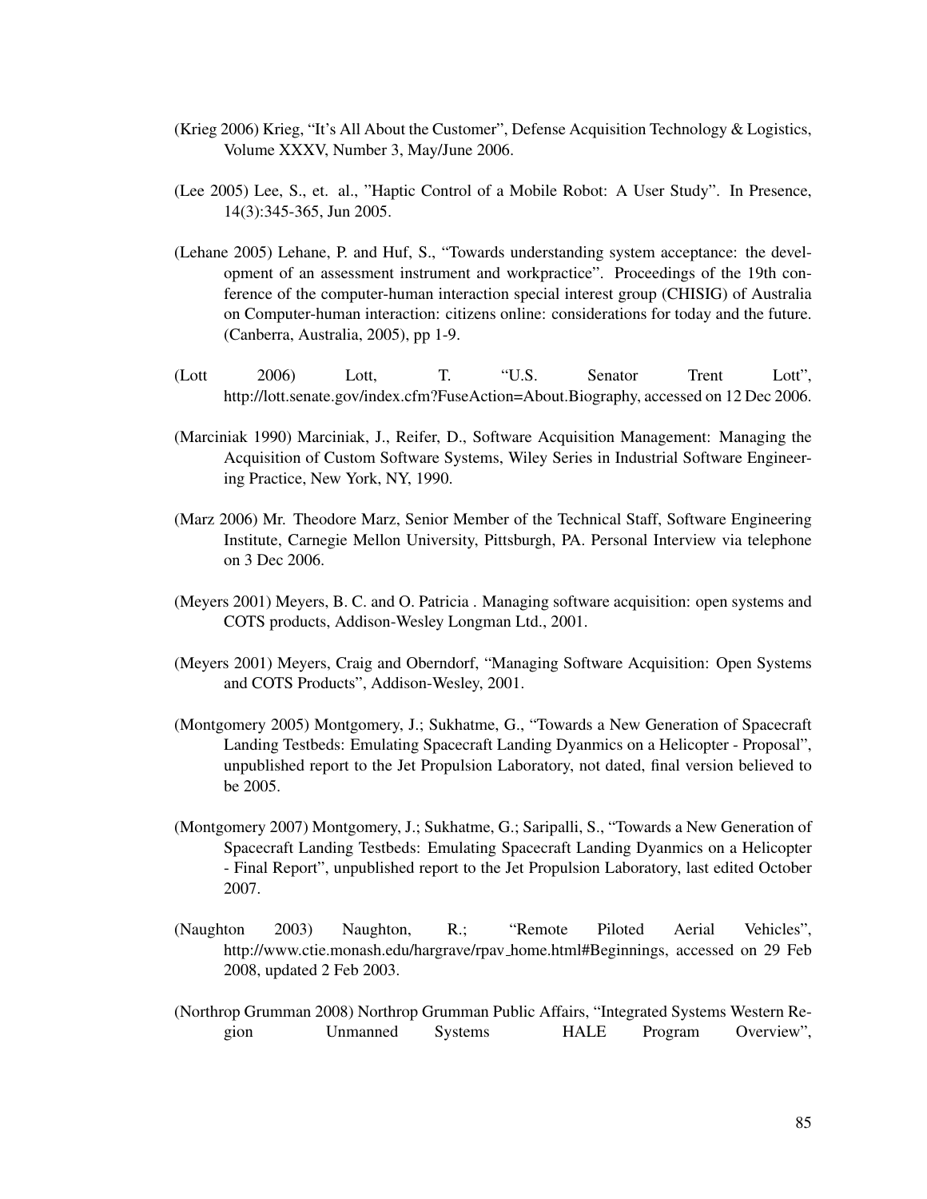(Krieg 2006) Krieg, "It's All About the Customer", Defense Acquisition Technology & Logistics, Volume XXXV, Number 3, May/June 2006.

(Lee 2005) Lee, S., et. al., "Haptic Control of a Mobile Robot: A User Study". In Presence, 14(3):345-365, Jun 2005.

(Lehane 2005) Lehane, P. and Huf, S., "Towards understanding system acceptance: the development of an assessment instrument and workpractice". Proceedings of the 19th conference of the computer-human interaction special interest group (CHISIG) of Australia on Computer-human interaction: citizens online: considerations for today and the future. (Canberra, Australia, 2005), pp 1-9.

(Lott 2006) Lott, T. "U.S. Senator Trent Lott", http://lott.senate.gov/index.cfm?FuseAction=About.Biography, accessed on 12 Dec 2006.

(Marciniak 1990) Marciniak, J., Reifer, D., Software Acquisition Management: Managing the Acquisition of Custom Software Systems, Wiley Series in Industrial Software Engineering Practice, New York, NY, 1990.

(Marz 2006) Mr. Theodore Marz, Senior Member of the Technical Staff, Software Engineering Institute, Carnegie Mellon University, Pittsburgh, PA. Personal Interview via telephone on 3 Dec 2006.

(Meyers 2001) Meyers, B. C. and O. Patricia . Managing software acquisition: open systems and COTS products, Addison-Wesley Longman Ltd., 2001.

(Meyers 2001) Meyers, Craig and Oberndorf, "Managing Software Acquisition: Open Systems and COTS Products", Addison-Wesley, 2001.

(Montgomery 2005) Montgomery, J.; Sukhatme, G., "Towards a New Generation of Spacecraft Landing Testbeds: Emulating Spacecraft Landing Dyanmics on a Helicopter - Proposal", unpublished report to the Jet Propulsion Laboratory, not dated, final version believed to be 2005.

(Montgomery 2007) Montgomery, J.; Sukhatme, G.; Saripalli, S., "Towards a New Generation of Spacecraft Landing Testbeds: Emulating Spacecraft Landing Dyanmics on a Helicopter - Final Report", unpublished report to the Jet Propulsion Laboratory, last edited October 2007.

(Naughton 2003) Naughton, R.; "Remote Piloted Aerial Vehicles", http://www.ctie.monash.edu/hargrave/rpav_home.html#Beginnings, accessed on 29 Feb 2008, updated 2 Feb 2003.

(Northrop Grumman 2008) Northrop Grumman Public Affairs, "Integrated Systems Western Region Unmanned Systems HALE Program Overview",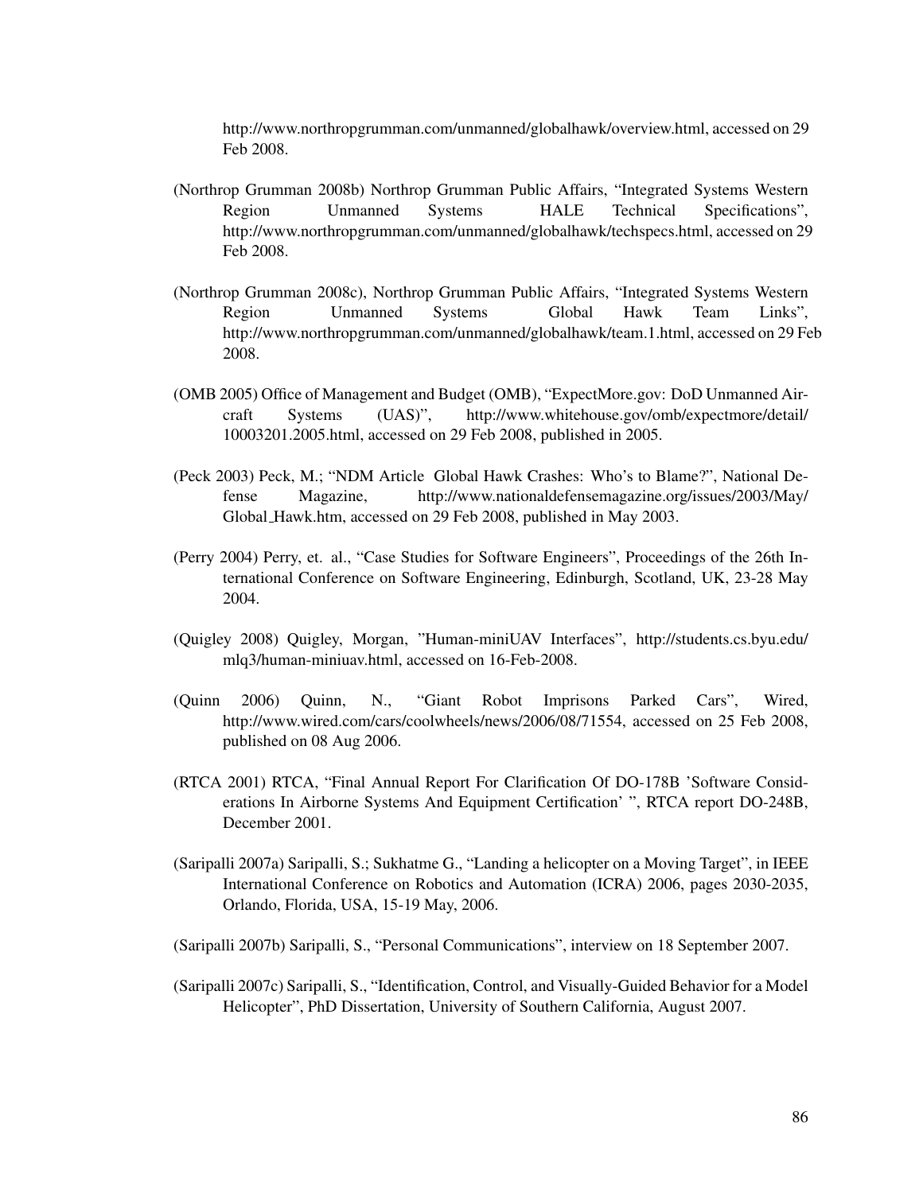http://www.northropgrumman.com/unmanned/globalhawk/overview.html, accessed on 29 Feb 2008.

(Northrop Grumman 2008b) Northrop Grumman Public Affairs, "Integrated Systems Western Region Unmanned Systems HALE Technical Specifications", http://www.northropgrumman.com/unmanned/globalhawk/techspecs.html, accessed on 29 Feb 2008.

(Northrop Grumman 2008c), Northrop Grumman Public Affairs, "Integrated Systems Western Region Unmanned Systems Global Hawk Team Links", http://www.northropgrumman.com/unmanned/globalhawk/team.1.html, accessed on 29 Feb 2008.

(OMB 2005) Office of Management and Budget (OMB), "ExpectMore.gov: DoD Unmanned Aircraft Systems (UAS)", http://www.whitehouse.gov/omb/expectmore/detail/10003201.2005.html, accessed on 29 Feb 2008, published in 2005.

(Peck 2003) Peck, M.; "NDM Article Global Hawk Crashes: Who's to Blame?", National Defense Magazine, http://www.nationaldefensemagazine.org/issues/2003/May/Global_Hawk.htm, accessed on 29 Feb 2008, published in May 2003.

(Perry 2004) Perry, et. al., "Case Studies for Software Engineers", Proceedings of the 26th International Conference on Software Engineering, Edinburgh, Scotland, UK, 23-28 May 2004.

(Quigley 2008) Quigley, Morgan, "Human-miniUAV Interfaces", http://students.cs.byu.edu/mlq3/human-miniuav.html, accessed on 16-Feb-2008.

(Quinn 2006) Quinn, N., "Giant Robot Imprisons Parked Cars", Wired, http://www.wired.com/cars/coolwheels/news/2006/08/71554, accessed on 25 Feb 2008, published on 08 Aug 2006.

(RTCA 2001) RTCA, "Final Annual Report For Clarification Of DO-178B 'Software Considerations In Airborne Systems And Equipment Certification' ", RTCA report DO-248B, December 2001.

(Saripalli 2007a) Saripalli, S.; Sukhatme G., "Landing a helicopter on a Moving Target", in IEEE International Conference on Robotics and Automation (ICRA) 2006, pages 2030-2035, Orlando, Florida, USA, 15-19 May, 2006.

(Saripalli 2007b) Saripalli, S., "Personal Communications", interview on 18 September 2007.

(Saripalli 2007c) Saripalli, S., "Identification, Control, and Visually-Guided Behavior for a Model Helicopter", PhD Dissertation, University of Southern California, August 2007.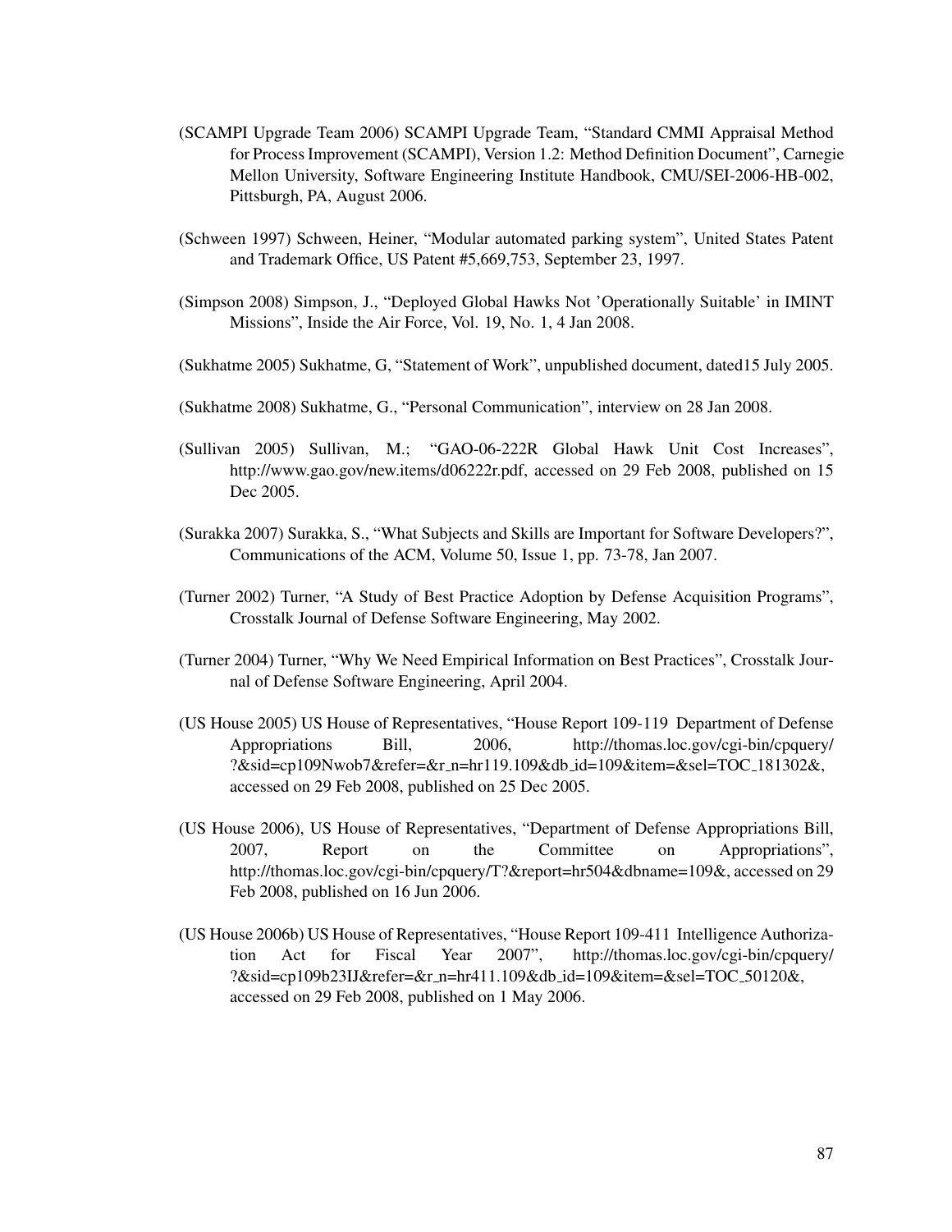(SCAMPI Upgrade Team 2006) SCAMPI Upgrade Team, "Standard CMMI Appraisal Method for Process Improvement (SCAMPI), Version 1.2: Method Definition Document", Carnegie Mellon University, Software Engineering Institute Handbook, CMU/SEI-2006-HB-002, Pittsburgh, PA, August 2006.

(Schween 1997) Schween, Heiner, "Modular automated parking system", United States Patent and Trademark Office, US Patent #5,669,753, September 23, 1997.

(Simpson 2008) Simpson, J., "Deployed Global Hawks Not 'Operationally Suitable' in IMINT Missions", Inside the Air Force, Vol. 19, No. 1, 4 Jan 2008.

(Sukhatme 2005) Sukhatme, G, "Statement of Work", unpublished document, dated15 July 2005.

(Sukhatme 2008) Sukhatme, G., "Personal Communication", interview on 28 Jan 2008.

(Sullivan 2005) Sullivan, M.; "GAO-06-222R Global Hawk Unit Cost Increases", http://www.gao.gov/new.items/d06222r.pdf, accessed on 29 Feb 2008, published on 15 Dec 2005.

(Surakka 2007) Surakka, S., "What Subjects and Skills are Important for Software Developers?", Communications of the ACM, Volume 50, Issue 1, pp. 73-78, Jan 2007.

(Turner 2002) Turner, "A Study of Best Practice Adoption by Defense Acquisition Programs", Crosstalk Journal of Defense Software Engineering, May 2002.

(Turner 2004) Turner, "Why We Need Empirical Information on Best Practices", Crosstalk Journal of Defense Software Engineering, April 2004.

(US House 2005) US House of Representatives, "House Report 109-119 Department of Defense Appropriations Bill, 2006, http://thomas.loc.gov/cgi-bin/cpquery/?&sid=cp109Nwob7&refer=&r_n=hr119.109&db_id=109&item=&sel=TOC_181302&, accessed on 29 Feb 2008, published on 25 Dec 2005.

(US House 2006), US House of Representatives, "Department of Defense Appropriations Bill, 2007, Report on the Committee on Appropriations", http://thomas.loc.gov/cgi-bin/cpquery/T?&report=hr504&dbname=109&, accessed on 29 Feb 2008, published on 16 Jun 2006.

(US House 2006b) US House of Representatives, "House Report 109-411 Intelligence Authorization Act for Fiscal Year 2007", http://thomas.loc.gov/cgi-bin/cpquery/?&sid=cp109b23IJ&refer=&r_n=hr411.109&db_id=109&item=&sel=TOC_50120&, accessed on 29 Feb 2008, published on 1 May 2006.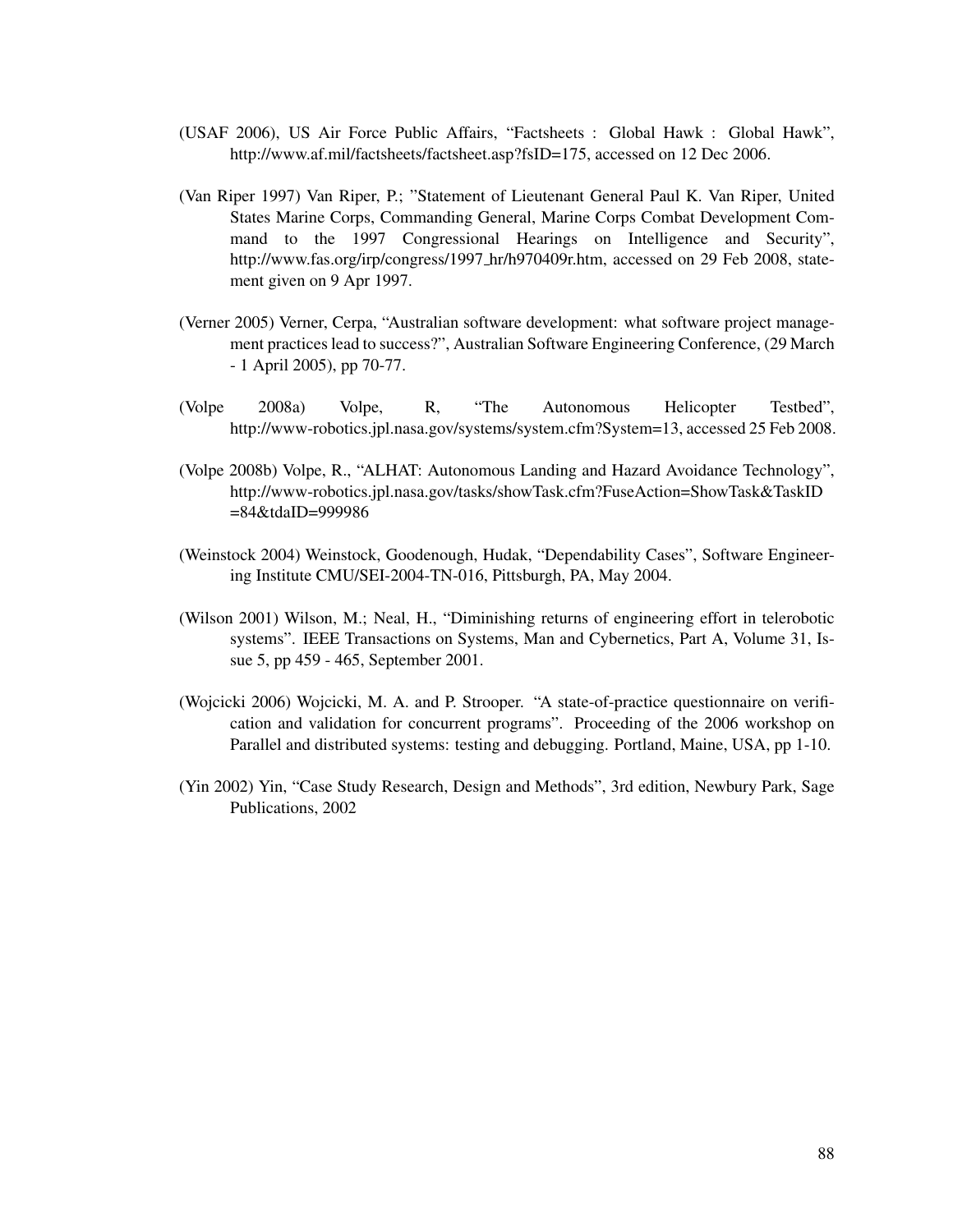(USAF 2006), US Air Force Public Affairs, “Factsheets : Global Hawk : Global Hawk”, http://www.af.mil/factsheets/factsheet.asp?fsID=175, accessed on 12 Dec 2006.

(Van Riper 1997) Van Riper, P.; ”Statement of Lieutenant General Paul K. Van Riper, United States Marine Corps, Commanding General, Marine Corps Combat Development Command to the 1997 Congressional Hearings on Intelligence and Security”, http://www.fas.org/irp/congress/1997_hr/h970409r.htm, accessed on 29 Feb 2008, statement given on 9 Apr 1997.

(Verner 2005) Verner, Cerpa, “Australian software development: what software project management practices lead to success?”, Australian Software Engineering Conference, (29 March - 1 April 2005), pp 70-77.

(Volpe 2008a) Volpe, R, “The Autonomous Helicopter Testbed”, http://www-robotics.jpl.nasa.gov/systems/system.cfm?System=13, accessed 25 Feb 2008.

(Volpe 2008b) Volpe, R., “ALHAT: Autonomous Landing and Hazard Avoidance Technology”, http://www-robotics.jpl.nasa.gov/tasks/showTask.cfm?FuseAction=ShowTask&TaskID=84&tdaID=999986

(Weinstock 2004) Weinstock, Goodenough, Hudak, “Dependability Cases”, Software Engineering Institute CMU/SEI-2004-TN-016, Pittsburgh, PA, May 2004.

(Wilson 2001) Wilson, M.; Neal, H., “Diminishing returns of engineering effort in telerobotic systems”. IEEE Transactions on Systems, Man and Cybernetics, Part A, Volume 31, Issue 5, pp 459 - 465, September 2001.

(Wojcicki 2006) Wojcicki, M. A. and P. Strooper. “A state-of-practice questionnaire on verification and validation for concurrent programs”. Proceeding of the 2006 workshop on Parallel and distributed systems: testing and debugging. Portland, Maine, USA, pp 1-10.

(Yin 2002) Yin, “Case Study Research, Design and Methods”, 3rd edition, Newbury Park, Sage Publications, 2002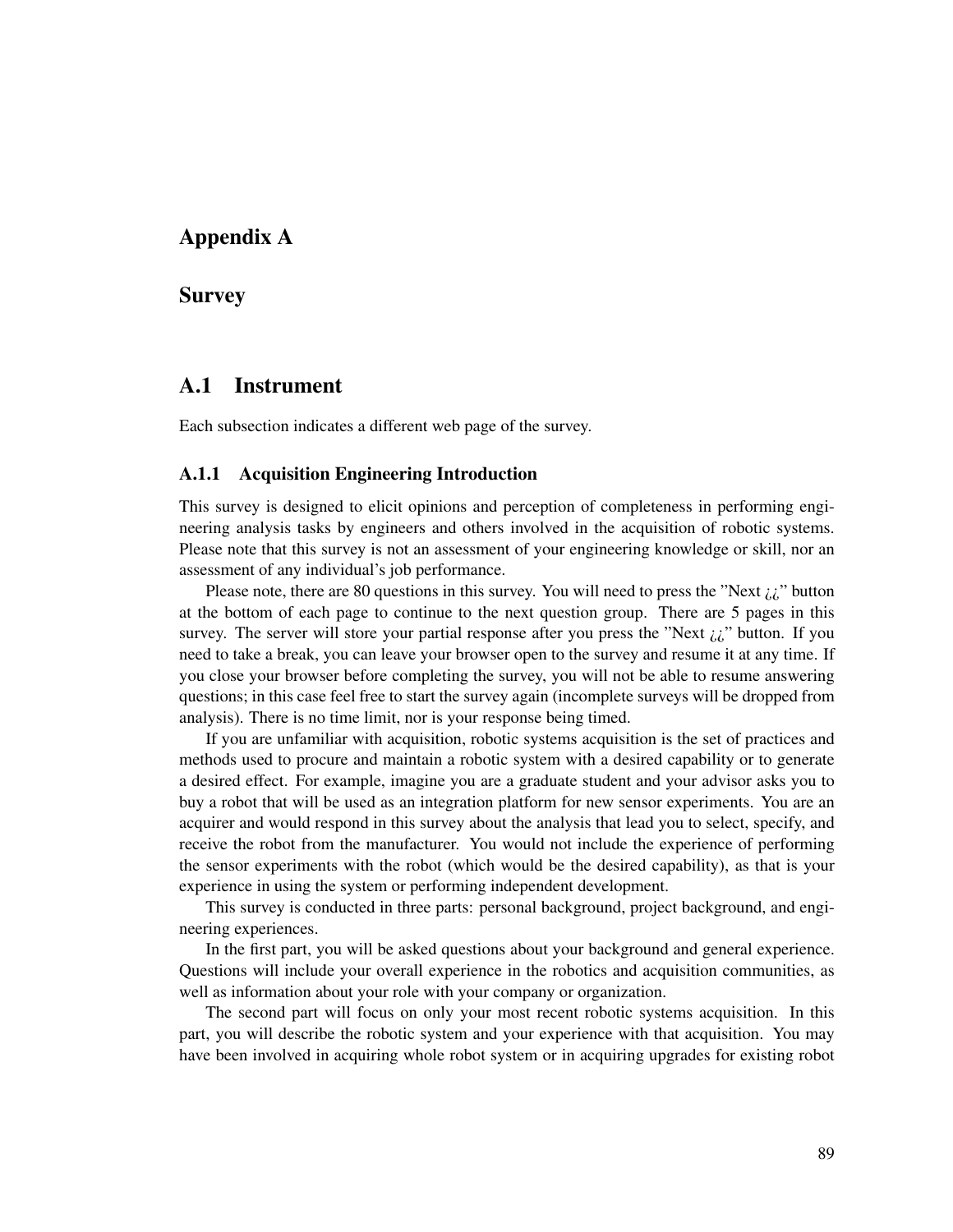# Appendix A

# Survey

## A.1 Instrument

Each subsection indicates a different web page of the survey.

### A.1.1 Acquisition Engineering Introduction

This survey is designed to elicit opinions and perception of completeness in performing engineering analysis tasks by engineers and others involved in the acquisition of robotic systems. Please note that this survey is not an assessment of your engineering knowledge or skill, nor an assessment of any individual's job performance.

Please note, there are 80 questions in this survey. You will need to press the "Next ¿¿" button at the bottom of each page to continue to the next question group. There are 5 pages in this survey. The server will store your partial response after you press the "Next ¿¿" button. If you need to take a break, you can leave your browser open to the survey and resume it at any time. If you close your browser before completing the survey, you will not be able to resume answering questions; in this case feel free to start the survey again (incomplete surveys will be dropped from analysis). There is no time limit, nor is your response being timed.

If you are unfamiliar with acquisition, robotic systems acquisition is the set of practices and methods used to procure and maintain a robotic system with a desired capability or to generate a desired effect. For example, imagine you are a graduate student and your advisor asks you to buy a robot that will be used as an integration platform for new sensor experiments. You are an acquirer and would respond in this survey about the analysis that lead you to select, specify, and receive the robot from the manufacturer. You would not include the experience of performing the sensor experiments with the robot (which would be the desired capability), as that is your experience in using the system or performing independent development.

This survey is conducted in three parts: personal background, project background, and engineering experiences.

In the first part, you will be asked questions about your background and general experience. Questions will include your overall experience in the robotics and acquisition communities, as well as information about your role with your company or organization.

The second part will focus on only your most recent robotic systems acquisition. In this part, you will describe the robotic system and your experience with that acquisition. You may have been involved in acquiring whole robot system or in acquiring upgrades for existing robot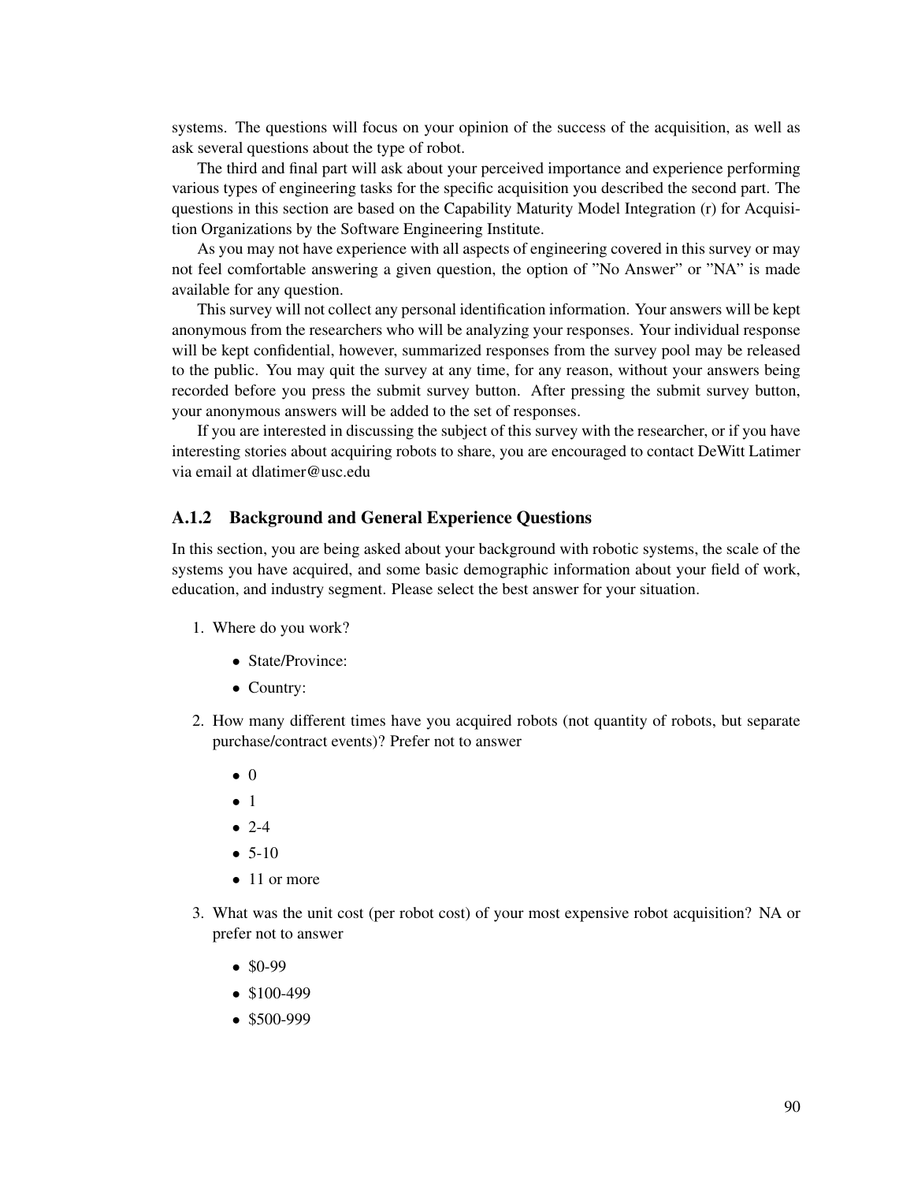systems. The questions will focus on your opinion of the success of the acquisition, as well as ask several questions about the type of robot.

The third and final part will ask about your perceived importance and experience performing various types of engineering tasks for the specific acquisition you described the second part. The questions in this section are based on the Capability Maturity Model Integration (r) for Acquisition Organizations by the Software Engineering Institute.

As you may not have experience with all aspects of engineering covered in this survey or may not feel comfortable answering a given question, the option of "No Answer" or "NA" is made available for any question.

This survey will not collect any personal identification information. Your answers will be kept anonymous from the researchers who will be analyzing your responses. Your individual response will be kept confidential, however, summarized responses from the survey pool may be released to the public. You may quit the survey at any time, for any reason, without your answers being recorded before you press the submit survey button. After pressing the submit survey button, your anonymous answers will be added to the set of responses.

If you are interested in discussing the subject of this survey with the researcher, or if you have interesting stories about acquiring robots to share, you are encouraged to contact DeWitt Latimer via email at dlatimer@usc.edu

### A.1.2 Background and General Experience Questions

In this section, you are being asked about your background with robotic systems, the scale of the systems you have acquired, and some basic demographic information about your field of work, education, and industry segment. Please select the best answer for your situation.

1. Where do you work?
   - State/Province:
   - Country:
2. How many different times have you acquired robots (not quantity of robots, but separate purchase/contract events)? Prefer not to answer
   - 0
   - 1
   - 2-4
   - 5-10
   - 11 or more
3. What was the unit cost (per robot cost) of your most expensive robot acquisition? NA or prefer not to answer
   - $0-99
   - $100-499
   - $500-999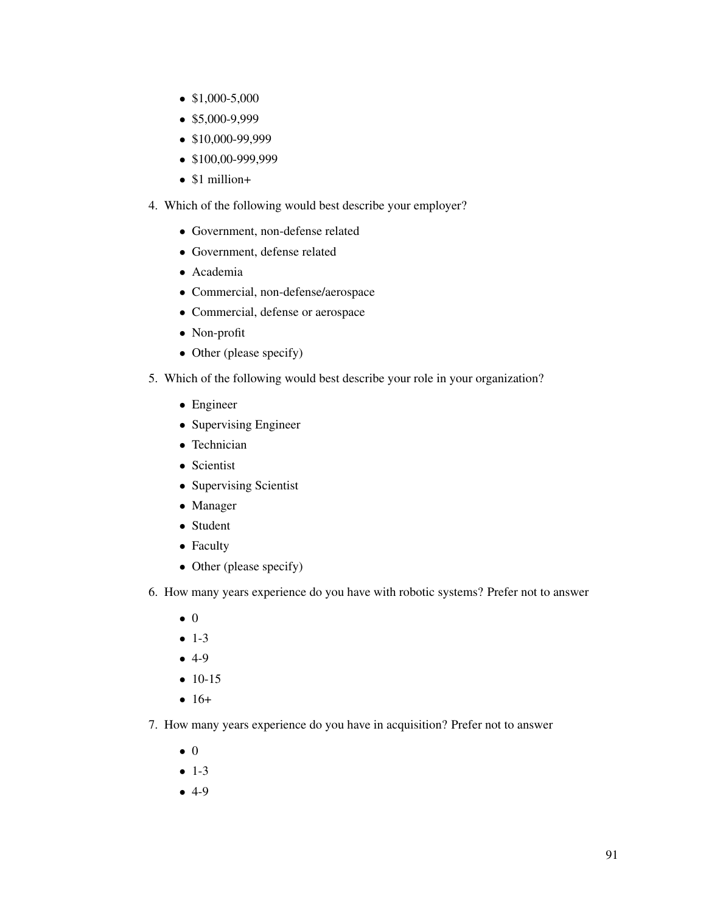- $1,000-5,000
- $5,000-9,999
- $10,000-99,999
- $100,00-999,999
- $1 million+

4. Which of the following would best describe your employer?
   - Government, non-defense related
   - Government, defense related
   - Academia
   - Commercial, non-defense/aerospace
   - Commercial, defense or aerospace
   - Non-profit
   - Other (please specify)

5. Which of the following would best describe your role in your organization?
   - Engineer
   - Supervising Engineer
   - Technician
   - Scientist
   - Supervising Scientist
   - Manager
   - Student
   - Faculty
   - Other (please specify)

6. How many years experience do you have with robotic systems? Prefer not to answer
   - 0
   - 1-3
   - 4-9
   - 10-15
   - 16+

7. How many years experience do you have in acquisition? Prefer not to answer
   - 0
   - 1-3
   - 4-9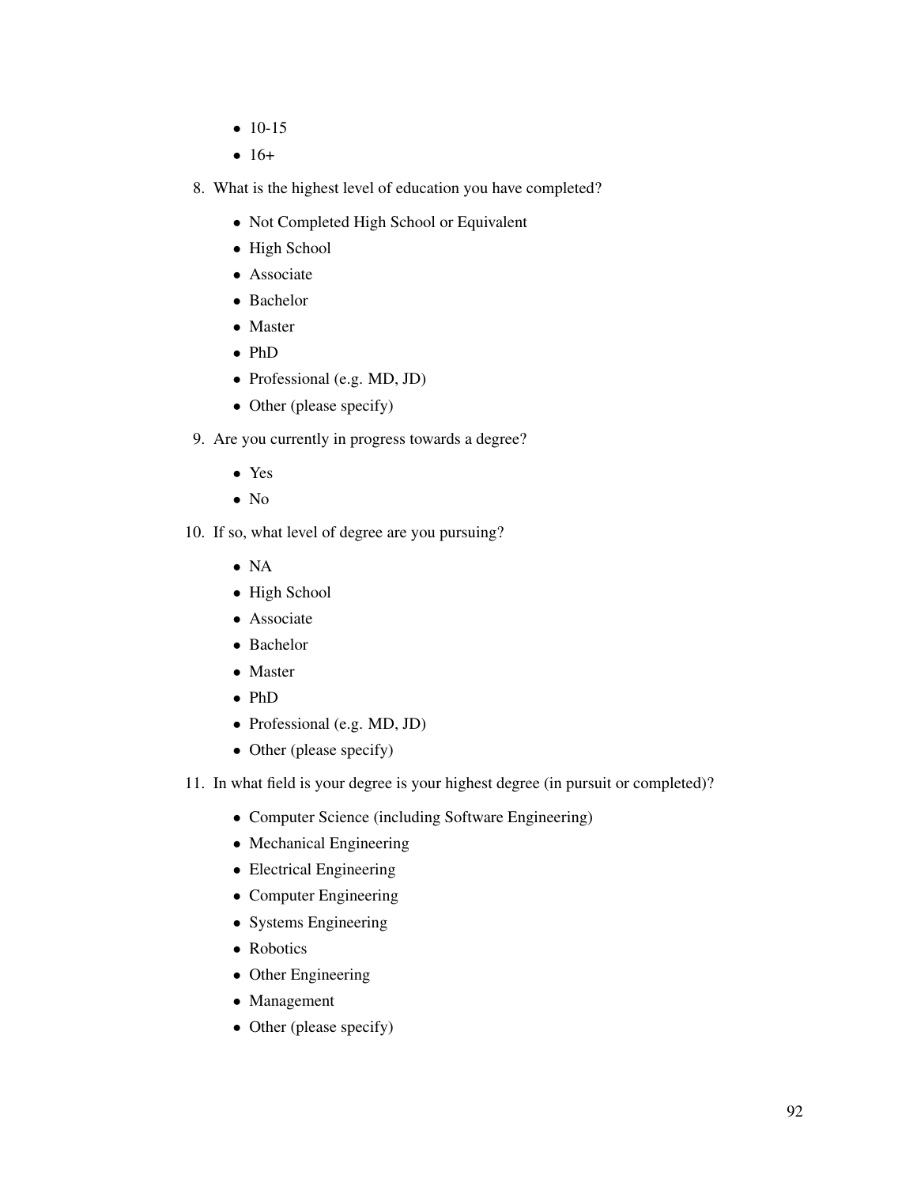- 10-15
- 16+

8. What is the highest level of education you have completed?
   - Not Completed High School or Equivalent
   - High School
   - Associate
   - Bachelor
   - Master
   - PhD
   - Professional (e.g. MD, JD)
   - Other (please specify)

9. Are you currently in progress towards a degree?
   - Yes
   - No

10. If so, what level of degree are you pursuing?
    - NA
    - High School
    - Associate
    - Bachelor
    - Master
    - PhD
    - Professional (e.g. MD, JD)
    - Other (please specify)

11. In what field is your degree is your highest degree (in pursuit or completed)?
    - Computer Science (including Software Engineering)
    - Mechanical Engineering
    - Electrical Engineering
    - Computer Engineering
    - Systems Engineering
    - Robotics
    - Other Engineering
    - Management
    - Other (please specify)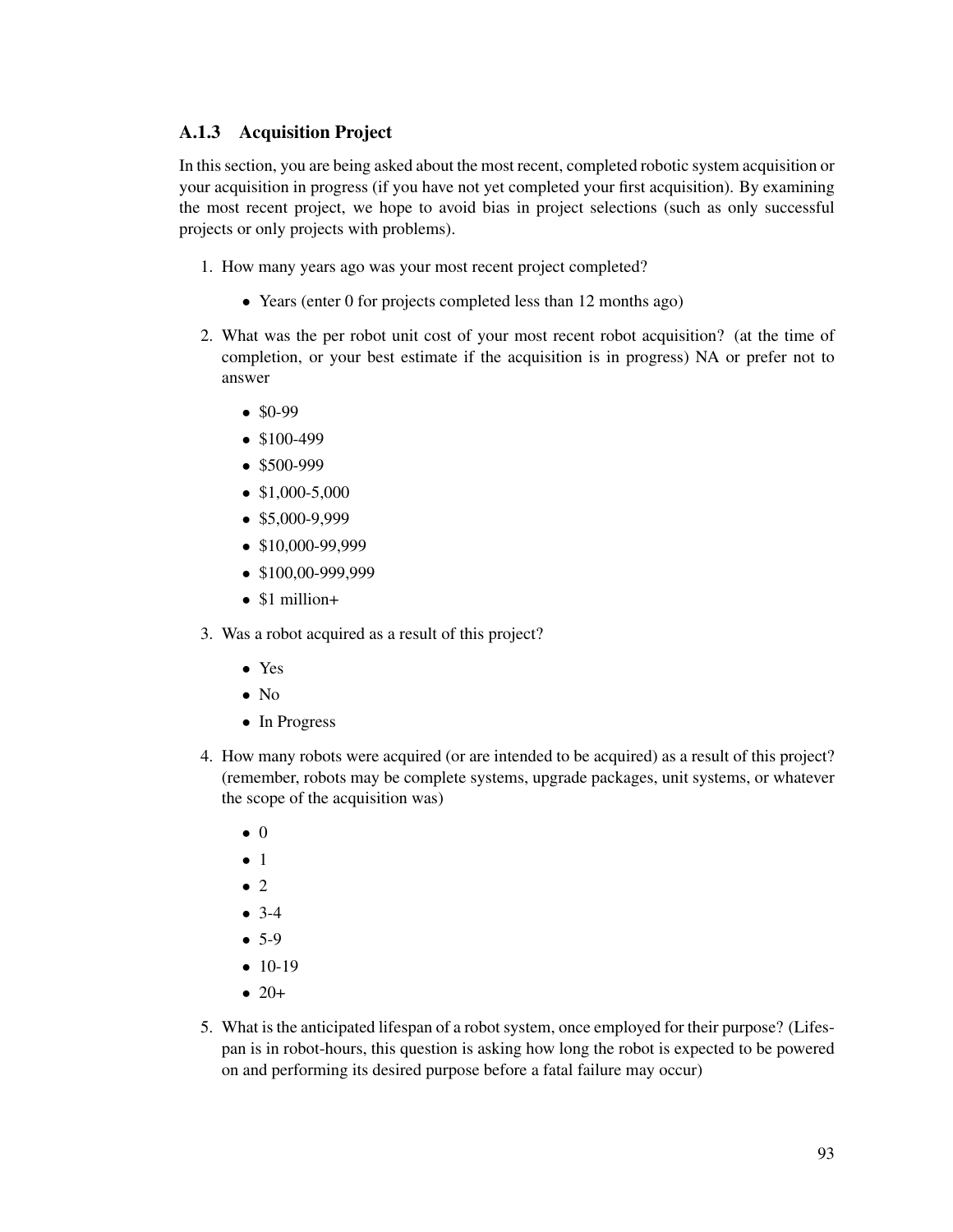### A.1.3 Acquisition Project

In this section, you are being asked about the most recent, completed robotic system acquisition or your acquisition in progress (if you have not yet completed your first acquisition). By examining the most recent project, we hope to avoid bias in project selections (such as only successful projects or only projects with problems).

1. How many years ago was your most recent project completed?

   - Years (enter 0 for projects completed less than 12 months ago)

2. What was the per robot unit cost of your most recent robot acquisition? (at the time of completion, or your best estimate if the acquisition is in progress) NA or prefer not to answer

   - $0-99
   - $100-499
   - $500-999
   - $1,000-5,000
   - $5,000-9,999
   - $10,000-99,999
   - $100,00-999,999
   - $1 million+

3. Was a robot acquired as a result of this project?

   - Yes
   - No
   - In Progress

4. How many robots were acquired (or are intended to be acquired) as a result of this project? (remember, robots may be complete systems, upgrade packages, unit systems, or whatever the scope of the acquisition was)

   - 0
   - 1
   - 2
   - 3-4
   - 5-9
   - 10-19
   - 20+

5. What is the anticipated lifespan of a robot system, once employed for their purpose? (Lifespan is in robot-hours, this question is asking how long the robot is expected to be powered on and performing its desired purpose before a fatal failure may occur)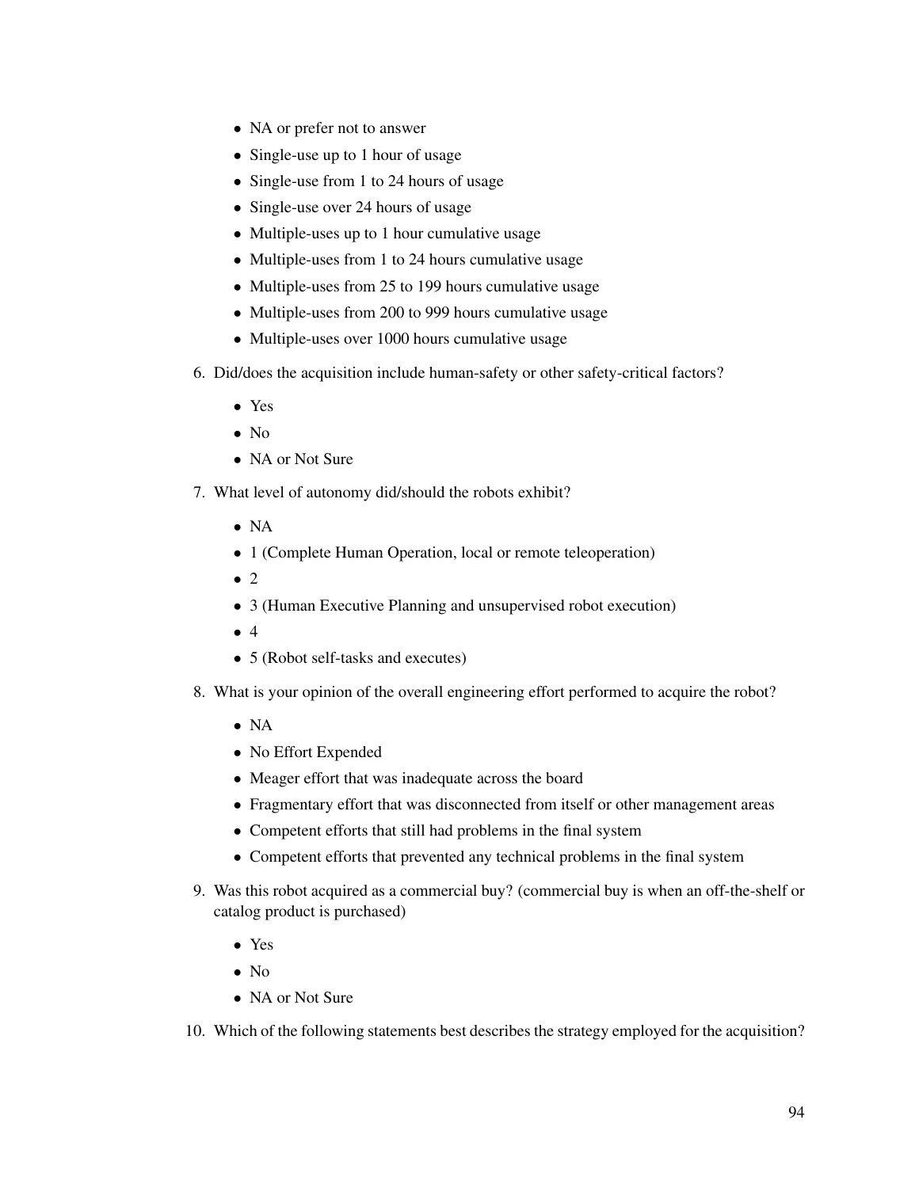- NA or prefer not to answer
- Single-use up to 1 hour of usage
- Single-use from 1 to 24 hours of usage
- Single-use over 24 hours of usage
- Multiple-uses up to 1 hour cumulative usage
- Multiple-uses from 1 to 24 hours cumulative usage
- Multiple-uses from 25 to 199 hours cumulative usage
- Multiple-uses from 200 to 999 hours cumulative usage
- Multiple-uses over 1000 hours cumulative usage

6. Did/does the acquisition include human-safety or other safety-critical factors?
   - Yes
   - No
   - NA or Not Sure
7. What level of autonomy did/should the robots exhibit?
   - NA
   - 1 (Complete Human Operation, local or remote teleoperation)
   - 2
   - 3 (Human Executive Planning and unsupervised robot execution)
   - 4
   - 5 (Robot self-tasks and executes)
8. What is your opinion of the overall engineering effort performed to acquire the robot?
   - NA
   - No Effort Expended
   - Meager effort that was inadequate across the board
   - Fragmentary effort that was disconnected from itself or other management areas
   - Competent efforts that still had problems in the final system
   - Competent efforts that prevented any technical problems in the final system
9. Was this robot acquired as a commercial buy? (commercial buy is when an off-the-shelf or catalog product is purchased)
   - Yes
   - No
   - NA or Not Sure
10. Which of the following statements best describes the strategy employed for the acquisition?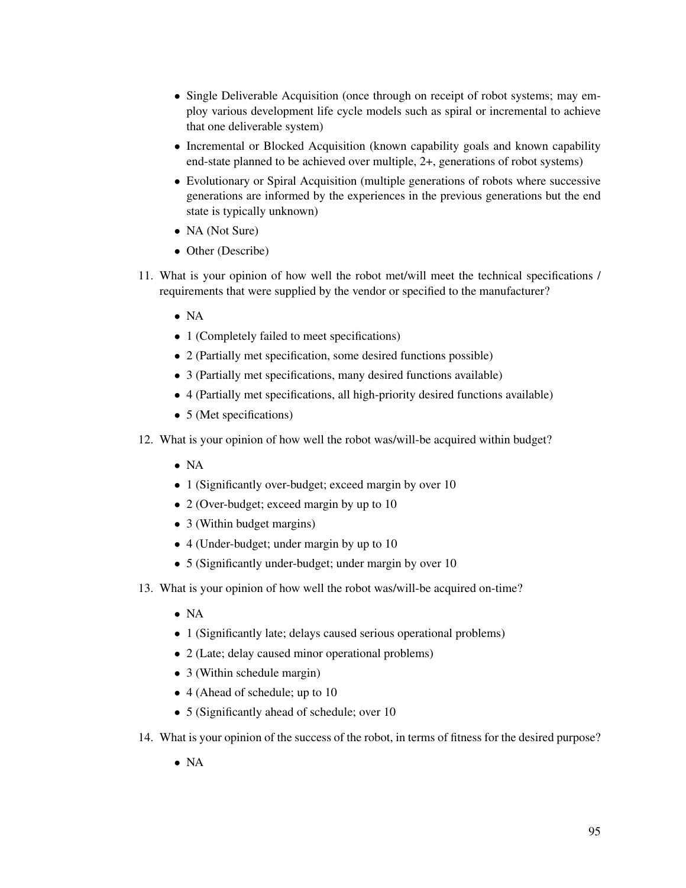- Single Deliverable Acquisition (once through on receipt of robot systems; may employ various development life cycle models such as spiral or incremental to achieve that one deliverable system)
- Incremental or Blocked Acquisition (known capability goals and known capability end-state planned to be achieved over multiple, 2+, generations of robot systems)
- Evolutionary or Spiral Acquisition (multiple generations of robots where successive generations are informed by the experiences in the previous generations but the end state is typically unknown)
- NA (Not Sure)
- Other (Describe)

11. What is your opinion of how well the robot met/will meet the technical specifications / requirements that were supplied by the vendor or specified to the manufacturer?
    - NA
    - 1 (Completely failed to meet specifications)
    - 2 (Partially met specification, some desired functions possible)
    - 3 (Partially met specifications, many desired functions available)
    - 4 (Partially met specifications, all high-priority desired functions available)
    - 5 (Met specifications)

12. What is your opinion of how well the robot was/will-be acquired within budget?
    - NA
    - 1 (Significantly over-budget; exceed margin by over 10
    - 2 (Over-budget; exceed margin by up to 10
    - 3 (Within budget margins)
    - 4 (Under-budget; under margin by up to 10
    - 5 (Significantly under-budget; under margin by over 10

13. What is your opinion of how well the robot was/will-be acquired on-time?
    - NA
    - 1 (Significantly late; delays caused serious operational problems)
    - 2 (Late; delay caused minor operational problems)
    - 3 (Within schedule margin)
    - 4 (Ahead of schedule; up to 10
    - 5 (Significantly ahead of schedule; over 10

14. What is your opinion of the success of the robot, in terms of fitness for the desired purpose?
    - NA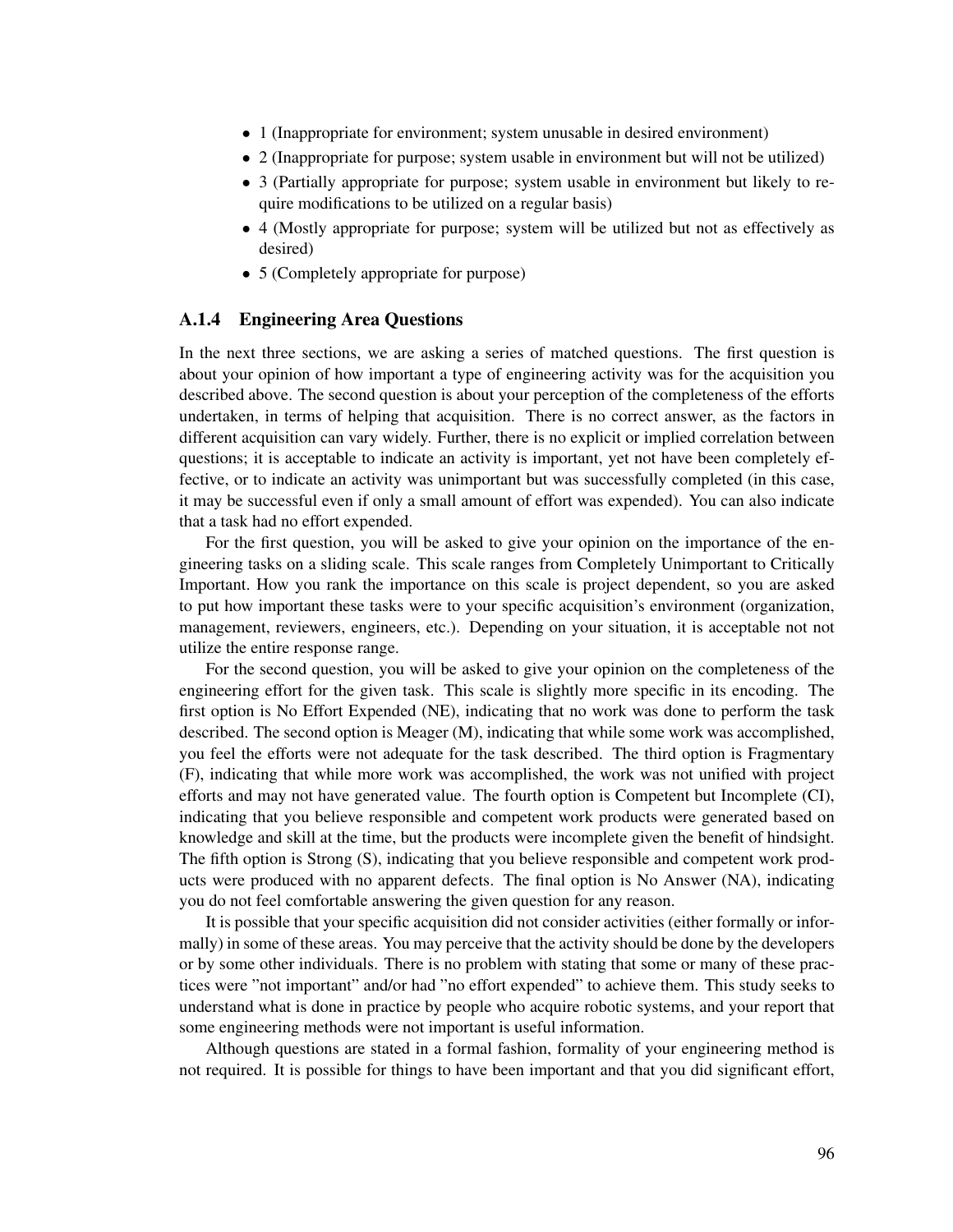- 1 (Inappropriate for environment; system unusable in desired environment)
- 2 (Inappropriate for purpose; system usable in environment but will not be utilized)
- 3 (Partially appropriate for purpose; system usable in environment but likely to require modifications to be utilized on a regular basis)
- 4 (Mostly appropriate for purpose; system will be utilized but not as effectively as desired)
- 5 (Completely appropriate for purpose)

### A.1.4 Engineering Area Questions

In the next three sections, we are asking a series of matched questions. The first question is about your opinion of how important a type of engineering activity was for the acquisition you described above. The second question is about your perception of the completeness of the efforts undertaken, in terms of helping that acquisition. There is no correct answer, as the factors in different acquisition can vary widely. Further, there is no explicit or implied correlation between questions; it is acceptable to indicate an activity is important, yet not have been completely effective, or to indicate an activity was unimportant but was successfully completed (in this case, it may be successful even if only a small amount of effort was expended). You can also indicate that a task had no effort expended.

For the first question, you will be asked to give your opinion on the importance of the engineering tasks on a sliding scale. This scale ranges from Completely Unimportant to Critically Important. How you rank the importance on this scale is project dependent, so you are asked to put how important these tasks were to your specific acquisition's environment (organization, management, reviewers, engineers, etc.). Depending on your situation, it is acceptable not not utilize the entire response range.

For the second question, you will be asked to give your opinion on the completeness of the engineering effort for the given task. This scale is slightly more specific in its encoding. The first option is No Effort Expended (NE), indicating that no work was done to perform the task described. The second option is Meager (M), indicating that while some work was accomplished, you feel the efforts were not adequate for the task described. The third option is Fragmentary (F), indicating that while more work was accomplished, the work was not unified with project efforts and may not have generated value. The fourth option is Competent but Incomplete (CI), indicating that you believe responsible and competent work products were generated based on knowledge and skill at the time, but the products were incomplete given the benefit of hindsight. The fifth option is Strong (S), indicating that you believe responsible and competent work products were produced with no apparent defects. The final option is No Answer (NA), indicating you do not feel comfortable answering the given question for any reason.

It is possible that your specific acquisition did not consider activities (either formally or informally) in some of these areas. You may perceive that the activity should be done by the developers or by some other individuals. There is no problem with stating that some or many of these practices were "not important" and/or had "no effort expended" to achieve them. This study seeks to understand what is done in practice by people who acquire robotic systems, and your report that some engineering methods were not important is useful information.

Although questions are stated in a formal fashion, formality of your engineering method is not required. It is possible for things to have been important and that you did significant effort,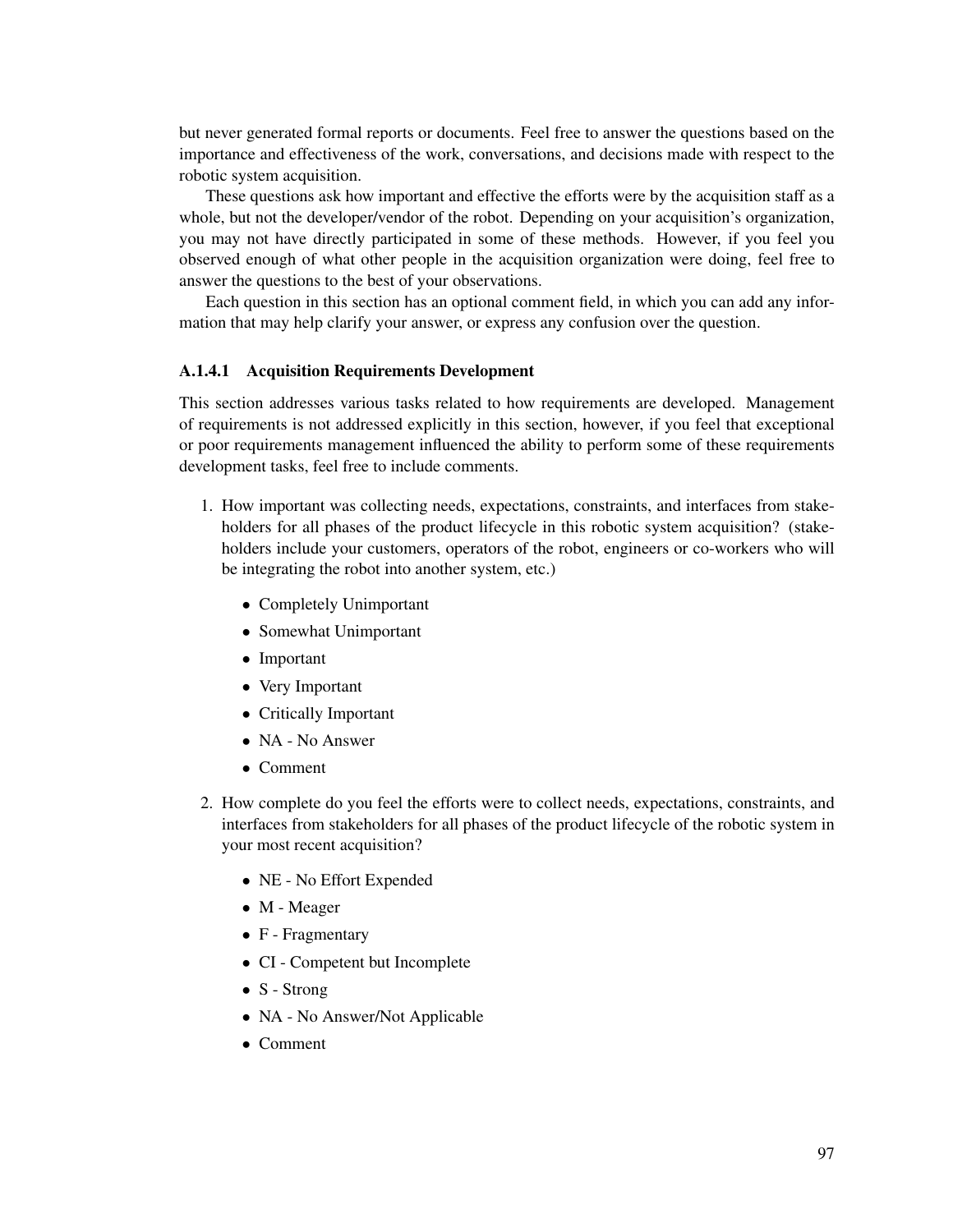but never generated formal reports or documents. Feel free to answer the questions based on the importance and effectiveness of the work, conversations, and decisions made with respect to the robotic system acquisition.

These questions ask how important and effective the efforts were by the acquisition staff as a whole, but not the developer/vendor of the robot. Depending on your acquisition's organization, you may not have directly participated in some of these methods. However, if you feel you observed enough of what other people in the acquisition organization were doing, feel free to answer the questions to the best of your observations.

Each question in this section has an optional comment field, in which you can add any information that may help clarify your answer, or express any confusion over the question.

#### A.1.4.1 Acquisition Requirements Development

This section addresses various tasks related to how requirements are developed. Management of requirements is not addressed explicitly in this section, however, if you feel that exceptional or poor requirements management influenced the ability to perform some of these requirements development tasks, feel free to include comments.

1. How important was collecting needs, expectations, constraints, and interfaces from stakeholders for all phases of the product lifecycle in this robotic system acquisition? (stakeholders include your customers, operators of the robot, engineers or co-workers who will be integrating the robot into another system, etc.)
   - Completely Unimportant
   - Somewhat Unimportant
   - Important
   - Very Important
   - Critically Important
   - NA - No Answer
   - Comment

2. How complete do you feel the efforts were to collect needs, expectations, constraints, and interfaces from stakeholders for all phases of the product lifecycle of the robotic system in your most recent acquisition?
   - NE - No Effort Expended
   - M - Meager
   - F - Fragmentary
   - CI - Competent but Incomplete
   - S - Strong
   - NA - No Answer/Not Applicable
   - Comment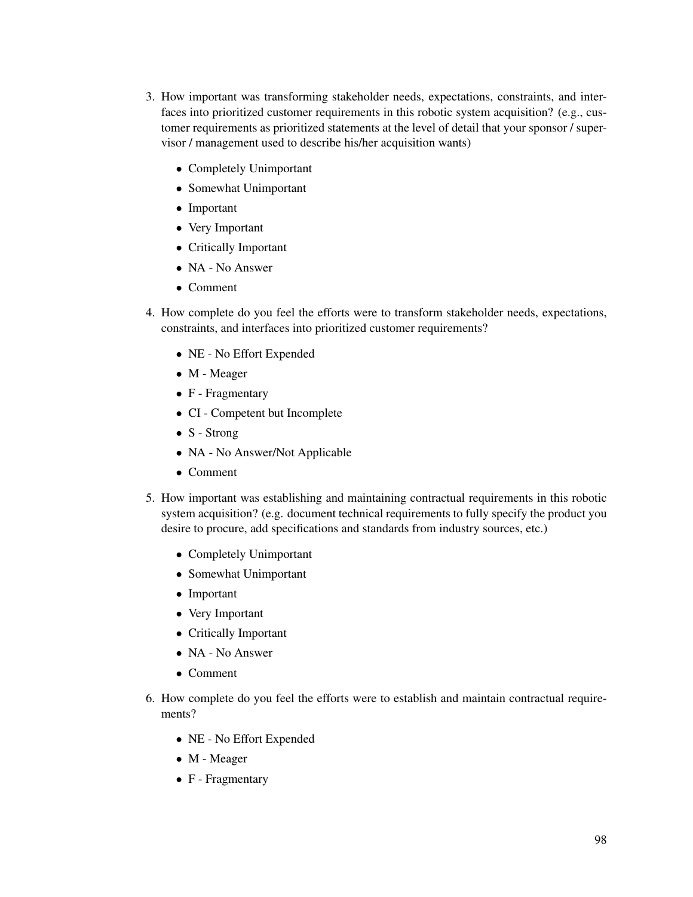3. How important was transforming stakeholder needs, expectations, constraints, and interfaces into prioritized customer requirements in this robotic system acquisition? (e.g., customer requirements as prioritized statements at the level of detail that your sponsor / supervisor / management used to describe his/her acquisition wants)

    - Completely Unimportant
    - Somewhat Unimportant
    - Important
    - Very Important
    - Critically Important
    - NA - No Answer
    - Comment

4. How complete do you feel the efforts were to transform stakeholder needs, expectations, constraints, and interfaces into prioritized customer requirements?

    - NE - No Effort Expended
    - M - Meager
    - F - Fragmentary
    - CI - Competent but Incomplete
    - S - Strong
    - NA - No Answer/Not Applicable
    - Comment

5. How important was establishing and maintaining contractual requirements in this robotic system acquisition? (e.g. document technical requirements to fully specify the product you desire to procure, add specifications and standards from industry sources, etc.)

    - Completely Unimportant
    - Somewhat Unimportant
    - Important
    - Very Important
    - Critically Important
    - NA - No Answer
    - Comment

6. How complete do you feel the efforts were to establish and maintain contractual requirements?

    - NE - No Effort Expended
    - M - Meager
    - F - Fragmentary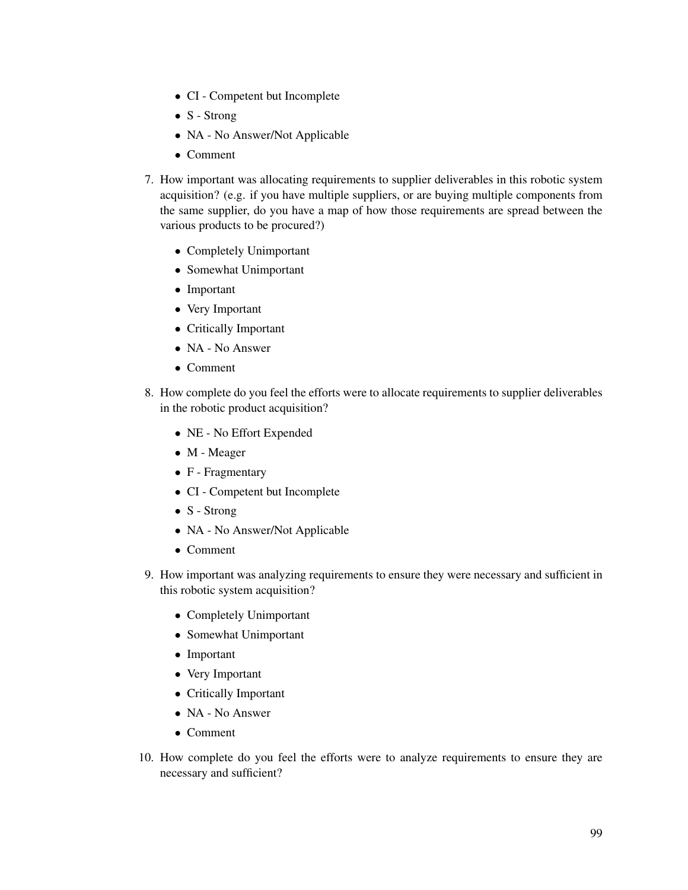- CI - Competent but Incomplete
- S - Strong
- NA - No Answer/Not Applicable
- Comment

7. How important was allocating requirements to supplier deliverables in this robotic system acquisition? (e.g. if you have multiple suppliers, or are buying multiple components from the same supplier, do you have a map of how those requirements are spread between the various products to be procured?)

   - Completely Unimportant
   - Somewhat Unimportant
   - Important
   - Very Important
   - Critically Important
   - NA - No Answer
   - Comment

8. How complete do you feel the efforts were to allocate requirements to supplier deliverables in the robotic product acquisition?

   - NE - No Effort Expended
   - M - Meager
   - F - Fragmentary
   - CI - Competent but Incomplete
   - S - Strong
   - NA - No Answer/Not Applicable
   - Comment

9. How important was analyzing requirements to ensure they were necessary and sufficient in this robotic system acquisition?

   - Completely Unimportant
   - Somewhat Unimportant
   - Important
   - Very Important
   - Critically Important
   - NA - No Answer
   - Comment

10. How complete do you feel the efforts were to analyze requirements to ensure they are necessary and sufficient?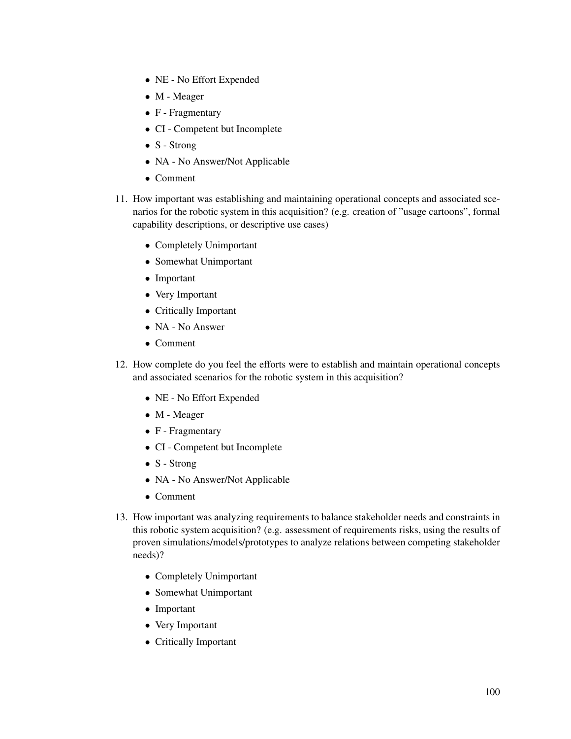- NE - No Effort Expended
- M - Meager
- F - Fragmentary
- CI - Competent but Incomplete
- S - Strong
- NA - No Answer/Not Applicable
- Comment

11. How important was establishing and maintaining operational concepts and associated scenarios for the robotic system in this acquisition? (e.g. creation of "usage cartoons", formal capability descriptions, or descriptive use cases)

    - Completely Unimportant
    - Somewhat Unimportant
    - Important
    - Very Important
    - Critically Important
    - NA - No Answer
    - Comment

12. How complete do you feel the efforts were to establish and maintain operational concepts and associated scenarios for the robotic system in this acquisition?

    - NE - No Effort Expended
    - M - Meager
    - F - Fragmentary
    - CI - Competent but Incomplete
    - S - Strong
    - NA - No Answer/Not Applicable
    - Comment

13. How important was analyzing requirements to balance stakeholder needs and constraints in this robotic system acquisition? (e.g. assessment of requirements risks, using the results of proven simulations/models/prototypes to analyze relations between competing stakeholder needs)?

    - Completely Unimportant
    - Somewhat Unimportant
    - Important
    - Very Important
    - Critically Important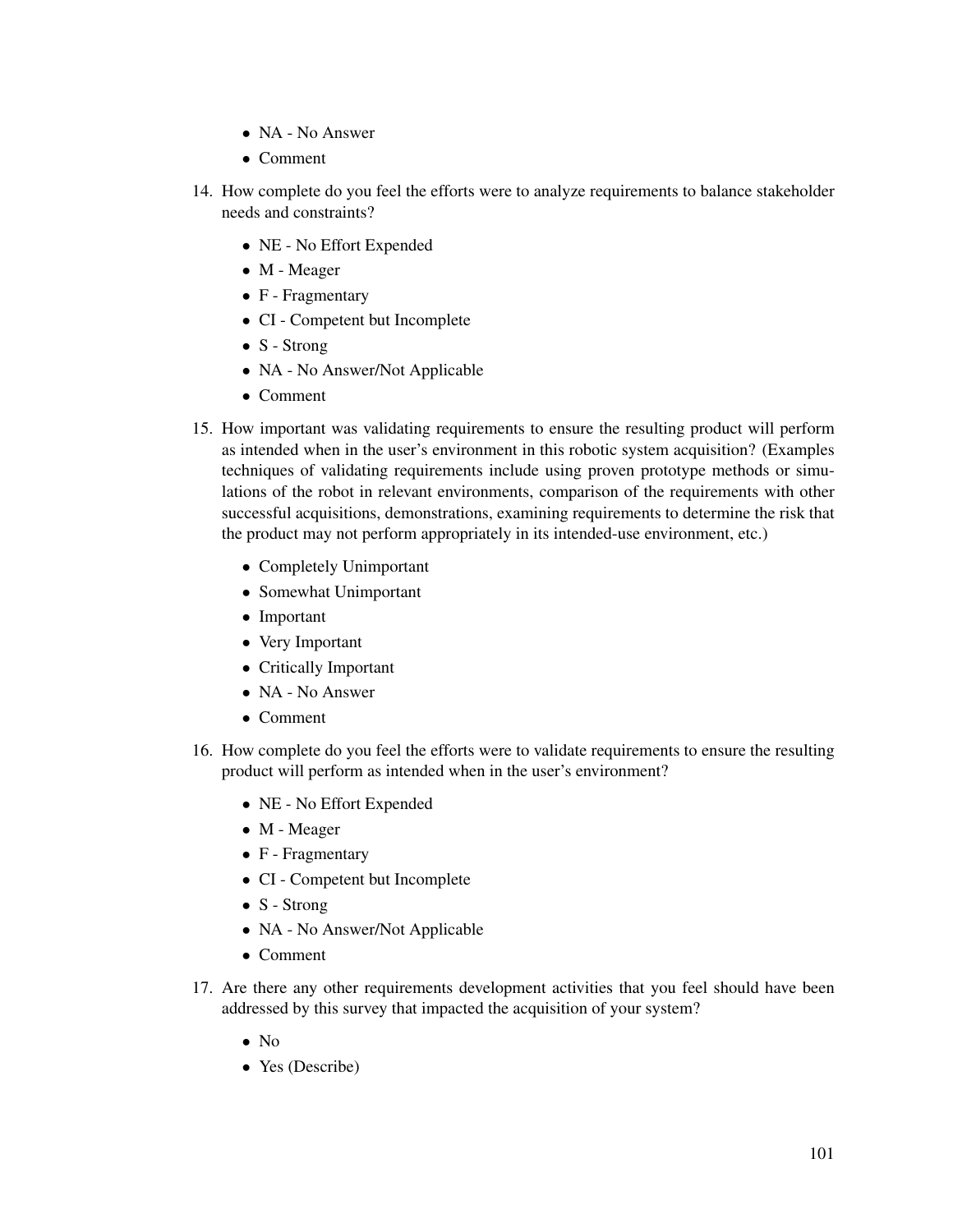- NA - No Answer
- Comment

14. How complete do you feel the efforts were to analyze requirements to balance stakeholder needs and constraints?

    - NE - No Effort Expended
    - M - Meager
    - F - Fragmentary
    - CI - Competent but Incomplete
    - S - Strong
    - NA - No Answer/Not Applicable
    - Comment

15. How important was validating requirements to ensure the resulting product will perform as intended when in the user's environment in this robotic system acquisition? (Examples techniques of validating requirements include using proven prototype methods or simulations of the robot in relevant environments, comparison of the requirements with other successful acquisitions, demonstrations, examining requirements to determine the risk that the product may not perform appropriately in its intended-use environment, etc.)

    - Completely Unimportant
    - Somewhat Unimportant
    - Important
    - Very Important
    - Critically Important
    - NA - No Answer
    - Comment

16. How complete do you feel the efforts were to validate requirements to ensure the resulting product will perform as intended when in the user's environment?

    - NE - No Effort Expended
    - M - Meager
    - F - Fragmentary
    - CI - Competent but Incomplete
    - S - Strong
    - NA - No Answer/Not Applicable
    - Comment

17. Are there any other requirements development activities that you feel should have been addressed by this survey that impacted the acquisition of your system?

    - No
    - Yes (Describe)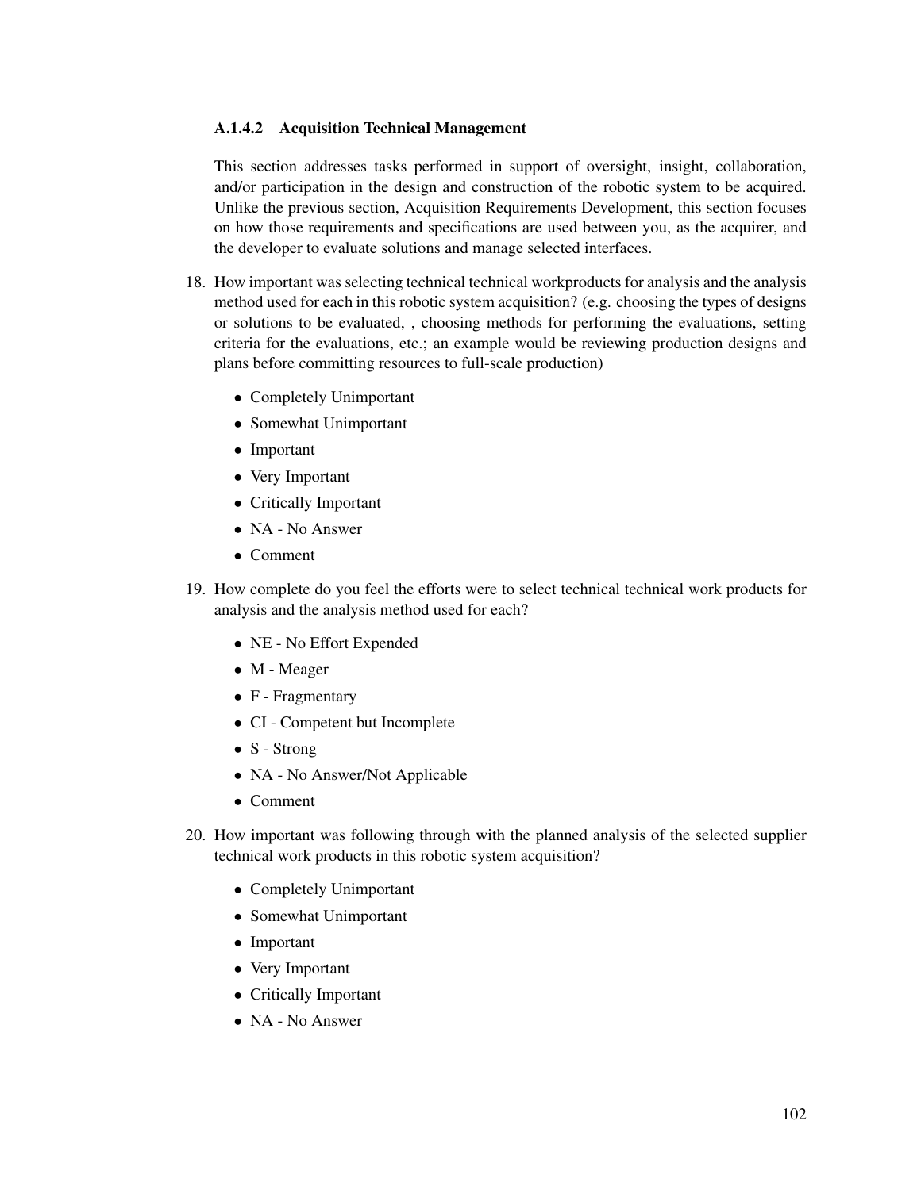#### A.1.4.2 Acquisition Technical Management

This section addresses tasks performed in support of oversight, insight, collaboration, and/or participation in the design and construction of the robotic system to be acquired. Unlike the previous section, Acquisition Requirements Development, this section focuses on how those requirements and specifications are used between you, as the acquirer, and the developer to evaluate solutions and manage selected interfaces.

18. How important was selecting technical technical workproducts for analysis and the analysis method used for each in this robotic system acquisition? (e.g. choosing the types of designs or solutions to be evaluated, , choosing methods for performing the evaluations, setting criteria for the evaluations, etc.; an example would be reviewing production designs and plans before committing resources to full-scale production)
    - Completely Unimportant
    - Somewhat Unimportant
    - Important
    - Very Important
    - Critically Important
    - NA - No Answer
    - Comment

19. How complete do you feel the efforts were to select technical technical work products for analysis and the analysis method used for each?
    - NE - No Effort Expended
    - M - Meager
    - F - Fragmentary
    - CI - Competent but Incomplete
    - S - Strong
    - NA - No Answer/Not Applicable
    - Comment

20. How important was following through with the planned analysis of the selected supplier technical work products in this robotic system acquisition?
    - Completely Unimportant
    - Somewhat Unimportant
    - Important
    - Very Important
    - Critically Important
    - NA - No Answer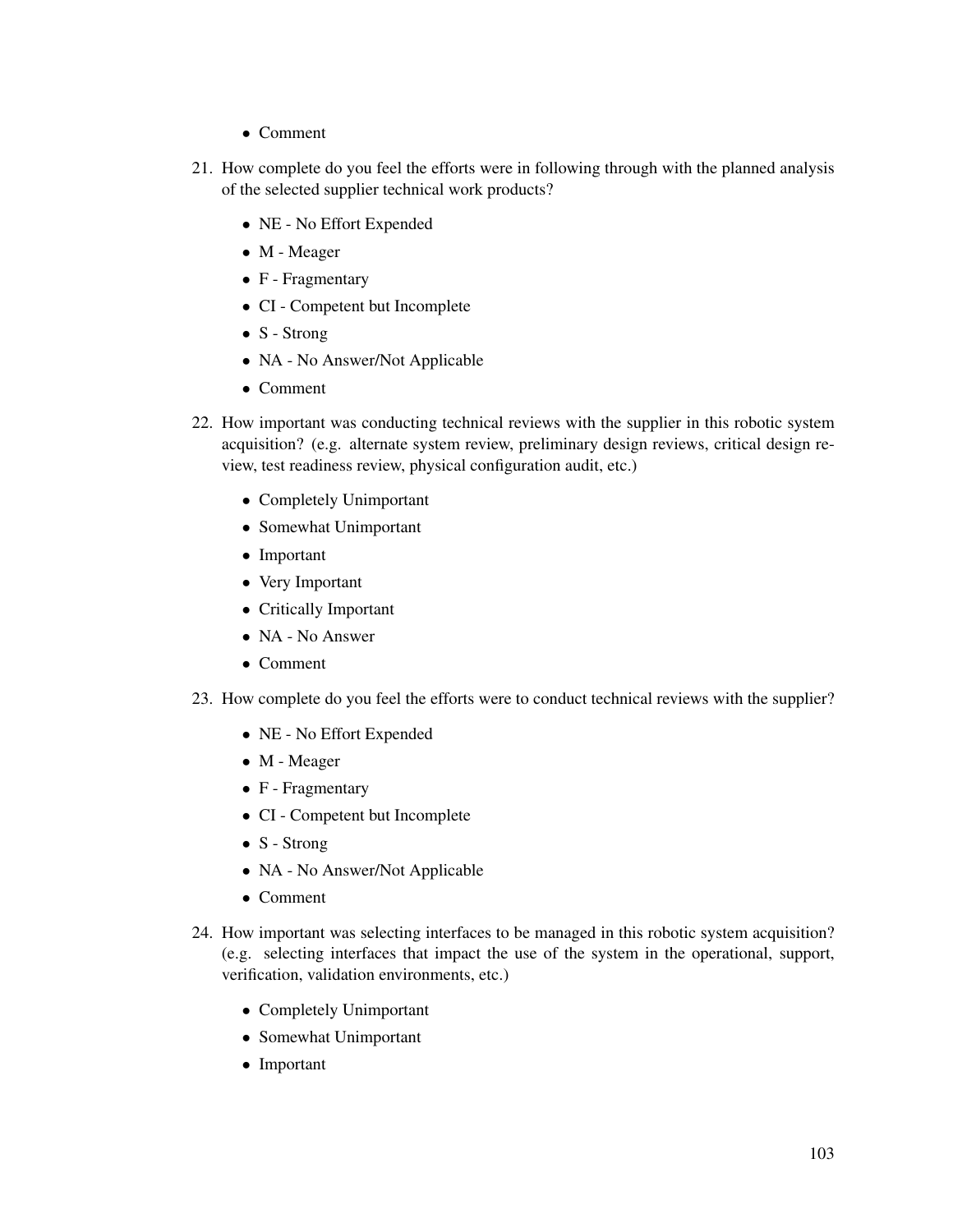- Comment

21. How complete do you feel the efforts were in following through with the planned analysis of the selected supplier technical work products?

    - NE - No Effort Expended
    - M - Meager
    - F - Fragmentary
    - CI - Competent but Incomplete
    - S - Strong
    - NA - No Answer/Not Applicable
    - Comment

22. How important was conducting technical reviews with the supplier in this robotic system acquisition? (e.g. alternate system review, preliminary design reviews, critical design review, test readiness review, physical configuration audit, etc.)

    - Completely Unimportant
    - Somewhat Unimportant
    - Important
    - Very Important
    - Critically Important
    - NA - No Answer
    - Comment

23. How complete do you feel the efforts were to conduct technical reviews with the supplier?

    - NE - No Effort Expended
    - M - Meager
    - F - Fragmentary
    - CI - Competent but Incomplete
    - S - Strong
    - NA - No Answer/Not Applicable
    - Comment

24. How important was selecting interfaces to be managed in this robotic system acquisition? (e.g. selecting interfaces that impact the use of the system in the operational, support, verification, validation environments, etc.)

    - Completely Unimportant
    - Somewhat Unimportant
    - Important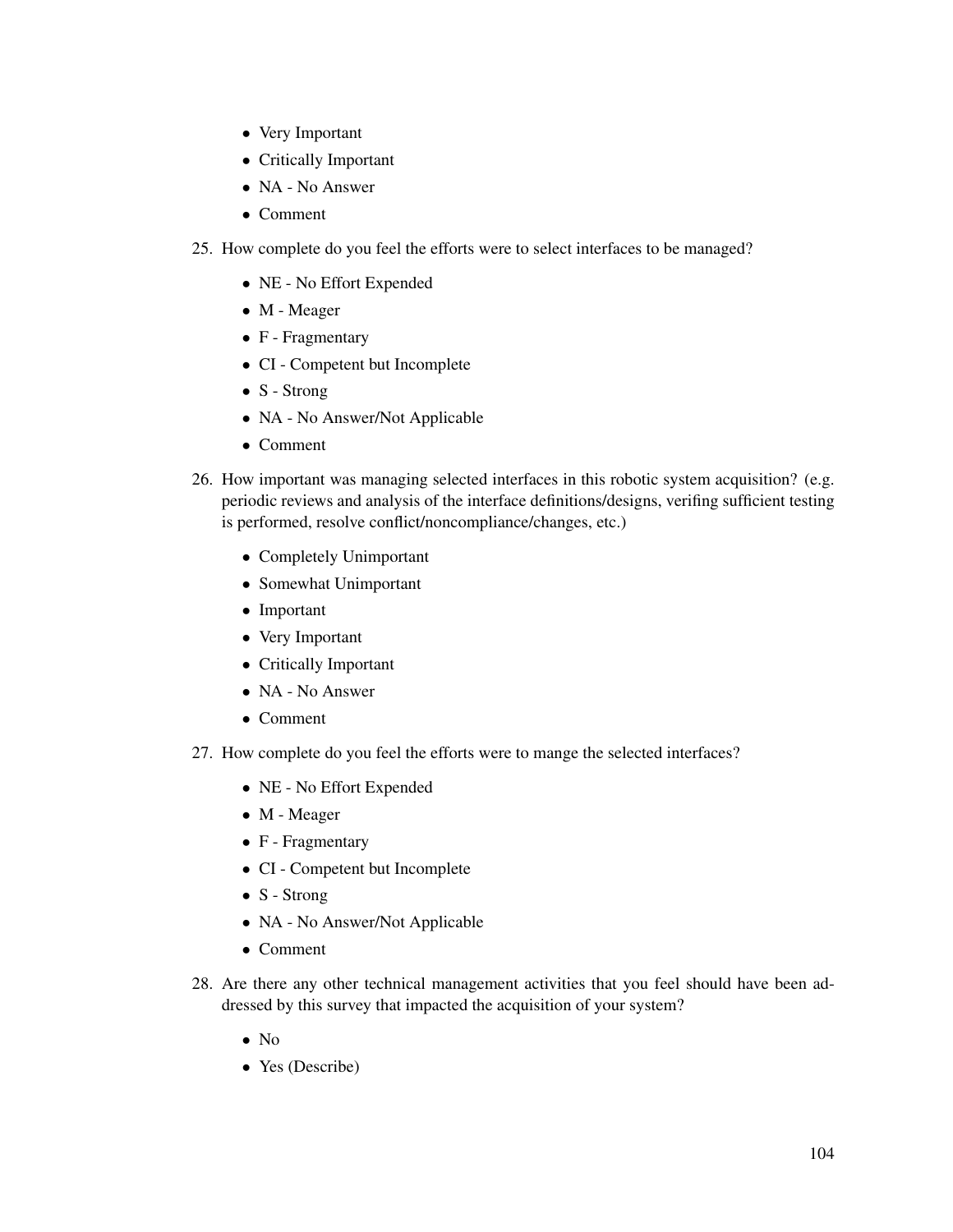- Very Important
- Critically Important
- NA - No Answer
- Comment

25. How complete do you feel the efforts were to select interfaces to be managed?
    - NE - No Effort Expended
    - M - Meager
    - F - Fragmentary
    - CI - Competent but Incomplete
    - S - Strong
    - NA - No Answer/Not Applicable
    - Comment

26. How important was managing selected interfaces in this robotic system acquisition? (e.g. periodic reviews and analysis of the interface definitions/designs, verifing sufficient testing is performed, resolve conflict/noncompliance/changes, etc.)
    - Completely Unimportant
    - Somewhat Unimportant
    - Important
    - Very Important
    - Critically Important
    - NA - No Answer
    - Comment

27. How complete do you feel the efforts were to mange the selected interfaces?
    - NE - No Effort Expended
    - M - Meager
    - F - Fragmentary
    - CI - Competent but Incomplete
    - S - Strong
    - NA - No Answer/Not Applicable
    - Comment

28. Are there any other technical management activities that you feel should have been addressed by this survey that impacted the acquisition of your system?
    - No
    - Yes (Describe)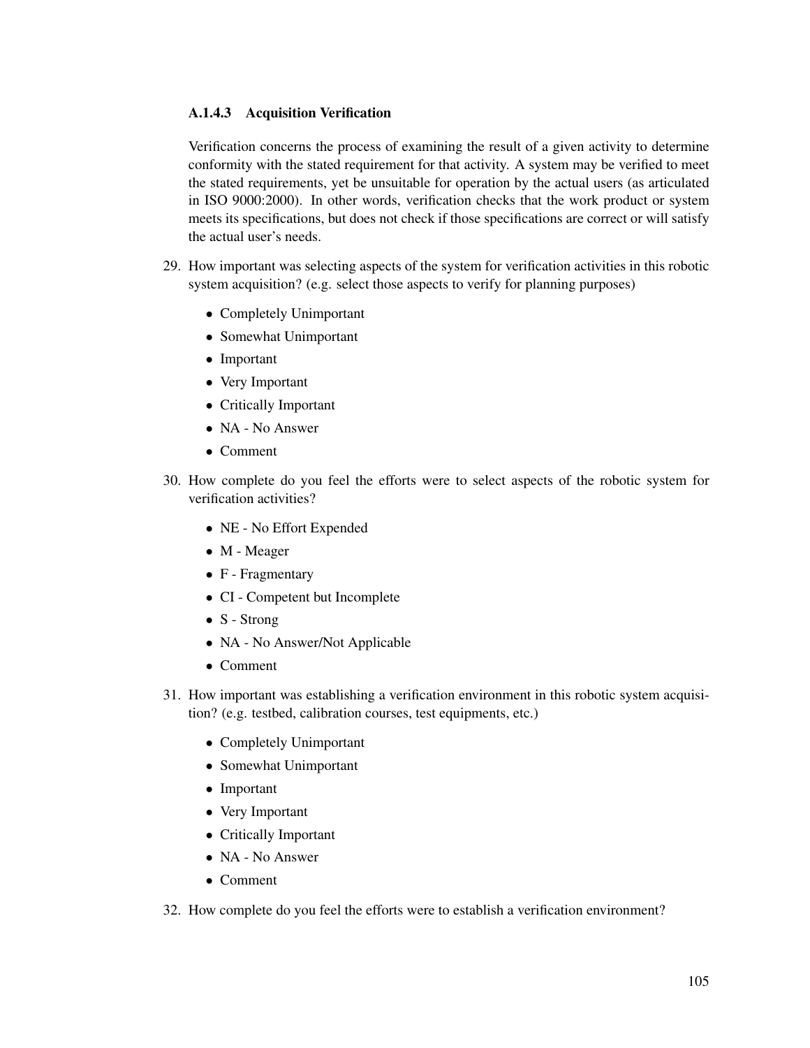#### A.1.4.3 Acquisition Verification

Verification concerns the process of examining the result of a given activity to determine conformity with the stated requirement for that activity. A system may be verified to meet the stated requirements, yet be unsuitable for operation by the actual users (as articulated in ISO 9000:2000). In other words, verification checks that the work product or system meets its specifications, but does not check if those specifications are correct or will satisfy the actual user's needs.

29. How important was selecting aspects of the system for verification activities in this robotic system acquisition? (e.g. select those aspects to verify for planning purposes)
    - Completely Unimportant
    - Somewhat Unimportant
    - Important
    - Very Important
    - Critically Important
    - NA - No Answer
    - Comment
30. How complete do you feel the efforts were to select aspects of the robotic system for verification activities?
    - NE - No Effort Expended
    - M - Meager
    - F - Fragmentary
    - CI - Competent but Incomplete
    - S - Strong
    - NA - No Answer/Not Applicable
    - Comment
31. How important was establishing a verification environment in this robotic system acquisition? (e.g. testbed, calibration courses, test equipments, etc.)
    - Completely Unimportant
    - Somewhat Unimportant
    - Important
    - Very Important
    - Critically Important
    - NA - No Answer
    - Comment
32. How complete do you feel the efforts were to establish a verification environment?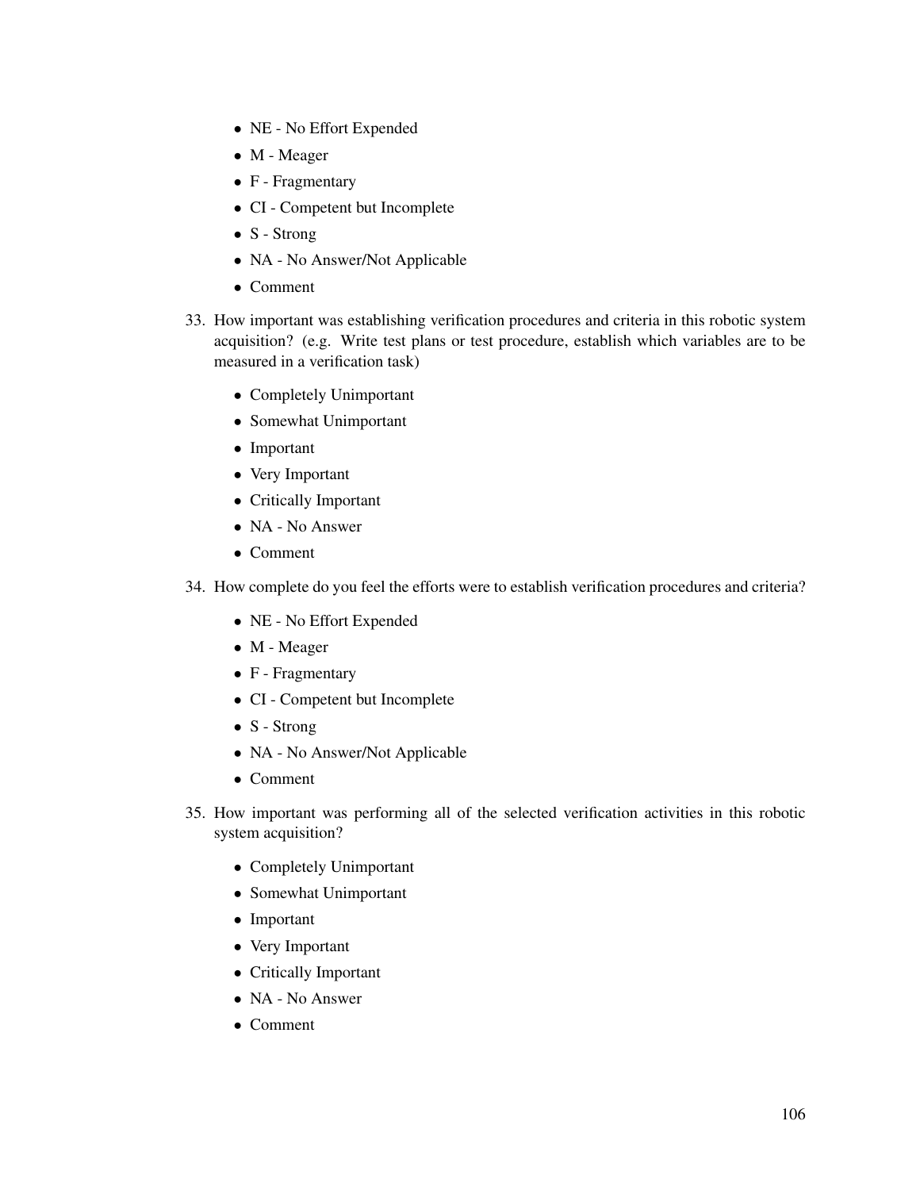- NE - No Effort Expended
- M - Meager
- F - Fragmentary
- CI - Competent but Incomplete
- S - Strong
- NA - No Answer/Not Applicable
- Comment

33. How important was establishing verification procedures and criteria in this robotic system acquisition? (e.g. Write test plans or test procedure, establish which variables are to be measured in a verification task)

    - Completely Unimportant
    - Somewhat Unimportant
    - Important
    - Very Important
    - Critically Important
    - NA - No Answer
    - Comment

34. How complete do you feel the efforts were to establish verification procedures and criteria?

    - NE - No Effort Expended
    - M - Meager
    - F - Fragmentary
    - CI - Competent but Incomplete
    - S - Strong
    - NA - No Answer/Not Applicable
    - Comment

35. How important was performing all of the selected verification activities in this robotic system acquisition?

    - Completely Unimportant
    - Somewhat Unimportant
    - Important
    - Very Important
    - Critically Important
    - NA - No Answer
    - Comment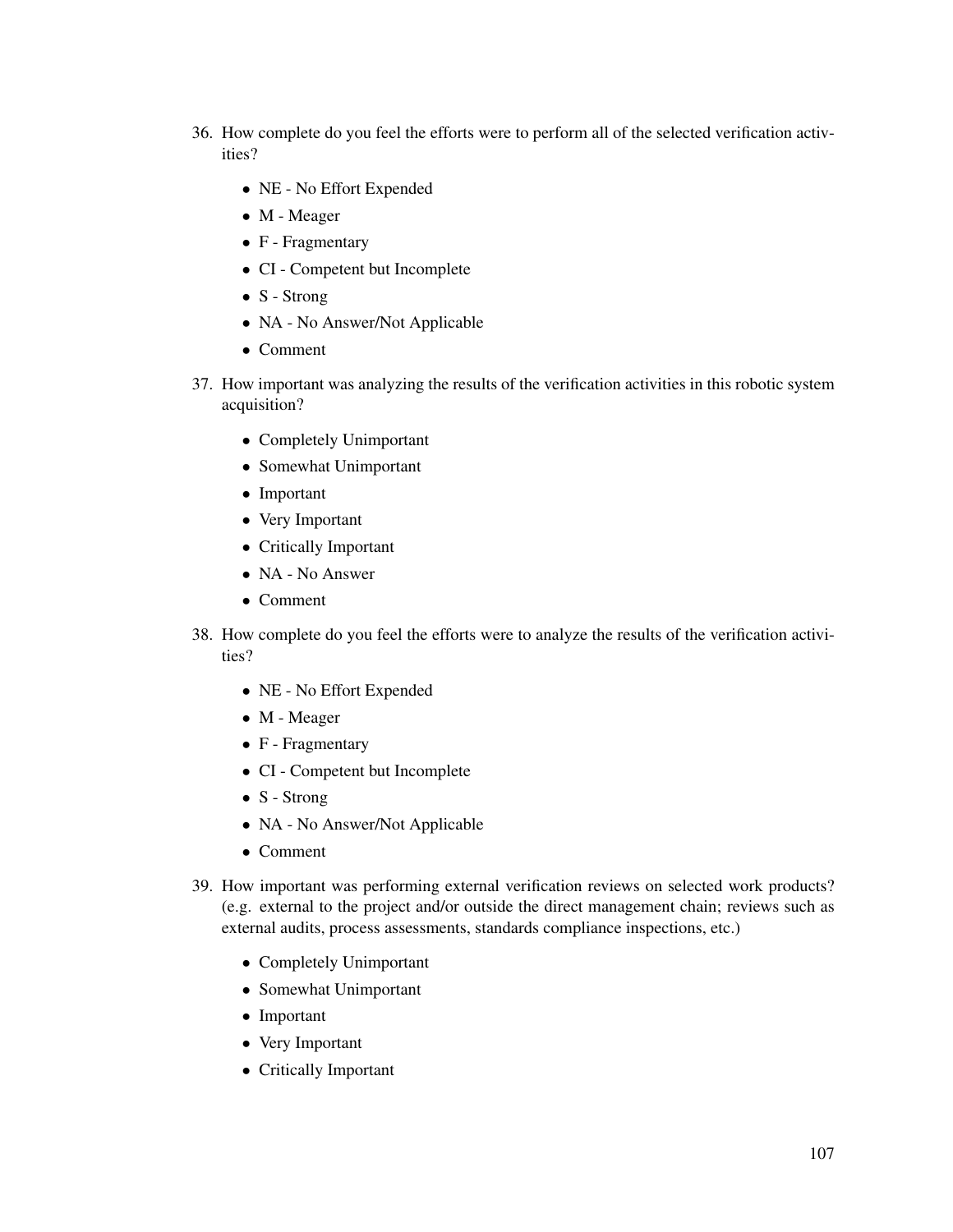36. How complete do you feel the efforts were to perform all of the selected verification activities?

    - NE - No Effort Expended
    - M - Meager
    - F - Fragmentary
    - CI - Competent but Incomplete
    - S - Strong
    - NA - No Answer/Not Applicable
    - Comment

37. How important was analyzing the results of the verification activities in this robotic system acquisition?

    - Completely Unimportant
    - Somewhat Unimportant
    - Important
    - Very Important
    - Critically Important
    - NA - No Answer
    - Comment

38. How complete do you feel the efforts were to analyze the results of the verification activities?

    - NE - No Effort Expended
    - M - Meager
    - F - Fragmentary
    - CI - Competent but Incomplete
    - S - Strong
    - NA - No Answer/Not Applicable
    - Comment

39. How important was performing external verification reviews on selected work products? (e.g. external to the project and/or outside the direct management chain; reviews such as external audits, process assessments, standards compliance inspections, etc.)

    - Completely Unimportant
    - Somewhat Unimportant
    - Important
    - Very Important
    - Critically Important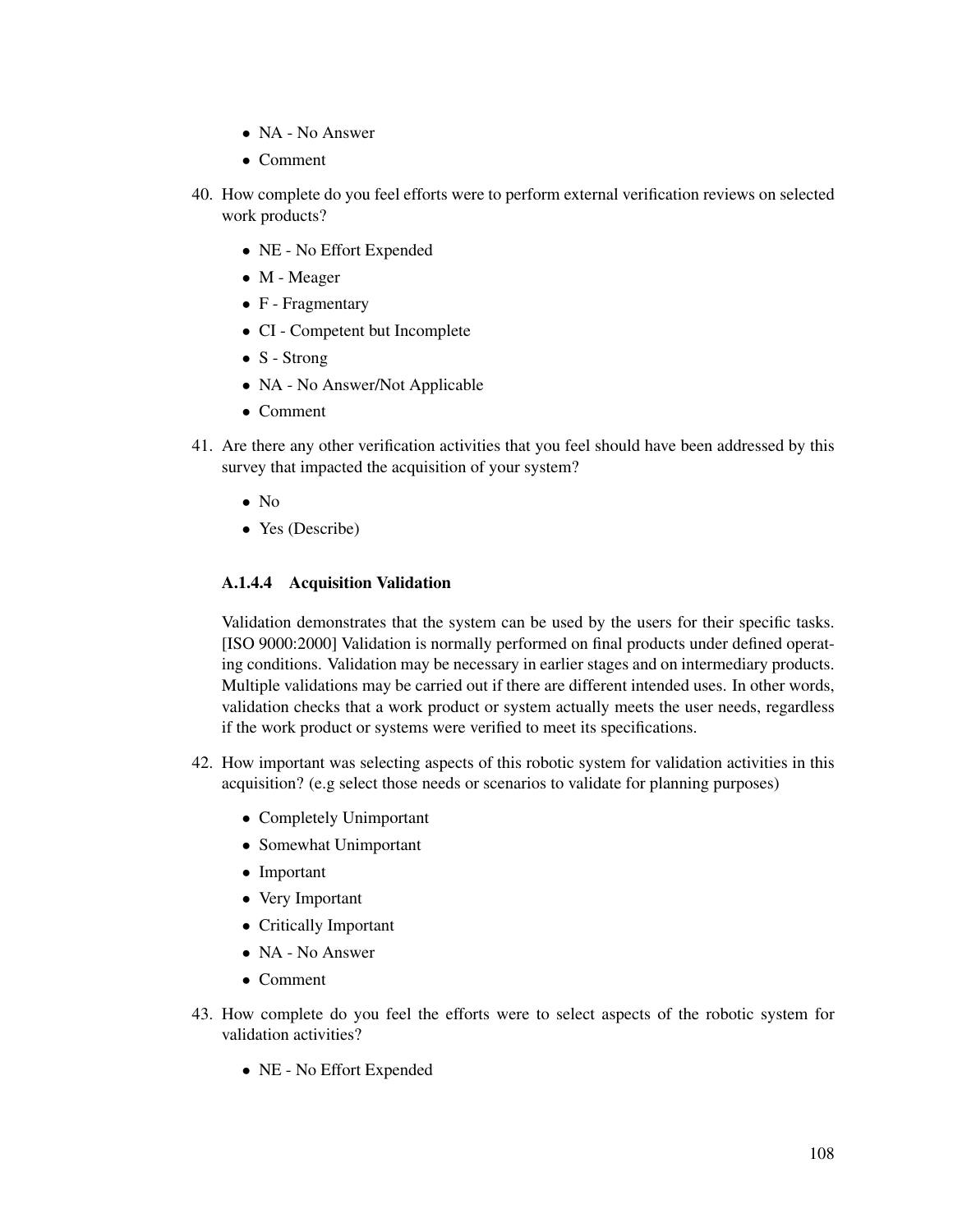- NA - No Answer
- Comment

40. How complete do you feel efforts were to perform external verification reviews on selected work products?

    - NE - No Effort Expended
    - M - Meager
    - F - Fragmentary
    - CI - Competent but Incomplete
    - S - Strong
    - NA - No Answer/Not Applicable
    - Comment

41. Are there any other verification activities that you feel should have been addressed by this survey that impacted the acquisition of your system?

    - No
    - Yes (Describe)

#### A.1.4.4 Acquisition Validation

Validation demonstrates that the system can be used by the users for their specific tasks. [ISO 9000:2000] Validation is normally performed on final products under defined operating conditions. Validation may be necessary in earlier stages and on intermediary products. Multiple validations may be carried out if there are different intended uses. In other words, validation checks that a work product or system actually meets the user needs, regardless if the work product or systems were verified to meet its specifications.

42. How important was selecting aspects of this robotic system for validation activities in this acquisition? (e.g select those needs or scenarios to validate for planning purposes)

    - Completely Unimportant
    - Somewhat Unimportant
    - Important
    - Very Important
    - Critically Important
    - NA - No Answer
    - Comment

43. How complete do you feel the efforts were to select aspects of the robotic system for validation activities?

    - NE - No Effort Expended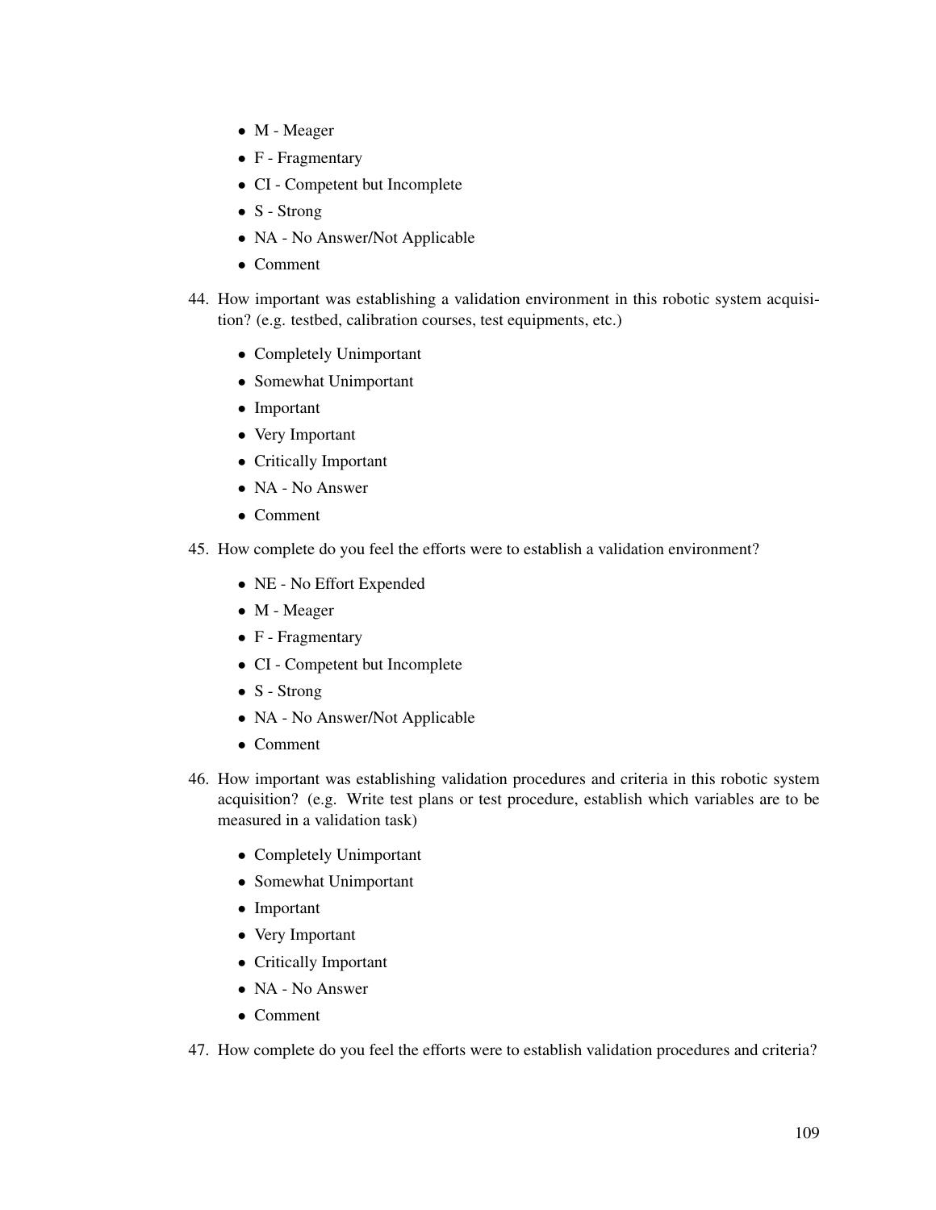- M - Meager
- F - Fragmentary
- CI - Competent but Incomplete
- S - Strong
- NA - No Answer/Not Applicable
- Comment

44. How important was establishing a validation environment in this robotic system acquisition? (e.g. testbed, calibration courses, test equipments, etc.)

    - Completely Unimportant
    - Somewhat Unimportant
    - Important
    - Very Important
    - Critically Important
    - NA - No Answer
    - Comment

45. How complete do you feel the efforts were to establish a validation environment?

    - NE - No Effort Expended
    - M - Meager
    - F - Fragmentary
    - CI - Competent but Incomplete
    - S - Strong
    - NA - No Answer/Not Applicable
    - Comment

46. How important was establishing validation procedures and criteria in this robotic system acquisition? (e.g. Write test plans or test procedure, establish which variables are to be measured in a validation task)

    - Completely Unimportant
    - Somewhat Unimportant
    - Important
    - Very Important
    - Critically Important
    - NA - No Answer
    - Comment

47. How complete do you feel the efforts were to establish validation procedures and criteria?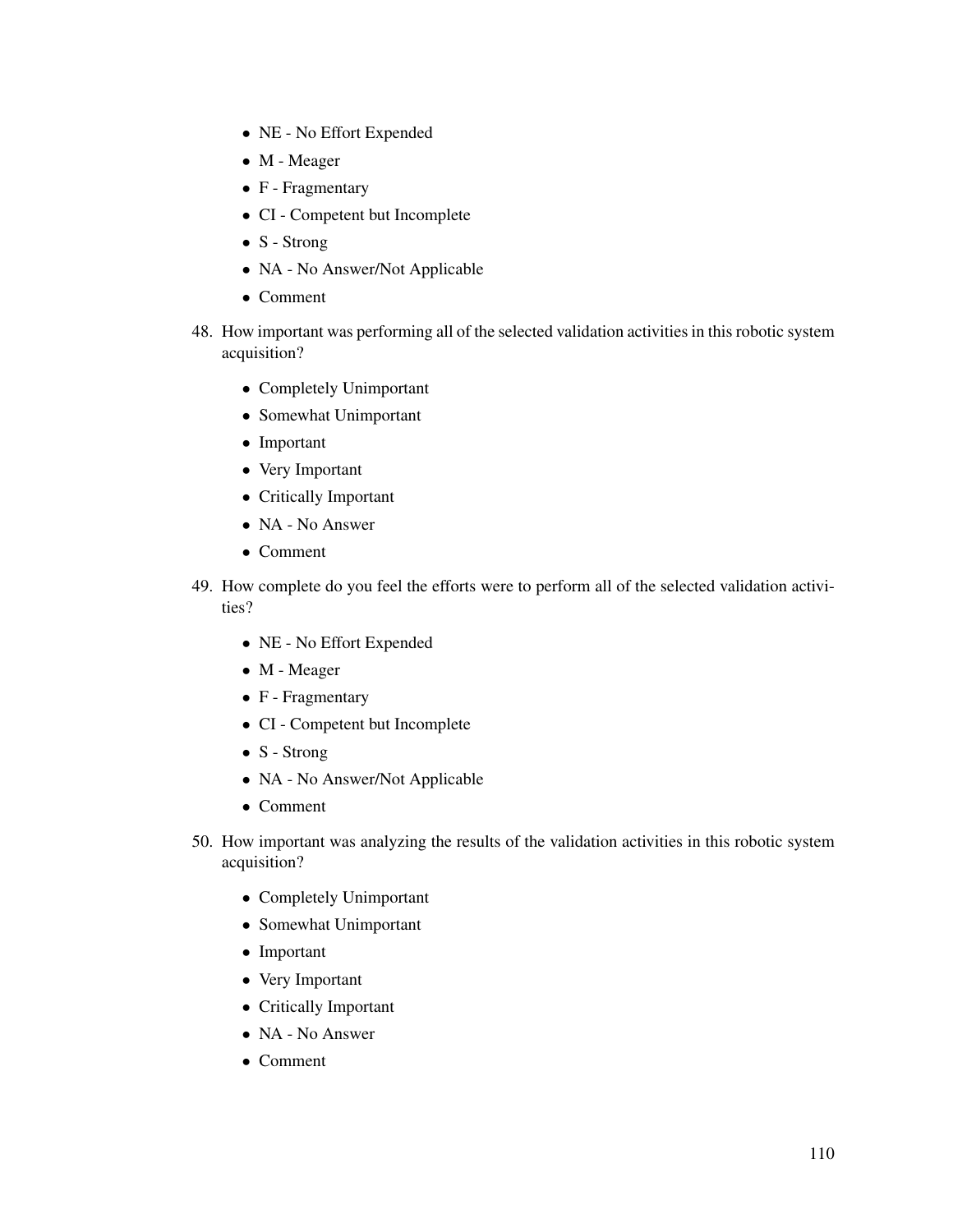- NE - No Effort Expended
- M - Meager
- F - Fragmentary
- CI - Competent but Incomplete
- S - Strong
- NA - No Answer/Not Applicable
- Comment

48. How important was performing all of the selected validation activities in this robotic system acquisition?
    - Completely Unimportant
    - Somewhat Unimportant
    - Important
    - Very Important
    - Critically Important
    - NA - No Answer
    - Comment

49. How complete do you feel the efforts were to perform all of the selected validation activities?
    - NE - No Effort Expended
    - M - Meager
    - F - Fragmentary
    - CI - Competent but Incomplete
    - S - Strong
    - NA - No Answer/Not Applicable
    - Comment

50. How important was analyzing the results of the validation activities in this robotic system acquisition?
    - Completely Unimportant
    - Somewhat Unimportant
    - Important
    - Very Important
    - Critically Important
    - NA - No Answer
    - Comment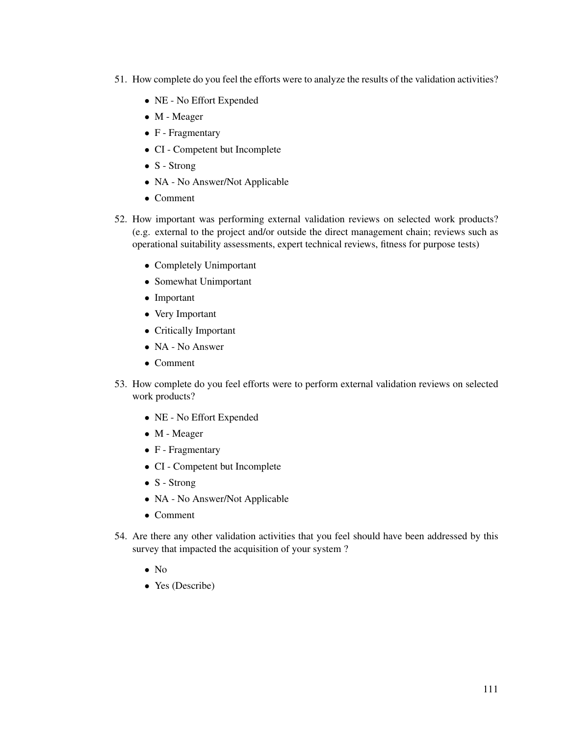51. How complete do you feel the efforts were to analyze the results of the validation activities?

    - NE - No Effort Expended
    - M - Meager
    - F - Fragmentary
    - CI - Competent but Incomplete
    - S - Strong
    - NA - No Answer/Not Applicable
    - Comment

52. How important was performing external validation reviews on selected work products? (e.g. external to the project and/or outside the direct management chain; reviews such as operational suitability assessments, expert technical reviews, fitness for purpose tests)

    - Completely Unimportant
    - Somewhat Unimportant
    - Important
    - Very Important
    - Critically Important
    - NA - No Answer
    - Comment

53. How complete do you feel efforts were to perform external validation reviews on selected work products?

    - NE - No Effort Expended
    - M - Meager
    - F - Fragmentary
    - CI - Competent but Incomplete
    - S - Strong
    - NA - No Answer/Not Applicable
    - Comment

54. Are there any other validation activities that you feel should have been addressed by this survey that impacted the acquisition of your system ?

    - No
    - Yes (Describe)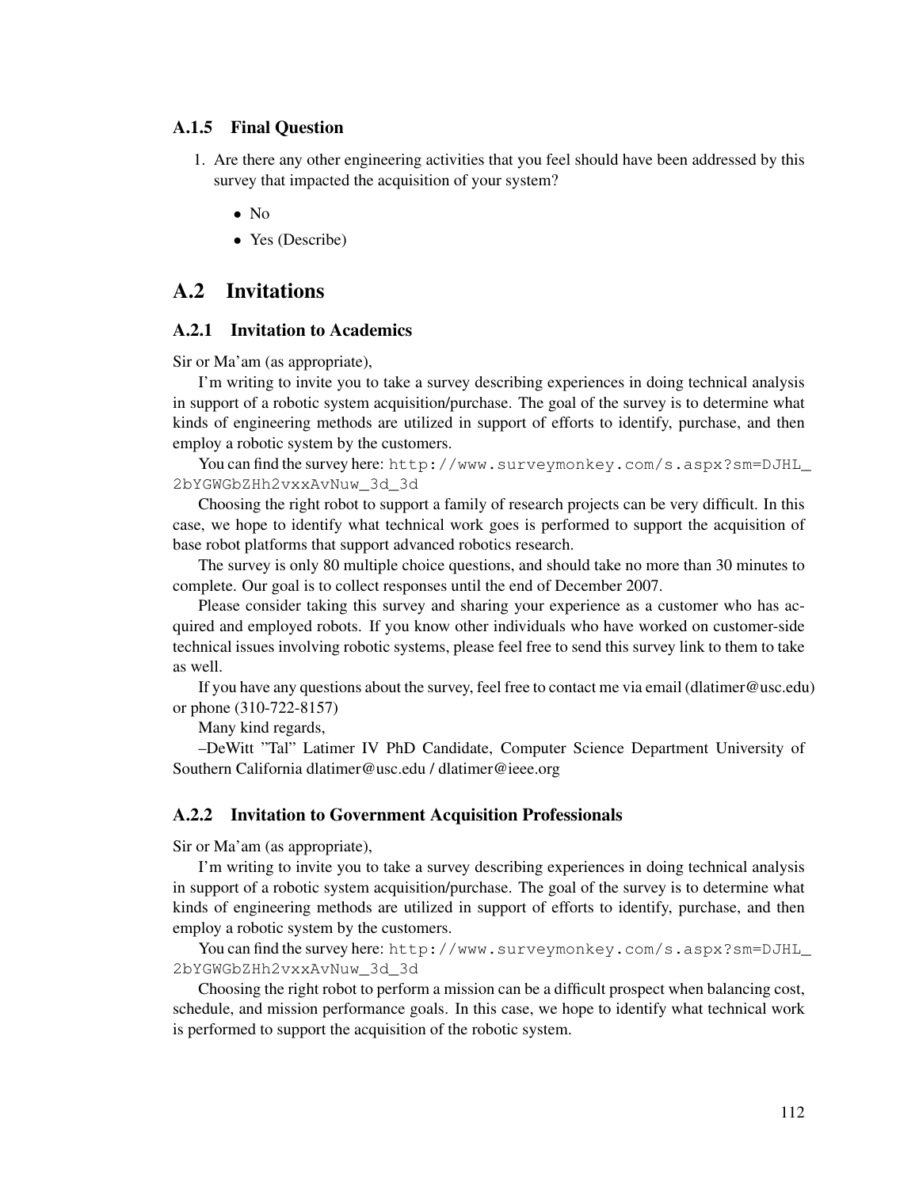### A.1.5 Final Question

1. Are there any other engineering activities that you feel should have been addressed by this survey that impacted the acquisition of your system?

    - No
    - Yes (Describe)

## A.2 Invitations

### A.2.1 Invitation to Academics

Sir or Ma'am (as appropriate),

I'm writing to invite you to take a survey describing experiences in doing technical analysis in support of a robotic system acquisition/purchase. The goal of the survey is to determine what kinds of engineering methods are utilized in support of efforts to identify, purchase, and then employ a robotic system by the customers.

You can find the survey here: `http://www.surveymonkey.com/s.aspx?sm=DJHL_2bYGWGbZHh2vxxAvNuw_3d_3d`

Choosing the right robot to support a family of research projects can be very difficult. In this case, we hope to identify what technical work goes is performed to support the acquisition of base robot platforms that support advanced robotics research.

The survey is only 80 multiple choice questions, and should take no more than 30 minutes to complete. Our goal is to collect responses until the end of December 2007.

Please consider taking this survey and sharing your experience as a customer who has acquired and employed robots. If you know other individuals who have worked on customer-side technical issues involving robotic systems, please feel free to send this survey link to them to take as well.

If you have any questions about the survey, feel free to contact me via email (dlatimer@usc.edu) or phone (310-722-8157)

Many kind regards,

–DeWitt "Tal" Latimer IV PhD Candidate, Computer Science Department University of Southern California dlatimer@usc.edu / dlatimer@ieee.org

### A.2.2 Invitation to Government Acquisition Professionals

Sir or Ma'am (as appropriate),

I'm writing to invite you to take a survey describing experiences in doing technical analysis in support of a robotic system acquisition/purchase. The goal of the survey is to determine what kinds of engineering methods are utilized in support of efforts to identify, purchase, and then employ a robotic system by the customers.

You can find the survey here: `http://www.surveymonkey.com/s.aspx?sm=DJHL_2bYGWGbZHh2vxxAvNuw_3d_3d`

Choosing the right robot to perform a mission can be a difficult prospect when balancing cost, schedule, and mission performance goals. In this case, we hope to identify what technical work is performed to support the acquisition of the robotic system.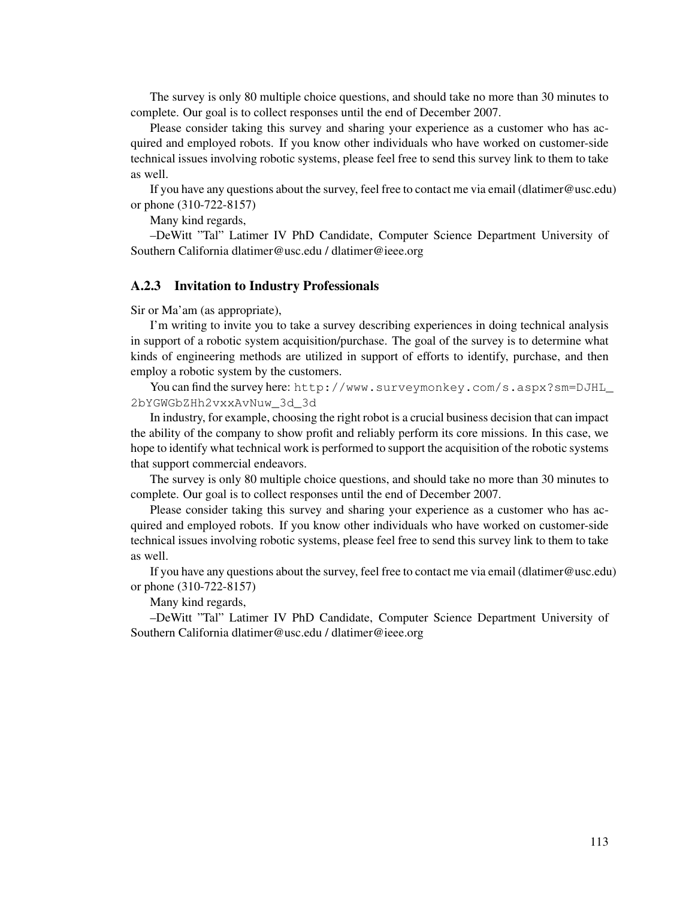The survey is only 80 multiple choice questions, and should take no more than 30 minutes to complete. Our goal is to collect responses until the end of December 2007.

Please consider taking this survey and sharing your experience as a customer who has acquired and employed robots. If you know other individuals who have worked on customer-side technical issues involving robotic systems, please feel free to send this survey link to them to take as well.

If you have any questions about the survey, feel free to contact me via email (dlatimer@usc.edu) or phone (310-722-8157)

Many kind regards,

–DeWitt "Tal" Latimer IV PhD Candidate, Computer Science Department University of Southern California dlatimer@usc.edu / dlatimer@ieee.org

### A.2.3 Invitation to Industry Professionals

Sir or Ma'am (as appropriate),

I'm writing to invite you to take a survey describing experiences in doing technical analysis in support of a robotic system acquisition/purchase. The goal of the survey is to determine what kinds of engineering methods are utilized in support of efforts to identify, purchase, and then employ a robotic system by the customers.

You can find the survey here: `http://www.surveymonkey.com/s.aspx?sm=DJHL_2bYGWGbZHh2vxxAvNuw_3d_3d`

In industry, for example, choosing the right robot is a crucial business decision that can impact the ability of the company to show profit and reliably perform its core missions. In this case, we hope to identify what technical work is performed to support the acquisition of the robotic systems that support commercial endeavors.

The survey is only 80 multiple choice questions, and should take no more than 30 minutes to complete. Our goal is to collect responses until the end of December 2007.

Please consider taking this survey and sharing your experience as a customer who has acquired and employed robots. If you know other individuals who have worked on customer-side technical issues involving robotic systems, please feel free to send this survey link to them to take as well.

If you have any questions about the survey, feel free to contact me via email (dlatimer@usc.edu) or phone (310-722-8157)

Many kind regards,

–DeWitt "Tal" Latimer IV PhD Candidate, Computer Science Department University of Southern California dlatimer@usc.edu / dlatimer@ieee.org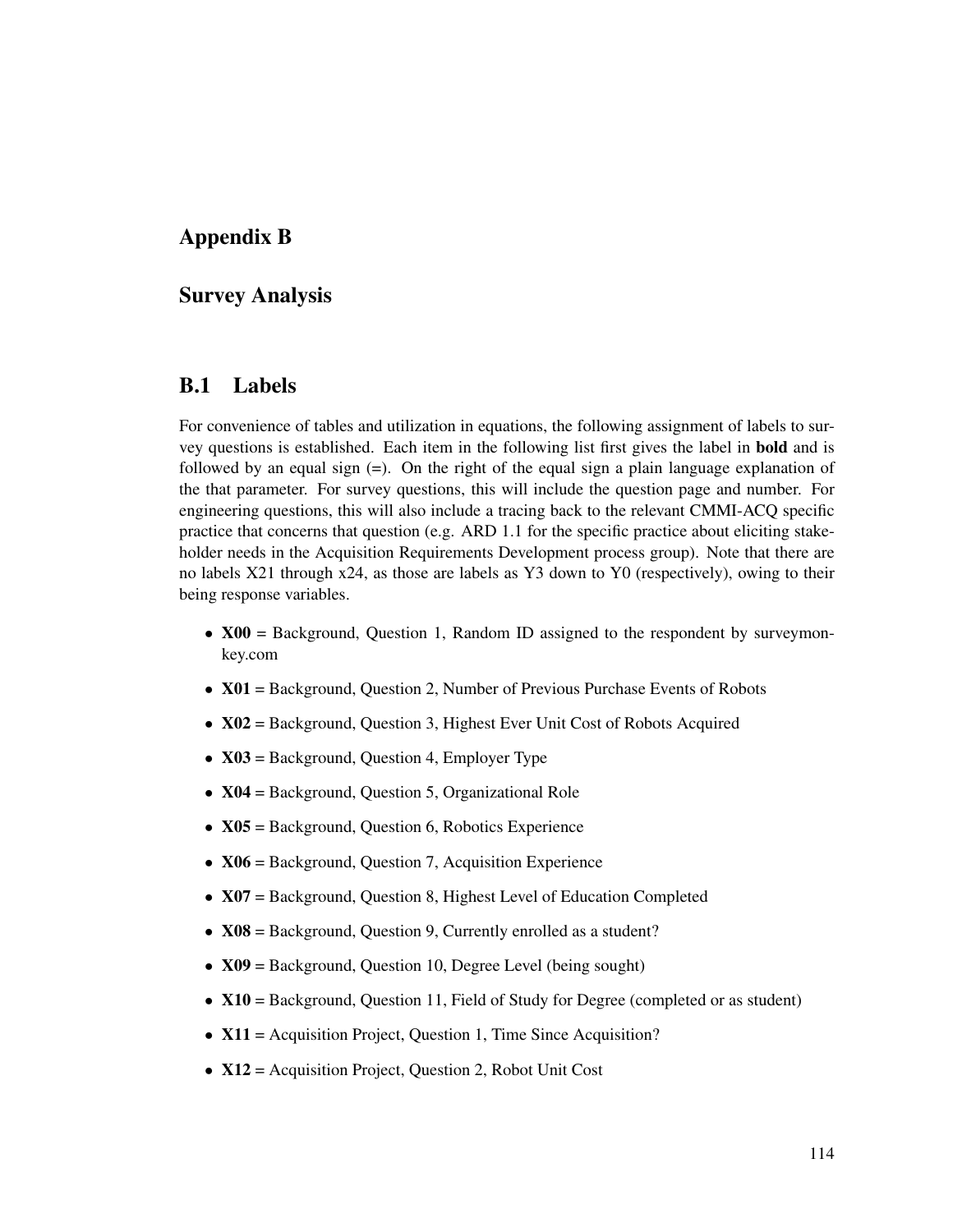# Appendix B

# Survey Analysis

## B.1 Labels

For convenience of tables and utilization in equations, the following assignment of labels to survey questions is established. Each item in the following list first gives the label in **bold** and is followed by an equal sign (=). On the right of the equal sign a plain language explanation of the that parameter. For survey questions, this will include the question page and number. For engineering questions, this will also include a tracing back to the relevant CMMI-ACQ specific practice that concerns that question (e.g. ARD 1.1 for the specific practice about eliciting stakeholder needs in the Acquisition Requirements Development process group). Note that there are no labels X21 through x24, as those are labels as Y3 down to Y0 (respectively), owing to their being response variables.

- **X00** = Background, Question 1, Random ID assigned to the respondent by surveymonkey.com
- **X01** = Background, Question 2, Number of Previous Purchase Events of Robots
- **X02** = Background, Question 3, Highest Ever Unit Cost of Robots Acquired
- **X03** = Background, Question 4, Employer Type
- **X04** = Background, Question 5, Organizational Role
- **X05** = Background, Question 6, Robotics Experience
- **X06** = Background, Question 7, Acquisition Experience
- **X07** = Background, Question 8, Highest Level of Education Completed
- **X08** = Background, Question 9, Currently enrolled as a student?
- **X09** = Background, Question 10, Degree Level (being sought)
- **X10** = Background, Question 11, Field of Study for Degree (completed or as student)
- **X11** = Acquisition Project, Question 1, Time Since Acquisition?
- **X12** = Acquisition Project, Question 2, Robot Unit Cost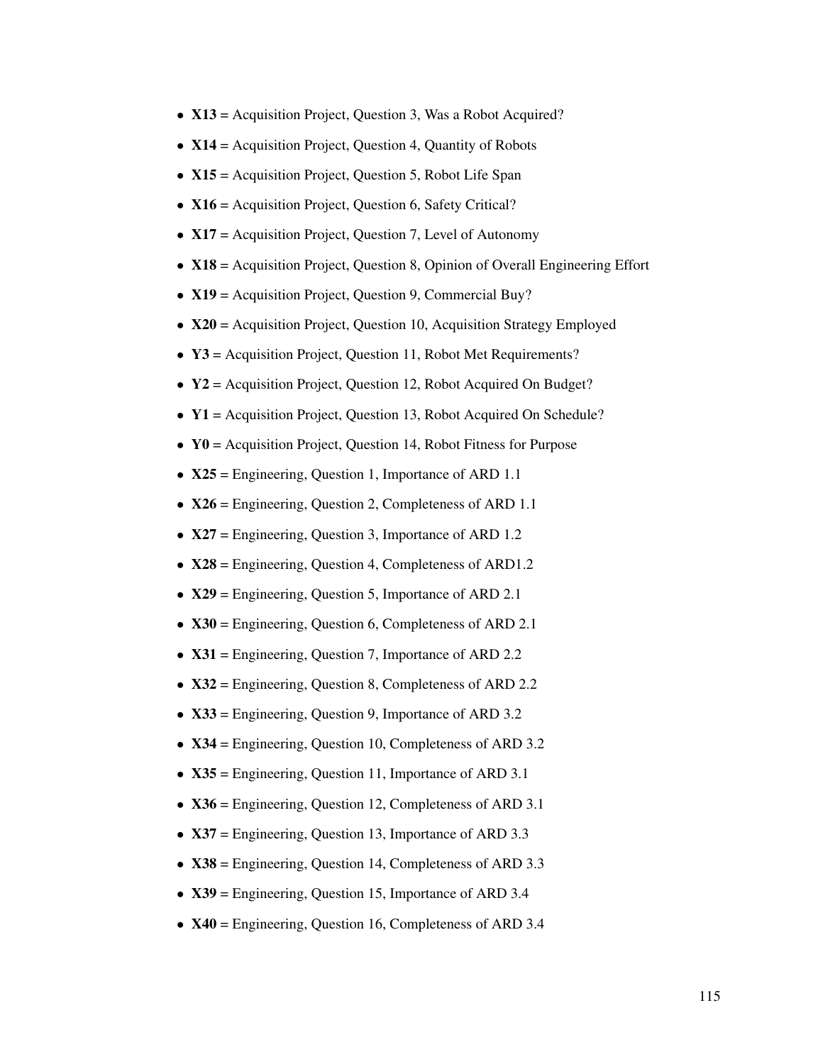- **X13** = Acquisition Project, Question 3, Was a Robot Acquired?
- **X14** = Acquisition Project, Question 4, Quantity of Robots
- **X15** = Acquisition Project, Question 5, Robot Life Span
- **X16** = Acquisition Project, Question 6, Safety Critical?
- **X17** = Acquisition Project, Question 7, Level of Autonomy
- **X18** = Acquisition Project, Question 8, Opinion of Overall Engineering Effort
- **X19** = Acquisition Project, Question 9, Commercial Buy?
- **X20** = Acquisition Project, Question 10, Acquisition Strategy Employed
- **Y3** = Acquisition Project, Question 11, Robot Met Requirements?
- **Y2** = Acquisition Project, Question 12, Robot Acquired On Budget?
- **Y1** = Acquisition Project, Question 13, Robot Acquired On Schedule?
- **Y0** = Acquisition Project, Question 14, Robot Fitness for Purpose
- **X25** = Engineering, Question 1, Importance of ARD 1.1
- **X26** = Engineering, Question 2, Completeness of ARD 1.1
- **X27** = Engineering, Question 3, Importance of ARD 1.2
- **X28** = Engineering, Question 4, Completeness of ARD1.2
- **X29** = Engineering, Question 5, Importance of ARD 2.1
- **X30** = Engineering, Question 6, Completeness of ARD 2.1
- **X31** = Engineering, Question 7, Importance of ARD 2.2
- **X32** = Engineering, Question 8, Completeness of ARD 2.2
- **X33** = Engineering, Question 9, Importance of ARD 3.2
- **X34** = Engineering, Question 10, Completeness of ARD 3.2
- **X35** = Engineering, Question 11, Importance of ARD 3.1
- **X36** = Engineering, Question 12, Completeness of ARD 3.1
- **X37** = Engineering, Question 13, Importance of ARD 3.3
- **X38** = Engineering, Question 14, Completeness of ARD 3.3
- **X39** = Engineering, Question 15, Importance of ARD 3.4
- **X40** = Engineering, Question 16, Completeness of ARD 3.4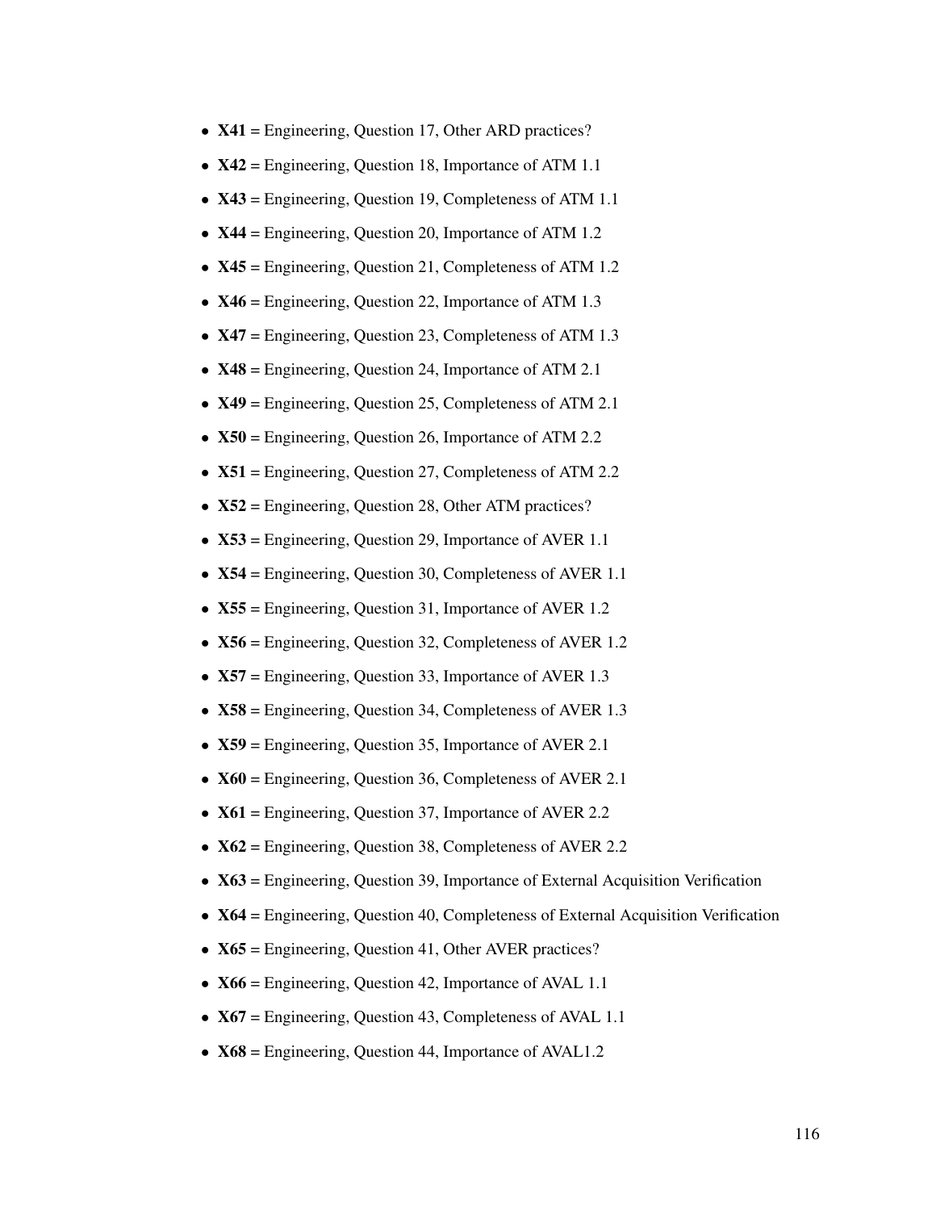- **X41** = Engineering, Question 17, Other ARD practices?
- **X42** = Engineering, Question 18, Importance of ATM 1.1
- **X43** = Engineering, Question 19, Completeness of ATM 1.1
- **X44** = Engineering, Question 20, Importance of ATM 1.2
- **X45** = Engineering, Question 21, Completeness of ATM 1.2
- **X46** = Engineering, Question 22, Importance of ATM 1.3
- **X47** = Engineering, Question 23, Completeness of ATM 1.3
- **X48** = Engineering, Question 24, Importance of ATM 2.1
- **X49** = Engineering, Question 25, Completeness of ATM 2.1
- **X50** = Engineering, Question 26, Importance of ATM 2.2
- **X51** = Engineering, Question 27, Completeness of ATM 2.2
- **X52** = Engineering, Question 28, Other ATM practices?
- **X53** = Engineering, Question 29, Importance of AVER 1.1
- **X54** = Engineering, Question 30, Completeness of AVER 1.1
- **X55** = Engineering, Question 31, Importance of AVER 1.2
- **X56** = Engineering, Question 32, Completeness of AVER 1.2
- **X57** = Engineering, Question 33, Importance of AVER 1.3
- **X58** = Engineering, Question 34, Completeness of AVER 1.3
- **X59** = Engineering, Question 35, Importance of AVER 2.1
- **X60** = Engineering, Question 36, Completeness of AVER 2.1
- **X61** = Engineering, Question 37, Importance of AVER 2.2
- **X62** = Engineering, Question 38, Completeness of AVER 2.2
- **X63** = Engineering, Question 39, Importance of External Acquisition Verification
- **X64** = Engineering, Question 40, Completeness of External Acquisition Verification
- **X65** = Engineering, Question 41, Other AVER practices?
- **X66** = Engineering, Question 42, Importance of AVAL 1.1
- **X67** = Engineering, Question 43, Completeness of AVAL 1.1
- **X68** = Engineering, Question 44, Importance of AVAL1.2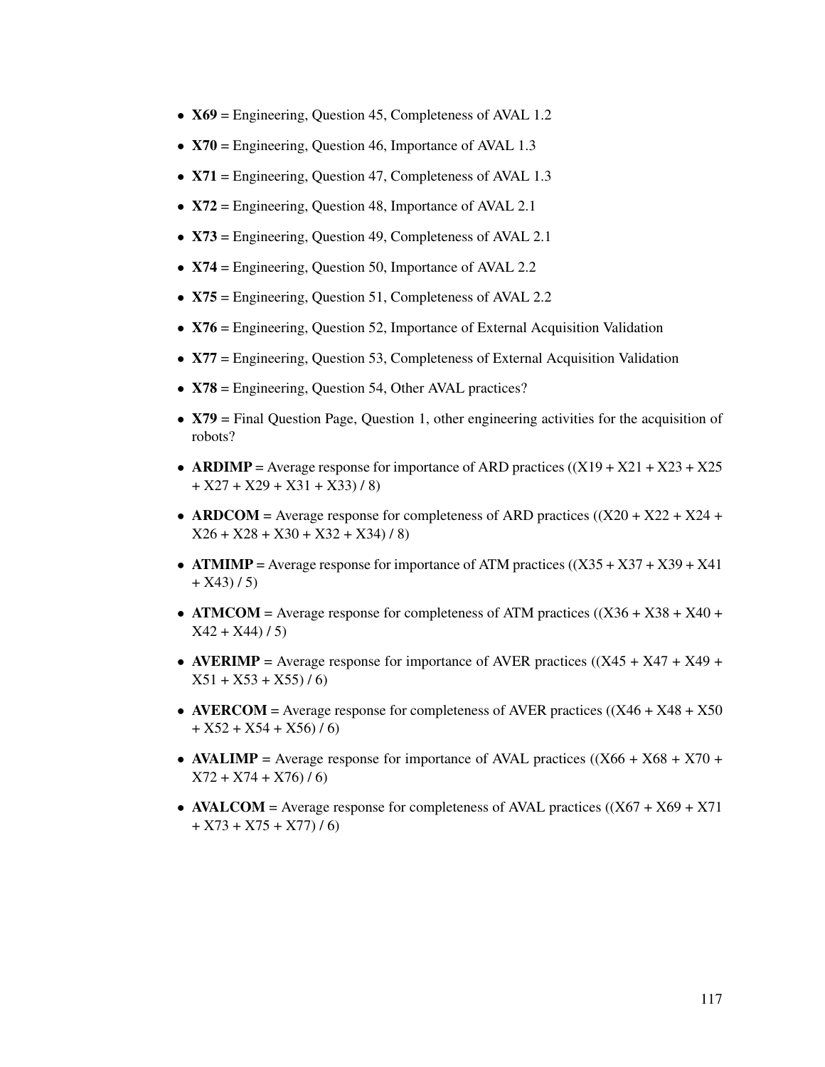- **X69** = Engineering, Question 45, Completeness of AVAL 1.2
- **X70** = Engineering, Question 46, Importance of AVAL 1.3
- **X71** = Engineering, Question 47, Completeness of AVAL 1.3
- **X72** = Engineering, Question 48, Importance of AVAL 2.1
- **X73** = Engineering, Question 49, Completeness of AVAL 2.1
- **X74** = Engineering, Question 50, Importance of AVAL 2.2
- **X75** = Engineering, Question 51, Completeness of AVAL 2.2
- **X76** = Engineering, Question 52, Importance of External Acquisition Validation
- **X77** = Engineering, Question 53, Completeness of External Acquisition Validation
- **X78** = Engineering, Question 54, Other AVAL practices?
- **X79** = Final Question Page, Question 1, other engineering activities for the acquisition of robots?
- **ARDIMP** = Average response for importance of ARD practices ((X19 + X21 + X23 + X25 + X27 + X29 + X31 + X33) / 8)
- **ARDCOM** = Average response for completeness of ARD practices ((X20 + X22 + X24 + X26 + X28 + X30 + X32 + X34) / 8)
- **ATMIMP** = Average response for importance of ATM practices ((X35 + X37 + X39 + X41 + X43) / 5)
- **ATMCOM** = Average response for completeness of ATM practices ((X36 + X38 + X40 + X42 + X44) / 5)
- **AVERIMP** = Average response for importance of AVER practices ((X45 + X47 + X49 + X51 + X53 + X55) / 6)
- **AVERCOM** = Average response for completeness of AVER practices ((X46 + X48 + X50 + X52 + X54 + X56) / 6)
- **AVALIMP** = Average response for importance of AVAL practices ((X66 + X68 + X70 + X72 + X74 + X76) / 6)
- **AVALCOM** = Average response for completeness of AVAL practices ((X67 + X69 + X71 + X73 + X75 + X77) / 6)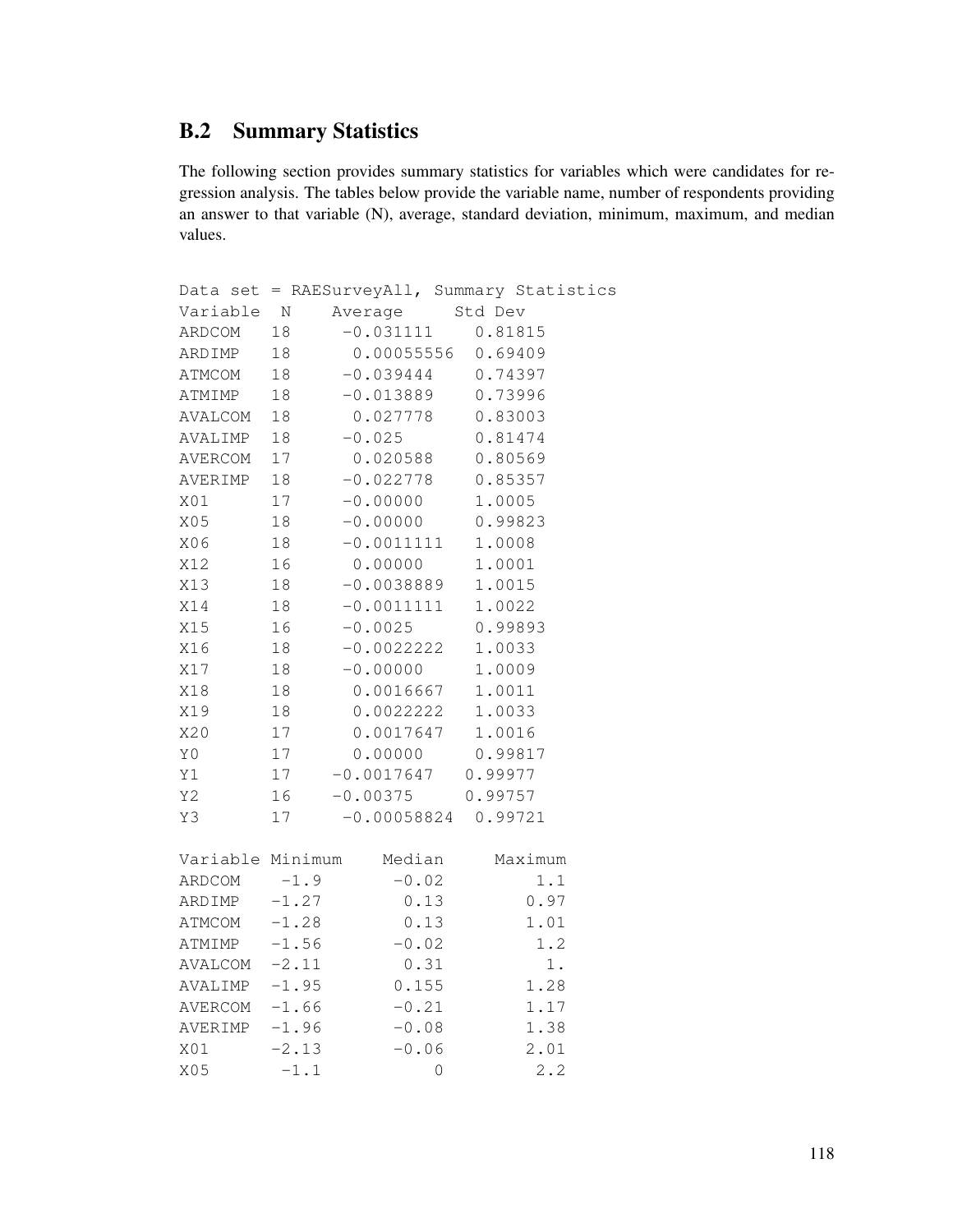## B.2 Summary Statistics

The following section provides summary statistics for variables which were candidates for regression analysis. The tables below provide the variable name, number of respondents providing an answer to that variable (N), average, standard deviation, minimum, maximum, and median values.

```
Data set = RAESurveyAll, Summary Statistics
Variable  N    Average     Std Dev
ARDCOM   18     -0.031111    0.81815
ARDIMP   18      0.00055556  0.69409
ATMCOM   18     -0.039444    0.74397
ATMIMP   18     -0.013889    0.73996
AVALCOM  18      0.027778    0.83003
AVALIMP  18     -0.025       0.81474
AVERCOM  17      0.020588    0.80569
AVERIMP  18     -0.022778    0.85357
X01      17     -0.00000     1.0005
X05      18     -0.00000     0.99823
X06      18     -0.0011111   1.0008
X12      16      0.00000     1.0001
X13      18     -0.0038889   1.0015
X14      18     -0.0011111   1.0022
X15      16     -0.0025      0.99893
X16      18     -0.0022222   1.0033
X17      18     -0.00000     1.0009
X18      18      0.0016667   1.0011
X19      18      0.0022222   1.0033
X20      17      0.0017647   1.0016
Y0       17      0.00000     0.99817
Y1       17    -0.0017647   0.99977
Y2       16    -0.00375     0.99757
Y3       17     -0.00058824  0.99721

Variable Minimum    Median     Maximum
ARDCOM    -1.9       -0.02         1.1
ARDIMP   -1.27        0.13        0.97
ATMCOM   -1.28        0.13        1.01
ATMIMP   -1.56       -0.02         1.2
AVALCOM  -2.11        0.31          1.
AVALIMP  -1.95       0.155        1.28
AVERCOM  -1.66       -0.21        1.17
AVERIMP  -1.96       -0.08        1.38
X01      -2.13       -0.06        2.01
X05       -1.1           0         2.2
```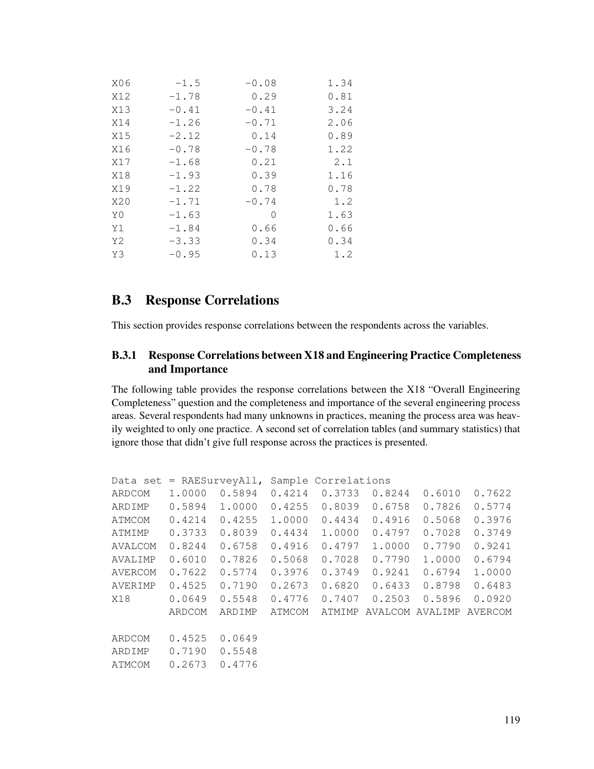| | | | |
|---|---|---|---|
| X06 | −1.5 | −0.08 | 1.34 |
| X12 | −1.78 | 0.29 | 0.81 |
| X13 | −0.41 | −0.41 | 3.24 |
| X14 | −1.26 | −0.71 | 2.06 |
| X15 | −2.12 | 0.14 | 0.89 |
| X16 | −0.78 | −0.78 | 1.22 |
| X17 | −1.68 | 0.21 | 2.1 |
| X18 | −1.93 | 0.39 | 1.16 |
| X19 | −1.22 | 0.78 | 0.78 |
| X20 | −1.71 | −0.74 | 1.2 |
| Y0 | −1.63 | 0 | 1.63 |
| Y1 | −1.84 | 0.66 | 0.66 |
| Y2 | −3.33 | 0.34 | 0.34 |
| Y3 | −0.95 | 0.13 | 1.2 |

## B.3 Response Correlations

This section provides response correlations between the respondents across the variables.

### B.3.1 Response Correlations between X18 and Engineering Practice Completeness and Importance

The following table provides the response correlations between the X18 "Overall Engineering Completeness" question and the completeness and importance of the several engineering process areas. Several respondents had many unknowns in practices, meaning the process area was heavily weighted to only one practice. A second set of correlation tables (and summary statistics) that ignore those that didn't give full response across the practices is presented.

```
Data set = RAESurveyAll, Sample Correlations
ARDCOM   1.0000  0.5894  0.4214  0.3733  0.8244  0.6010  0.7622
ARDIMP   0.5894  1.0000  0.4255  0.8039  0.6758  0.7826  0.5774
ATMCOM   0.4214  0.4255  1.0000  0.4434  0.4916  0.5068  0.3976
ATMIMP   0.3733  0.8039  0.4434  1.0000  0.4797  0.7028  0.3749
AVALCOM  0.8244  0.6758  0.4916  0.4797  1.0000  0.7790  0.9241
AVALIMP  0.6010  0.7826  0.5068  0.7028  0.7790  1.0000  0.6794
AVERCOM  0.7622  0.5774  0.3976  0.3749  0.9241  0.6794  1.0000
AVERIMP  0.4525  0.7190  0.2673  0.6820  0.6433  0.8798  0.6483
X18      0.0649  0.5548  0.4776  0.7407  0.2503  0.5896  0.0920
         ARDCOM  ARDIMP  ATMCOM  ATMIMP AVALCOM AVALIMP AVERCOM

ARDCOM   0.4525  0.0649
ARDIMP   0.7190  0.5548
ATMCOM   0.2673  0.4776
```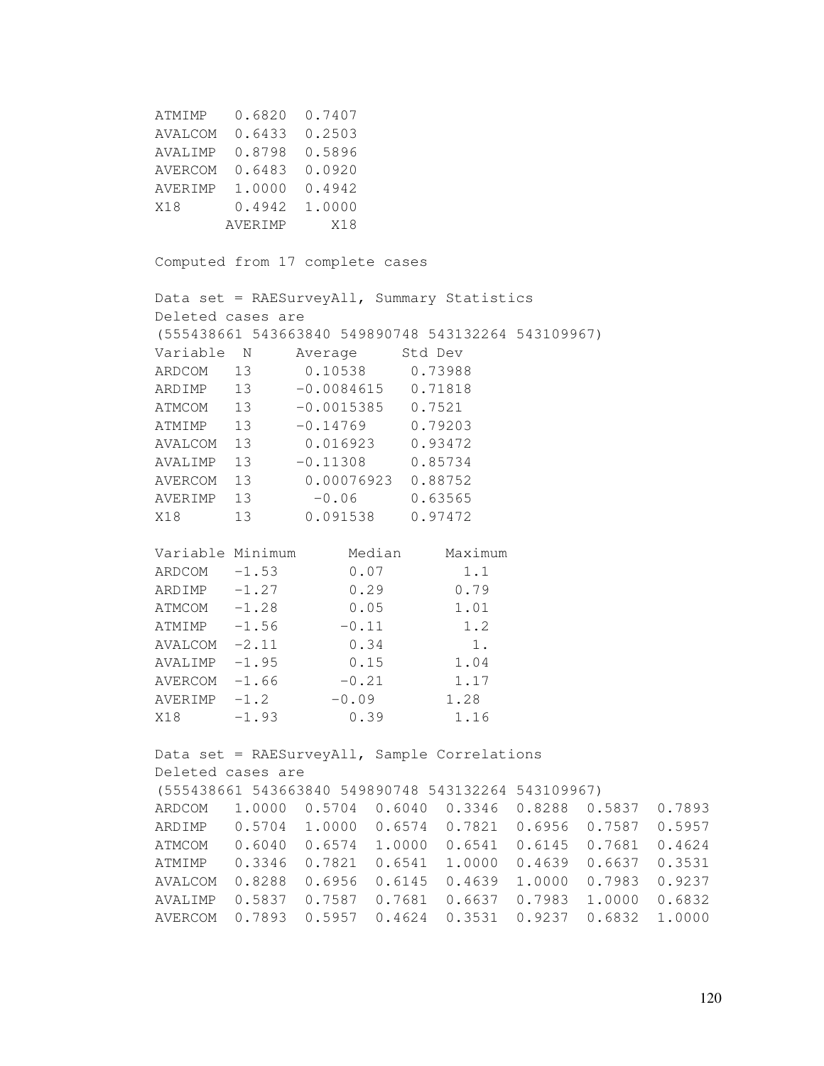```
ATMIMP   0.6820  0.7407
AVALCOM  0.6433  0.2503
AVALIMP  0.8798  0.5896
AVERCOM  0.6483  0.0920
AVERIMP  1.0000  0.4942
X18      0.4942  1.0000
        AVERIMP     X18

Computed from 17 complete cases

Data set = RAESurveyAll, Summary Statistics
Deleted cases are
(555438661 543663840 549890748 543132264 543109967)
Variable  N     Average     Std Dev
ARDCOM   13      0.10538     0.73988
ARDIMP   13     -0.0084615   0.71818
ATMCOM   13     -0.0015385   0.7521
ATMIMP   13     -0.14769     0.79203
AVALCOM  13      0.016923    0.93472
AVALIMP  13     -0.11308     0.85734
AVERCOM  13      0.00076923  0.88752
AVERIMP  13      -0.06       0.63565
X18      13      0.091538    0.97472

Variable Minimum      Median     Maximum
ARDCOM   -1.53        0.07         1.1
ARDIMP   -1.27        0.29        0.79
ATMCOM   -1.28        0.05        1.01
ATMIMP   -1.56       -0.11         1.2
AVALCOM  -2.11        0.34         1.
AVALIMP  -1.95        0.15        1.04
AVERCOM  -1.66       -0.21        1.17
AVERIMP  -1.2       -0.09        1.28
X18      -1.93        0.39        1.16

Data set = RAESurveyAll, Sample Correlations
Deleted cases are
(555438661 543663840 549890748 543132264 543109967)
ARDCOM   1.0000  0.5704  0.6040  0.3346  0.8288  0.5837  0.7893
ARDIMP   0.5704  1.0000  0.6574  0.7821  0.6956  0.7587  0.5957
ATMCOM   0.6040  0.6574  1.0000  0.6541  0.6145  0.7681  0.4624
ATMIMP   0.3346  0.7821  0.6541  1.0000  0.4639  0.6637  0.3531
AVALCOM  0.8288  0.6956  0.6145  0.4639  1.0000  0.7983  0.9237
AVALIMP  0.5837  0.7587  0.7681  0.6637  0.7983  1.0000  0.6832
AVERCOM  0.7893  0.5957  0.4624  0.3531  0.9237  0.6832  1.0000
```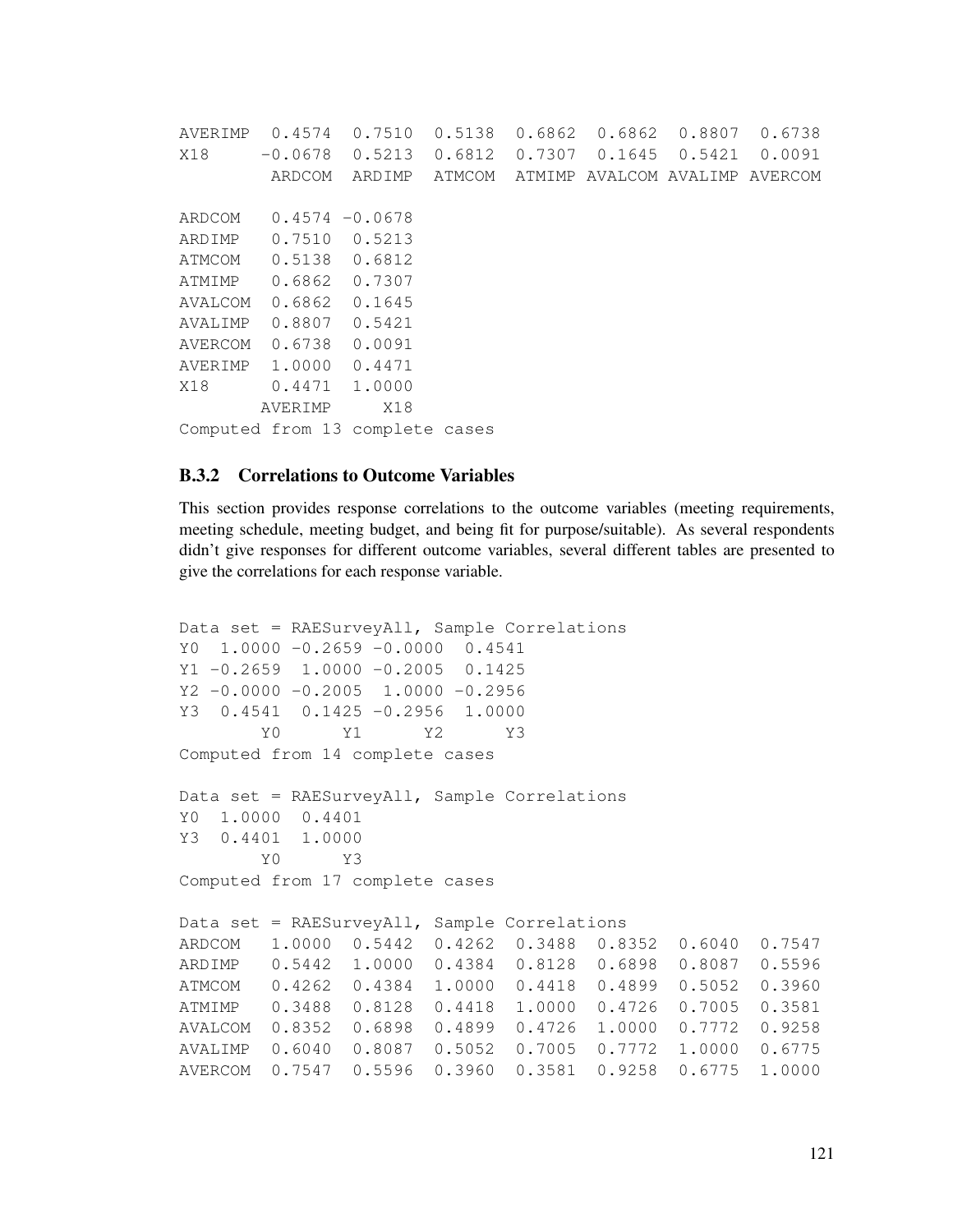```
AVERIMP  0.4574  0.7510  0.5138  0.6862  0.6862  0.8807  0.6738
X18     -0.0678  0.5213  0.6812  0.7307  0.1645  0.5421  0.0091
         ARDCOM  ARDIMP  ATMCOM  ATMIMP AVALCOM AVALIMP AVERCOM

ARDCOM   0.4574 -0.0678
ARDIMP   0.7510  0.5213
ATMCOM   0.5138  0.6812
ATMIMP   0.6862  0.7307
AVALCOM  0.6862  0.1645
AVALIMP  0.8807  0.5421
AVERCOM  0.6738  0.0091
AVERIMP  1.0000  0.4471
X18      0.4471  1.0000
        AVERIMP     X18
Computed from 13 complete cases
```

### B.3.2 Correlations to Outcome Variables

This section provides response correlations to the outcome variables (meeting requirements, meeting schedule, meeting budget, and being fit for purpose/suitable). As several respondents didn't give responses for different outcome variables, several different tables are presented to give the correlations for each response variable.

```
Data set = RAESurveyAll, Sample Correlations
Y0  1.0000 -0.2659 -0.0000  0.4541
Y1 -0.2659  1.0000 -0.2005  0.1425
Y2 -0.0000 -0.2005  1.0000 -0.2956
Y3  0.4541  0.1425 -0.2956  1.0000
        Y0      Y1      Y2      Y3
Computed from 14 complete cases

Data set = RAESurveyAll, Sample Correlations
Y0  1.0000  0.4401
Y3  0.4401  1.0000
        Y0      Y3
Computed from 17 complete cases

Data set = RAESurveyAll, Sample Correlations
ARDCOM   1.0000  0.5442  0.4262  0.3488  0.8352  0.6040  0.7547
ARDIMP   0.5442  1.0000  0.4384  0.8128  0.6898  0.8087  0.5596
ATMCOM   0.4262  0.4384  1.0000  0.4418  0.4899  0.5052  0.3960
ATMIMP   0.3488  0.8128  0.4418  1.0000  0.4726  0.7005  0.3581
AVALCOM  0.8352  0.6898  0.4899  0.4726  1.0000  0.7772  0.9258
AVALIMP  0.6040  0.8087  0.5052  0.7005  0.7772  1.0000  0.6775
AVERCOM  0.7547  0.5596  0.3960  0.3581  0.9258  0.6775  1.0000
```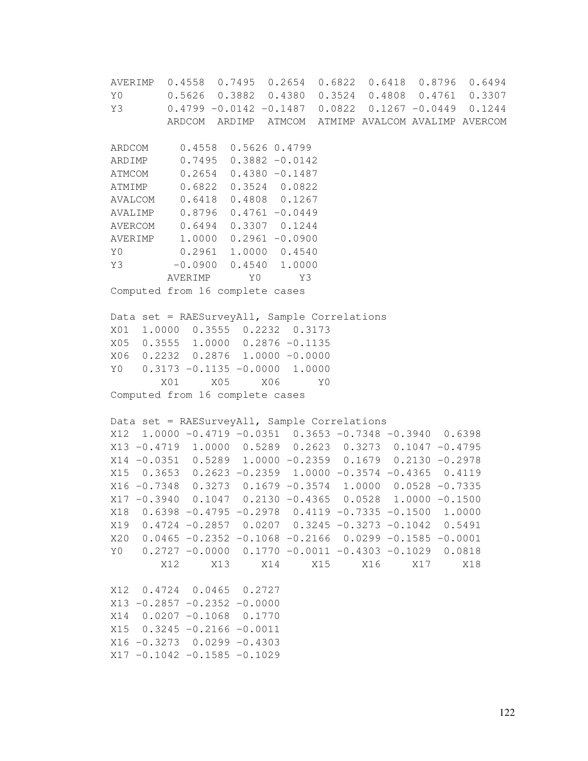```
AVERIMP  0.4558  0.7495  0.2654  0.6822  0.6418  0.8796  0.6494
Y0       0.5626  0.3882  0.4380  0.3524  0.4808  0.4761  0.3307
Y3       0.4799 -0.0142 -0.1487  0.0822  0.1267 -0.0449  0.1244
         ARDCOM  ARDIMP  ATMCOM  ATMIMP AVALCOM AVALIMP AVERCOM

ARDCOM     0.4558  0.5626 0.4799
ARDIMP     0.7495  0.3882 -0.0142
ATMCOM     0.2654  0.4380 -0.1487
ATMIMP     0.6822  0.3524  0.0822
AVALCOM    0.6418  0.4808  0.1267
AVALIMP    0.8796  0.4761 -0.0449
AVERCOM    0.6494  0.3307  0.1244
AVERIMP    1.0000  0.2961 -0.0900
Y0         0.2961  1.0000  0.4540
Y3        -0.0900  0.4540  1.0000
         AVERIMP      Y0      Y3
Computed from 16 complete cases

Data set = RAESurveyAll, Sample Correlations
X01  1.0000  0.3555  0.2232  0.3173
X05  0.3555  1.0000  0.2876 -0.1135
X06  0.2232  0.2876  1.0000 -0.0000
Y0   0.3173 -0.1135 -0.0000  1.0000
        X01     X05     X06      Y0
Computed from 16 complete cases

Data set = RAESurveyAll, Sample Correlations
X12  1.0000 -0.4719 -0.0351  0.3653 -0.7348 -0.3940  0.6398
X13 -0.4719  1.0000  0.5289  0.2623  0.3273  0.1047 -0.4795
X14 -0.0351  0.5289  1.0000 -0.2359  0.1679  0.2130 -0.2978
X15  0.3653  0.2623 -0.2359  1.0000 -0.3574 -0.4365  0.4119
X16 -0.7348  0.3273  0.1679 -0.3574  1.0000  0.0528 -0.7335
X17 -0.3940  0.1047  0.2130 -0.4365  0.0528  1.0000 -0.1500
X18  0.6398 -0.4795 -0.2978  0.4119 -0.7335 -0.1500  1.0000
X19  0.4724 -0.2857  0.0207  0.3245 -0.3273 -0.1042  0.5491
X20  0.0465 -0.2352 -0.1068 -0.2166  0.0299 -0.1585 -0.0001
Y0   0.2727 -0.0000  0.1770 -0.0011 -0.4303 -0.1029  0.0818
        X12     X13     X14     X15     X16     X17     X18

X12  0.4724  0.0465  0.2727
X13 -0.2857 -0.2352 -0.0000
X14  0.0207 -0.1068  0.1770
X15  0.3245 -0.2166 -0.0011
X16 -0.3273  0.0299 -0.4303
X17 -0.1042 -0.1585 -0.1029
```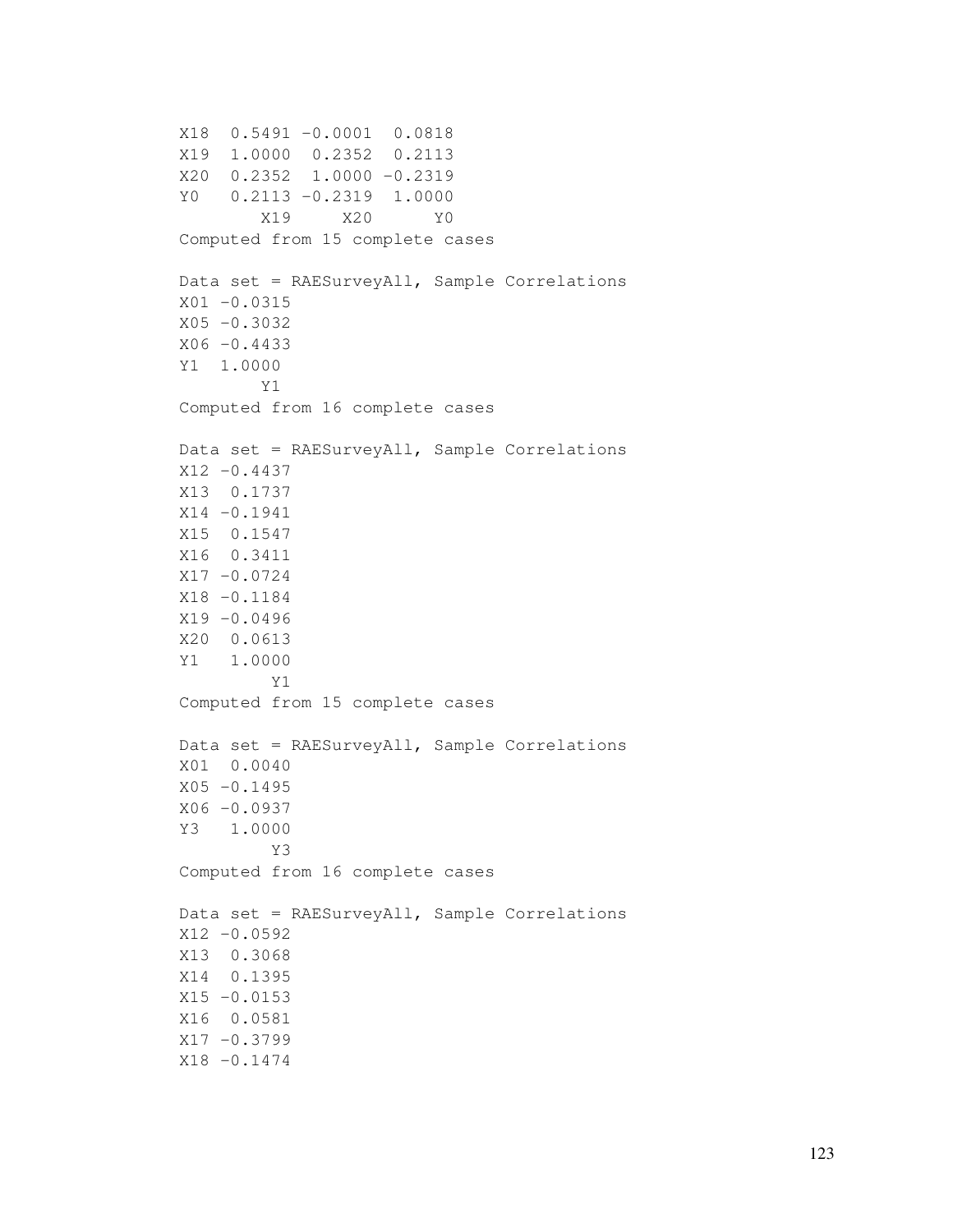```
X18  0.5491 -0.0001  0.0818
X19  1.0000  0.2352  0.2113
X20  0.2352  1.0000 -0.2319
Y0   0.2113 -0.2319  1.0000
        X19     X20      Y0
Computed from 15 complete cases

Data set = RAESurveyAll, Sample Correlations
X01 -0.0315
X05 -0.3032
X06 -0.4433
Y1  1.0000
        Y1
Computed from 16 complete cases

Data set = RAESurveyAll, Sample Correlations
X12 -0.4437
X13  0.1737
X14 -0.1941
X15  0.1547
X16  0.3411
X17 -0.0724
X18 -0.1184
X19 -0.0496
X20  0.0613
Y1   1.0000
         Y1
Computed from 15 complete cases

Data set = RAESurveyAll, Sample Correlations
X01  0.0040
X05 -0.1495
X06 -0.0937
Y3   1.0000
         Y3
Computed from 16 complete cases

Data set = RAESurveyAll, Sample Correlations
X12 -0.0592
X13  0.3068
X14  0.1395
X15 -0.0153
X16  0.0581
X17 -0.3799
X18 -0.1474
```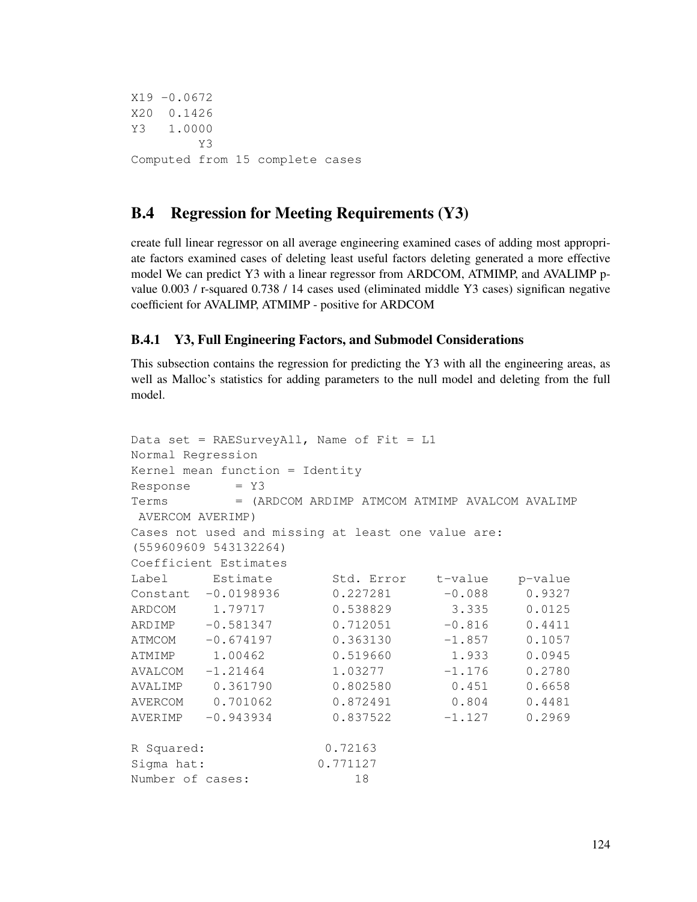```
X19 -0.0672
X20  0.1426
Y3   1.0000
        Y3
Computed from 15 complete cases
```

## B.4 Regression for Meeting Requirements (Y3)

create full linear regressor on all average engineering examined cases of adding most appropriate factors examined cases of deleting least useful factors deleting generated a more effective model We can predict Y3 with a linear regressor from ARDCOM, ATMIMP, and AVALIMP p-value 0.003 / r-squared 0.738 / 14 cases used (eliminated middle Y3 cases) significan negative coefficient for AVALIMP, ATMIMP - positive for ARDCOM

### B.4.1 Y3, Full Engineering Factors, and Submodel Considerations

This subsection contains the regression for predicting the Y3 with all the engineering areas, as well as Malloc's statistics for adding parameters to the null model and deleting from the full model.

```
Data set = RAESurveyAll, Name of Fit = L1
Normal Regression
Kernel mean function = Identity
Response      = Y3
Terms         = (ARDCOM ARDIMP ATMCOM ATMIMP AVALCOM AVALIMP
 AVERCOM AVERIMP)
Cases not used and missing at least one value are:
(559609609 543132264)
Coefficient Estimates
Label      Estimate       Std. Error    t-value    p-value
Constant  -0.0198936      0.227281      -0.088     0.9327
ARDCOM     1.79717        0.538829       3.335     0.0125
ARDIMP    -0.581347       0.712051      -0.816     0.4411
ATMCOM    -0.674197       0.363130      -1.857     0.1057
ATMIMP     1.00462        0.519660       1.933     0.0945
AVALCOM   -1.21464        1.03277       -1.176     0.2780
AVALIMP    0.361790       0.802580       0.451     0.6658
AVERCOM    0.701062       0.872491       0.804     0.4481
AVERIMP   -0.943934       0.837522      -1.127     0.2969

R Squared:               0.72163
Sigma hat:              0.771127
Number of cases:             18
```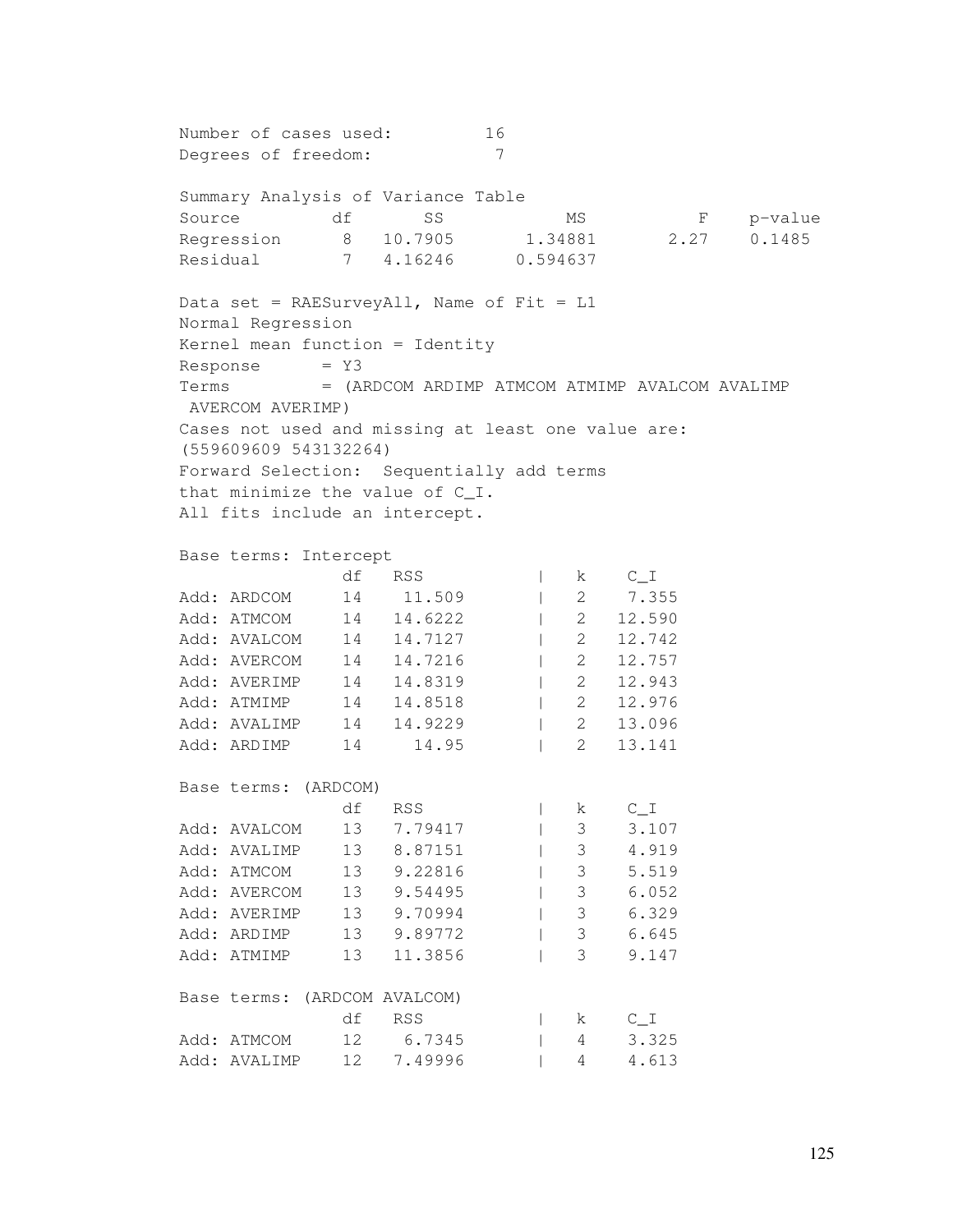```
Number of cases used:         16
Degrees of freedom:            7

Summary Analysis of Variance Table
Source         df       SS            MS            F    p-value
Regression      8   10.7905       1.34881       2.27    0.1485
Residual        7   4.16246      0.594637

Data set = RAESurveyAll, Name of Fit = L1
Normal Regression
Kernel mean function = Identity
Response      = Y3
Terms         = (ARDCOM ARDIMP ATMCOM ATMIMP AVALCOM AVALIMP
 AVERCOM AVERIMP)
Cases not used and missing at least one value are:
(559609609 543132264)
Forward Selection:  Sequentially add terms
that minimize the value of C_I.
All fits include an intercept.

Base terms: Intercept
              df   RSS          |   k    C_I
Add: ARDCOM    14    11.509     |   2    7.355
Add: ATMCOM    14   14.6222     |   2   12.590
Add: AVALCOM   14   14.7127     |   2   12.742
Add: AVERCOM   14   14.7216     |   2   12.757
Add: AVERIMP   14   14.8319     |   2   12.943
Add: ATMIMP    14   14.8518     |   2   12.976
Add: AVALIMP   14   14.9229     |   2   13.096
Add: ARDIMP    14     14.95     |   2   13.141

Base terms: (ARDCOM)
              df   RSS          |   k    C_I
Add: AVALCOM   13   7.79417     |   3    3.107
Add: AVALIMP   13   8.87151     |   3    4.919
Add: ATMCOM    13   9.22816     |   3    5.519
Add: AVERCOM   13   9.54495     |   3    6.052
Add: AVERIMP   13   9.70994     |   3    6.329
Add: ARDIMP    13   9.89772     |   3    6.645
Add: ATMIMP    13   11.3856     |   3    9.147

Base terms: (ARDCOM AVALCOM)
              df   RSS          |   k    C_I
Add: ATMCOM    12    6.7345     |   4    3.325
Add: AVALIMP   12   7.49996     |   4    4.613
```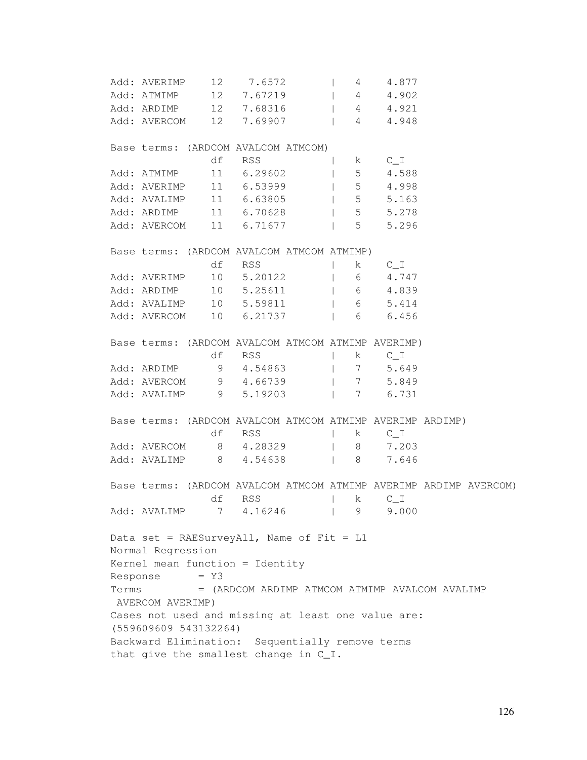```
Add: AVERIMP    12    7.6572       |   4    4.877
Add: ATMIMP     12   7.67219       |   4    4.902
Add: ARDIMP     12   7.68316       |   4    4.921
Add: AVERCOM    12   7.69907       |   4    4.948

Base terms: (ARDCOM AVALCOM ATMCOM)
                df   RSS           |   k    C_I
Add: ATMIMP     11   6.29602       |   5    4.588
Add: AVERIMP    11   6.53999       |   5    4.998
Add: AVALIMP    11   6.63805       |   5    5.163
Add: ARDIMP     11   6.70628       |   5    5.278
Add: AVERCOM    11   6.71677       |   5    5.296

Base terms: (ARDCOM AVALCOM ATMCOM ATMIMP)
                df   RSS           |   k    C_I
Add: AVERIMP    10   5.20122       |   6    4.747
Add: ARDIMP     10   5.25611       |   6    4.839
Add: AVALIMP    10   5.59811       |   6    5.414
Add: AVERCOM    10   6.21737       |   6    6.456

Base terms: (ARDCOM AVALCOM ATMCOM ATMIMP AVERIMP)
                df   RSS           |   k    C_I
Add: ARDIMP      9   4.54863       |   7    5.649
Add: AVERCOM     9   4.66739       |   7    5.849
Add: AVALIMP     9   5.19203       |   7    6.731

Base terms: (ARDCOM AVALCOM ATMCOM ATMIMP AVERIMP ARDIMP)
                df   RSS           |   k    C_I
Add: AVERCOM     8   4.28329       |   8    7.203
Add: AVALIMP     8   4.54638       |   8    7.646

Base terms: (ARDCOM AVALCOM ATMCOM ATMIMP AVERIMP ARDIMP AVERCOM)
                df   RSS           |   k    C_I
Add: AVALIMP     7   4.16246       |   9    9.000

Data set = RAESurveyAll, Name of Fit = L1
Normal Regression
Kernel mean function = Identity
Response      = Y3
Terms         = (ARDCOM ARDIMP ATMCOM ATMIMP AVALCOM AVALIMP
 AVERCOM AVERIMP)
Cases not used and missing at least one value are:
(559609609 543132264)
Backward Elimination:  Sequentially remove terms
that give the smallest change in C_I.
```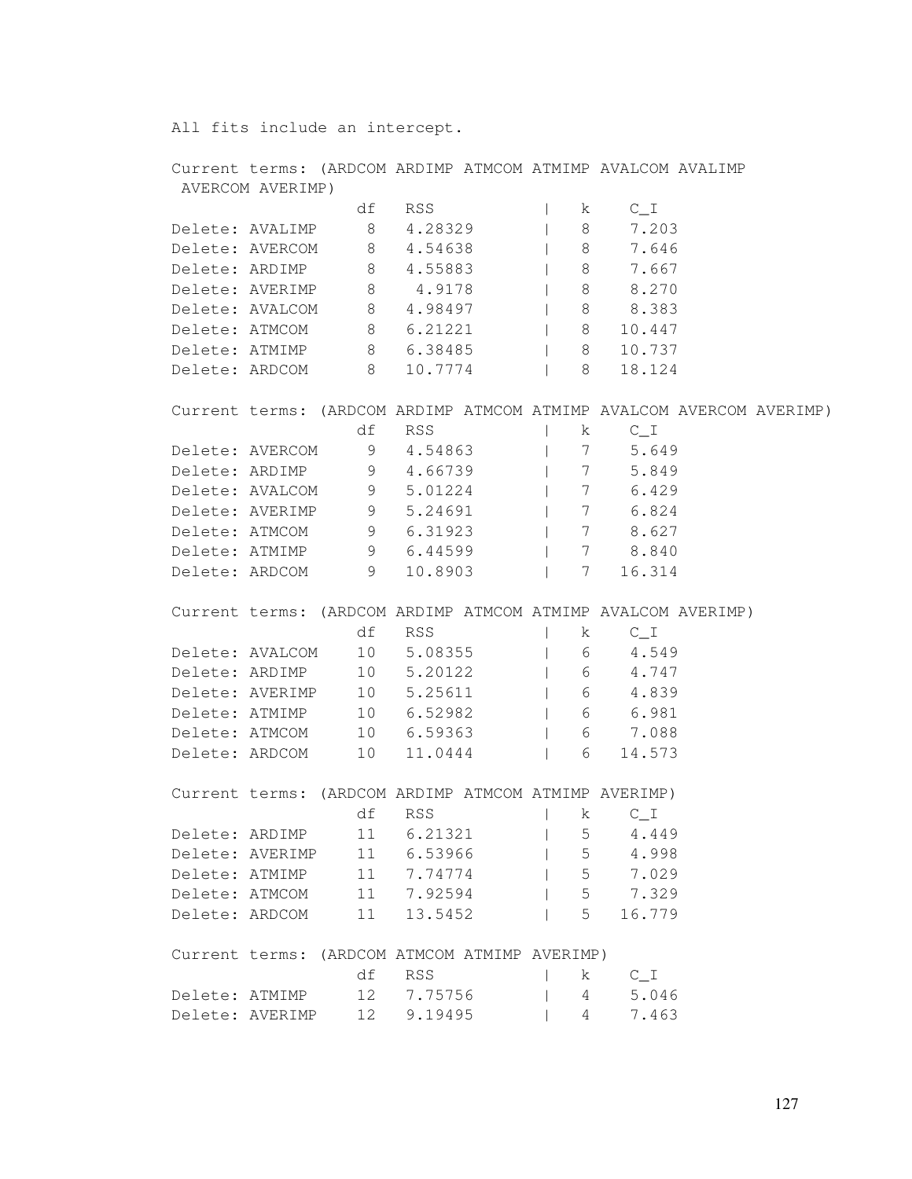All fits include an intercept.

```
Current terms: (ARDCOM ARDIMP ATMCOM ATMIMP AVALCOM AVALIMP
 AVERCOM AVERIMP)
                 df   RSS           |   k    C_I
Delete: AVALIMP    8   4.28329       |   8    7.203
Delete: AVERCOM    8   4.54638       |   8    7.646
Delete: ARDIMP     8   4.55883       |   8    7.667
Delete: AVERIMP    8    4.9178       |   8    8.270
Delete: AVALCOM    8   4.98497       |   8    8.383
Delete: ATMCOM     8   6.21221       |   8   10.447
Delete: ATMIMP     8   6.38485       |   8   10.737
Delete: ARDCOM     8   10.7774       |   8   18.124

Current terms: (ARDCOM ARDIMP ATMCOM ATMIMP AVALCOM AVERCOM AVERIMP)
                 df   RSS           |   k    C_I
Delete: AVERCOM    9   4.54863       |   7    5.649
Delete: ARDIMP     9   4.66739       |   7    5.849
Delete: AVALCOM    9   5.01224       |   7    6.429
Delete: AVERIMP    9   5.24691       |   7    6.824
Delete: ATMCOM     9   6.31923       |   7    8.627
Delete: ATMIMP     9   6.44599       |   7    8.840
Delete: ARDCOM     9   10.8903       |   7   16.314

Current terms: (ARDCOM ARDIMP ATMCOM ATMIMP AVALCOM AVERIMP)
                 df   RSS           |   k    C_I
Delete: AVALCOM   10   5.08355       |   6    4.549
Delete: ARDIMP    10   5.20122       |   6    4.747
Delete: AVERIMP   10   5.25611       |   6    4.839
Delete: ATMIMP    10   6.52982       |   6    6.981
Delete: ATMCOM    10   6.59363       |   6    7.088
Delete: ARDCOM    10   11.0444       |   6   14.573

Current terms: (ARDCOM ARDIMP ATMCOM ATMIMP AVERIMP)
                 df   RSS           |   k    C_I
Delete: ARDIMP    11   6.21321       |   5    4.449
Delete: AVERIMP   11   6.53966       |   5    4.998
Delete: ATMIMP    11   7.74774       |   5    7.029
Delete: ATMCOM    11   7.92594       |   5    7.329
Delete: ARDCOM    11   13.5452       |   5   16.779

Current terms: (ARDCOM ATMCOM ATMIMP AVERIMP)
                 df   RSS           |   k    C_I
Delete: ATMIMP    12   7.75756       |   4    5.046
Delete: AVERIMP   12   9.19495       |   4    7.463
```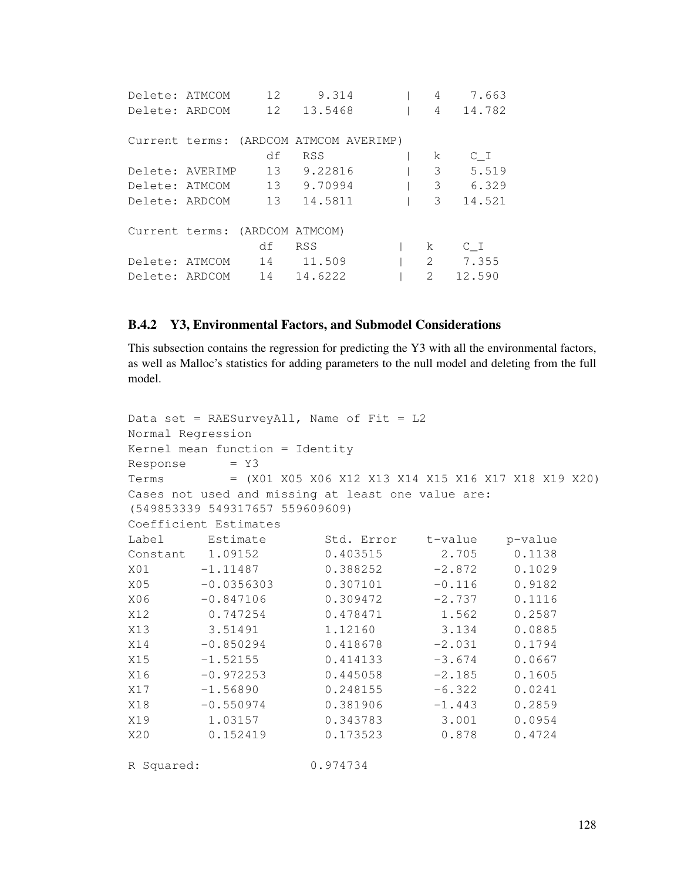```
Delete: ATMCOM      12     9.314       |   4    7.663
Delete: ARDCOM      12   13.5468       |   4   14.782

Current terms: (ARDCOM ATMCOM AVERIMP)
                 df   RSS              |   k    C_I
Delete: AVERIMP    13   9.22816        |   3    5.519
Delete: ATMCOM     13   9.70994        |   3    6.329
Delete: ARDCOM     13   14.5811        |   3   14.521

Current terms: (ARDCOM ATMCOM)
                 df   RSS              |   k    C_I
Delete: ATMCOM     14    11.509        |   2    7.355
Delete: ARDCOM     14   14.6222        |   2   12.590
```

### B.4.2 Y3, Environmental Factors, and Submodel Considerations

This subsection contains the regression for predicting the Y3 with all the environmental factors, as well as Malloc's statistics for adding parameters to the null model and deleting from the full model.

```
Data set = RAESurveyAll, Name of Fit = L2
Normal Regression
Kernel mean function = Identity
Response      = Y3
Terms         = (X01 X05 X06 X12 X13 X14 X15 X16 X17 X18 X19 X20)
Cases not used and missing at least one value are:
(549853339 549317657 559609609)
Coefficient Estimates
Label      Estimate       Std. Error    t-value    p-value
Constant   1.09152        0.403515       2.705     0.1138
X01       -1.11487        0.388252      -2.872     0.1029
X05       -0.0356303      0.307101      -0.116     0.9182
X06       -0.847106       0.309472      -2.737     0.1116
X12        0.747254       0.478471       1.562     0.2587
X13        3.51491        1.12160        3.134     0.0885
X14       -0.850294       0.418678      -2.031     0.1794
X15       -1.52155        0.414133      -3.674     0.0667
X16       -0.972253       0.445058      -2.185     0.1605
X17       -1.56890        0.248155      -6.322     0.0241
X18       -0.550974       0.381906      -1.443     0.2859
X19        1.03157        0.343783       3.001     0.0954
X20        0.152419       0.173523       0.878     0.4724

R Squared:              0.974734
```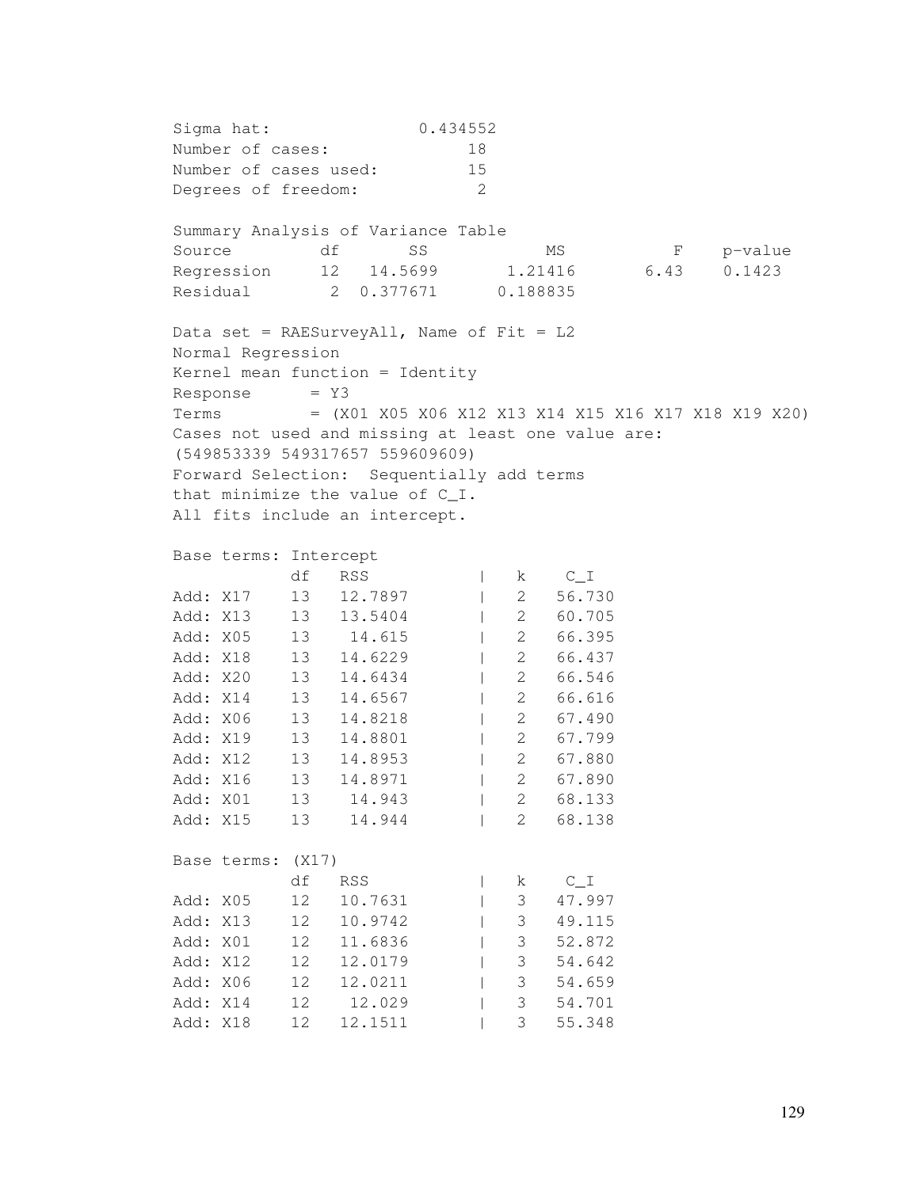```
Sigma hat:                0.434552
Number of cases:                18
Number of cases used:           15
Degrees of freedom:              2

Summary Analysis of Variance Table
Source        df       SS           MS          F    p-value
Regression    12   14.5699      1.21416      6.43    0.1423
Residual       2  0.377671     0.188835

Data set = RAESurveyAll, Name of Fit = L2
Normal Regression
Kernel mean function = Identity
Response      = Y3
Terms         = (X01 X05 X06 X12 X13 X14 X15 X16 X17 X18 X19 X20)
Cases not used and missing at least one value are:
(549853339 549317657 559609609)
Forward Selection:  Sequentially add terms
that minimize the value of C_I.
All fits include an intercept.

Base terms: Intercept
          df   RSS          |   k    C_I
Add: X17   13   12.7897      |   2   56.730
Add: X13   13   13.5404      |   2   60.705
Add: X05   13    14.615      |   2   66.395
Add: X18   13   14.6229      |   2   66.437
Add: X20   13   14.6434      |   2   66.546
Add: X14   13   14.6567      |   2   66.616
Add: X06   13   14.8218      |   2   67.490
Add: X19   13   14.8801      |   2   67.799
Add: X12   13   14.8953      |   2   67.880
Add: X16   13   14.8971      |   2   67.890
Add: X01   13    14.943      |   2   68.133
Add: X15   13    14.944      |   2   68.138

Base terms: (X17)
          df   RSS          |   k    C_I
Add: X05   12   10.7631      |   3   47.997
Add: X13   12   10.9742      |   3   49.115
Add: X01   12   11.6836      |   3   52.872
Add: X12   12   12.0179      |   3   54.642
Add: X06   12   12.0211      |   3   54.659
Add: X14   12    12.029      |   3   54.701
Add: X18   12   12.1511      |   3   55.348
```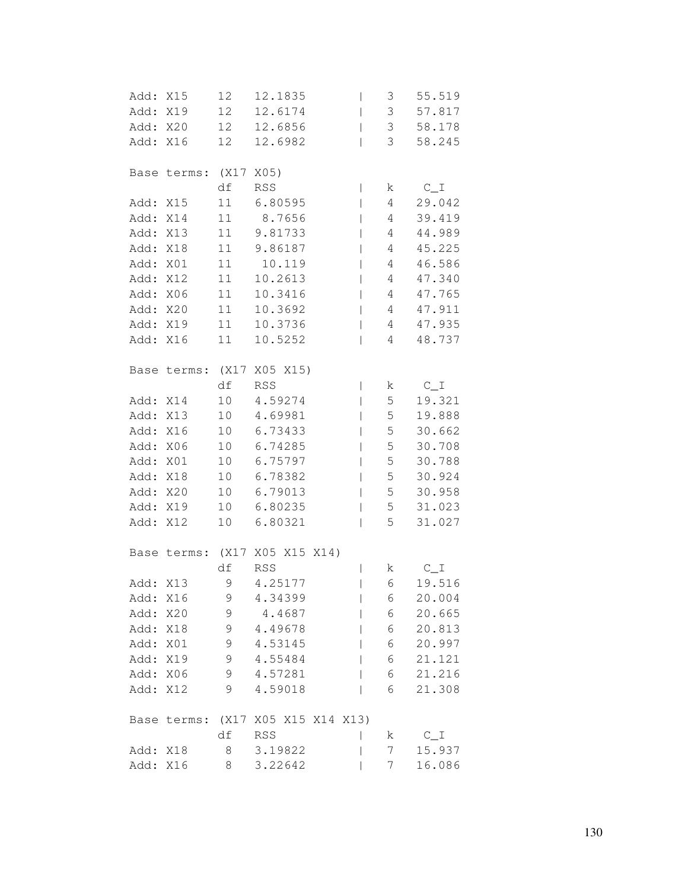```
Add: X15     12   12.1835         |   3   55.519
Add: X19     12   12.6174         |   3   57.817
Add: X20     12   12.6856         |   3   58.178
Add: X16     12   12.6982         |   3   58.245

Base terms: (X17 X05)
             df   RSS             |   k    C_I
Add: X15     11   6.80595         |   4   29.042
Add: X14     11    8.7656         |   4   39.419
Add: X13     11   9.81733         |   4   44.989
Add: X18     11   9.86187         |   4   45.225
Add: X01     11    10.119         |   4   46.586
Add: X12     11   10.2613         |   4   47.340
Add: X06     11   10.3416         |   4   47.765
Add: X20     11   10.3692         |   4   47.911
Add: X19     11   10.3736         |   4   47.935
Add: X16     11   10.5252         |   4   48.737

Base terms: (X17 X05 X15)
             df   RSS             |   k    C_I
Add: X14     10   4.59274         |   5   19.321
Add: X13     10   4.69981         |   5   19.888
Add: X16     10   6.73433         |   5   30.662
Add: X06     10   6.74285         |   5   30.708
Add: X01     10   6.75797         |   5   30.788
Add: X18     10   6.78382         |   5   30.924
Add: X20     10   6.79013         |   5   30.958
Add: X19     10   6.80235         |   5   31.023
Add: X12     10   6.80321         |   5   31.027

Base terms: (X17 X05 X15 X14)
             df   RSS             |   k    C_I
Add: X13      9   4.25177         |   6   19.516
Add: X16      9   4.34399         |   6   20.004
Add: X20      9    4.4687         |   6   20.665
Add: X18      9   4.49678         |   6   20.813
Add: X01      9   4.53145         |   6   20.997
Add: X19      9   4.55484         |   6   21.121
Add: X06      9   4.57281         |   6   21.216
Add: X12      9   4.59018         |   6   21.308

Base terms: (X17 X05 X15 X14 X13)
             df   RSS             |   k    C_I
Add: X18      8   3.19822         |   7   15.937
Add: X16      8   3.22642         |   7   16.086
```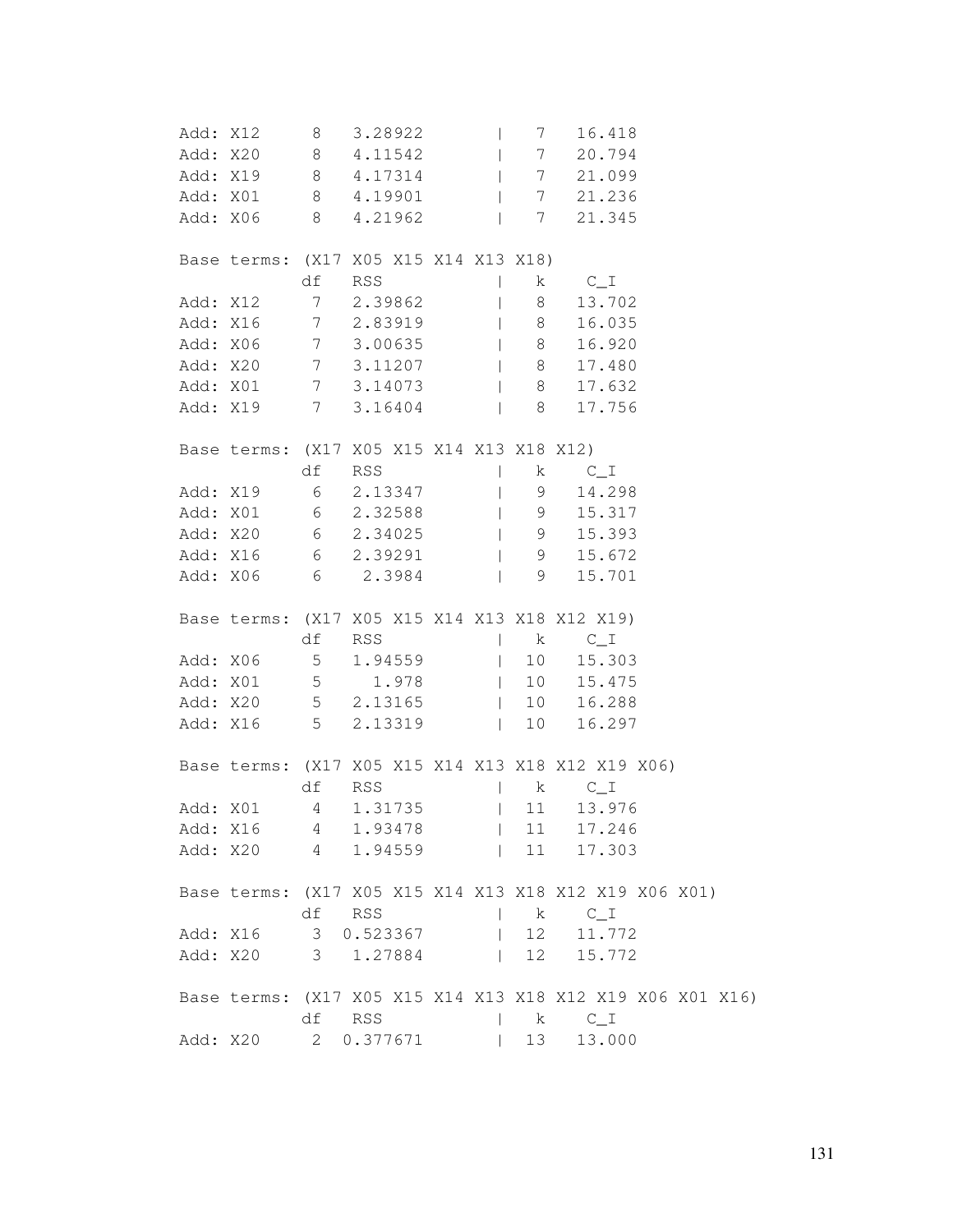```
Add: X12      8   3.28922        |   7   16.418
Add: X20      8   4.11542        |   7   20.794
Add: X19      8   4.17314        |   7   21.099
Add: X01      8   4.19901        |   7   21.236
Add: X06      8   4.21962        |   7   21.345

Base terms: (X17 X05 X15 X14 X13 X18)
          df   RSS            |   k    C_I
Add: X12     7   2.39862        |   8   13.702
Add: X16     7   2.83919        |   8   16.035
Add: X06     7   3.00635        |   8   16.920
Add: X20     7   3.11207        |   8   17.480
Add: X01     7   3.14073        |   8   17.632
Add: X19     7   3.16404        |   8   17.756

Base terms: (X17 X05 X15 X14 X13 X18 X12)
          df   RSS            |   k    C_I
Add: X19     6   2.13347        |   9   14.298
Add: X01     6   2.32588        |   9   15.317
Add: X20     6   2.34025        |   9   15.393
Add: X16     6   2.39291        |   9   15.672
Add: X06     6    2.3984        |   9   15.701

Base terms: (X17 X05 X15 X14 X13 X18 X12 X19)
          df   RSS            |   k    C_I
Add: X06     5   1.94559        |  10   15.303
Add: X01     5     1.978        |  10   15.475
Add: X20     5   2.13165        |  10   16.288
Add: X16     5   2.13319        |  10   16.297

Base terms: (X17 X05 X15 X14 X13 X18 X12 X19 X06)
          df   RSS            |   k    C_I
Add: X01     4   1.31735        |  11   13.976
Add: X16     4   1.93478        |  11   17.246
Add: X20     4   1.94559        |  11   17.303

Base terms: (X17 X05 X15 X14 X13 X18 X12 X19 X06 X01)
          df   RSS            |   k    C_I
Add: X16     3  0.523367        |  12   11.772
Add: X20     3   1.27884        |  12   15.772

Base terms: (X17 X05 X15 X14 X13 X18 X12 X19 X06 X01 X16)
          df   RSS            |   k    C_I
Add: X20     2  0.377671        |  13   13.000
```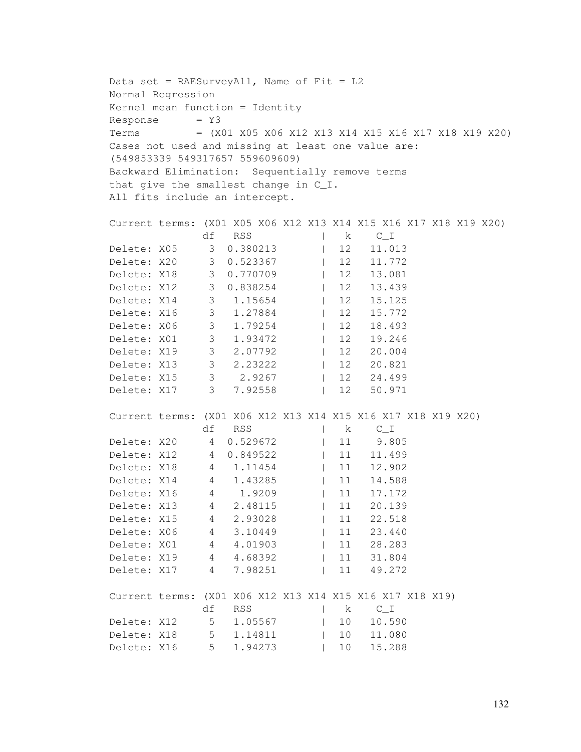```
Data set = RAESurveyAll, Name of Fit = L2
Normal Regression
Kernel mean function = Identity
Response       = Y3
Terms          = (X01 X05 X06 X12 X13 X14 X15 X16 X17 X18 X19 X20)
Cases not used and missing at least one value are:
(549853339 549317657 559609609)
Backward Elimination:  Sequentially remove terms
that give the smallest change in C_I.
All fits include an intercept.

Current terms: (X01 X05 X06 X12 X13 X14 X15 X16 X17 X18 X19 X20)
              df   RSS          |   k    C_I
Delete: X05     3  0.380213     |  12   11.013
Delete: X20     3  0.523367     |  12   11.772
Delete: X18     3  0.770709     |  12   13.081
Delete: X12     3  0.838254     |  12   13.439
Delete: X14     3   1.15654     |  12   15.125
Delete: X16     3   1.27884     |  12   15.772
Delete: X06     3   1.79254     |  12   18.493
Delete: X01     3   1.93472     |  12   19.246
Delete: X19     3   2.07792     |  12   20.004
Delete: X13     3   2.23222     |  12   20.821
Delete: X15     3    2.9267     |  12   24.499
Delete: X17     3   7.92558     |  12   50.971

Current terms: (X01 X06 X12 X13 X14 X15 X16 X17 X18 X19 X20)
              df   RSS          |   k    C_I
Delete: X20     4  0.529672     |  11    9.805
Delete: X12     4  0.849522     |  11   11.499
Delete: X18     4   1.11454     |  11   12.902
Delete: X14     4   1.43285     |  11   14.588
Delete: X16     4    1.9209     |  11   17.172
Delete: X13     4   2.48115     |  11   20.139
Delete: X15     4   2.93028     |  11   22.518
Delete: X06     4   3.10449     |  11   23.440
Delete: X01     4   4.01903     |  11   28.283
Delete: X19     4   4.68392     |  11   31.804
Delete: X17     4   7.98251     |  11   49.272

Current terms: (X01 X06 X12 X13 X14 X15 X16 X17 X18 X19)
              df   RSS          |   k    C_I
Delete: X12     5   1.05567     |  10   10.590
Delete: X18     5   1.14811     |  10   11.080
Delete: X16     5   1.94273     |  10   15.288
```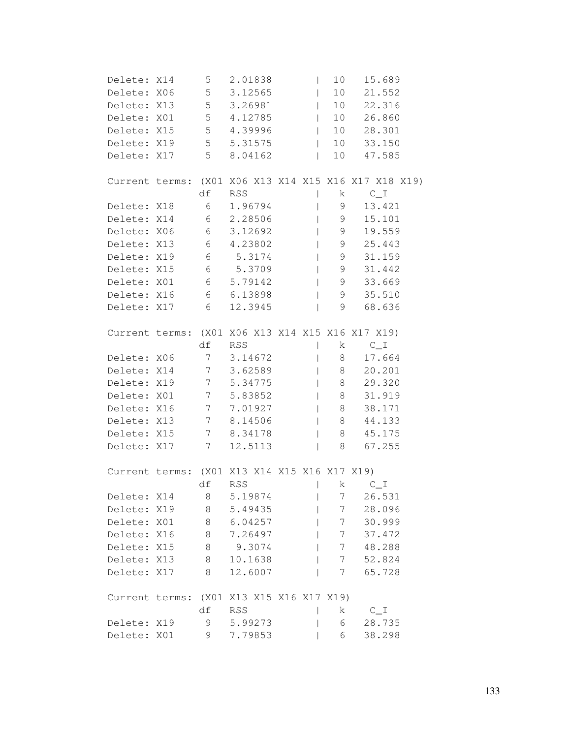```
Delete: X14      5   2.01838        |  10   15.689
Delete: X06      5   3.12565        |  10   21.552
Delete: X13      5   3.26981        |  10   22.316
Delete: X01      5   4.12785        |  10   26.860
Delete: X15      5   4.39996        |  10   28.301
Delete: X19      5   5.31575        |  10   33.150
Delete: X17      5   8.04162        |  10   47.585

Current terms: (X01 X06 X13 X14 X15 X16 X17 X18 X19)
                df   RSS            |   k    C_I
Delete: X18      6   1.96794        |   9   13.421
Delete: X14      6   2.28506        |   9   15.101
Delete: X06      6   3.12692        |   9   19.559
Delete: X13      6   4.23802        |   9   25.443
Delete: X19      6    5.3174        |   9   31.159
Delete: X15      6    5.3709        |   9   31.442
Delete: X01      6   5.79142        |   9   33.669
Delete: X16      6   6.13898        |   9   35.510
Delete: X17      6   12.3945        |   9   68.636

Current terms: (X01 X06 X13 X14 X15 X16 X17 X19)
                df   RSS            |   k    C_I
Delete: X06      7   3.14672        |   8   17.664
Delete: X14      7   3.62589        |   8   20.201
Delete: X19      7   5.34775        |   8   29.320
Delete: X01      7   5.83852        |   8   31.919
Delete: X16      7   7.01927        |   8   38.171
Delete: X13      7   8.14506        |   8   44.133
Delete: X15      7   8.34178        |   8   45.175
Delete: X17      7   12.5113        |   8   67.255

Current terms: (X01 X13 X14 X15 X16 X17 X19)
                df   RSS            |   k    C_I
Delete: X14      8   5.19874        |   7   26.531
Delete: X19      8   5.49435        |   7   28.096
Delete: X01      8   6.04257        |   7   30.999
Delete: X16      8   7.26497        |   7   37.472
Delete: X15      8    9.3074        |   7   48.288
Delete: X13      8   10.1638        |   7   52.824
Delete: X17      8   12.6007        |   7   65.728

Current terms: (X01 X13 X15 X16 X17 X19)
                df   RSS            |   k    C_I
Delete: X19      9   5.99273        |   6   28.735
Delete: X01      9   7.79853        |   6   38.298
```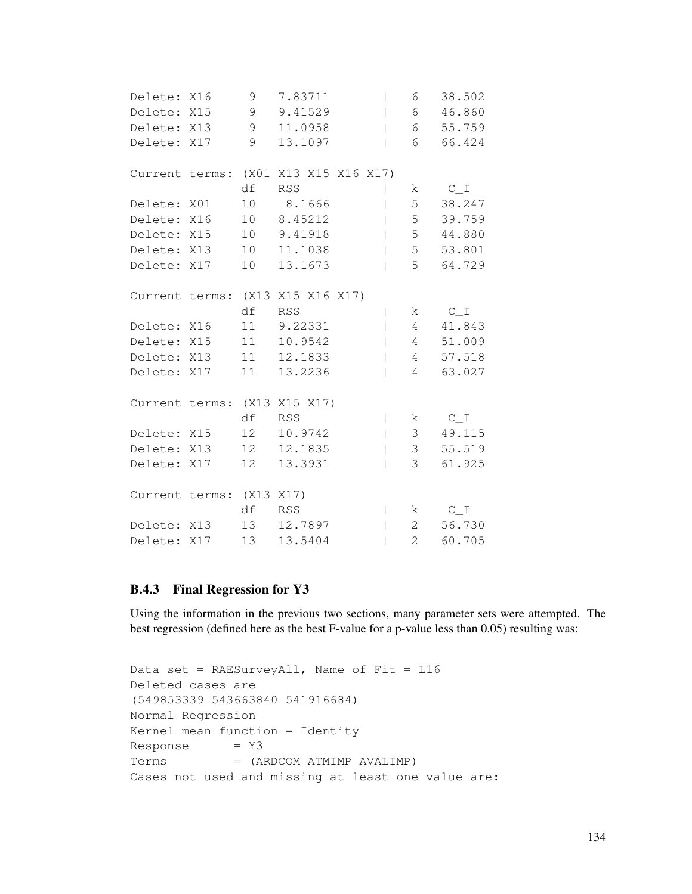```
Delete: X16     9   7.83711        |   6   38.502
Delete: X15     9   9.41529        |   6   46.860
Delete: X13     9   11.0958        |   6   55.759
Delete: X17     9   13.1097        |   6   66.424

Current terms: (X01 X13 X15 X16 X17)
               df   RSS            |   k    C_I
Delete: X01    10    8.1666        |   5   38.247
Delete: X16    10   8.45212        |   5   39.759
Delete: X15    10   9.41918        |   5   44.880
Delete: X13    10   11.1038        |   5   53.801
Delete: X17    10   13.1673        |   5   64.729

Current terms: (X13 X15 X16 X17)
               df   RSS            |   k    C_I
Delete: X16    11   9.22331        |   4   41.843
Delete: X15    11   10.9542        |   4   51.009
Delete: X13    11   12.1833        |   4   57.518
Delete: X17    11   13.2236        |   4   63.027

Current terms: (X13 X15 X17)
               df   RSS            |   k    C_I
Delete: X15    12   10.9742        |   3   49.115
Delete: X13    12   12.1835        |   3   55.519
Delete: X17    12   13.3931        |   3   61.925

Current terms: (X13 X17)
               df   RSS            |   k    C_I
Delete: X13    13   12.7897        |   2   56.730
Delete: X17    13   13.5404        |   2   60.705
```

### B.4.3 Final Regression for Y3

Using the information in the previous two sections, many parameter sets were attempted. The best regression (defined here as the best F-value for a p-value less than 0.05) resulting was:

```
Data set = RAESurveyAll, Name of Fit = L16
Deleted cases are
(549853339 543663840 541916684)
Normal Regression
Kernel mean function = Identity
Response      = Y3
Terms         = (ARDCOM ATMIMP AVALIMP)
Cases not used and missing at least one value are:
```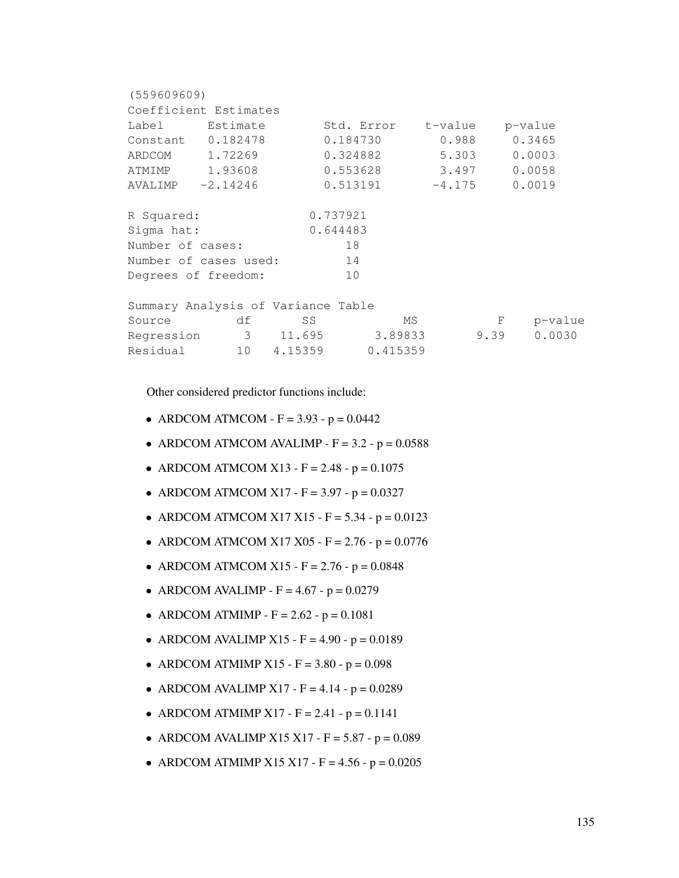```
(559609609)
Coefficient Estimates
Label      Estimate       Std. Error    t-value    p-value
Constant   0.182478       0.184730        0.988     0.3465
ARDCOM     1.72269        0.324882        5.303     0.0003
ATMIMP     1.93608        0.553628        3.497     0.0058
AVALIMP   -2.14246        0.513191       -4.175     0.0019

R Squared:              0.737921
Sigma hat:              0.644483
Number of cases:              18
Number of cases used:         14
Degrees of freedom:           10

Summary Analysis of Variance Table
Source         df      SS          MS            F    p-value
Regression      3    11.695      3.89833       9.39    0.0030
Residual       10   4.15359     0.415359
```

Other considered predictor functions include:

- ARDCOM ATMCOM - F = 3.93 - p = 0.0442
- ARDCOM ATMCOM AVALIMP - F = 3.2 - p = 0.0588
- ARDCOM ATMCOM X13 - F = 2.48 - p = 0.1075
- ARDCOM ATMCOM X17 - F = 3.97 - p = 0.0327
- ARDCOM ATMCOM X17 X15 - F = 5.34 - p = 0.0123
- ARDCOM ATMCOM X17 X05 - F = 2.76 - p = 0.0776
- ARDCOM ATMCOM X15 - F = 2.76 - p = 0.0848
- ARDCOM AVALIMP - F = 4.67 - p = 0.0279
- ARDCOM ATMIMP - F = 2.62 - p = 0.1081
- ARDCOM AVALIMP X15 - F = 4.90 - p = 0.0189
- ARDCOM ATMIMP X15 - F = 3.80 - p = 0.098
- ARDCOM AVALIMP X17 - F = 4.14 - p = 0.0289
- ARDCOM ATMIMP X17 - F = 2.41 - p = 0.1141
- ARDCOM AVALIMP X15 X17 - F = 5.87 - p = 0.089
- ARDCOM ATMIMP X15 X17 - F = 4.56 - p = 0.0205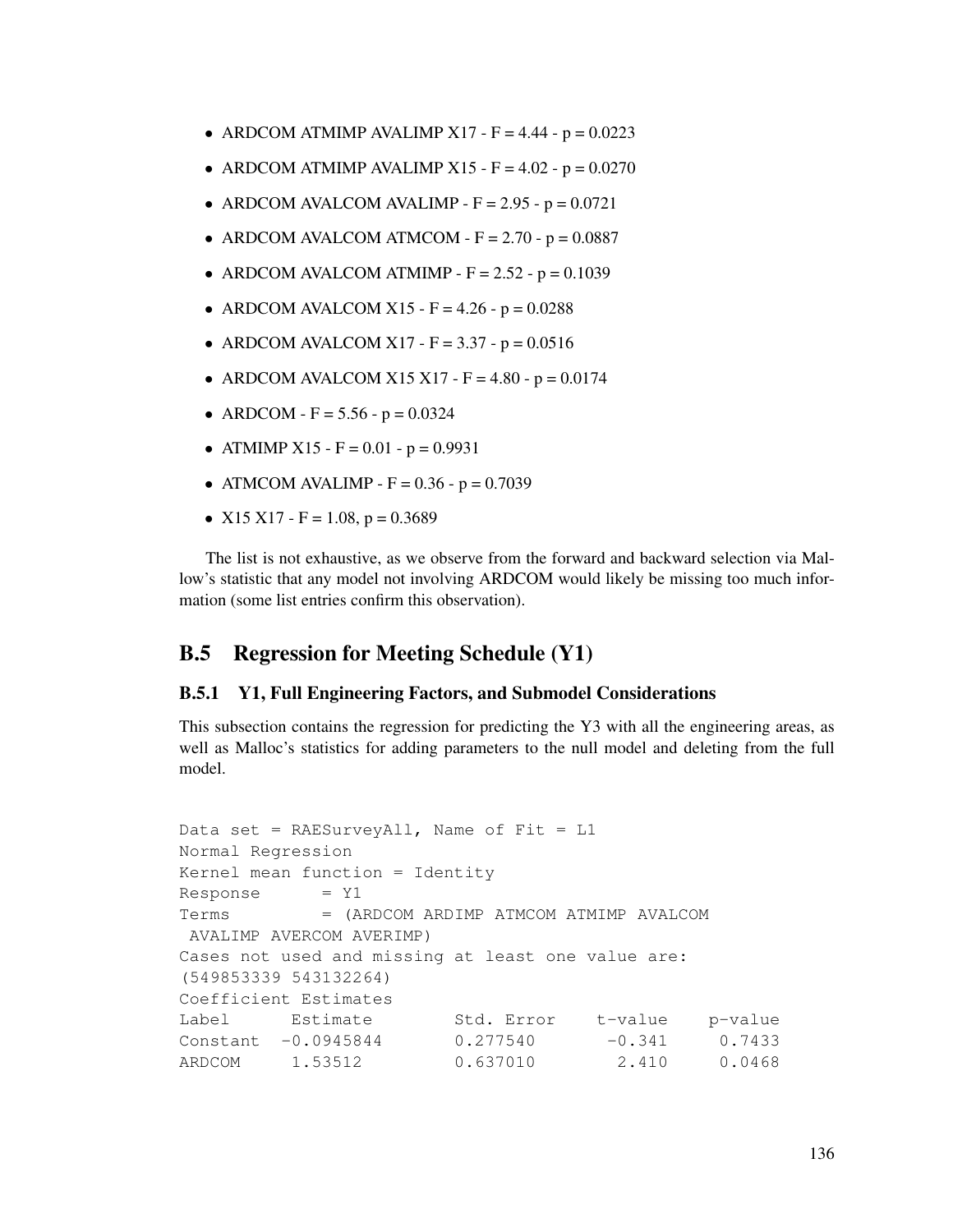- ARDCOM ATMIMP AVALIMP X17 - F = 4.44 - p = 0.0223
- ARDCOM ATMIMP AVALIMP X15 - F = 4.02 - p = 0.0270
- ARDCOM AVALCOM AVALIMP - F = 2.95 - p = 0.0721
- ARDCOM AVALCOM ATMCOM - F = 2.70 - p = 0.0887
- ARDCOM AVALCOM ATMIMP - F = 2.52 - p = 0.1039
- ARDCOM AVALCOM X15 - F = 4.26 - p = 0.0288
- ARDCOM AVALCOM X17 - F = 3.37 - p = 0.0516
- ARDCOM AVALCOM X15 X17 - F = 4.80 - p = 0.0174
- ARDCOM - F = 5.56 - p = 0.0324
- ATMIMP X15 - F = 0.01 - p = 0.9931
- ATMCOM AVALIMP - F = 0.36 - p = 0.7039
- X15 X17 - F = 1.08, p = 0.3689

The list is not exhaustive, as we observe from the forward and backward selection via Mallow's statistic that any model not involving ARDCOM would likely be missing too much information (some list entries confirm this observation).

## B.5 Regression for Meeting Schedule (Y1)

### B.5.1 Y1, Full Engineering Factors, and Submodel Considerations

This subsection contains the regression for predicting the Y3 with all the engineering areas, as well as Malloc's statistics for adding parameters to the null model and deleting from the full model.

```
Data set = RAESurveyAll, Name of Fit = L1
Normal Regression
Kernel mean function = Identity
Response      = Y1
Terms         = (ARDCOM ARDIMP ATMCOM ATMIMP AVALCOM
 AVALIMP AVERCOM AVERIMP)
Cases not used and missing at least one value are:
(549853339 543132264)
Coefficient Estimates
Label      Estimate        Std. Error    t-value    p-value
Constant  -0.0945844       0.277540       -0.341     0.7433
ARDCOM     1.53512         0.637010        2.410     0.0468
```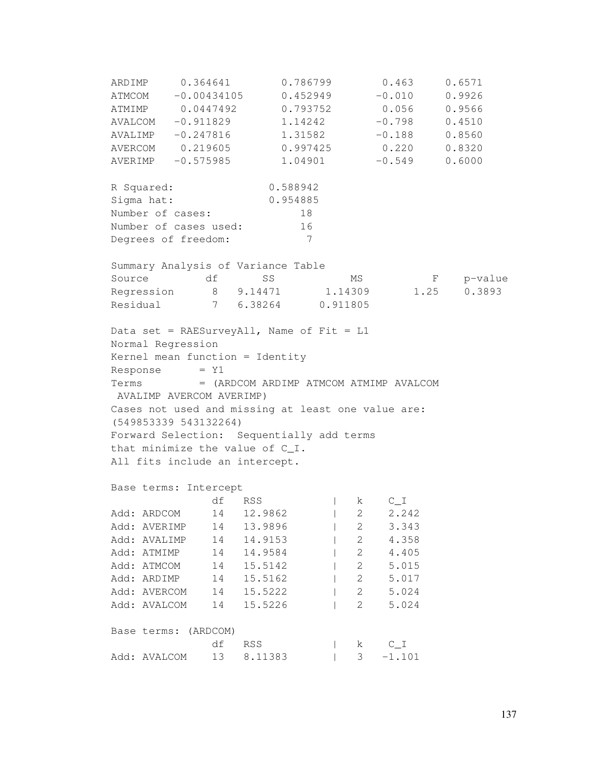```
ARDIMP     0.364641        0.786799        0.463     0.6571
ATMCOM    -0.00434105      0.452949       -0.010     0.9926
ATMIMP     0.0447492       0.793752        0.056     0.9566
AVALCOM   -0.911829        1.14242        -0.798     0.4510
AVALIMP   -0.247816        1.31582        -0.188     0.8560
AVERCOM    0.219605        0.997425        0.220     0.8320
AVERIMP   -0.575985        1.04901        -0.549     0.6000

R Squared:              0.588942
Sigma hat:              0.954885
Number of cases:              18
Number of cases used:         16
Degrees of freedom:            7

Summary Analysis of Variance Table
Source         df       SS           MS           F    p-value
Regression      8   9.14471      1.14309       1.25    0.3893
Residual        7   6.38264     0.911805

Data set = RAESurveyAll, Name of Fit = L1
Normal Regression
Kernel mean function = Identity
Response      = Y1
Terms         = (ARDCOM ARDIMP ATMCOM ATMIMP AVALCOM
 AVALIMP AVERCOM AVERIMP)
Cases not used and missing at least one value are:
(549853339 543132264)
Forward Selection:  Sequentially add terms
that minimize the value of C_I.
All fits include an intercept.

Base terms: Intercept
              df   RSS          |   k    C_I
Add: ARDCOM    14   12.9862      |   2    2.242
Add: AVERIMP   14   13.9896      |   2    3.343
Add: AVALIMP   14   14.9153      |   2    4.358
Add: ATMIMP    14   14.9584      |   2    4.405
Add: ATMCOM    14   15.5142      |   2    5.015
Add: ARDIMP    14   15.5162      |   2    5.017
Add: AVERCOM   14   15.5222      |   2    5.024
Add: AVALCOM   14   15.5226      |   2    5.024

Base terms: (ARDCOM)
              df   RSS          |   k    C_I
Add: AVALCOM   13   8.11383      |   3   -1.101
```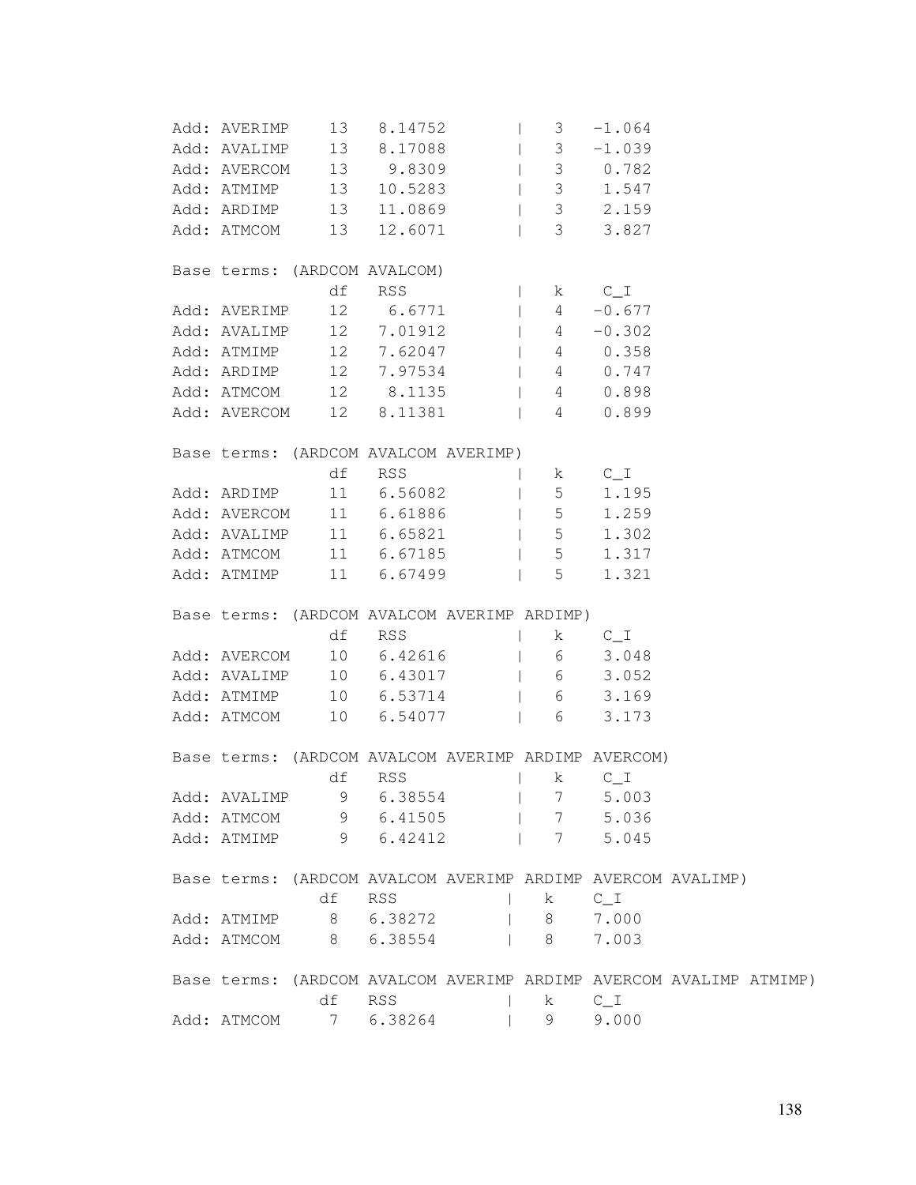```
Add: AVERIMP    13   8.14752       |   3   -1.064
Add: AVALIMP    13   8.17088       |   3   -1.039
Add: AVERCOM    13    9.8309       |   3    0.782
Add: ATMIMP     13   10.5283       |   3    1.547
Add: ARDIMP     13   11.0869       |   3    2.159
Add: ATMCOM     13   12.6071       |   3    3.827

Base terms: (ARDCOM AVALCOM)
                df   RSS           |   k    C_I
Add: AVERIMP    12    6.6771       |   4   -0.677
Add: AVALIMP    12   7.01912       |   4   -0.302
Add: ATMIMP     12   7.62047       |   4    0.358
Add: ARDIMP     12   7.97534       |   4    0.747
Add: ATMCOM     12    8.1135       |   4    0.898
Add: AVERCOM    12   8.11381       |   4    0.899

Base terms: (ARDCOM AVALCOM AVERIMP)
                df   RSS           |   k    C_I
Add: ARDIMP     11   6.56082       |   5    1.195
Add: AVERCOM    11   6.61886       |   5    1.259
Add: AVALIMP    11   6.65821       |   5    1.302
Add: ATMCOM     11   6.67185       |   5    1.317
Add: ATMIMP     11   6.67499       |   5    1.321

Base terms: (ARDCOM AVALCOM AVERIMP ARDIMP)
                df   RSS           |   k    C_I
Add: AVERCOM    10   6.42616       |   6    3.048
Add: AVALIMP    10   6.43017       |   6    3.052
Add: ATMIMP     10   6.53714       |   6    3.169
Add: ATMCOM     10   6.54077       |   6    3.173

Base terms: (ARDCOM AVALCOM AVERIMP ARDIMP AVERCOM)
                df   RSS           |   k    C_I
Add: AVALIMP     9   6.38554       |   7    5.003
Add: ATMCOM      9   6.41505       |   7    5.036
Add: ATMIMP      9   6.42412       |   7    5.045

Base terms: (ARDCOM AVALCOM AVERIMP ARDIMP AVERCOM AVALIMP)
               df   RSS           |   k    C_I
Add: ATMIMP     8   6.38272       |   8    7.000
Add: ATMCOM     8   6.38554       |   8    7.003

Base terms: (ARDCOM AVALCOM AVERIMP ARDIMP AVERCOM AVALIMP ATMIMP)
               df   RSS           |   k    C_I
Add: ATMCOM     7   6.38264       |   9    9.000
```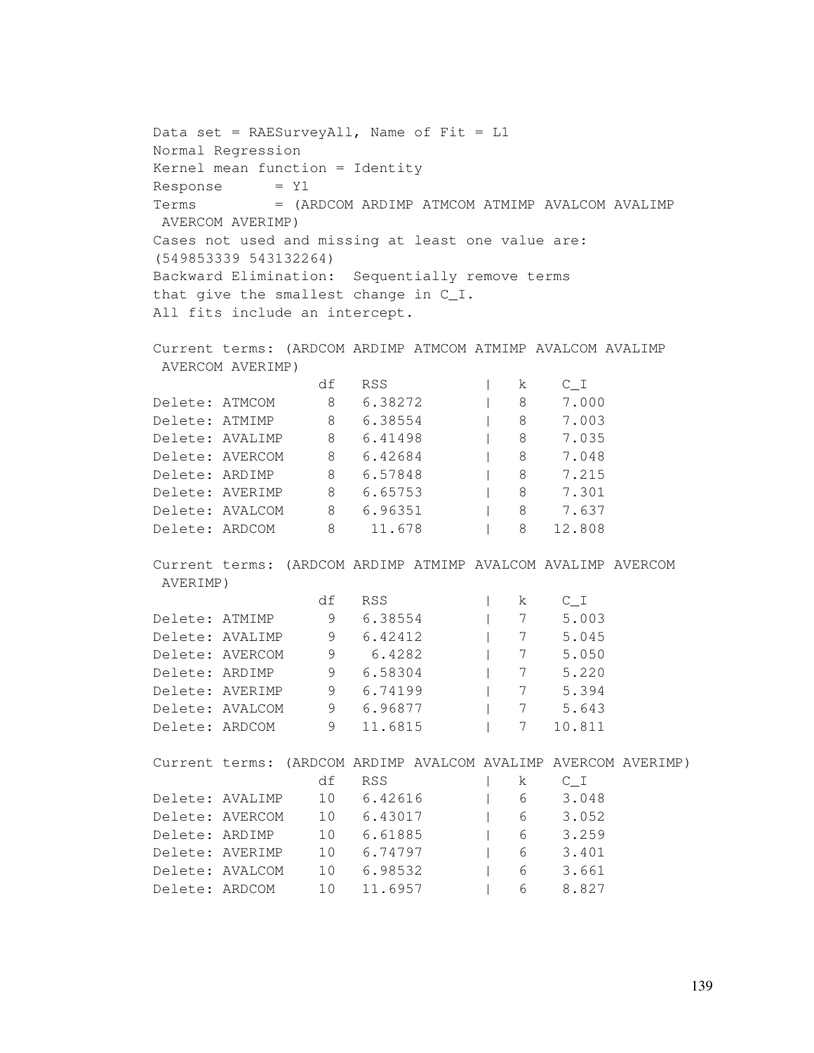```
Data set = RAESurveyAll, Name of Fit = L1
Normal Regression
Kernel mean function = Identity
Response      = Y1
Terms         = (ARDCOM ARDIMP ATMCOM ATMIMP AVALCOM AVALIMP
 AVERCOM AVERIMP)
Cases not used and missing at least one value are:
(549853339 543132264)
Backward Elimination:  Sequentially remove terms
that give the smallest change in C_I.
All fits include an intercept.

Current terms: (ARDCOM ARDIMP ATMCOM ATMIMP AVALCOM AVALIMP
 AVERCOM AVERIMP)
                 df   RSS           |   k    C_I
Delete: ATMCOM    8   6.38272       |   8    7.000
Delete: ATMIMP    8   6.38554       |   8    7.003
Delete: AVALIMP   8   6.41498       |   8    7.035
Delete: AVERCOM   8   6.42684       |   8    7.048
Delete: ARDIMP    8   6.57848       |   8    7.215
Delete: AVERIMP   8   6.65753       |   8    7.301
Delete: AVALCOM   8   6.96351       |   8    7.637
Delete: ARDCOM    8    11.678       |   8   12.808

Current terms: (ARDCOM ARDIMP ATMIMP AVALCOM AVALIMP AVERCOM
 AVERIMP)
                 df   RSS           |   k    C_I
Delete: ATMIMP    9   6.38554       |   7    5.003
Delete: AVALIMP   9   6.42412       |   7    5.045
Delete: AVERCOM   9    6.4282       |   7    5.050
Delete: ARDIMP    9   6.58304       |   7    5.220
Delete: AVERIMP   9   6.74199       |   7    5.394
Delete: AVALCOM   9   6.96877       |   7    5.643
Delete: ARDCOM    9   11.6815       |   7   10.811

Current terms: (ARDCOM ARDIMP AVALCOM AVALIMP AVERCOM AVERIMP)
                 df   RSS           |   k    C_I
Delete: AVALIMP  10   6.42616       |   6    3.048
Delete: AVERCOM  10   6.43017       |   6    3.052
Delete: ARDIMP   10   6.61885       |   6    3.259
Delete: AVERIMP  10   6.74797       |   6    3.401
Delete: AVALCOM  10   6.98532       |   6    3.661
Delete: ARDCOM   10   11.6957       |   6    8.827
```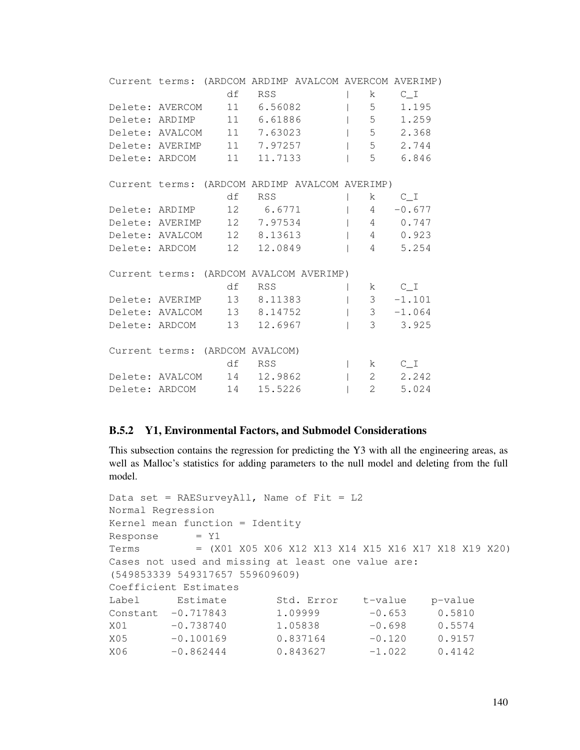```
Current terms: (ARDCOM ARDIMP AVALCOM AVERCOM AVERIMP)
                df   RSS          |   k    C_I
Delete: AVERCOM    11   6.56082      |   5    1.195
Delete: ARDIMP     11   6.61886      |   5    1.259
Delete: AVALCOM    11   7.63023      |   5    2.368
Delete: AVERIMP    11   7.97257      |   5    2.744
Delete: ARDCOM     11   11.7133      |   5    6.846

Current terms: (ARDCOM ARDIMP AVALCOM AVERIMP)
                df   RSS          |   k    C_I
Delete: ARDIMP     12    6.6771      |   4   -0.677
Delete: AVERIMP    12   7.97534      |   4    0.747
Delete: AVALCOM    12   8.13613      |   4    0.923
Delete: ARDCOM     12   12.0849      |   4    5.254

Current terms: (ARDCOM AVALCOM AVERIMP)
                df   RSS          |   k    C_I
Delete: AVERIMP    13   8.11383      |   3   -1.101
Delete: AVALCOM    13   8.14752      |   3   -1.064
Delete: ARDCOM     13   12.6967      |   3    3.925

Current terms: (ARDCOM AVALCOM)
                df   RSS          |   k    C_I
Delete: AVALCOM    14   12.9862      |   2    2.242
Delete: ARDCOM     14   15.5226      |   2    5.024
```

### B.5.2 Y1, Environmental Factors, and Submodel Considerations

This subsection contains the regression for predicting the Y3 with all the engineering areas, as well as Malloc's statistics for adding parameters to the null model and deleting from the full model.

```
Data set = RAESurveyAll, Name of Fit = L2
Normal Regression
Kernel mean function = Identity
Response      = Y1
Terms         = (X01 X05 X06 X12 X13 X14 X15 X16 X17 X18 X19 X20)
Cases not used and missing at least one value are:
(549853339 549317657 559609609)
Coefficient Estimates
Label      Estimate       Std. Error    t-value    p-value
Constant  -0.717843       1.09999       -0.653     0.5810
X01       -0.738740       1.05838       -0.698     0.5574
X05       -0.100169       0.837164      -0.120     0.9157
X06       -0.862444       0.843627      -1.022     0.4142
```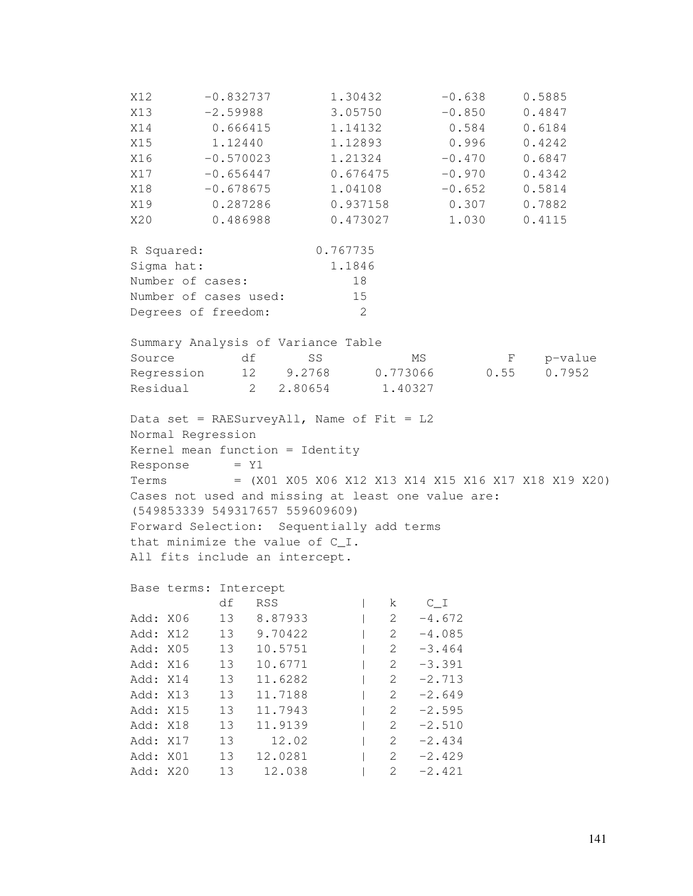```
X12       -0.832737        1.30432        -0.638     0.5885
X13       -2.59988         3.05750        -0.850     0.4847
X14        0.666415        1.14132         0.584     0.6184
X15        1.12440         1.12893         0.996     0.4242
X16       -0.570023        1.21324        -0.470     0.6847
X17       -0.656447        0.676475       -0.970     0.4342
X18       -0.678675        1.04108        -0.652     0.5814
X19        0.287286        0.937158        0.307     0.7882
X20        0.486988        0.473027        1.030     0.4115

R Squared:               0.767735
Sigma hat:                1.1846
Number of cases:              18
Number of cases used:         15
Degrees of freedom:            2

Summary Analysis of Variance Table
Source         df       SS           MS            F    p-value
Regression     12    9.2768      0.773066       0.55    0.7952
Residual        2   2.80654       1.40327

Data set = RAESurveyAll, Name of Fit = L2
Normal Regression
Kernel mean function = Identity
Response      = Y1
Terms         = (X01 X05 X06 X12 X13 X14 X15 X16 X17 X18 X19 X20)
Cases not used and missing at least one value are:
(549853339 549317657 559609609)
Forward Selection:  Sequentially add terms
that minimize the value of C_I.
All fits include an intercept.

Base terms: Intercept
          df   RSS           |   k    C_I
Add: X06    13   8.87933       |   2   -4.672
Add: X12    13   9.70422       |   2   -4.085
Add: X05    13   10.5751       |   2   -3.464
Add: X16    13   10.6771       |   2   -3.391
Add: X14    13   11.6282       |   2   -2.713
Add: X13    13   11.7188       |   2   -2.649
Add: X15    13   11.7943       |   2   -2.595
Add: X18    13   11.9139       |   2   -2.510
Add: X17    13     12.02       |   2   -2.434
Add: X01    13   12.0281       |   2   -2.429
Add: X20    13    12.038       |   2   -2.421
```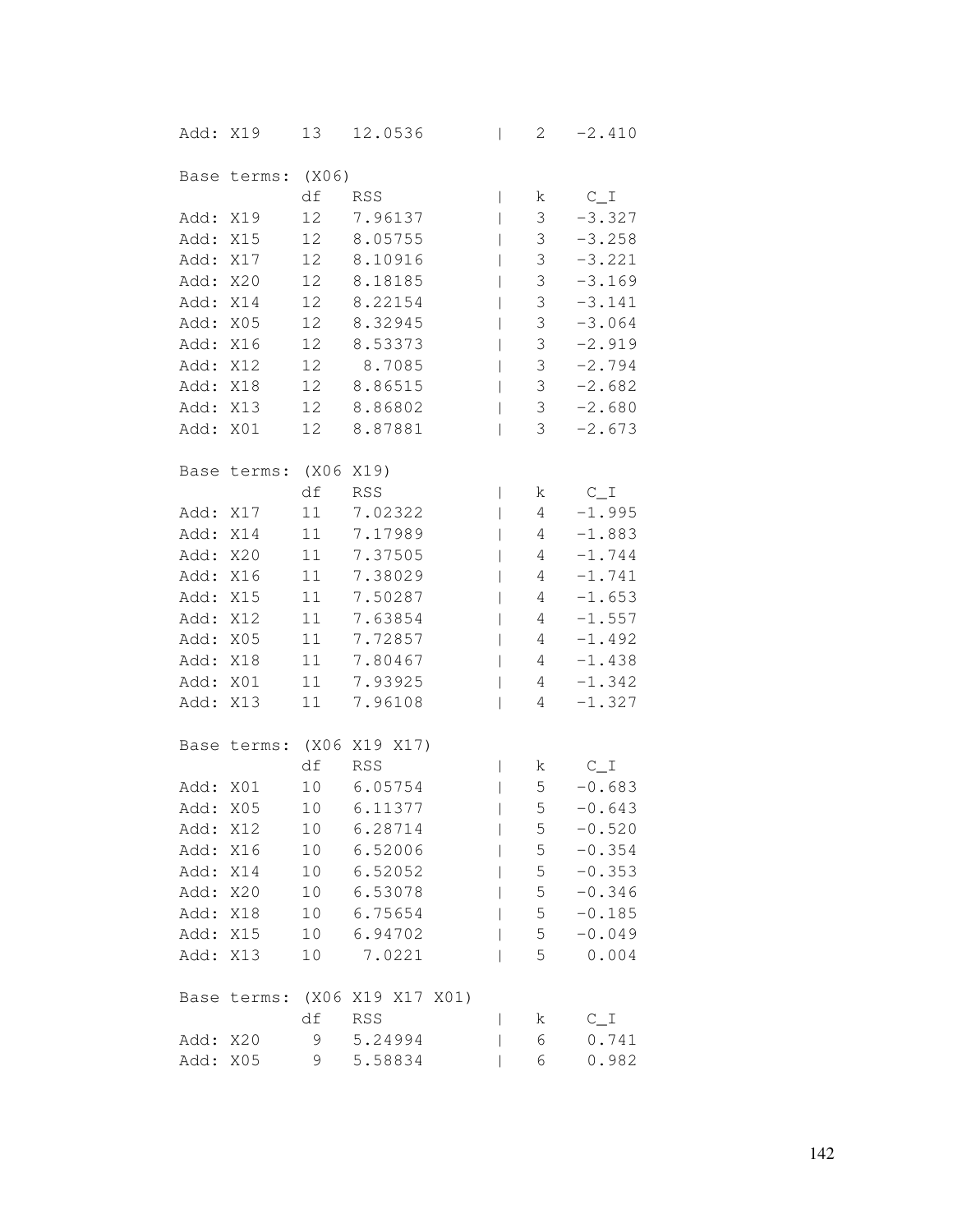```
Add: X19     13   12.0536        |   2   -2.410

Base terms:  (X06)
             df   RSS            |   k    C_I
Add: X19     12   7.96137        |   3   -3.327
Add: X15     12   8.05755        |   3   -3.258
Add: X17     12   8.10916        |   3   -3.221
Add: X20     12   8.18185        |   3   -3.169
Add: X14     12   8.22154        |   3   -3.141
Add: X05     12   8.32945        |   3   -3.064
Add: X16     12   8.53373        |   3   -2.919
Add: X12     12    8.7085        |   3   -2.794
Add: X18     12   8.86515        |   3   -2.682
Add: X13     12   8.86802        |   3   -2.680
Add: X01     12   8.87881        |   3   -2.673

Base terms:  (X06 X19)
             df   RSS            |   k    C_I
Add: X17     11   7.02322        |   4   -1.995
Add: X14     11   7.17989        |   4   -1.883
Add: X20     11   7.37505        |   4   -1.744
Add: X16     11   7.38029        |   4   -1.741
Add: X15     11   7.50287        |   4   -1.653
Add: X12     11   7.63854        |   4   -1.557
Add: X05     11   7.72857        |   4   -1.492
Add: X18     11   7.80467        |   4   -1.438
Add: X01     11   7.93925        |   4   -1.342
Add: X13     11   7.96108        |   4   -1.327

Base terms:  (X06 X19 X17)
             df   RSS            |   k    C_I
Add: X01     10   6.05754        |   5   -0.683
Add: X05     10   6.11377        |   5   -0.643
Add: X12     10   6.28714        |   5   -0.520
Add: X16     10   6.52006        |   5   -0.354
Add: X14     10   6.52052        |   5   -0.353
Add: X20     10   6.53078        |   5   -0.346
Add: X18     10   6.75654        |   5   -0.185
Add: X15     10   6.94702        |   5   -0.049
Add: X13     10    7.0221        |   5    0.004

Base terms:  (X06 X19 X17 X01)
             df   RSS            |   k    C_I
Add: X20      9   5.24994        |   6    0.741
Add: X05      9   5.58834        |   6    0.982
```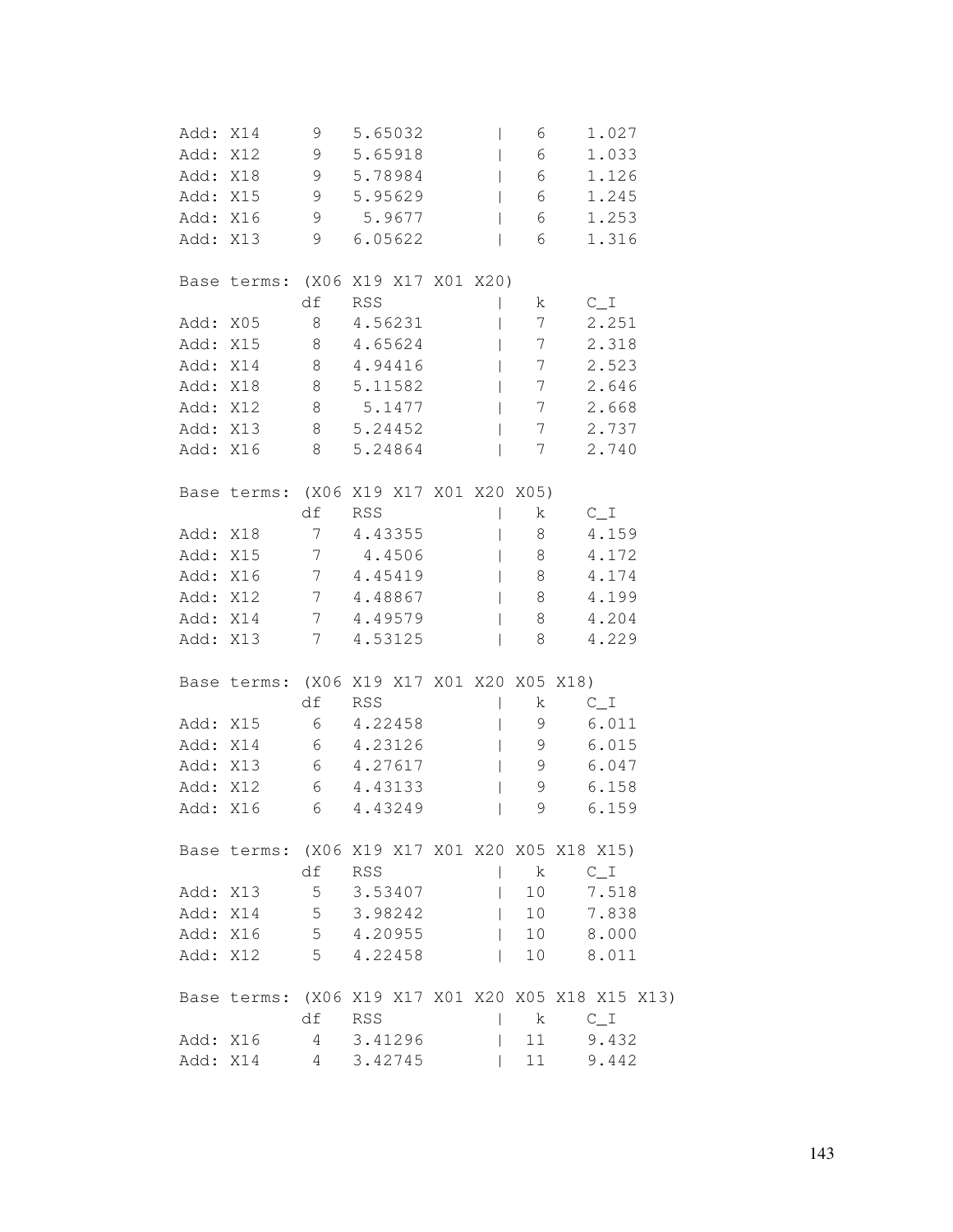```
Add: X14      9   5.65032        |   6    1.027
Add: X12      9   5.65918        |   6    1.033
Add: X18      9   5.78984        |   6    1.126
Add: X15      9   5.95629        |   6    1.245
Add: X16      9    5.9677        |   6    1.253
Add: X13      9   6.05622        |   6    1.316

Base terms: (X06 X19 X17 X01 X20)
             df   RSS            |   k    C_I
Add: X05      8   4.56231        |   7    2.251
Add: X15      8   4.65624        |   7    2.318
Add: X14      8   4.94416        |   7    2.523
Add: X18      8   5.11582        |   7    2.646
Add: X12      8    5.1477        |   7    2.668
Add: X13      8   5.24452        |   7    2.737
Add: X16      8   5.24864        |   7    2.740

Base terms: (X06 X19 X17 X01 X20 X05)
             df   RSS            |   k    C_I
Add: X18      7   4.43355        |   8    4.159
Add: X15      7    4.4506        |   8    4.172
Add: X16      7   4.45419        |   8    4.174
Add: X12      7   4.48867        |   8    4.199
Add: X14      7   4.49579        |   8    4.204
Add: X13      7   4.53125        |   8    4.229

Base terms: (X06 X19 X17 X01 X20 X05 X18)
             df   RSS            |   k    C_I
Add: X15      6   4.22458        |   9    6.011
Add: X14      6   4.23126        |   9    6.015
Add: X13      6   4.27617        |   9    6.047
Add: X12      6   4.43133        |   9    6.158
Add: X16      6   4.43249        |   9    6.159

Base terms: (X06 X19 X17 X01 X20 X05 X18 X15)
             df   RSS            |   k    C_I
Add: X13      5   3.53407        |  10    7.518
Add: X14      5   3.98242        |  10    7.838
Add: X16      5   4.20955        |  10    8.000
Add: X12      5   4.22458        |  10    8.011

Base terms: (X06 X19 X17 X01 X20 X05 X18 X15 X13)
             df   RSS            |   k    C_I
Add: X16      4   3.41296        |  11    9.432
Add: X14      4   3.42745        |  11    9.442
```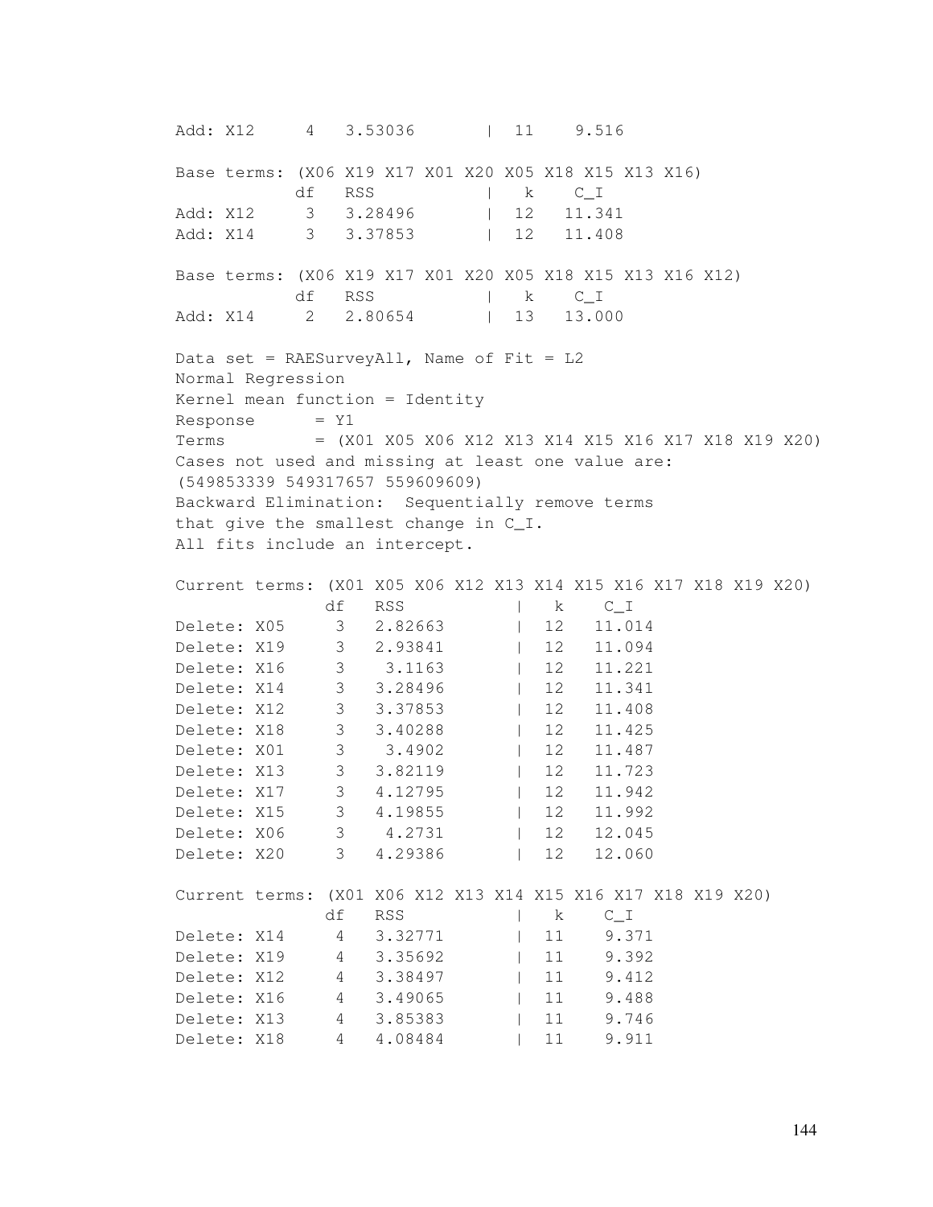```
Add: X12     4   3.53036       |  11    9.516

Base terms: (X06 X19 X17 X01 X20 X05 X18 X15 X13 X16)
          df   RSS           |   k    C_I
Add: X12     3   3.28496       |  12   11.341
Add: X14     3   3.37853       |  12   11.408

Base terms: (X06 X19 X17 X01 X20 X05 X18 X15 X13 X16 X12)
          df   RSS           |   k    C_I
Add: X14     2   2.80654       |  13   13.000

Data set = RAESurveyAll, Name of Fit = L2
Normal Regression
Kernel mean function = Identity
Response      = Y1
Terms         = (X01 X05 X06 X12 X13 X14 X15 X16 X17 X18 X19 X20)
Cases not used and missing at least one value are:
(549853339 549317657 559609609)
Backward Elimination:  Sequentially remove terms
that give the smallest change in C_I.
All fits include an intercept.

Current terms: (X01 X05 X06 X12 X13 X14 X15 X16 X17 X18 X19 X20)
             df   RSS           |   k    C_I
Delete: X05     3   2.82663       |  12   11.014
Delete: X19     3   2.93841       |  12   11.094
Delete: X16     3    3.1163       |  12   11.221
Delete: X14     3   3.28496       |  12   11.341
Delete: X12     3   3.37853       |  12   11.408
Delete: X18     3   3.40288       |  12   11.425
Delete: X01     3    3.4902       |  12   11.487
Delete: X13     3   3.82119       |  12   11.723
Delete: X17     3   4.12795       |  12   11.942
Delete: X15     3   4.19855       |  12   11.992
Delete: X06     3    4.2731       |  12   12.045
Delete: X20     3   4.29386       |  12   12.060

Current terms: (X01 X06 X12 X13 X14 X15 X16 X17 X18 X19 X20)
             df   RSS           |   k    C_I
Delete: X14     4   3.32771       |  11    9.371
Delete: X19     4   3.35692       |  11    9.392
Delete: X12     4   3.38497       |  11    9.412
Delete: X16     4   3.49065       |  11    9.488
Delete: X13     4   3.85383       |  11    9.746
Delete: X18     4   4.08484       |  11    9.911
```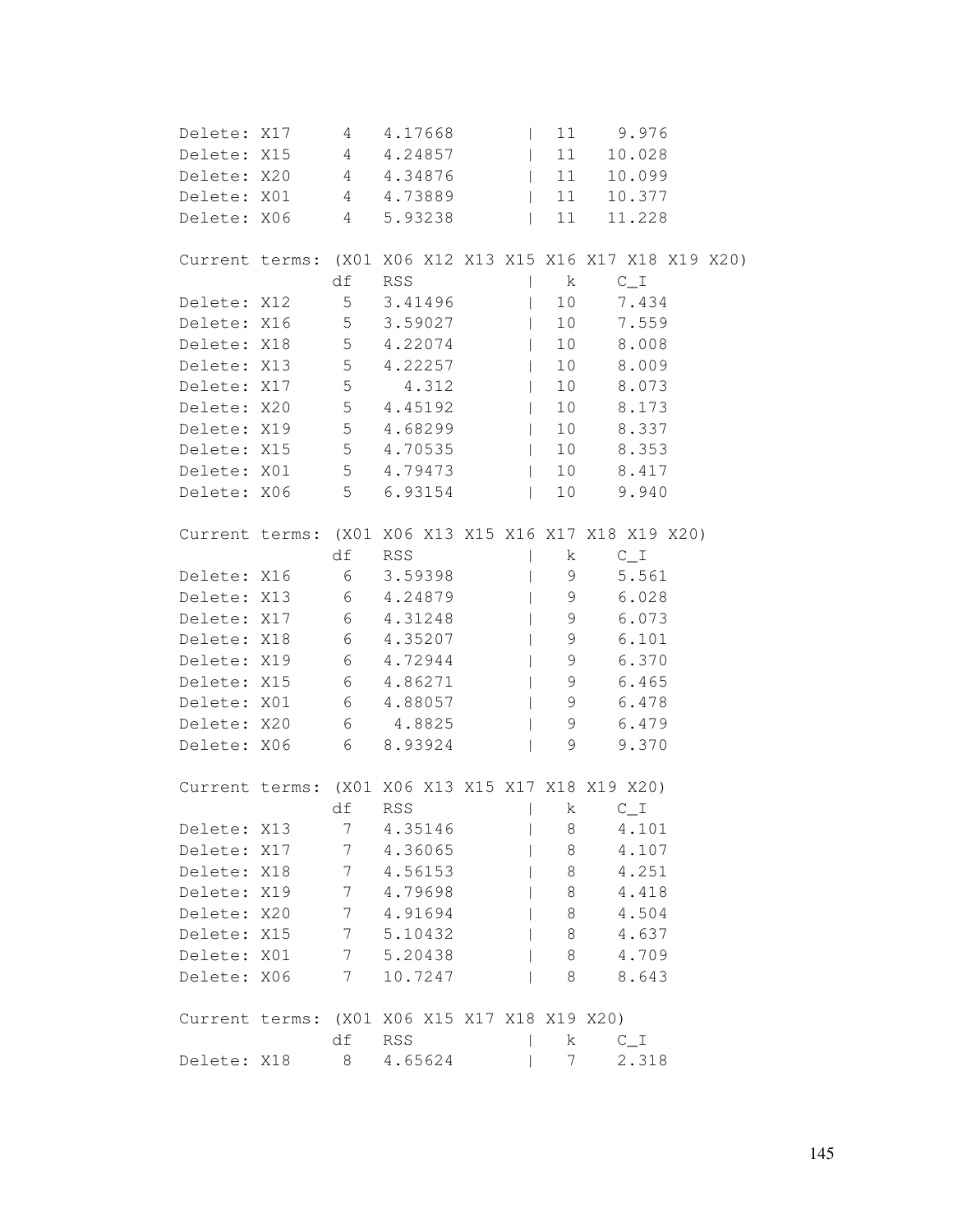```
Delete: X17     4   4.17668        |  11    9.976
Delete: X15     4   4.24857        |  11   10.028
Delete: X20     4   4.34876        |  11   10.099
Delete: X01     4   4.73889        |  11   10.377
Delete: X06     4   5.93238        |  11   11.228

Current terms: (X01 X06 X12 X13 X15 X16 X17 X18 X19 X20)
               df   RSS            |   k    C_I
Delete: X12     5   3.41496        |  10    7.434
Delete: X16     5   3.59027        |  10    7.559
Delete: X18     5   4.22074        |  10    8.008
Delete: X13     5   4.22257        |  10    8.009
Delete: X17     5     4.312        |  10    8.073
Delete: X20     5   4.45192        |  10    8.173
Delete: X19     5   4.68299        |  10    8.337
Delete: X15     5   4.70535        |  10    8.353
Delete: X01     5   4.79473        |  10    8.417
Delete: X06     5   6.93154        |  10    9.940

Current terms: (X01 X06 X13 X15 X16 X17 X18 X19 X20)
               df   RSS            |   k    C_I
Delete: X16     6   3.59398        |   9    5.561
Delete: X13     6   4.24879        |   9    6.028
Delete: X17     6   4.31248        |   9    6.073
Delete: X18     6   4.35207        |   9    6.101
Delete: X19     6   4.72944        |   9    6.370
Delete: X15     6   4.86271        |   9    6.465
Delete: X01     6   4.88057        |   9    6.478
Delete: X20     6    4.8825        |   9    6.479
Delete: X06     6   8.93924        |   9    9.370

Current terms: (X01 X06 X13 X15 X17 X18 X19 X20)
               df   RSS            |   k    C_I
Delete: X13     7   4.35146        |   8    4.101
Delete: X17     7   4.36065        |   8    4.107
Delete: X18     7   4.56153        |   8    4.251
Delete: X19     7   4.79698        |   8    4.418
Delete: X20     7   4.91694        |   8    4.504
Delete: X15     7   5.10432        |   8    4.637
Delete: X01     7   5.20438        |   8    4.709
Delete: X06     7   10.7247        |   8    8.643

Current terms: (X01 X06 X15 X17 X18 X19 X20)
               df   RSS            |   k    C_I
Delete: X18     8   4.65624        |   7    2.318
```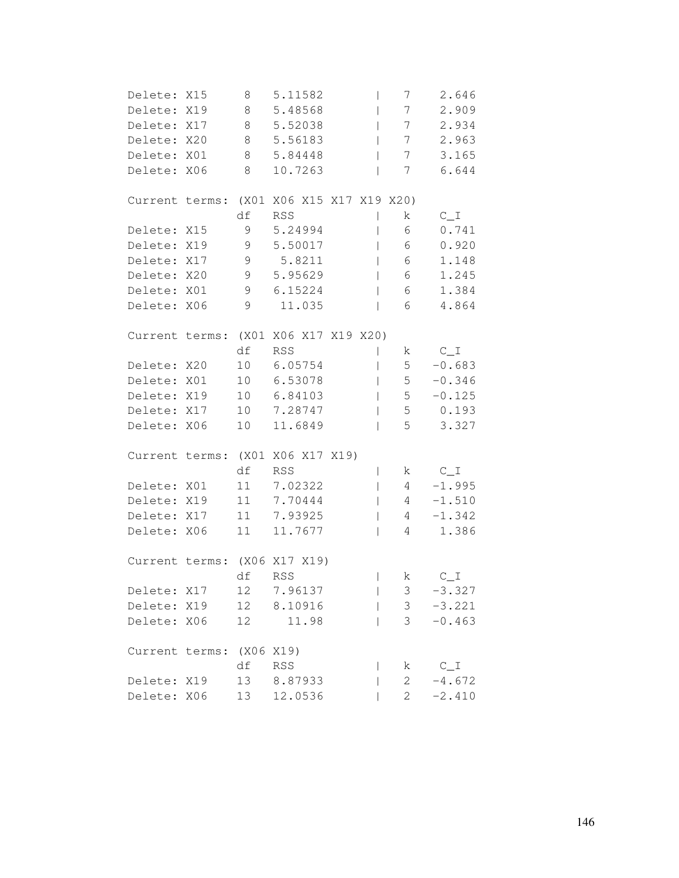```
Delete: X15     8   5.11582        |   7     2.646
Delete: X19     8   5.48568        |   7     2.909
Delete: X17     8   5.52038        |   7     2.934
Delete: X20     8   5.56183        |   7     2.963
Delete: X01     8   5.84448        |   7     3.165
Delete: X06     8   10.7263        |   7     6.644

Current terms: (X01 X06 X15 X17 X19 X20)
               df   RSS            |   k     C_I
Delete: X15     9   5.24994        |   6     0.741
Delete: X19     9   5.50017        |   6     0.920
Delete: X17     9    5.8211        |   6     1.148
Delete: X20     9   5.95629        |   6     1.245
Delete: X01     9   6.15224        |   6     1.384
Delete: X06     9    11.035        |   6     4.864

Current terms: (X01 X06 X17 X19 X20)
               df   RSS            |   k     C_I
Delete: X20    10   6.05754        |   5    -0.683
Delete: X01    10   6.53078        |   5    -0.346
Delete: X19    10   6.84103        |   5    -0.125
Delete: X17    10   7.28747        |   5     0.193
Delete: X06    10   11.6849        |   5     3.327

Current terms: (X01 X06 X17 X19)
               df   RSS            |   k     C_I
Delete: X01    11   7.02322        |   4    -1.995
Delete: X19    11   7.70444        |   4    -1.510
Delete: X17    11   7.93925        |   4    -1.342
Delete: X06    11   11.7677        |   4     1.386

Current terms: (X06 X17 X19)
               df   RSS            |   k     C_I
Delete: X17    12   7.96137        |   3    -3.327
Delete: X19    12   8.10916        |   3    -3.221
Delete: X06    12     11.98        |   3    -0.463

Current terms: (X06 X19)
               df   RSS            |   k     C_I
Delete: X19    13   8.87933        |   2    -4.672
Delete: X06    13   12.0536        |   2    -2.410
```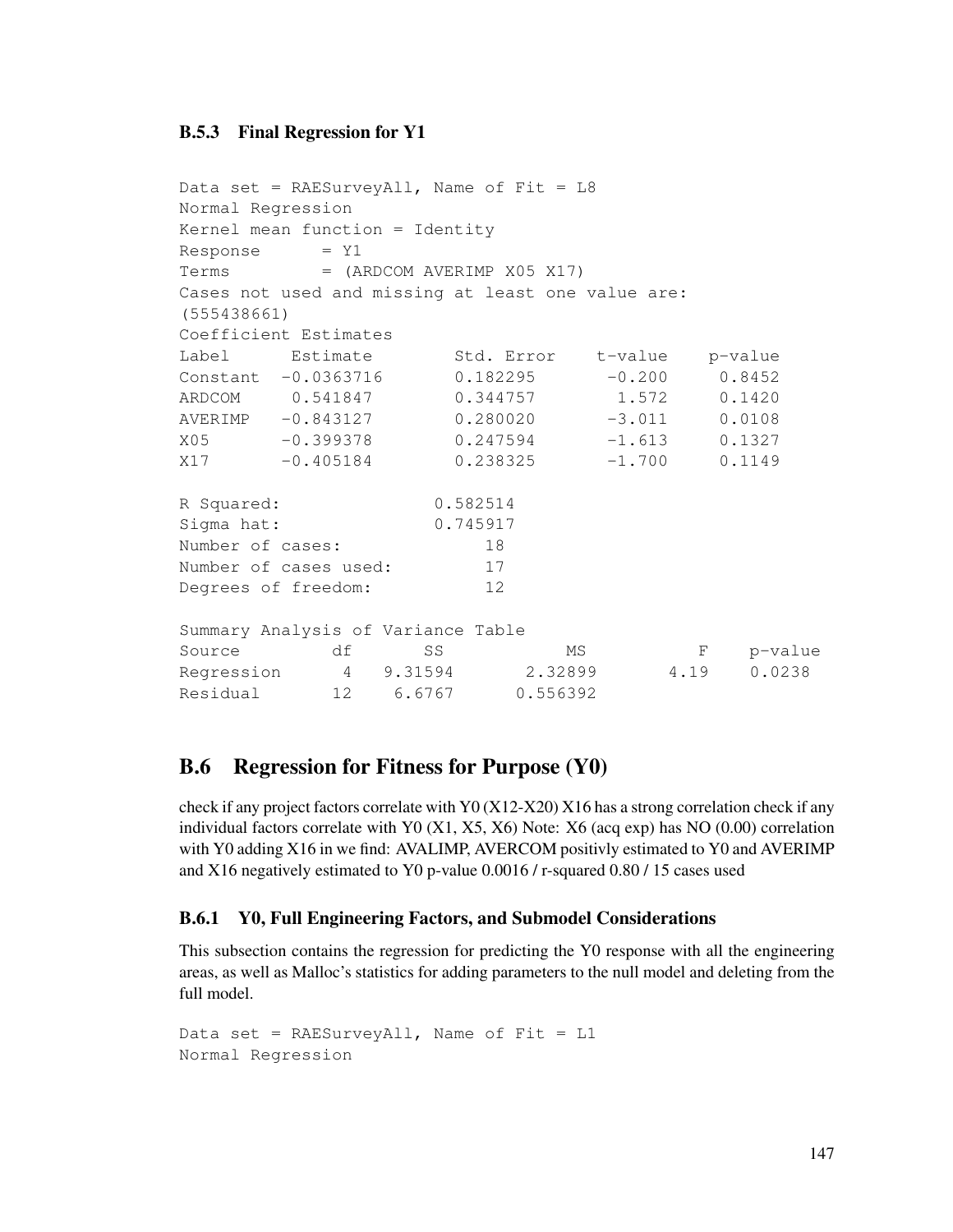### B.5.3 Final Regression for Y1

```
Data set = RAESurveyAll, Name of Fit = L8
Normal Regression
Kernel mean function = Identity
Response      = Y1
Terms         = (ARDCOM AVERIMP X05 X17)
Cases not used and missing at least one value are:
(555438661)
Coefficient Estimates
Label      Estimate       Std. Error    t-value    p-value
Constant  -0.0363716      0.182295      -0.200     0.8452
ARDCOM     0.541847       0.344757       1.572     0.1420
AVERIMP   -0.843127       0.280020      -3.011     0.0108
X05       -0.399378       0.247594      -1.613     0.1327
X17       -0.405184       0.238325      -1.700     0.1149

R Squared:              0.582514
Sigma hat:              0.745917
Number of cases:             18
Number of cases used:        17
Degrees of freedom:          12

Summary Analysis of Variance Table
Source         df       SS          MS           F    p-value
Regression      4   9.31594      2.32899      4.19    0.0238
Residual       12    6.6767     0.556392
```

## B.6 Regression for Fitness for Purpose (Y0)

check if any project factors correlate with Y0 (X12-X20) X16 has a strong correlation check if any individual factors correlate with Y0 (X1, X5, X6) Note: X6 (acq exp) has NO (0.00) correlation with Y0 adding X16 in we find: AVALIMP, AVERCOM positivly estimated to Y0 and AVERIMP and X16 negatively estimated to Y0 p-value 0.0016 / r-squared 0.80 / 15 cases used

### B.6.1 Y0, Full Engineering Factors, and Submodel Considerations

This subsection contains the regression for predicting the Y0 response with all the engineering areas, as well as Malloc's statistics for adding parameters to the null model and deleting from the full model.

```
Data set = RAESurveyAll, Name of Fit = L1
Normal Regression
```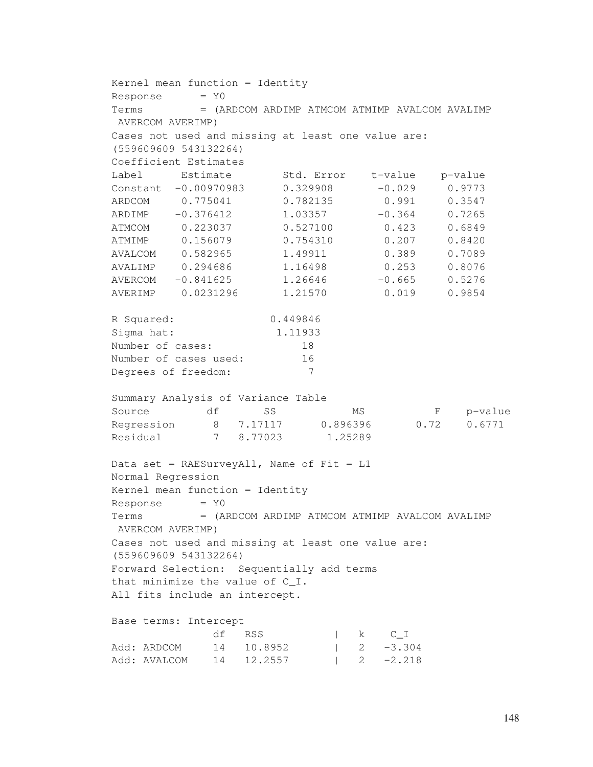```
Kernel mean function = Identity
Response      = Y0
Terms         = (ARDCOM ARDIMP ATMCOM ATMIMP AVALCOM AVALIMP
 AVERCOM AVERIMP)
Cases not used and missing at least one value are:
(559609609 543132264)
Coefficient Estimates
Label      Estimate        Std. Error    t-value    p-value
Constant  -0.00970983      0.329908      -0.029     0.9773
ARDCOM     0.775041        0.782135       0.991     0.3547
ARDIMP    -0.376412        1.03357       -0.364     0.7265
ATMCOM     0.223037        0.527100       0.423     0.6849
ATMIMP     0.156079        0.754310       0.207     0.8420
AVALCOM    0.582965        1.49911        0.389     0.7089
AVALIMP    0.294686        1.16498        0.253     0.8076
AVERCOM   -0.841625        1.26646       -0.665     0.5276
AVERIMP    0.0231296       1.21570        0.019     0.9854

R Squared:              0.449846
Sigma hat:               1.11933
Number of cases:              18
Number of cases used:         16
Degrees of freedom:            7

Summary Analysis of Variance Table
Source         df       SS           MS           F    p-value
Regression      8   7.17117      0.896396      0.72    0.6771
Residual        7   8.77023       1.25289

Data set = RAESurveyAll, Name of Fit = L1
Normal Regression
Kernel mean function = Identity
Response      = Y0
Terms         = (ARDCOM ARDIMP ATMCOM ATMIMP AVALCOM AVALIMP
 AVERCOM AVERIMP)
Cases not used and missing at least one value are:
(559609609 543132264)
Forward Selection:  Sequentially add terms
that minimize the value of C_I.
All fits include an intercept.

Base terms: Intercept
               df   RSS           |   k    C_I
Add: ARDCOM     14   10.8952       |   2   -3.304
Add: AVALCOM    14   12.2557       |   2   -2.218
```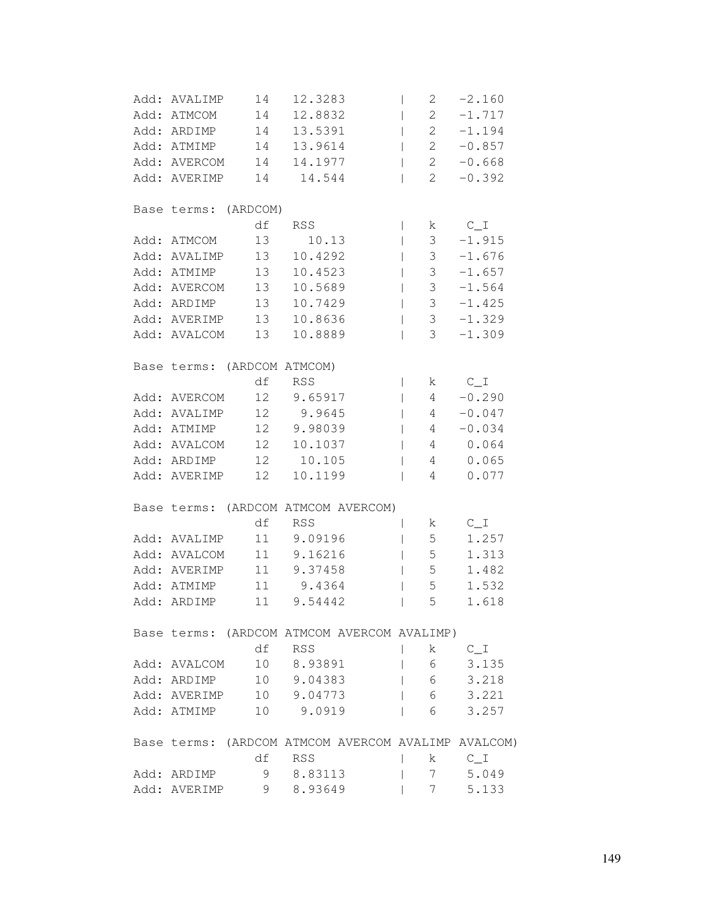```
Add: AVALIMP    14   12.3283        |   2   -2.160
Add: ATMCOM     14   12.8832        |   2   -1.717
Add: ARDIMP     14   13.5391        |   2   -1.194
Add: ATMIMP     14   13.9614        |   2   -0.857
Add: AVERCOM    14   14.1977        |   2   -0.668
Add: AVERIMP    14    14.544        |   2   -0.392

Base terms: (ARDCOM)
                df   RSS            |   k    C_I
Add: ATMCOM     13     10.13        |   3   -1.915
Add: AVALIMP    13   10.4292        |   3   -1.676
Add: ATMIMP     13   10.4523        |   3   -1.657
Add: AVERCOM    13   10.5689        |   3   -1.564
Add: ARDIMP     13   10.7429        |   3   -1.425
Add: AVERIMP    13   10.8636        |   3   -1.329
Add: AVALCOM    13   10.8889        |   3   -1.309

Base terms: (ARDCOM ATMCOM)
                df   RSS            |   k    C_I
Add: AVERCOM    12   9.65917        |   4   -0.290
Add: AVALIMP    12    9.9645        |   4   -0.047
Add: ATMIMP     12   9.98039        |   4   -0.034
Add: AVALCOM    12   10.1037        |   4    0.064
Add: ARDIMP     12    10.105        |   4    0.065
Add: AVERIMP    12   10.1199        |   4    0.077

Base terms: (ARDCOM ATMCOM AVERCOM)
                df   RSS            |   k    C_I
Add: AVALIMP    11   9.09196        |   5    1.257
Add: AVALCOM    11   9.16216        |   5    1.313
Add: AVERIMP    11   9.37458        |   5    1.482
Add: ATMIMP     11    9.4364        |   5    1.532
Add: ARDIMP     11   9.54442        |   5    1.618

Base terms: (ARDCOM ATMCOM AVERCOM AVALIMP)
                df   RSS            |   k    C_I
Add: AVALCOM    10   8.93891        |   6    3.135
Add: ARDIMP     10   9.04383        |   6    3.218
Add: AVERIMP    10   9.04773        |   6    3.221
Add: ATMIMP     10    9.0919        |   6    3.257

Base terms: (ARDCOM ATMCOM AVERCOM AVALIMP AVALCOM)
                df   RSS            |   k    C_I
Add: ARDIMP      9   8.83113        |   7    5.049
Add: AVERIMP     9   8.93649        |   7    5.133
```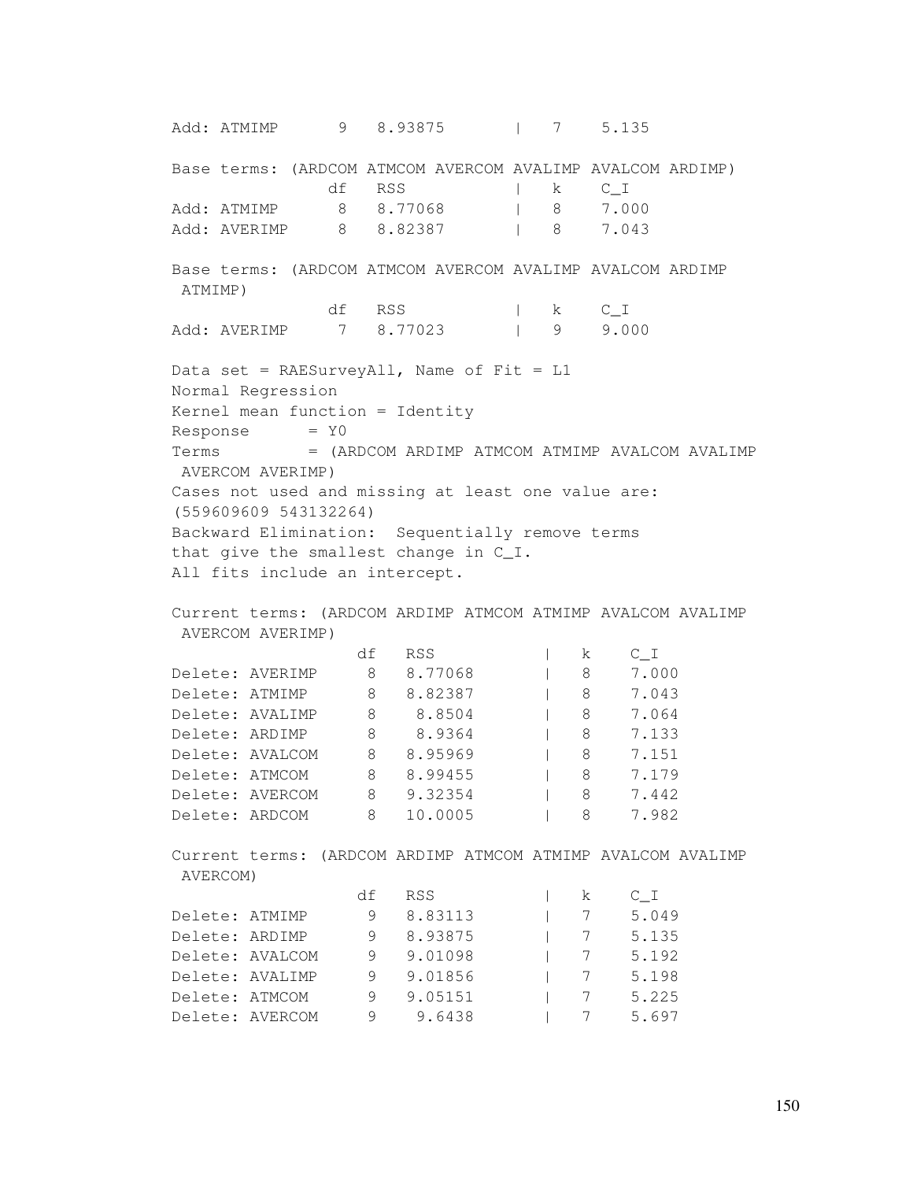```
Add: ATMIMP      9   8.93875       |   7    5.135

Base terms: (ARDCOM ATMCOM AVERCOM AVALIMP AVALCOM ARDIMP)
               df   RSS            |   k    C_I
Add: ATMIMP      8   8.77068       |   8    7.000
Add: AVERIMP     8   8.82387       |   8    7.043

Base terms: (ARDCOM ATMCOM AVERCOM AVALIMP AVALCOM ARDIMP
 ATMIMP)
               df   RSS            |   k    C_I
Add: AVERIMP     7   8.77023       |   9    9.000

Data set = RAESurveyAll, Name of Fit = L1
Normal Regression
Kernel mean function = Identity
Response      = Y0
Terms         = (ARDCOM ARDIMP ATMCOM ATMIMP AVALCOM AVALIMP
 AVERCOM AVERIMP)
Cases not used and missing at least one value are:
(559609609 543132264)
Backward Elimination:  Sequentially remove terms
that give the smallest change in C_I.
All fits include an intercept.

Current terms: (ARDCOM ARDIMP ATMCOM ATMIMP AVALCOM AVALIMP
 AVERCOM AVERIMP)
                  df   RSS            |   k    C_I
Delete: AVERIMP    8   8.77068        |   8    7.000
Delete: ATMIMP     8   8.82387        |   8    7.043
Delete: AVALIMP    8    8.8504        |   8    7.064
Delete: ARDIMP     8    8.9364        |   8    7.133
Delete: AVALCOM    8   8.95969        |   8    7.151
Delete: ATMCOM     8   8.99455        |   8    7.179
Delete: AVERCOM    8   9.32354        |   8    7.442
Delete: ARDCOM     8   10.0005        |   8    7.982

Current terms: (ARDCOM ARDIMP ATMCOM ATMIMP AVALCOM AVALIMP
 AVERCOM)
                  df   RSS            |   k    C_I
Delete: ATMIMP     9   8.83113        |   7    5.049
Delete: ARDIMP     9   8.93875        |   7    5.135
Delete: AVALCOM    9   9.01098        |   7    5.192
Delete: AVALIMP    9   9.01856        |   7    5.198
Delete: ATMCOM     9   9.05151        |   7    5.225
Delete: AVERCOM    9    9.6438        |   7    5.697
```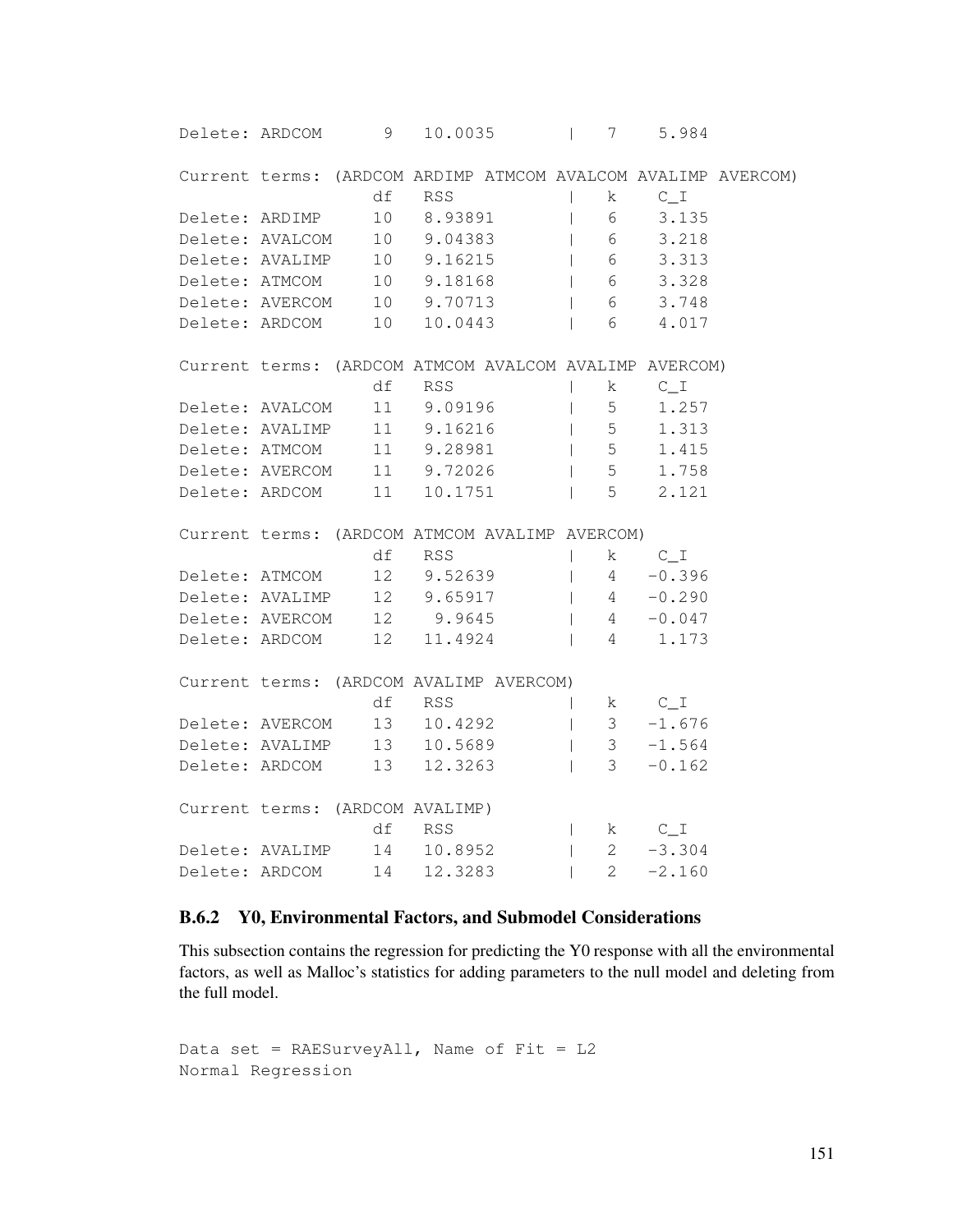```
Delete: ARDCOM      9   10.0035        |  7    5.984

Current terms: (ARDCOM ARDIMP ATMCOM AVALCOM AVALIMP AVERCOM)
                df   RSS           |  k    C_I
Delete: ARDIMP     10   8.93891       |  6    3.135
Delete: AVALCOM    10   9.04383       |  6    3.218
Delete: AVALIMP    10   9.16215       |  6    3.313
Delete: ATMCOM     10   9.18168       |  6    3.328
Delete: AVERCOM    10   9.70713       |  6    3.748
Delete: ARDCOM     10   10.0443       |  6    4.017

Current terms: (ARDCOM ATMCOM AVALCOM AVALIMP AVERCOM)
                df   RSS           |  k    C_I
Delete: AVALCOM    11   9.09196       |  5    1.257
Delete: AVALIMP    11   9.16216       |  5    1.313
Delete: ATMCOM     11   9.28981       |  5    1.415
Delete: AVERCOM    11   9.72026       |  5    1.758
Delete: ARDCOM     11   10.1751       |  5    2.121

Current terms: (ARDCOM ATMCOM AVALIMP AVERCOM)
                df   RSS           |  k    C_I
Delete: ATMCOM     12   9.52639       |  4   -0.396
Delete: AVALIMP    12   9.65917       |  4   -0.290
Delete: AVERCOM    12    9.9645       |  4   -0.047
Delete: ARDCOM     12   11.4924       |  4    1.173

Current terms: (ARDCOM AVALIMP AVERCOM)
                df   RSS           |  k    C_I
Delete: AVERCOM    13   10.4292       |  3   -1.676
Delete: AVALIMP    13   10.5689       |  3   -1.564
Delete: ARDCOM     13   12.3263       |  3   -0.162

Current terms: (ARDCOM AVALIMP)
                df   RSS           |  k    C_I
Delete: AVALIMP    14   10.8952       |  2   -3.304
Delete: ARDCOM     14   12.3283       |  2   -2.160
```

### B.6.2 Y0, Environmental Factors, and Submodel Considerations

This subsection contains the regression for predicting the Y0 response with all the environmental factors, as well as Malloc's statistics for adding parameters to the null model and deleting from the full model.

```
Data set = RAESurveyAll, Name of Fit = L2
Normal Regression
```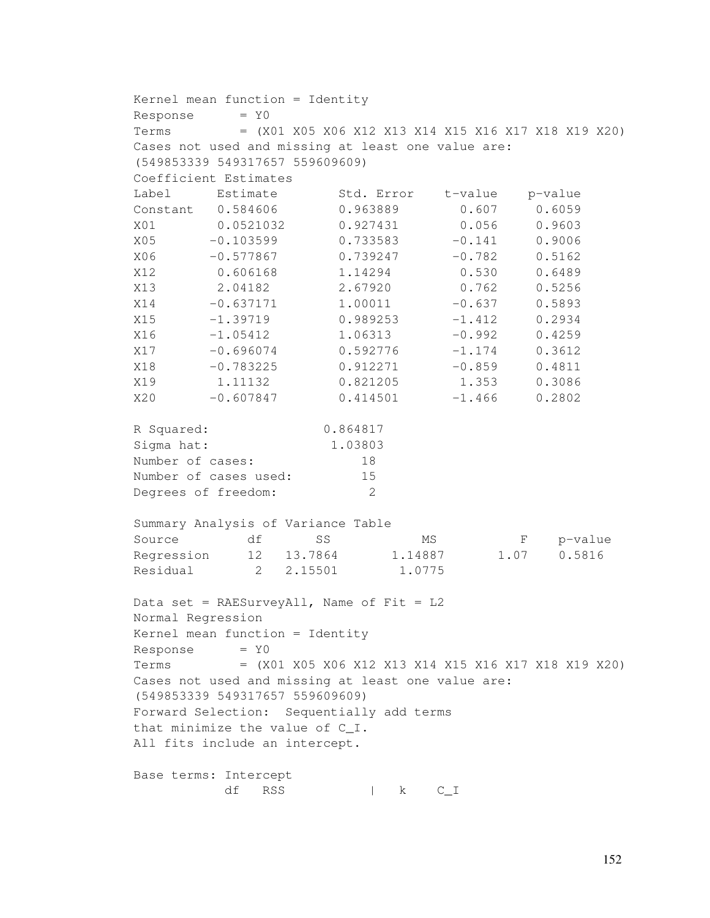```
Kernel mean function = Identity
Response      = Y0
Terms         = (X01 X05 X06 X12 X13 X14 X15 X16 X17 X18 X19 X20)
Cases not used and missing at least one value are:
(549853339 549317657 559609609)
Coefficient Estimates
Label      Estimate      Std. Error    t-value    p-value
Constant   0.584606      0.963889        0.607     0.6059
X01        0.0521032     0.927431        0.056     0.9603
X05       -0.103599      0.733583       -0.141     0.9006
X06       -0.577867      0.739247       -0.782     0.5162
X12        0.606168      1.14294         0.530     0.6489
X13        2.04182       2.67920         0.762     0.5256
X14       -0.637171      1.00011        -0.637     0.5893
X15       -1.39719       0.989253       -1.412     0.2934
X16       -1.05412       1.06313        -0.992     0.4259
X17       -0.696074      0.592776       -1.174     0.3612
X18       -0.783225      0.912271       -0.859     0.4811
X19        1.11132       0.821205        1.353     0.3086
X20       -0.607847      0.414501       -1.466     0.2802

R Squared:              0.864817
Sigma hat:               1.03803
Number of cases:              18
Number of cases used:         15
Degrees of freedom:            2

Summary Analysis of Variance Table
Source         df      SS           MS          F    p-value
Regression     12   13.7864      1.14887      1.07    0.5816
Residual        2   2.15501       1.0775

Data set = RAESurveyAll, Name of Fit = L2
Normal Regression
Kernel mean function = Identity
Response      = Y0
Terms         = (X01 X05 X06 X12 X13 X14 X15 X16 X17 X18 X19 X20)
Cases not used and missing at least one value are:
(549853339 549317657 559609609)
Forward Selection:  Sequentially add terms
that minimize the value of C_I.
All fits include an intercept.

Base terms: Intercept
           df   RSS          |   k    C_I
```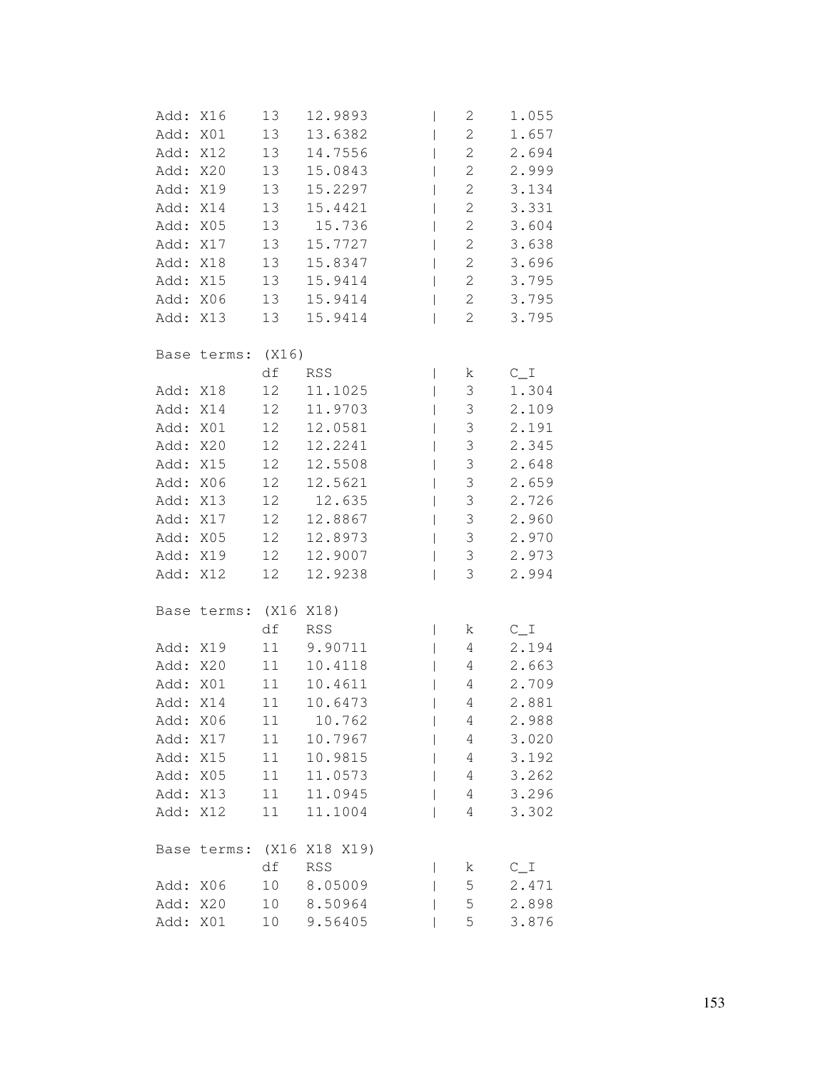```
Add: X16     13   12.9893          |    2     1.055
Add: X01     13   13.6382          |    2     1.657
Add: X12     13   14.7556          |    2     2.694
Add: X20     13   15.0843          |    2     2.999
Add: X19     13   15.2297          |    2     3.134
Add: X14     13   15.4421          |    2     3.331
Add: X05     13    15.736          |    2     3.604
Add: X17     13   15.7727          |    2     3.638
Add: X18     13   15.8347          |    2     3.696
Add: X15     13   15.9414          |    2     3.795
Add: X06     13   15.9414          |    2     3.795
Add: X13     13   15.9414          |    2     3.795

Base terms: (X16)
             df   RSS              |    k     C_I
Add: X18     12   11.1025          |    3     1.304
Add: X14     12   11.9703          |    3     2.109
Add: X01     12   12.0581          |    3     2.191
Add: X20     12   12.2241          |    3     2.345
Add: X15     12   12.5508          |    3     2.648
Add: X06     12   12.5621          |    3     2.659
Add: X13     12    12.635          |    3     2.726
Add: X17     12   12.8867          |    3     2.960
Add: X05     12   12.8973          |    3     2.970
Add: X19     12   12.9007          |    3     2.973
Add: X12     12   12.9238          |    3     2.994

Base terms: (X16 X18)
             df   RSS              |    k     C_I
Add: X19     11   9.90711          |    4     2.194
Add: X20     11   10.4118          |    4     2.663
Add: X01     11   10.4611          |    4     2.709
Add: X14     11   10.6473          |    4     2.881
Add: X06     11    10.762          |    4     2.988
Add: X17     11   10.7967          |    4     3.020
Add: X15     11   10.9815          |    4     3.192
Add: X05     11   11.0573          |    4     3.262
Add: X13     11   11.0945          |    4     3.296
Add: X12     11   11.1004          |    4     3.302

Base terms: (X16 X18 X19)
             df   RSS              |    k     C_I
Add: X06     10   8.05009          |    5     2.471
Add: X20     10   8.50964          |    5     2.898
Add: X01     10   9.56405          |    5     3.876
```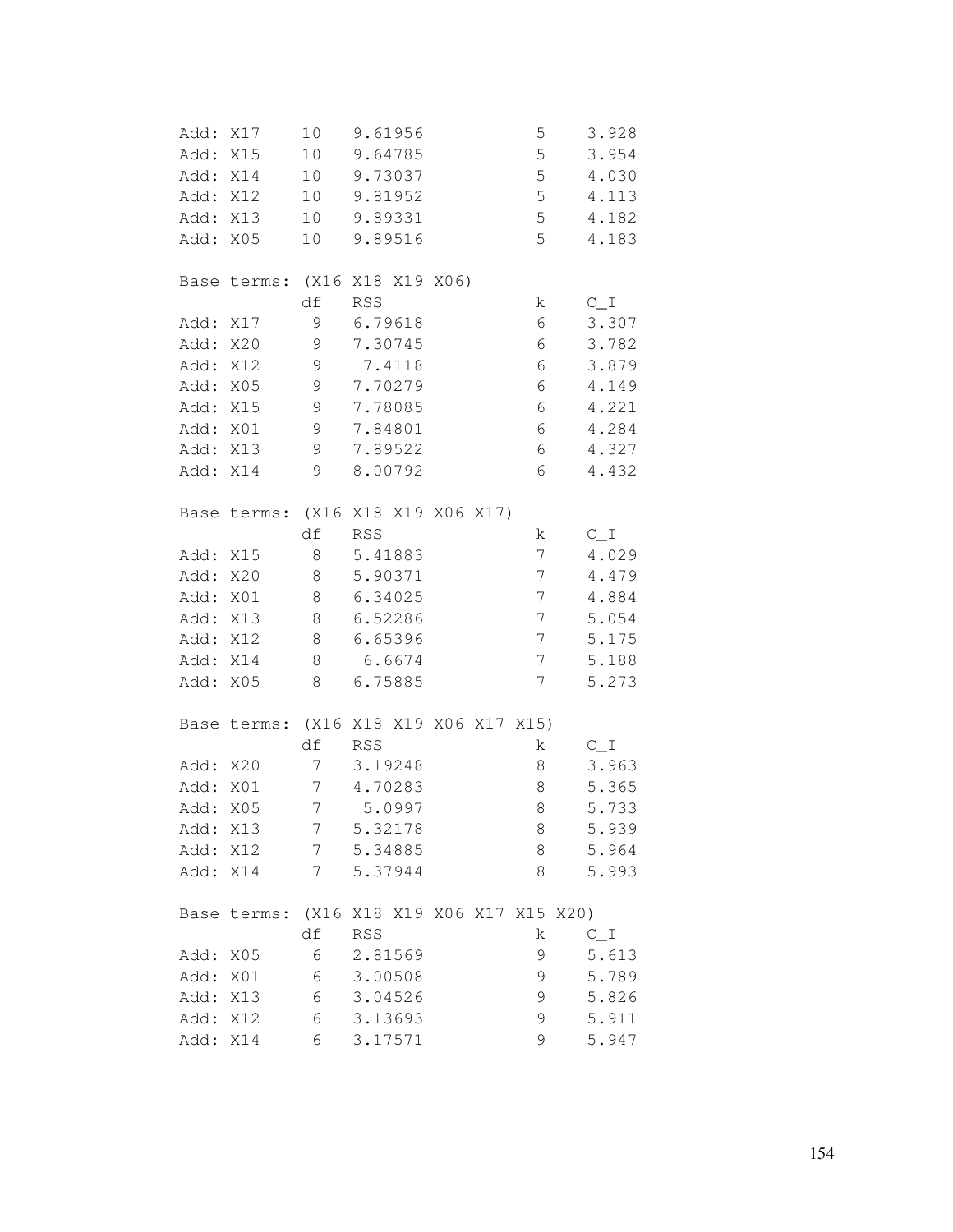```
Add: X17     10    9.61956          |    5     3.928
Add: X15     10    9.64785          |    5     3.954
Add: X14     10    9.73037          |    5     4.030
Add: X12     10    9.81952          |    5     4.113
Add: X13     10    9.89331          |    5     4.182
Add: X05     10    9.89516          |    5     4.183

Base terms:  (X16 X18 X19 X06)
             df    RSS              |    k     C_I
Add: X17      9    6.79618          |    6     3.307
Add: X20      9    7.30745          |    6     3.782
Add: X12      9     7.4118          |    6     3.879
Add: X05      9    7.70279          |    6     4.149
Add: X15      9    7.78085          |    6     4.221
Add: X01      9    7.84801          |    6     4.284
Add: X13      9    7.89522          |    6     4.327
Add: X14      9    8.00792          |    6     4.432

Base terms:  (X16 X18 X19 X06 X17)
             df    RSS              |    k     C_I
Add: X15      8    5.41883          |    7     4.029
Add: X20      8    5.90371          |    7     4.479
Add: X01      8    6.34025          |    7     4.884
Add: X13      8    6.52286          |    7     5.054
Add: X12      8    6.65396          |    7     5.175
Add: X14      8     6.6674          |    7     5.188
Add: X05      8    6.75885          |    7     5.273

Base terms:  (X16 X18 X19 X06 X17 X15)
             df    RSS              |    k     C_I
Add: X20      7    3.19248          |    8     3.963
Add: X01      7    4.70283          |    8     5.365
Add: X05      7     5.0997          |    8     5.733
Add: X13      7    5.32178          |    8     5.939
Add: X12      7    5.34885          |    8     5.964
Add: X14      7    5.37944          |    8     5.993

Base terms:  (X16 X18 X19 X06 X17 X15 X20)
             df    RSS              |    k     C_I
Add: X05      6    2.81569          |    9     5.613
Add: X01      6    3.00508          |    9     5.789
Add: X13      6    3.04526          |    9     5.826
Add: X12      6    3.13693          |    9     5.911
Add: X14      6    3.17571          |    9     5.947
```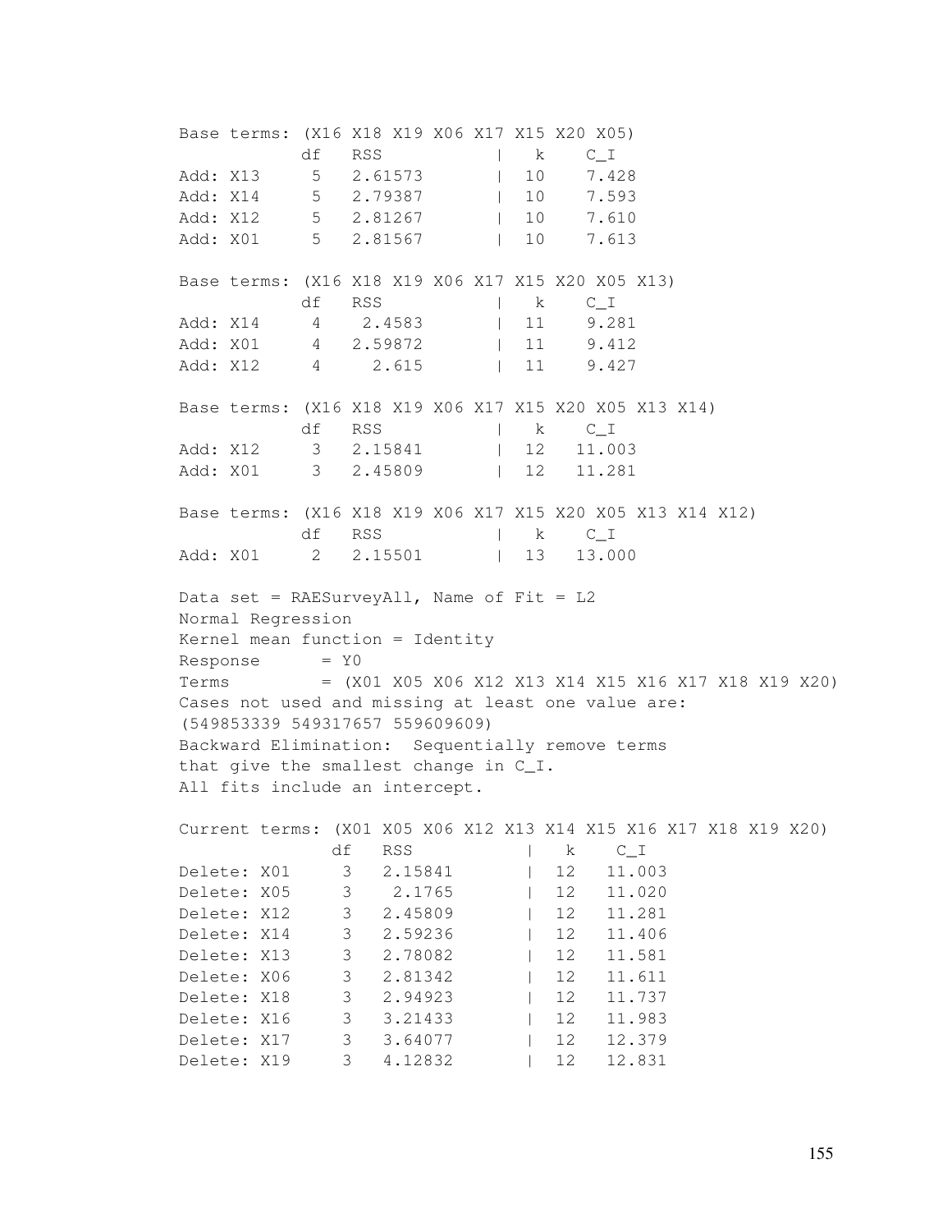```
Base terms: (X16 X18 X19 X06 X17 X15 X20 X05)
          df   RSS          |   k    C_I
Add: X13     5   2.61573      |  10    7.428
Add: X14     5   2.79387      |  10    7.593
Add: X12     5   2.81267      |  10    7.610
Add: X01     5   2.81567      |  10    7.613

Base terms: (X16 X18 X19 X06 X17 X15 X20 X05 X13)
          df   RSS          |   k    C_I
Add: X14     4    2.4583      |  11    9.281
Add: X01     4   2.59872      |  11    9.412
Add: X12     4     2.615      |  11    9.427

Base terms: (X16 X18 X19 X06 X17 X15 X20 X05 X13 X14)
          df   RSS          |   k    C_I
Add: X12     3   2.15841      |  12   11.003
Add: X01     3   2.45809      |  12   11.281

Base terms: (X16 X18 X19 X06 X17 X15 X20 X05 X13 X14 X12)
          df   RSS          |   k    C_I
Add: X01     2   2.15501      |  13   13.000

Data set = RAESurveyAll, Name of Fit = L2
Normal Regression
Kernel mean function = Identity
Response      = Y0
Terms         = (X01 X05 X06 X12 X13 X14 X15 X16 X17 X18 X19 X20)
Cases not used and missing at least one value are:
(549853339 549317657 559609609)
Backward Elimination:  Sequentially remove terms
that give the smallest change in C_I.
All fits include an intercept.

Current terms: (X01 X05 X06 X12 X13 X14 X15 X16 X17 X18 X19 X20)
              df   RSS          |   k    C_I
Delete: X01     3   2.15841      |  12   11.003
Delete: X05     3    2.1765      |  12   11.020
Delete: X12     3   2.45809      |  12   11.281
Delete: X14     3   2.59236      |  12   11.406
Delete: X13     3   2.78082      |  12   11.581
Delete: X06     3   2.81342      |  12   11.611
Delete: X18     3   2.94923      |  12   11.737
Delete: X16     3   3.21433      |  12   11.983
Delete: X17     3   3.64077      |  12   12.379
Delete: X19     3   4.12832      |  12   12.831
```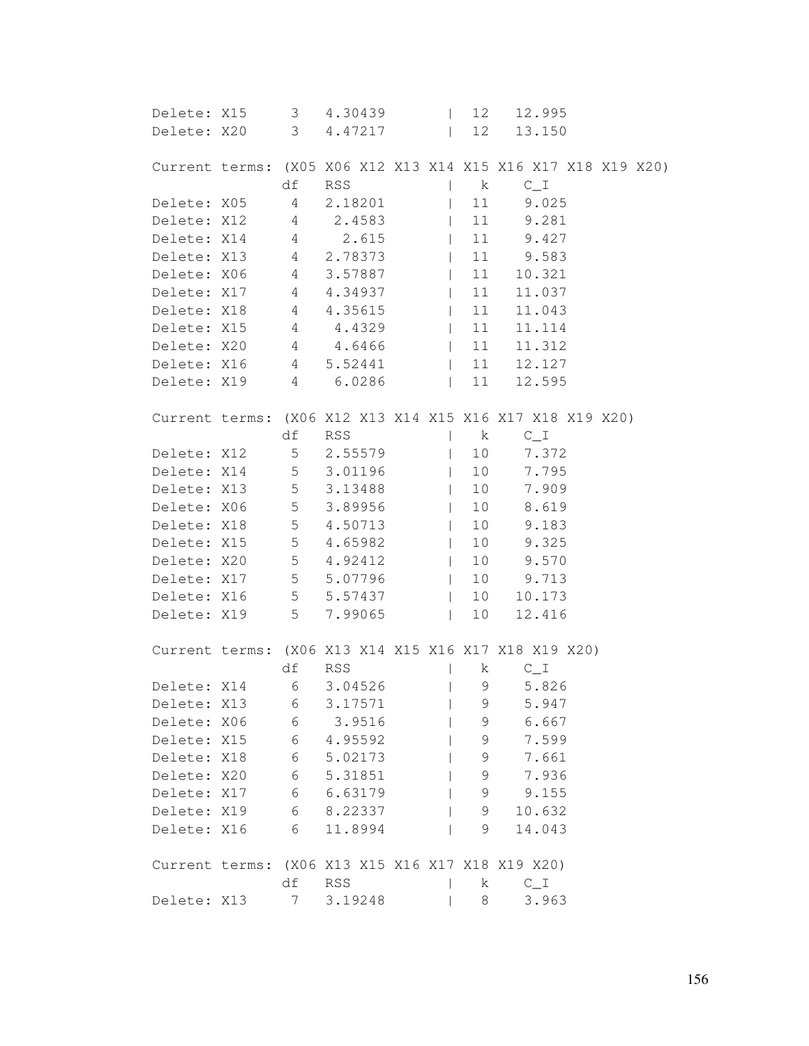```
Delete: X15     3   4.30439       |  12   12.995
Delete: X20     3   4.47217       |  12   13.150

Current terms: (X05 X06 X12 X13 X14 X15 X16 X17 X18 X19 X20)
               df   RSS           |   k    C_I
Delete: X05     4   2.18201       |  11    9.025
Delete: X12     4    2.4583       |  11    9.281
Delete: X14     4     2.615       |  11    9.427
Delete: X13     4   2.78373       |  11    9.583
Delete: X06     4   3.57887       |  11   10.321
Delete: X17     4   4.34937       |  11   11.037
Delete: X18     4   4.35615       |  11   11.043
Delete: X15     4    4.4329       |  11   11.114
Delete: X20     4    4.6466       |  11   11.312
Delete: X16     4   5.52441       |  11   12.127
Delete: X19     4    6.0286       |  11   12.595

Current terms: (X06 X12 X13 X14 X15 X16 X17 X18 X19 X20)
               df   RSS           |   k    C_I
Delete: X12     5   2.55579       |  10    7.372
Delete: X14     5   3.01196       |  10    7.795
Delete: X13     5   3.13488       |  10    7.909
Delete: X06     5   3.89956       |  10    8.619
Delete: X18     5   4.50713       |  10    9.183
Delete: X15     5   4.65982       |  10    9.325
Delete: X20     5   4.92412       |  10    9.570
Delete: X17     5   5.07796       |  10    9.713
Delete: X16     5   5.57437       |  10   10.173
Delete: X19     5   7.99065       |  10   12.416

Current terms: (X06 X13 X14 X15 X16 X17 X18 X19 X20)
               df   RSS           |   k    C_I
Delete: X14     6   3.04526       |   9    5.826
Delete: X13     6   3.17571       |   9    5.947
Delete: X06     6    3.9516       |   9    6.667
Delete: X15     6   4.95592       |   9    7.599
Delete: X18     6   5.02173       |   9    7.661
Delete: X20     6   5.31851       |   9    7.936
Delete: X17     6   6.63179       |   9    9.155
Delete: X19     6   8.22337       |   9   10.632
Delete: X16     6   11.8994       |   9   14.043

Current terms: (X06 X13 X15 X16 X17 X18 X19 X20)
               df   RSS           |   k    C_I
Delete: X13     7   3.19248       |   8    3.963
```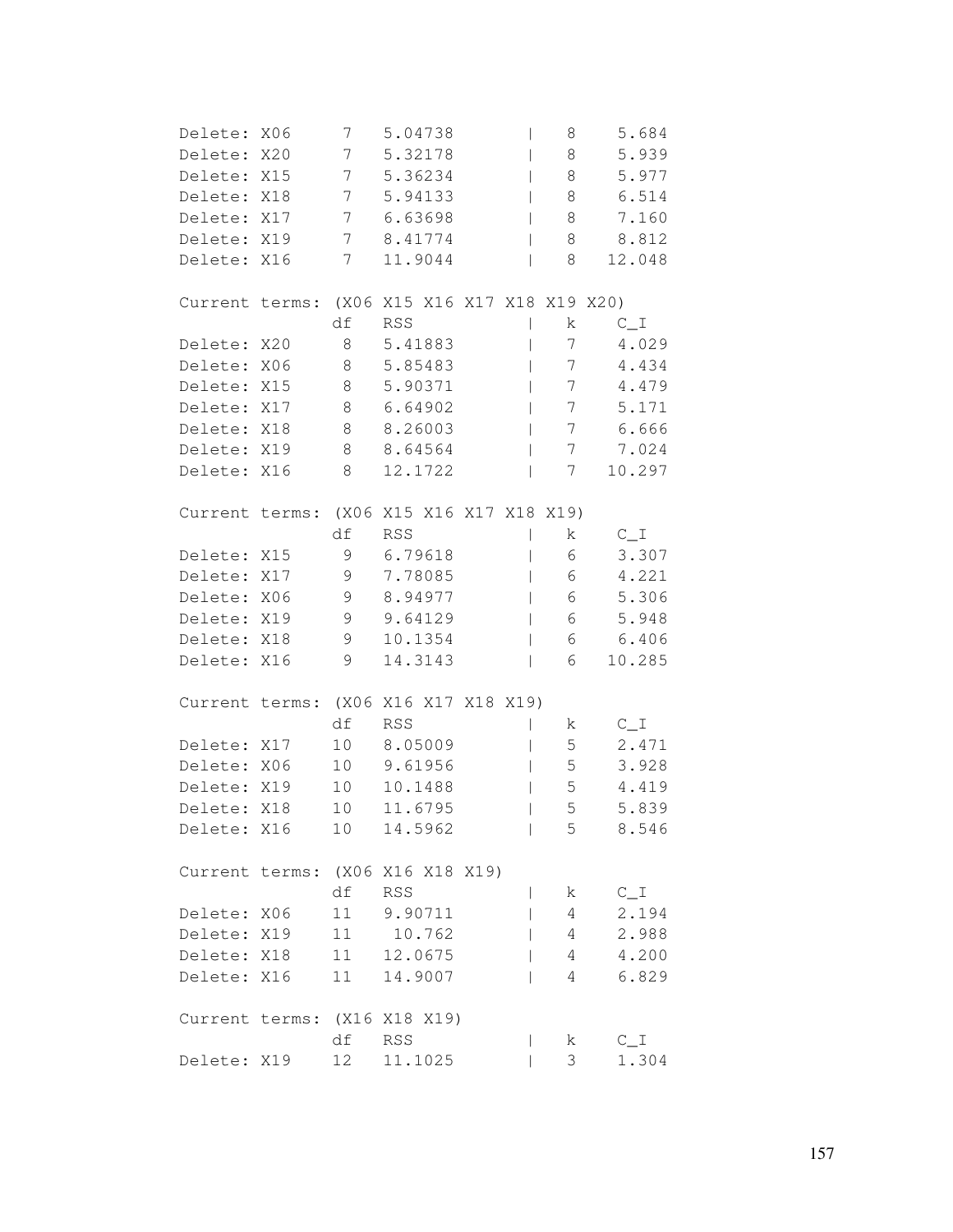```
Delete: X06     7   5.04738        |    8     5.684
Delete: X20     7   5.32178        |    8     5.939
Delete: X15     7   5.36234        |    8     5.977
Delete: X18     7   5.94133        |    8     6.514
Delete: X17     7   6.63698        |    8     7.160
Delete: X19     7   8.41774        |    8     8.812
Delete: X16     7   11.9044        |    8    12.048

Current terms: (X06 X15 X16 X17 X18 X19 X20)
               df   RSS            |    k     C_I
Delete: X20     8   5.41883        |    7     4.029
Delete: X06     8   5.85483        |    7     4.434
Delete: X15     8   5.90371        |    7     4.479
Delete: X17     8   6.64902        |    7     5.171
Delete: X18     8   8.26003        |    7     6.666
Delete: X19     8   8.64564        |    7     7.024
Delete: X16     8   12.1722        |    7    10.297

Current terms: (X06 X15 X16 X17 X18 X19)
               df   RSS            |    k     C_I
Delete: X15     9   6.79618        |    6     3.307
Delete: X17     9   7.78085        |    6     4.221
Delete: X06     9   8.94977        |    6     5.306
Delete: X19     9   9.64129        |    6     5.948
Delete: X18     9   10.1354        |    6     6.406
Delete: X16     9   14.3143        |    6    10.285

Current terms: (X06 X16 X17 X18 X19)
               df   RSS            |    k     C_I
Delete: X17    10   8.05009        |    5     2.471
Delete: X06    10   9.61956        |    5     3.928
Delete: X19    10   10.1488        |    5     4.419
Delete: X18    10   11.6795        |    5     5.839
Delete: X16    10   14.5962        |    5     8.546

Current terms: (X06 X16 X18 X19)
               df   RSS            |    k     C_I
Delete: X06    11   9.90711        |    4     2.194
Delete: X19    11    10.762        |    4     2.988
Delete: X18    11   12.0675        |    4     4.200
Delete: X16    11   14.9007        |    4     6.829

Current terms: (X16 X18 X19)
               df   RSS            |    k     C_I
Delete: X19    12   11.1025        |    3     1.304
```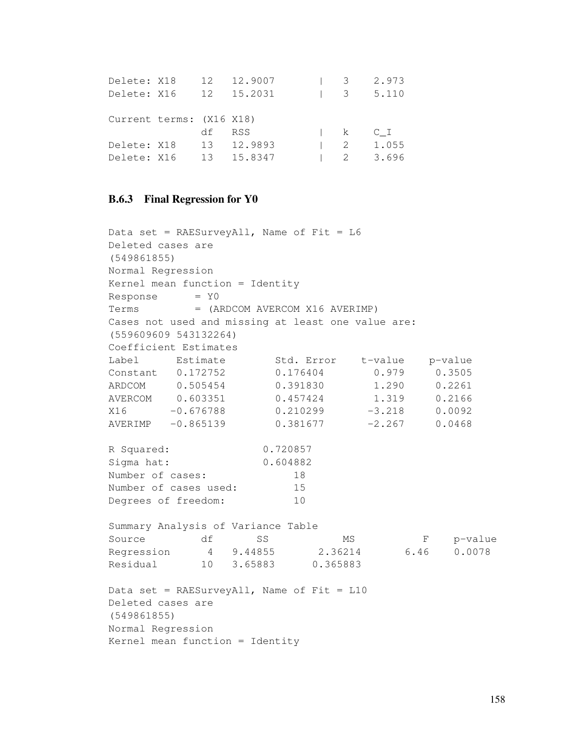```
Delete: X18    12   12.9007       |   3    2.973
Delete: X16    12   15.2031       |   3    5.110

Current terms: (X16 X18)
               df   RSS           |   k    C_I
Delete: X18    13   12.9893       |   2    1.055
Delete: X16    13   15.8347       |   2    3.696
```

### B.6.3 Final Regression for Y0

```
Data set = RAESurveyAll, Name of Fit = L6
Deleted cases are
(549861855)
Normal Regression
Kernel mean function = Identity
Response      = Y0
Terms         = (ARDCOM AVERCOM X16 AVERIMP)
Cases not used and missing at least one value are:
(559609609 543132264)
Coefficient Estimates
Label      Estimate       Std. Error    t-value    p-value
Constant   0.172752       0.176404       0.979     0.3505
ARDCOM     0.505454       0.391830       1.290     0.2261
AVERCOM    0.603351       0.457424       1.319     0.2166
X16       -0.676788       0.210299      -3.218     0.0092
AVERIMP   -0.865139       0.381677      -2.267     0.0468

R Squared:              0.720857
Sigma hat:              0.604882
Number of cases:             18
Number of cases used:        15
Degrees of freedom:          10

Summary Analysis of Variance Table
Source         df       SS            MS           F    p-value
Regression      4   9.44855       2.36214       6.46    0.0078
Residual       10   3.65883      0.365883

Data set = RAESurveyAll, Name of Fit = L10
Deleted cases are
(549861855)
Normal Regression
Kernel mean function = Identity
```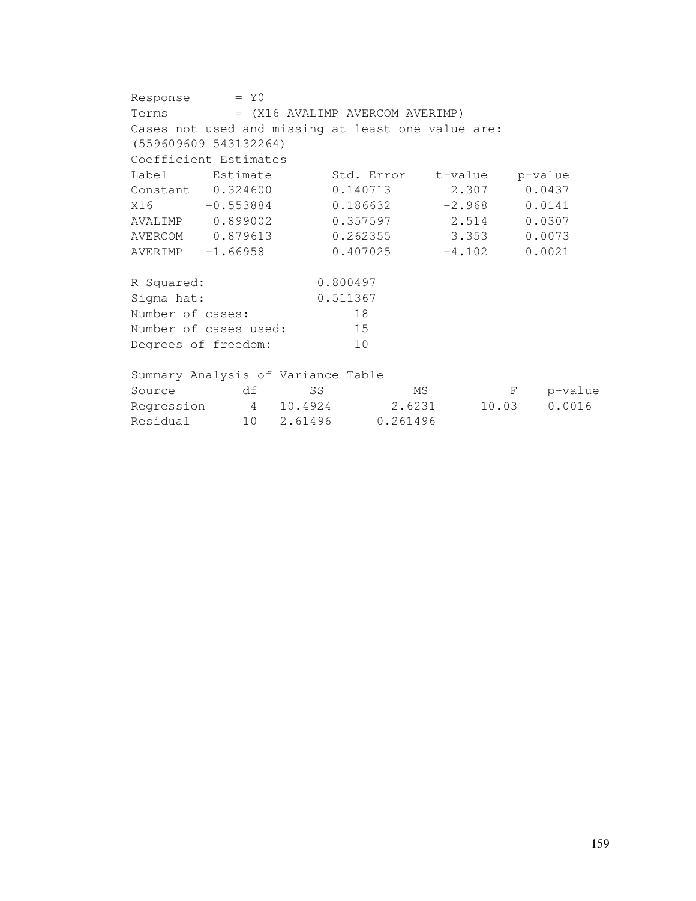```
Response      = Y0
Terms         = (X16 AVALIMP AVERCOM AVERIMP)
Cases not used and missing at least one value are:
(559609609 543132264)
Coefficient Estimates
Label      Estimate        Std. Error    t-value    p-value
Constant   0.324600        0.140713       2.307      0.0437
X16       -0.553884        0.186632      -2.968      0.0141
AVALIMP    0.899002        0.357597       2.514      0.0307
AVERCOM    0.879613        0.262355       3.353      0.0073
AVERIMP   -1.66958         0.407025      -4.102      0.0021

R Squared:              0.800497
Sigma hat:              0.511367
Number of cases:              18
Number of cases used:         15
Degrees of freedom:           10

Summary Analysis of Variance Table
Source         df       SS           MS           F    p-value
Regression      4    10.4924       2.6231       10.03    0.0016
Residual       10    2.61496     0.261496
```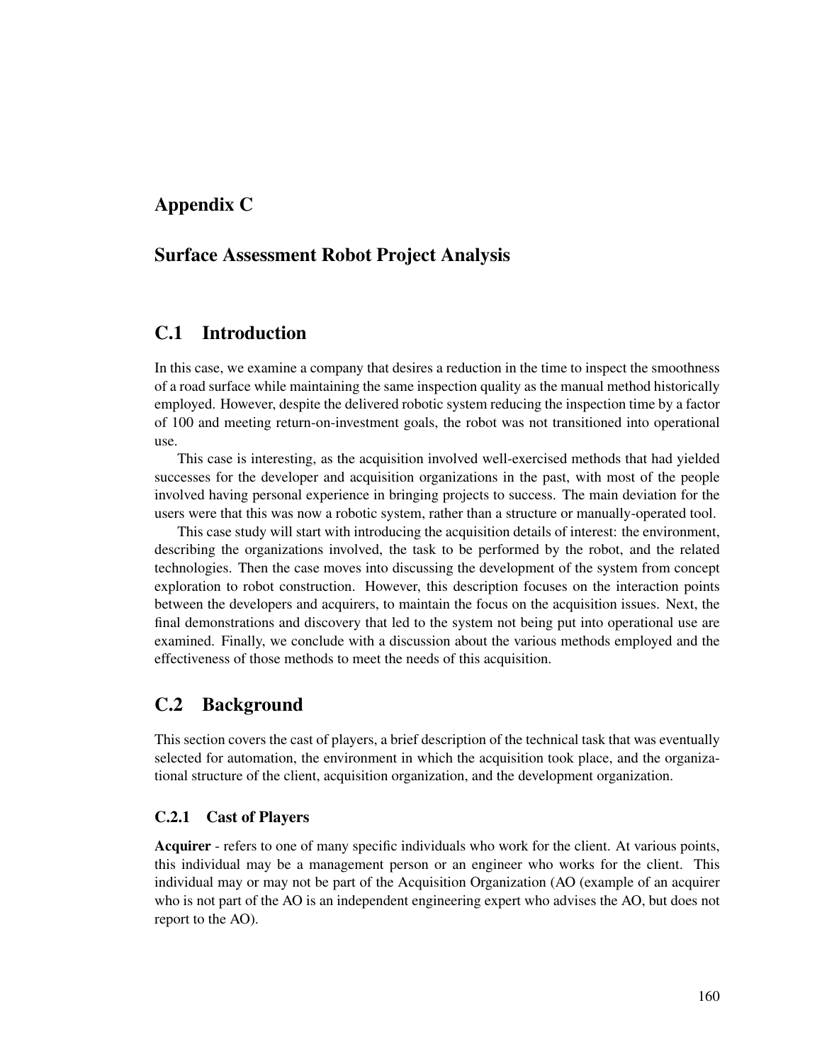# Appendix C

# Surface Assessment Robot Project Analysis

## C.1 Introduction

In this case, we examine a company that desires a reduction in the time to inspect the smoothness of a road surface while maintaining the same inspection quality as the manual method historically employed. However, despite the delivered robotic system reducing the inspection time by a factor of 100 and meeting return-on-investment goals, the robot was not transitioned into operational use.

This case is interesting, as the acquisition involved well-exercised methods that had yielded successes for the developer and acquisition organizations in the past, with most of the people involved having personal experience in bringing projects to success. The main deviation for the users were that this was now a robotic system, rather than a structure or manually-operated tool.

This case study will start with introducing the acquisition details of interest: the environment, describing the organizations involved, the task to be performed by the robot, and the related technologies. Then the case moves into discussing the development of the system from concept exploration to robot construction. However, this description focuses on the interaction points between the developers and acquirers, to maintain the focus on the acquisition issues. Next, the final demonstrations and discovery that led to the system not being put into operational use are examined. Finally, we conclude with a discussion about the various methods employed and the effectiveness of those methods to meet the needs of this acquisition.

## C.2 Background

This section covers the cast of players, a brief description of the technical task that was eventually selected for automation, the environment in which the acquisition took place, and the organizational structure of the client, acquisition organization, and the development organization.

### C.2.1 Cast of Players

**Acquirer** - refers to one of many specific individuals who work for the client. At various points, this individual may be a management person or an engineer who works for the client. This individual may or may not be part of the Acquisition Organization (AO (example of an acquirer who is not part of the AO is an independent engineering expert who advises the AO, but does not report to the AO).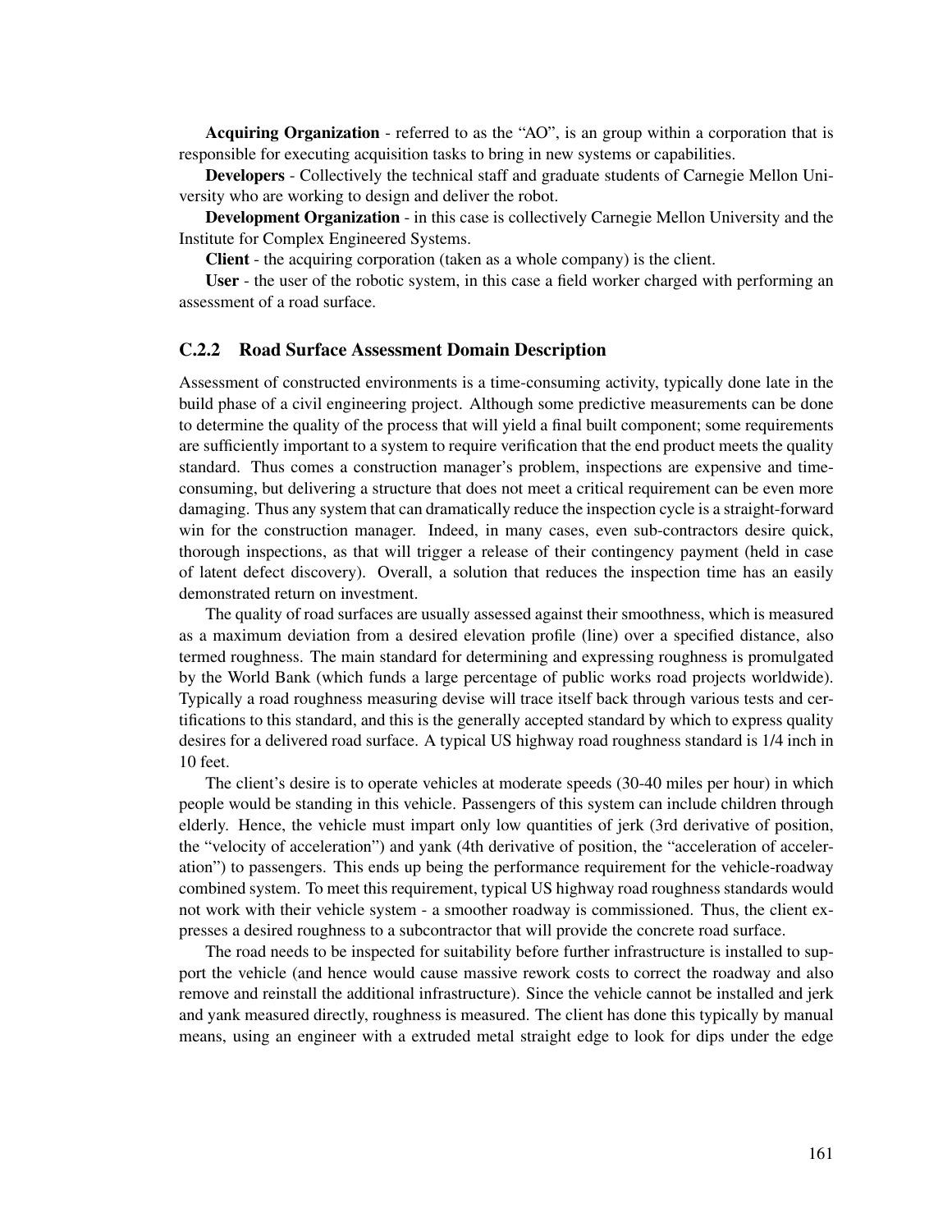**Acquiring Organization** - referred to as the "AO", is an group within a corporation that is responsible for executing acquisition tasks to bring in new systems or capabilities.

**Developers** - Collectively the technical staff and graduate students of Carnegie Mellon University who are working to design and deliver the robot.

**Development Organization** - in this case is collectively Carnegie Mellon University and the Institute for Complex Engineered Systems.

**Client** - the acquiring corporation (taken as a whole company) is the client.

**User** - the user of the robotic system, in this case a field worker charged with performing an assessment of a road surface.

### C.2.2 Road Surface Assessment Domain Description

Assessment of constructed environments is a time-consuming activity, typically done late in the build phase of a civil engineering project. Although some predictive measurements can be done to determine the quality of the process that will yield a final built component; some requirements are sufficiently important to a system to require verification that the end product meets the quality standard. Thus comes a construction manager's problem, inspections are expensive and time-consuming, but delivering a structure that does not meet a critical requirement can be even more damaging. Thus any system that can dramatically reduce the inspection cycle is a straight-forward win for the construction manager. Indeed, in many cases, even sub-contractors desire quick, thorough inspections, as that will trigger a release of their contingency payment (held in case of latent defect discovery). Overall, a solution that reduces the inspection time has an easily demonstrated return on investment.

The quality of road surfaces are usually assessed against their smoothness, which is measured as a maximum deviation from a desired elevation profile (line) over a specified distance, also termed roughness. The main standard for determining and expressing roughness is promulgated by the World Bank (which funds a large percentage of public works road projects worldwide). Typically a road roughness measuring devise will trace itself back through various tests and certifications to this standard, and this is the generally accepted standard by which to express quality desires for a delivered road surface. A typical US highway road roughness standard is 1/4 inch in 10 feet.

The client's desire is to operate vehicles at moderate speeds (30-40 miles per hour) in which people would be standing in this vehicle. Passengers of this system can include children through elderly. Hence, the vehicle must impart only low quantities of jerk (3rd derivative of position, the "velocity of acceleration") and yank (4th derivative of position, the "acceleration of acceleration") to passengers. This ends up being the performance requirement for the vehicle-roadway combined system. To meet this requirement, typical US highway road roughness standards would not work with their vehicle system - a smoother roadway is commissioned. Thus, the client expresses a desired roughness to a subcontractor that will provide the concrete road surface.

The road needs to be inspected for suitability before further infrastructure is installed to support the vehicle (and hence would cause massive rework costs to correct the roadway and also remove and reinstall the additional infrastructure). Since the vehicle cannot be installed and jerk and yank measured directly, roughness is measured. The client has done this typically by manual means, using an engineer with a extruded metal straight edge to look for dips under the edge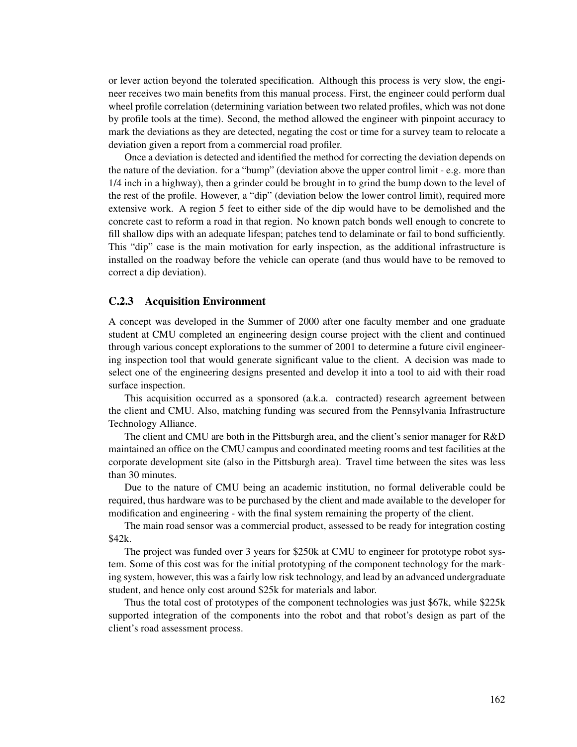or lever action beyond the tolerated specification. Although this process is very slow, the engineer receives two main benefits from this manual process. First, the engineer could perform dual wheel profile correlation (determining variation between two related profiles, which was not done by profile tools at the time). Second, the method allowed the engineer with pinpoint accuracy to mark the deviations as they are detected, negating the cost or time for a survey team to relocate a deviation given a report from a commercial road profiler.

Once a deviation is detected and identified the method for correcting the deviation depends on the nature of the deviation. for a "bump" (deviation above the upper control limit - e.g. more than 1/4 inch in a highway), then a grinder could be brought in to grind the bump down to the level of the rest of the profile. However, a "dip" (deviation below the lower control limit), required more extensive work. A region 5 feet to either side of the dip would have to be demolished and the concrete cast to reform a road in that region. No known patch bonds well enough to concrete to fill shallow dips with an adequate lifespan; patches tend to delaminate or fail to bond sufficiently. This "dip" case is the main motivation for early inspection, as the additional infrastructure is installed on the roadway before the vehicle can operate (and thus would have to be removed to correct a dip deviation).

### C.2.3 Acquisition Environment

A concept was developed in the Summer of 2000 after one faculty member and one graduate student at CMU completed an engineering design course project with the client and continued through various concept explorations to the summer of 2001 to determine a future civil engineering inspection tool that would generate significant value to the client. A decision was made to select one of the engineering designs presented and develop it into a tool to aid with their road surface inspection.

This acquisition occurred as a sponsored (a.k.a. contracted) research agreement between the client and CMU. Also, matching funding was secured from the Pennsylvania Infrastructure Technology Alliance.

The client and CMU are both in the Pittsburgh area, and the client's senior manager for R&D maintained an office on the CMU campus and coordinated meeting rooms and test facilities at the corporate development site (also in the Pittsburgh area). Travel time between the sites was less than 30 minutes.

Due to the nature of CMU being an academic institution, no formal deliverable could be required, thus hardware was to be purchased by the client and made available to the developer for modification and engineering - with the final system remaining the property of the client.

The main road sensor was a commercial product, assessed to be ready for integration costing $42k.

The project was funded over 3 years for $250k at CMU to engineer for prototype robot system. Some of this cost was for the initial prototyping of the component technology for the marking system, however, this was a fairly low risk technology, and lead by an advanced undergraduate student, and hence only cost around $25k for materials and labor.

Thus the total cost of prototypes of the component technologies was just $67k, while $225k supported integration of the components into the robot and that robot's design as part of the client's road assessment process.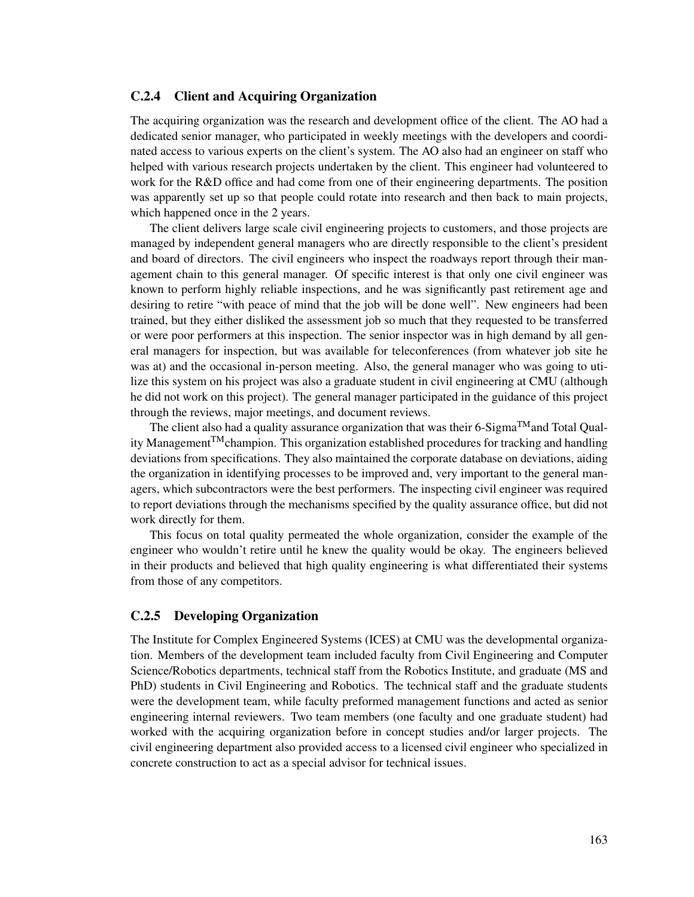### C.2.4 Client and Acquiring Organization

The acquiring organization was the research and development office of the client. The AO had a dedicated senior manager, who participated in weekly meetings with the developers and coordinated access to various experts on the client's system. The AO also had an engineer on staff who helped with various research projects undertaken by the client. This engineer had volunteered to work for the R&D office and had come from one of their engineering departments. The position was apparently set up so that people could rotate into research and then back to main projects, which happened once in the 2 years.

The client delivers large scale civil engineering projects to customers, and those projects are managed by independent general managers who are directly responsible to the client's president and board of directors. The civil engineers who inspect the roadways report through their management chain to this general manager. Of specific interest is that only one civil engineer was known to perform highly reliable inspections, and he was significantly past retirement age and desiring to retire "with peace of mind that the job will be done well". New engineers had been trained, but they either disliked the assessment job so much that they requested to be transferred or were poor performers at this inspection. The senior inspector was in high demand by all general managers for inspection, but was available for teleconferences (from whatever job site he was at) and the occasional in-person meeting. Also, the general manager who was going to utilize this system on his project was also a graduate student in civil engineering at CMU (although he did not work on this project). The general manager participated in the guidance of this project through the reviews, major meetings, and document reviews.

The client also had a quality assurance organization that was their 6-Sigma™ and Total Quality Management™ champion. This organization established procedures for tracking and handling deviations from specifications. They also maintained the corporate database on deviations, aiding the organization in identifying processes to be improved and, very important to the general managers, which subcontractors were the best performers. The inspecting civil engineer was required to report deviations through the mechanisms specified by the quality assurance office, but did not work directly for them.

This focus on total quality permeated the whole organization, consider the example of the engineer who wouldn't retire until he knew the quality would be okay. The engineers believed in their products and believed that high quality engineering is what differentiated their systems from those of any competitors.

### C.2.5 Developing Organization

The Institute for Complex Engineered Systems (ICES) at CMU was the developmental organization. Members of the development team included faculty from Civil Engineering and Computer Science/Robotics departments, technical staff from the Robotics Institute, and graduate (MS and PhD) students in Civil Engineering and Robotics. The technical staff and the graduate students were the development team, while faculty preformed management functions and acted as senior engineering internal reviewers. Two team members (one faculty and one graduate student) had worked with the acquiring organization before in concept studies and/or larger projects. The civil engineering department also provided access to a licensed civil engineer who specialized in concrete construction to act as a special advisor for technical issues.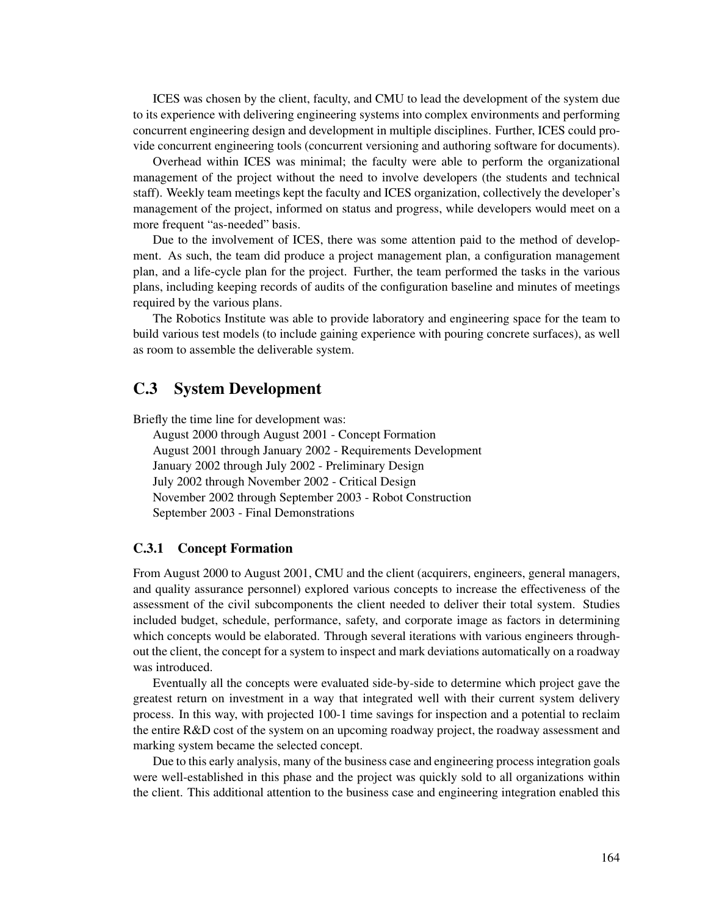ICES was chosen by the client, faculty, and CMU to lead the development of the system due to its experience with delivering engineering systems into complex environments and performing concurrent engineering design and development in multiple disciplines. Further, ICES could provide concurrent engineering tools (concurrent versioning and authoring software for documents).

Overhead within ICES was minimal; the faculty were able to perform the organizational management of the project without the need to involve developers (the students and technical staff). Weekly team meetings kept the faculty and ICES organization, collectively the developer's management of the project, informed on status and progress, while developers would meet on a more frequent "as-needed" basis.

Due to the involvement of ICES, there was some attention paid to the method of development. As such, the team did produce a project management plan, a configuration management plan, and a life-cycle plan for the project. Further, the team performed the tasks in the various plans, including keeping records of audits of the configuration baseline and minutes of meetings required by the various plans.

The Robotics Institute was able to provide laboratory and engineering space for the team to build various test models (to include gaining experience with pouring concrete surfaces), as well as room to assemble the deliverable system.

## C.3 System Development

Briefly the time line for development was:

August 2000 through August 2001 - Concept Formation  
August 2001 through January 2002 - Requirements Development  
January 2002 through July 2002 - Preliminary Design  
July 2002 through November 2002 - Critical Design  
November 2002 through September 2003 - Robot Construction  
September 2003 - Final Demonstrations

### C.3.1 Concept Formation

From August 2000 to August 2001, CMU and the client (acquirers, engineers, general managers, and quality assurance personnel) explored various concepts to increase the effectiveness of the assessment of the civil subcomponents the client needed to deliver their total system. Studies included budget, schedule, performance, safety, and corporate image as factors in determining which concepts would be elaborated. Through several iterations with various engineers throughout the client, the concept for a system to inspect and mark deviations automatically on a roadway was introduced.

Eventually all the concepts were evaluated side-by-side to determine which project gave the greatest return on investment in a way that integrated well with their current system delivery process. In this way, with projected 100-1 time savings for inspection and a potential to reclaim the entire R&D cost of the system on an upcoming roadway project, the roadway assessment and marking system became the selected concept.

Due to this early analysis, many of the business case and engineering process integration goals were well-established in this phase and the project was quickly sold to all organizations within the client. This additional attention to the business case and engineering integration enabled this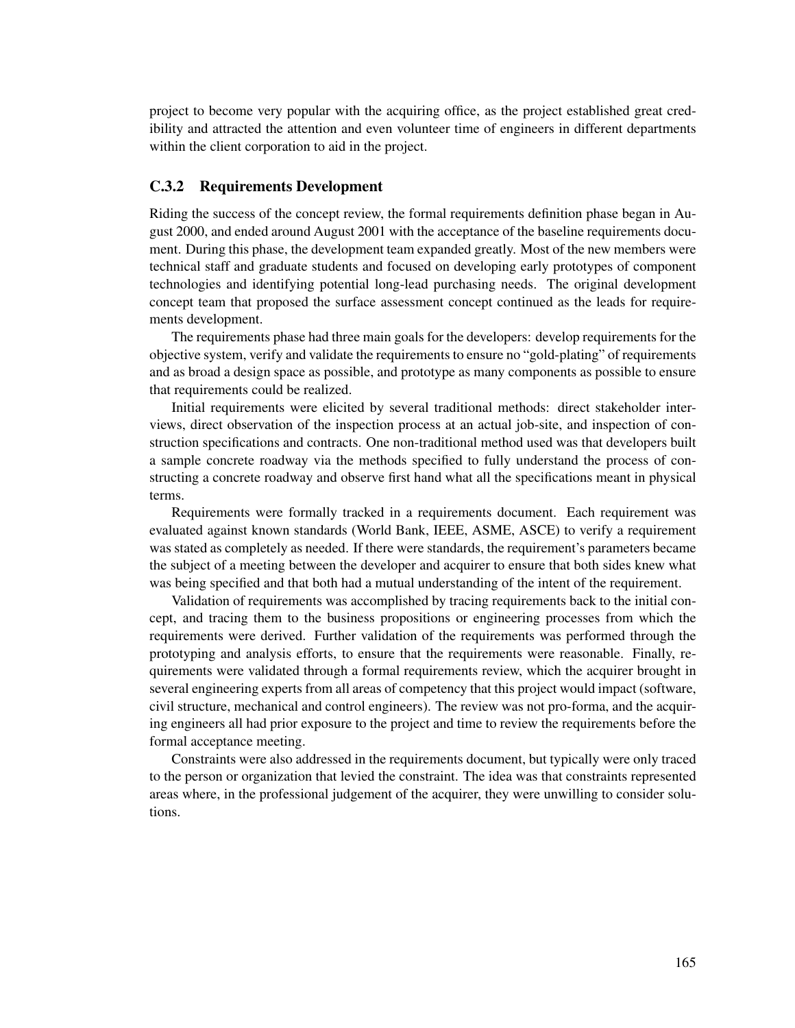project to become very popular with the acquiring office, as the project established great credibility and attracted the attention and even volunteer time of engineers in different departments within the client corporation to aid in the project.

### C.3.2 Requirements Development

Riding the success of the concept review, the formal requirements definition phase began in August 2000, and ended around August 2001 with the acceptance of the baseline requirements document. During this phase, the development team expanded greatly. Most of the new members were technical staff and graduate students and focused on developing early prototypes of component technologies and identifying potential long-lead purchasing needs. The original development concept team that proposed the surface assessment concept continued as the leads for requirements development.

The requirements phase had three main goals for the developers: develop requirements for the objective system, verify and validate the requirements to ensure no "gold-plating" of requirements and as broad a design space as possible, and prototype as many components as possible to ensure that requirements could be realized.

Initial requirements were elicited by several traditional methods: direct stakeholder interviews, direct observation of the inspection process at an actual job-site, and inspection of construction specifications and contracts. One non-traditional method used was that developers built a sample concrete roadway via the methods specified to fully understand the process of constructing a concrete roadway and observe first hand what all the specifications meant in physical terms.

Requirements were formally tracked in a requirements document. Each requirement was evaluated against known standards (World Bank, IEEE, ASME, ASCE) to verify a requirement was stated as completely as needed. If there were standards, the requirement's parameters became the subject of a meeting between the developer and acquirer to ensure that both sides knew what was being specified and that both had a mutual understanding of the intent of the requirement.

Validation of requirements was accomplished by tracing requirements back to the initial concept, and tracing them to the business propositions or engineering processes from which the requirements were derived. Further validation of the requirements was performed through the prototyping and analysis efforts, to ensure that the requirements were reasonable. Finally, requirements were validated through a formal requirements review, which the acquirer brought in several engineering experts from all areas of competency that this project would impact (software, civil structure, mechanical and control engineers). The review was not pro-forma, and the acquiring engineers all had prior exposure to the project and time to review the requirements before the formal acceptance meeting.

Constraints were also addressed in the requirements document, but typically were only traced to the person or organization that levied the constraint. The idea was that constraints represented areas where, in the professional judgement of the acquirer, they were unwilling to consider solutions.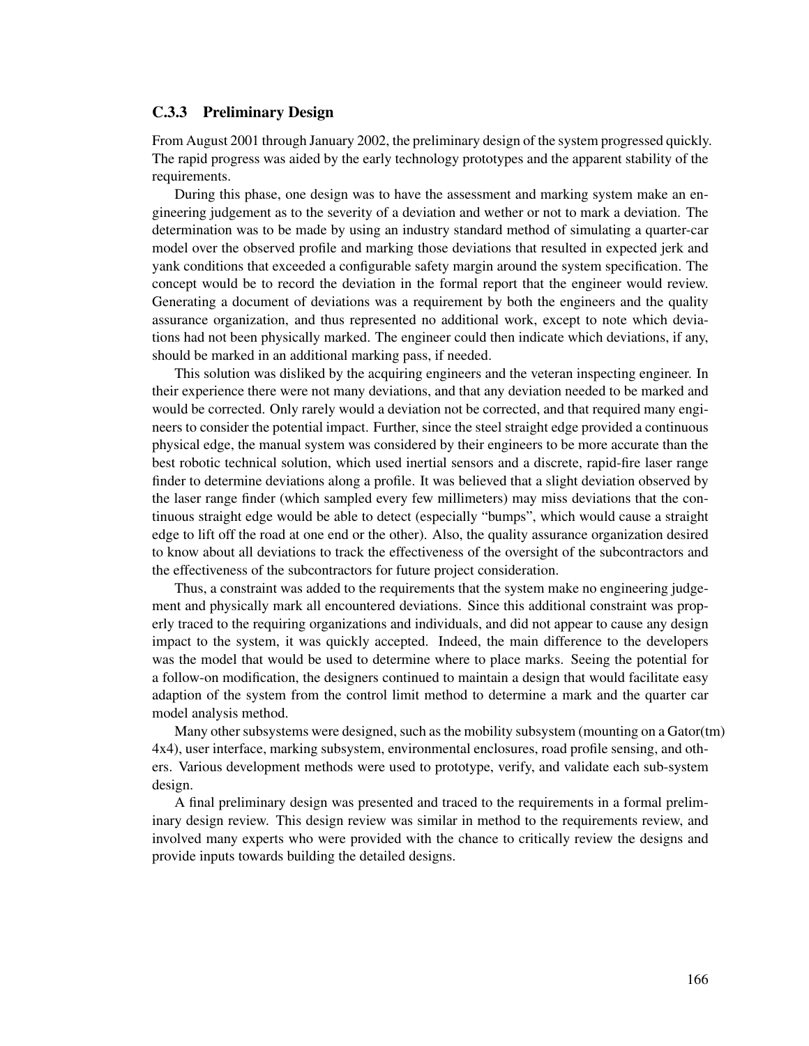### C.3.3 Preliminary Design

From August 2001 through January 2002, the preliminary design of the system progressed quickly. The rapid progress was aided by the early technology prototypes and the apparent stability of the requirements.

During this phase, one design was to have the assessment and marking system make an engineering judgement as to the severity of a deviation and wether or not to mark a deviation. The determination was to be made by using an industry standard method of simulating a quarter-car model over the observed profile and marking those deviations that resulted in expected jerk and yank conditions that exceeded a configurable safety margin around the system specification. The concept would be to record the deviation in the formal report that the engineer would review. Generating a document of deviations was a requirement by both the engineers and the quality assurance organization, and thus represented no additional work, except to note which deviations had not been physically marked. The engineer could then indicate which deviations, if any, should be marked in an additional marking pass, if needed.

This solution was disliked by the acquiring engineers and the veteran inspecting engineer. In their experience there were not many deviations, and that any deviation needed to be marked and would be corrected. Only rarely would a deviation not be corrected, and that required many engineers to consider the potential impact. Further, since the steel straight edge provided a continuous physical edge, the manual system was considered by their engineers to be more accurate than the best robotic technical solution, which used inertial sensors and a discrete, rapid-fire laser range finder to determine deviations along a profile. It was believed that a slight deviation observed by the laser range finder (which sampled every few millimeters) may miss deviations that the continuous straight edge would be able to detect (especially "bumps", which would cause a straight edge to lift off the road at one end or the other). Also, the quality assurance organization desired to know about all deviations to track the effectiveness of the oversight of the subcontractors and the effectiveness of the subcontractors for future project consideration.

Thus, a constraint was added to the requirements that the system make no engineering judgement and physically mark all encountered deviations. Since this additional constraint was properly traced to the requiring organizations and individuals, and did not appear to cause any design impact to the system, it was quickly accepted. Indeed, the main difference to the developers was the model that would be used to determine where to place marks. Seeing the potential for a follow-on modification, the designers continued to maintain a design that would facilitate easy adaption of the system from the control limit method to determine a mark and the quarter car model analysis method.

Many other subsystems were designed, such as the mobility subsystem (mounting on a Gator(tm) 4x4), user interface, marking subsystem, environmental enclosures, road profile sensing, and others. Various development methods were used to prototype, verify, and validate each sub-system design.

A final preliminary design was presented and traced to the requirements in a formal preliminary design review. This design review was similar in method to the requirements review, and involved many experts who were provided with the chance to critically review the designs and provide inputs towards building the detailed designs.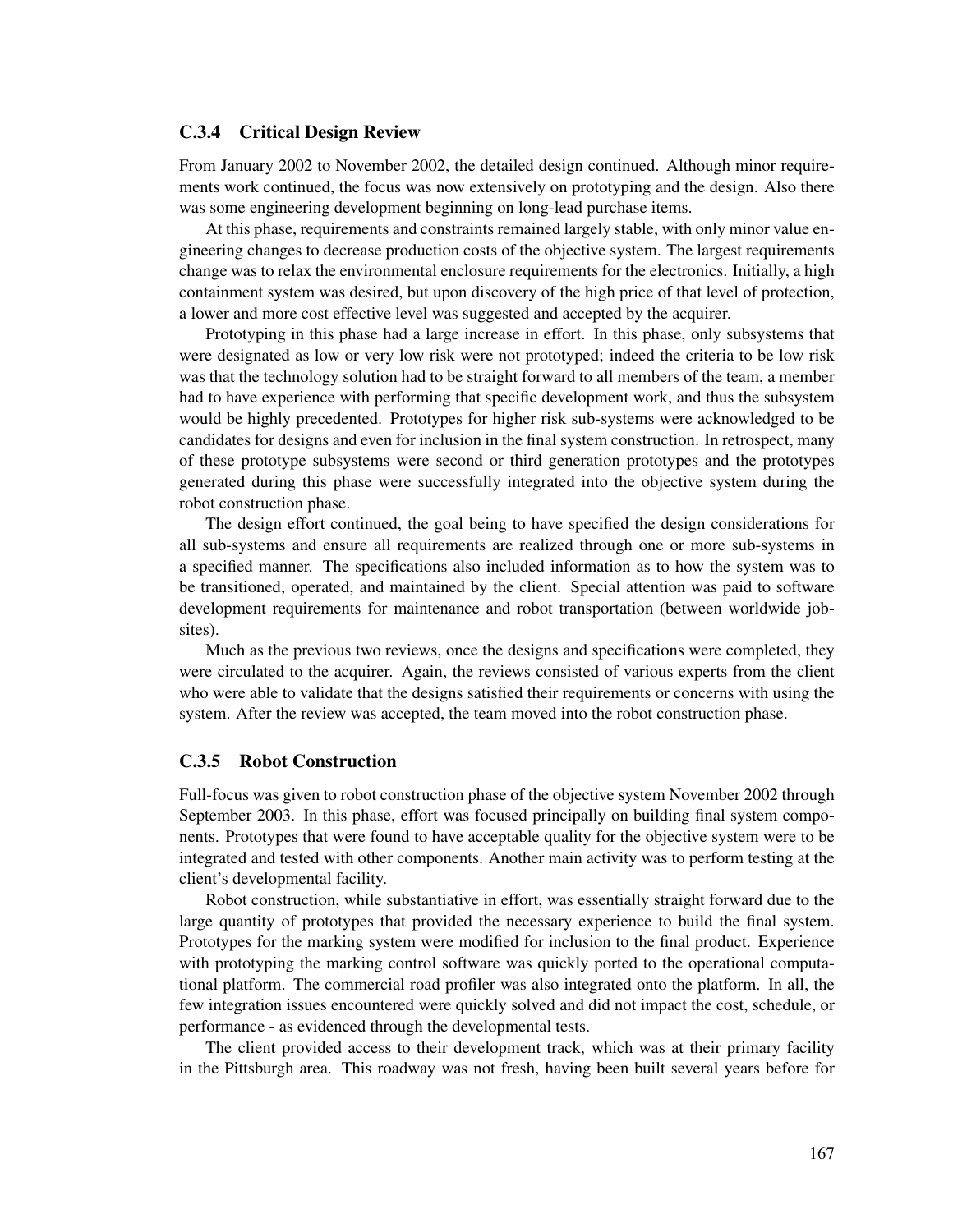### C.3.4 Critical Design Review

From January 2002 to November 2002, the detailed design continued. Although minor requirements work continued, the focus was now extensively on prototyping and the design. Also there was some engineering development beginning on long-lead purchase items.

At this phase, requirements and constraints remained largely stable, with only minor value engineering changes to decrease production costs of the objective system. The largest requirements change was to relax the environmental enclosure requirements for the electronics. Initially, a high containment system was desired, but upon discovery of the high price of that level of protection, a lower and more cost effective level was suggested and accepted by the acquirer.

Prototyping in this phase had a large increase in effort. In this phase, only subsystems that were designated as low or very low risk were not prototyped; indeed the criteria to be low risk was that the technology solution had to be straight forward to all members of the team, a member had to have experience with performing that specific development work, and thus the subsystem would be highly precedented. Prototypes for higher risk sub-systems were acknowledged to be candidates for designs and even for inclusion in the final system construction. In retrospect, many of these prototype subsystems were second or third generation prototypes and the prototypes generated during this phase were successfully integrated into the objective system during the robot construction phase.

The design effort continued, the goal being to have specified the design considerations for all sub-systems and ensure all requirements are realized through one or more sub-systems in a specified manner. The specifications also included information as to how the system was to be transitioned, operated, and maintained by the client. Special attention was paid to software development requirements for maintenance and robot transportation (between worldwide job-sites).

Much as the previous two reviews, once the designs and specifications were completed, they were circulated to the acquirer. Again, the reviews consisted of various experts from the client who were able to validate that the designs satisfied their requirements or concerns with using the system. After the review was accepted, the team moved into the robot construction phase.

### C.3.5 Robot Construction

Full-focus was given to robot construction phase of the objective system November 2002 through September 2003. In this phase, effort was focused principally on building final system components. Prototypes that were found to have acceptable quality for the objective system were to be integrated and tested with other components. Another main activity was to perform testing at the client's developmental facility.

Robot construction, while substantiative in effort, was essentially straight forward due to the large quantity of prototypes that provided the necessary experience to build the final system. Prototypes for the marking system were modified for inclusion to the final product. Experience with prototyping the marking control software was quickly ported to the operational computational platform. The commercial road profiler was also integrated onto the platform. In all, the few integration issues encountered were quickly solved and did not impact the cost, schedule, or performance - as evidenced through the developmental tests.

The client provided access to their development track, which was at their primary facility in the Pittsburgh area. This roadway was not fresh, having been built several years before for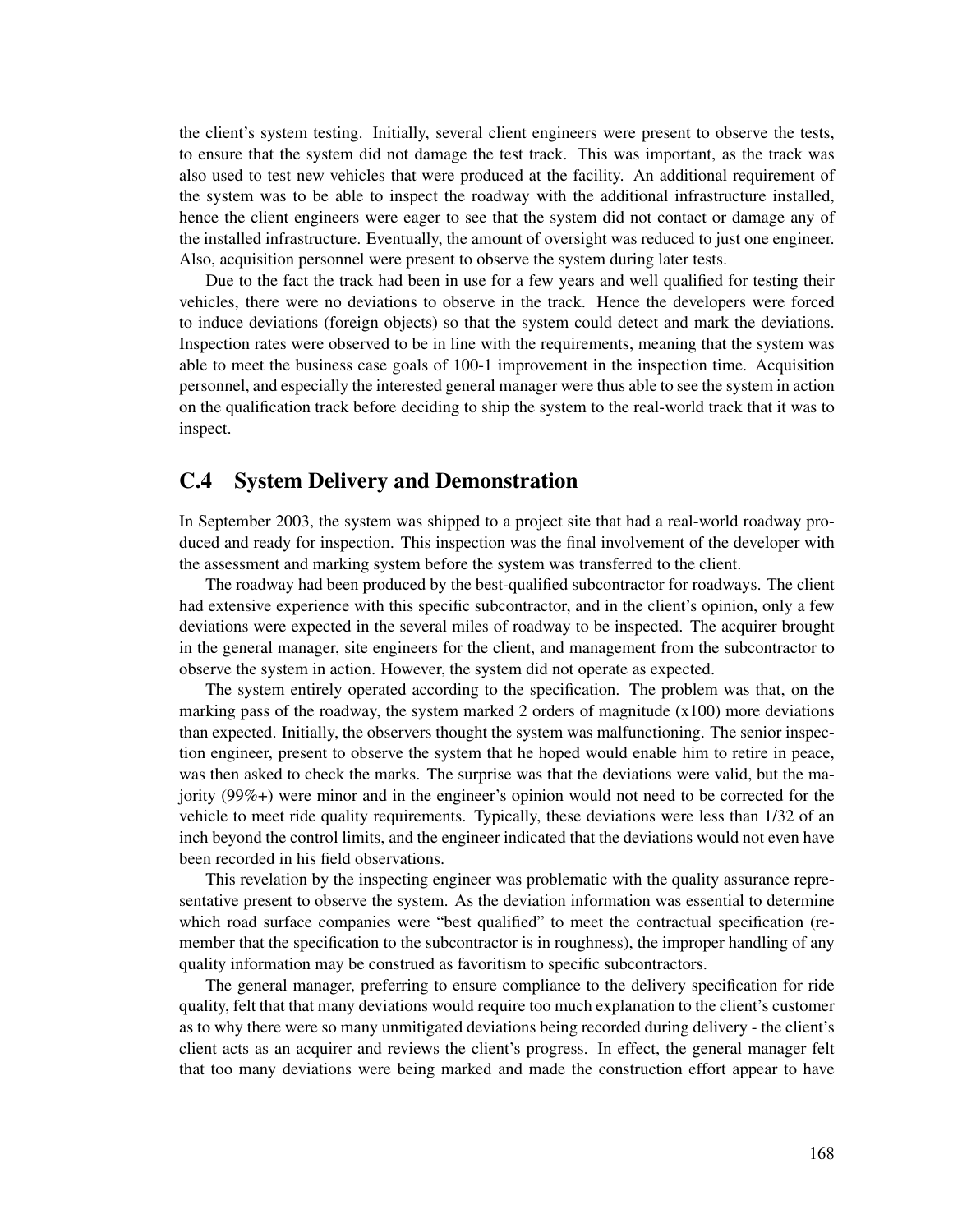the client's system testing. Initially, several client engineers were present to observe the tests, to ensure that the system did not damage the test track. This was important, as the track was also used to test new vehicles that were produced at the facility. An additional requirement of the system was to be able to inspect the roadway with the additional infrastructure installed, hence the client engineers were eager to see that the system did not contact or damage any of the installed infrastructure. Eventually, the amount of oversight was reduced to just one engineer. Also, acquisition personnel were present to observe the system during later tests.

Due to the fact the track had been in use for a few years and well qualified for testing their vehicles, there were no deviations to observe in the track. Hence the developers were forced to induce deviations (foreign objects) so that the system could detect and mark the deviations. Inspection rates were observed to be in line with the requirements, meaning that the system was able to meet the business case goals of 100-1 improvement in the inspection time. Acquisition personnel, and especially the interested general manager were thus able to see the system in action on the qualification track before deciding to ship the system to the real-world track that it was to inspect.

## C.4 System Delivery and Demonstration

In September 2003, the system was shipped to a project site that had a real-world roadway produced and ready for inspection. This inspection was the final involvement of the developer with the assessment and marking system before the system was transferred to the client.

The roadway had been produced by the best-qualified subcontractor for roadways. The client had extensive experience with this specific subcontractor, and in the client's opinion, only a few deviations were expected in the several miles of roadway to be inspected. The acquirer brought in the general manager, site engineers for the client, and management from the subcontractor to observe the system in action. However, the system did not operate as expected.

The system entirely operated according to the specification. The problem was that, on the marking pass of the roadway, the system marked 2 orders of magnitude (x100) more deviations than expected. Initially, the observers thought the system was malfunctioning. The senior inspection engineer, present to observe the system that he hoped would enable him to retire in peace, was then asked to check the marks. The surprise was that the deviations were valid, but the majority (99%+) were minor and in the engineer's opinion would not need to be corrected for the vehicle to meet ride quality requirements. Typically, these deviations were less than 1/32 of an inch beyond the control limits, and the engineer indicated that the deviations would not even have been recorded in his field observations.

This revelation by the inspecting engineer was problematic with the quality assurance representative present to observe the system. As the deviation information was essential to determine which road surface companies were "best qualified" to meet the contractual specification (remember that the specification to the subcontractor is in roughness), the improper handling of any quality information may be construed as favoritism to specific subcontractors.

The general manager, preferring to ensure compliance to the delivery specification for ride quality, felt that that many deviations would require too much explanation to the client's customer as to why there were so many unmitigated deviations being recorded during delivery - the client's client acts as an acquirer and reviews the client's progress. In effect, the general manager felt that too many deviations were being marked and made the construction effort appear to have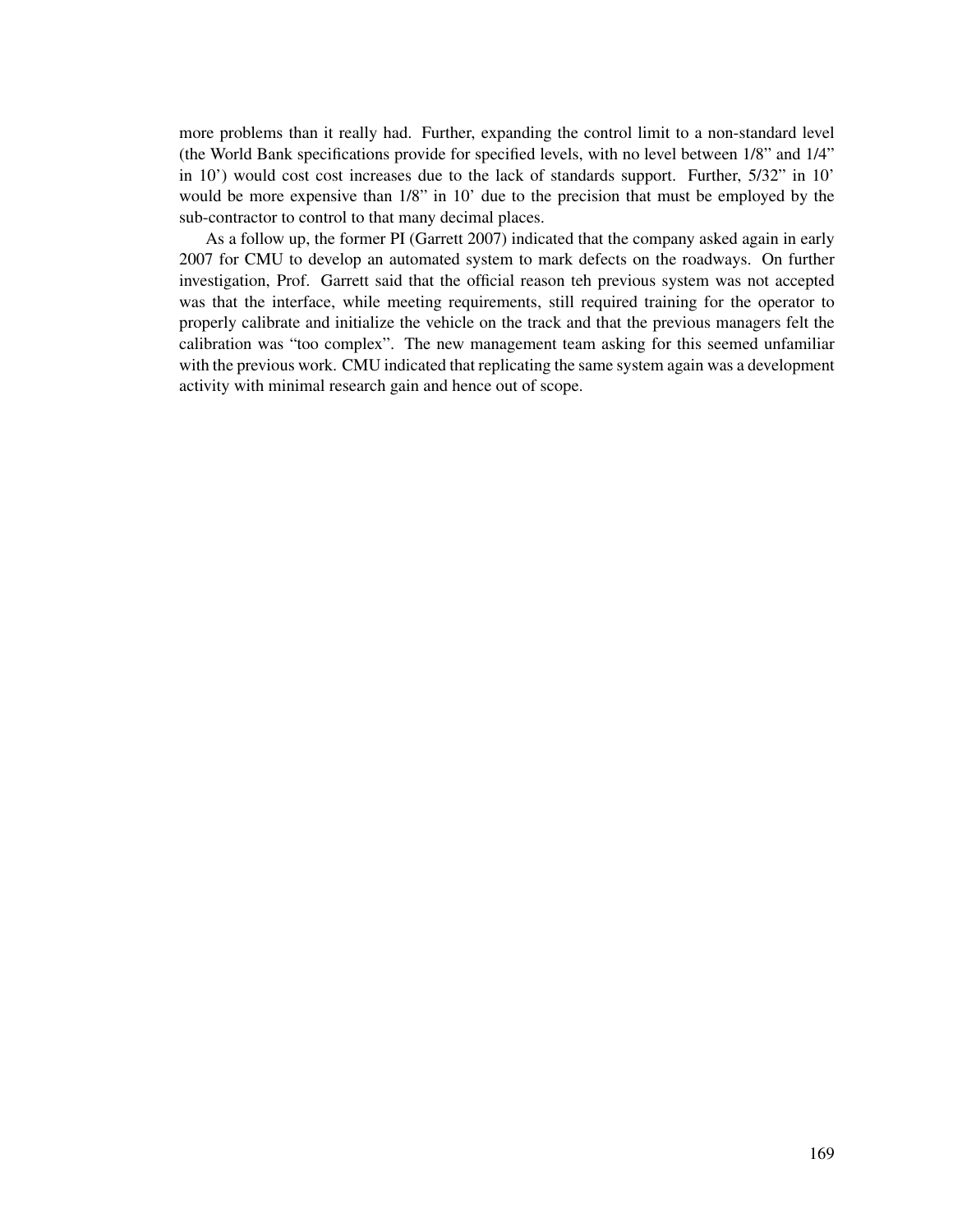more problems than it really had. Further, expanding the control limit to a non-standard level (the World Bank specifications provide for specified levels, with no level between 1/8" and 1/4" in 10') would cost cost increases due to the lack of standards support. Further, 5/32" in 10' would be more expensive than 1/8" in 10' due to the precision that must be employed by the sub-contractor to control to that many decimal places.

As a follow up, the former PI (Garrett 2007) indicated that the company asked again in early 2007 for CMU to develop an automated system to mark defects on the roadways. On further investigation, Prof. Garrett said that the official reason teh previous system was not accepted was that the interface, while meeting requirements, still required training for the operator to properly calibrate and initialize the vehicle on the track and that the previous managers felt the calibration was "too complex". The new management team asking for this seemed unfamiliar with the previous work. CMU indicated that replicating the same system again was a development activity with minimal research gain and hence out of scope.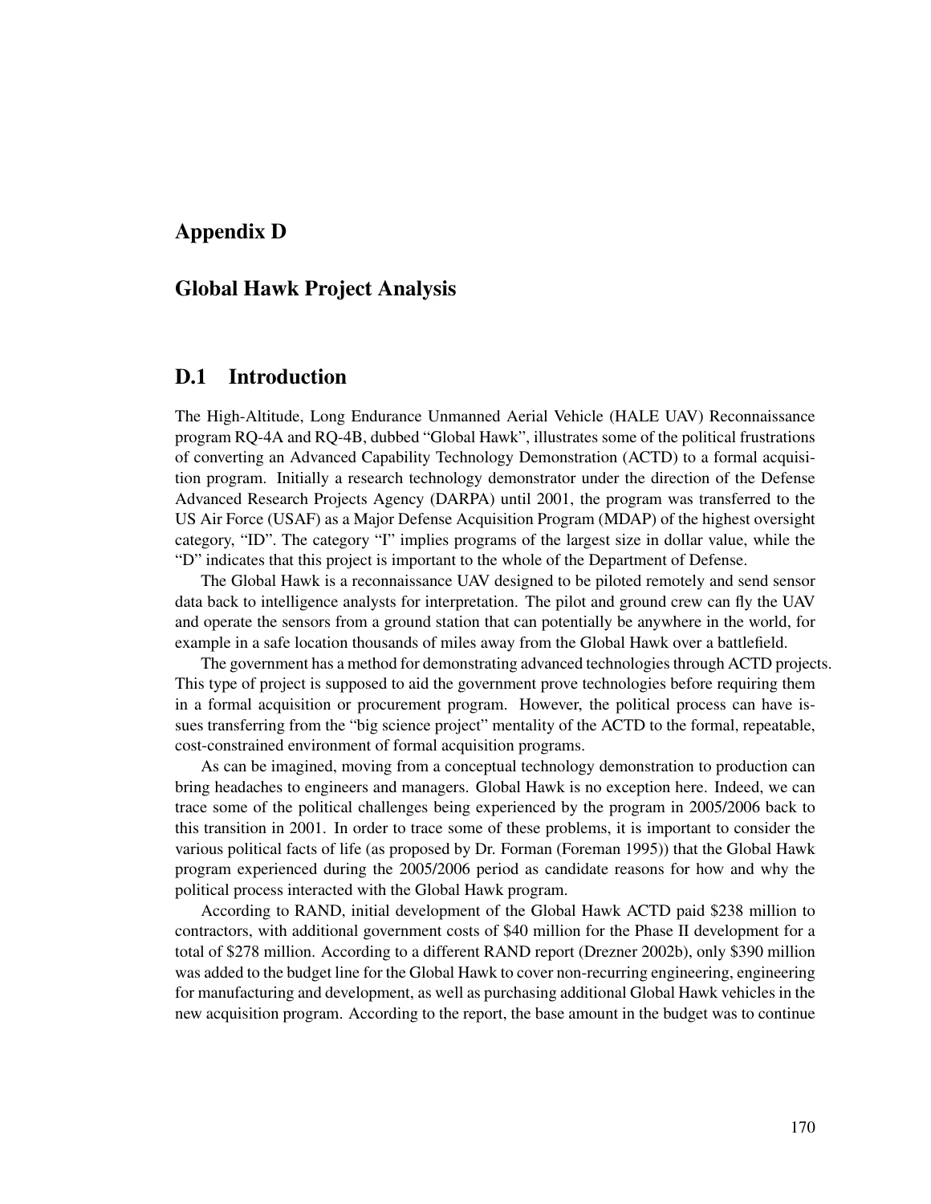# Appendix D

# Global Hawk Project Analysis

## D.1 Introduction

The High-Altitude, Long Endurance Unmanned Aerial Vehicle (HALE UAV) Reconnaissance program RQ-4A and RQ-4B, dubbed "Global Hawk", illustrates some of the political frustrations of converting an Advanced Capability Technology Demonstration (ACTD) to a formal acquisition program. Initially a research technology demonstrator under the direction of the Defense Advanced Research Projects Agency (DARPA) until 2001, the program was transferred to the US Air Force (USAF) as a Major Defense Acquisition Program (MDAP) of the highest oversight category, "ID". The category "I" implies programs of the largest size in dollar value, while the "D" indicates that this project is important to the whole of the Department of Defense.

The Global Hawk is a reconnaissance UAV designed to be piloted remotely and send sensor data back to intelligence analysts for interpretation. The pilot and ground crew can fly the UAV and operate the sensors from a ground station that can potentially be anywhere in the world, for example in a safe location thousands of miles away from the Global Hawk over a battlefield.

The government has a method for demonstrating advanced technologies through ACTD projects. This type of project is supposed to aid the government prove technologies before requiring them in a formal acquisition or procurement program. However, the political process can have issues transferring from the "big science project" mentality of the ACTD to the formal, repeatable, cost-constrained environment of formal acquisition programs.

As can be imagined, moving from a conceptual technology demonstration to production can bring headaches to engineers and managers. Global Hawk is no exception here. Indeed, we can trace some of the political challenges being experienced by the program in 2005/2006 back to this transition in 2001. In order to trace some of these problems, it is important to consider the various political facts of life (as proposed by Dr. Forman (Foreman 1995)) that the Global Hawk program experienced during the 2005/2006 period as candidate reasons for how and why the political process interacted with the Global Hawk program.

According to RAND, initial development of the Global Hawk ACTD paid $238 million to contractors, with additional government costs of $40 million for the Phase II development for a total of $278 million. According to a different RAND report (Drezner 2002b), only $390 million was added to the budget line for the Global Hawk to cover non-recurring engineering, engineering for manufacturing and development, as well as purchasing additional Global Hawk vehicles in the new acquisition program. According to the report, the base amount in the budget was to continue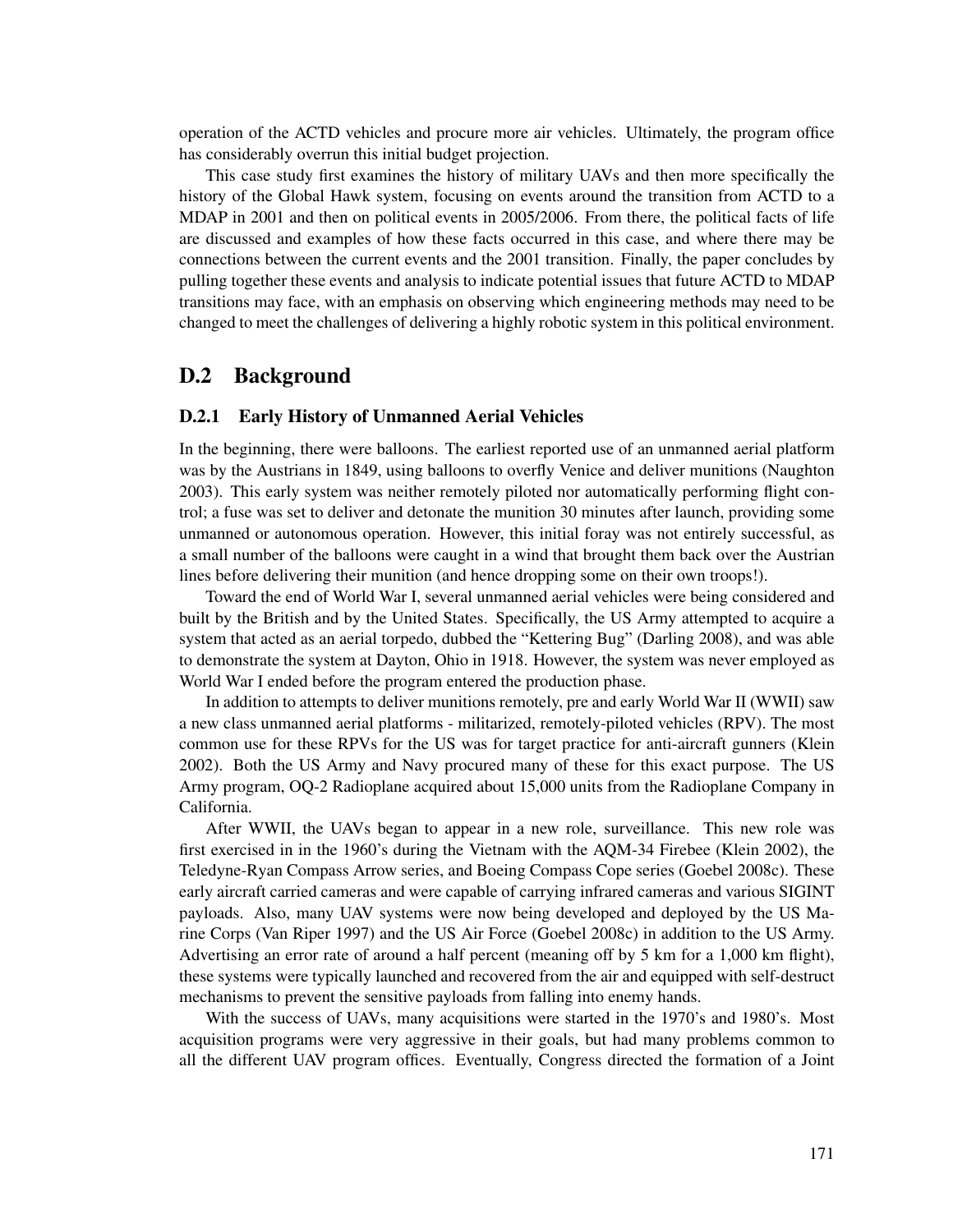operation of the ACTD vehicles and procure more air vehicles. Ultimately, the program office has considerably overrun this initial budget projection.

This case study first examines the history of military UAVs and then more specifically the history of the Global Hawk system, focusing on events around the transition from ACTD to a MDAP in 2001 and then on political events in 2005/2006. From there, the political facts of life are discussed and examples of how these facts occurred in this case, and where there may be connections between the current events and the 2001 transition. Finally, the paper concludes by pulling together these events and analysis to indicate potential issues that future ACTD to MDAP transitions may face, with an emphasis on observing which engineering methods may need to be changed to meet the challenges of delivering a highly robotic system in this political environment.

## D.2 Background

### D.2.1 Early History of Unmanned Aerial Vehicles

In the beginning, there were balloons. The earliest reported use of an unmanned aerial platform was by the Austrians in 1849, using balloons to overfly Venice and deliver munitions (Naughton 2003). This early system was neither remotely piloted nor automatically performing flight control; a fuse was set to deliver and detonate the munition 30 minutes after launch, providing some unmanned or autonomous operation. However, this initial foray was not entirely successful, as a small number of the balloons were caught in a wind that brought them back over the Austrian lines before delivering their munition (and hence dropping some on their own troops!).

Toward the end of World War I, several unmanned aerial vehicles were being considered and built by the British and by the United States. Specifically, the US Army attempted to acquire a system that acted as an aerial torpedo, dubbed the "Kettering Bug" (Darling 2008), and was able to demonstrate the system at Dayton, Ohio in 1918. However, the system was never employed as World War I ended before the program entered the production phase.

In addition to attempts to deliver munitions remotely, pre and early World War II (WWII) saw a new class unmanned aerial platforms - militarized, remotely-piloted vehicles (RPV). The most common use for these RPVs for the US was for target practice for anti-aircraft gunners (Klein 2002). Both the US Army and Navy procured many of these for this exact purpose. The US Army program, OQ-2 Radioplane acquired about 15,000 units from the Radioplane Company in California.

After WWII, the UAVs began to appear in a new role, surveillance. This new role was first exercised in in the 1960's during the Vietnam with the AQM-34 Firebee (Klein 2002), the Teledyne-Ryan Compass Arrow series, and Boeing Compass Cope series (Goebel 2008c). These early aircraft carried cameras and were capable of carrying infrared cameras and various SIGINT payloads. Also, many UAV systems were now being developed and deployed by the US Marine Corps (Van Riper 1997) and the US Air Force (Goebel 2008c) in addition to the US Army. Advertising an error rate of around a half percent (meaning off by 5 km for a 1,000 km flight), these systems were typically launched and recovered from the air and equipped with self-destruct mechanisms to prevent the sensitive payloads from falling into enemy hands.

With the success of UAVs, many acquisitions were started in the 1970's and 1980's. Most acquisition programs were very aggressive in their goals, but had many problems common to all the different UAV program offices. Eventually, Congress directed the formation of a Joint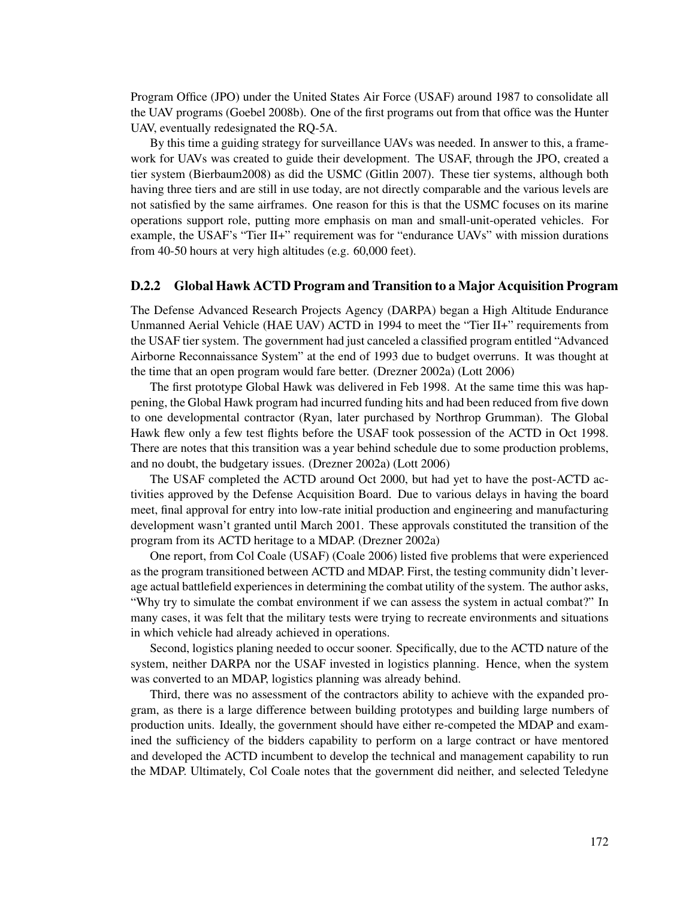Program Office (JPO) under the United States Air Force (USAF) around 1987 to consolidate all the UAV programs (Goebel 2008b). One of the first programs out from that office was the Hunter UAV, eventually redesignated the RQ-5A.

By this time a guiding strategy for surveillance UAVs was needed. In answer to this, a framework for UAVs was created to guide their development. The USAF, through the JPO, created a tier system (Bierbaum2008) as did the USMC (Gitlin 2007). These tier systems, although both having three tiers and are still in use today, are not directly comparable and the various levels are not satisfied by the same airframes. One reason for this is that the USMC focuses on its marine operations support role, putting more emphasis on man and small-unit-operated vehicles. For example, the USAF's "Tier II+" requirement was for "endurance UAVs" with mission durations from 40-50 hours at very high altitudes (e.g. 60,000 feet).

### D.2.2 Global Hawk ACTD Program and Transition to a Major Acquisition Program

The Defense Advanced Research Projects Agency (DARPA) began a High Altitude Endurance Unmanned Aerial Vehicle (HAE UAV) ACTD in 1994 to meet the "Tier II+" requirements from the USAF tier system. The government had just canceled a classified program entitled "Advanced Airborne Reconnaissance System" at the end of 1993 due to budget overruns. It was thought at the time that an open program would fare better. (Drezner 2002a) (Lott 2006)

The first prototype Global Hawk was delivered in Feb 1998. At the same time this was happening, the Global Hawk program had incurred funding hits and had been reduced from five down to one developmental contractor (Ryan, later purchased by Northrop Grumman). The Global Hawk flew only a few test flights before the USAF took possession of the ACTD in Oct 1998. There are notes that this transition was a year behind schedule due to some production problems, and no doubt, the budgetary issues. (Drezner 2002a) (Lott 2006)

The USAF completed the ACTD around Oct 2000, but had yet to have the post-ACTD activities approved by the Defense Acquisition Board. Due to various delays in having the board meet, final approval for entry into low-rate initial production and engineering and manufacturing development wasn't granted until March 2001. These approvals constituted the transition of the program from its ACTD heritage to a MDAP. (Drezner 2002a)

One report, from Col Coale (USAF) (Coale 2006) listed five problems that were experienced as the program transitioned between ACTD and MDAP. First, the testing community didn't leverage actual battlefield experiences in determining the combat utility of the system. The author asks, "Why try to simulate the combat environment if we can assess the system in actual combat?" In many cases, it was felt that the military tests were trying to recreate environments and situations in which vehicle had already achieved in operations.

Second, logistics planing needed to occur sooner. Specifically, due to the ACTD nature of the system, neither DARPA nor the USAF invested in logistics planning. Hence, when the system was converted to an MDAP, logistics planning was already behind.

Third, there was no assessment of the contractors ability to achieve with the expanded program, as there is a large difference between building prototypes and building large numbers of production units. Ideally, the government should have either re-competed the MDAP and examined the sufficiency of the bidders capability to perform on a large contract or have mentored and developed the ACTD incumbent to develop the technical and management capability to run the MDAP. Ultimately, Col Coale notes that the government did neither, and selected Teledyne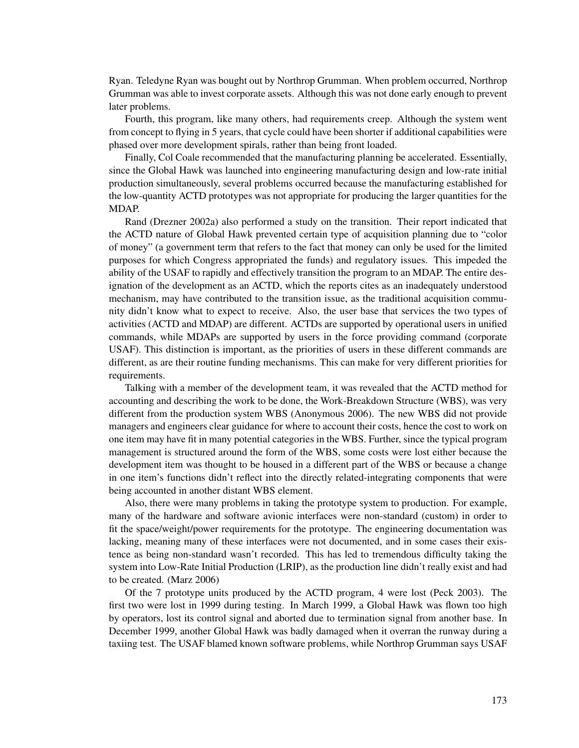Ryan. Teledyne Ryan was bought out by Northrop Grumman. When problem occurred, Northrop Grumman was able to invest corporate assets. Although this was not done early enough to prevent later problems.

Fourth, this program, like many others, had requirements creep. Although the system went from concept to flying in 5 years, that cycle could have been shorter if additional capabilities were phased over more development spirals, rather than being front loaded.

Finally, Col Coale recommended that the manufacturing planning be accelerated. Essentially, since the Global Hawk was launched into engineering manufacturing design and low-rate initial production simultaneously, several problems occurred because the manufacturing established for the low-quantity ACTD prototypes was not appropriate for producing the larger quantities for the MDAP.

Rand (Drezner 2002a) also performed a study on the transition. Their report indicated that the ACTD nature of Global Hawk prevented certain type of acquisition planning due to "color of money" (a government term that refers to the fact that money can only be used for the limited purposes for which Congress appropriated the funds) and regulatory issues. This impeded the ability of the USAF to rapidly and effectively transition the program to an MDAP. The entire designation of the development as an ACTD, which the reports cites as an inadequately understood mechanism, may have contributed to the transition issue, as the traditional acquisition community didn't know what to expect to receive. Also, the user base that services the two types of activities (ACTD and MDAP) are different. ACTDs are supported by operational users in unified commands, while MDAPs are supported by users in the force providing command (corporate USAF). This distinction is important, as the priorities of users in these different commands are different, as are their routine funding mechanisms. This can make for very different priorities for requirements.

Talking with a member of the development team, it was revealed that the ACTD method for accounting and describing the work to be done, the Work-Breakdown Structure (WBS), was very different from the production system WBS (Anonymous 2006). The new WBS did not provide managers and engineers clear guidance for where to account their costs, hence the cost to work on one item may have fit in many potential categories in the WBS. Further, since the typical program management is structured around the form of the WBS, some costs were lost either because the development item was thought to be housed in a different part of the WBS or because a change in one item's functions didn't reflect into the directly related-integrating components that were being accounted in another distant WBS element.

Also, there were many problems in taking the prototype system to production. For example, many of the hardware and software avionic interfaces were non-standard (custom) in order to fit the space/weight/power requirements for the prototype. The engineering documentation was lacking, meaning many of these interfaces were not documented, and in some cases their existence as being non-standard wasn't recorded. This has led to tremendous difficulty taking the system into Low-Rate Initial Production (LRIP), as the production line didn't really exist and had to be created. (Marz 2006)

Of the 7 prototype units produced by the ACTD program, 4 were lost (Peck 2003). The first two were lost in 1999 during testing. In March 1999, a Global Hawk was flown too high by operators, lost its control signal and aborted due to termination signal from another base. In December 1999, another Global Hawk was badly damaged when it overran the runway during a taxiing test. The USAF blamed known software problems, while Northrop Grumman says USAF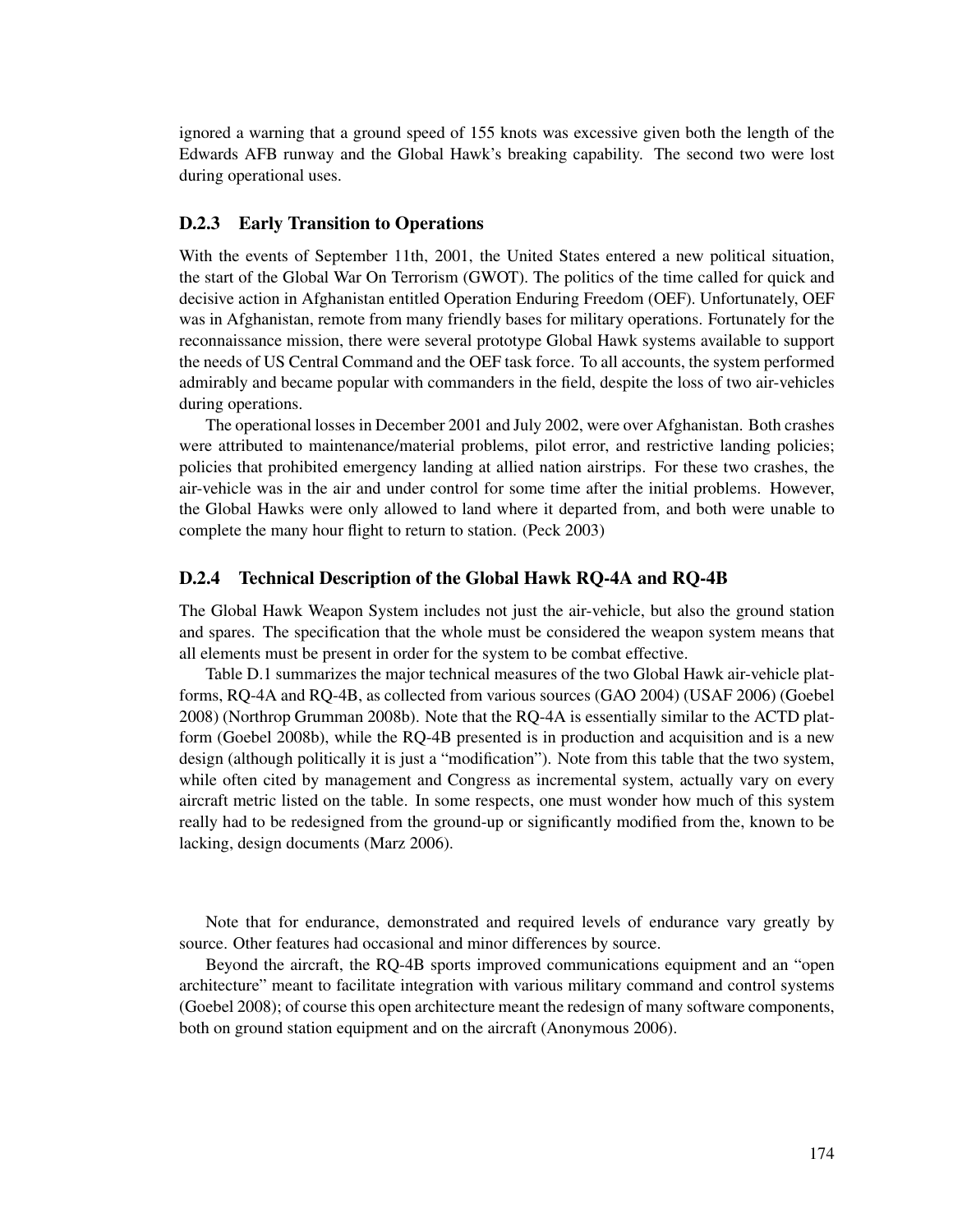ignored a warning that a ground speed of 155 knots was excessive given both the length of the Edwards AFB runway and the Global Hawk's breaking capability. The second two were lost during operational uses.

### D.2.3 Early Transition to Operations

With the events of September 11th, 2001, the United States entered a new political situation, the start of the Global War On Terrorism (GWOT). The politics of the time called for quick and decisive action in Afghanistan entitled Operation Enduring Freedom (OEF). Unfortunately, OEF was in Afghanistan, remote from many friendly bases for military operations. Fortunately for the reconnaissance mission, there were several prototype Global Hawk systems available to support the needs of US Central Command and the OEF task force. To all accounts, the system performed admirably and became popular with commanders in the field, despite the loss of two air-vehicles during operations.

The operational losses in December 2001 and July 2002, were over Afghanistan. Both crashes were attributed to maintenance/material problems, pilot error, and restrictive landing policies; policies that prohibited emergency landing at allied nation airstrips. For these two crashes, the air-vehicle was in the air and under control for some time after the initial problems. However, the Global Hawks were only allowed to land where it departed from, and both were unable to complete the many hour flight to return to station. (Peck 2003)

### D.2.4 Technical Description of the Global Hawk RQ-4A and RQ-4B

The Global Hawk Weapon System includes not just the air-vehicle, but also the ground station and spares. The specification that the whole must be considered the weapon system means that all elements must be present in order for the system to be combat effective.

Table D.1 summarizes the major technical measures of the two Global Hawk air-vehicle platforms, RQ-4A and RQ-4B, as collected from various sources (GAO 2004) (USAF 2006) (Goebel 2008) (Northrop Grumman 2008b). Note that the RQ-4A is essentially similar to the ACTD platform (Goebel 2008b), while the RQ-4B presented is in production and acquisition and is a new design (although politically it is just a "modification"). Note from this table that the two system, while often cited by management and Congress as incremental system, actually vary on every aircraft metric listed on the table. In some respects, one must wonder how much of this system really had to be redesigned from the ground-up or significantly modified from the, known to be lacking, design documents (Marz 2006).

Note that for endurance, demonstrated and required levels of endurance vary greatly by source. Other features had occasional and minor differences by source.

Beyond the aircraft, the RQ-4B sports improved communications equipment and an "open architecture" meant to facilitate integration with various military command and control systems (Goebel 2008); of course this open architecture meant the redesign of many software components, both on ground station equipment and on the aircraft (Anonymous 2006).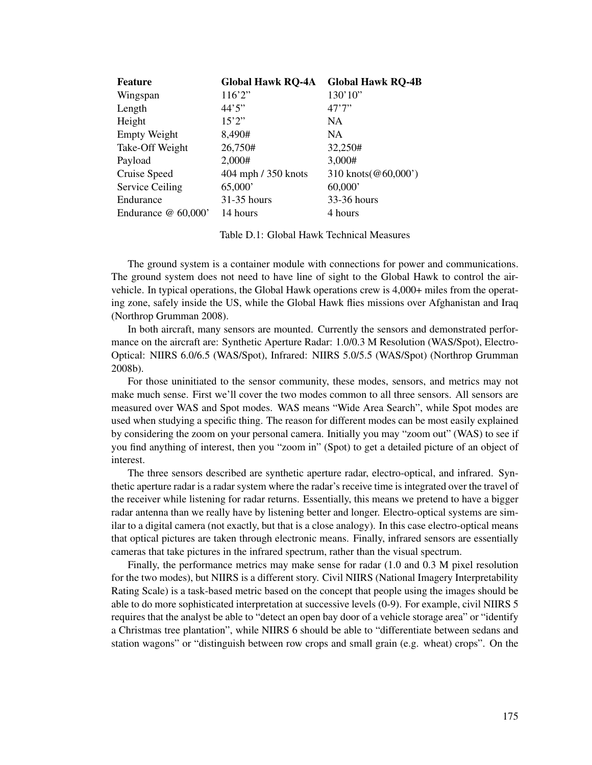| Feature | Global Hawk RQ-4A | Global Hawk RQ-4B |
|---|---|---|
| Wingspan | 116'2" | 130'10" |
| Length | 44'5" | 47'7" |
| Height | 15'2" | NA |
| Empty Weight | 8,490# | NA |
| Take-Off Weight | 26,750# | 32,250# |
| Payload | 2,000# | 3,000# |
| Cruise Speed | 404 mph / 350 knots | 310 knots(@60,000') |
| Service Ceiling | 65,000' | 60,000' |
| Endurance | 31-35 hours | 33-36 hours |
| Endurance @ 60,000' | 14 hours | 4 hours |

Table D.1: Global Hawk Technical Measures

The ground system is a container module with connections for power and communications. The ground system does not need to have line of sight to the Global Hawk to control the air-vehicle. In typical operations, the Global Hawk operations crew is 4,000+ miles from the operating zone, safely inside the US, while the Global Hawk flies missions over Afghanistan and Iraq (Northrop Grumman 2008).

In both aircraft, many sensors are mounted. Currently the sensors and demonstrated performance on the aircraft are: Synthetic Aperture Radar: 1.0/0.3 M Resolution (WAS/Spot), Electro-Optical: NIIRS 6.0/6.5 (WAS/Spot), Infrared: NIIRS 5.0/5.5 (WAS/Spot) (Northrop Grumman 2008b).

For those uninitiated to the sensor community, these modes, sensors, and metrics may not make much sense. First we'll cover the two modes common to all three sensors. All sensors are measured over WAS and Spot modes. WAS means "Wide Area Search", while Spot modes are used when studying a specific thing. The reason for different modes can be most easily explained by considering the zoom on your personal camera. Initially you may "zoom out" (WAS) to see if you find anything of interest, then you "zoom in" (Spot) to get a detailed picture of an object of interest.

The three sensors described are synthetic aperture radar, electro-optical, and infrared. Synthetic aperture radar is a radar system where the radar's receive time is integrated over the travel of the receiver while listening for radar returns. Essentially, this means we pretend to have a bigger radar antenna than we really have by listening better and longer. Electro-optical systems are similar to a digital camera (not exactly, but that is a close analogy). In this case electro-optical means that optical pictures are taken through electronic means. Finally, infrared sensors are essentially cameras that take pictures in the infrared spectrum, rather than the visual spectrum.

Finally, the performance metrics may make sense for radar (1.0 and 0.3 M pixel resolution for the two modes), but NIIRS is a different story. Civil NIIRS (National Imagery Interpretability Rating Scale) is a task-based metric based on the concept that people using the images should be able to do more sophisticated interpretation at successive levels (0-9). For example, civil NIIRS 5 requires that the analyst be able to "detect an open bay door of a vehicle storage area" or "identify a Christmas tree plantation", while NIIRS 6 should be able to "differentiate between sedans and station wagons" or "distinguish between row crops and small grain (e.g. wheat) crops". On the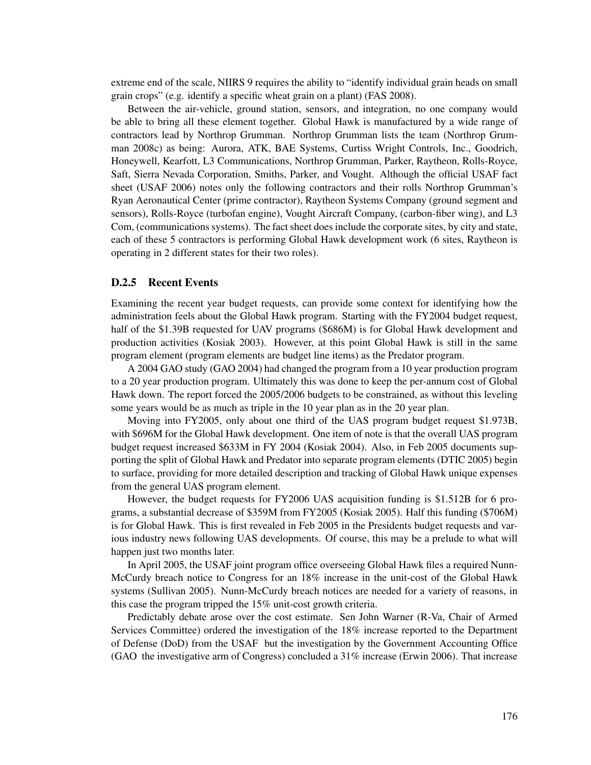extreme end of the scale, NIIRS 9 requires the ability to "identify individual grain heads on small grain crops" (e.g. identify a specific wheat grain on a plant) (FAS 2008).

Between the air-vehicle, ground station, sensors, and integration, no one company would be able to bring all these element together. Global Hawk is manufactured by a wide range of contractors lead by Northrop Grumman. Northrop Grumman lists the team (Northrop Grumman 2008c) as being: Aurora, ATK, BAE Systems, Curtiss Wright Controls, Inc., Goodrich, Honeywell, Kearfott, L3 Communications, Northrop Grumman, Parker, Raytheon, Rolls-Royce, Saft, Sierra Nevada Corporation, Smiths, Parker, and Vought. Although the official USAF fact sheet (USAF 2006) notes only the following contractors and their rolls Northrop Grumman's Ryan Aeronautical Center (prime contractor), Raytheon Systems Company (ground segment and sensors), Rolls-Royce (turbofan engine), Vought Aircraft Company, (carbon-fiber wing), and L3 Com, (communications systems). The fact sheet does include the corporate sites, by city and state, each of these 5 contractors is performing Global Hawk development work (6 sites, Raytheon is operating in 2 different states for their two roles).

### D.2.5 Recent Events

Examining the recent year budget requests, can provide some context for identifying how the administration feels about the Global Hawk program. Starting with the FY2004 budget request, half of the $1.39B requested for UAV programs ($686M) is for Global Hawk development and production activities (Kosiak 2003). However, at this point Global Hawk is still in the same program element (program elements are budget line items) as the Predator program.

A 2004 GAO study (GAO 2004) had changed the program from a 10 year production program to a 20 year production program. Ultimately this was done to keep the per-annum cost of Global Hawk down. The report forced the 2005/2006 budgets to be constrained, as without this leveling some years would be as much as triple in the 10 year plan as in the 20 year plan.

Moving into FY2005, only about one third of the UAS program budget request $1.973B, with $696M for the Global Hawk development. One item of note is that the overall UAS program budget request increased $633M in FY 2004 (Kosiak 2004). Also, in Feb 2005 documents supporting the split of Global Hawk and Predator into separate program elements (DTIC 2005) begin to surface, providing for more detailed description and tracking of Global Hawk unique expenses from the general UAS program element.

However, the budget requests for FY2006 UAS acquisition funding is $1.512B for 6 programs, a substantial decrease of $359M from FY2005 (Kosiak 2005). Half this funding ($706M) is for Global Hawk. This is first revealed in Feb 2005 in the Presidents budget requests and various industry news following UAS developments. Of course, this may be a prelude to what will happen just two months later.

In April 2005, the USAF joint program office overseeing Global Hawk files a required Nunn-McCurdy breach notice to Congress for an 18% increase in the unit-cost of the Global Hawk systems (Sullivan 2005). Nunn-McCurdy breach notices are needed for a variety of reasons, in this case the program tripped the 15% unit-cost growth criteria.

Predictably debate arose over the cost estimate. Sen John Warner (R-Va, Chair of Armed Services Committee) ordered the investigation of the 18% increase reported to the Department of Defense (DoD) from the USAF but the investigation by the Government Accounting Office (GAO the investigative arm of Congress) concluded a 31% increase (Erwin 2006). That increase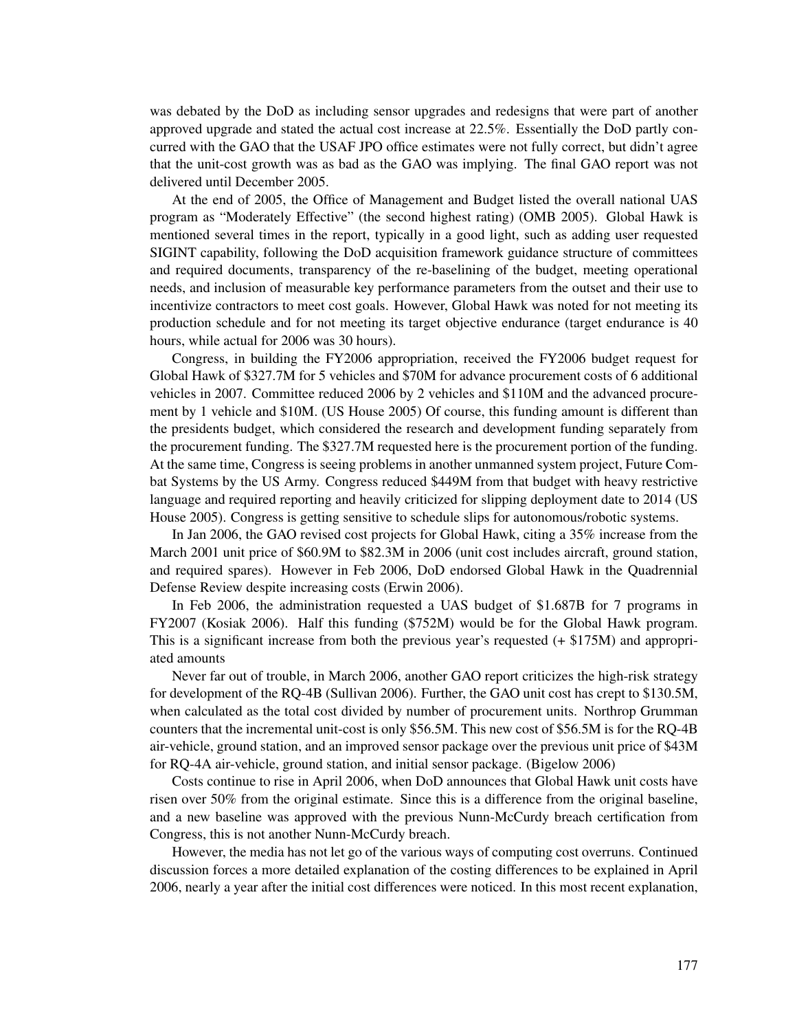was debated by the DoD as including sensor upgrades and redesigns that were part of another approved upgrade and stated the actual cost increase at 22.5%. Essentially the DoD partly concurred with the GAO that the USAF JPO office estimates were not fully correct, but didn't agree that the unit-cost growth was as bad as the GAO was implying. The final GAO report was not delivered until December 2005.

At the end of 2005, the Office of Management and Budget listed the overall national UAS program as "Moderately Effective" (the second highest rating) (OMB 2005). Global Hawk is mentioned several times in the report, typically in a good light, such as adding user requested SIGINT capability, following the DoD acquisition framework guidance structure of committees and required documents, transparency of the re-baselining of the budget, meeting operational needs, and inclusion of measurable key performance parameters from the outset and their use to incentivize contractors to meet cost goals. However, Global Hawk was noted for not meeting its production schedule and for not meeting its target objective endurance (target endurance is 40 hours, while actual for 2006 was 30 hours).

Congress, in building the FY2006 appropriation, received the FY2006 budget request for Global Hawk of $327.7M for 5 vehicles and $70M for advance procurement costs of 6 additional vehicles in 2007. Committee reduced 2006 by 2 vehicles and $110M and the advanced procurement by 1 vehicle and $10M. (US House 2005) Of course, this funding amount is different than the presidents budget, which considered the research and development funding separately from the procurement funding. The $327.7M requested here is the procurement portion of the funding. At the same time, Congress is seeing problems in another unmanned system project, Future Combat Systems by the US Army. Congress reduced $449M from that budget with heavy restrictive language and required reporting and heavily criticized for slipping deployment date to 2014 (US House 2005). Congress is getting sensitive to schedule slips for autonomous/robotic systems.

In Jan 2006, the GAO revised cost projects for Global Hawk, citing a 35% increase from the March 2001 unit price of $60.9M to $82.3M in 2006 (unit cost includes aircraft, ground station, and required spares). However in Feb 2006, DoD endorsed Global Hawk in the Quadrennial Defense Review despite increasing costs (Erwin 2006).

In Feb 2006, the administration requested a UAS budget of $1.687B for 7 programs in FY2007 (Kosiak 2006). Half this funding ($752M) would be for the Global Hawk program. This is a significant increase from both the previous year's requested (+ $175M) and appropriated amounts

Never far out of trouble, in March 2006, another GAO report criticizes the high-risk strategy for development of the RQ-4B (Sullivan 2006). Further, the GAO unit cost has crept to $130.5M, when calculated as the total cost divided by number of procurement units. Northrop Grumman counters that the incremental unit-cost is only $56.5M. This new cost of $56.5M is for the RQ-4B air-vehicle, ground station, and an improved sensor package over the previous unit price of $43M for RQ-4A air-vehicle, ground station, and initial sensor package. (Bigelow 2006)

Costs continue to rise in April 2006, when DoD announces that Global Hawk unit costs have risen over 50% from the original estimate. Since this is a difference from the original baseline, and a new baseline was approved with the previous Nunn-McCurdy breach certification from Congress, this is not another Nunn-McCurdy breach.

However, the media has not let go of the various ways of computing cost overruns. Continued discussion forces a more detailed explanation of the costing differences to be explained in April 2006, nearly a year after the initial cost differences were noticed. In this most recent explanation,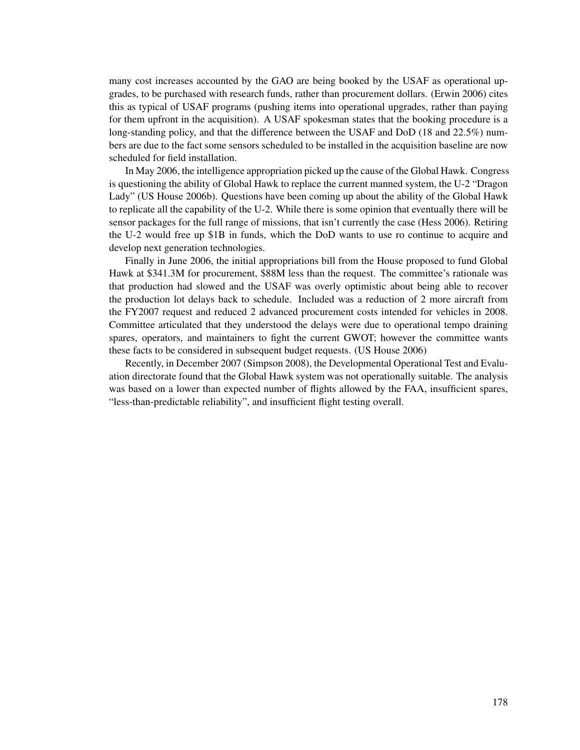many cost increases accounted by the GAO are being booked by the USAF as operational upgrades, to be purchased with research funds, rather than procurement dollars. (Erwin 2006) cites this as typical of USAF programs (pushing items into operational upgrades, rather than paying for them upfront in the acquisition). A USAF spokesman states that the booking procedure is a long-standing policy, and that the difference between the USAF and DoD (18 and 22.5%) numbers are due to the fact some sensors scheduled to be installed in the acquisition baseline are now scheduled for field installation.

In May 2006, the intelligence appropriation picked up the cause of the Global Hawk. Congress is questioning the ability of Global Hawk to replace the current manned system, the U-2 "Dragon Lady" (US House 2006b). Questions have been coming up about the ability of the Global Hawk to replicate all the capability of the U-2. While there is some opinion that eventually there will be sensor packages for the full range of missions, that isn't currently the case (Hess 2006). Retiring the U-2 would free up $1B in funds, which the DoD wants to use ro continue to acquire and develop next generation technologies.

Finally in June 2006, the initial appropriations bill from the House proposed to fund Global Hawk at $341.3M for procurement, $88M less than the request. The committee's rationale was that production had slowed and the USAF was overly optimistic about being able to recover the production lot delays back to schedule. Included was a reduction of 2 more aircraft from the FY2007 request and reduced 2 advanced procurement costs intended for vehicles in 2008. Committee articulated that they understood the delays were due to operational tempo draining spares, operators, and maintainers to fight the current GWOT; however the committee wants these facts to be considered in subsequent budget requests. (US House 2006)

Recently, in December 2007 (Simpson 2008), the Developmental Operational Test and Evaluation directorate found that the Global Hawk system was not operationally suitable. The analysis was based on a lower than expected number of flights allowed by the FAA, insufficient spares, "less-than-predictable reliability", and insufficient flight testing overall.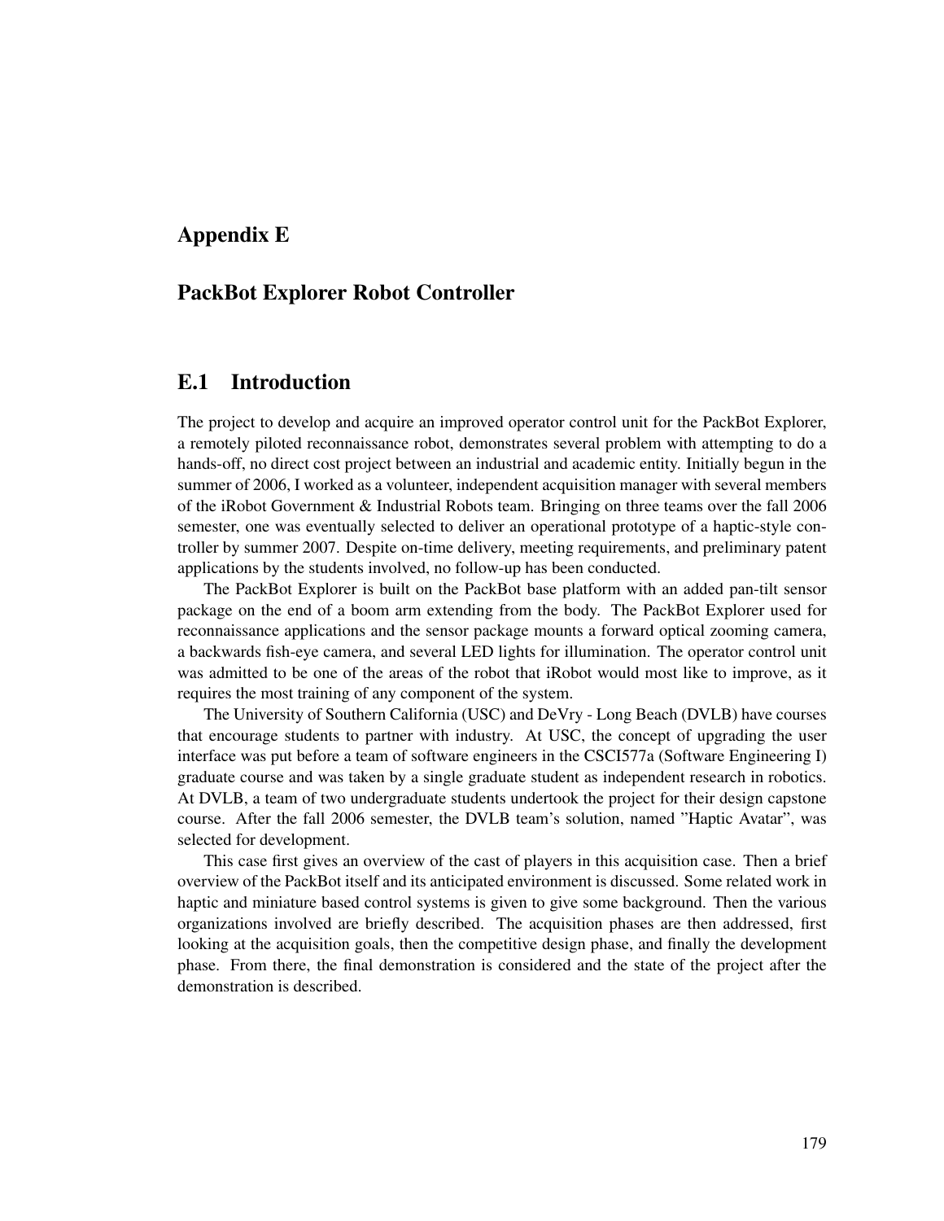# Appendix E

# PackBot Explorer Robot Controller

## E.1 Introduction

The project to develop and acquire an improved operator control unit for the PackBot Explorer, a remotely piloted reconnaissance robot, demonstrates several problem with attempting to do a hands-off, no direct cost project between an industrial and academic entity. Initially begun in the summer of 2006, I worked as a volunteer, independent acquisition manager with several members of the iRobot Government & Industrial Robots team. Bringing on three teams over the fall 2006 semester, one was eventually selected to deliver an operational prototype of a haptic-style controller by summer 2007. Despite on-time delivery, meeting requirements, and preliminary patent applications by the students involved, no follow-up has been conducted.

The PackBot Explorer is built on the PackBot base platform with an added pan-tilt sensor package on the end of a boom arm extending from the body. The PackBot Explorer used for reconnaissance applications and the sensor package mounts a forward optical zooming camera, a backwards fish-eye camera, and several LED lights for illumination. The operator control unit was admitted to be one of the areas of the robot that iRobot would most like to improve, as it requires the most training of any component of the system.

The University of Southern California (USC) and DeVry - Long Beach (DVLB) have courses that encourage students to partner with industry. At USC, the concept of upgrading the user interface was put before a team of software engineers in the CSCI577a (Software Engineering I) graduate course and was taken by a single graduate student as independent research in robotics. At DVLB, a team of two undergraduate students undertook the project for their design capstone course. After the fall 2006 semester, the DVLB team's solution, named "Haptic Avatar", was selected for development.

This case first gives an overview of the cast of players in this acquisition case. Then a brief overview of the PackBot itself and its anticipated environment is discussed. Some related work in haptic and miniature based control systems is given to give some background. Then the various organizations involved are briefly described. The acquisition phases are then addressed, first looking at the acquisition goals, then the competitive design phase, and finally the development phase. From there, the final demonstration is considered and the state of the project after the demonstration is described.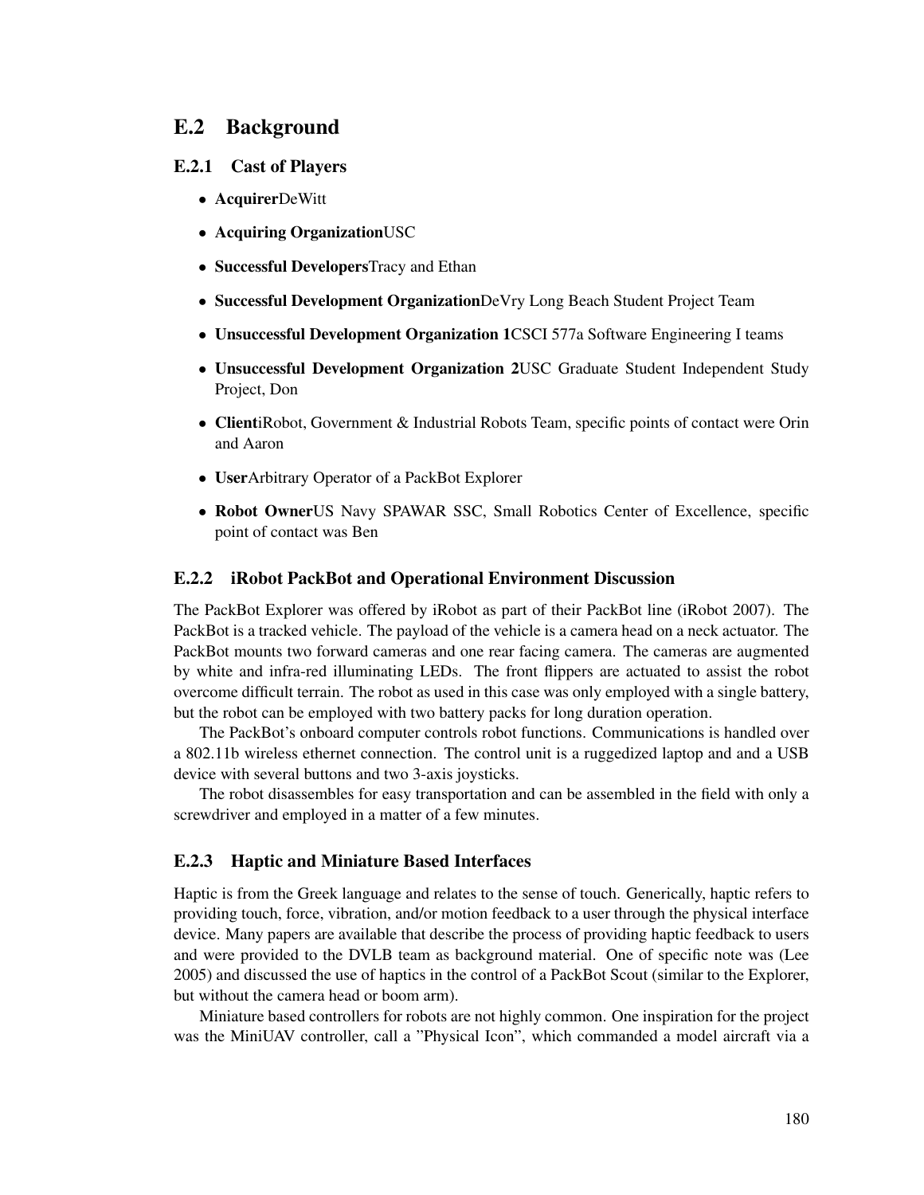## E.2 Background

### E.2.1 Cast of Players

- **Acquirer**DeWitt
- **Acquiring Organization**USC
- **Successful Developers**Tracy and Ethan
- **Successful Development Organization**DeVry Long Beach Student Project Team
- **Unsuccessful Development Organization 1**CSCI 577a Software Engineering I teams
- **Unsuccessful Development Organization 2**USC Graduate Student Independent Study Project, Don
- **Client**iRobot, Government & Industrial Robots Team, specific points of contact were Orin and Aaron
- **User**Arbitrary Operator of a PackBot Explorer
- **Robot Owner**US Navy SPAWAR SSC, Small Robotics Center of Excellence, specific point of contact was Ben

### E.2.2 iRobot PackBot and Operational Environment Discussion

The PackBot Explorer was offered by iRobot as part of their PackBot line (iRobot 2007). The PackBot is a tracked vehicle. The payload of the vehicle is a camera head on a neck actuator. The PackBot mounts two forward cameras and one rear facing camera. The cameras are augmented by white and infra-red illuminating LEDs. The front flippers are actuated to assist the robot overcome difficult terrain. The robot as used in this case was only employed with a single battery, but the robot can be employed with two battery packs for long duration operation.

The PackBot's onboard computer controls robot functions. Communications is handled over a 802.11b wireless ethernet connection. The control unit is a ruggedized laptop and and a USB device with several buttons and two 3-axis joysticks.

The robot disassembles for easy transportation and can be assembled in the field with only a screwdriver and employed in a matter of a few minutes.

### E.2.3 Haptic and Miniature Based Interfaces

Haptic is from the Greek language and relates to the sense of touch. Generically, haptic refers to providing touch, force, vibration, and/or motion feedback to a user through the physical interface device. Many papers are available that describe the process of providing haptic feedback to users and were provided to the DVLB team as background material. One of specific note was (Lee 2005) and discussed the use of haptics in the control of a PackBot Scout (similar to the Explorer, but without the camera head or boom arm).

Miniature based controllers for robots are not highly common. One inspiration for the project was the MiniUAV controller, call a "Physical Icon", which commanded a model aircraft via a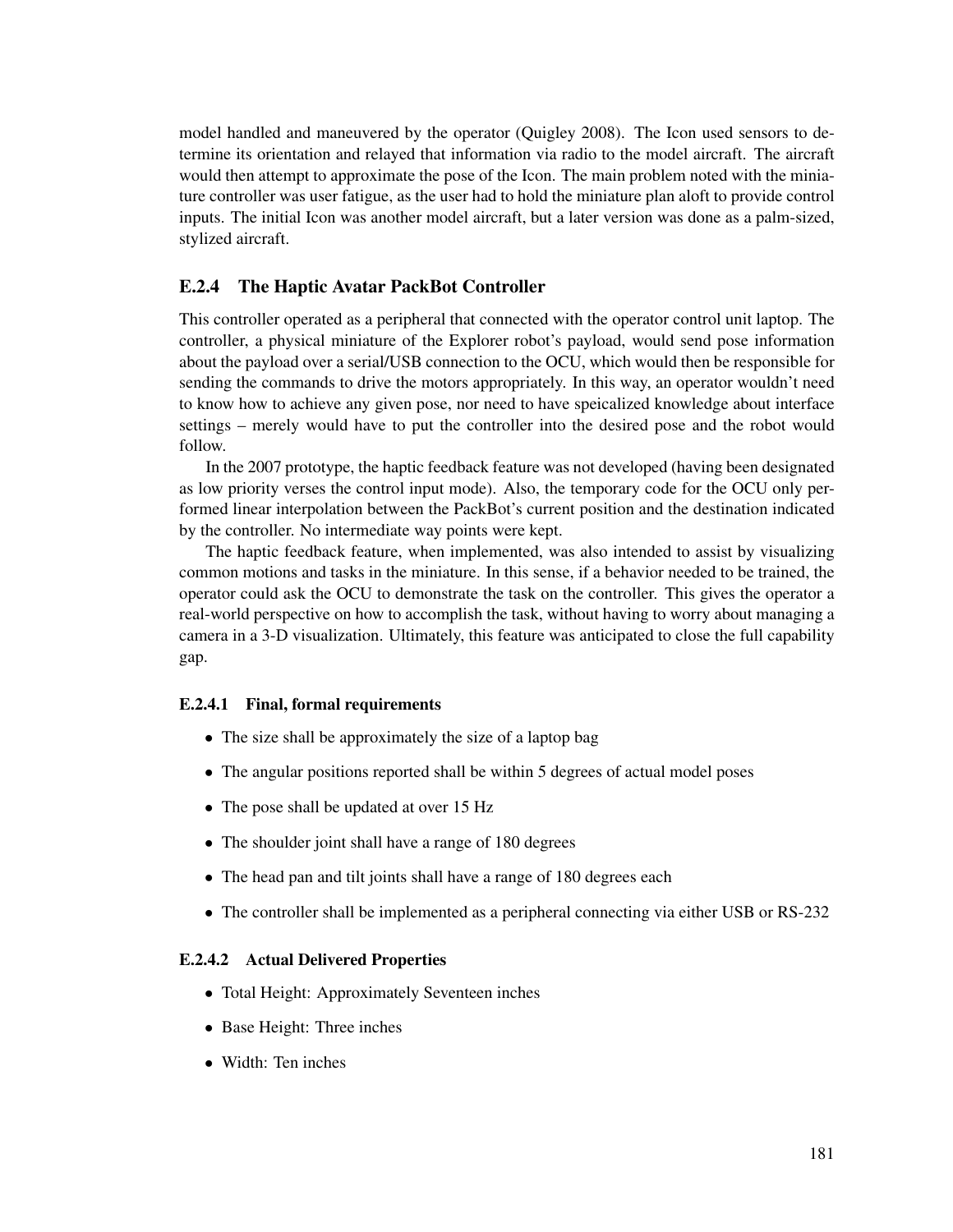model handled and maneuvered by the operator (Quigley 2008). The Icon used sensors to determine its orientation and relayed that information via radio to the model aircraft. The aircraft would then attempt to approximate the pose of the Icon. The main problem noted with the miniature controller was user fatigue, as the user had to hold the miniature plan aloft to provide control inputs. The initial Icon was another model aircraft, but a later version was done as a palm-sized, stylized aircraft.

### E.2.4 The Haptic Avatar PackBot Controller

This controller operated as a peripheral that connected with the operator control unit laptop. The controller, a physical miniature of the Explorer robot's payload, would send pose information about the payload over a serial/USB connection to the OCU, which would then be responsible for sending the commands to drive the motors appropriately. In this way, an operator wouldn't need to know how to achieve any given pose, nor need to have speicalized knowledge about interface settings – merely would have to put the controller into the desired pose and the robot would follow.

In the 2007 prototype, the haptic feedback feature was not developed (having been designated as low priority verses the control input mode). Also, the temporary code for the OCU only performed linear interpolation between the PackBot's current position and the destination indicated by the controller. No intermediate way points were kept.

The haptic feedback feature, when implemented, was also intended to assist by visualizing common motions and tasks in the miniature. In this sense, if a behavior needed to be trained, the operator could ask the OCU to demonstrate the task on the controller. This gives the operator a real-world perspective on how to accomplish the task, without having to worry about managing a camera in a 3-D visualization. Ultimately, this feature was anticipated to close the full capability gap.

#### E.2.4.1 Final, formal requirements

- The size shall be approximately the size of a laptop bag
- The angular positions reported shall be within 5 degrees of actual model poses
- The pose shall be updated at over 15 Hz
- The shoulder joint shall have a range of 180 degrees
- The head pan and tilt joints shall have a range of 180 degrees each
- The controller shall be implemented as a peripheral connecting via either USB or RS-232

#### E.2.4.2 Actual Delivered Properties

- Total Height: Approximately Seventeen inches
- Base Height: Three inches
- Width: Ten inches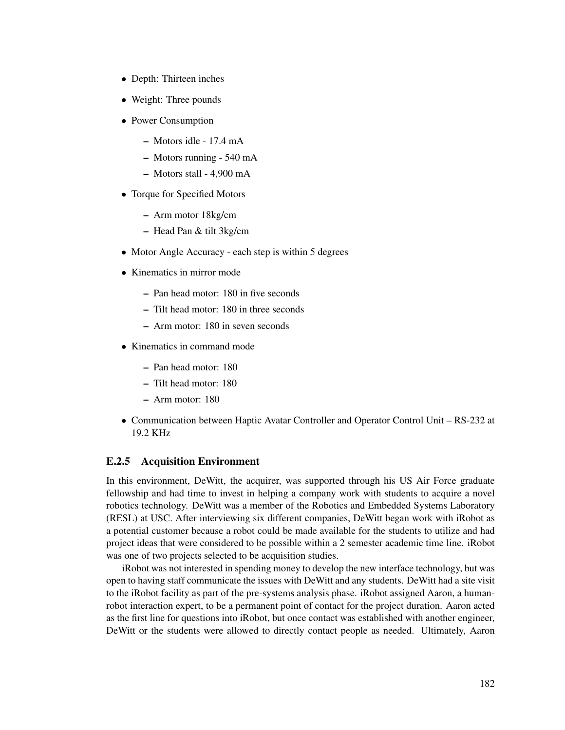- Depth: Thirteen inches
- Weight: Three pounds
- Power Consumption
  - Motors idle - 17.4 mA
  - Motors running - 540 mA
  - Motors stall - 4,900 mA
- Torque for Specified Motors
  - Arm motor 18kg/cm
  - Head Pan & tilt 3kg/cm
- Motor Angle Accuracy - each step is within 5 degrees
- Kinematics in mirror mode
  - Pan head motor: 180 in five seconds
  - Tilt head motor: 180 in three seconds
  - Arm motor: 180 in seven seconds
- Kinematics in command mode
  - Pan head motor: 180
  - Tilt head motor: 180
  - Arm motor: 180
- Communication between Haptic Avatar Controller and Operator Control Unit – RS-232 at 19.2 KHz

### E.2.5 Acquisition Environment

In this environment, DeWitt, the acquirer, was supported through his US Air Force graduate fellowship and had time to invest in helping a company work with students to acquire a novel robotics technology. DeWitt was a member of the Robotics and Embedded Systems Laboratory (RESL) at USC. After interviewing six different companies, DeWitt began work with iRobot as a potential customer because a robot could be made available for the students to utilize and had project ideas that were considered to be possible within a 2 semester academic time line. iRobot was one of two projects selected to be acquisition studies.

iRobot was not interested in spending money to develop the new interface technology, but was open to having staff communicate the issues with DeWitt and any students. DeWitt had a site visit to the iRobot facility as part of the pre-systems analysis phase. iRobot assigned Aaron, a human-robot interaction expert, to be a permanent point of contact for the project duration. Aaron acted as the first line for questions into iRobot, but once contact was established with another engineer, DeWitt or the students were allowed to directly contact people as needed. Ultimately, Aaron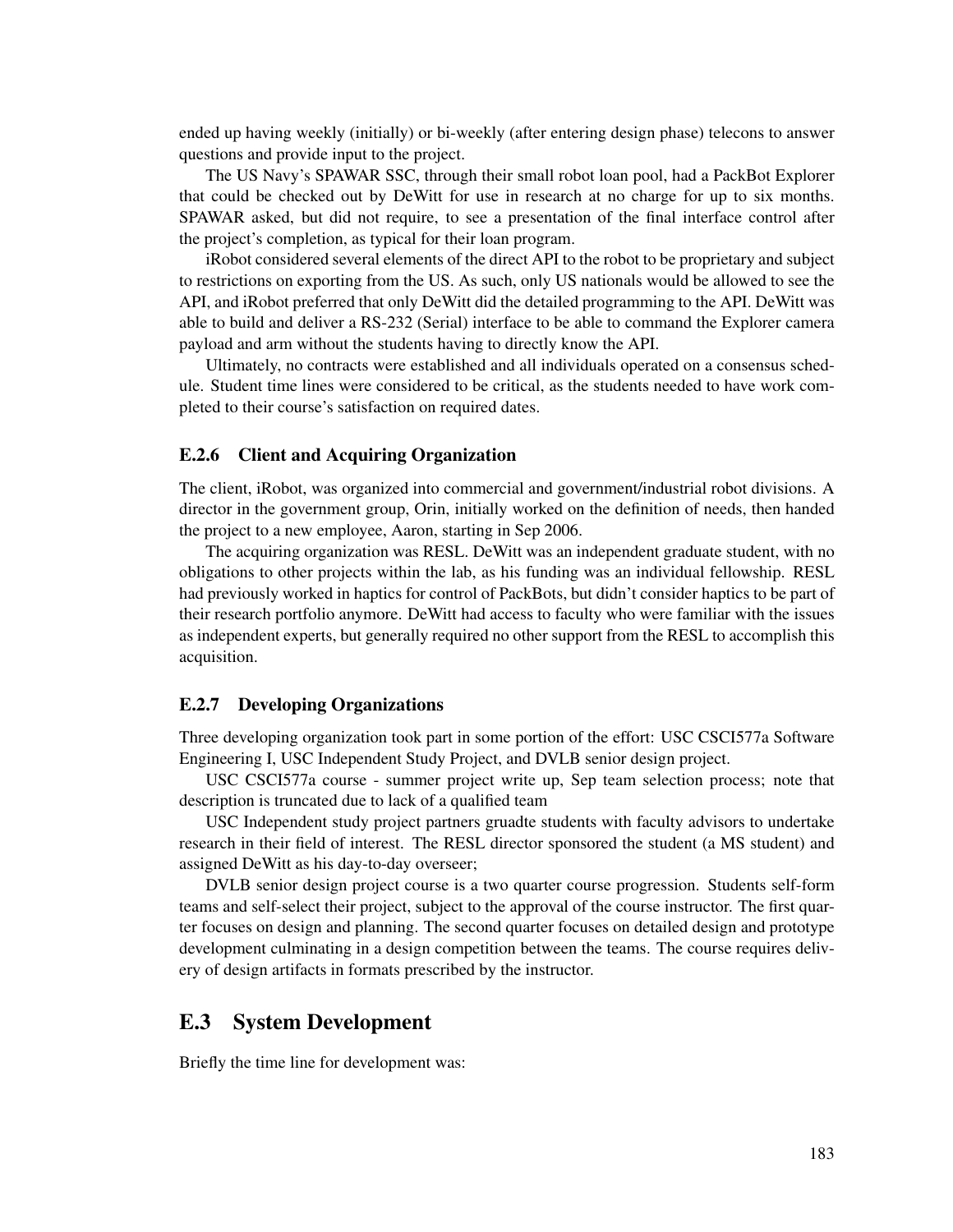ended up having weekly (initially) or bi-weekly (after entering design phase) telecons to answer questions and provide input to the project.

The US Navy's SPAWAR SSC, through their small robot loan pool, had a PackBot Explorer that could be checked out by DeWitt for use in research at no charge for up to six months. SPAWAR asked, but did not require, to see a presentation of the final interface control after the project's completion, as typical for their loan program.

iRobot considered several elements of the direct API to the robot to be proprietary and subject to restrictions on exporting from the US. As such, only US nationals would be allowed to see the API, and iRobot preferred that only DeWitt did the detailed programming to the API. DeWitt was able to build and deliver a RS-232 (Serial) interface to be able to command the Explorer camera payload and arm without the students having to directly know the API.

Ultimately, no contracts were established and all individuals operated on a consensus schedule. Student time lines were considered to be critical, as the students needed to have work completed to their course's satisfaction on required dates.

### E.2.6 Client and Acquiring Organization

The client, iRobot, was organized into commercial and government/industrial robot divisions. A director in the government group, Orin, initially worked on the definition of needs, then handed the project to a new employee, Aaron, starting in Sep 2006.

The acquiring organization was RESL. DeWitt was an independent graduate student, with no obligations to other projects within the lab, as his funding was an individual fellowship. RESL had previously worked in haptics for control of PackBots, but didn't consider haptics to be part of their research portfolio anymore. DeWitt had access to faculty who were familiar with the issues as independent experts, but generally required no other support from the RESL to accomplish this acquisition.

### E.2.7 Developing Organizations

Three developing organization took part in some portion of the effort: USC CSCI577a Software Engineering I, USC Independent Study Project, and DVLB senior design project.

USC CSCI577a course - summer project write up, Sep team selection process; note that description is truncated due to lack of a qualified team

USC Independent study project partners gruadte students with faculty advisors to undertake research in their field of interest. The RESL director sponsored the student (a MS student) and assigned DeWitt as his day-to-day overseer;

DVLB senior design project course is a two quarter course progression. Students self-form teams and self-select their project, subject to the approval of the course instructor. The first quarter focuses on design and planning. The second quarter focuses on detailed design and prototype development culminating in a design competition between the teams. The course requires delivery of design artifacts in formats prescribed by the instructor.

## E.3 System Development

Briefly the time line for development was: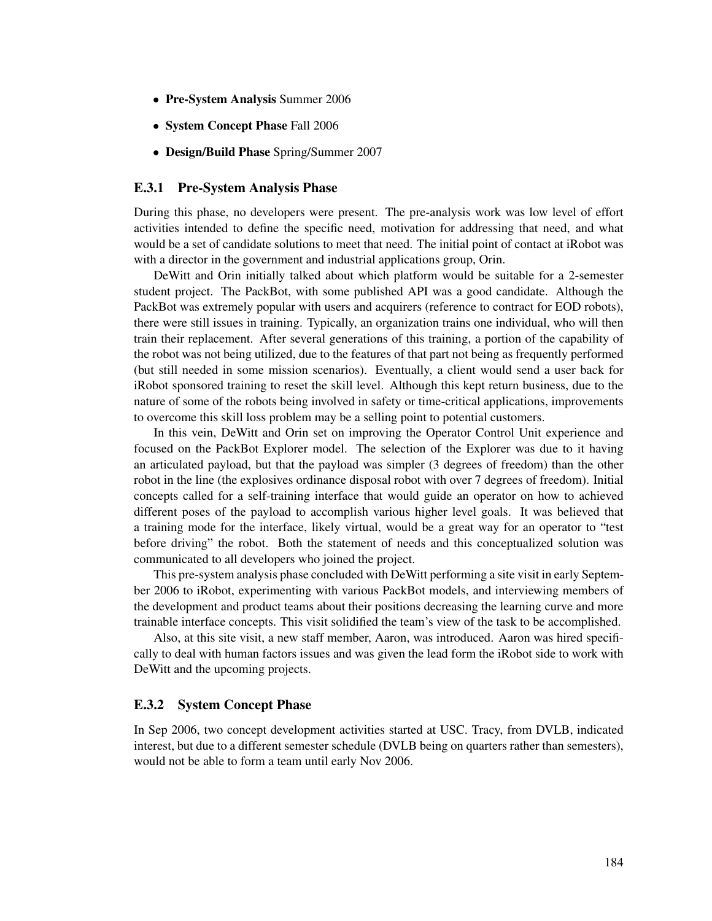- **Pre-System Analysis** Summer 2006
- **System Concept Phase** Fall 2006
- **Design/Build Phase** Spring/Summer 2007

### E.3.1 Pre-System Analysis Phase

During this phase, no developers were present. The pre-analysis work was low level of effort activities intended to define the specific need, motivation for addressing that need, and what would be a set of candidate solutions to meet that need. The initial point of contact at iRobot was with a director in the government and industrial applications group, Orin.

DeWitt and Orin initially talked about which platform would be suitable for a 2-semester student project. The PackBot, with some published API was a good candidate. Although the PackBot was extremely popular with users and acquirers (reference to contract for EOD robots), there were still issues in training. Typically, an organization trains one individual, who will then train their replacement. After several generations of this training, a portion of the capability of the robot was not being utilized, due to the features of that part not being as frequently performed (but still needed in some mission scenarios). Eventually, a client would send a user back for iRobot sponsored training to reset the skill level. Although this kept return business, due to the nature of some of the robots being involved in safety or time-critical applications, improvements to overcome this skill loss problem may be a selling point to potential customers.

In this vein, DeWitt and Orin set on improving the Operator Control Unit experience and focused on the PackBot Explorer model. The selection of the Explorer was due to it having an articulated payload, but that the payload was simpler (3 degrees of freedom) than the other robot in the line (the explosives ordinance disposal robot with over 7 degrees of freedom). Initial concepts called for a self-training interface that would guide an operator on how to achieved different poses of the payload to accomplish various higher level goals. It was believed that a training mode for the interface, likely virtual, would be a great way for an operator to "test before driving" the robot. Both the statement of needs and this conceptualized solution was communicated to all developers who joined the project.

This pre-system analysis phase concluded with DeWitt performing a site visit in early September 2006 to iRobot, experimenting with various PackBot models, and interviewing members of the development and product teams about their positions decreasing the learning curve and more trainable interface concepts. This visit solidified the team's view of the task to be accomplished.

Also, at this site visit, a new staff member, Aaron, was introduced. Aaron was hired specifically to deal with human factors issues and was given the lead form the iRobot side to work with DeWitt and the upcoming projects.

### E.3.2 System Concept Phase

In Sep 2006, two concept development activities started at USC. Tracy, from DVLB, indicated interest, but due to a different semester schedule (DVLB being on quarters rather than semesters), would not be able to form a team until early Nov 2006.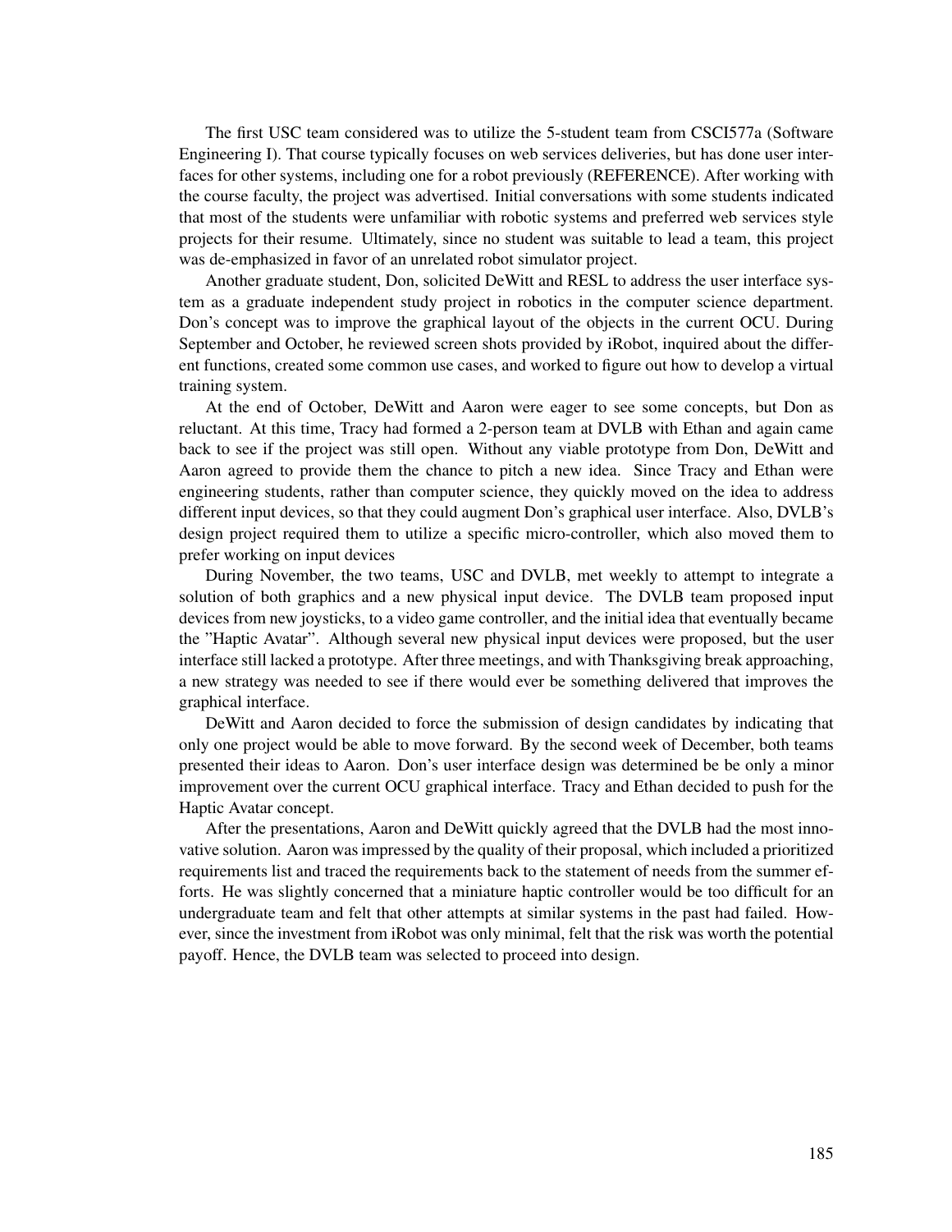The first USC team considered was to utilize the 5-student team from CSCI577a (Software Engineering I). That course typically focuses on web services deliveries, but has done user interfaces for other systems, including one for a robot previously (REFERENCE). After working with the course faculty, the project was advertised. Initial conversations with some students indicated that most of the students were unfamiliar with robotic systems and preferred web services style projects for their resume. Ultimately, since no student was suitable to lead a team, this project was de-emphasized in favor of an unrelated robot simulator project.

Another graduate student, Don, solicited DeWitt and RESL to address the user interface system as a graduate independent study project in robotics in the computer science department. Don's concept was to improve the graphical layout of the objects in the current OCU. During September and October, he reviewed screen shots provided by iRobot, inquired about the different functions, created some common use cases, and worked to figure out how to develop a virtual training system.

At the end of October, DeWitt and Aaron were eager to see some concepts, but Don as reluctant. At this time, Tracy had formed a 2-person team at DVLB with Ethan and again came back to see if the project was still open. Without any viable prototype from Don, DeWitt and Aaron agreed to provide them the chance to pitch a new idea. Since Tracy and Ethan were engineering students, rather than computer science, they quickly moved on the idea to address different input devices, so that they could augment Don's graphical user interface. Also, DVLB's design project required them to utilize a specific micro-controller, which also moved them to prefer working on input devices

During November, the two teams, USC and DVLB, met weekly to attempt to integrate a solution of both graphics and a new physical input device. The DVLB team proposed input devices from new joysticks, to a video game controller, and the initial idea that eventually became the "Haptic Avatar". Although several new physical input devices were proposed, but the user interface still lacked a prototype. After three meetings, and with Thanksgiving break approaching, a new strategy was needed to see if there would ever be something delivered that improves the graphical interface.

DeWitt and Aaron decided to force the submission of design candidates by indicating that only one project would be able to move forward. By the second week of December, both teams presented their ideas to Aaron. Don's user interface design was determined be be only a minor improvement over the current OCU graphical interface. Tracy and Ethan decided to push for the Haptic Avatar concept.

After the presentations, Aaron and DeWitt quickly agreed that the DVLB had the most innovative solution. Aaron was impressed by the quality of their proposal, which included a prioritized requirements list and traced the requirements back to the statement of needs from the summer efforts. He was slightly concerned that a miniature haptic controller would be too difficult for an undergraduate team and felt that other attempts at similar systems in the past had failed. However, since the investment from iRobot was only minimal, felt that the risk was worth the potential payoff. Hence, the DVLB team was selected to proceed into design.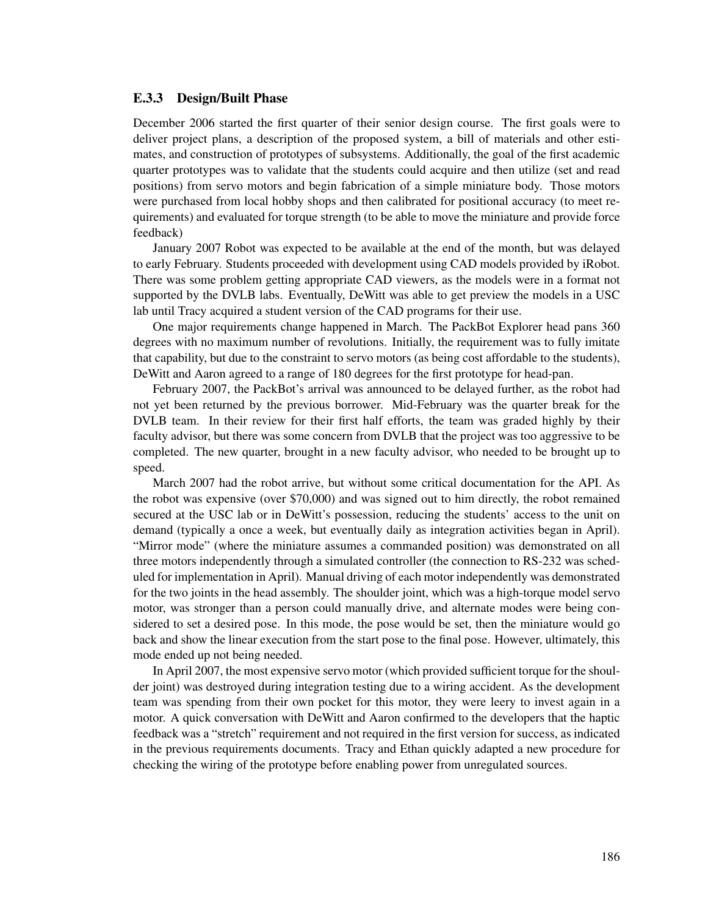### E.3.3 Design/Built Phase

December 2006 started the first quarter of their senior design course. The first goals were to deliver project plans, a description of the proposed system, a bill of materials and other estimates, and construction of prototypes of subsystems. Additionally, the goal of the first academic quarter prototypes was to validate that the students could acquire and then utilize (set and read positions) from servo motors and begin fabrication of a simple miniature body. Those motors were purchased from local hobby shops and then calibrated for positional accuracy (to meet requirements) and evaluated for torque strength (to be able to move the miniature and provide force feedback)

January 2007 Robot was expected to be available at the end of the month, but was delayed to early February. Students proceeded with development using CAD models provided by iRobot. There was some problem getting appropriate CAD viewers, as the models were in a format not supported by the DVLB labs. Eventually, DeWitt was able to get preview the models in a USC lab until Tracy acquired a student version of the CAD programs for their use.

One major requirements change happened in March. The PackBot Explorer head pans 360 degrees with no maximum number of revolutions. Initially, the requirement was to fully imitate that capability, but due to the constraint to servo motors (as being cost affordable to the students), DeWitt and Aaron agreed to a range of 180 degrees for the first prototype for head-pan.

February 2007, the PackBot's arrival was announced to be delayed further, as the robot had not yet been returned by the previous borrower. Mid-February was the quarter break for the DVLB team. In their review for their first half efforts, the team was graded highly by their faculty advisor, but there was some concern from DVLB that the project was too aggressive to be completed. The new quarter, brought in a new faculty advisor, who needed to be brought up to speed.

March 2007 had the robot arrive, but without some critical documentation for the API. As the robot was expensive (over $70,000) and was signed out to him directly, the robot remained secured at the USC lab or in DeWitt's possession, reducing the students' access to the unit on demand (typically a once a week, but eventually daily as integration activities began in April). "Mirror mode" (where the miniature assumes a commanded position) was demonstrated on all three motors independently through a simulated controller (the connection to RS-232 was scheduled for implementation in April). Manual driving of each motor independently was demonstrated for the two joints in the head assembly. The shoulder joint, which was a high-torque model servo motor, was stronger than a person could manually drive, and alternate modes were being considered to set a desired pose. In this mode, the pose would be set, then the miniature would go back and show the linear execution from the start pose to the final pose. However, ultimately, this mode ended up not being needed.

In April 2007, the most expensive servo motor (which provided sufficient torque for the shoulder joint) was destroyed during integration testing due to a wiring accident. As the development team was spending from their own pocket for this motor, they were leery to invest again in a motor. A quick conversation with DeWitt and Aaron confirmed to the developers that the haptic feedback was a "stretch" requirement and not required in the first version for success, as indicated in the previous requirements documents. Tracy and Ethan quickly adapted a new procedure for checking the wiring of the prototype before enabling power from unregulated sources.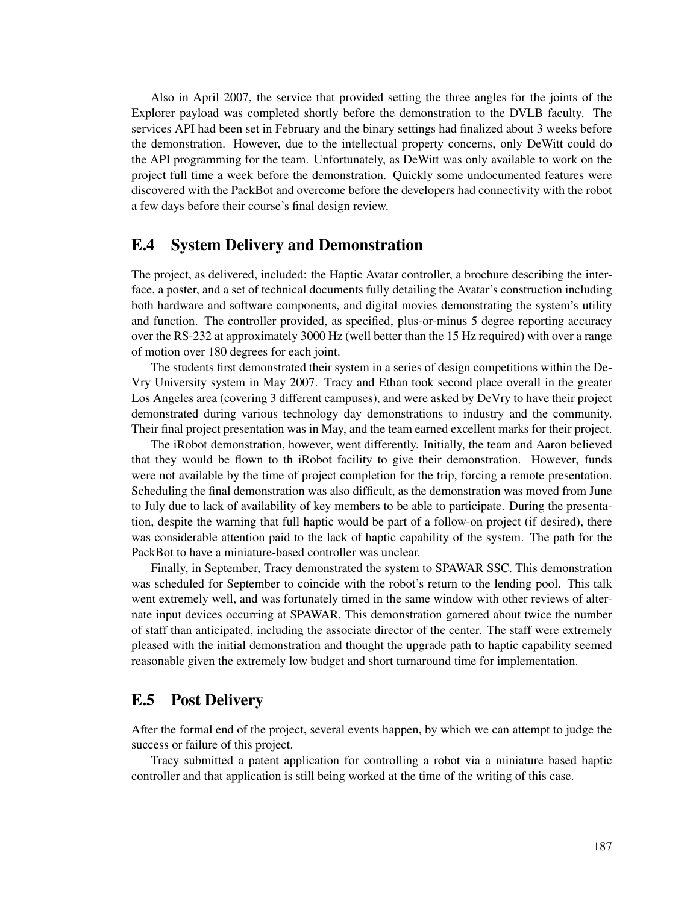Also in April 2007, the service that provided setting the three angles for the joints of the Explorer payload was completed shortly before the demonstration to the DVLB faculty. The services API had been set in February and the binary settings had finalized about 3 weeks before the demonstration. However, due to the intellectual property concerns, only DeWitt could do the API programming for the team. Unfortunately, as DeWitt was only available to work on the project full time a week before the demonstration. Quickly some undocumented features were discovered with the PackBot and overcome before the developers had connectivity with the robot a few days before their course's final design review.

## E.4 System Delivery and Demonstration

The project, as delivered, included: the Haptic Avatar controller, a brochure describing the interface, a poster, and a set of technical documents fully detailing the Avatar's construction including both hardware and software components, and digital movies demonstrating the system's utility and function. The controller provided, as specified, plus-or-minus 5 degree reporting accuracy over the RS-232 at approximately 3000 Hz (well better than the 15 Hz required) with over a range of motion over 180 degrees for each joint.

The students first demonstrated their system in a series of design competitions within the DeVry University system in May 2007. Tracy and Ethan took second place overall in the greater Los Angeles area (covering 3 different campuses), and were asked by DeVry to have their project demonstrated during various technology day demonstrations to industry and the community. Their final project presentation was in May, and the team earned excellent marks for their project.

The iRobot demonstration, however, went differently. Initially, the team and Aaron believed that they would be flown to th iRobot facility to give their demonstration. However, funds were not available by the time of project completion for the trip, forcing a remote presentation. Scheduling the final demonstration was also difficult, as the demonstration was moved from June to July due to lack of availability of key members to be able to participate. During the presentation, despite the warning that full haptic would be part of a follow-on project (if desired), there was considerable attention paid to the lack of haptic capability of the system. The path for the PackBot to have a miniature-based controller was unclear.

Finally, in September, Tracy demonstrated the system to SPAWAR SSC. This demonstration was scheduled for September to coincide with the robot's return to the lending pool. This talk went extremely well, and was fortunately timed in the same window with other reviews of alternate input devices occurring at SPAWAR. This demonstration garnered about twice the number of staff than anticipated, including the associate director of the center. The staff were extremely pleased with the initial demonstration and thought the upgrade path to haptic capability seemed reasonable given the extremely low budget and short turnaround time for implementation.

## E.5 Post Delivery

After the formal end of the project, several events happen, by which we can attempt to judge the success or failure of this project.

Tracy submitted a patent application for controlling a robot via a miniature based haptic controller and that application is still being worked at the time of the writing of this case.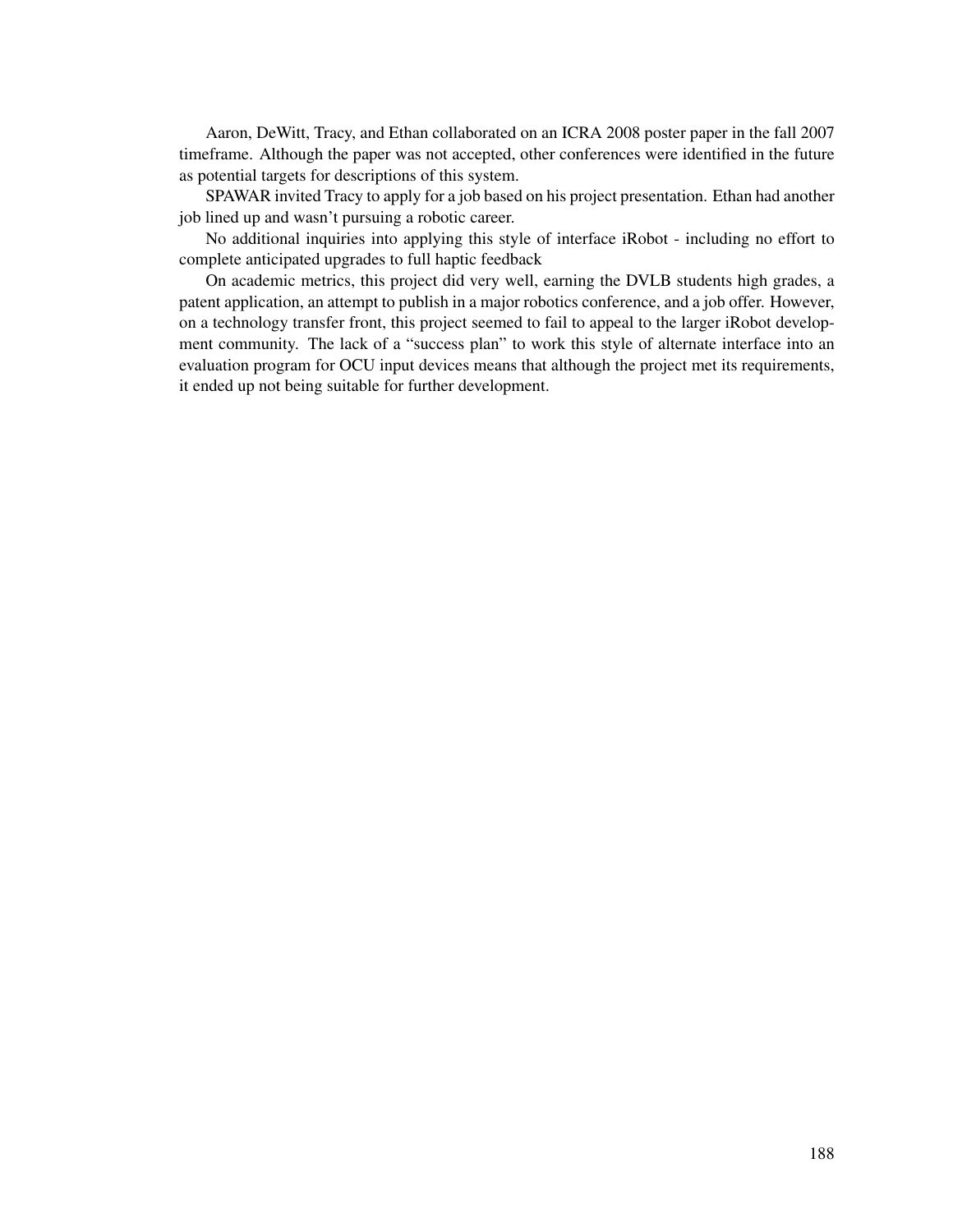Aaron, DeWitt, Tracy, and Ethan collaborated on an ICRA 2008 poster paper in the fall 2007 timeframe. Although the paper was not accepted, other conferences were identified in the future as potential targets for descriptions of this system.

SPAWAR invited Tracy to apply for a job based on his project presentation. Ethan had another job lined up and wasn't pursuing a robotic career.

No additional inquiries into applying this style of interface iRobot - including no effort to complete anticipated upgrades to full haptic feedback

On academic metrics, this project did very well, earning the DVLB students high grades, a patent application, an attempt to publish in a major robotics conference, and a job offer. However, on a technology transfer front, this project seemed to fail to appeal to the larger iRobot development community. The lack of a "success plan" to work this style of alternate interface into an evaluation program for OCU input devices means that although the project met its requirements, it ended up not being suitable for further development.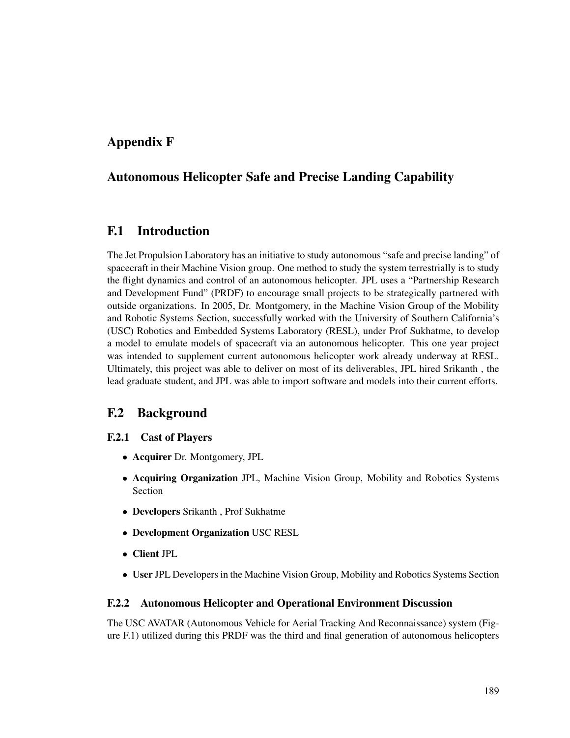# Appendix F

# Autonomous Helicopter Safe and Precise Landing Capability

## F.1 Introduction

The Jet Propulsion Laboratory has an initiative to study autonomous "safe and precise landing" of spacecraft in their Machine Vision group. One method to study the system terrestrially is to study the flight dynamics and control of an autonomous helicopter. JPL uses a "Partnership Research and Development Fund" (PRDF) to encourage small projects to be strategically partnered with outside organizations. In 2005, Dr. Montgomery, in the Machine Vision Group of the Mobility and Robotic Systems Section, successfully worked with the University of Southern California's (USC) Robotics and Embedded Systems Laboratory (RESL), under Prof Sukhatme, to develop a model to emulate models of spacecraft via an autonomous helicopter. This one year project was intended to supplement current autonomous helicopter work already underway at RESL. Ultimately, this project was able to deliver on most of its deliverables, JPL hired Srikanth , the lead graduate student, and JPL was able to import software and models into their current efforts.

## F.2 Background

### F.2.1 Cast of Players

- **Acquirer** Dr. Montgomery, JPL
- **Acquiring Organization** JPL, Machine Vision Group, Mobility and Robotics Systems Section
- **Developers** Srikanth , Prof Sukhatme
- **Development Organization** USC RESL
- **Client** JPL
- **User** JPL Developers in the Machine Vision Group, Mobility and Robotics Systems Section

### F.2.2 Autonomous Helicopter and Operational Environment Discussion

The USC AVATAR (Autonomous Vehicle for Aerial Tracking And Reconnaissance) system (Figure F.1) utilized during this PRDF was the third and final generation of autonomous helicopters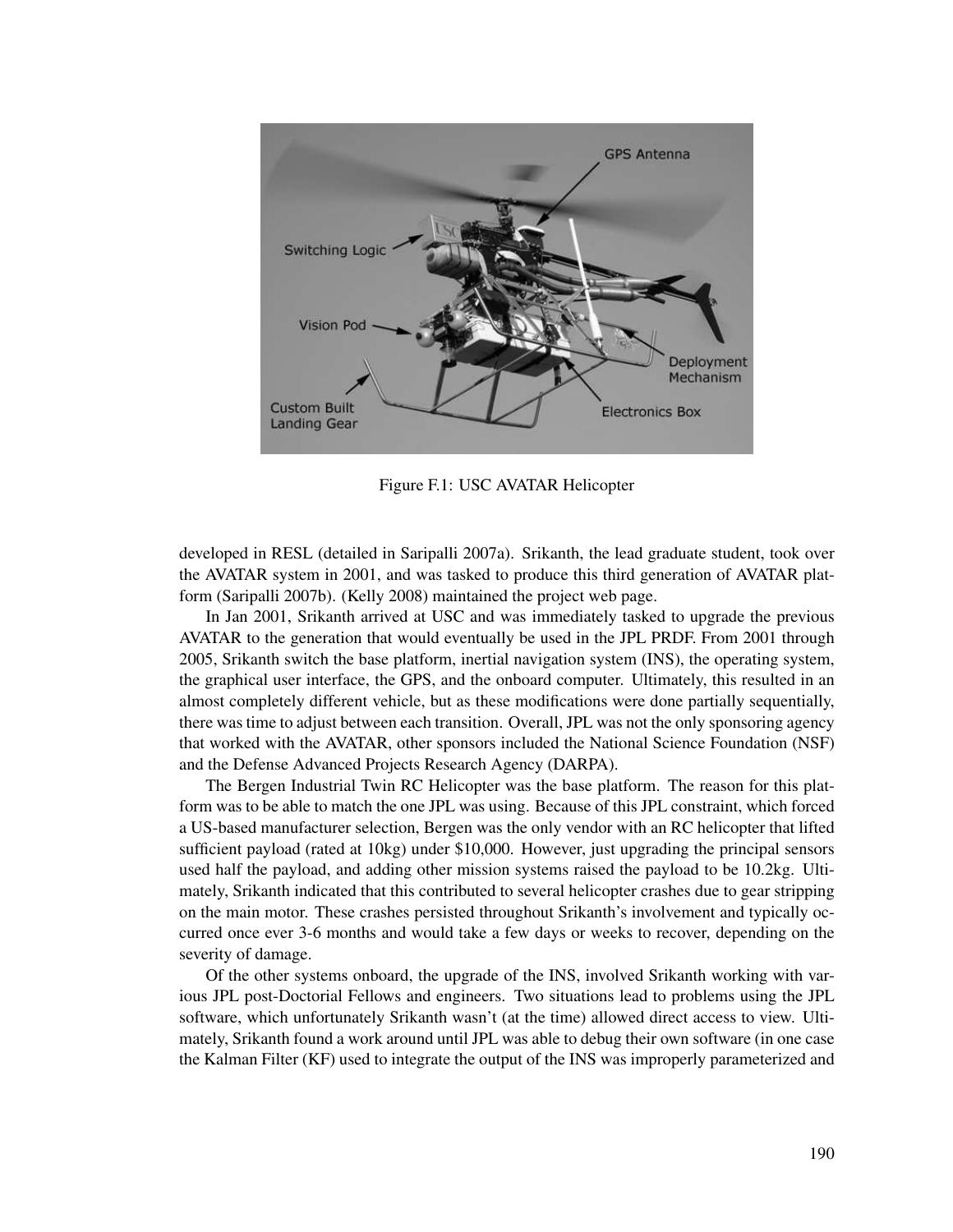Figure F.1: USC AVATAR Helicopter

developed in RESL (detailed in Saripalli 2007a). Srikanth, the lead graduate student, took over the AVATAR system in 2001, and was tasked to produce this third generation of AVATAR platform (Saripalli 2007b). (Kelly 2008) maintained the project web page.

In Jan 2001, Srikanth arrived at USC and was immediately tasked to upgrade the previous AVATAR to the generation that would eventually be used in the JPL PRDF. From 2001 through 2005, Srikanth switch the base platform, inertial navigation system (INS), the operating system, the graphical user interface, the GPS, and the onboard computer. Ultimately, this resulted in an almost completely different vehicle, but as these modifications were done partially sequentially, there was time to adjust between each transition. Overall, JPL was not the only sponsoring agency that worked with the AVATAR, other sponsors included the National Science Foundation (NSF) and the Defense Advanced Projects Research Agency (DARPA).

The Bergen Industrial Twin RC Helicopter was the base platform. The reason for this platform was to be able to match the one JPL was using. Because of this JPL constraint, which forced a US-based manufacturer selection, Bergen was the only vendor with an RC helicopter that lifted sufficient payload (rated at 10kg) under $10,000. However, just upgrading the principal sensors used half the payload, and adding other mission systems raised the payload to be 10.2kg. Ultimately, Srikanth indicated that this contributed to several helicopter crashes due to gear stripping on the main motor. These crashes persisted throughout Srikanth's involvement and typically occurred once ever 3-6 months and would take a few days or weeks to recover, depending on the severity of damage.

Of the other systems onboard, the upgrade of the INS, involved Srikanth working with various JPL post-Doctorial Fellows and engineers. Two situations lead to problems using the JPL software, which unfortunately Srikanth wasn't (at the time) allowed direct access to view. Ultimately, Srikanth found a work around until JPL was able to debug their own software (in one case the Kalman Filter (KF) used to integrate the output of the INS was improperly parameterized and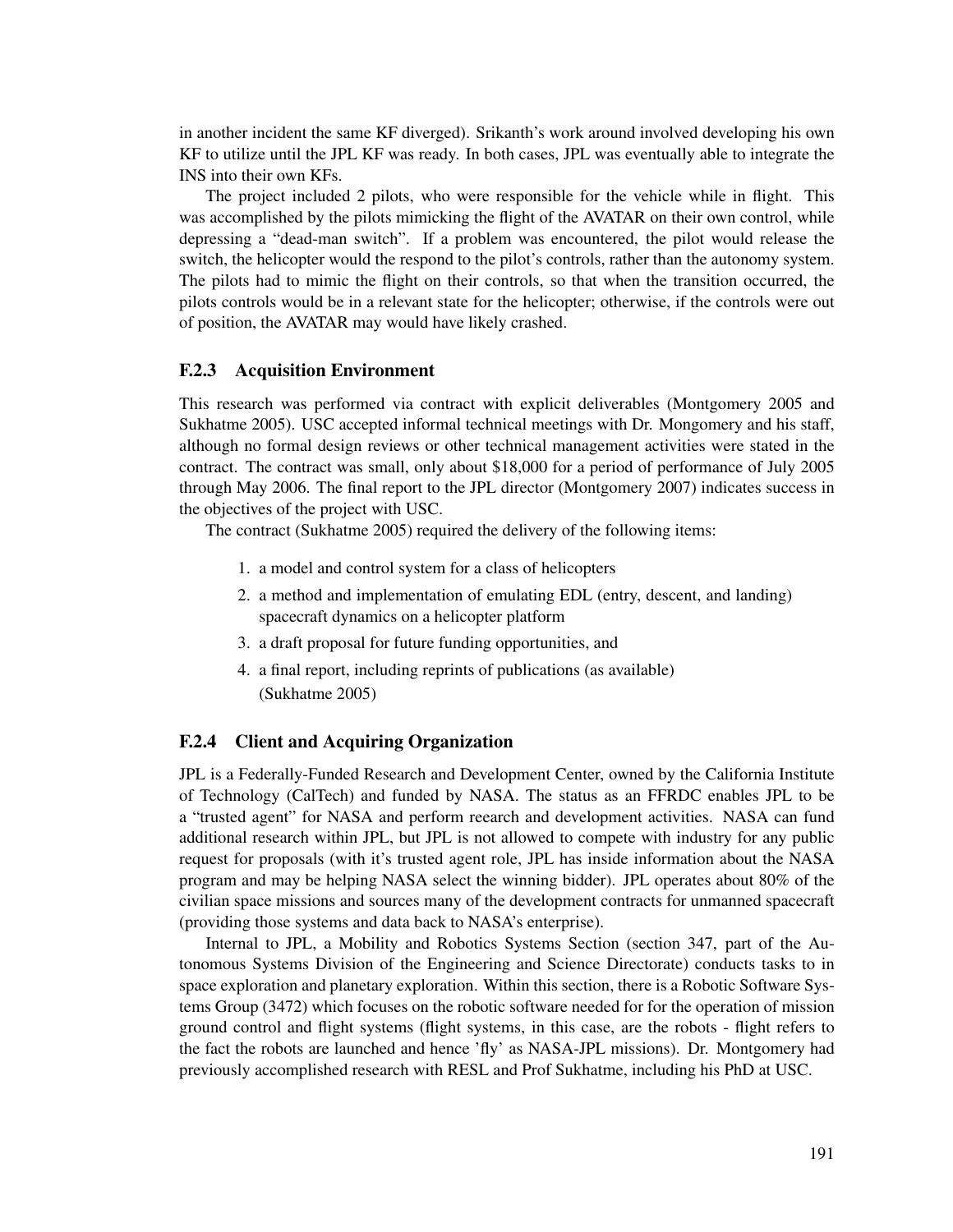in another incident the same KF diverged). Srikanth's work around involved developing his own KF to utilize until the JPL KF was ready. In both cases, JPL was eventually able to integrate the INS into their own KFs.

The project included 2 pilots, who were responsible for the vehicle while in flight. This was accomplished by the pilots mimicking the flight of the AVATAR on their own control, while depressing a "dead-man switch". If a problem was encountered, the pilot would release the switch, the helicopter would the respond to the pilot's controls, rather than the autonomy system. The pilots had to mimic the flight on their controls, so that when the transition occurred, the pilots controls would be in a relevant state for the helicopter; otherwise, if the controls were out of position, the AVATAR may would have likely crashed.

### F.2.3 Acquisition Environment

This research was performed via contract with explicit deliverables (Montgomery 2005 and Sukhatme 2005). USC accepted informal technical meetings with Dr. Mongomery and his staff, although no formal design reviews or other technical management activities were stated in the contract. The contract was small, only about $18,000 for a period of performance of July 2005 through May 2006. The final report to the JPL director (Montgomery 2007) indicates success in the objectives of the project with USC.

The contract (Sukhatme 2005) required the delivery of the following items:

1. a model and control system for a class of helicopters
2. a method and implementation of emulating EDL (entry, descent, and landing) spacecraft dynamics on a helicopter platform
3. a draft proposal for future funding opportunities, and
4. a final report, including reprints of publications (as available) (Sukhatme 2005)

### F.2.4 Client and Acquiring Organization

JPL is a Federally-Funded Research and Development Center, owned by the California Institute of Technology (CalTech) and funded by NASA. The status as an FFRDC enables JPL to be a "trusted agent" for NASA and perform reearch and development activities. NASA can fund additional research within JPL, but JPL is not allowed to compete with industry for any public request for proposals (with it's trusted agent role, JPL has inside information about the NASA program and may be helping NASA select the winning bidder). JPL operates about 80% of the civilian space missions and sources many of the development contracts for unmanned spacecraft (providing those systems and data back to NASA's enterprise).

Internal to JPL, a Mobility and Robotics Systems Section (section 347, part of the Autonomous Systems Division of the Engineering and Science Directorate) conducts tasks to in space exploration and planetary exploration. Within this section, there is a Robotic Software Systems Group (3472) which focuses on the robotic software needed for for the operation of mission ground control and flight systems (flight systems, in this case, are the robots - flight refers to the fact the robots are launched and hence 'fly' as NASA-JPL missions). Dr. Montgomery had previously accomplished research with RESL and Prof Sukhatme, including his PhD at USC.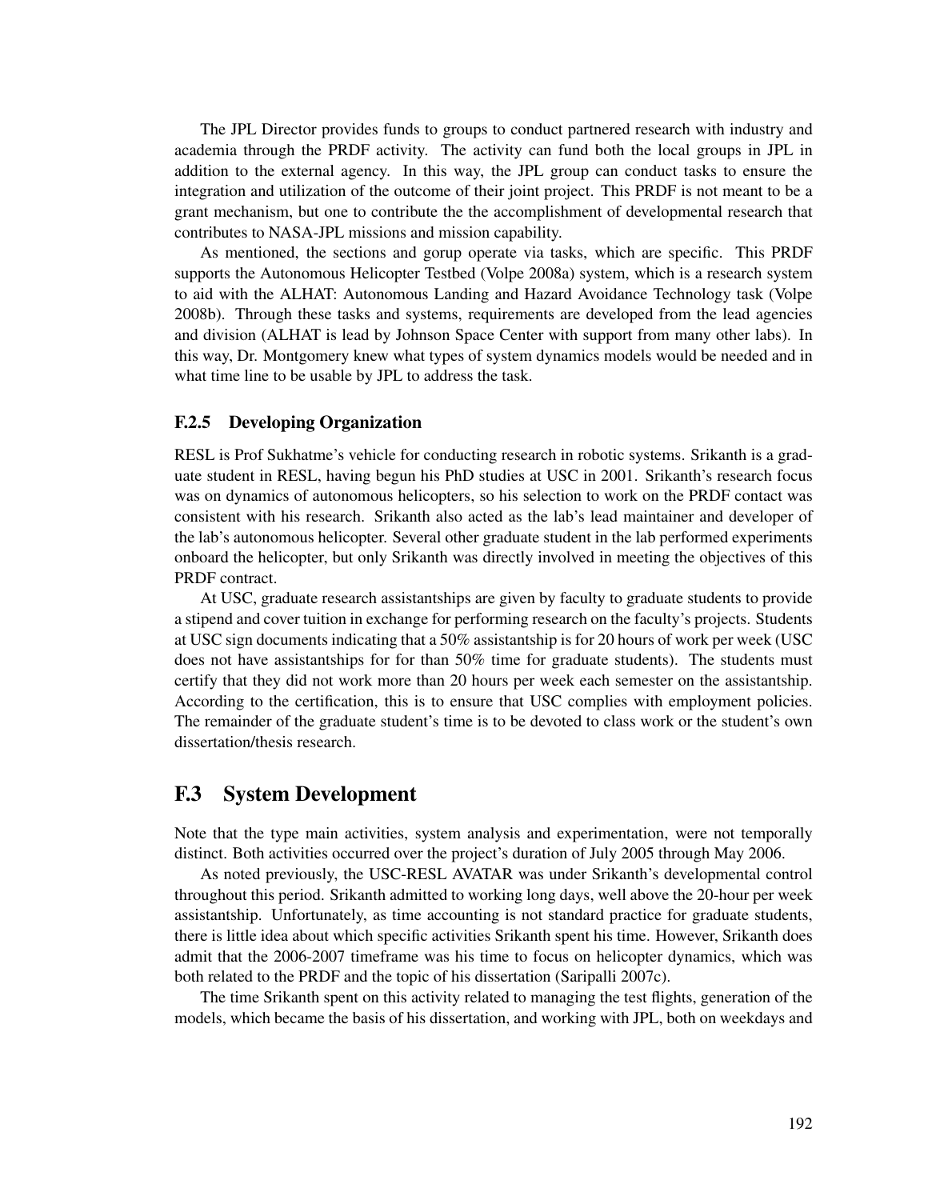The JPL Director provides funds to groups to conduct partnered research with industry and academia through the PRDF activity. The activity can fund both the local groups in JPL in addition to the external agency. In this way, the JPL group can conduct tasks to ensure the integration and utilization of the outcome of their joint project. This PRDF is not meant to be a grant mechanism, but one to contribute the the accomplishment of developmental research that contributes to NASA-JPL missions and mission capability.

As mentioned, the sections and gorup operate via tasks, which are specific. This PRDF supports the Autonomous Helicopter Testbed (Volpe 2008a) system, which is a research system to aid with the ALHAT: Autonomous Landing and Hazard Avoidance Technology task (Volpe 2008b). Through these tasks and systems, requirements are developed from the lead agencies and division (ALHAT is lead by Johnson Space Center with support from many other labs). In this way, Dr. Montgomery knew what types of system dynamics models would be needed and in what time line to be usable by JPL to address the task.

### F.2.5 Developing Organization

RESL is Prof Sukhatme's vehicle for conducting research in robotic systems. Srikanth is a graduate student in RESL, having begun his PhD studies at USC in 2001. Srikanth's research focus was on dynamics of autonomous helicopters, so his selection to work on the PRDF contact was consistent with his research. Srikanth also acted as the lab's lead maintainer and developer of the lab's autonomous helicopter. Several other graduate student in the lab performed experiments onboard the helicopter, but only Srikanth was directly involved in meeting the objectives of this PRDF contract.

At USC, graduate research assistantships are given by faculty to graduate students to provide a stipend and cover tuition in exchange for performing research on the faculty's projects. Students at USC sign documents indicating that a 50% assistantship is for 20 hours of work per week (USC does not have assistantships for for than 50% time for graduate students). The students must certify that they did not work more than 20 hours per week each semester on the assistantship. According to the certification, this is to ensure that USC complies with employment policies. The remainder of the graduate student's time is to be devoted to class work or the student's own dissertation/thesis research.

## F.3 System Development

Note that the type main activities, system analysis and experimentation, were not temporally distinct. Both activities occurred over the project's duration of July 2005 through May 2006.

As noted previously, the USC-RESL AVATAR was under Srikanth's developmental control throughout this period. Srikanth admitted to working long days, well above the 20-hour per week assistantship. Unfortunately, as time accounting is not standard practice for graduate students, there is little idea about which specific activities Srikanth spent his time. However, Srikanth does admit that the 2006-2007 timeframe was his time to focus on helicopter dynamics, which was both related to the PRDF and the topic of his dissertation (Saripalli 2007c).

The time Srikanth spent on this activity related to managing the test flights, generation of the models, which became the basis of his dissertation, and working with JPL, both on weekdays and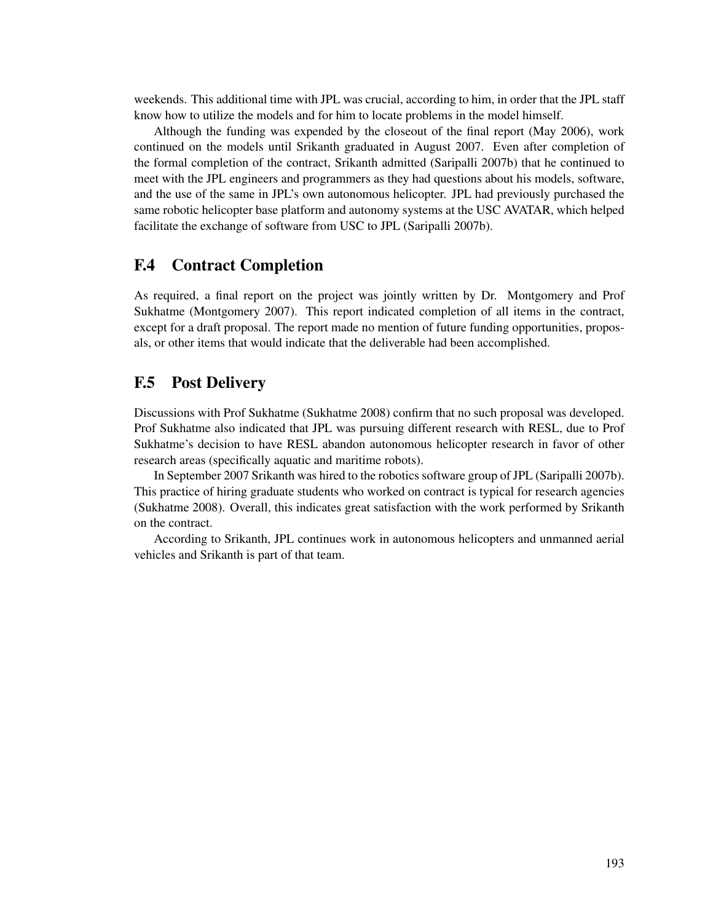weekends. This additional time with JPL was crucial, according to him, in order that the JPL staff know how to utilize the models and for him to locate problems in the model himself.

Although the funding was expended by the closeout of the final report (May 2006), work continued on the models until Srikanth graduated in August 2007. Even after completion of the formal completion of the contract, Srikanth admitted (Saripalli 2007b) that he continued to meet with the JPL engineers and programmers as they had questions about his models, software, and the use of the same in JPL's own autonomous helicopter. JPL had previously purchased the same robotic helicopter base platform and autonomy systems at the USC AVATAR, which helped facilitate the exchange of software from USC to JPL (Saripalli 2007b).

## F.4 Contract Completion

As required, a final report on the project was jointly written by Dr. Montgomery and Prof Sukhatme (Montgomery 2007). This report indicated completion of all items in the contract, except for a draft proposal. The report made no mention of future funding opportunities, proposals, or other items that would indicate that the deliverable had been accomplished.

## F.5 Post Delivery

Discussions with Prof Sukhatme (Sukhatme 2008) confirm that no such proposal was developed. Prof Sukhatme also indicated that JPL was pursuing different research with RESL, due to Prof Sukhatme's decision to have RESL abandon autonomous helicopter research in favor of other research areas (specifically aquatic and maritime robots).

In September 2007 Srikanth was hired to the robotics software group of JPL (Saripalli 2007b). This practice of hiring graduate students who worked on contract is typical for research agencies (Sukhatme 2008). Overall, this indicates great satisfaction with the work performed by Srikanth on the contract.

According to Srikanth, JPL continues work in autonomous helicopters and unmanned aerial vehicles and Srikanth is part of that team.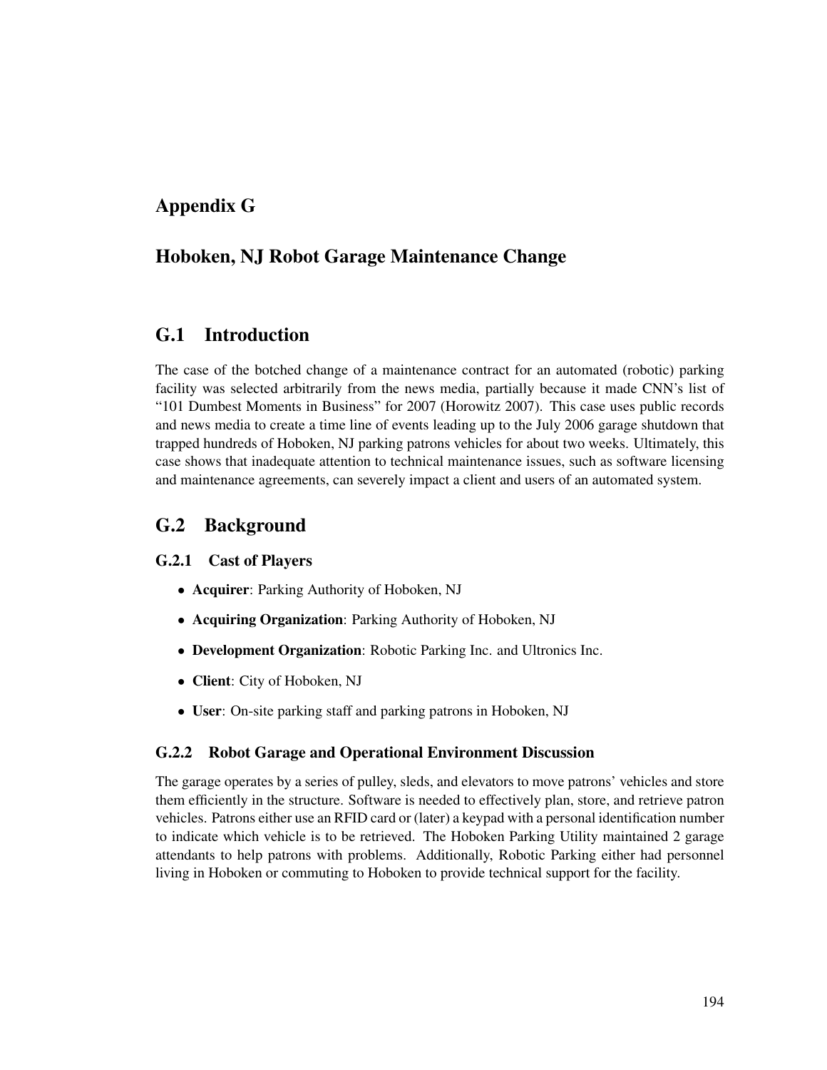# Appendix G

# Hoboken, NJ Robot Garage Maintenance Change

## G.1 Introduction

The case of the botched change of a maintenance contract for an automated (robotic) parking facility was selected arbitrarily from the news media, partially because it made CNN's list of "101 Dumbest Moments in Business" for 2007 (Horowitz 2007). This case uses public records and news media to create a time line of events leading up to the July 2006 garage shutdown that trapped hundreds of Hoboken, NJ parking patrons vehicles for about two weeks. Ultimately, this case shows that inadequate attention to technical maintenance issues, such as software licensing and maintenance agreements, can severely impact a client and users of an automated system.

## G.2 Background

### G.2.1 Cast of Players

- **Acquirer**: Parking Authority of Hoboken, NJ
- **Acquiring Organization**: Parking Authority of Hoboken, NJ
- **Development Organization**: Robotic Parking Inc. and Ultronics Inc.
- **Client**: City of Hoboken, NJ
- **User**: On-site parking staff and parking patrons in Hoboken, NJ

### G.2.2 Robot Garage and Operational Environment Discussion

The garage operates by a series of pulley, sleds, and elevators to move patrons' vehicles and store them efficiently in the structure. Software is needed to effectively plan, store, and retrieve patron vehicles. Patrons either use an RFID card or (later) a keypad with a personal identification number to indicate which vehicle is to be retrieved. The Hoboken Parking Utility maintained 2 garage attendants to help patrons with problems. Additionally, Robotic Parking either had personnel living in Hoboken or commuting to Hoboken to provide technical support for the facility.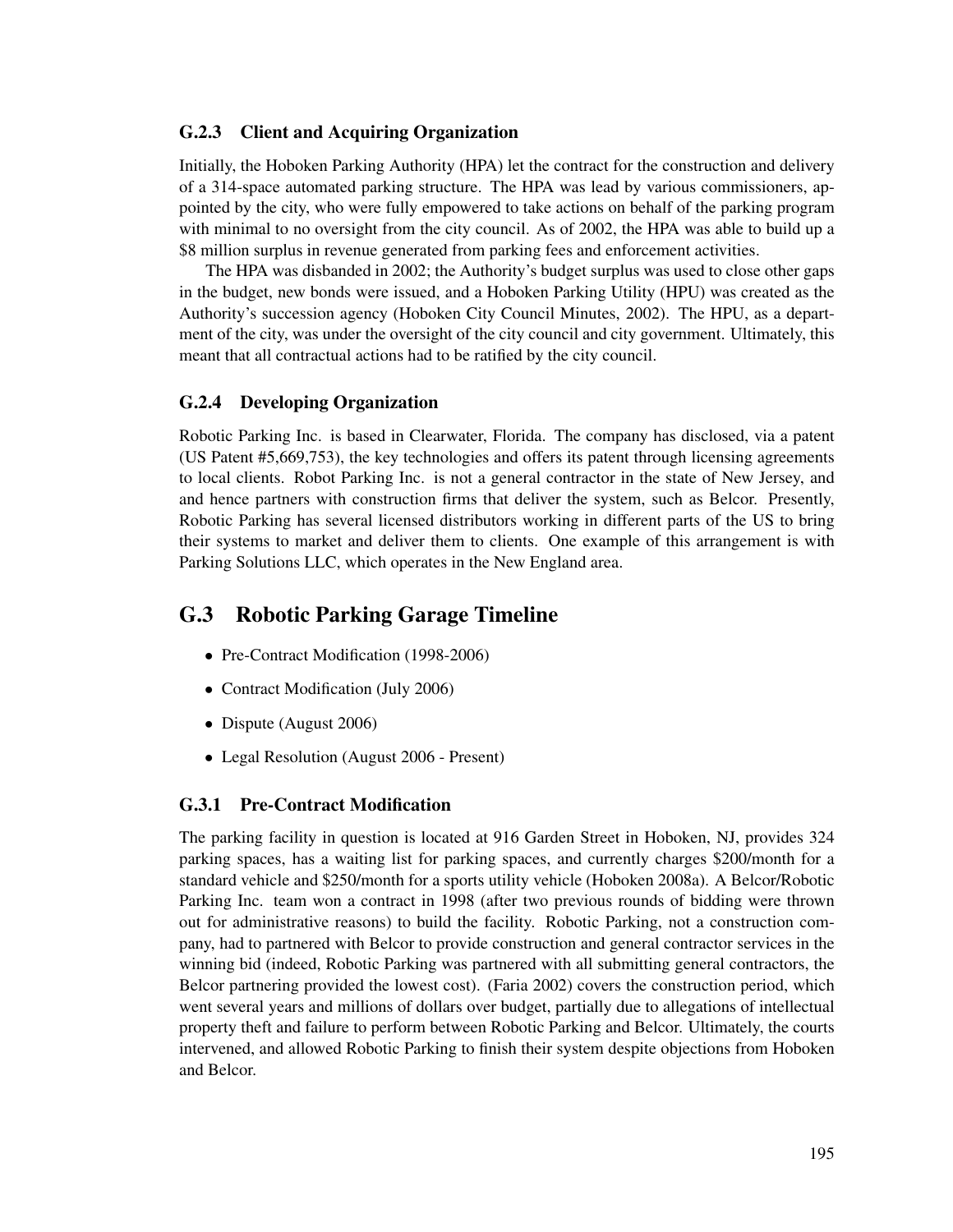### G.2.3 Client and Acquiring Organization

Initially, the Hoboken Parking Authority (HPA) let the contract for the construction and delivery of a 314-space automated parking structure. The HPA was lead by various commissioners, appointed by the city, who were fully empowered to take actions on behalf of the parking program with minimal to no oversight from the city council. As of 2002, the HPA was able to build up a $8 million surplus in revenue generated from parking fees and enforcement activities.

The HPA was disbanded in 2002; the Authority's budget surplus was used to close other gaps in the budget, new bonds were issued, and a Hoboken Parking Utility (HPU) was created as the Authority's succession agency (Hoboken City Council Minutes, 2002). The HPU, as a department of the city, was under the oversight of the city council and city government. Ultimately, this meant that all contractual actions had to be ratified by the city council.

### G.2.4 Developing Organization

Robotic Parking Inc. is based in Clearwater, Florida. The company has disclosed, via a patent (US Patent #5,669,753), the key technologies and offers its patent through licensing agreements to local clients. Robot Parking Inc. is not a general contractor in the state of New Jersey, and and hence partners with construction firms that deliver the system, such as Belcor. Presently, Robotic Parking has several licensed distributors working in different parts of the US to bring their systems to market and deliver them to clients. One example of this arrangement is with Parking Solutions LLC, which operates in the New England area.

## G.3 Robotic Parking Garage Timeline

- Pre-Contract Modification (1998-2006)
- Contract Modification (July 2006)
- Dispute (August 2006)
- Legal Resolution (August 2006 - Present)

### G.3.1 Pre-Contract Modification

The parking facility in question is located at 916 Garden Street in Hoboken, NJ, provides 324 parking spaces, has a waiting list for parking spaces, and currently charges $200/month for a standard vehicle and $250/month for a sports utility vehicle (Hoboken 2008a). A Belcor/Robotic Parking Inc. team won a contract in 1998 (after two previous rounds of bidding were thrown out for administrative reasons) to build the facility. Robotic Parking, not a construction company, had to partnered with Belcor to provide construction and general contractor services in the winning bid (indeed, Robotic Parking was partnered with all submitting general contractors, the Belcor partnering provided the lowest cost). (Faria 2002) covers the construction period, which went several years and millions of dollars over budget, partially due to allegations of intellectual property theft and failure to perform between Robotic Parking and Belcor. Ultimately, the courts intervened, and allowed Robotic Parking to finish their system despite objections from Hoboken and Belcor.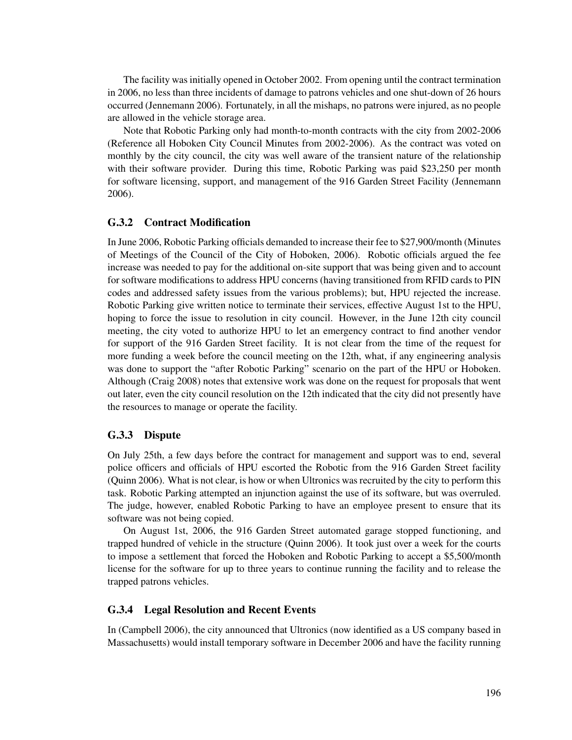The facility was initially opened in October 2002. From opening until the contract termination in 2006, no less than three incidents of damage to patrons vehicles and one shut-down of 26 hours occurred (Jennemann 2006). Fortunately, in all the mishaps, no patrons were injured, as no people are allowed in the vehicle storage area.

Note that Robotic Parking only had month-to-month contracts with the city from 2002-2006 (Reference all Hoboken City Council Minutes from 2002-2006). As the contract was voted on monthly by the city council, the city was well aware of the transient nature of the relationship with their software provider. During this time, Robotic Parking was paid $23,250 per month for software licensing, support, and management of the 916 Garden Street Facility (Jennemann 2006).

### G.3.2 Contract Modification

In June 2006, Robotic Parking officials demanded to increase their fee to $27,900/month (Minutes of Meetings of the Council of the City of Hoboken, 2006). Robotic officials argued the fee increase was needed to pay for the additional on-site support that was being given and to account for software modifications to address HPU concerns (having transitioned from RFID cards to PIN codes and addressed safety issues from the various problems); but, HPU rejected the increase. Robotic Parking give written notice to terminate their services, effective August 1st to the HPU, hoping to force the issue to resolution in city council. However, in the June 12th city council meeting, the city voted to authorize HPU to let an emergency contract to find another vendor for support of the 916 Garden Street facility. It is not clear from the time of the request for more funding a week before the council meeting on the 12th, what, if any engineering analysis was done to support the "after Robotic Parking" scenario on the part of the HPU or Hoboken. Although (Craig 2008) notes that extensive work was done on the request for proposals that went out later, even the city council resolution on the 12th indicated that the city did not presently have the resources to manage or operate the facility.

### G.3.3 Dispute

On July 25th, a few days before the contract for management and support was to end, several police officers and officials of HPU escorted the Robotic from the 916 Garden Street facility (Quinn 2006). What is not clear, is how or when Ultronics was recruited by the city to perform this task. Robotic Parking attempted an injunction against the use of its software, but was overruled. The judge, however, enabled Robotic Parking to have an employee present to ensure that its software was not being copied.

On August 1st, 2006, the 916 Garden Street automated garage stopped functioning, and trapped hundred of vehicle in the structure (Quinn 2006). It took just over a week for the courts to impose a settlement that forced the Hoboken and Robotic Parking to accept a $5,500/month license for the software for up to three years to continue running the facility and to release the trapped patrons vehicles.

### G.3.4 Legal Resolution and Recent Events

In (Campbell 2006), the city announced that Ultronics (now identified as a US company based in Massachusetts) would install temporary software in December 2006 and have the facility running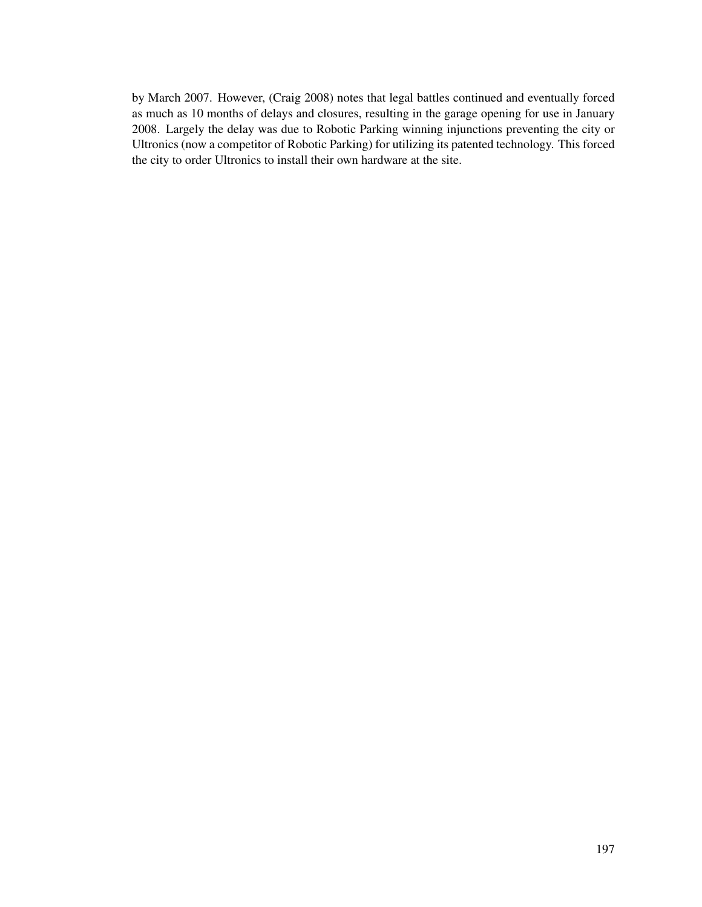by March 2007. However, (Craig 2008) notes that legal battles continued and eventually forced as much as 10 months of delays and closures, resulting in the garage opening for use in January 2008. Largely the delay was due to Robotic Parking winning injunctions preventing the city or Ultronics (now a competitor of Robotic Parking) for utilizing its patented technology. This forced the city to order Ultronics to install their own hardware at the site.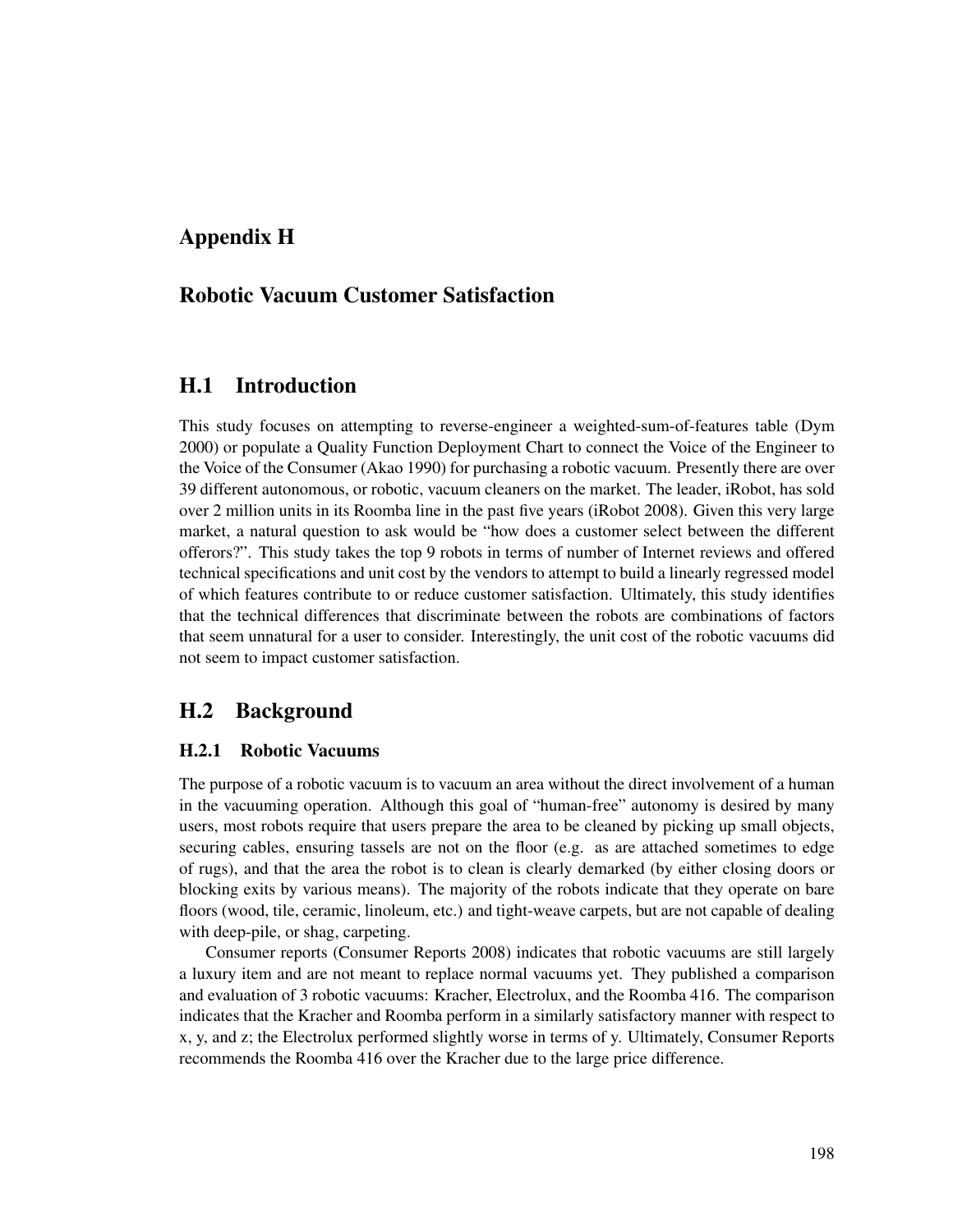# Appendix H

# Robotic Vacuum Customer Satisfaction

## H.1 Introduction

This study focuses on attempting to reverse-engineer a weighted-sum-of-features table (Dym 2000) or populate a Quality Function Deployment Chart to connect the Voice of the Engineer to the Voice of the Consumer (Akao 1990) for purchasing a robotic vacuum. Presently there are over 39 different autonomous, or robotic, vacuum cleaners on the market. The leader, iRobot, has sold over 2 million units in its Roomba line in the past five years (iRobot 2008). Given this very large market, a natural question to ask would be "how does a customer select between the different offerors?". This study takes the top 9 robots in terms of number of Internet reviews and offered technical specifications and unit cost by the vendors to attempt to build a linearly regressed model of which features contribute to or reduce customer satisfaction. Ultimately, this study identifies that the technical differences that discriminate between the robots are combinations of factors that seem unnatural for a user to consider. Interestingly, the unit cost of the robotic vacuums did not seem to impact customer satisfaction.

## H.2 Background

### H.2.1 Robotic Vacuums

The purpose of a robotic vacuum is to vacuum an area without the direct involvement of a human in the vacuuming operation. Although this goal of "human-free" autonomy is desired by many users, most robots require that users prepare the area to be cleaned by picking up small objects, securing cables, ensuring tassels are not on the floor (e.g. as are attached sometimes to edge of rugs), and that the area the robot is to clean is clearly demarked (by either closing doors or blocking exits by various means). The majority of the robots indicate that they operate on bare floors (wood, tile, ceramic, linoleum, etc.) and tight-weave carpets, but are not capable of dealing with deep-pile, or shag, carpeting.

Consumer reports (Consumer Reports 2008) indicates that robotic vacuums are still largely a luxury item and are not meant to replace normal vacuums yet. They published a comparison and evaluation of 3 robotic vacuums: Kracher, Electrolux, and the Roomba 416. The comparison indicates that the Kracher and Roomba perform in a similarly satisfactory manner with respect to x, y, and z; the Electrolux performed slightly worse in terms of y. Ultimately, Consumer Reports recommends the Roomba 416 over the Kracher due to the large price difference.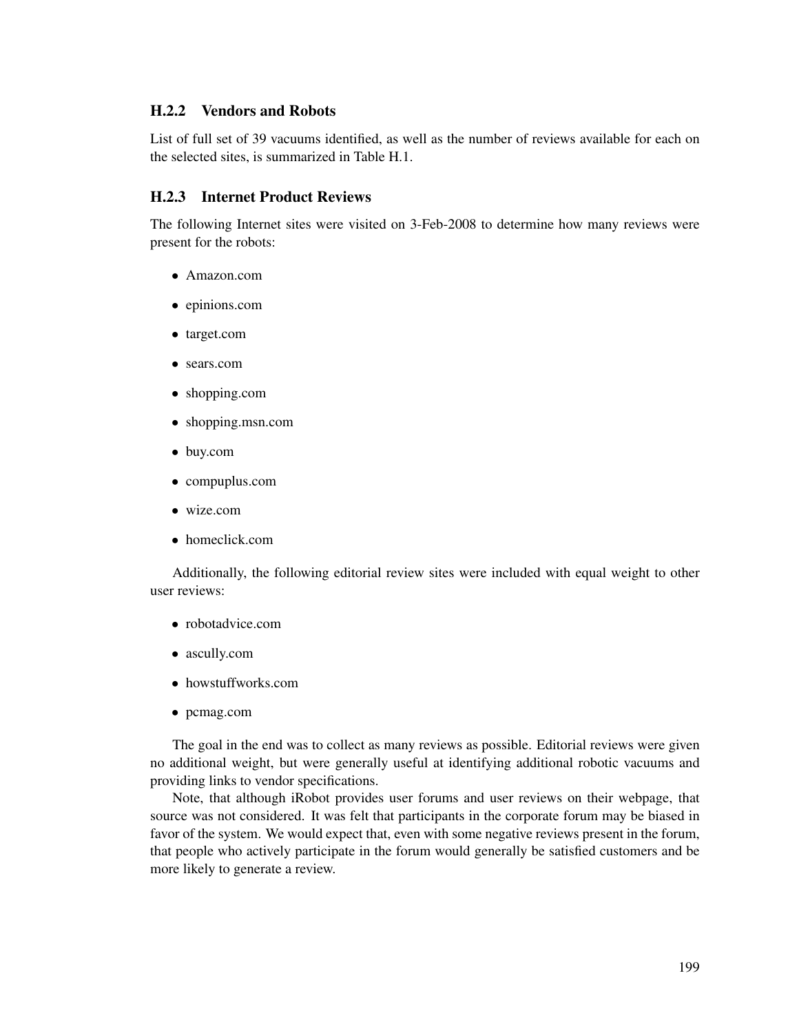### H.2.2 Vendors and Robots

List of full set of 39 vacuums identified, as well as the number of reviews available for each on the selected sites, is summarized in Table H.1.

### H.2.3 Internet Product Reviews

The following Internet sites were visited on 3-Feb-2008 to determine how many reviews were present for the robots:

- Amazon.com
- epinions.com
- target.com
- sears.com
- shopping.com
- shopping.msn.com
- buy.com
- compuplus.com
- wize.com
- homeclick.com

Additionally, the following editorial review sites were included with equal weight to other user reviews:

- robotadvice.com
- ascully.com
- howstuffworks.com
- pcmag.com

The goal in the end was to collect as many reviews as possible. Editorial reviews were given no additional weight, but were generally useful at identifying additional robotic vacuums and providing links to vendor specifications.

Note, that although iRobot provides user forums and user reviews on their webpage, that source was not considered. It was felt that participants in the corporate forum may be biased in favor of the system. We would expect that, even with some negative reviews present in the forum, that people who actively participate in the forum would generally be satisfied customers and be more likely to generate a review.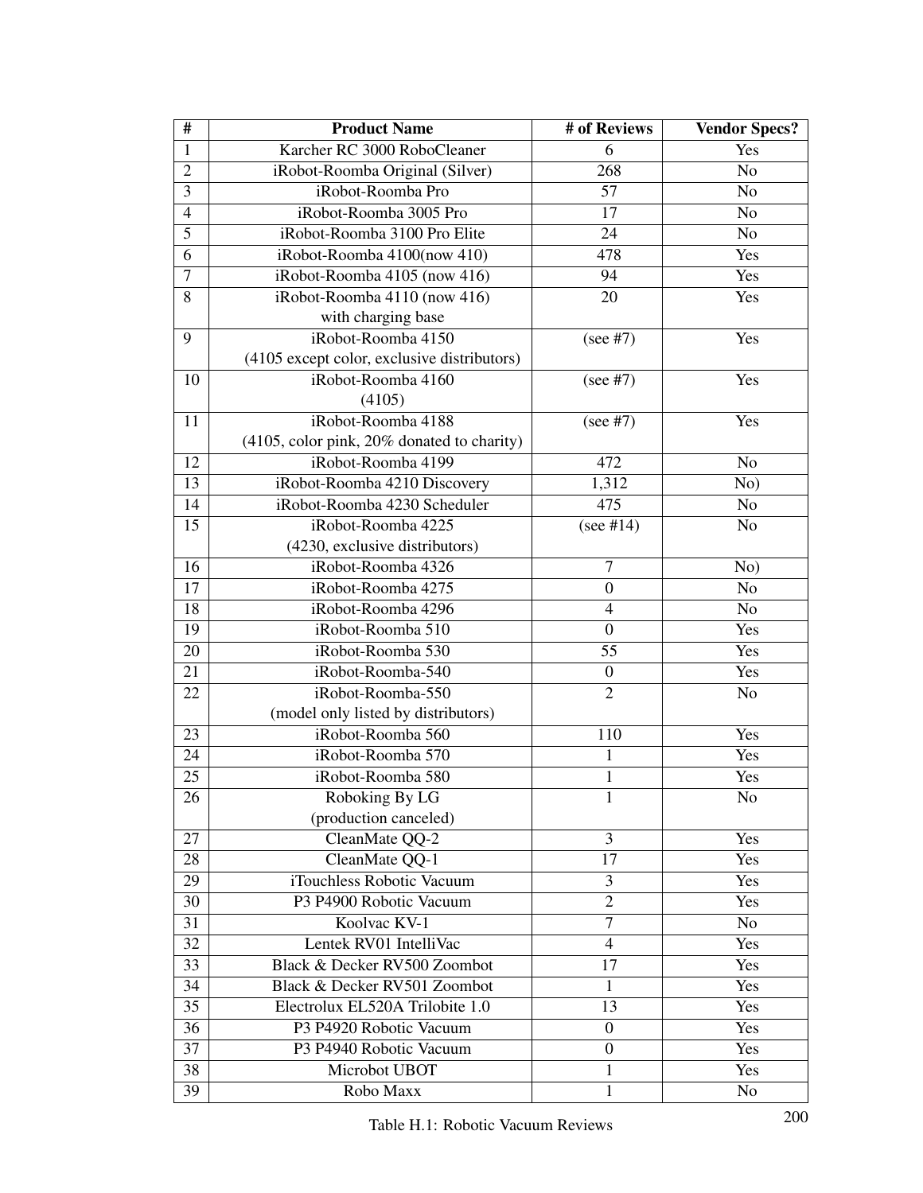| # | Product Name | # of Reviews | Vendor Specs? |
|---|---|---|---|
| 1 | Karcher RC 3000 RoboCleaner | 6 | Yes |
| 2 | iRobot-Roomba Original (Silver) | 268 | No |
| 3 | iRobot-Roomba Pro | 57 | No |
| 4 | iRobot-Roomba 3005 Pro | 17 | No |
| 5 | iRobot-Roomba 3100 Pro Elite | 24 | No |
| 6 | iRobot-Roomba 4100(now 410) | 478 | Yes |
| 7 | iRobot-Roomba 4105 (now 416) | 94 | Yes |
| 8 | iRobot-Roomba 4110 (now 416) with charging base | 20 | Yes |
| 9 | iRobot-Roomba 4150 (4105 except color, exclusive distributors) | (see #7) | Yes |
| 10 | iRobot-Roomba 4160 (4105) | (see #7) | Yes |
| 11 | iRobot-Roomba 4188 (4105, color pink, 20% donated to charity) | (see #7) | Yes |
| 12 | iRobot-Roomba 4199 | 472 | No |
| 13 | iRobot-Roomba 4210 Discovery | 1,312 | No) |
| 14 | iRobot-Roomba 4230 Scheduler | 475 | No |
| 15 | iRobot-Roomba 4225 (4230, exclusive distributors) | (see #14) | No |
| 16 | iRobot-Roomba 4326 | 7 | No) |
| 17 | iRobot-Roomba 4275 | 0 | No |
| 18 | iRobot-Roomba 4296 | 4 | No |
| 19 | iRobot-Roomba 510 | 0 | Yes |
| 20 | iRobot-Roomba 530 | 55 | Yes |
| 21 | iRobot-Roomba-540 | 0 | Yes |
| 22 | iRobot-Roomba-550 (model only listed by distributors) | 2 | No |
| 23 | iRobot-Roomba 560 | 110 | Yes |
| 24 | iRobot-Roomba 570 | 1 | Yes |
| 25 | iRobot-Roomba 580 | 1 | Yes |
| 26 | Roboking By LG (production canceled) | 1 | No |
| 27 | CleanMate QQ-2 | 3 | Yes |
| 28 | CleanMate QQ-1 | 17 | Yes |
| 29 | iTouchless Robotic Vacuum | 3 | Yes |
| 30 | P3 P4900 Robotic Vacuum | 2 | Yes |
| 31 | Koolvac KV-1 | 7 | No |
| 32 | Lentek RV01 IntelliVac | 4 | Yes |
| 33 | Black & Decker RV500 Zoombot | 17 | Yes |
| 34 | Black & Decker RV501 Zoombot | 1 | Yes |
| 35 | Electrolux EL520A Trilobite 1.0 | 13 | Yes |
| 36 | P3 P4920 Robotic Vacuum | 0 | Yes |
| 37 | P3 P4940 Robotic Vacuum | 0 | Yes |
| 38 | Microbot UBOT | 1 | Yes |
| 39 | Robo Maxx | 1 | No |

Table H.1: Robotic Vacuum Reviews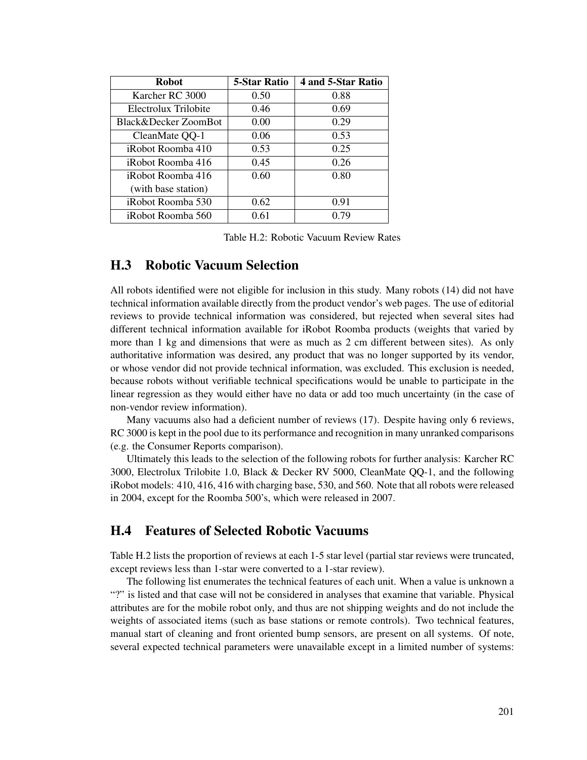| Robot | 5-Star Ratio | 4 and 5-Star Ratio |
| --- | --- | --- |
| Karcher RC 3000 | 0.50 | 0.88 |
| Electrolux Trilobite | 0.46 | 0.69 |
| Black&Decker ZoomBot | 0.00 | 0.29 |
| CleanMate QQ-1 | 0.06 | 0.53 |
| iRobot Roomba 410 | 0.53 | 0.25 |
| iRobot Roomba 416 | 0.45 | 0.26 |
| iRobot Roomba 416 (with base station) | 0.60 | 0.80 |
| iRobot Roomba 530 | 0.62 | 0.91 |
| iRobot Roomba 560 | 0.61 | 0.79 |

Table H.2: Robotic Vacuum Review Rates

## H.3 Robotic Vacuum Selection

All robots identified were not eligible for inclusion in this study. Many robots (14) did not have technical information available directly from the product vendor's web pages. The use of editorial reviews to provide technical information was considered, but rejected when several sites had different technical information available for iRobot Roomba products (weights that varied by more than 1 kg and dimensions that were as much as 2 cm different between sites). As only authoritative information was desired, any product that was no longer supported by its vendor, or whose vendor did not provide technical information, was excluded. This exclusion is needed, because robots without verifiable technical specifications would be unable to participate in the linear regression as they would either have no data or add too much uncertainty (in the case of non-vendor review information).

Many vacuums also had a deficient number of reviews (17). Despite having only 6 reviews, RC 3000 is kept in the pool due to its performance and recognition in many unranked comparisons (e.g. the Consumer Reports comparison).

Ultimately this leads to the selection of the following robots for further analysis: Karcher RC 3000, Electrolux Trilobite 1.0, Black & Decker RV 5000, CleanMate QQ-1, and the following iRobot models: 410, 416, 416 with charging base, 530, and 560. Note that all robots were released in 2004, except for the Roomba 500's, which were released in 2007.

## H.4 Features of Selected Robotic Vacuums

Table H.2 lists the proportion of reviews at each 1-5 star level (partial star reviews were truncated, except reviews less than 1-star were converted to a 1-star review).

The following list enumerates the technical features of each unit. When a value is unknown a "?" is listed and that case will not be considered in analyses that examine that variable. Physical attributes are for the mobile robot only, and thus are not shipping weights and do not include the weights of associated items (such as base stations or remote controls). Two technical features, manual start of cleaning and front oriented bump sensors, are present on all systems. Of note, several expected technical parameters were unavailable except in a limited number of systems: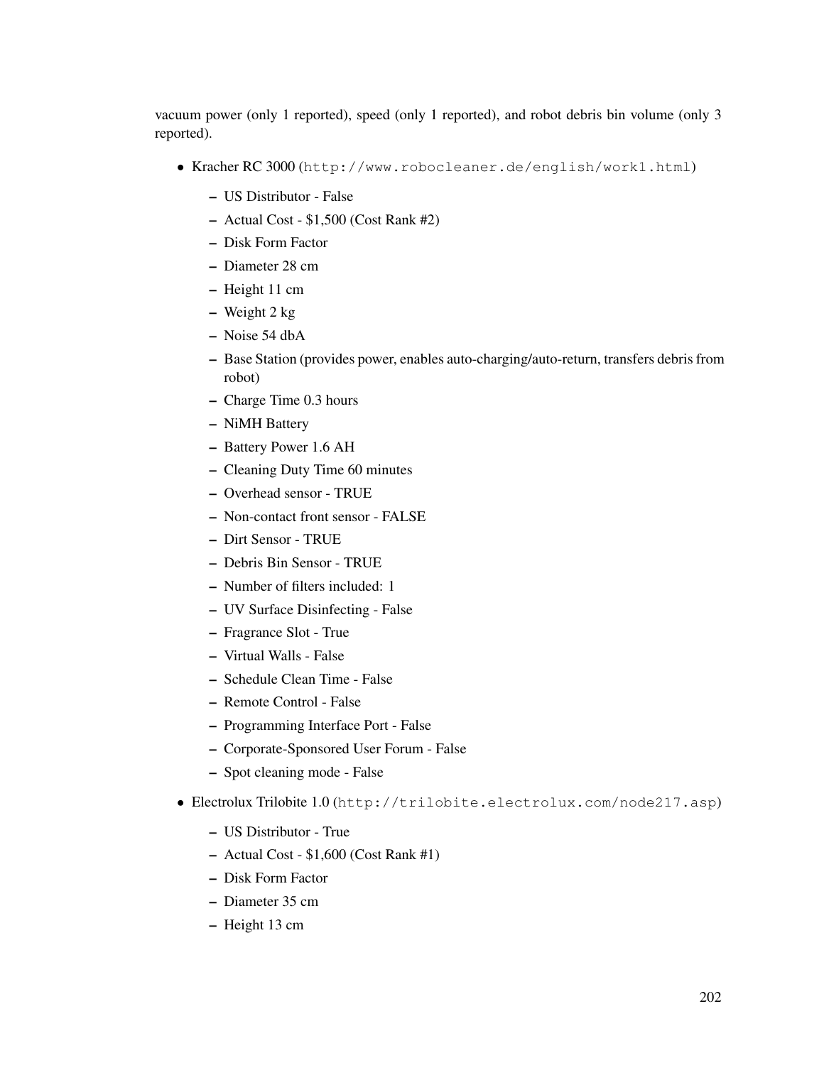vacuum power (only 1 reported), speed (only 1 reported), and robot debris bin volume (only 3 reported).

- Kracher RC 3000 (`http://www.robocleaner.de/english/work1.html`)
  - US Distributor - False
  - Actual Cost - $1,500 (Cost Rank #2)
  - Disk Form Factor
  - Diameter 28 cm
  - Height 11 cm
  - Weight 2 kg
  - Noise 54 dbA
  - Base Station (provides power, enables auto-charging/auto-return, transfers debris from robot)
  - Charge Time 0.3 hours
  - NiMH Battery
  - Battery Power 1.6 AH
  - Cleaning Duty Time 60 minutes
  - Overhead sensor - TRUE
  - Non-contact front sensor - FALSE
  - Dirt Sensor - TRUE
  - Debris Bin Sensor - TRUE
  - Number of filters included: 1
  - UV Surface Disinfecting - False
  - Fragrance Slot - True
  - Virtual Walls - False
  - Schedule Clean Time - False
  - Remote Control - False
  - Programming Interface Port - False
  - Corporate-Sponsored User Forum - False
  - Spot cleaning mode - False
- Electrolux Trilobite 1.0 (`http://trilobite.electrolux.com/node217.asp`)
  - US Distributor - True
  - Actual Cost - $1,600 (Cost Rank #1)
  - Disk Form Factor
  - Diameter 35 cm
  - Height 13 cm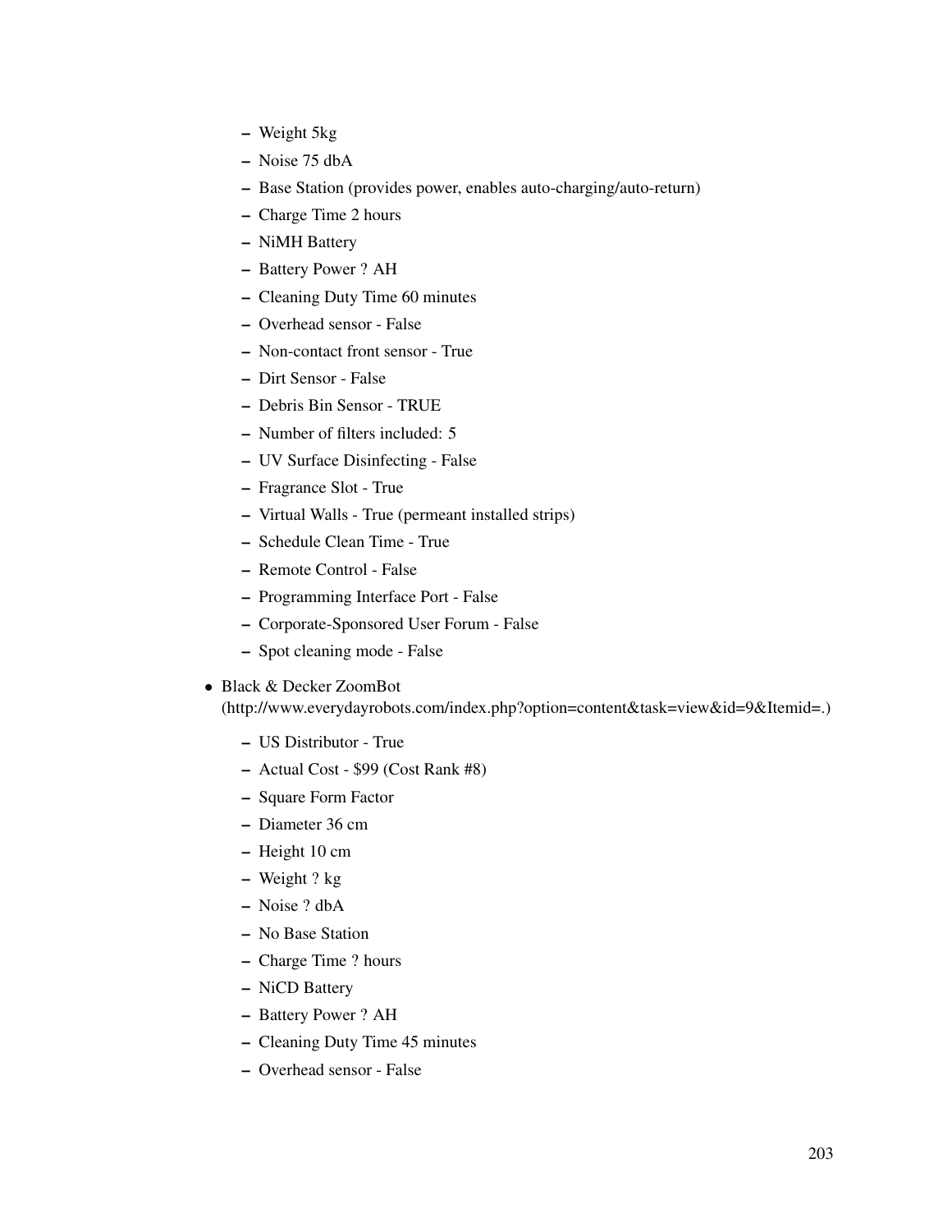- Weight 5kg
- Noise 75 dbA
- Base Station (provides power, enables auto-charging/auto-return)
- Charge Time 2 hours
- NiMH Battery
- Battery Power ? AH
- Cleaning Duty Time 60 minutes
- Overhead sensor - False
- Non-contact front sensor - True
- Dirt Sensor - False
- Debris Bin Sensor - TRUE
- Number of filters included: 5
- UV Surface Disinfecting - False
- Fragrance Slot - True
- Virtual Walls - True (permeant installed strips)
- Schedule Clean Time - True
- Remote Control - False
- Programming Interface Port - False
- Corporate-Sponsored User Forum - False
- Spot cleaning mode - False

- Black & Decker ZoomBot (http://www.everydayrobots.com/index.php?option=content&task=view&id=9&Itemid=.)
  - US Distributor - True
  - Actual Cost - $99 (Cost Rank #8)
  - Square Form Factor
  - Diameter 36 cm
  - Height 10 cm
  - Weight ? kg
  - Noise ? dbA
  - No Base Station
  - Charge Time ? hours
  - NiCD Battery
  - Battery Power ? AH
  - Cleaning Duty Time 45 minutes
  - Overhead sensor - False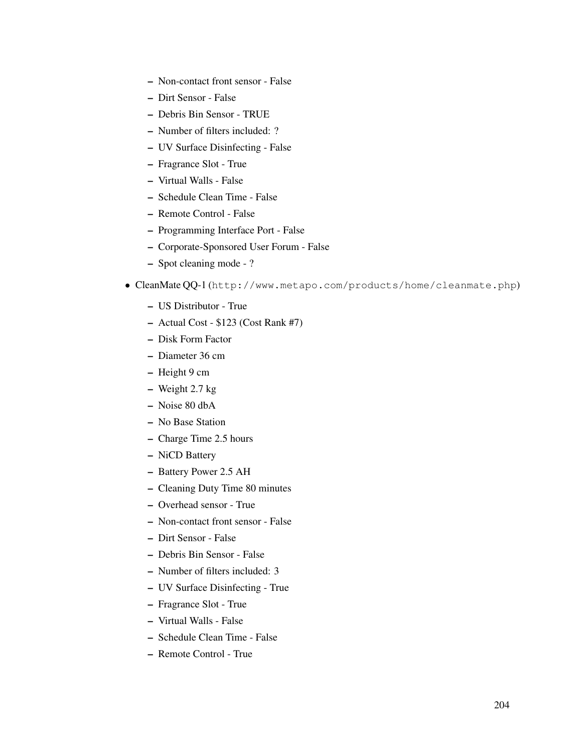- Non-contact front sensor - False
  - Dirt Sensor - False
  - Debris Bin Sensor - TRUE
  - Number of filters included: ?
  - UV Surface Disinfecting - False
  - Fragrance Slot - True
  - Virtual Walls - False
  - Schedule Clean Time - False
  - Remote Control - False
  - Programming Interface Port - False
  - Corporate-Sponsored User Forum - False
  - Spot cleaning mode - ?

- CleanMate QQ-1 (`http://www.metapo.com/products/home/cleanmate.php`)
  - US Distributor - True
  - Actual Cost - $123 (Cost Rank #7)
  - Disk Form Factor
  - Diameter 36 cm
  - Height 9 cm
  - Weight 2.7 kg
  - Noise 80 dbA
  - No Base Station
  - Charge Time 2.5 hours
  - NiCD Battery
  - Battery Power 2.5 AH
  - Cleaning Duty Time 80 minutes
  - Overhead sensor - True
  - Non-contact front sensor - False
  - Dirt Sensor - False
  - Debris Bin Sensor - False
  - Number of filters included: 3
  - UV Surface Disinfecting - True
  - Fragrance Slot - True
  - Virtual Walls - False
  - Schedule Clean Time - False
  - Remote Control - True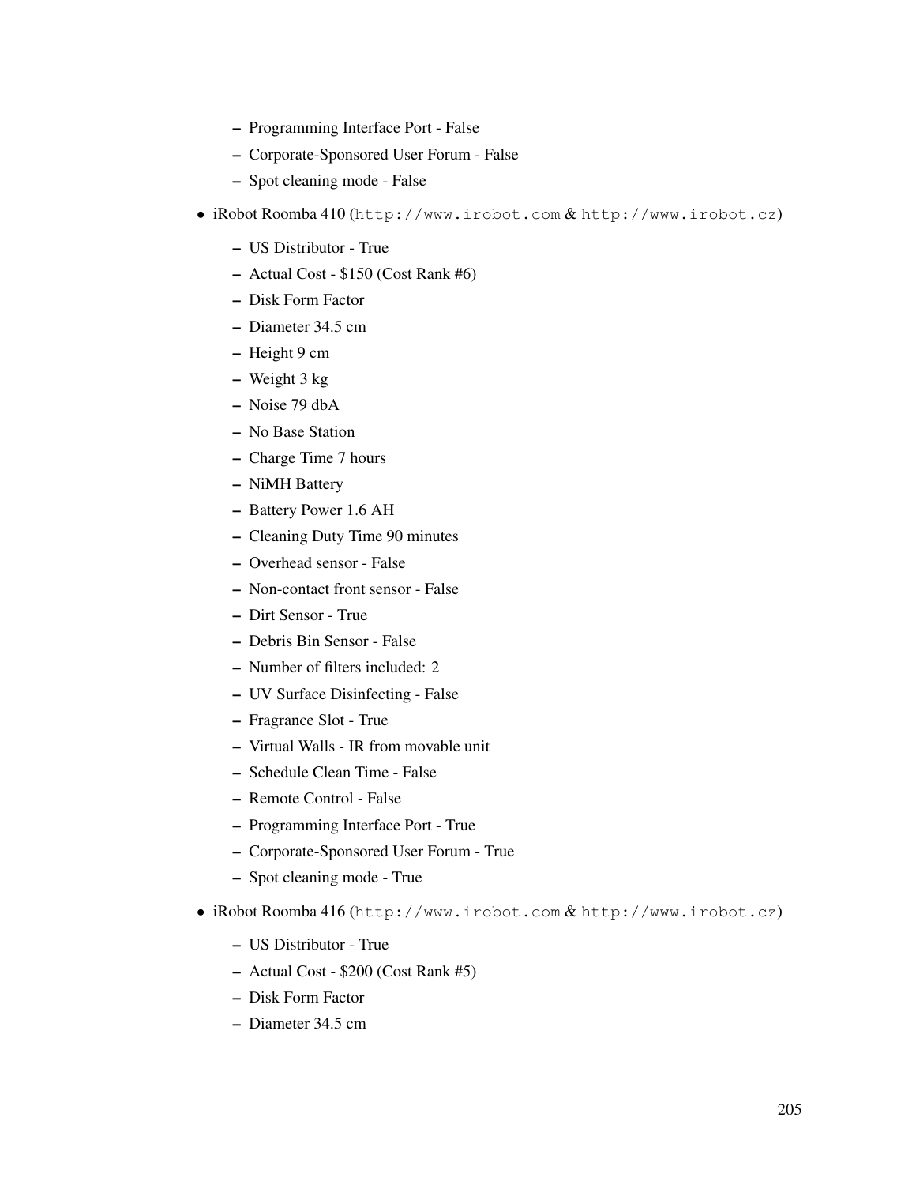- Programming Interface Port - False
  - Corporate-Sponsored User Forum - False
  - Spot cleaning mode - False

- iRobot Roomba 410 (`http://www.irobot.com` & `http://www.irobot.cz`)
  - US Distributor - True
  - Actual Cost - $150 (Cost Rank #6)
  - Disk Form Factor
  - Diameter 34.5 cm
  - Height 9 cm
  - Weight 3 kg
  - Noise 79 dbA
  - No Base Station
  - Charge Time 7 hours
  - NiMH Battery
  - Battery Power 1.6 AH
  - Cleaning Duty Time 90 minutes
  - Overhead sensor - False
  - Non-contact front sensor - False
  - Dirt Sensor - True
  - Debris Bin Sensor - False
  - Number of filters included: 2
  - UV Surface Disinfecting - False
  - Fragrance Slot - True
  - Virtual Walls - IR from movable unit
  - Schedule Clean Time - False
  - Remote Control - False
  - Programming Interface Port - True
  - Corporate-Sponsored User Forum - True
  - Spot cleaning mode - True

- iRobot Roomba 416 (`http://www.irobot.com` & `http://www.irobot.cz`)
  - US Distributor - True
  - Actual Cost - $200 (Cost Rank #5)
  - Disk Form Factor
  - Diameter 34.5 cm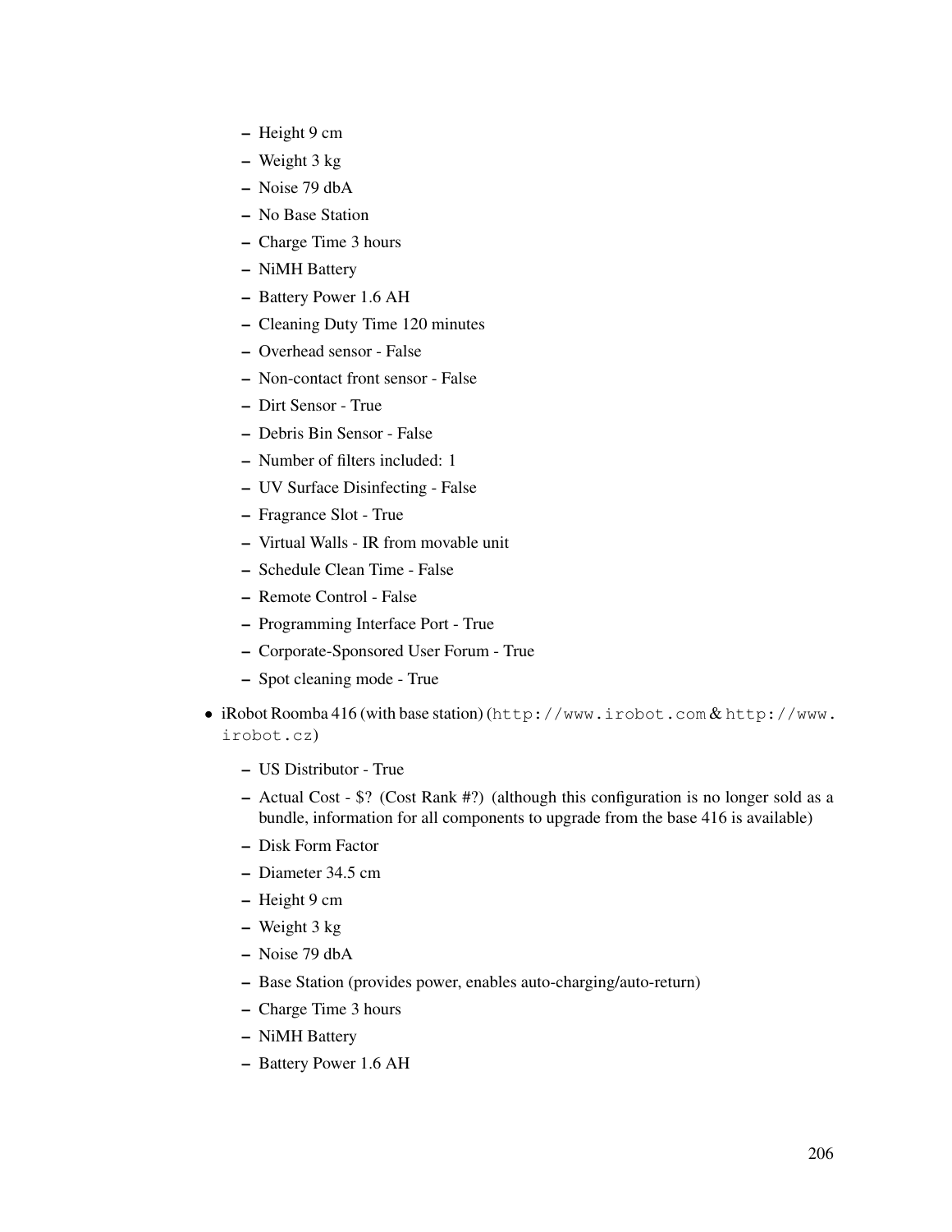- Height 9 cm
  - Weight 3 kg
  - Noise 79 dbA
  - No Base Station
  - Charge Time 3 hours
  - NiMH Battery
  - Battery Power 1.6 AH
  - Cleaning Duty Time 120 minutes
  - Overhead sensor - False
  - Non-contact front sensor - False
  - Dirt Sensor - True
  - Debris Bin Sensor - False
  - Number of filters included: 1
  - UV Surface Disinfecting - False
  - Fragrance Slot - True
  - Virtual Walls - IR from movable unit
  - Schedule Clean Time - False
  - Remote Control - False
  - Programming Interface Port - True
  - Corporate-Sponsored User Forum - True
  - Spot cleaning mode - True

- iRobot Roomba 416 (with base station) (`http://www.irobot.com` & `http://www.irobot.cz`)
  - US Distributor - True
  - Actual Cost - $? (Cost Rank #?) (although this configuration is no longer sold as a bundle, information for all components to upgrade from the base 416 is available)
  - Disk Form Factor
  - Diameter 34.5 cm
  - Height 9 cm
  - Weight 3 kg
  - Noise 79 dbA
  - Base Station (provides power, enables auto-charging/auto-return)
  - Charge Time 3 hours
  - NiMH Battery
  - Battery Power 1.6 AH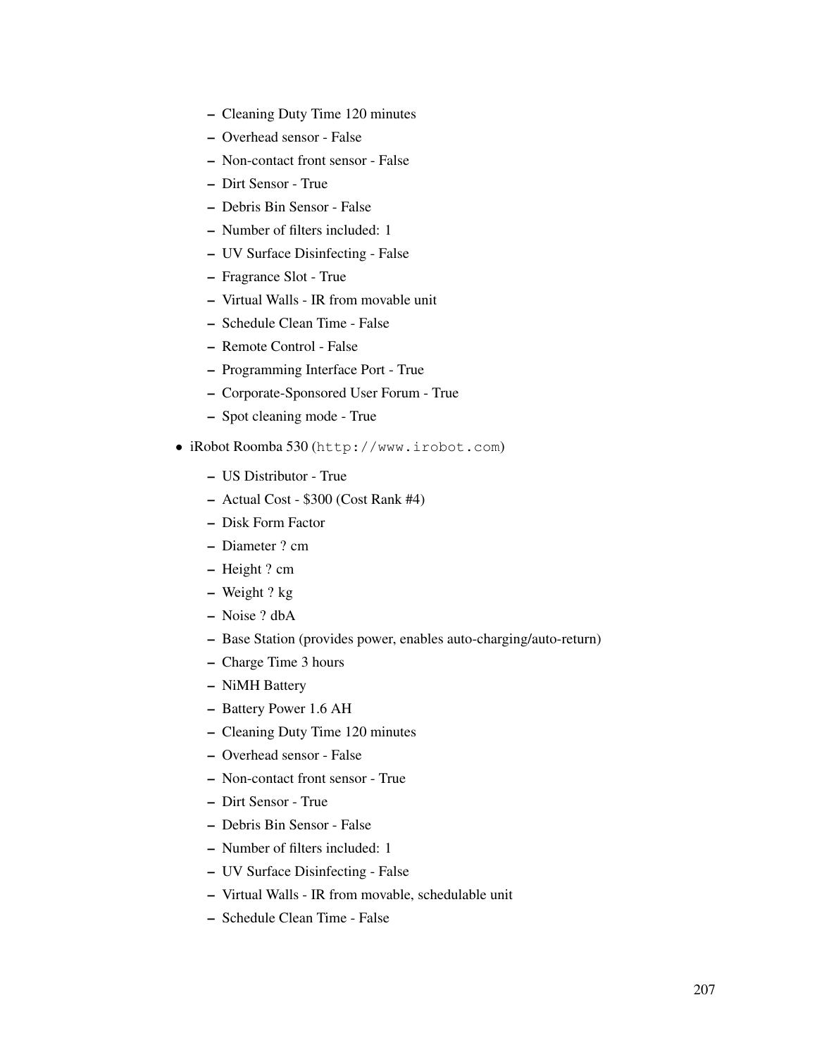- Cleaning Duty Time 120 minutes
  - Overhead sensor - False
  - Non-contact front sensor - False
  - Dirt Sensor - True
  - Debris Bin Sensor - False
  - Number of filters included: 1
  - UV Surface Disinfecting - False
  - Fragrance Slot - True
  - Virtual Walls - IR from movable unit
  - Schedule Clean Time - False
  - Remote Control - False
  - Programming Interface Port - True
  - Corporate-Sponsored User Forum - True
  - Spot cleaning mode - True

- iRobot Roomba 530 (`http://www.irobot.com`)
  - US Distributor - True
  - Actual Cost - $300 (Cost Rank #4)
  - Disk Form Factor
  - Diameter ? cm
  - Height ? cm
  - Weight ? kg
  - Noise ? dbA
  - Base Station (provides power, enables auto-charging/auto-return)
  - Charge Time 3 hours
  - NiMH Battery
  - Battery Power 1.6 AH
  - Cleaning Duty Time 120 minutes
  - Overhead sensor - False
  - Non-contact front sensor - True
  - Dirt Sensor - True
  - Debris Bin Sensor - False
  - Number of filters included: 1
  - UV Surface Disinfecting - False
  - Virtual Walls - IR from movable, schedulable unit
  - Schedule Clean Time - False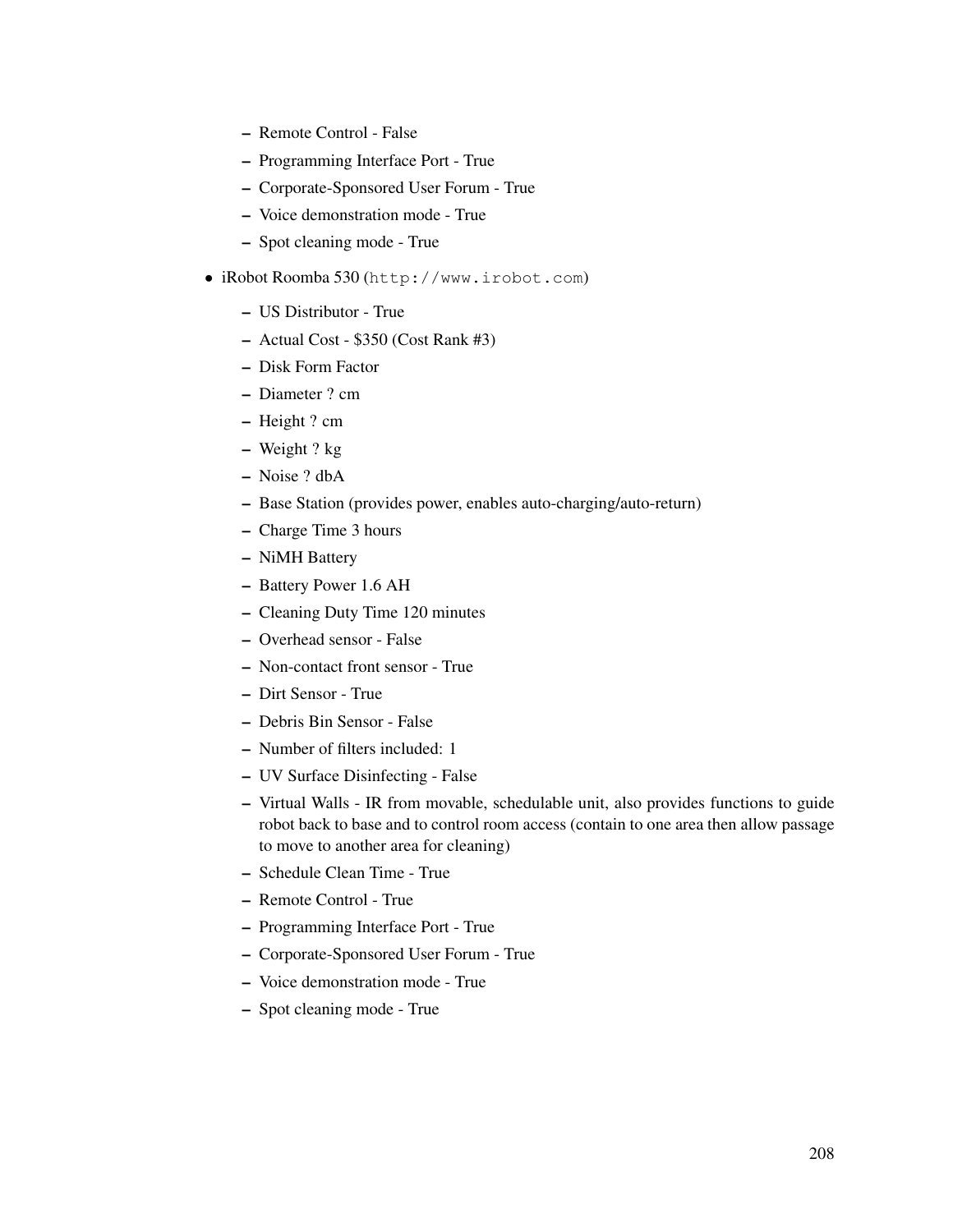- Remote Control - False
  - Programming Interface Port - True
  - Corporate-Sponsored User Forum - True
  - Voice demonstration mode - True
  - Spot cleaning mode - True

- iRobot Roomba 530 (`http://www.irobot.com`)
  - US Distributor - True
  - Actual Cost - $350 (Cost Rank #3)
  - Disk Form Factor
  - Diameter ? cm
  - Height ? cm
  - Weight ? kg
  - Noise ? dbA
  - Base Station (provides power, enables auto-charging/auto-return)
  - Charge Time 3 hours
  - NiMH Battery
  - Battery Power 1.6 AH
  - Cleaning Duty Time 120 minutes
  - Overhead sensor - False
  - Non-contact front sensor - True
  - Dirt Sensor - True
  - Debris Bin Sensor - False
  - Number of filters included: 1
  - UV Surface Disinfecting - False
  - Virtual Walls - IR from movable, schedulable unit, also provides functions to guide robot back to base and to control room access (contain to one area then allow passage to move to another area for cleaning)
  - Schedule Clean Time - True
  - Remote Control - True
  - Programming Interface Port - True
  - Corporate-Sponsored User Forum - True
  - Voice demonstration mode - True
  - Spot cleaning mode - True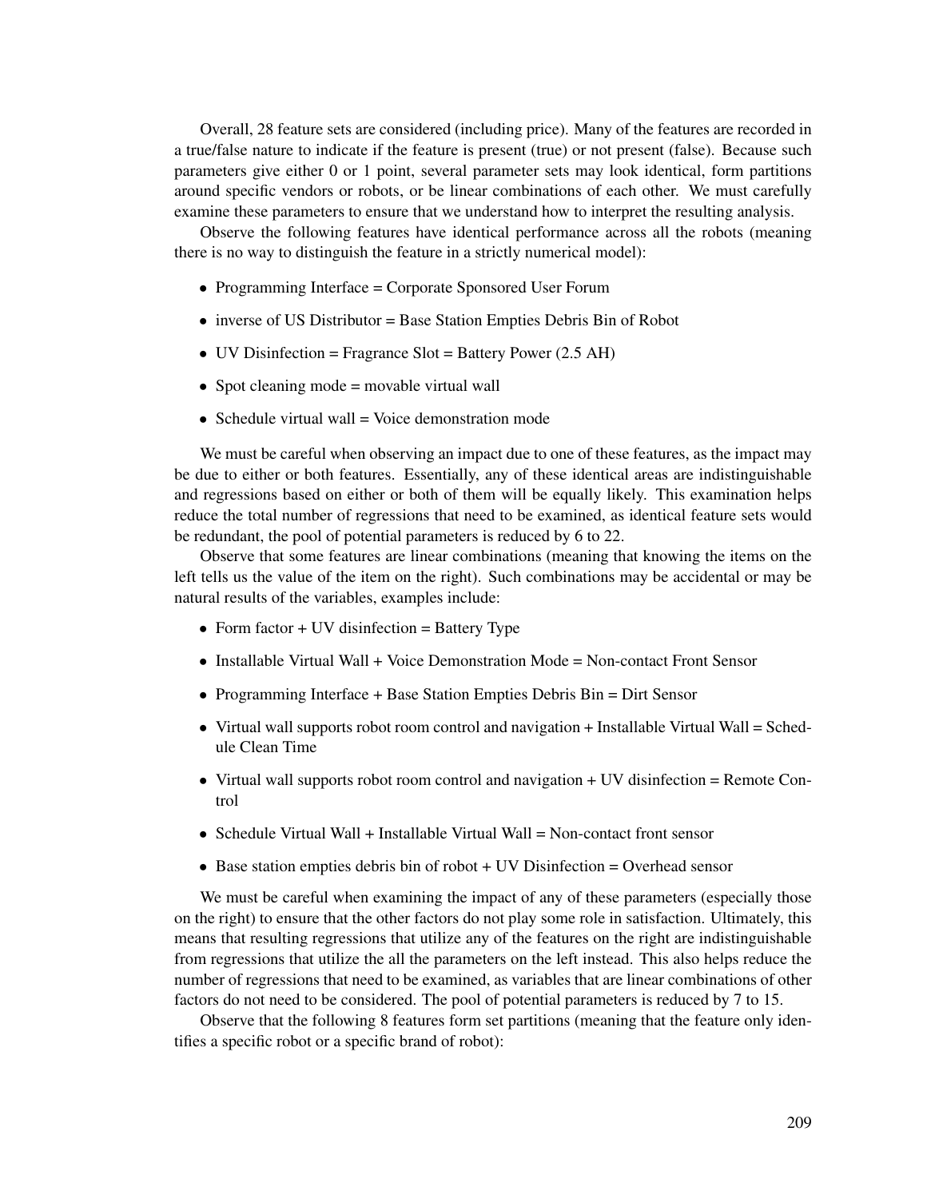Overall, 28 feature sets are considered (including price). Many of the features are recorded in a true/false nature to indicate if the feature is present (true) or not present (false). Because such parameters give either 0 or 1 point, several parameter sets may look identical, form partitions around specific vendors or robots, or be linear combinations of each other. We must carefully examine these parameters to ensure that we understand how to interpret the resulting analysis.

Observe the following features have identical performance across all the robots (meaning there is no way to distinguish the feature in a strictly numerical model):

- Programming Interface = Corporate Sponsored User Forum
- inverse of US Distributor = Base Station Empties Debris Bin of Robot
- UV Disinfection = Fragrance Slot = Battery Power (2.5 AH)
- Spot cleaning mode = movable virtual wall
- Schedule virtual wall = Voice demonstration mode

We must be careful when observing an impact due to one of these features, as the impact may be due to either or both features. Essentially, any of these identical areas are indistinguishable and regressions based on either or both of them will be equally likely. This examination helps reduce the total number of regressions that need to be examined, as identical feature sets would be redundant, the pool of potential parameters is reduced by 6 to 22.

Observe that some features are linear combinations (meaning that knowing the items on the left tells us the value of the item on the right). Such combinations may be accidental or may be natural results of the variables, examples include:

- Form factor + UV disinfection = Battery Type
- Installable Virtual Wall + Voice Demonstration Mode = Non-contact Front Sensor
- Programming Interface + Base Station Empties Debris Bin = Dirt Sensor
- Virtual wall supports robot room control and navigation + Installable Virtual Wall = Schedule Clean Time
- Virtual wall supports robot room control and navigation + UV disinfection = Remote Control
- Schedule Virtual Wall + Installable Virtual Wall = Non-contact front sensor
- Base station empties debris bin of robot + UV Disinfection = Overhead sensor

We must be careful when examining the impact of any of these parameters (especially those on the right) to ensure that the other factors do not play some role in satisfaction. Ultimately, this means that resulting regressions that utilize any of the features on the right are indistinguishable from regressions that utilize the all the parameters on the left instead. This also helps reduce the number of regressions that need to be examined, as variables that are linear combinations of other factors do not need to be considered. The pool of potential parameters is reduced by 7 to 15.

Observe that the following 8 features form set partitions (meaning that the feature only identifies a specific robot or a specific brand of robot):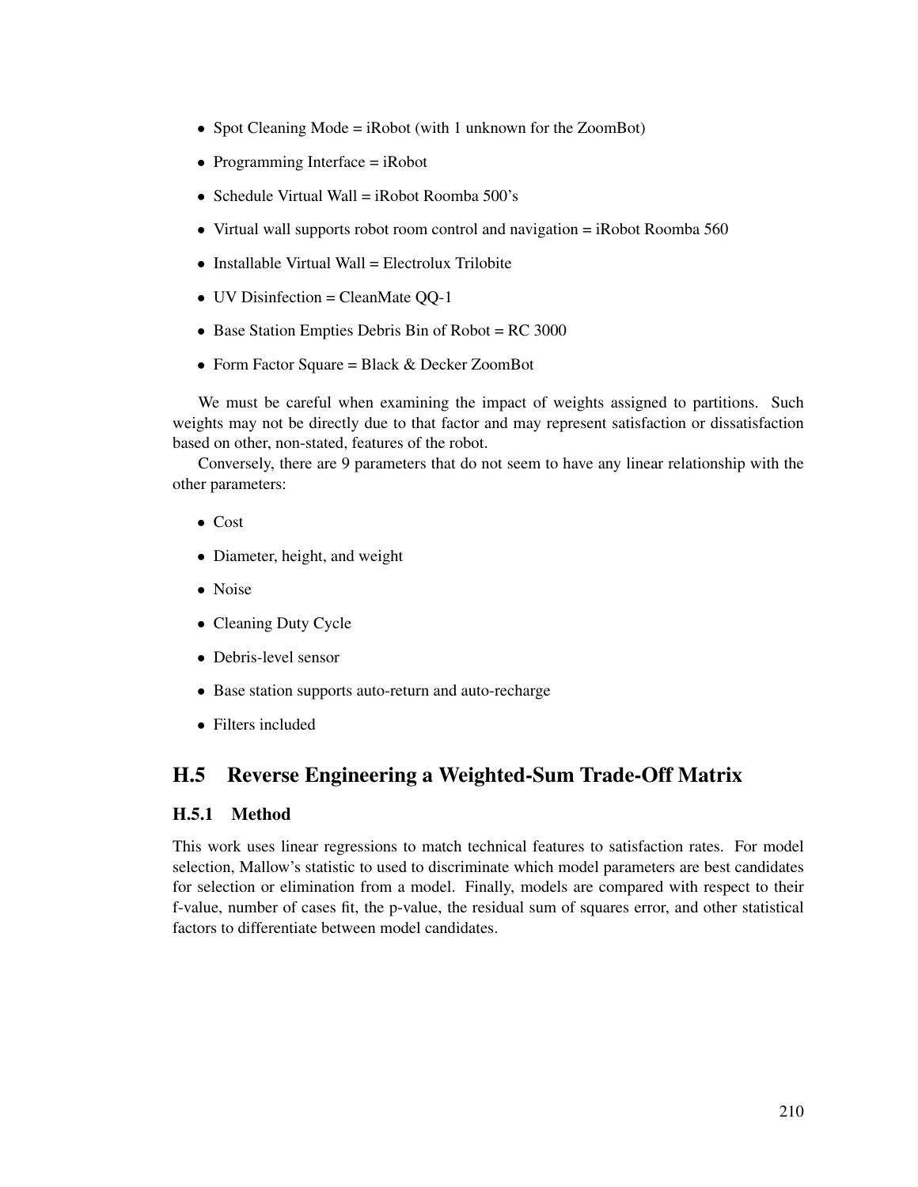- Spot Cleaning Mode = iRobot (with 1 unknown for the ZoomBot)
- Programming Interface = iRobot
- Schedule Virtual Wall = iRobot Roomba 500's
- Virtual wall supports robot room control and navigation = iRobot Roomba 560
- Installable Virtual Wall = Electrolux Trilobite
- UV Disinfection = CleanMate QQ-1
- Base Station Empties Debris Bin of Robot = RC 3000
- Form Factor Square = Black & Decker ZoomBot

We must be careful when examining the impact of weights assigned to partitions. Such weights may not be directly due to that factor and may represent satisfaction or dissatisfaction based on other, non-stated, features of the robot.

Conversely, there are 9 parameters that do not seem to have any linear relationship with the other parameters:

- Cost
- Diameter, height, and weight
- Noise
- Cleaning Duty Cycle
- Debris-level sensor
- Base station supports auto-return and auto-recharge
- Filters included

## H.5 Reverse Engineering a Weighted-Sum Trade-Off Matrix

### H.5.1 Method

This work uses linear regressions to match technical features to satisfaction rates. For model selection, Mallow's statistic to used to discriminate which model parameters are best candidates for selection or elimination from a model. Finally, models are compared with respect to their f-value, number of cases fit, the p-value, the residual sum of squares error, and other statistical factors to differentiate between model candidates.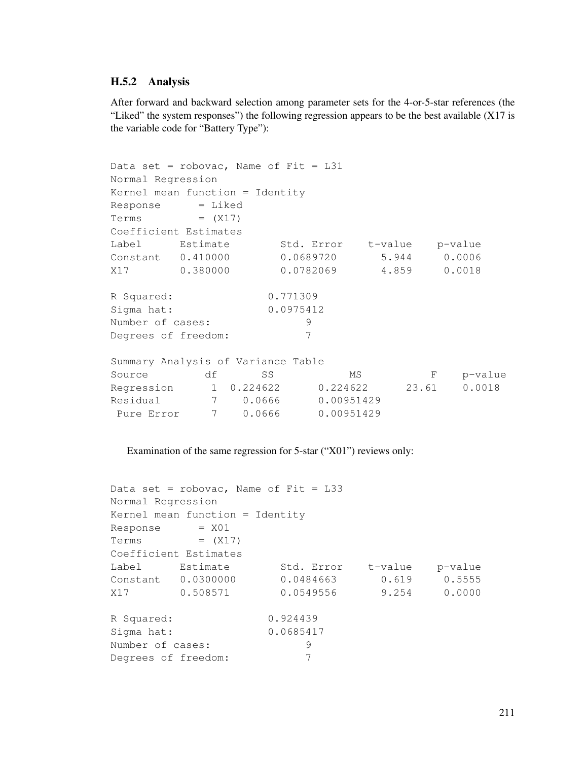### H.5.2 Analysis

After forward and backward selection among parameter sets for the 4-or-5-star references (the "Liked" the system responses") the following regression appears to be the best available (X17 is the variable code for "Battery Type"):

```
Data set = robovac, Name of Fit = L31
Normal Regression
Kernel mean function = Identity
Response      = Liked
Terms         = (X17)
Coefficient Estimates
Label      Estimate        Std. Error    t-value    p-value
Constant   0.410000        0.0689720       5.944     0.0006
X17        0.380000        0.0782069       4.859     0.0018

R Squared:              0.771309
Sigma hat:              0.0975412
Number of cases:              9
Degrees of freedom:           7

Summary Analysis of Variance Table
Source         df       SS           MS           F    p-value
Regression      1  0.224622      0.224622      23.61    0.0018
Residual        7    0.0666      0.00951429
 Pure Error     7    0.0666      0.00951429
```

Examination of the same regression for 5-star ("X01") reviews only:

```
Data set = robovac, Name of Fit = L33
Normal Regression
Kernel mean function = Identity
Response      = X01
Terms         = (X17)
Coefficient Estimates
Label      Estimate        Std. Error    t-value    p-value
Constant   0.0300000       0.0484663       0.619     0.5555
X17        0.508571        0.0549556       9.254     0.0000

R Squared:              0.924439
Sigma hat:              0.0685417
Number of cases:              9
Degrees of freedom:           7
```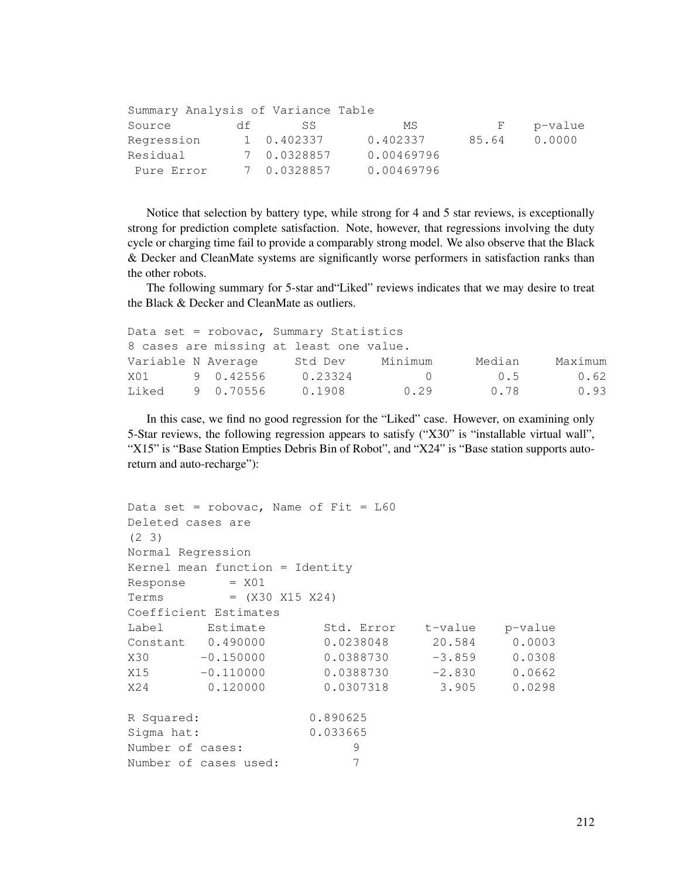```
Summary Analysis of Variance Table
Source         df       SS            MS          F    p-value
Regression      1  0.402337      0.402337     85.64    0.0000
Residual        7  0.0328857     0.00469796
 Pure Error     7  0.0328857     0.00469796
```

Notice that selection by battery type, while strong for 4 and 5 star reviews, is exceptionally strong for prediction complete satisfaction. Note, however, that regressions involving the duty cycle or charging time fail to provide a comparably strong model. We also observe that the Black & Decker and CleanMate systems are significantly worse performers in satisfaction ranks than the other robots.

The following summary for 5-star and"Liked" reviews indicates that we may desire to treat the Black & Decker and CleanMate as outliers.

```
Data set = robovac, Summary Statistics
8 cases are missing at least one value.
Variable N Average     Std Dev     Minimum      Median     Maximum
X01      9  0.42556    0.23324           0         0.5        0.62
Liked    9  0.70556     0.1908        0.29        0.78        0.93
```

In this case, we find no good regression for the "Liked" case. However, on examining only 5-Star reviews, the following regression appears to satisfy ("X30" is "installable virtual wall", "X15" is "Base Station Empties Debris Bin of Robot", and "X24" is "Base station supports auto-return and auto-recharge"):

```
Data set = robovac, Name of Fit = L60
Deleted cases are
(2 3)
Normal Regression
Kernel mean function = Identity
Response      = X01
Terms         = (X30 X15 X24)
Coefficient Estimates
Label      Estimate        Std. Error    t-value    p-value
Constant   0.490000        0.0238048      20.584     0.0003
X30       -0.150000        0.0388730      -3.859     0.0308
X15       -0.110000        0.0388730      -2.830     0.0662
X24        0.120000        0.0307318       3.905     0.0298

R Squared:              0.890625
Sigma hat:              0.033665
Number of cases:               9
Number of cases used:          7
```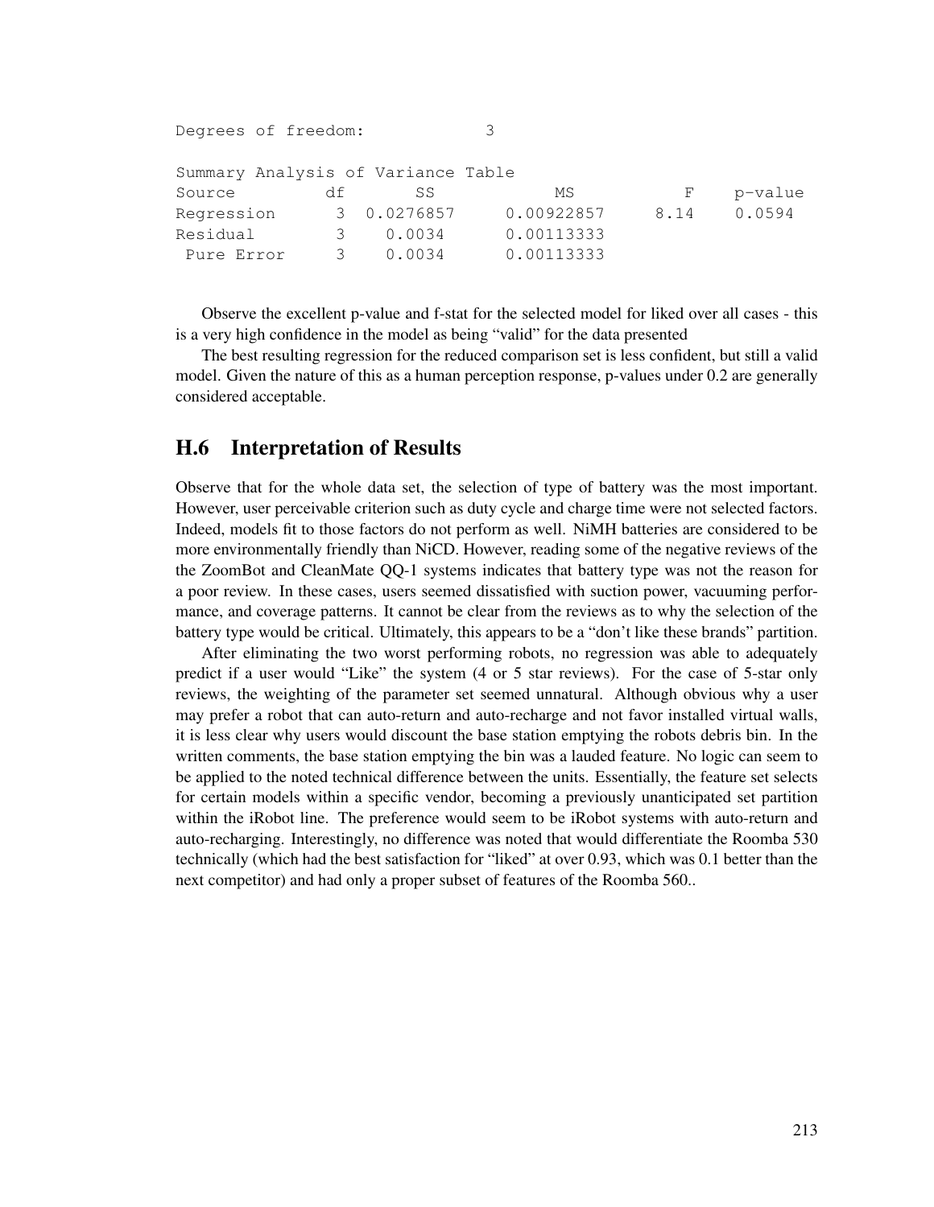```
Degrees of freedom:            3

Summary Analysis of Variance Table
Source         df        SS            MS            F     p-value
Regression      3  0.0276857     0.00922857     8.14     0.0594
Residual        3    0.0034      0.00113333
 Pure Error     3    0.0034      0.00113333
```

Observe the excellent p-value and f-stat for the selected model for liked over all cases - this is a very high confidence in the model as being "valid" for the data presented

The best resulting regression for the reduced comparison set is less confident, but still a valid model. Given the nature of this as a human perception response, p-values under 0.2 are generally considered acceptable.

## H.6 Interpretation of Results

Observe that for the whole data set, the selection of type of battery was the most important. However, user perceivable criterion such as duty cycle and charge time were not selected factors. Indeed, models fit to those factors do not perform as well. NiMH batteries are considered to be more environmentally friendly than NiCD. However, reading some of the negative reviews of the the ZoomBot and CleanMate QQ-1 systems indicates that battery type was not the reason for a poor review. In these cases, users seemed dissatisfied with suction power, vacuuming performance, and coverage patterns. It cannot be clear from the reviews as to why the selection of the battery type would be critical. Ultimately, this appears to be a "don't like these brands" partition.

After eliminating the two worst performing robots, no regression was able to adequately predict if a user would "Like" the system (4 or 5 star reviews). For the case of 5-star only reviews, the weighting of the parameter set seemed unnatural. Although obvious why a user may prefer a robot that can auto-return and auto-recharge and not favor installed virtual walls, it is less clear why users would discount the base station emptying the robots debris bin. In the written comments, the base station emptying the bin was a lauded feature. No logic can seem to be applied to the noted technical difference between the units. Essentially, the feature set selects for certain models within a specific vendor, becoming a previously unanticipated set partition within the iRobot line. The preference would seem to be iRobot systems with auto-return and auto-recharging. Interestingly, no difference was noted that would differentiate the Roomba 530 technically (which had the best satisfaction for "liked" at over 0.93, which was 0.1 better than the next competitor) and had only a proper subset of features of the Roomba 560..